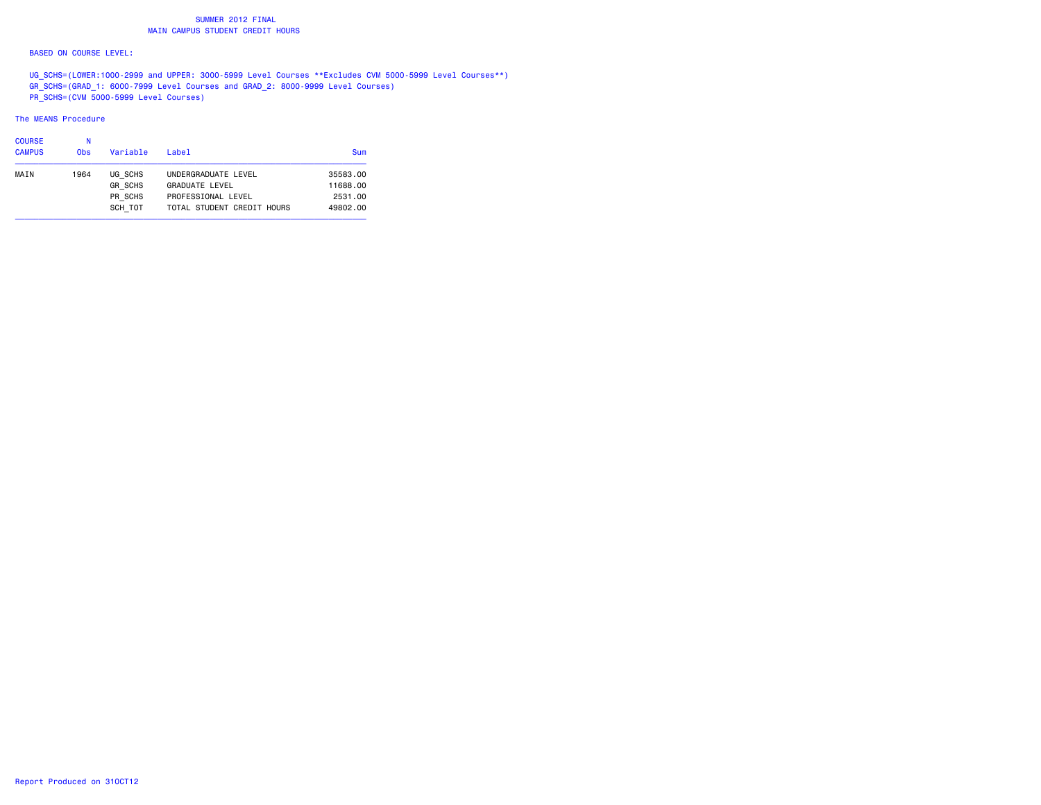# SUMMER 2012 FINAL
## MAIN CAMPUS STUDENT CREDIT HOURS

BASED ON COURSE LEVEL:

UG_SCHS=(LOWER:1000-2999 and UPPER: 3000-5999 Level Courses **Excludes CVM 5000-5999 Level Courses**)
GR_SCHS=(GRAD_1: 6000-7999 Level Courses and GRAD_2: 8000-9999 Level Courses)
PR_SCHS=(CVM 5000-5999 Level Courses)

The MEANS Procedure

| COURSE CAMPUS | N Obs | Variable | Label | Sum |
|---|---|---|---|---|
| MAIN | 1964 | UG_SCHS | UNDERGRADUATE LEVEL | 35583.00 |
| | | GR_SCHS | GRADUATE LEVEL | 11688.00 |
| | | PR_SCHS | PROFESSIONAL LEVEL | 2531.00 |
| | | SCH_TOT | TOTAL STUDENT CREDIT HOURS | 49802.00 |

Report Produced on 31OCT12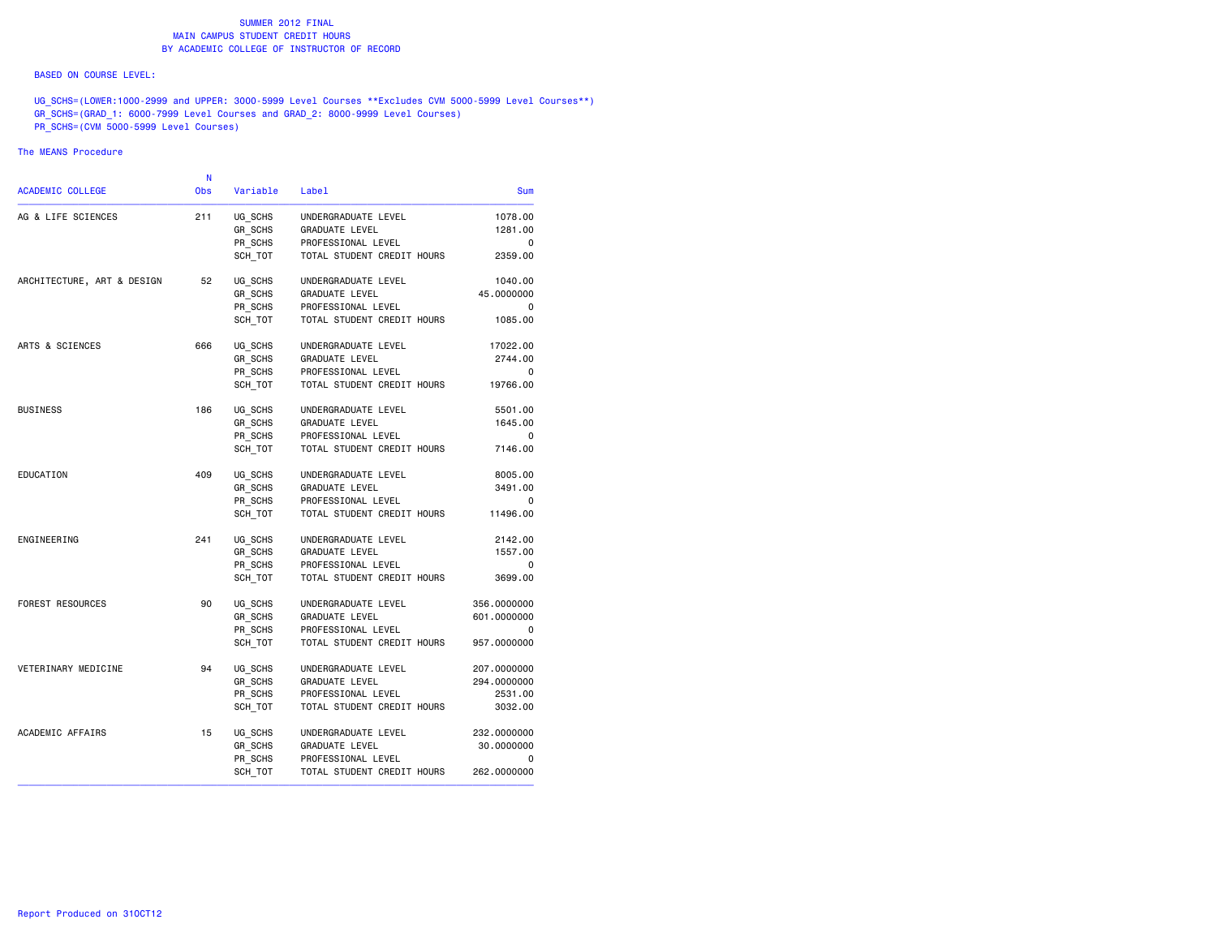# SUMMER 2012 FINAL
## MAIN CAMPUS STUDENT CREDIT HOURS
## BY ACADEMIC COLLEGE OF INSTRUCTOR OF RECORD

BASED ON COURSE LEVEL:

UG_SCHS=(LOWER:1000-2999 and UPPER: 3000-5999 Level Courses **Excludes CVM 5000-5999 Level Courses**)
GR_SCHS=(GRAD_1: 6000-7999 Level Courses and GRAD_2: 8000-9999 Level Courses)
PR_SCHS=(CVM 5000-5999 Level Courses)

The MEANS Procedure

| ACADEMIC COLLEGE | N Obs | Variable | Label | Sum |
|---|---|---|---|---|
| AG & LIFE SCIENCES | 211 | UG_SCHS | UNDERGRADUATE LEVEL | 1078.00 |
| | | GR_SCHS | GRADUATE LEVEL | 1281.00 |
| | | PR_SCHS | PROFESSIONAL LEVEL | 0 |
| | | SCH_TOT | TOTAL STUDENT CREDIT HOURS | 2359.00 |
| ARCHITECTURE, ART & DESIGN | 52 | UG_SCHS | UNDERGRADUATE LEVEL | 1040.00 |
| | | GR_SCHS | GRADUATE LEVEL | 45.0000000 |
| | | PR_SCHS | PROFESSIONAL LEVEL | 0 |
| | | SCH_TOT | TOTAL STUDENT CREDIT HOURS | 1085.00 |
| ARTS & SCIENCES | 666 | UG_SCHS | UNDERGRADUATE LEVEL | 17022.00 |
| | | GR_SCHS | GRADUATE LEVEL | 2744.00 |
| | | PR_SCHS | PROFESSIONAL LEVEL | 0 |
| | | SCH_TOT | TOTAL STUDENT CREDIT HOURS | 19766.00 |
| BUSINESS | 186 | UG_SCHS | UNDERGRADUATE LEVEL | 5501.00 |
| | | GR_SCHS | GRADUATE LEVEL | 1645.00 |
| | | PR_SCHS | PROFESSIONAL LEVEL | 0 |
| | | SCH_TOT | TOTAL STUDENT CREDIT HOURS | 7146.00 |
| EDUCATION | 409 | UG_SCHS | UNDERGRADUATE LEVEL | 8005.00 |
| | | GR_SCHS | GRADUATE LEVEL | 3491.00 |
| | | PR_SCHS | PROFESSIONAL LEVEL | 0 |
| | | SCH_TOT | TOTAL STUDENT CREDIT HOURS | 11496.00 |
| ENGINEERING | 241 | UG_SCHS | UNDERGRADUATE LEVEL | 2142.00 |
| | | GR_SCHS | GRADUATE LEVEL | 1557.00 |
| | | PR_SCHS | PROFESSIONAL LEVEL | 0 |
| | | SCH_TOT | TOTAL STUDENT CREDIT HOURS | 3699.00 |
| FOREST RESOURCES | 90 | UG_SCHS | UNDERGRADUATE LEVEL | 356.0000000 |
| | | GR_SCHS | GRADUATE LEVEL | 601.0000000 |
| | | PR_SCHS | PROFESSIONAL LEVEL | 0 |
| | | SCH_TOT | TOTAL STUDENT CREDIT HOURS | 957.0000000 |
| VETERINARY MEDICINE | 94 | UG_SCHS | UNDERGRADUATE LEVEL | 207.0000000 |
| | | GR_SCHS | GRADUATE LEVEL | 294.0000000 |
| | | PR_SCHS | PROFESSIONAL LEVEL | 2531.00 |
| | | SCH_TOT | TOTAL STUDENT CREDIT HOURS | 3032.00 |
| ACADEMIC AFFAIRS | 15 | UG_SCHS | UNDERGRADUATE LEVEL | 232.0000000 |
| | | GR_SCHS | GRADUATE LEVEL | 30.0000000 |
| | | PR_SCHS | PROFESSIONAL LEVEL | 0 |
| | | SCH_TOT | TOTAL STUDENT CREDIT HOURS | 262.0000000 |

Report Produced on 31OCT12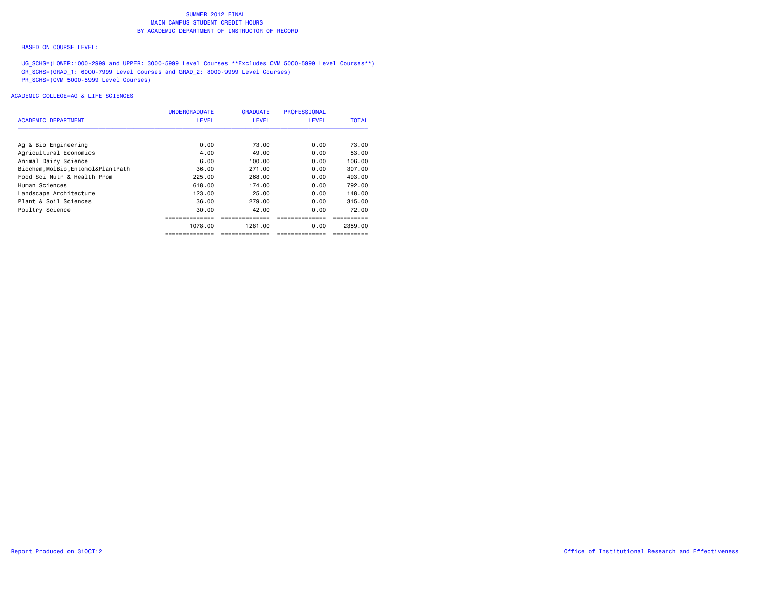# SUMMER 2012 FINAL
## MAIN CAMPUS STUDENT CREDIT HOURS
## BY ACADEMIC DEPARTMENT OF INSTRUCTOR OF RECORD

BASED ON COURSE LEVEL:

UG_SCHS=(LOWER:1000-2999 and UPPER: 3000-5999 Level Courses **Excludes CVM 5000-5999 Level Courses**)
GR_SCHS=(GRAD_1: 6000-7999 Level Courses and GRAD_2: 8000-9999 Level Courses)
PR_SCHS=(CVM 5000-5999 Level Courses)

ACADEMIC COLLEGE=AG & LIFE SCIENCES

| ACADEMIC DEPARTMENT | UNDERGRADUATE LEVEL | GRADUATE LEVEL | PROFESSIONAL LEVEL | TOTAL |
|---|---|---|---|---|
| Ag & Bio Engineering | 0.00 | 73.00 | 0.00 | 73.00 |
| Agricultural Economics | 4.00 | 49.00 | 0.00 | 53.00 |
| Animal Dairy Science | 6.00 | 100.00 | 0.00 | 106.00 |
| Biochem,MolBio,Entomol&PlantPath | 36.00 | 271.00 | 0.00 | 307.00 |
| Food Sci Nutr & Health Prom | 225.00 | 268.00 | 0.00 | 493.00 |
| Human Sciences | 618.00 | 174.00 | 0.00 | 792.00 |
| Landscape Architecture | 123.00 | 25.00 | 0.00 | 148.00 |
| Plant & Soil Sciences | 36.00 | 279.00 | 0.00 | 315.00 |
| Poultry Science | 30.00 | 42.00 | 0.00 | 72.00 |
| | 1078.00 | 1281.00 | 0.00 | 2359.00 |

Report Produced on 31OCT12

Office of Institutional Research and Effectiveness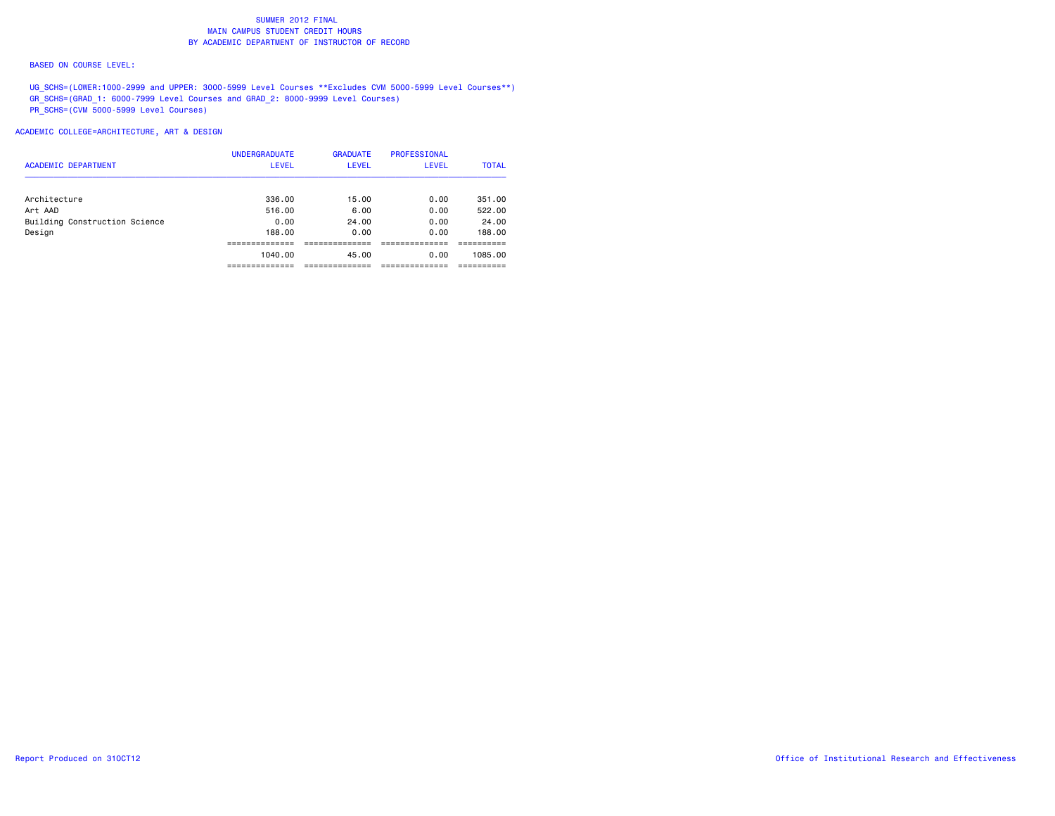# SUMMER 2012 FINAL
## MAIN CAMPUS STUDENT CREDIT HOURS
## BY ACADEMIC DEPARTMENT OF INSTRUCTOR OF RECORD

BASED ON COURSE LEVEL:

UG_SCHS=(LOWER:1000-2999 and UPPER: 3000-5999 Level Courses **Excludes CVM 5000-5999 Level Courses**)
GR_SCHS=(GRAD_1: 6000-7999 Level Courses and GRAD_2: 8000-9999 Level Courses)
PR_SCHS=(CVM 5000-5999 Level Courses)

ACADEMIC COLLEGE=ARCHITECTURE, ART & DESIGN

| ACADEMIC DEPARTMENT | UNDERGRADUATE LEVEL | GRADUATE LEVEL | PROFESSIONAL LEVEL | TOTAL |
|---|---|---|---|---|
| Architecture | 336.00 | 15.00 | 0.00 | 351.00 |
| Art AAD | 516.00 | 6.00 | 0.00 | 522.00 |
| Building Construction Science | 0.00 | 24.00 | 0.00 | 24.00 |
| Design | 188.00 | 0.00 | 0.00 | 188.00 |
| | 1040.00 | 45.00 | 0.00 | 1085.00 |

Report Produced on 31OCT12

Office of Institutional Research and Effectiveness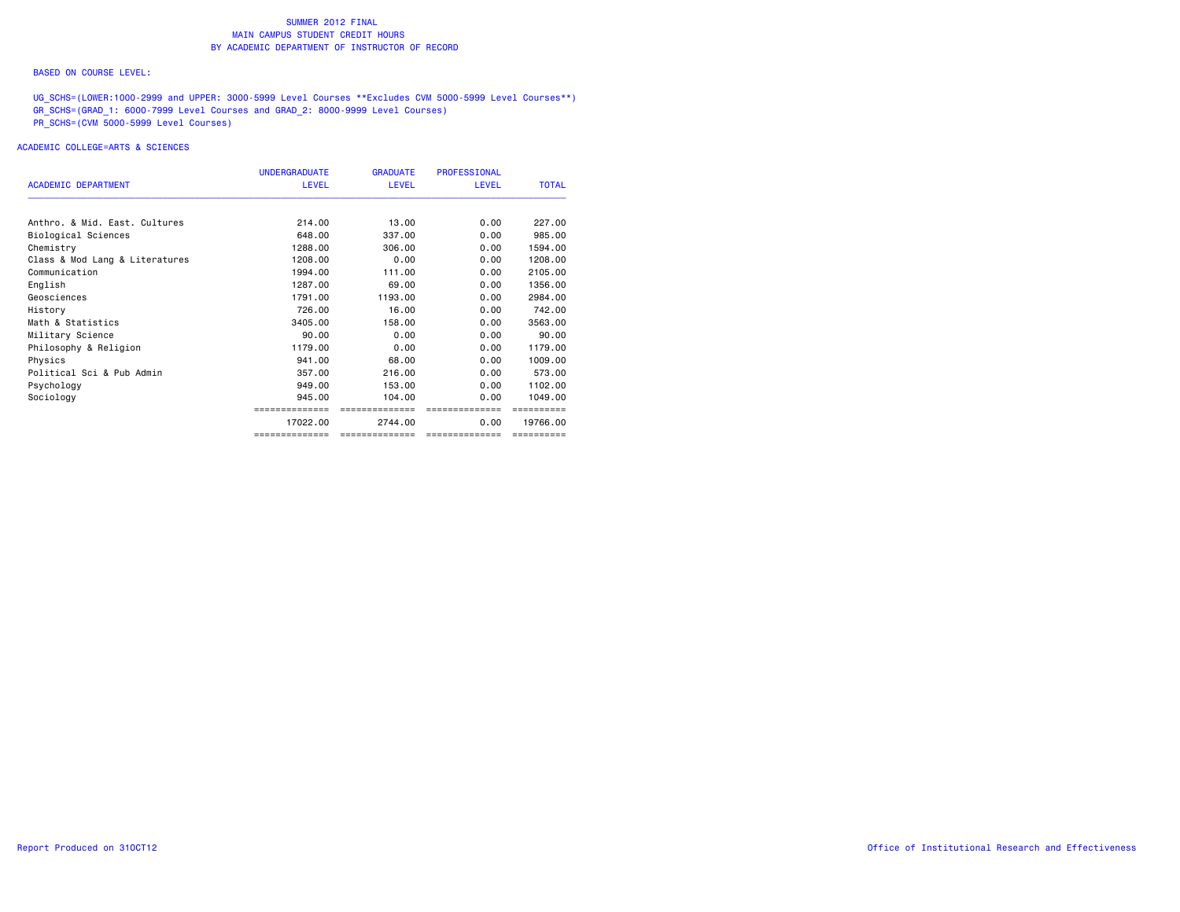# SUMMER 2012 FINAL
## MAIN CAMPUS STUDENT CREDIT HOURS
## BY ACADEMIC DEPARTMENT OF INSTRUCTOR OF RECORD

BASED ON COURSE LEVEL:

UG_SCHS=(LOWER:1000-2999 and UPPER: 3000-5999 Level Courses **Excludes CVM 5000-5999 Level Courses**)
GR_SCHS=(GRAD_1: 6000-7999 Level Courses and GRAD_2: 8000-9999 Level Courses)
PR_SCHS=(CVM 5000-5999 Level Courses)

ACADEMIC COLLEGE=ARTS & SCIENCES

| ACADEMIC DEPARTMENT | UNDERGRADUATE LEVEL | GRADUATE LEVEL | PROFESSIONAL LEVEL | TOTAL |
|---|---|---|---|---|
| Anthro. & Mid. East. Cultures | 214.00 | 13.00 | 0.00 | 227.00 |
| Biological Sciences | 648.00 | 337.00 | 0.00 | 985.00 |
| Chemistry | 1288.00 | 306.00 | 0.00 | 1594.00 |
| Class & Mod Lang & Literatures | 1208.00 | 0.00 | 0.00 | 1208.00 |
| Communication | 1994.00 | 111.00 | 0.00 | 2105.00 |
| English | 1287.00 | 69.00 | 0.00 | 1356.00 |
| Geosciences | 1791.00 | 1193.00 | 0.00 | 2984.00 |
| History | 726.00 | 16.00 | 0.00 | 742.00 |
| Math & Statistics | 3405.00 | 158.00 | 0.00 | 3563.00 |
| Military Science | 90.00 | 0.00 | 0.00 | 90.00 |
| Philosophy & Religion | 1179.00 | 0.00 | 0.00 | 1179.00 |
| Physics | 941.00 | 68.00 | 0.00 | 1009.00 |
| Political Sci & Pub Admin | 357.00 | 216.00 | 0.00 | 573.00 |
| Psychology | 949.00 | 153.00 | 0.00 | 1102.00 |
| Sociology | 945.00 | 104.00 | 0.00 | 1049.00 |
| | 17022.00 | 2744.00 | 0.00 | 19766.00 |

Report Produced on 31OCT12

Office of Institutional Research and Effectiveness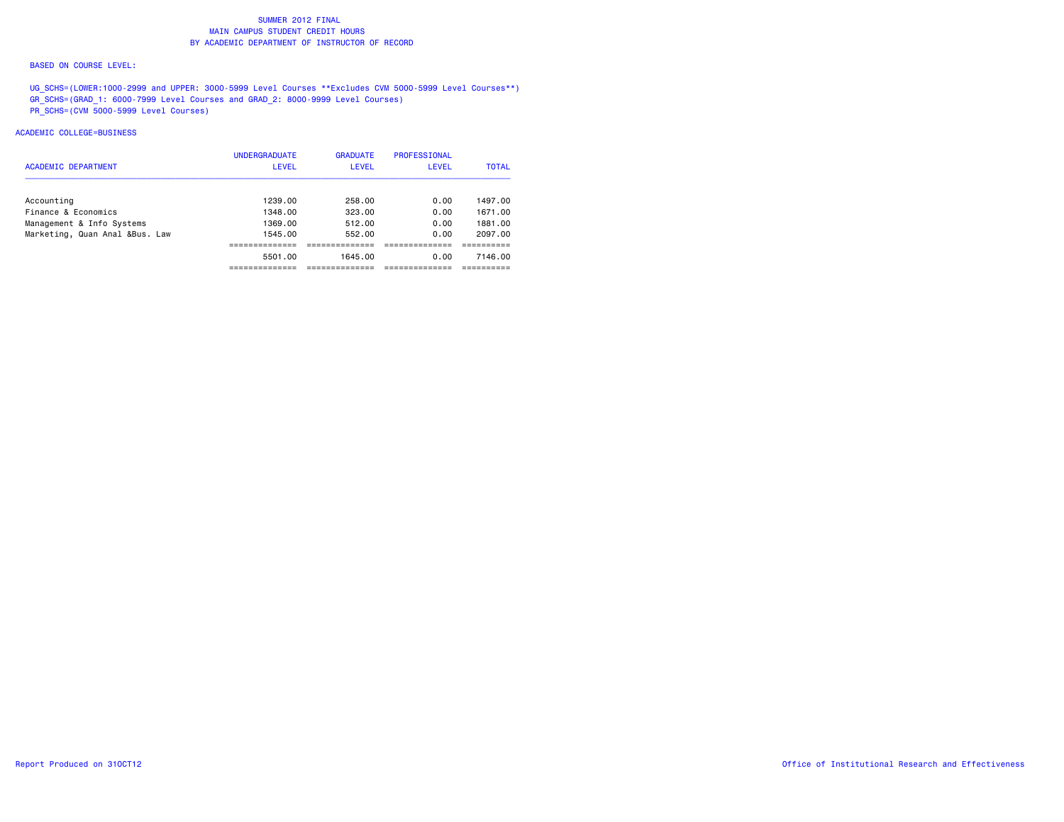# SUMMER 2012 FINAL
## MAIN CAMPUS STUDENT CREDIT HOURS
## BY ACADEMIC DEPARTMENT OF INSTRUCTOR OF RECORD

BASED ON COURSE LEVEL:

UG_SCHS=(LOWER:1000-2999 and UPPER: 3000-5999 Level Courses **Excludes CVM 5000-5999 Level Courses**)
GR_SCHS=(GRAD_1: 6000-7999 Level Courses and GRAD_2: 8000-9999 Level Courses)
PR_SCHS=(CVM 5000-5999 Level Courses)

ACADEMIC COLLEGE=BUSINESS

| ACADEMIC DEPARTMENT | UNDERGRADUATE LEVEL | GRADUATE LEVEL | PROFESSIONAL LEVEL | TOTAL |
|---|---|---|---|---|
| Accounting | 1239.00 | 258.00 | 0.00 | 1497.00 |
| Finance & Economics | 1348.00 | 323.00 | 0.00 | 1671.00 |
| Management & Info Systems | 1369.00 | 512.00 | 0.00 | 1881.00 |
| Marketing, Quan Anal &Bus. Law | 1545.00 | 552.00 | 0.00 | 2097.00 |
| | 5501.00 | 1645.00 | 0.00 | 7146.00 |

Report Produced on 31OCT12

Office of Institutional Research and Effectiveness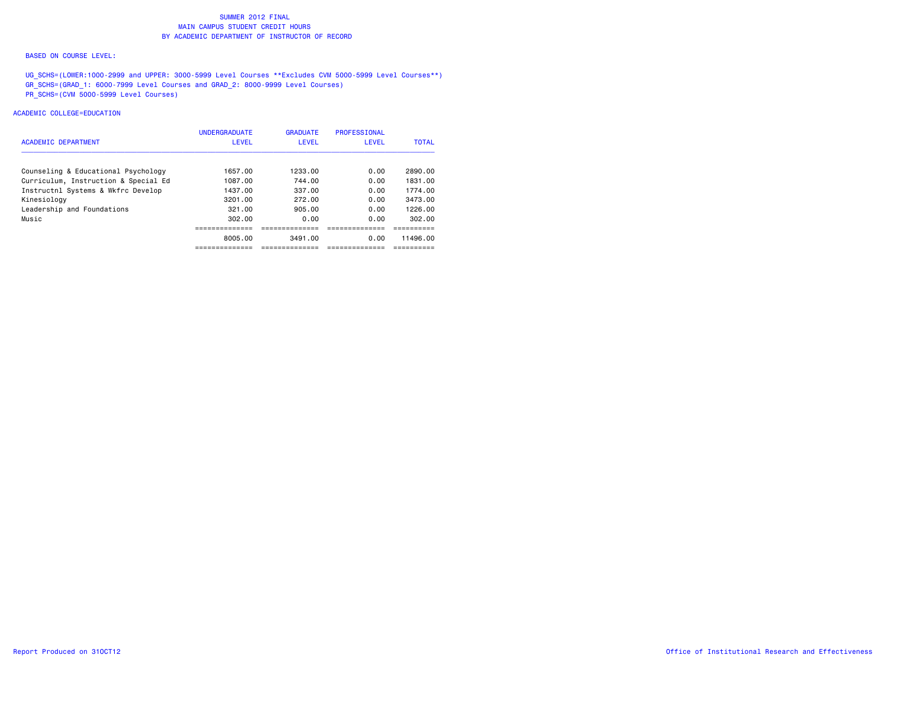SUMMER 2012 FINAL
MAIN CAMPUS STUDENT CREDIT HOURS
BY ACADEMIC DEPARTMENT OF INSTRUCTOR OF RECORD

BASED ON COURSE LEVEL:

UG_SCHS=(LOWER:1000-2999 and UPPER: 3000-5999 Level Courses **Excludes CVM 5000-5999 Level Courses**)
GR_SCHS=(GRAD_1: 6000-7999 Level Courses and GRAD_2: 8000-9999 Level Courses)
PR_SCHS=(CVM 5000-5999 Level Courses)

ACADEMIC COLLEGE=EDUCATION

| ACADEMIC DEPARTMENT | UNDERGRADUATE LEVEL | GRADUATE LEVEL | PROFESSIONAL LEVEL | TOTAL |
|---|---|---|---|---|
| Counseling & Educational Psychology | 1657.00 | 1233.00 | 0.00 | 2890.00 |
| Curriculum, Instruction & Special Ed | 1087.00 | 744.00 | 0.00 | 1831.00 |
| Instructnl Systems & Wkfrc Develop | 1437.00 | 337.00 | 0.00 | 1774.00 |
| Kinesiology | 3201.00 | 272.00 | 0.00 | 3473.00 |
| Leadership and Foundations | 321.00 | 905.00 | 0.00 | 1226.00 |
| Music | 302.00 | 0.00 | 0.00 | 302.00 |
| | 8005.00 | 3491.00 | 0.00 | 11496.00 |

Report Produced on 31OCT12

Office of Institutional Research and Effectiveness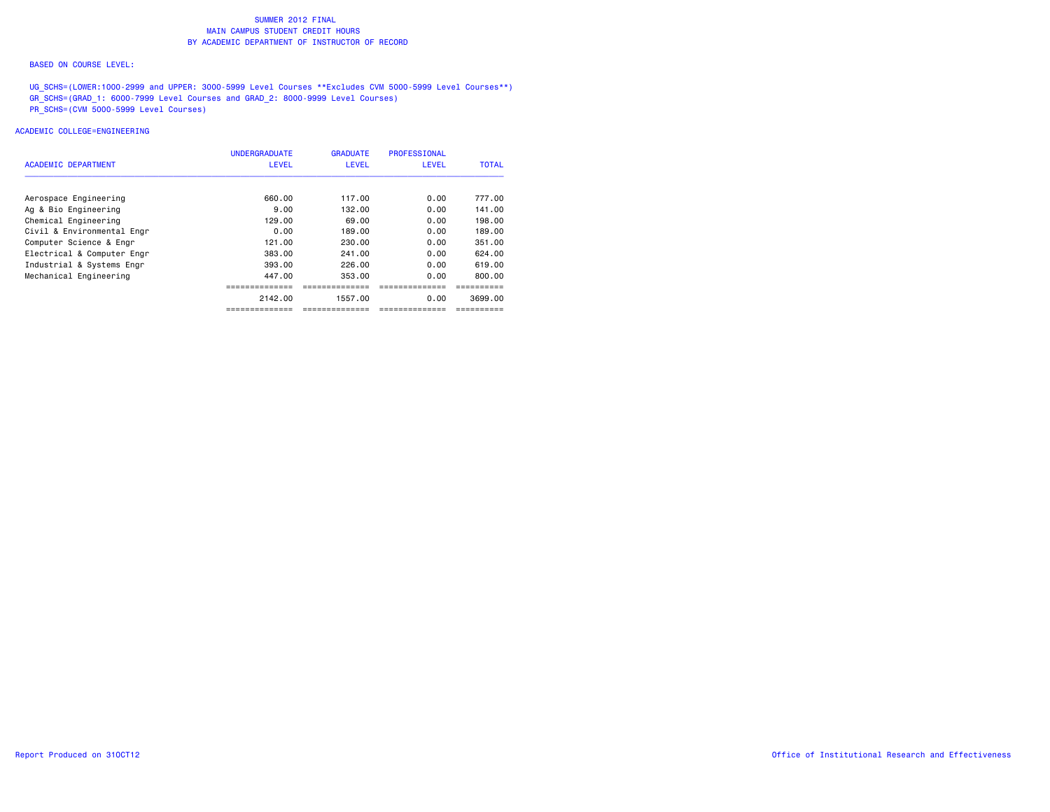# SUMMER 2012 FINAL
## MAIN CAMPUS STUDENT CREDIT HOURS
## BY ACADEMIC DEPARTMENT OF INSTRUCTOR OF RECORD

BASED ON COURSE LEVEL:

UG_SCHS=(LOWER:1000-2999 and UPPER: 3000-5999 Level Courses **Excludes CVM 5000-5999 Level Courses**)
GR_SCHS=(GRAD_1: 6000-7999 Level Courses and GRAD_2: 8000-9999 Level Courses)
PR_SCHS=(CVM 5000-5999 Level Courses)

ACADEMIC COLLEGE=ENGINEERING

| ACADEMIC DEPARTMENT | UNDERGRADUATE LEVEL | GRADUATE LEVEL | PROFESSIONAL LEVEL | TOTAL |
|---|---|---|---|---|
| Aerospace Engineering | 660.00 | 117.00 | 0.00 | 777.00 |
| Ag & Bio Engineering | 9.00 | 132.00 | 0.00 | 141.00 |
| Chemical Engineering | 129.00 | 69.00 | 0.00 | 198.00 |
| Civil & Environmental Engr | 0.00 | 189.00 | 0.00 | 189.00 |
| Computer Science & Engr | 121.00 | 230.00 | 0.00 | 351.00 |
| Electrical & Computer Engr | 383.00 | 241.00 | 0.00 | 624.00 |
| Industrial & Systems Engr | 393.00 | 226.00 | 0.00 | 619.00 |
| Mechanical Engineering | 447.00 | 353.00 | 0.00 | 800.00 |
| | 2142.00 | 1557.00 | 0.00 | 3699.00 |

Report Produced on 31OCT12

Office of Institutional Research and Effectiveness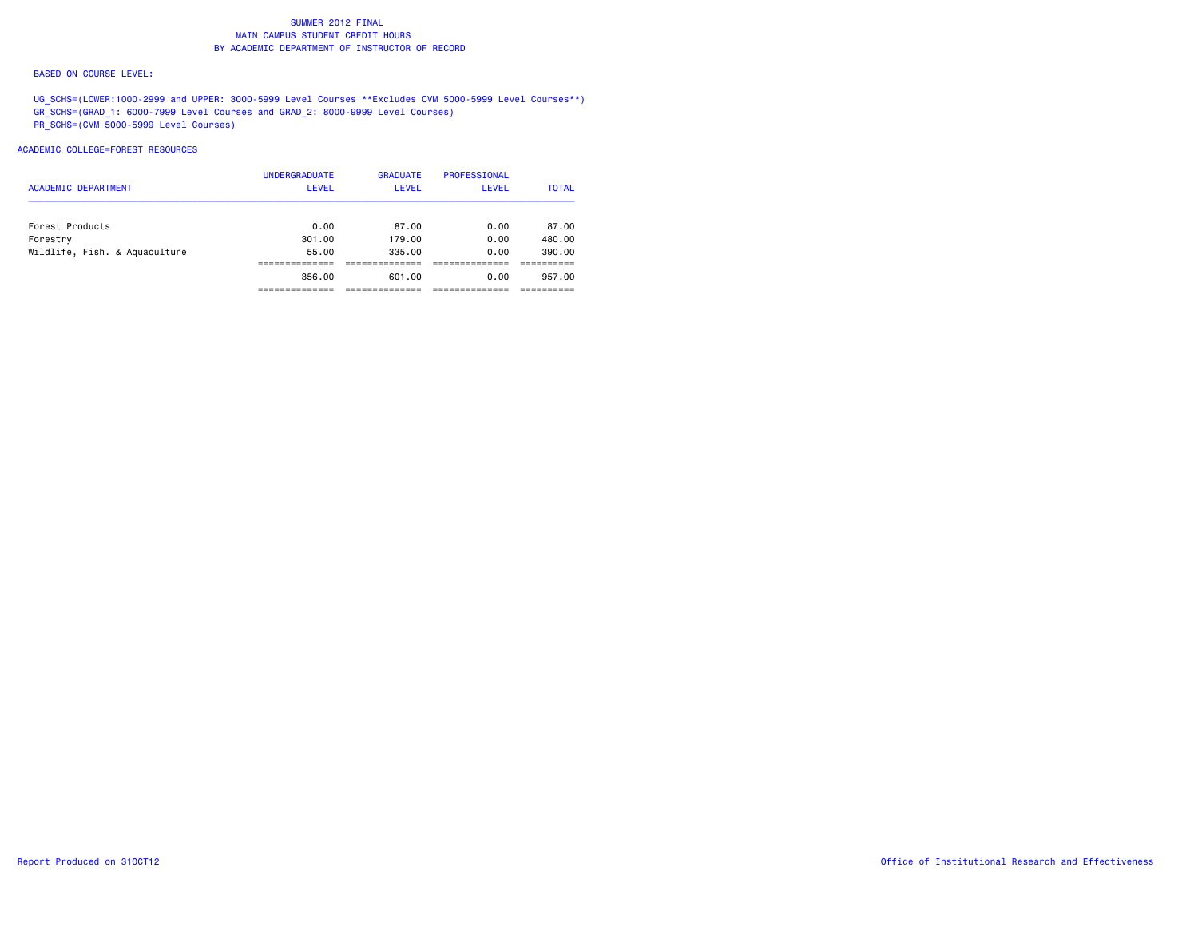# SUMMER 2012 FINAL
## MAIN CAMPUS STUDENT CREDIT HOURS
## BY ACADEMIC DEPARTMENT OF INSTRUCTOR OF RECORD

BASED ON COURSE LEVEL:

UG_SCHS=(LOWER:1000-2999 and UPPER: 3000-5999 Level Courses **Excludes CVM 5000-5999 Level Courses**)
GR_SCHS=(GRAD_1: 6000-7999 Level Courses and GRAD_2: 8000-9999 Level Courses)
PR_SCHS=(CVM 5000-5999 Level Courses)

ACADEMIC COLLEGE=FOREST RESOURCES

| ACADEMIC DEPARTMENT | UNDERGRADUATE LEVEL | GRADUATE LEVEL | PROFESSIONAL LEVEL | TOTAL |
|---|---|---|---|---|
| Forest Products | 0.00 | 87.00 | 0.00 | 87.00 |
| Forestry | 301.00 | 179.00 | 0.00 | 480.00 |
| Wildlife, Fish. & Aquaculture | 55.00 | 335.00 | 0.00 | 390.00 |
| | 356.00 | 601.00 | 0.00 | 957.00 |

Report Produced on 31OCT12

Office of Institutional Research and Effectiveness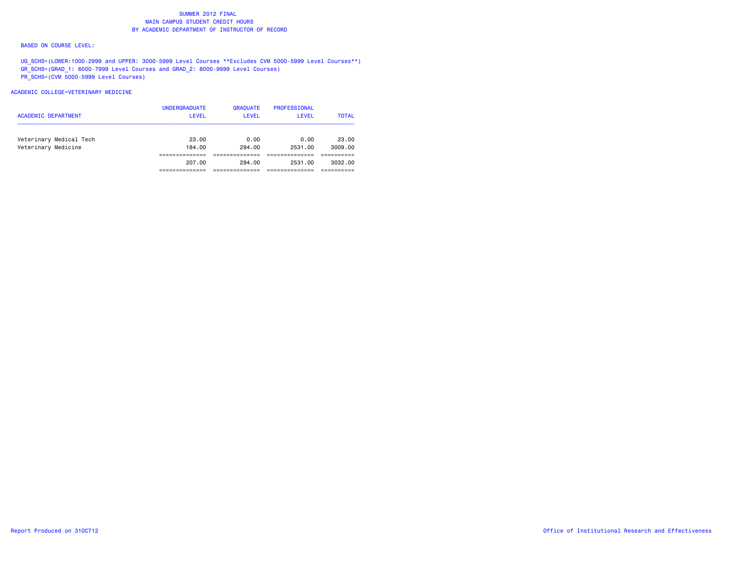# SUMMER 2012 FINAL
## MAIN CAMPUS STUDENT CREDIT HOURS
## BY ACADEMIC DEPARTMENT OF INSTRUCTOR OF RECORD

BASED ON COURSE LEVEL:

UG_SCHS=(LOWER:1000-2999 and UPPER: 3000-5999 Level Courses **Excludes CVM 5000-5999 Level Courses**)
GR_SCHS=(GRAD_1: 6000-7999 Level Courses and GRAD_2: 8000-9999 Level Courses)
PR_SCHS=(CVM 5000-5999 Level Courses)

ACADEMIC COLLEGE=VETERINARY MEDICINE

| ACADEMIC DEPARTMENT | UNDERGRADUATE LEVEL | GRADUATE LEVEL | PROFESSIONAL LEVEL | TOTAL |
|---|---|---|---|---|
| Veterinary Medical Tech | 23.00 | 0.00 | 0.00 | 23.00 |
| Veterinary Medicine | 184.00 | 294.00 | 2531.00 | 3009.00 |
| | 207.00 | 294.00 | 2531.00 | 3032.00 |

Report Produced on 31OCT12

Office of Institutional Research and Effectiveness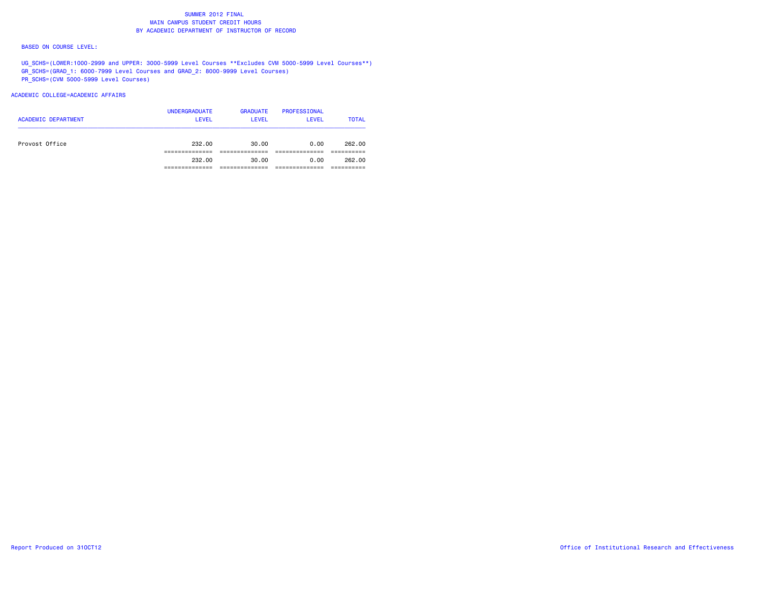# SUMMER 2012 FINAL
## MAIN CAMPUS STUDENT CREDIT HOURS
## BY ACADEMIC DEPARTMENT OF INSTRUCTOR OF RECORD

BASED ON COURSE LEVEL:

UG_SCHS=(LOWER:1000-2999 and UPPER: 3000-5999 Level Courses **Excludes CVM 5000-5999 Level Courses**)
GR_SCHS=(GRAD_1: 6000-7999 Level Courses and GRAD_2: 8000-9999 Level Courses)
PR_SCHS=(CVM 5000-5999 Level Courses)

ACADEMIC COLLEGE=ACADEMIC AFFAIRS

| ACADEMIC DEPARTMENT | UNDERGRADUATE LEVEL | GRADUATE LEVEL | PROFESSIONAL LEVEL | TOTAL |
|---|---|---|---|---|
| Provost Office | 232.00 | 30.00 | 0.00 | 262.00 |
| | 232.00 | 30.00 | 0.00 | 262.00 |

Report Produced on 31OCT12

Office of Institutional Research and Effectiveness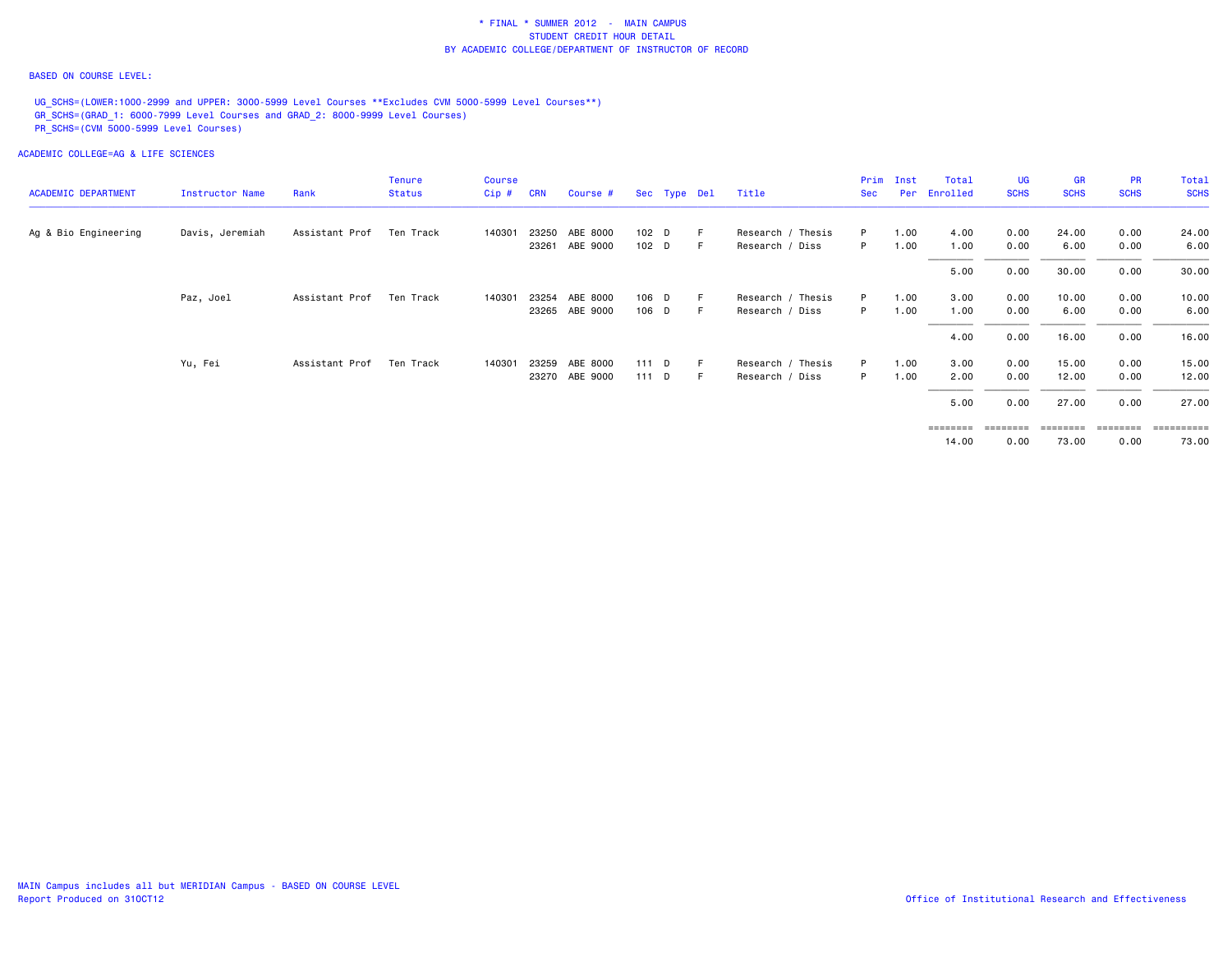**\* FINAL \* SUMMER 2012 - MAIN CAMPUS**
**STUDENT CREDIT HOUR DETAIL**
**BY ACADEMIC COLLEGE/DEPARTMENT OF INSTRUCTOR OF RECORD**

BASED ON COURSE LEVEL:

UG_SCHS=(LOWER:1000-2999 and UPPER: 3000-5999 Level Courses **Excludes CVM 5000-5999 Level Courses**)
GR_SCHS=(GRAD_1: 6000-7999 Level Courses and GRAD_2: 8000-9999 Level Courses)
PR_SCHS=(CVM 5000-5999 Level Courses)

ACADEMIC COLLEGE=AG & LIFE SCIENCES

| ACADEMIC DEPARTMENT | Instructor Name | Rank | Tenure Status | Course Cip # | CRN | Course # | Sec | Type | Del | Title | Prim Sec | Inst Per | Total Enrolled | UG SCHS | GR SCHS | PR SCHS | Total SCHS |
|---|---|---|---|---|---|---|---|---|---|---|---|---|---|---|---|---|---|
| Ag & Bio Engineering | Davis, Jeremiah | Assistant Prof | Ten Track | 140301 | 23250 | ABE 8000 | 102 | D | F | Research / Thesis | P | 1.00 | 4.00 | 0.00 | 24.00 | 0.00 | 24.00 |
| | | | | | 23261 | ABE 9000 | 102 | D | F | Research / Diss | P | 1.00 | 1.00 | 0.00 | 6.00 | 0.00 | 6.00 |
| | | | | | | | | | | | | | 5.00 | 0.00 | 30.00 | 0.00 | 30.00 |
| | Paz, Joel | Assistant Prof | Ten Track | 140301 | 23254 | ABE 8000 | 106 | D | F | Research / Thesis | P | 1.00 | 3.00 | 0.00 | 10.00 | 0.00 | 10.00 |
| | | | | | 23265 | ABE 9000 | 106 | D | F | Research / Diss | P | 1.00 | 1.00 | 0.00 | 6.00 | 0.00 | 6.00 |
| | | | | | | | | | | | | | 4.00 | 0.00 | 16.00 | 0.00 | 16.00 |
| | Yu, Fei | Assistant Prof | Ten Track | 140301 | 23259 | ABE 8000 | 111 | D | F | Research / Thesis | P | 1.00 | 3.00 | 0.00 | 15.00 | 0.00 | 15.00 |
| | | | | | 23270 | ABE 9000 | 111 | D | F | Research / Diss | P | 1.00 | 2.00 | 0.00 | 12.00 | 0.00 | 12.00 |
| | | | | | | | | | | | | | 5.00 | 0.00 | 27.00 | 0.00 | 27.00 |
| | | | | | | | | | | | | | 14.00 | 0.00 | 73.00 | 0.00 | 73.00 |

MAIN Campus includes all but MERIDIAN Campus - BASED ON COURSE LEVEL
Report Produced on 31OCT12

Office of Institutional Research and Effectiveness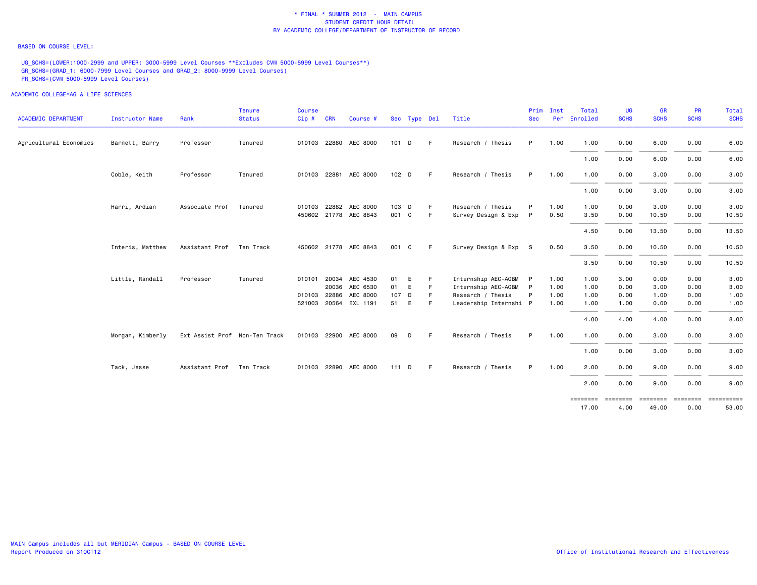# * FINAL * SUMMER 2012 - MAIN CAMPUS
## STUDENT CREDIT HOUR DETAIL
## BY ACADEMIC COLLEGE/DEPARTMENT OF INSTRUCTOR OF RECORD

BASED ON COURSE LEVEL:

UG_SCHS=(LOWER:1000-2999 and UPPER: 3000-5999 Level Courses **Excludes CVM 5000-5999 Level Courses**)
GR_SCHS=(GRAD_1: 6000-7999 Level Courses and GRAD_2: 8000-9999 Level Courses)
PR_SCHS=(CVM 5000-5999 Level Courses)

ACADEMIC COLLEGE=AG & LIFE SCIENCES

| ACADEMIC DEPARTMENT | Instructor Name | Rank | Tenure Status | Course Cip # | CRN | Course # | Sec | Type | Del | Title | Prim Sec | Inst Per | Total Enrolled | UG SCHS | GR SCHS | PR SCHS | Total SCHS |
|---|---|---|---|---|---|---|---|---|---|---|---|---|---|---|---|---|---|
| Agricultural Economics | Barnett, Barry | Professor | Tenured | 010103 | 22880 | AEC 8000 | 101 | D | F | Research / Thesis | P | 1.00 | 1.00 | 0.00 | 6.00 | 0.00 | 6.00 |
| | | | | | | | | | | | | | 1.00 | 0.00 | 6.00 | 0.00 | 6.00 |
| | Coble, Keith | Professor | Tenured | 010103 | 22881 | AEC 8000 | 102 | D | F | Research / Thesis | P | 1.00 | 1.00 | 0.00 | 3.00 | 0.00 | 3.00 |
| | | | | | | | | | | | | | 1.00 | 0.00 | 3.00 | 0.00 | 3.00 |
| | Harri, Ardian | Associate Prof | Tenured | 010103 | 22882 | AEC 8000 | 103 | D | F | Research / Thesis | P | 1.00 | 1.00 | 0.00 | 3.00 | 0.00 | 3.00 |
| | | | | 450602 | 21778 | AEC 8843 | 001 | C | F | Survey Design & Exp | P | 0.50 | 3.50 | 0.00 | 10.50 | 0.00 | 10.50 |
| | | | | | | | | | | | | | 4.50 | 0.00 | 13.50 | 0.00 | 13.50 |
| | Interis, Matthew | Assistant Prof | Ten Track | 450602 | 21778 | AEC 8843 | 001 | C | F | Survey Design & Exp | S | 0.50 | 3.50 | 0.00 | 10.50 | 0.00 | 10.50 |
| | | | | | | | | | | | | | 3.50 | 0.00 | 10.50 | 0.00 | 10.50 |
| | Little, Randall | Professor | Tenured | 010101 | 20034 | AEC 4530 | 01 | E | F | Internship AEC-AGBM | P | 1.00 | 1.00 | 3.00 | 0.00 | 0.00 | 3.00 |
| | | | | | 20036 | AEC 6530 | 01 | E | F | Internship AEC-AGBM | P | 1.00 | 1.00 | 0.00 | 3.00 | 0.00 | 3.00 |
| | | | | 010103 | 22886 | AEC 8000 | 107 | D | F | Research / Thesis | P | 1.00 | 1.00 | 0.00 | 1.00 | 0.00 | 1.00 |
| | | | | 521003 | 20564 | EXL 1191 | 51 | E | F | Leadership Internshi | P | 1.00 | 1.00 | 1.00 | 0.00 | 0.00 | 1.00 |
| | | | | | | | | | | | | | 4.00 | 4.00 | 4.00 | 0.00 | 8.00 |
| | Morgan, Kimberly | Ext Assist Prof | Non-Ten Track | 010103 | 22900 | AEC 8000 | 09 | D | F | Research / Thesis | P | 1.00 | 1.00 | 0.00 | 3.00 | 0.00 | 3.00 |
| | | | | | | | | | | | | | 1.00 | 0.00 | 3.00 | 0.00 | 3.00 |
| | Tack, Jesse | Assistant Prof | Ten Track | 010103 | 22890 | AEC 8000 | 111 | D | F | Research / Thesis | P | 1.00 | 2.00 | 0.00 | 9.00 | 0.00 | 9.00 |
| | | | | | | | | | | | | | 2.00 | 0.00 | 9.00 | 0.00 | 9.00 |
| | | | | | | | | | | | | | 17.00 | 4.00 | 49.00 | 0.00 | 53.00 |

MAIN Campus includes all but MERIDIAN Campus - BASED ON COURSE LEVEL
Report Produced on 31OCT12

Office of Institutional Research and Effectiveness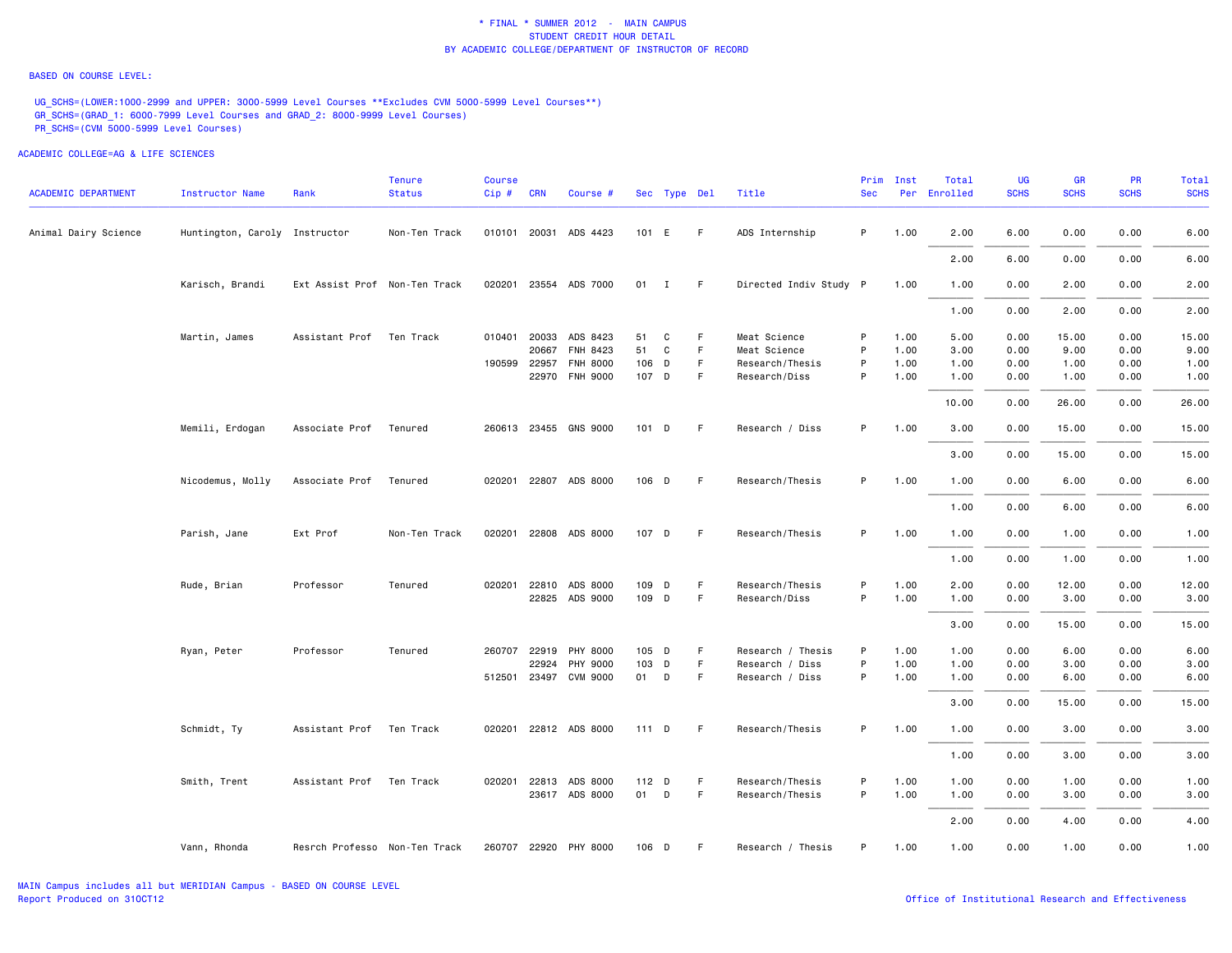# * FINAL * SUMMER 2012 - MAIN CAMPUS
## STUDENT CREDIT HOUR DETAIL
### BY ACADEMIC COLLEGE/DEPARTMENT OF INSTRUCTOR OF RECORD

BASED ON COURSE LEVEL:

UG_SCHS=(LOWER:1000-2999 and UPPER: 3000-5999 Level Courses **Excludes CVM 5000-5999 Level Courses**)
GR_SCHS=(GRAD_1: 6000-7999 Level Courses and GRAD_2: 8000-9999 Level Courses)
PR_SCHS=(CVM 5000-5999 Level Courses)

ACADEMIC COLLEGE=AG & LIFE SCIENCES

| ACADEMIC DEPARTMENT | Instructor Name | Rank | Tenure Status | Course Cip # | CRN | Course # | Sec | Type | Del | Title | Prim Sec | Inst Per | Total Enrolled | UG SCHS | GR SCHS | PR SCHS | Total SCHS |
|---|---|---|---|---|---|---|---|---|---|---|---|---|---|---|---|---|---|
| Animal Dairy Science | Huntington, Caroly | Instructor | Non-Ten Track | 010101 | 20031 | ADS 4423 | 101 | E | F | ADS Internship | P | 1.00 | 2.00 | 6.00 | 0.00 | 0.00 | 6.00 |
| | | | | | | | | | | | | | 2.00 | 6.00 | 0.00 | 0.00 | 6.00 |
| | Karisch, Brandi | Ext Assist Prof | Non-Ten Track | 020201 | 23554 | ADS 7000 | 01 | I | F | Directed Indiv Study | P | 1.00 | 1.00 | 0.00 | 2.00 | 0.00 | 2.00 |
| | | | | | | | | | | | | | 1.00 | 0.00 | 2.00 | 0.00 | 2.00 |
| | Martin, James | Assistant Prof | Ten Track | 010401 | 20033 | ADS 8423 | 51 | C | F | Meat Science | P | 1.00 | 5.00 | 0.00 | 15.00 | 0.00 | 15.00 |
| | | | | | 20667 | FNH 8423 | 51 | C | F | Meat Science | P | 1.00 | 3.00 | 0.00 | 9.00 | 0.00 | 9.00 |
| | | | | 190599 | 22957 | FNH 8000 | 106 | D | F | Research/Thesis | P | 1.00 | 1.00 | 0.00 | 1.00 | 0.00 | 1.00 |
| | | | | | 22970 | FNH 9000 | 107 | D | F | Research/Diss | P | 1.00 | 1.00 | 0.00 | 1.00 | 0.00 | 1.00 |
| | | | | | | | | | | | | | 10.00 | 0.00 | 26.00 | 0.00 | 26.00 |
| | Memili, Erdogan | Associate Prof | Tenured | 260613 | 23455 | GNS 9000 | 101 | D | F | Research / Diss | P | 1.00 | 3.00 | 0.00 | 15.00 | 0.00 | 15.00 |
| | | | | | | | | | | | | | 3.00 | 0.00 | 15.00 | 0.00 | 15.00 |
| | Nicodemus, Molly | Associate Prof | Tenured | 020201 | 22807 | ADS 8000 | 106 | D | F | Research/Thesis | P | 1.00 | 1.00 | 0.00 | 6.00 | 0.00 | 6.00 |
| | | | | | | | | | | | | | 1.00 | 0.00 | 6.00 | 0.00 | 6.00 |
| | Parish, Jane | Ext Prof | Non-Ten Track | 020201 | 22808 | ADS 8000 | 107 | D | F | Research/Thesis | P | 1.00 | 1.00 | 0.00 | 1.00 | 0.00 | 1.00 |
| | | | | | | | | | | | | | 1.00 | 0.00 | 1.00 | 0.00 | 1.00 |
| | Rude, Brian | Professor | Tenured | 020201 | 22810 | ADS 8000 | 109 | D | F | Research/Thesis | P | 1.00 | 2.00 | 0.00 | 12.00 | 0.00 | 12.00 |
| | | | | | 22825 | ADS 9000 | 109 | D | F | Research/Diss | P | 1.00 | 1.00 | 0.00 | 3.00 | 0.00 | 3.00 |
| | | | | | | | | | | | | | 3.00 | 0.00 | 15.00 | 0.00 | 15.00 |
| | Ryan, Peter | Professor | Tenured | 260707 | 22919 | PHY 8000 | 105 | D | F | Research / Thesis | P | 1.00 | 1.00 | 0.00 | 6.00 | 0.00 | 6.00 |
| | | | | | 22924 | PHY 9000 | 103 | D | F | Research / Diss | P | 1.00 | 1.00 | 0.00 | 3.00 | 0.00 | 3.00 |
| | | | | 512501 | 23497 | CVM 9000 | 01 | D | F | Research / Diss | P | 1.00 | 1.00 | 0.00 | 6.00 | 0.00 | 6.00 |
| | | | | | | | | | | | | | 3.00 | 0.00 | 15.00 | 0.00 | 15.00 |
| | Schmidt, Ty | Assistant Prof | Ten Track | 020201 | 22812 | ADS 8000 | 111 | D | F | Research/Thesis | P | 1.00 | 1.00 | 0.00 | 3.00 | 0.00 | 3.00 |
| | | | | | | | | | | | | | 1.00 | 0.00 | 3.00 | 0.00 | 3.00 |
| | Smith, Trent | Assistant Prof | Ten Track | 020201 | 22813 | ADS 8000 | 112 | D | F | Research/Thesis | P | 1.00 | 1.00 | 0.00 | 1.00 | 0.00 | 1.00 |
| | | | | | 23617 | ADS 8000 | 01 | D | F | Research/Thesis | P | 1.00 | 1.00 | 0.00 | 3.00 | 0.00 | 3.00 |
| | | | | | | | | | | | | | 2.00 | 0.00 | 4.00 | 0.00 | 4.00 |
| | Vann, Rhonda | Resrch Professo | Non-Ten Track | 260707 | 22920 | PHY 8000 | 106 | D | F | Research / Thesis | P | 1.00 | 1.00 | 0.00 | 1.00 | 0.00 | 1.00 |

MAIN Campus includes all but MERIDIAN Campus - BASED ON COURSE LEVEL
Report Produced on 31OCT12

Office of Institutional Research and Effectiveness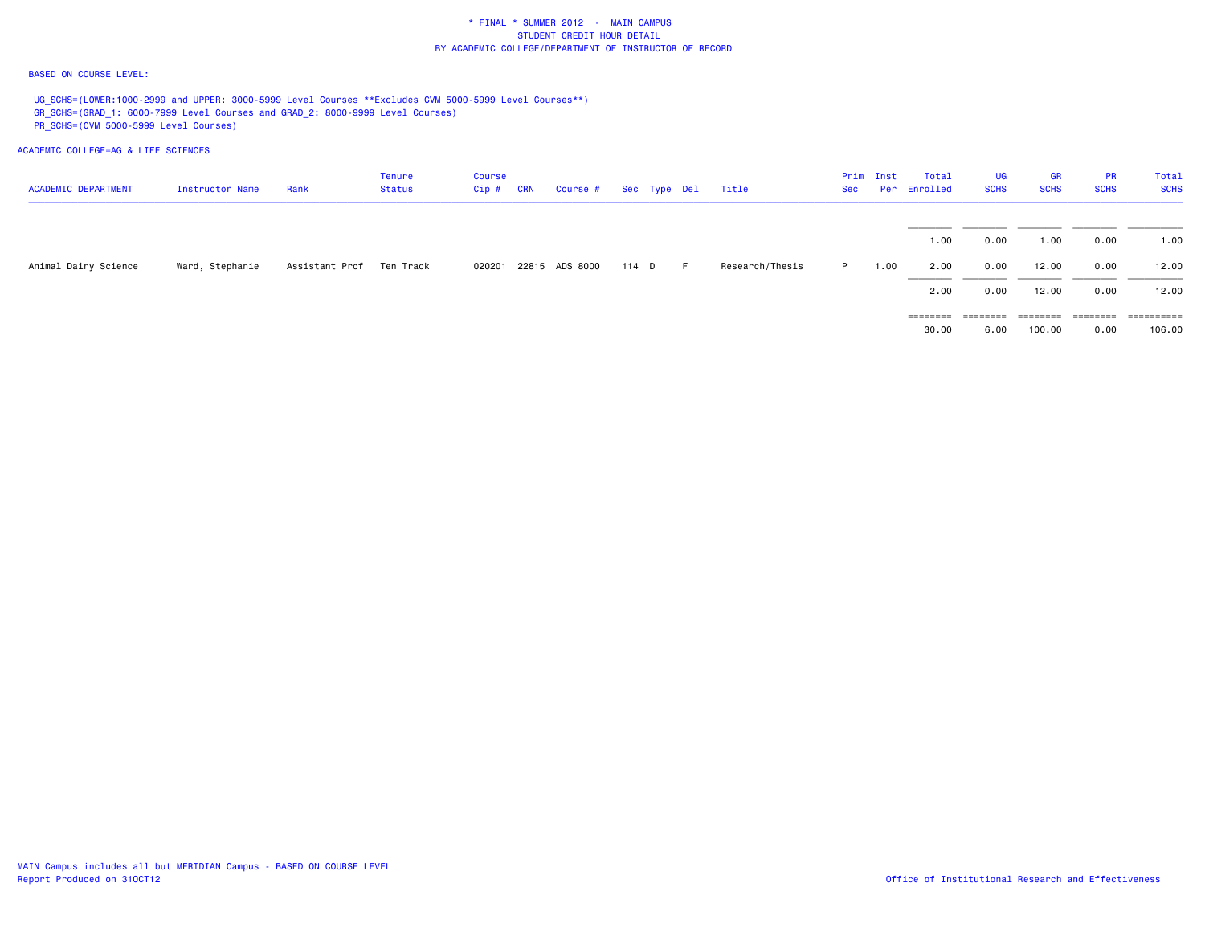\* FINAL \* SUMMER 2012 - MAIN CAMPUS
STUDENT CREDIT HOUR DETAIL
BY ACADEMIC COLLEGE/DEPARTMENT OF INSTRUCTOR OF RECORD

BASED ON COURSE LEVEL:

UG_SCHS=(LOWER:1000-2999 and UPPER: 3000-5999 Level Courses **Excludes CVM 5000-5999 Level Courses**)
GR_SCHS=(GRAD_1: 6000-7999 Level Courses and GRAD_2: 8000-9999 Level Courses)
PR_SCHS=(CVM 5000-5999 Level Courses)

ACADEMIC COLLEGE=AG & LIFE SCIENCES

| ACADEMIC DEPARTMENT | Instructor Name | Rank | Tenure Status | Course Cip # | CRN | Course # | Sec | Type | Del | Title | Prim Sec | Inst Per | Total Enrolled | UG SCHS | GR SCHS | PR SCHS | Total SCHS |
|---|---|---|---|---|---|---|---|---|---|---|---|---|---|---|---|---|---|
| | | | | | | | | | | | | | 1.00 | 0.00 | 1.00 | 0.00 | 1.00 |
| Animal Dairy Science | Ward, Stephanie | Assistant Prof | Ten Track | 020201 | 22815 | ADS 8000 | 114 | D | F | Research/Thesis | P | 1.00 | 2.00 | 0.00 | 12.00 | 0.00 | 12.00 |
| | | | | | | | | | | | | | 2.00 | 0.00 | 12.00 | 0.00 | 12.00 |
| | | | | | | | | | | | | | 30.00 | 6.00 | 100.00 | 0.00 | 106.00 |

MAIN Campus includes all but MERIDIAN Campus - BASED ON COURSE LEVEL
Report Produced on 31OCT12

Office of Institutional Research and Effectiveness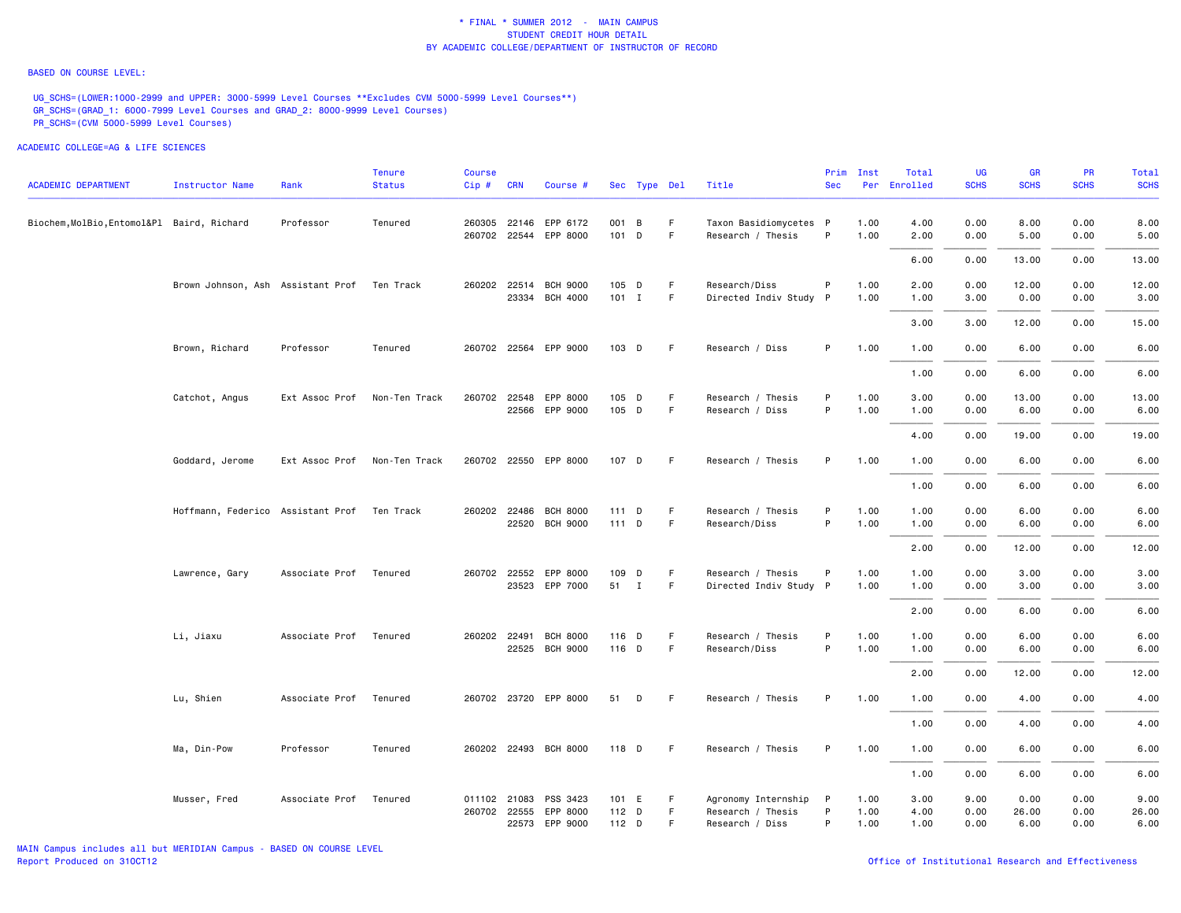\* FINAL \* SUMMER 2012 - MAIN CAMPUS
STUDENT CREDIT HOUR DETAIL
BY ACADEMIC COLLEGE/DEPARTMENT OF INSTRUCTOR OF RECORD

BASED ON COURSE LEVEL:

UG_SCHS=(LOWER:1000-2999 and UPPER: 3000-5999 Level Courses **Excludes CVM 5000-5999 Level Courses**)
GR_SCHS=(GRAD_1: 6000-7999 Level Courses and GRAD_2: 8000-9999 Level Courses)
PR_SCHS=(CVM 5000-5999 Level Courses)

ACADEMIC COLLEGE=AG & LIFE SCIENCES

| ACADEMIC DEPARTMENT | Instructor Name | Rank | Tenure Status | Course Cip # | CRN | Course # | Sec | Type | Del | Title | Prim Sec | Inst Per | Total Enrolled | UG SCHS | GR SCHS | PR SCHS | Total SCHS |
|---|---|---|---|---|---|---|---|---|---|---|---|---|---|---|---|---|---|
| Biochem,MolBio,Entomol&Pl | Baird, Richard | Professor | Tenured | 260305 | 22146 | EPP 6172 | 001 | B | F | Taxon Basidiomycetes | P | 1.00 | 4.00 | 0.00 | 8.00 | 0.00 | 8.00 |
| | | | | 260702 | 22544 | EPP 8000 | 101 | D | F | Research / Thesis | P | 1.00 | 2.00 | 0.00 | 5.00 | 0.00 | 5.00 |
| | | | | | | | | | | | | | 6.00 | 0.00 | 13.00 | 0.00 | 13.00 |
| | Brown Johnson, Ash | Assistant Prof | Ten Track | 260202 | 22514 | BCH 9000 | 105 | D | F | Research/Diss | P | 1.00 | 2.00 | 0.00 | 12.00 | 0.00 | 12.00 |
| | | | | | 23334 | BCH 4000 | 101 | I | F | Directed Indiv Study | P | 1.00 | 1.00 | 3.00 | 0.00 | 0.00 | 3.00 |
| | | | | | | | | | | | | | 3.00 | 3.00 | 12.00 | 0.00 | 15.00 |
| | Brown, Richard | Professor | Tenured | 260702 | 22564 | EPP 9000 | 103 | D | F | Research / Diss | P | 1.00 | 1.00 | 0.00 | 6.00 | 0.00 | 6.00 |
| | | | | | | | | | | | | | 1.00 | 0.00 | 6.00 | 0.00 | 6.00 |
| | Catchot, Angus | Ext Assoc Prof | Non-Ten Track | 260702 | 22548 | EPP 8000 | 105 | D | F | Research / Thesis | P | 1.00 | 3.00 | 0.00 | 13.00 | 0.00 | 13.00 |
| | | | | | 22566 | EPP 9000 | 105 | D | F | Research / Diss | P | 1.00 | 1.00 | 0.00 | 6.00 | 0.00 | 6.00 |
| | | | | | | | | | | | | | 4.00 | 0.00 | 19.00 | 0.00 | 19.00 |
| | Goddard, Jerome | Ext Assoc Prof | Non-Ten Track | 260702 | 22550 | EPP 8000 | 107 | D | F | Research / Thesis | P | 1.00 | 1.00 | 0.00 | 6.00 | 0.00 | 6.00 |
| | | | | | | | | | | | | | 1.00 | 0.00 | 6.00 | 0.00 | 6.00 |
| | Hoffmann, Federico | Assistant Prof | Ten Track | 260202 | 22486 | BCH 8000 | 111 | D | F | Research / Thesis | P | 1.00 | 1.00 | 0.00 | 6.00 | 0.00 | 6.00 |
| | | | | | 22520 | BCH 9000 | 111 | D | F | Research/Diss | P | 1.00 | 1.00 | 0.00 | 6.00 | 0.00 | 6.00 |
| | | | | | | | | | | | | | 2.00 | 0.00 | 12.00 | 0.00 | 12.00 |
| | Lawrence, Gary | Associate Prof | Tenured | 260702 | 22552 | EPP 8000 | 109 | D | F | Research / Thesis | P | 1.00 | 1.00 | 0.00 | 3.00 | 0.00 | 3.00 |
| | | | | | 23523 | EPP 7000 | 51 | I | F | Directed Indiv Study | P | 1.00 | 1.00 | 0.00 | 3.00 | 0.00 | 3.00 |
| | | | | | | | | | | | | | 2.00 | 0.00 | 6.00 | 0.00 | 6.00 |
| | Li, Jiaxu | Associate Prof | Tenured | 260202 | 22491 | BCH 8000 | 116 | D | F | Research / Thesis | P | 1.00 | 1.00 | 0.00 | 6.00 | 0.00 | 6.00 |
| | | | | | 22525 | BCH 9000 | 116 | D | F | Research/Diss | P | 1.00 | 1.00 | 0.00 | 6.00 | 0.00 | 6.00 |
| | | | | | | | | | | | | | 2.00 | 0.00 | 12.00 | 0.00 | 12.00 |
| | Lu, Shien | Associate Prof | Tenured | 260702 | 23720 | EPP 8000 | 51 | D | F | Research / Thesis | P | 1.00 | 1.00 | 0.00 | 4.00 | 0.00 | 4.00 |
| | | | | | | | | | | | | | 1.00 | 0.00 | 4.00 | 0.00 | 4.00 |
| | Ma, Din-Pow | Professor | Tenured | 260202 | 22493 | BCH 8000 | 118 | D | F | Research / Thesis | P | 1.00 | 1.00 | 0.00 | 6.00 | 0.00 | 6.00 |
| | | | | | | | | | | | | | 1.00 | 0.00 | 6.00 | 0.00 | 6.00 |
| | Musser, Fred | Associate Prof | Tenured | 011102 | 21083 | PSS 3423 | 101 | E | F | Agronomy Internship | P | 1.00 | 3.00 | 9.00 | 0.00 | 0.00 | 9.00 |
| | | | | 260702 | 22555 | EPP 8000 | 112 | D | F | Research / Thesis | P | 1.00 | 4.00 | 0.00 | 26.00 | 0.00 | 26.00 |
| | | | | | 22573 | EPP 9000 | 112 | D | F | Research / Diss | P | 1.00 | 1.00 | 0.00 | 6.00 | 0.00 | 6.00 |

MAIN Campus includes all but MERIDIAN Campus - BASED ON COURSE LEVEL
Report Produced on 31OCT12

Office of Institutional Research and Effectiveness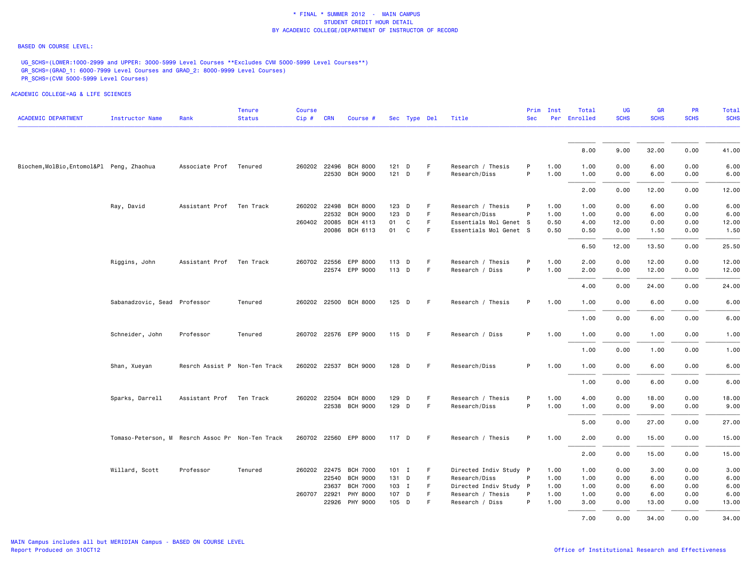\* FINAL \* SUMMER 2012 - MAIN CAMPUS
STUDENT CREDIT HOUR DETAIL
BY ACADEMIC COLLEGE/DEPARTMENT OF INSTRUCTOR OF RECORD

BASED ON COURSE LEVEL:

UG_SCHS=(LOWER:1000-2999 and UPPER: 3000-5999 Level Courses **Excludes CVM 5000-5999 Level Courses**)
GR_SCHS=(GRAD_1: 6000-7999 Level Courses and GRAD_2: 8000-9999 Level Courses)
PR_SCHS=(CVM 5000-5999 Level Courses)

ACADEMIC COLLEGE=AG & LIFE SCIENCES

| ACADEMIC DEPARTMENT | Instructor Name | Rank | Tenure Status | Course Cip # | CRN | Course # | Sec | Type | Del | Title | Prim Sec | Inst Per | Total Enrolled | UG SCHS | GR SCHS | PR SCHS | Total SCHS |
|---|---|---|---|---|---|---|---|---|---|---|---|---|---|---|---|---|---|
| | | | | | | | | | | | | | 8.00 | 9.00 | 32.00 | 0.00 | 41.00 |
| Biochem,MolBio,Entomol&Pl | Peng, Zhaohua | Associate Prof | Tenured | 260202 | 22496 | BCH 8000 | 121 | D | F | Research / Thesis | P | 1.00 | 1.00 | 0.00 | 6.00 | 0.00 | 6.00 |
| | | | | | 22530 | BCH 9000 | 121 | D | F | Research/Diss | P | 1.00 | 1.00 | 0.00 | 6.00 | 0.00 | 6.00 |
| | | | | | | | | | | | | | 2.00 | 0.00 | 12.00 | 0.00 | 12.00 |
| | Ray, David | Assistant Prof | Ten Track | 260202 | 22498 | BCH 8000 | 123 | D | F | Research / Thesis | P | 1.00 | 1.00 | 0.00 | 6.00 | 0.00 | 6.00 |
| | | | | | 22532 | BCH 9000 | 123 | D | F | Research/Diss | P | 1.00 | 1.00 | 0.00 | 6.00 | 0.00 | 6.00 |
| | | | | 260402 | 20085 | BCH 4113 | 01 | C | F | Essentials Mol Genet | S | 0.50 | 4.00 | 12.00 | 0.00 | 0.00 | 12.00 |
| | | | | | 20086 | BCH 6113 | 01 | C | F | Essentials Mol Genet | S | 0.50 | 0.50 | 0.00 | 1.50 | 0.00 | 1.50 |
| | | | | | | | | | | | | | 6.50 | 12.00 | 13.50 | 0.00 | 25.50 |
| | Riggins, John | Assistant Prof | Ten Track | 260702 | 22556 | EPP 8000 | 113 | D | F | Research / Thesis | P | 1.00 | 2.00 | 0.00 | 12.00 | 0.00 | 12.00 |
| | | | | | 22574 | EPP 9000 | 113 | D | F | Research / Diss | P | 1.00 | 2.00 | 0.00 | 12.00 | 0.00 | 12.00 |
| | | | | | | | | | | | | | 4.00 | 0.00 | 24.00 | 0.00 | 24.00 |
| | Sabanadzovic, Sead | Professor | Tenured | 260202 | 22500 | BCH 8000 | 125 | D | F | Research / Thesis | P | 1.00 | 1.00 | 0.00 | 6.00 | 0.00 | 6.00 |
| | | | | | | | | | | | | | 1.00 | 0.00 | 6.00 | 0.00 | 6.00 |
| | Schneider, John | Professor | Tenured | 260702 | 22576 | EPP 9000 | 115 | D | F | Research / Diss | P | 1.00 | 1.00 | 0.00 | 1.00 | 0.00 | 1.00 |
| | | | | | | | | | | | | | 1.00 | 0.00 | 1.00 | 0.00 | 1.00 |
| | Shan, Xueyan | Resrch Assist P | Non-Ten Track | 260202 | 22537 | BCH 9000 | 128 | D | F | Research/Diss | P | 1.00 | 1.00 | 0.00 | 6.00 | 0.00 | 6.00 |
| | | | | | | | | | | | | | 1.00 | 0.00 | 6.00 | 0.00 | 6.00 |
| | Sparks, Darrell | Assistant Prof | Ten Track | 260202 | 22504 | BCH 8000 | 129 | D | F | Research / Thesis | P | 1.00 | 4.00 | 0.00 | 18.00 | 0.00 | 18.00 |
| | | | | | 22538 | BCH 9000 | 129 | D | F | Research/Diss | P | 1.00 | 1.00 | 0.00 | 9.00 | 0.00 | 9.00 |
| | | | | | | | | | | | | | 5.00 | 0.00 | 27.00 | 0.00 | 27.00 |
| | Tomaso-Peterson, M | Resrch Assoc Pr | Non-Ten Track | 260702 | 22560 | EPP 8000 | 117 | D | F | Research / Thesis | P | 1.00 | 2.00 | 0.00 | 15.00 | 0.00 | 15.00 |
| | | | | | | | | | | | | | 2.00 | 0.00 | 15.00 | 0.00 | 15.00 |
| | Willard, Scott | Professor | Tenured | 260202 | 22475 | BCH 7000 | 101 | I | F | Directed Indiv Study | P | 1.00 | 1.00 | 0.00 | 3.00 | 0.00 | 3.00 |
| | | | | | 22540 | BCH 9000 | 131 | D | F | Research/Diss | P | 1.00 | 1.00 | 0.00 | 6.00 | 0.00 | 6.00 |
| | | | | | 23637 | BCH 7000 | 103 | I | F | Directed Indiv Study | P | 1.00 | 1.00 | 0.00 | 6.00 | 0.00 | 6.00 |
| | | | | 260707 | 22921 | PHY 8000 | 107 | D | F | Research / Thesis | P | 1.00 | 1.00 | 0.00 | 6.00 | 0.00 | 6.00 |
| | | | | | 22926 | PHY 9000 | 105 | D | F | Research / Diss | P | 1.00 | 3.00 | 0.00 | 13.00 | 0.00 | 13.00 |
| | | | | | | | | | | | | | 7.00 | 0.00 | 34.00 | 0.00 | 34.00 |

MAIN Campus includes all but MERIDIAN Campus - BASED ON COURSE LEVEL
Report Produced on 31OCT12

Office of Institutional Research and Effectiveness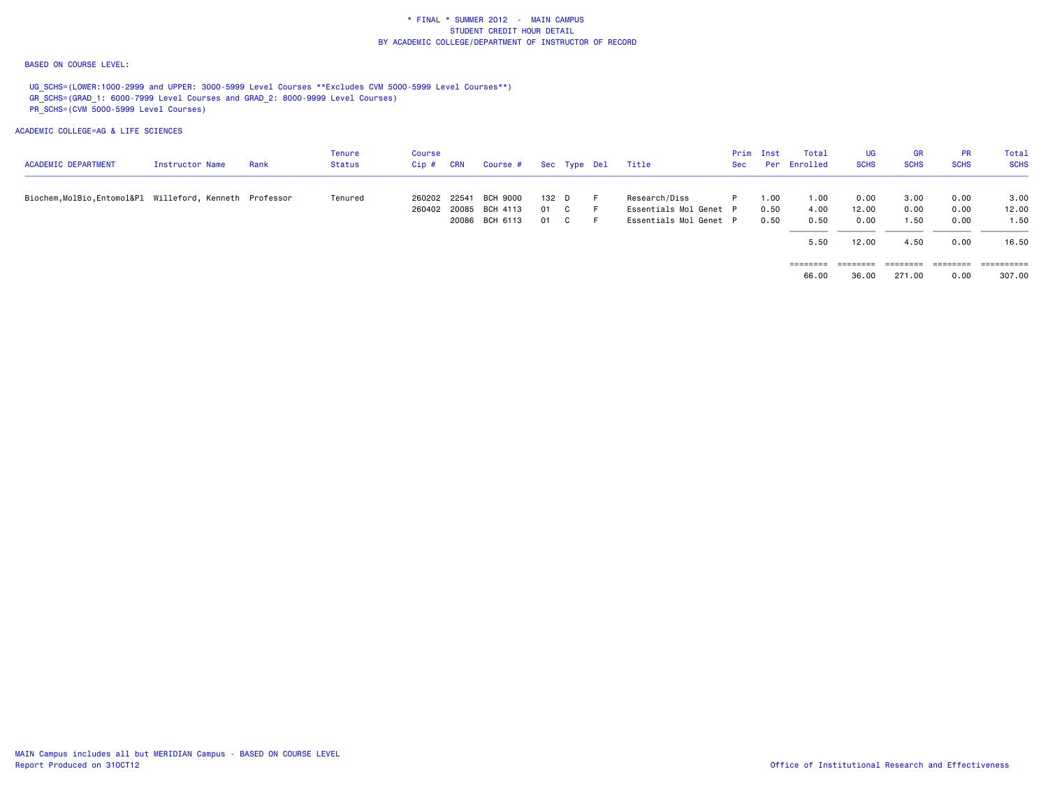\* FINAL \* SUMMER 2012 - MAIN CAMPUS
STUDENT CREDIT HOUR DETAIL
BY ACADEMIC COLLEGE/DEPARTMENT OF INSTRUCTOR OF RECORD

BASED ON COURSE LEVEL:

UG_SCHS=(LOWER:1000-2999 and UPPER: 3000-5999 Level Courses **Excludes CVM 5000-5999 Level Courses**)
GR_SCHS=(GRAD_1: 6000-7999 Level Courses and GRAD_2: 8000-9999 Level Courses)
PR_SCHS=(CVM 5000-5999 Level Courses)

ACADEMIC COLLEGE=AG & LIFE SCIENCES

| ACADEMIC DEPARTMENT | Instructor Name | Rank | Tenure Status | Course Cip # | CRN | Course # | Sec | Type | Del | Title | Prim Sec | Inst Per | Total Enrolled | UG SCHS | GR SCHS | PR SCHS | Total SCHS |
|---|---|---|---|---|---|---|---|---|---|---|---|---|---|---|---|---|---|
| Biochem,MolBio,Entomol&Pl | Willeford, Kenneth | Professor | Tenured | 260202 | 22541 | BCH 9000 | 132 | D | F | Research/Diss | P | 1.00 | 1.00 | 0.00 | 3.00 | 0.00 | 3.00 |
| | | | | 260402 | 20085 | BCH 4113 | 01 | C | F | Essentials Mol Genet | P | 0.50 | 4.00 | 12.00 | 0.00 | 0.00 | 12.00 |
| | | | | | 20086 | BCH 6113 | 01 | C | F | Essentials Mol Genet | P | 0.50 | 0.50 | 0.00 | 1.50 | 0.00 | 1.50 |
| | | | | | | | | | | | | | 5.50 | 12.00 | 4.50 | 0.00 | 16.50 |
| | | | | | | | | | | | | | 66.00 | 36.00 | 271.00 | 0.00 | 307.00 |

MAIN Campus includes all but MERIDIAN Campus - BASED ON COURSE LEVEL
Report Produced on 31OCT12

Office of Institutional Research and Effectiveness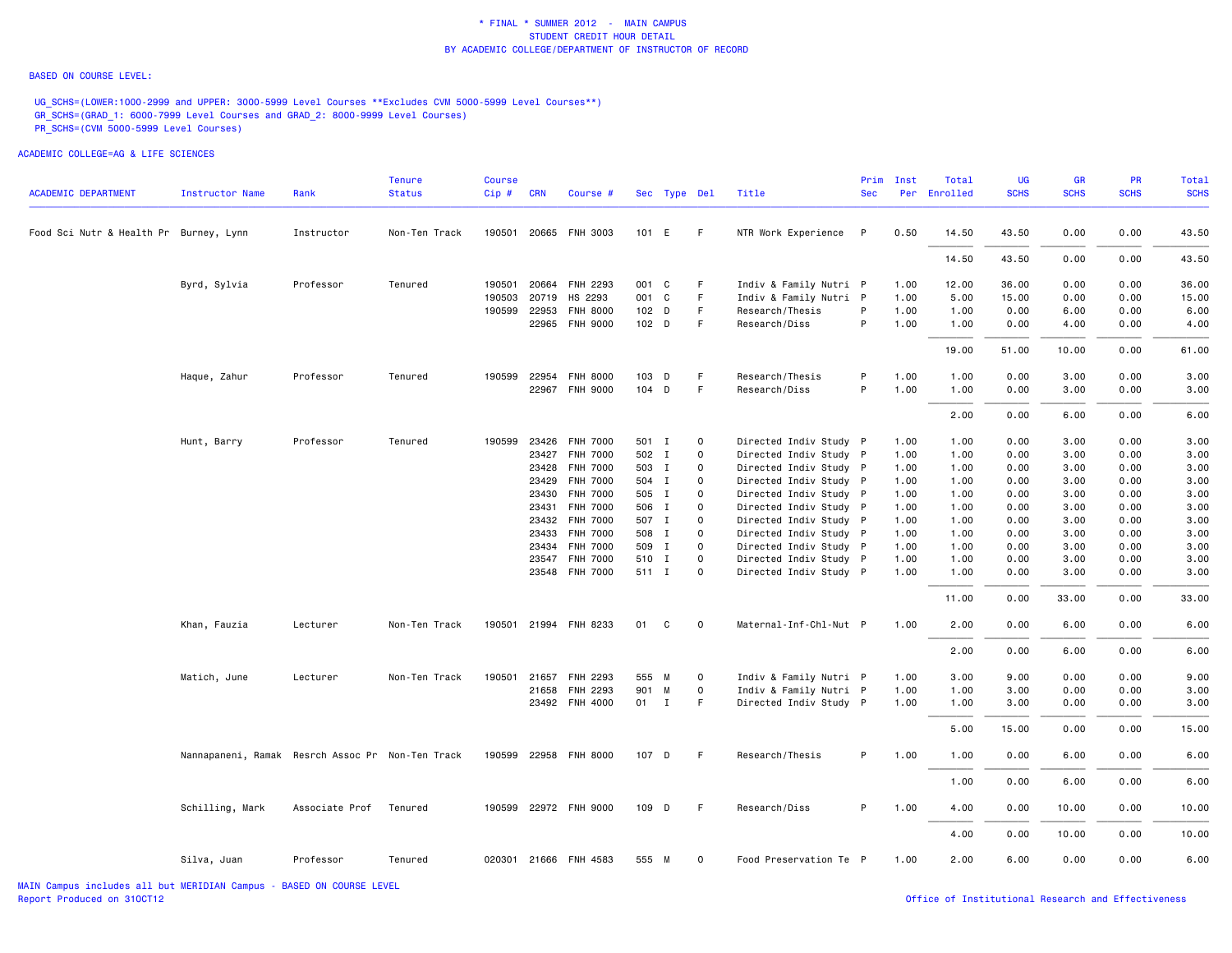\* FINAL \* SUMMER 2012 - MAIN CAMPUS
STUDENT CREDIT HOUR DETAIL
BY ACADEMIC COLLEGE/DEPARTMENT OF INSTRUCTOR OF RECORD

BASED ON COURSE LEVEL:

UG_SCHS=(LOWER:1000-2999 and UPPER: 3000-5999 Level Courses **Excludes CVM 5000-5999 Level Courses**)
GR_SCHS=(GRAD_1: 6000-7999 Level Courses and GRAD_2: 8000-9999 Level Courses)
PR_SCHS=(CVM 5000-5999 Level Courses)

ACADEMIC COLLEGE=AG & LIFE SCIENCES

| ACADEMIC DEPARTMENT | Instructor Name | Rank | Tenure Status | Course Cip # | CRN | Course # | Sec | Type | Del | Title | Prim Sec | Inst Per | Total Enrolled | UG SCHS | GR SCHS | PR SCHS | Total SCHS |
|---|---|---|---|---|---|---|---|---|---|---|---|---|---|---|---|---|---|
| Food Sci Nutr & Health Pr | Burney, Lynn | Instructor | Non-Ten Track | 190501 | 20665 | FNH 3003 | 101 | E | F | NTR Work Experience | P | 0.50 | 14.50 | 43.50 | 0.00 | 0.00 | 43.50 |
| | | | | | | | | | | | | | 14.50 | 43.50 | 0.00 | 0.00 | 43.50 |
| | Byrd, Sylvia | Professor | Tenured | 190501 | 20664 | FNH 2293 | 001 | C | F | Indiv & Family Nutri | P | 1.00 | 12.00 | 36.00 | 0.00 | 0.00 | 36.00 |
| | | | | 190503 | 20719 | HS 2293 | 001 | C | F | Indiv & Family Nutri | P | 1.00 | 5.00 | 15.00 | 0.00 | 0.00 | 15.00 |
| | | | | 190599 | 22953 | FNH 8000 | 102 | D | F | Research/Thesis | P | 1.00 | 1.00 | 0.00 | 6.00 | 0.00 | 6.00 |
| | | | | | 22965 | FNH 9000 | 102 | D | F | Research/Diss | P | 1.00 | 1.00 | 0.00 | 4.00 | 0.00 | 4.00 |
| | | | | | | | | | | | | | 19.00 | 51.00 | 10.00 | 0.00 | 61.00 |
| | Haque, Zahur | Professor | Tenured | 190599 | 22954 | FNH 8000 | 103 | D | F | Research/Thesis | P | 1.00 | 1.00 | 0.00 | 3.00 | 0.00 | 3.00 |
| | | | | | 22967 | FNH 9000 | 104 | D | F | Research/Diss | P | 1.00 | 1.00 | 0.00 | 3.00 | 0.00 | 3.00 |
| | | | | | | | | | | | | | 2.00 | 0.00 | 6.00 | 0.00 | 6.00 |
| | Hunt, Barry | Professor | Tenured | 190599 | 23426 | FNH 7000 | 501 | I | O | Directed Indiv Study | P | 1.00 | 1.00 | 0.00 | 3.00 | 0.00 | 3.00 |
| | | | | | 23427 | FNH 7000 | 502 | I | O | Directed Indiv Study | P | 1.00 | 1.00 | 0.00 | 3.00 | 0.00 | 3.00 |
| | | | | | 23428 | FNH 7000 | 503 | I | O | Directed Indiv Study | P | 1.00 | 1.00 | 0.00 | 3.00 | 0.00 | 3.00 |
| | | | | | 23429 | FNH 7000 | 504 | I | O | Directed Indiv Study | P | 1.00 | 1.00 | 0.00 | 3.00 | 0.00 | 3.00 |
| | | | | | 23430 | FNH 7000 | 505 | I | O | Directed Indiv Study | P | 1.00 | 1.00 | 0.00 | 3.00 | 0.00 | 3.00 |
| | | | | | 23431 | FNH 7000 | 506 | I | O | Directed Indiv Study | P | 1.00 | 1.00 | 0.00 | 3.00 | 0.00 | 3.00 |
| | | | | | 23432 | FNH 7000 | 507 | I | O | Directed Indiv Study | P | 1.00 | 1.00 | 0.00 | 3.00 | 0.00 | 3.00 |
| | | | | | 23433 | FNH 7000 | 508 | I | O | Directed Indiv Study | P | 1.00 | 1.00 | 0.00 | 3.00 | 0.00 | 3.00 |
| | | | | | 23434 | FNH 7000 | 509 | I | O | Directed Indiv Study | P | 1.00 | 1.00 | 0.00 | 3.00 | 0.00 | 3.00 |
| | | | | | 23547 | FNH 7000 | 510 | I | O | Directed Indiv Study | P | 1.00 | 1.00 | 0.00 | 3.00 | 0.00 | 3.00 |
| | | | | | 23548 | FNH 7000 | 511 | I | O | Directed Indiv Study | P | 1.00 | 1.00 | 0.00 | 3.00 | 0.00 | 3.00 |
| | | | | | | | | | | | | | 11.00 | 0.00 | 33.00 | 0.00 | 33.00 |
| | Khan, Fauzia | Lecturer | Non-Ten Track | 190501 | 21994 | FNH 8233 | 01 | C | O | Maternal-Inf-Chl-Nut | P | 1.00 | 2.00 | 0.00 | 6.00 | 0.00 | 6.00 |
| | | | | | | | | | | | | | 2.00 | 0.00 | 6.00 | 0.00 | 6.00 |
| | Matich, June | Lecturer | Non-Ten Track | 190501 | 21657 | FNH 2293 | 555 | M | O | Indiv & Family Nutri | P | 1.00 | 3.00 | 9.00 | 0.00 | 0.00 | 9.00 |
| | | | | | 21658 | FNH 2293 | 901 | M | O | Indiv & Family Nutri | P | 1.00 | 1.00 | 3.00 | 0.00 | 0.00 | 3.00 |
| | | | | | 23492 | FNH 4000 | 01 | I | F | Directed Indiv Study | P | 1.00 | 1.00 | 3.00 | 0.00 | 0.00 | 3.00 |
| | | | | | | | | | | | | | 5.00 | 15.00 | 0.00 | 0.00 | 15.00 |
| | Nannapaneni, Ramak | Resrch Assoc Pr | Non-Ten Track | 190599 | 22958 | FNH 8000 | 107 | D | F | Research/Thesis | P | 1.00 | 1.00 | 0.00 | 6.00 | 0.00 | 6.00 |
| | | | | | | | | | | | | | 1.00 | 0.00 | 6.00 | 0.00 | 6.00 |
| | Schilling, Mark | Associate Prof | Tenured | 190599 | 22972 | FNH 9000 | 109 | D | F | Research/Diss | P | 1.00 | 4.00 | 0.00 | 10.00 | 0.00 | 10.00 |
| | | | | | | | | | | | | | 4.00 | 0.00 | 10.00 | 0.00 | 10.00 |
| | Silva, Juan | Professor | Tenured | 020301 | 21666 | FNH 4583 | 555 | M | O | Food Preservation Te | P | 1.00 | 2.00 | 6.00 | 0.00 | 0.00 | 6.00 |

MAIN Campus includes all but MERIDIAN Campus - BASED ON COURSE LEVEL
Report Produced on 31OCT12

Office of Institutional Research and Effectiveness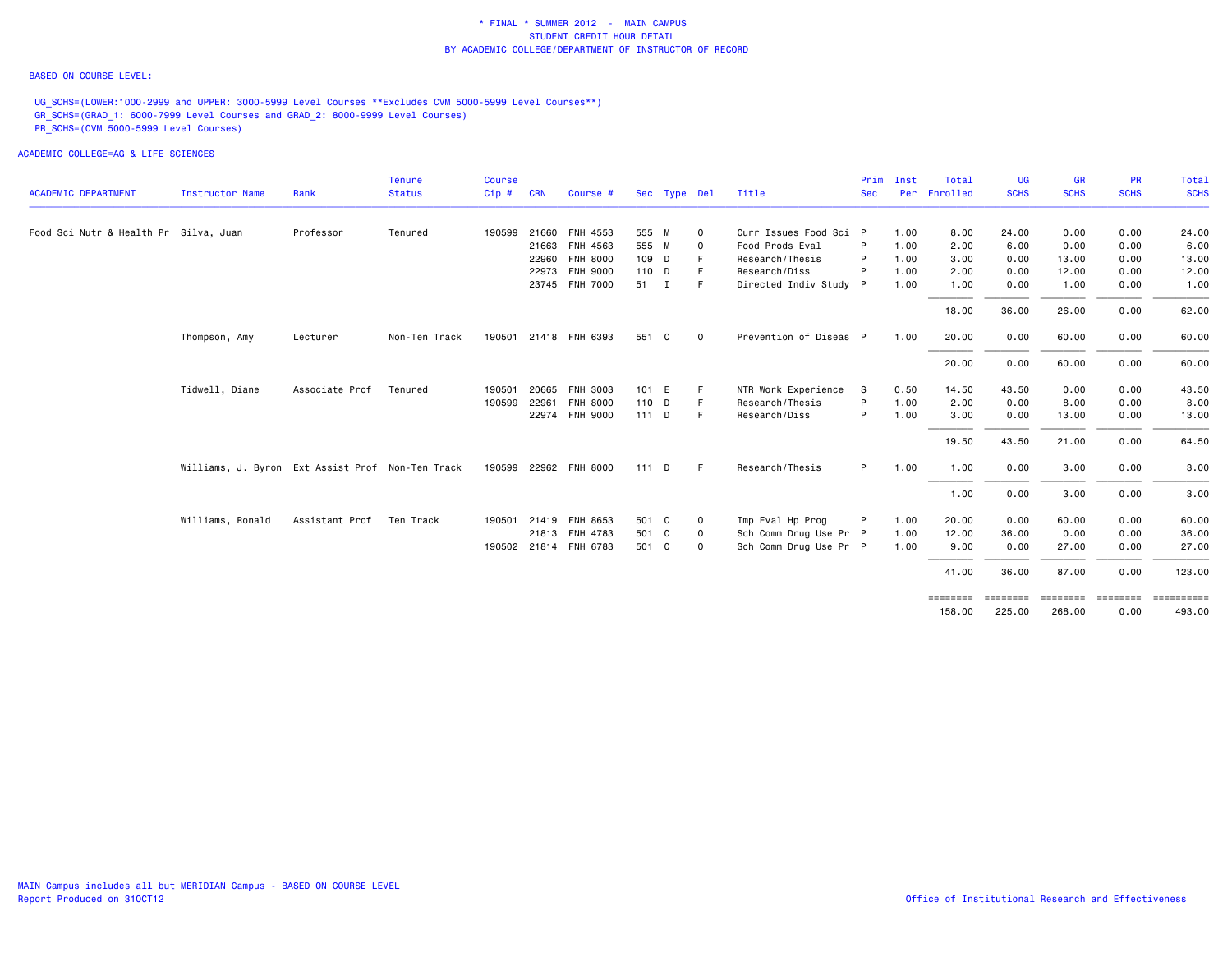# * FINAL * SUMMER 2012 - MAIN CAMPUS
## STUDENT CREDIT HOUR DETAIL
## BY ACADEMIC COLLEGE/DEPARTMENT OF INSTRUCTOR OF RECORD

BASED ON COURSE LEVEL:

UG_SCHS=(LOWER:1000-2999 and UPPER: 3000-5999 Level Courses **Excludes CVM 5000-5999 Level Courses**)
GR_SCHS=(GRAD_1: 6000-7999 Level Courses and GRAD_2: 8000-9999 Level Courses)
PR_SCHS=(CVM 5000-5999 Level Courses)

ACADEMIC COLLEGE=AG & LIFE SCIENCES

| ACADEMIC DEPARTMENT | Instructor Name | Rank | Tenure Status | Course Cip # | CRN | Course # | Sec | Type | Del | Title | Prim Sec | Inst Per | Total Enrolled | UG SCHS | GR SCHS | PR SCHS | Total SCHS |
|---|---|---|---|---|---|---|---|---|---|---|---|---|---|---|---|---|---|
| Food Sci Nutr & Health Pr | Silva, Juan | Professor | Tenured | 190599 | 21660 | FNH 4553 | 555 | M | O | Curr Issues Food Sci | P | 1.00 | 8.00 | 24.00 | 0.00 | 0.00 | 24.00 |
| | | | | | 21663 | FNH 4563 | 555 | M | O | Food Prods Eval | P | 1.00 | 2.00 | 6.00 | 0.00 | 0.00 | 6.00 |
| | | | | | 22960 | FNH 8000 | 109 | D | F | Research/Thesis | P | 1.00 | 3.00 | 0.00 | 13.00 | 0.00 | 13.00 |
| | | | | | 22973 | FNH 9000 | 110 | D | F | Research/Diss | P | 1.00 | 2.00 | 0.00 | 12.00 | 0.00 | 12.00 |
| | | | | | 23745 | FNH 7000 | 51 | I | F | Directed Indiv Study | P | 1.00 | 1.00 | 0.00 | 1.00 | 0.00 | 1.00 |
| | | | | | | | | | | | | | 18.00 | 36.00 | 26.00 | 0.00 | 62.00 |
| | Thompson, Amy | Lecturer | Non-Ten Track | 190501 | 21418 | FNH 6393 | 551 | C | O | Prevention of Diseas | P | 1.00 | 20.00 | 0.00 | 60.00 | 0.00 | 60.00 |
| | | | | | | | | | | | | | 20.00 | 0.00 | 60.00 | 0.00 | 60.00 |
| | Tidwell, Diane | Associate Prof | Tenured | 190501 | 20665 | FNH 3003 | 101 | E | F | NTR Work Experience | S | 0.50 | 14.50 | 43.50 | 0.00 | 0.00 | 43.50 |
| | | | | 190599 | 22961 | FNH 8000 | 110 | D | F | Research/Thesis | P | 1.00 | 2.00 | 0.00 | 8.00 | 0.00 | 8.00 |
| | | | | | 22974 | FNH 9000 | 111 | D | F | Research/Diss | P | 1.00 | 3.00 | 0.00 | 13.00 | 0.00 | 13.00 |
| | | | | | | | | | | | | | 19.50 | 43.50 | 21.00 | 0.00 | 64.50 |
| | Williams, J. Byron | Ext Assist Prof | Non-Ten Track | 190599 | 22962 | FNH 8000 | 111 | D | F | Research/Thesis | P | 1.00 | 1.00 | 0.00 | 3.00 | 0.00 | 3.00 |
| | | | | | | | | | | | | | 1.00 | 0.00 | 3.00 | 0.00 | 3.00 |
| | Williams, Ronald | Assistant Prof | Ten Track | 190501 | 21419 | FNH 8653 | 501 | C | O | Imp Eval Hp Prog | P | 1.00 | 20.00 | 0.00 | 60.00 | 0.00 | 60.00 |
| | | | | | 21813 | FNH 4783 | 501 | C | O | Sch Comm Drug Use Pr | P | 1.00 | 12.00 | 36.00 | 0.00 | 0.00 | 36.00 |
| | | | | 190502 | 21814 | FNH 6783 | 501 | C | O | Sch Comm Drug Use Pr | P | 1.00 | 9.00 | 0.00 | 27.00 | 0.00 | 27.00 |
| | | | | | | | | | | | | | 41.00 | 36.00 | 87.00 | 0.00 | 123.00 |
| | | | | | | | | | | | | | 158.00 | 225.00 | 268.00 | 0.00 | 493.00 |

MAIN Campus includes all but MERIDIAN Campus - BASED ON COURSE LEVEL
Report Produced on 31OCT12

Office of Institutional Research and Effectiveness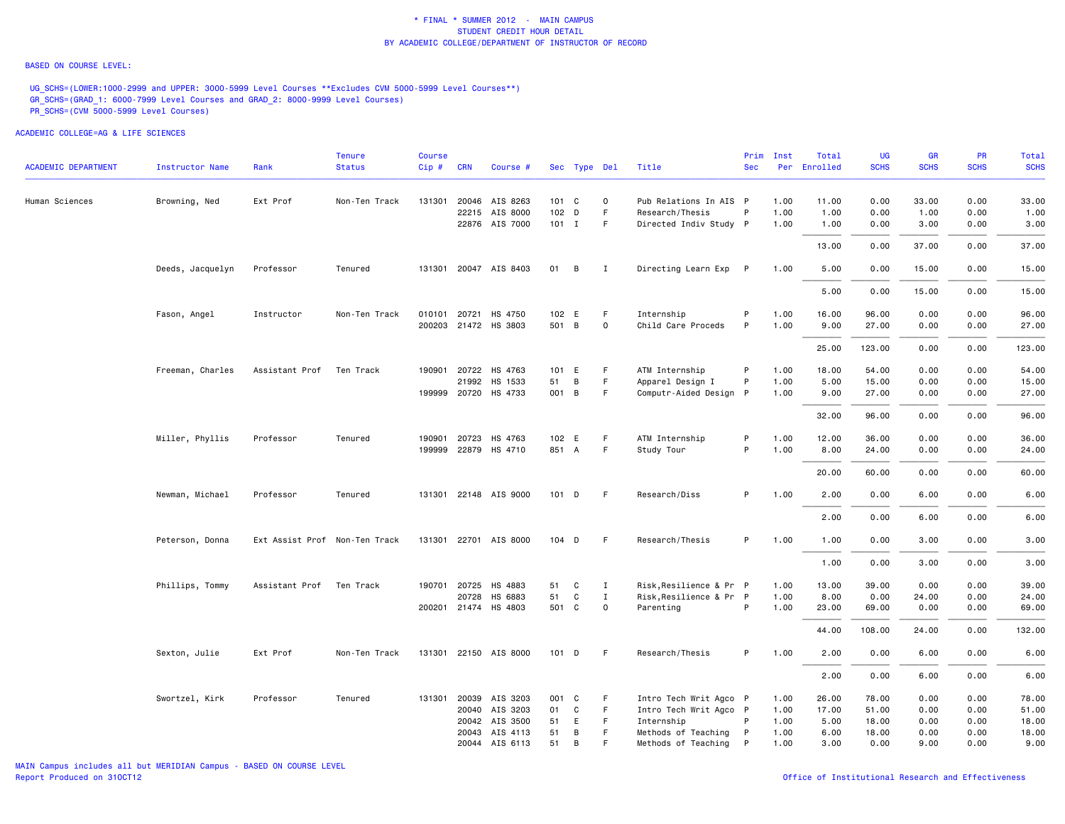\* FINAL \* SUMMER 2012 - MAIN CAMPUS
STUDENT CREDIT HOUR DETAIL
BY ACADEMIC COLLEGE/DEPARTMENT OF INSTRUCTOR OF RECORD

BASED ON COURSE LEVEL:

UG_SCHS=(LOWER:1000-2999 and UPPER: 3000-5999 Level Courses **Excludes CVM 5000-5999 Level Courses**)
GR_SCHS=(GRAD_1: 6000-7999 Level Courses and GRAD_2: 8000-9999 Level Courses)
PR_SCHS=(CVM 5000-5999 Level Courses)

ACADEMIC COLLEGE=AG & LIFE SCIENCES

| ACADEMIC DEPARTMENT | Instructor Name | Rank | Tenure Status | Course Cip # | CRN | Course # | Sec | Type | Del | Title | Prim Sec | Inst Per | Total Enrolled | UG SCHS | GR SCHS | PR SCHS | Total SCHS |
|---|---|---|---|---|---|---|---|---|---|---|---|---|---|---|---|---|---|
| Human Sciences | Browning, Ned | Ext Prof | Non-Ten Track | 131301 | 20046 | AIS 8263 | 101 | C | O | Pub Relations In AIS | P | 1.00 | 11.00 | 0.00 | 33.00 | 0.00 | 33.00 |
| | | | | | 22215 | AIS 8000 | 102 | D | F | Research/Thesis | P | 1.00 | 1.00 | 0.00 | 1.00 | 0.00 | 1.00 |
| | | | | | 22876 | AIS 7000 | 101 | I | F | Directed Indiv Study | P | 1.00 | 1.00 | 0.00 | 3.00 | 0.00 | 3.00 |
| | | | | | | | | | | | | | 13.00 | 0.00 | 37.00 | 0.00 | 37.00 |
| | Deeds, Jacquelyn | Professor | Tenured | 131301 | 20047 | AIS 8403 | 01 | B | I | Directing Learn Exp | P | 1.00 | 5.00 | 0.00 | 15.00 | 0.00 | 15.00 |
| | | | | | | | | | | | | | 5.00 | 0.00 | 15.00 | 0.00 | 15.00 |
| | Fason, Angel | Instructor | Non-Ten Track | 010101 | 20721 | HS 4750 | 102 | E | F | Internship | P | 1.00 | 16.00 | 96.00 | 0.00 | 0.00 | 96.00 |
| | | | | 200203 | 21472 | HS 3803 | 501 | B | O | Child Care Proceds | P | 1.00 | 9.00 | 27.00 | 0.00 | 0.00 | 27.00 |
| | | | | | | | | | | | | | 25.00 | 123.00 | 0.00 | 0.00 | 123.00 |
| | Freeman, Charles | Assistant Prof | Ten Track | 190901 | 20722 | HS 4763 | 101 | E | F | ATM Internship | P | 1.00 | 18.00 | 54.00 | 0.00 | 0.00 | 54.00 |
| | | | | | 21992 | HS 1533 | 51 | B | F | Apparel Design I | P | 1.00 | 5.00 | 15.00 | 0.00 | 0.00 | 15.00 |
| | | | | 199999 | 20720 | HS 4733 | 001 | B | F | Computr-Aided Design | P | 1.00 | 9.00 | 27.00 | 0.00 | 0.00 | 27.00 |
| | | | | | | | | | | | | | 32.00 | 96.00 | 0.00 | 0.00 | 96.00 |
| | Miller, Phyllis | Professor | Tenured | 190901 | 20723 | HS 4763 | 102 | E | F | ATM Internship | P | 1.00 | 12.00 | 36.00 | 0.00 | 0.00 | 36.00 |
| | | | | 199999 | 22879 | HS 4710 | 851 | A | F | Study Tour | P | 1.00 | 8.00 | 24.00 | 0.00 | 0.00 | 24.00 |
| | | | | | | | | | | | | | 20.00 | 60.00 | 0.00 | 0.00 | 60.00 |
| | Newman, Michael | Professor | Tenured | 131301 | 22148 | AIS 9000 | 101 | D | F | Research/Diss | P | 1.00 | 2.00 | 0.00 | 6.00 | 0.00 | 6.00 |
| | | | | | | | | | | | | | 2.00 | 0.00 | 6.00 | 0.00 | 6.00 |
| | Peterson, Donna | Ext Assist Prof | Non-Ten Track | 131301 | 22701 | AIS 8000 | 104 | D | F | Research/Thesis | P | 1.00 | 1.00 | 0.00 | 3.00 | 0.00 | 3.00 |
| | | | | | | | | | | | | | 1.00 | 0.00 | 3.00 | 0.00 | 3.00 |
| | Phillips, Tommy | Assistant Prof | Ten Track | 190701 | 20725 | HS 4883 | 51 | C | I | Risk,Resilience & Pr | P | 1.00 | 13.00 | 39.00 | 0.00 | 0.00 | 39.00 |
| | | | | | 20728 | HS 6883 | 51 | C | I | Risk,Resilience & Pr | P | 1.00 | 8.00 | 0.00 | 24.00 | 0.00 | 24.00 |
| | | | | 200201 | 21474 | HS 4803 | 501 | C | O | Parenting | P | 1.00 | 23.00 | 69.00 | 0.00 | 0.00 | 69.00 |
| | | | | | | | | | | | | | 44.00 | 108.00 | 24.00 | 0.00 | 132.00 |
| | Sexton, Julie | Ext Prof | Non-Ten Track | 131301 | 22150 | AIS 8000 | 101 | D | F | Research/Thesis | P | 1.00 | 2.00 | 0.00 | 6.00 | 0.00 | 6.00 |
| | | | | | | | | | | | | | 2.00 | 0.00 | 6.00 | 0.00 | 6.00 |
| | Swortzel, Kirk | Professor | Tenured | 131301 | 20039 | AIS 3203 | 001 | C | F | Intro Tech Writ Agco | P | 1.00 | 26.00 | 78.00 | 0.00 | 0.00 | 78.00 |
| | | | | | 20040 | AIS 3203 | 01 | C | F | Intro Tech Writ Agco | P | 1.00 | 17.00 | 51.00 | 0.00 | 0.00 | 51.00 |
| | | | | | 20042 | AIS 3500 | 51 | E | F | Internship | P | 1.00 | 5.00 | 18.00 | 0.00 | 0.00 | 18.00 |
| | | | | | 20043 | AIS 4113 | 51 | B | F | Methods of Teaching | P | 1.00 | 6.00 | 18.00 | 0.00 | 0.00 | 18.00 |
| | | | | | 20044 | AIS 6113 | 51 | B | F | Methods of Teaching | P | 1.00 | 3.00 | 0.00 | 9.00 | 0.00 | 9.00 |

MAIN Campus includes all but MERIDIAN Campus - BASED ON COURSE LEVEL
Report Produced on 31OCT12

Office of Institutional Research and Effectiveness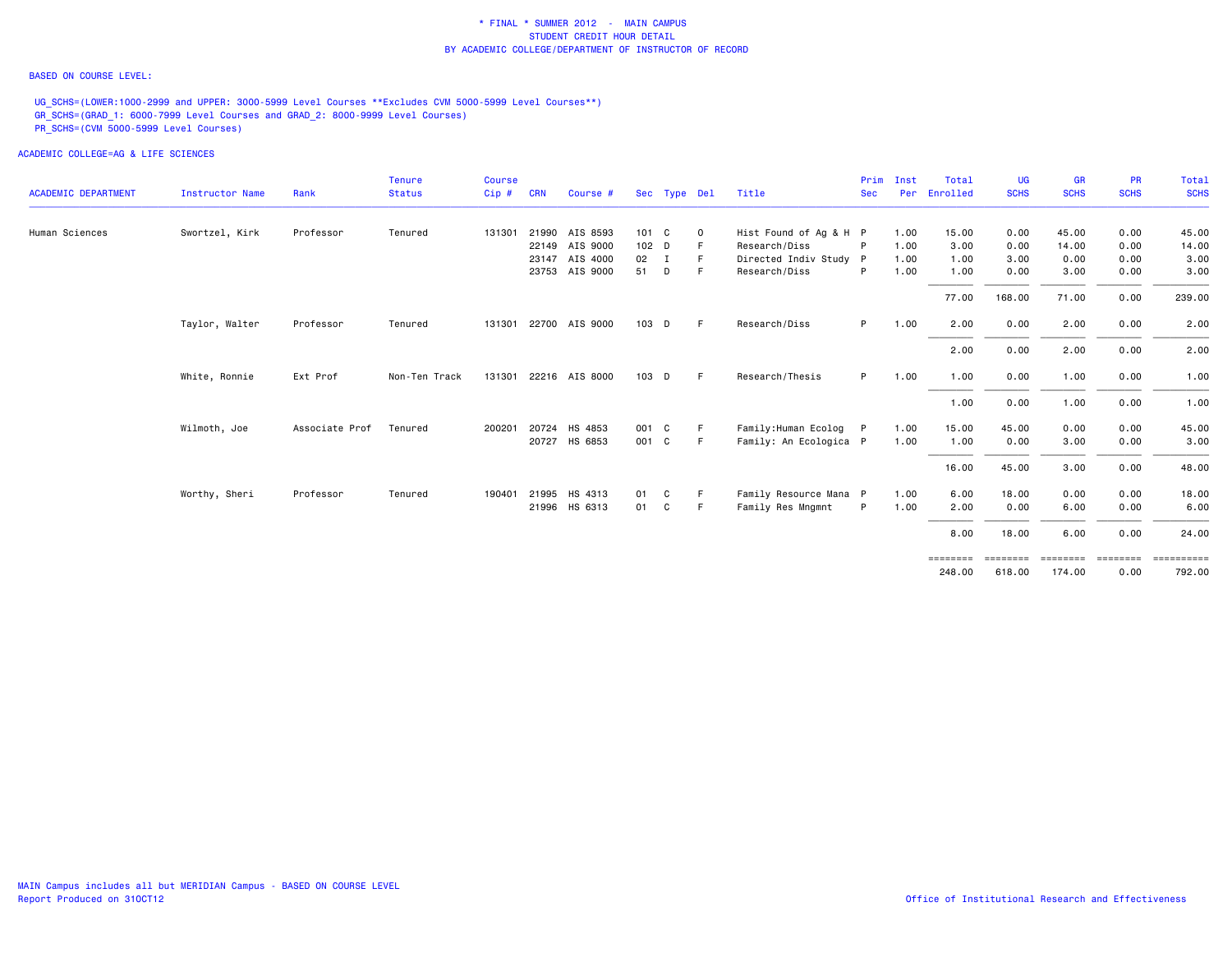\* FINAL \* SUMMER 2012 - MAIN CAMPUS
STUDENT CREDIT HOUR DETAIL
BY ACADEMIC COLLEGE/DEPARTMENT OF INSTRUCTOR OF RECORD

BASED ON COURSE LEVEL:

UG_SCHS=(LOWER:1000-2999 and UPPER: 3000-5999 Level Courses **Excludes CVM 5000-5999 Level Courses**)
GR_SCHS=(GRAD_1: 6000-7999 Level Courses and GRAD_2: 8000-9999 Level Courses)
PR_SCHS=(CVM 5000-5999 Level Courses)

ACADEMIC COLLEGE=AG & LIFE SCIENCES

| ACADEMIC DEPARTMENT | Instructor Name | Rank | Tenure Status | Course Cip # | CRN | Course # | Sec | Type | Del | Title | Prim Sec | Inst Per | Total Enrolled | UG SCHS | GR SCHS | PR SCHS | Total SCHS |
|---|---|---|---|---|---|---|---|---|---|---|---|---|---|---|---|---|---|
| Human Sciences | Swortzel, Kirk | Professor | Tenured | 131301 | 21990 | AIS 8593 | 101 | C | O | Hist Found of Ag & H | P | 1.00 | 15.00 | 0.00 | 45.00 | 0.00 | 45.00 |
| | | | | | 22149 | AIS 9000 | 102 | D | F | Research/Diss | P | 1.00 | 3.00 | 0.00 | 14.00 | 0.00 | 14.00 |
| | | | | | 23147 | AIS 4000 | 02 | I | F | Directed Indiv Study | P | 1.00 | 1.00 | 3.00 | 0.00 | 0.00 | 3.00 |
| | | | | | 23753 | AIS 9000 | 51 | D | F | Research/Diss | P | 1.00 | 1.00 | 0.00 | 3.00 | 0.00 | 3.00 |
| | | | | | | | | | | | | | 77.00 | 168.00 | 71.00 | 0.00 | 239.00 |
| | Taylor, Walter | Professor | Tenured | 131301 | 22700 | AIS 9000 | 103 | D | F | Research/Diss | P | 1.00 | 2.00 | 0.00 | 2.00 | 0.00 | 2.00 |
| | | | | | | | | | | | | | 2.00 | 0.00 | 2.00 | 0.00 | 2.00 |
| | White, Ronnie | Ext Prof | Non-Ten Track | 131301 | 22216 | AIS 8000 | 103 | D | F | Research/Thesis | P | 1.00 | 1.00 | 0.00 | 1.00 | 0.00 | 1.00 |
| | | | | | | | | | | | | | 1.00 | 0.00 | 1.00 | 0.00 | 1.00 |
| | Wilmoth, Joe | Associate Prof | Tenured | 200201 | 20724 | HS 4853 | 001 | C | F | Family:Human Ecolog | P | 1.00 | 15.00 | 45.00 | 0.00 | 0.00 | 45.00 |
| | | | | | 20727 | HS 6853 | 001 | C | F | Family: An Ecologica | P | 1.00 | 1.00 | 0.00 | 3.00 | 0.00 | 3.00 |
| | | | | | | | | | | | | | 16.00 | 45.00 | 3.00 | 0.00 | 48.00 |
| | Worthy, Sheri | Professor | Tenured | 190401 | 21995 | HS 4313 | 01 | C | F | Family Resource Mana | P | 1.00 | 6.00 | 18.00 | 0.00 | 0.00 | 18.00 |
| | | | | | 21996 | HS 6313 | 01 | C | F | Family Res Mngmnt | P | 1.00 | 2.00 | 0.00 | 6.00 | 0.00 | 6.00 |
| | | | | | | | | | | | | | 8.00 | 18.00 | 6.00 | 0.00 | 24.00 |
| | | | | | | | | | | | | | ======== | ======== | ======== | ======== | ========== |
| | | | | | | | | | | | | | 248.00 | 618.00 | 174.00 | 0.00 | 792.00 |

MAIN Campus includes all but MERIDIAN Campus - BASED ON COURSE LEVEL
Report Produced on 31OCT12

Office of Institutional Research and Effectiveness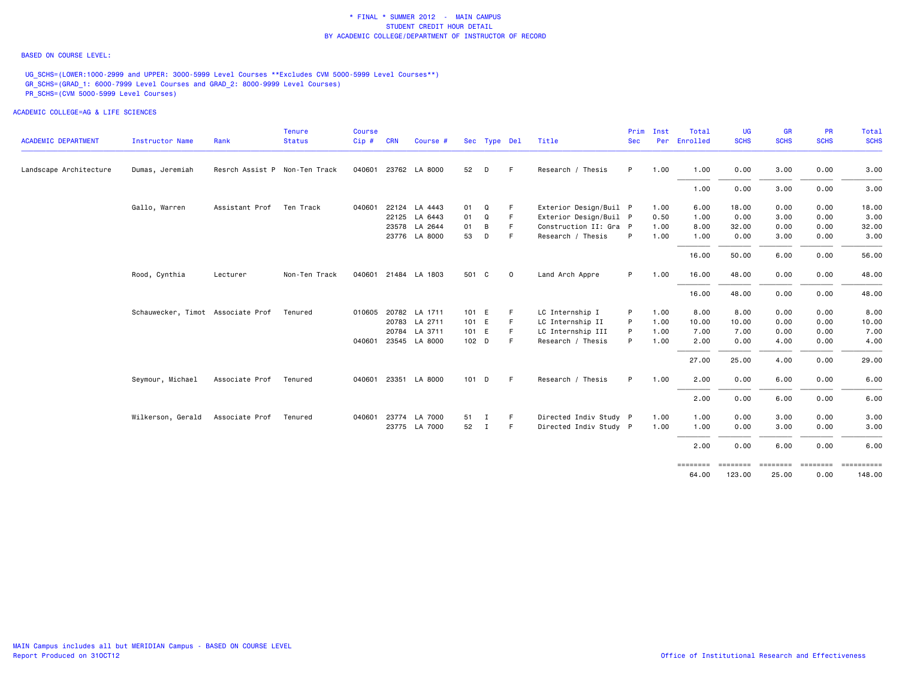# * FINAL * SUMMER 2012 - MAIN CAMPUS
## STUDENT CREDIT HOUR DETAIL
## BY ACADEMIC COLLEGE/DEPARTMENT OF INSTRUCTOR OF RECORD

BASED ON COURSE LEVEL:

UG_SCHS=(LOWER:1000-2999 and UPPER: 3000-5999 Level Courses **Excludes CVM 5000-5999 Level Courses**)
GR_SCHS=(GRAD_1: 6000-7999 Level Courses and GRAD_2: 8000-9999 Level Courses)
PR_SCHS=(CVM 5000-5999 Level Courses)

ACADEMIC COLLEGE=AG & LIFE SCIENCES

| ACADEMIC DEPARTMENT | Instructor Name | Rank | Tenure Status | Course Cip # | CRN | Course # | Sec | Type | Del | Title | Prim Sec | Inst Per | Total Enrolled | UG SCHS | GR SCHS | PR SCHS | Total SCHS |
|---|---|---|---|---|---|---|---|---|---|---|---|---|---|---|---|---|---|
| Landscape Architecture | Dumas, Jeremiah | Resrch Assist P | Non-Ten Track | 040601 | 23762 | LA 8000 | 52 | D | F | Research / Thesis | P | 1.00 | 1.00 | 0.00 | 3.00 | 0.00 | 3.00 |
| | | | | | | | | | | | | | 1.00 | 0.00 | 3.00 | 0.00 | 3.00 |
| | Gallo, Warren | Assistant Prof | Ten Track | 040601 | 22124 | LA 4443 | 01 | Q | F | Exterior Design/Buil | P | 1.00 | 6.00 | 18.00 | 0.00 | 0.00 | 18.00 |
| | | | | | 22125 | LA 6443 | 01 | Q | F | Exterior Design/Buil | P | 0.50 | 1.00 | 0.00 | 3.00 | 0.00 | 3.00 |
| | | | | | 23578 | LA 2644 | 01 | B | F | Construction II: Gra | P | 1.00 | 8.00 | 32.00 | 0.00 | 0.00 | 32.00 |
| | | | | | 23776 | LA 8000 | 53 | D | F | Research / Thesis | P | 1.00 | 1.00 | 0.00 | 3.00 | 0.00 | 3.00 |
| | | | | | | | | | | | | | 16.00 | 50.00 | 6.00 | 0.00 | 56.00 |
| | Rood, Cynthia | Lecturer | Non-Ten Track | 040601 | 21484 | LA 1803 | 501 | C | O | Land Arch Appre | P | 1.00 | 16.00 | 48.00 | 0.00 | 0.00 | 48.00 |
| | | | | | | | | | | | | | 16.00 | 48.00 | 0.00 | 0.00 | 48.00 |
| | Schauwecker, Timot | Associate Prof | Tenured | 010605 | 20782 | LA 1711 | 101 | E | F | LC Internship I | P | 1.00 | 8.00 | 8.00 | 0.00 | 0.00 | 8.00 |
| | | | | | 20783 | LA 2711 | 101 | E | F | LC Internship II | P | 1.00 | 10.00 | 10.00 | 0.00 | 0.00 | 10.00 |
| | | | | | 20784 | LA 3711 | 101 | E | F | LC Internship III | P | 1.00 | 7.00 | 7.00 | 0.00 | 0.00 | 7.00 |
| | | | | 040601 | 23545 | LA 8000 | 102 | D | F | Research / Thesis | P | 1.00 | 2.00 | 0.00 | 4.00 | 0.00 | 4.00 |
| | | | | | | | | | | | | | 27.00 | 25.00 | 4.00 | 0.00 | 29.00 |
| | Seymour, Michael | Associate Prof | Tenured | 040601 | 23351 | LA 8000 | 101 | D | F | Research / Thesis | P | 1.00 | 2.00 | 0.00 | 6.00 | 0.00 | 6.00 |
| | | | | | | | | | | | | | 2.00 | 0.00 | 6.00 | 0.00 | 6.00 |
| | Wilkerson, Gerald | Associate Prof | Tenured | 040601 | 23774 | LA 7000 | 51 | I | F | Directed Indiv Study | P | 1.00 | 1.00 | 0.00 | 3.00 | 0.00 | 3.00 |
| | | | | | 23775 | LA 7000 | 52 | I | F | Directed Indiv Study | P | 1.00 | 1.00 | 0.00 | 3.00 | 0.00 | 3.00 |
| | | | | | | | | | | | | | 2.00 | 0.00 | 6.00 | 0.00 | 6.00 |
| | | | | | | | | | | | | | 64.00 | 123.00 | 25.00 | 0.00 | 148.00 |

MAIN Campus includes all but MERIDIAN Campus - BASED ON COURSE LEVEL
Report Produced on 31OCT12

Office of Institutional Research and Effectiveness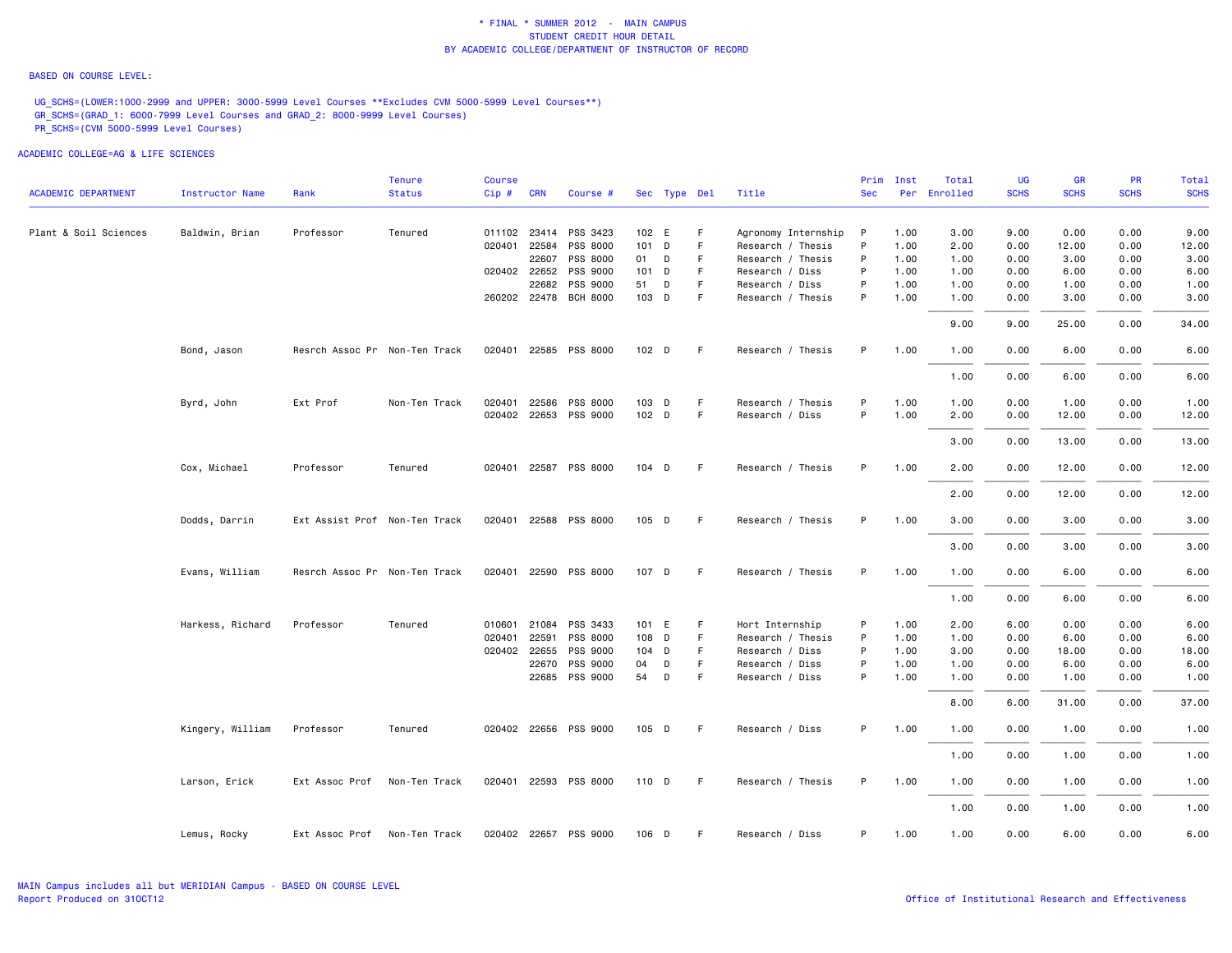\* FINAL \* SUMMER 2012 - MAIN CAMPUS
STUDENT CREDIT HOUR DETAIL
BY ACADEMIC COLLEGE/DEPARTMENT OF INSTRUCTOR OF RECORD

BASED ON COURSE LEVEL:

UG_SCHS=(LOWER:1000-2999 and UPPER: 3000-5999 Level Courses **Excludes CVM 5000-5999 Level Courses**)
GR_SCHS=(GRAD_1: 6000-7999 Level Courses and GRAD_2: 8000-9999 Level Courses)
PR_SCHS=(CVM 5000-5999 Level Courses)

ACADEMIC COLLEGE=AG & LIFE SCIENCES

| ACADEMIC DEPARTMENT | Instructor Name | Rank | Tenure Status | Course Cip # | CRN | Course # | Sec | Type | Del | Title | Prim Sec | Inst Per | Total Enrolled | UG SCHS | GR SCHS | PR SCHS | Total SCHS |
|---|---|---|---|---|---|---|---|---|---|---|---|---|---|---|---|---|---|
| Plant & Soil Sciences | Baldwin, Brian | Professor | Tenured | 011102 | 23414 | PSS 3423 | 102 | E | F | Agronomy Internship | P | 1.00 | 3.00 | 9.00 | 0.00 | 0.00 | 9.00 |
| | | | | 020401 | 22584 | PSS 8000 | 101 | D | F | Research / Thesis | P | 1.00 | 2.00 | 0.00 | 12.00 | 0.00 | 12.00 |
| | | | | | 22607 | PSS 8000 | 01 | D | F | Research / Thesis | P | 1.00 | 1.00 | 0.00 | 3.00 | 0.00 | 3.00 |
| | | | | 020402 | 22652 | PSS 9000 | 101 | D | F | Research / Diss | P | 1.00 | 1.00 | 0.00 | 6.00 | 0.00 | 6.00 |
| | | | | | 22682 | PSS 9000 | 51 | D | F | Research / Diss | P | 1.00 | 1.00 | 0.00 | 1.00 | 0.00 | 1.00 |
| | | | | 260202 | 22478 | BCH 8000 | 103 | D | F | Research / Thesis | P | 1.00 | 1.00 | 0.00 | 3.00 | 0.00 | 3.00 |
| | | | | | | | | | | | | | 9.00 | 9.00 | 25.00 | 0.00 | 34.00 |
| | Bond, Jason | Resrch Assoc Pr | Non-Ten Track | 020401 | 22585 | PSS 8000 | 102 | D | F | Research / Thesis | P | 1.00 | 1.00 | 0.00 | 6.00 | 0.00 | 6.00 |
| | | | | | | | | | | | | | 1.00 | 0.00 | 6.00 | 0.00 | 6.00 |
| | Byrd, John | Ext Prof | Non-Ten Track | 020401 | 22586 | PSS 8000 | 103 | D | F | Research / Thesis | P | 1.00 | 1.00 | 0.00 | 1.00 | 0.00 | 1.00 |
| | | | | 020402 | 22653 | PSS 9000 | 102 | D | F | Research / Diss | P | 1.00 | 2.00 | 0.00 | 12.00 | 0.00 | 12.00 |
| | | | | | | | | | | | | | 3.00 | 0.00 | 13.00 | 0.00 | 13.00 |
| | Cox, Michael | Professor | Tenured | 020401 | 22587 | PSS 8000 | 104 | D | F | Research / Thesis | P | 1.00 | 2.00 | 0.00 | 12.00 | 0.00 | 12.00 |
| | | | | | | | | | | | | | 2.00 | 0.00 | 12.00 | 0.00 | 12.00 |
| | Dodds, Darrin | Ext Assist Prof | Non-Ten Track | 020401 | 22588 | PSS 8000 | 105 | D | F | Research / Thesis | P | 1.00 | 3.00 | 0.00 | 3.00 | 0.00 | 3.00 |
| | | | | | | | | | | | | | 3.00 | 0.00 | 3.00 | 0.00 | 3.00 |
| | Evans, William | Resrch Assoc Pr | Non-Ten Track | 020401 | 22590 | PSS 8000 | 107 | D | F | Research / Thesis | P | 1.00 | 1.00 | 0.00 | 6.00 | 0.00 | 6.00 |
| | | | | | | | | | | | | | 1.00 | 0.00 | 6.00 | 0.00 | 6.00 |
| | Harkess, Richard | Professor | Tenured | 010601 | 21084 | PSS 3433 | 101 | E | F | Hort Internship | P | 1.00 | 2.00 | 6.00 | 0.00 | 0.00 | 6.00 |
| | | | | 020401 | 22591 | PSS 8000 | 108 | D | F | Research / Thesis | P | 1.00 | 1.00 | 0.00 | 6.00 | 0.00 | 6.00 |
| | | | | 020402 | 22655 | PSS 9000 | 104 | D | F | Research / Diss | P | 1.00 | 3.00 | 0.00 | 18.00 | 0.00 | 18.00 |
| | | | | | 22670 | PSS 9000 | 04 | D | F | Research / Diss | P | 1.00 | 1.00 | 0.00 | 6.00 | 0.00 | 6.00 |
| | | | | | 22685 | PSS 9000 | 54 | D | F | Research / Diss | P | 1.00 | 1.00 | 0.00 | 1.00 | 0.00 | 1.00 |
| | | | | | | | | | | | | | 8.00 | 6.00 | 31.00 | 0.00 | 37.00 |
| | Kingery, William | Professor | Tenured | 020402 | 22656 | PSS 9000 | 105 | D | F | Research / Diss | P | 1.00 | 1.00 | 0.00 | 1.00 | 0.00 | 1.00 |
| | | | | | | | | | | | | | 1.00 | 0.00 | 1.00 | 0.00 | 1.00 |
| | Larson, Erick | Ext Assoc Prof | Non-Ten Track | 020401 | 22593 | PSS 8000 | 110 | D | F | Research / Thesis | P | 1.00 | 1.00 | 0.00 | 1.00 | 0.00 | 1.00 |
| | | | | | | | | | | | | | 1.00 | 0.00 | 1.00 | 0.00 | 1.00 |
| | Lemus, Rocky | Ext Assoc Prof | Non-Ten Track | 020402 | 22657 | PSS 9000 | 106 | D | F | Research / Diss | P | 1.00 | 1.00 | 0.00 | 6.00 | 0.00 | 6.00 |

MAIN Campus includes all but MERIDIAN Campus - BASED ON COURSE LEVEL
Report Produced on 31OCT12

Office of Institutional Research and Effectiveness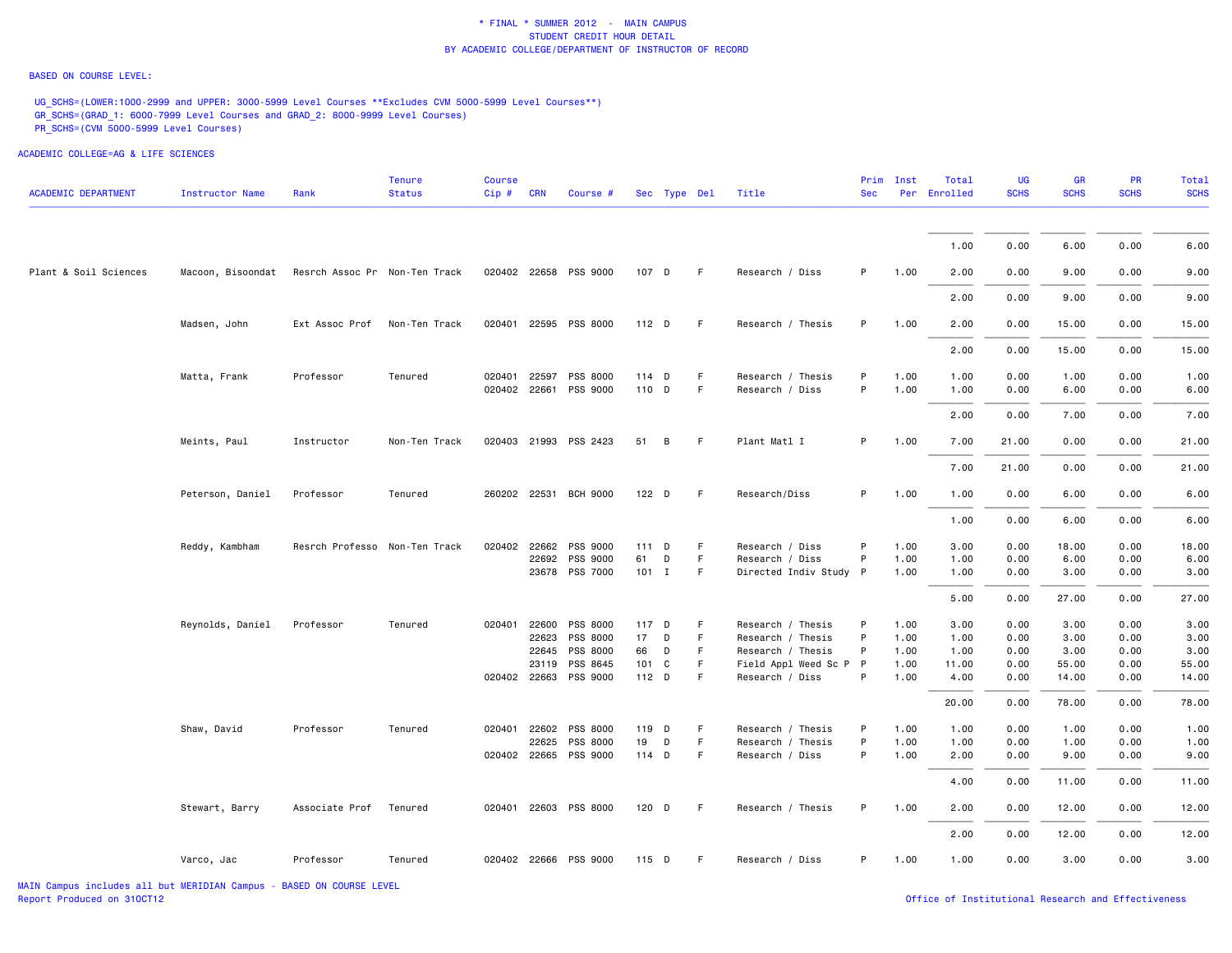\* FINAL \* SUMMER 2012 - MAIN CAMPUS
STUDENT CREDIT HOUR DETAIL
BY ACADEMIC COLLEGE/DEPARTMENT OF INSTRUCTOR OF RECORD

BASED ON COURSE LEVEL:

UG_SCHS=(LOWER:1000-2999 and UPPER: 3000-5999 Level Courses **Excludes CVM 5000-5999 Level Courses**)
GR_SCHS=(GRAD_1: 6000-7999 Level Courses and GRAD_2: 8000-9999 Level Courses)
PR_SCHS=(CVM 5000-5999 Level Courses)

ACADEMIC COLLEGE=AG & LIFE SCIENCES

| ACADEMIC DEPARTMENT | Instructor Name | Rank | Tenure Status | Course Cip # | CRN | Course # | Sec | Type | Del | Title | Prim Sec | Inst Per | Total Enrolled | UG SCHS | GR SCHS | PR SCHS | Total SCHS |
|---|---|---|---|---|---|---|---|---|---|---|---|---|---|---|---|---|---|
| | | | | | | | | | | | | | 1.00 | 0.00 | 6.00 | 0.00 | 6.00 |
| Plant & Soil Sciences | Macoon, Bisoondat | Resrch Assoc Pr | Non-Ten Track | 020402 | 22658 | PSS 9000 | 107 | D | F | Research / Diss | P | 1.00 | 2.00 | 0.00 | 9.00 | 0.00 | 9.00 |
| | | | | | | | | | | | | | 2.00 | 0.00 | 9.00 | 0.00 | 9.00 |
| | Madsen, John | Ext Assoc Prof | Non-Ten Track | 020401 | 22595 | PSS 8000 | 112 | D | F | Research / Thesis | P | 1.00 | 2.00 | 0.00 | 15.00 | 0.00 | 15.00 |
| | | | | | | | | | | | | | 2.00 | 0.00 | 15.00 | 0.00 | 15.00 |
| | Matta, Frank | Professor | Tenured | 020401 | 22597 | PSS 8000 | 114 | D | F | Research / Thesis | P | 1.00 | 1.00 | 0.00 | 1.00 | 0.00 | 1.00 |
| | | | | 020402 | 22661 | PSS 9000 | 110 | D | F | Research / Diss | P | 1.00 | 1.00 | 0.00 | 6.00 | 0.00 | 6.00 |
| | | | | | | | | | | | | | 2.00 | 0.00 | 7.00 | 0.00 | 7.00 |
| | Meints, Paul | Instructor | Non-Ten Track | 020403 | 21993 | PSS 2423 | 51 | B | F | Plant Matl I | P | 1.00 | 7.00 | 21.00 | 0.00 | 0.00 | 21.00 |
| | | | | | | | | | | | | | 7.00 | 21.00 | 0.00 | 0.00 | 21.00 |
| | Peterson, Daniel | Professor | Tenured | 260202 | 22531 | BCH 9000 | 122 | D | F | Research/Diss | P | 1.00 | 1.00 | 0.00 | 6.00 | 0.00 | 6.00 |
| | | | | | | | | | | | | | 1.00 | 0.00 | 6.00 | 0.00 | 6.00 |
| | Reddy, Kambham | Resrch Professo | Non-Ten Track | 020402 | 22662 | PSS 9000 | 111 | D | F | Research / Diss | P | 1.00 | 3.00 | 0.00 | 18.00 | 0.00 | 18.00 |
| | | | | | 22692 | PSS 9000 | 61 | D | F | Research / Diss | P | 1.00 | 1.00 | 0.00 | 6.00 | 0.00 | 6.00 |
| | | | | | 23678 | PSS 7000 | 101 | I | F | Directed Indiv Study | P | 1.00 | 1.00 | 0.00 | 3.00 | 0.00 | 3.00 |
| | | | | | | | | | | | | | 5.00 | 0.00 | 27.00 | 0.00 | 27.00 |
| | Reynolds, Daniel | Professor | Tenured | 020401 | 22600 | PSS 8000 | 117 | D | F | Research / Thesis | P | 1.00 | 3.00 | 0.00 | 3.00 | 0.00 | 3.00 |
| | | | | | 22623 | PSS 8000 | 17 | D | F | Research / Thesis | P | 1.00 | 1.00 | 0.00 | 3.00 | 0.00 | 3.00 |
| | | | | | 22645 | PSS 8000 | 66 | D | F | Research / Thesis | P | 1.00 | 1.00 | 0.00 | 3.00 | 0.00 | 3.00 |
| | | | | | 23119 | PSS 8645 | 101 | C | F | Field Appl Weed Sc P | P | 1.00 | 11.00 | 0.00 | 55.00 | 0.00 | 55.00 |
| | | | | 020402 | 22663 | PSS 9000 | 112 | D | F | Research / Diss | P | 1.00 | 4.00 | 0.00 | 14.00 | 0.00 | 14.00 |
| | | | | | | | | | | | | | 20.00 | 0.00 | 78.00 | 0.00 | 78.00 |
| | Shaw, David | Professor | Tenured | 020401 | 22602 | PSS 8000 | 119 | D | F | Research / Thesis | P | 1.00 | 1.00 | 0.00 | 1.00 | 0.00 | 1.00 |
| | | | | | 22625 | PSS 8000 | 19 | D | F | Research / Thesis | P | 1.00 | 1.00 | 0.00 | 1.00 | 0.00 | 1.00 |
| | | | | 020402 | 22665 | PSS 9000 | 114 | D | F | Research / Diss | P | 1.00 | 2.00 | 0.00 | 9.00 | 0.00 | 9.00 |
| | | | | | | | | | | | | | 4.00 | 0.00 | 11.00 | 0.00 | 11.00 |
| | Stewart, Barry | Associate Prof | Tenured | 020401 | 22603 | PSS 8000 | 120 | D | F | Research / Thesis | P | 1.00 | 2.00 | 0.00 | 12.00 | 0.00 | 12.00 |
| | | | | | | | | | | | | | 2.00 | 0.00 | 12.00 | 0.00 | 12.00 |
| | Varco, Jac | Professor | Tenured | 020402 | 22666 | PSS 9000 | 115 | D | F | Research / Diss | P | 1.00 | 1.00 | 0.00 | 3.00 | 0.00 | 3.00 |

MAIN Campus includes all but MERIDIAN Campus - BASED ON COURSE LEVEL
Report Produced on 31OCT12

Office of Institutional Research and Effectiveness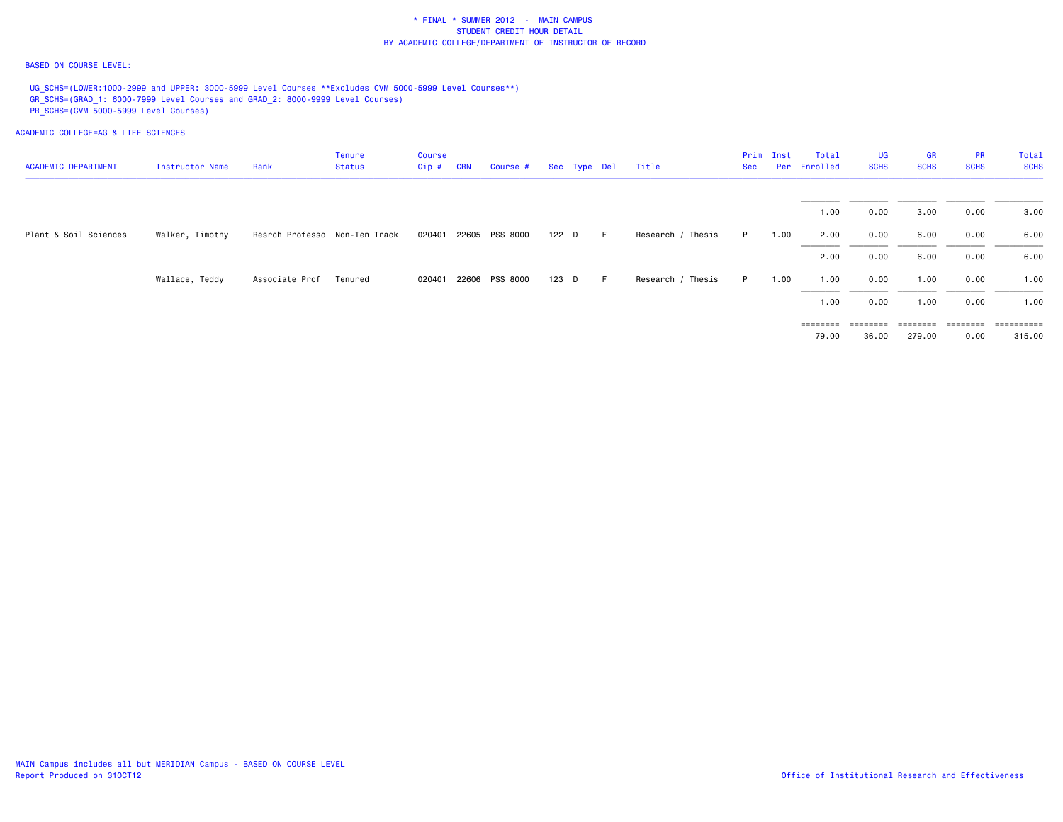\* FINAL \* SUMMER 2012 - MAIN CAMPUS
STUDENT CREDIT HOUR DETAIL
BY ACADEMIC COLLEGE/DEPARTMENT OF INSTRUCTOR OF RECORD

BASED ON COURSE LEVEL:

UG_SCHS=(LOWER:1000-2999 and UPPER: 3000-5999 Level Courses **Excludes CVM 5000-5999 Level Courses**)
GR_SCHS=(GRAD_1: 6000-7999 Level Courses and GRAD_2: 8000-9999 Level Courses)
PR_SCHS=(CVM 5000-5999 Level Courses)

ACADEMIC COLLEGE=AG & LIFE SCIENCES

| ACADEMIC DEPARTMENT | Instructor Name | Rank | Tenure Status | Course Cip # | CRN | Course # | Sec | Type | Del | Title | Prim Sec | Inst Per | Total Enrolled | UG SCHS | GR SCHS | PR SCHS | Total SCHS |
|---|---|---|---|---|---|---|---|---|---|---|---|---|---|---|---|---|---|
| | | | | | | | | | | | | | 1.00 | 0.00 | 3.00 | 0.00 | 3.00 |
| Plant & Soil Sciences | Walker, Timothy | Resrch Professo | Non-Ten Track | 020401 | 22605 | PSS 8000 | 122 | D | F | Research / Thesis | P | 1.00 | 2.00 | 0.00 | 6.00 | 0.00 | 6.00 |
| | | | | | | | | | | | | | 2.00 | 0.00 | 6.00 | 0.00 | 6.00 |
| | Wallace, Teddy | Associate Prof | Tenured | 020401 | 22606 | PSS 8000 | 123 | D | F | Research / Thesis | P | 1.00 | 1.00 | 0.00 | 1.00 | 0.00 | 1.00 |
| | | | | | | | | | | | | | 1.00 | 0.00 | 1.00 | 0.00 | 1.00 |
| | | | | | | | | | | | | | 79.00 | 36.00 | 279.00 | 0.00 | 315.00 |

MAIN Campus includes all but MERIDIAN Campus - BASED ON COURSE LEVEL
Report Produced on 31OCT12

Office of Institutional Research and Effectiveness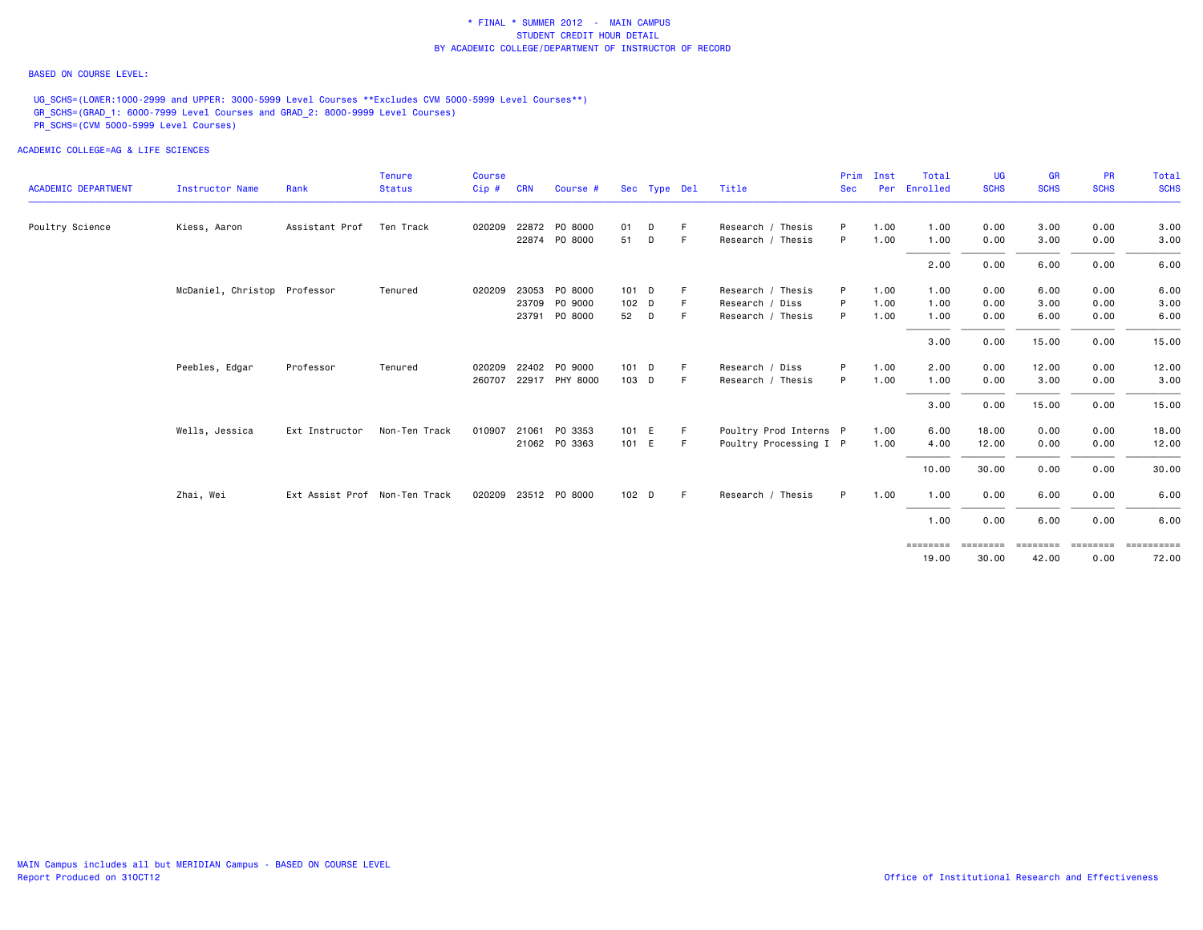\* FINAL \* SUMMER 2012 - MAIN CAMPUS
STUDENT CREDIT HOUR DETAIL
BY ACADEMIC COLLEGE/DEPARTMENT OF INSTRUCTOR OF RECORD

BASED ON COURSE LEVEL:

UG_SCHS=(LOWER:1000-2999 and UPPER: 3000-5999 Level Courses **Excludes CVM 5000-5999 Level Courses**)
GR_SCHS=(GRAD_1: 6000-7999 Level Courses and GRAD_2: 8000-9999 Level Courses)
PR_SCHS=(CVM 5000-5999 Level Courses)

ACADEMIC COLLEGE=AG & LIFE SCIENCES

| ACADEMIC DEPARTMENT | Instructor Name | Rank | Tenure Status | Course Cip # | CRN | Course # | Sec | Type | Del | Title | Prim Sec | Inst Per | Total Enrolled | UG SCHS | GR SCHS | PR SCHS | Total SCHS |
|---|---|---|---|---|---|---|---|---|---|---|---|---|---|---|---|---|---|
| Poultry Science | Kiess, Aaron | Assistant Prof | Ten Track | 020209 | 22872 | PO 8000 | 01 | D | F | Research / Thesis | P | 1.00 | 1.00 | 0.00 | 3.00 | 0.00 | 3.00 |
| | | | | | 22874 | PO 8000 | 51 | D | F | Research / Thesis | P | 1.00 | 1.00 | 0.00 | 3.00 | 0.00 | 3.00 |
| | | | | | | | | | | | | | 2.00 | 0.00 | 6.00 | 0.00 | 6.00 |
| | McDaniel, Christop | Professor | Tenured | 020209 | 23053 | PO 8000 | 101 | D | F | Research / Thesis | P | 1.00 | 1.00 | 0.00 | 6.00 | 0.00 | 6.00 |
| | | | | | 23709 | PO 9000 | 102 | D | F | Research / Diss | P | 1.00 | 1.00 | 0.00 | 3.00 | 0.00 | 3.00 |
| | | | | | 23791 | PO 8000 | 52 | D | F | Research / Thesis | P | 1.00 | 1.00 | 0.00 | 6.00 | 0.00 | 6.00 |
| | | | | | | | | | | | | | 3.00 | 0.00 | 15.00 | 0.00 | 15.00 |
| | Peebles, Edgar | Professor | Tenured | 020209 | 22402 | PO 9000 | 101 | D | F | Research / Diss | P | 1.00 | 2.00 | 0.00 | 12.00 | 0.00 | 12.00 |
| | | | | 260707 | 22917 | PHY 8000 | 103 | D | F | Research / Thesis | P | 1.00 | 1.00 | 0.00 | 3.00 | 0.00 | 3.00 |
| | | | | | | | | | | | | | 3.00 | 0.00 | 15.00 | 0.00 | 15.00 |
| | Wells, Jessica | Ext Instructor | Non-Ten Track | 010907 | 21061 | PO 3353 | 101 | E | F | Poultry Prod Interns | P | 1.00 | 6.00 | 18.00 | 0.00 | 0.00 | 18.00 |
| | | | | | 21062 | PO 3363 | 101 | E | F | Poultry Processing I | P | 1.00 | 4.00 | 12.00 | 0.00 | 0.00 | 12.00 |
| | | | | | | | | | | | | | 10.00 | 30.00 | 0.00 | 0.00 | 30.00 |
| | Zhai, Wei | Ext Assist Prof | Non-Ten Track | 020209 | 23512 | PO 8000 | 102 | D | F | Research / Thesis | P | 1.00 | 1.00 | 0.00 | 6.00 | 0.00 | 6.00 |
| | | | | | | | | | | | | | 1.00 | 0.00 | 6.00 | 0.00 | 6.00 |
| | | | | | | | | | | | | | 19.00 | 30.00 | 42.00 | 0.00 | 72.00 |

MAIN Campus includes all but MERIDIAN Campus - BASED ON COURSE LEVEL
Report Produced on 31OCT12

Office of Institutional Research and Effectiveness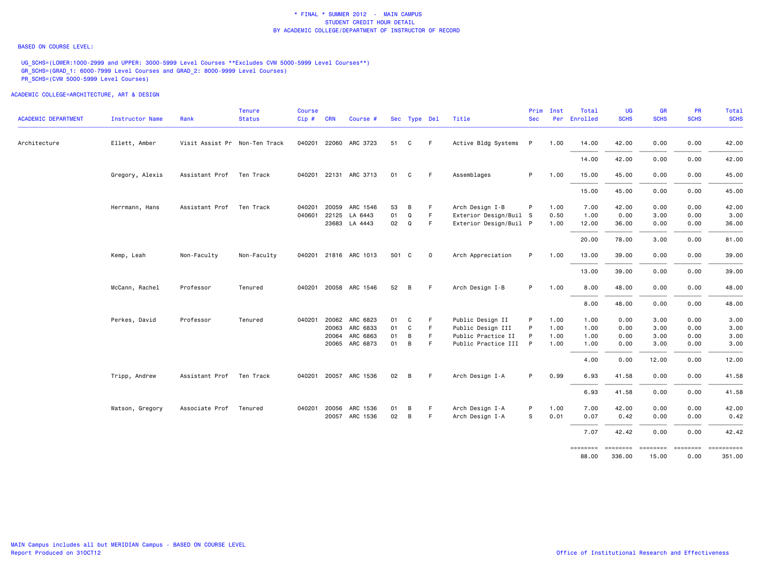\* FINAL \* SUMMER 2012 - MAIN CAMPUS
STUDENT CREDIT HOUR DETAIL
BY ACADEMIC COLLEGE/DEPARTMENT OF INSTRUCTOR OF RECORD

BASED ON COURSE LEVEL:

UG_SCHS=(LOWER:1000-2999 and UPPER: 3000-5999 Level Courses **Excludes CVM 5000-5999 Level Courses**)
GR_SCHS=(GRAD_1: 6000-7999 Level Courses and GRAD_2: 8000-9999 Level Courses)
PR_SCHS=(CVM 5000-5999 Level Courses)

ACADEMIC COLLEGE=ARCHITECTURE, ART & DESIGN

| ACADEMIC DEPARTMENT | Instructor Name | Rank | Tenure Status | Course Cip # | CRN | Course # | Sec | Type | Del | Title | Prim Sec | Inst Per | Total Enrolled | UG SCHS | GR SCHS | PR SCHS | Total SCHS |
|---|---|---|---|---|---|---|---|---|---|---|---|---|---|---|---|---|---|
| Architecture | Ellett, Amber | Visit Assist Pr | Non-Ten Track | 040201 | 22060 | ARC 3723 | 51 | C | F | Active Bldg Systems | P | 1.00 | 14.00 | 42.00 | 0.00 | 0.00 | 42.00 |
| | | | | | | | | | | | | | 14.00 | 42.00 | 0.00 | 0.00 | 42.00 |
| | Gregory, Alexis | Assistant Prof | Ten Track | 040201 | 22131 | ARC 3713 | 01 | C | F | Assemblages | P | 1.00 | 15.00 | 45.00 | 0.00 | 0.00 | 45.00 |
| | | | | | | | | | | | | | 15.00 | 45.00 | 0.00 | 0.00 | 45.00 |
| | Herrmann, Hans | Assistant Prof | Ten Track | 040201 | 20059 | ARC 1546 | 53 | B | F | Arch Design I-B | P | 1.00 | 7.00 | 42.00 | 0.00 | 0.00 | 42.00 |
| | | | | 040601 | 22125 | LA 6443 | 01 | Q | F | Exterior Design/Buil | S | 0.50 | 1.00 | 0.00 | 3.00 | 0.00 | 3.00 |
| | | | | | 23683 | LA 4443 | 02 | Q | F | Exterior Design/Buil | P | 1.00 | 12.00 | 36.00 | 0.00 | 0.00 | 36.00 |
| | | | | | | | | | | | | | 20.00 | 78.00 | 3.00 | 0.00 | 81.00 |
| | Kemp, Leah | Non-Faculty | Non-Faculty | 040201 | 21816 | ARC 1013 | 501 | C | O | Arch Appreciation | P | 1.00 | 13.00 | 39.00 | 0.00 | 0.00 | 39.00 |
| | | | | | | | | | | | | | 13.00 | 39.00 | 0.00 | 0.00 | 39.00 |
| | McCann, Rachel | Professor | Tenured | 040201 | 20058 | ARC 1546 | 52 | B | F | Arch Design I-B | P | 1.00 | 8.00 | 48.00 | 0.00 | 0.00 | 48.00 |
| | | | | | | | | | | | | | 8.00 | 48.00 | 0.00 | 0.00 | 48.00 |
| | Perkes, David | Professor | Tenured | 040201 | 20062 | ARC 6823 | 01 | C | F | Public Design II | P | 1.00 | 1.00 | 0.00 | 3.00 | 0.00 | 3.00 |
| | | | | | 20063 | ARC 6833 | 01 | C | F | Public Design III | P | 1.00 | 1.00 | 0.00 | 3.00 | 0.00 | 3.00 |
| | | | | | 20064 | ARC 6863 | 01 | B | F | Public Practice II | P | 1.00 | 1.00 | 0.00 | 3.00 | 0.00 | 3.00 |
| | | | | | 20065 | ARC 6873 | 01 | B | F | Public Practice III | P | 1.00 | 1.00 | 0.00 | 3.00 | 0.00 | 3.00 |
| | | | | | | | | | | | | | 4.00 | 0.00 | 12.00 | 0.00 | 12.00 |
| | Tripp, Andrew | Assistant Prof | Ten Track | 040201 | 20057 | ARC 1536 | 02 | B | F | Arch Design I-A | P | 0.99 | 6.93 | 41.58 | 0.00 | 0.00 | 41.58 |
| | | | | | | | | | | | | | 6.93 | 41.58 | 0.00 | 0.00 | 41.58 |
| | Watson, Gregory | Associate Prof | Tenured | 040201 | 20056 | ARC 1536 | 01 | B | F | Arch Design I-A | P | 1.00 | 7.00 | 42.00 | 0.00 | 0.00 | 42.00 |
| | | | | | 20057 | ARC 1536 | 02 | B | F | Arch Design I-A | S | 0.01 | 0.07 | 0.42 | 0.00 | 0.00 | 0.42 |
| | | | | | | | | | | | | | 7.07 | 42.42 | 0.00 | 0.00 | 42.42 |
| | | | | | | | | | | | | | 88.00 | 336.00 | 15.00 | 0.00 | 351.00 |

MAIN Campus includes all but MERIDIAN Campus - BASED ON COURSE LEVEL
Report Produced on 31OCT12

Office of Institutional Research and Effectiveness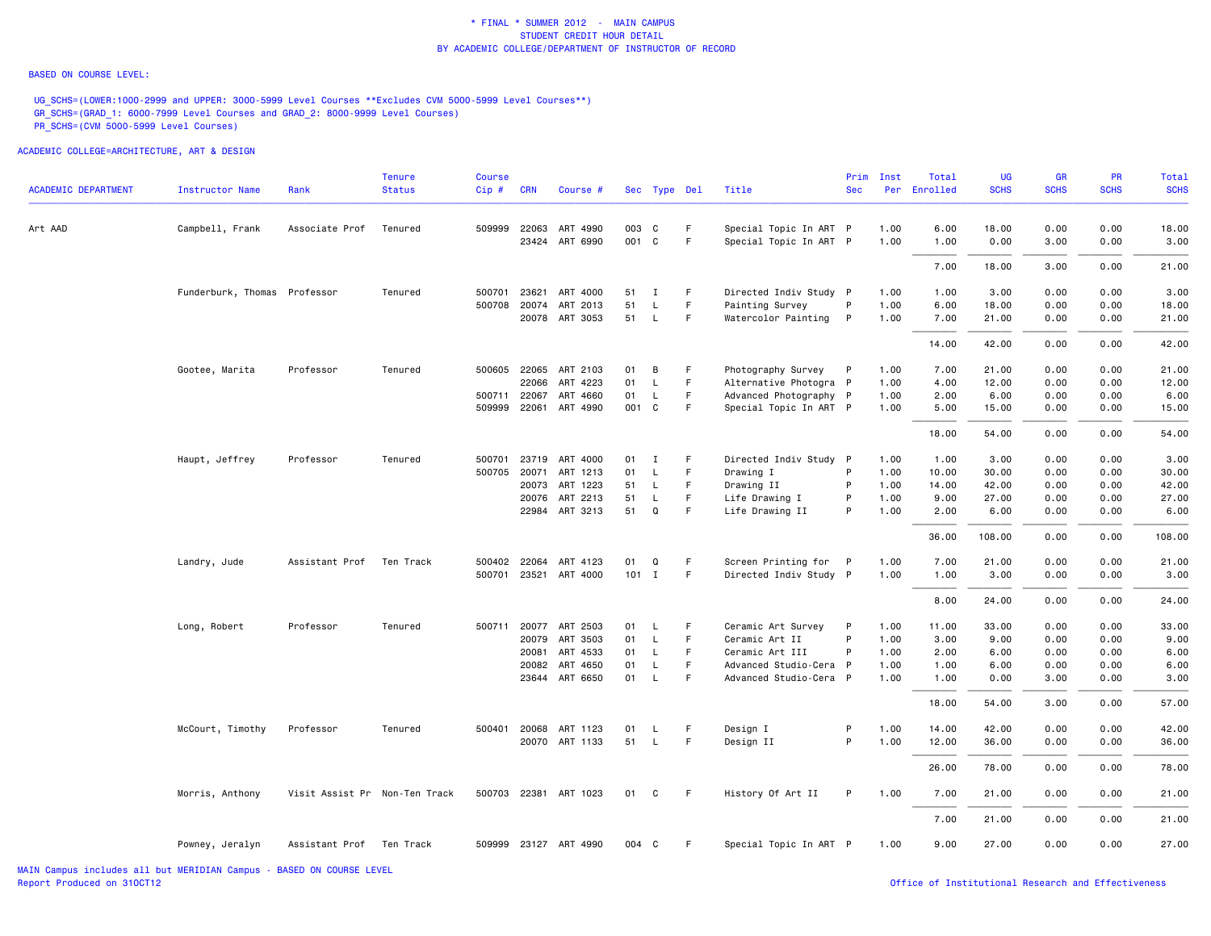\* FINAL \* SUMMER 2012 - MAIN CAMPUS
STUDENT CREDIT HOUR DETAIL
BY ACADEMIC COLLEGE/DEPARTMENT OF INSTRUCTOR OF RECORD

BASED ON COURSE LEVEL:

UG_SCHS=(LOWER:1000-2999 and UPPER: 3000-5999 Level Courses **Excludes CVM 5000-5999 Level Courses**)
GR_SCHS=(GRAD_1: 6000-7999 Level Courses and GRAD_2: 8000-9999 Level Courses)
PR_SCHS=(CVM 5000-5999 Level Courses)

ACADEMIC COLLEGE=ARCHITECTURE, ART & DESIGN

| ACADEMIC DEPARTMENT | Instructor Name | Rank | Tenure Status | Course Cip # | CRN | Course # | Sec | Type | Del | Title | Prim Sec | Inst Per | Total Enrolled | UG SCHS | GR SCHS | PR SCHS | Total SCHS |
|---|---|---|---|---|---|---|---|---|---|---|---|---|---|---|---|---|---|
| Art AAD | Campbell, Frank | Associate Prof | Tenured | 509999 | 22063 | ART 4990 | 003 | C | F | Special Topic In ART | P | 1.00 | 6.00 | 18.00 | 0.00 | 0.00 | 18.00 |
| | | | | | 23424 | ART 6990 | 001 | C | F | Special Topic In ART | P | 1.00 | 1.00 | 0.00 | 3.00 | 0.00 | 3.00 |
| | | | | | | | | | | | | | 7.00 | 18.00 | 3.00 | 0.00 | 21.00 |
| | Funderburk, Thomas | Professor | Tenured | 500701 | 23621 | ART 4000 | 51 | I | F | Directed Indiv Study | P | 1.00 | 1.00 | 3.00 | 0.00 | 0.00 | 3.00 |
| | | | | 500708 | 20074 | ART 2013 | 51 | L | F | Painting Survey | P | 1.00 | 6.00 | 18.00 | 0.00 | 0.00 | 18.00 |
| | | | | | 20078 | ART 3053 | 51 | L | F | Watercolor Painting | P | 1.00 | 7.00 | 21.00 | 0.00 | 0.00 | 21.00 |
| | | | | | | | | | | | | | 14.00 | 42.00 | 0.00 | 0.00 | 42.00 |
| | Gootee, Marita | Professor | Tenured | 500605 | 22065 | ART 2103 | 01 | B | F | Photography Survey | P | 1.00 | 7.00 | 21.00 | 0.00 | 0.00 | 21.00 |
| | | | | | 22066 | ART 4223 | 01 | L | F | Alternative Photogra | P | 1.00 | 4.00 | 12.00 | 0.00 | 0.00 | 12.00 |
| | | | | 500711 | 22067 | ART 4660 | 01 | L | F | Advanced Photography | P | 1.00 | 2.00 | 6.00 | 0.00 | 0.00 | 6.00 |
| | | | | 509999 | 22061 | ART 4990 | 001 | C | F | Special Topic In ART | P | 1.00 | 5.00 | 15.00 | 0.00 | 0.00 | 15.00 |
| | | | | | | | | | | | | | 18.00 | 54.00 | 0.00 | 0.00 | 54.00 |
| | Haupt, Jeffrey | Professor | Tenured | 500701 | 23719 | ART 4000 | 01 | I | F | Directed Indiv Study | P | 1.00 | 1.00 | 3.00 | 0.00 | 0.00 | 3.00 |
| | | | | 500705 | 20071 | ART 1213 | 01 | L | F | Drawing I | P | 1.00 | 10.00 | 30.00 | 0.00 | 0.00 | 30.00 |
| | | | | | 20073 | ART 1223 | 51 | L | F | Drawing II | P | 1.00 | 14.00 | 42.00 | 0.00 | 0.00 | 42.00 |
| | | | | | 20076 | ART 2213 | 51 | L | F | Life Drawing I | P | 1.00 | 9.00 | 27.00 | 0.00 | 0.00 | 27.00 |
| | | | | | 22984 | ART 3213 | 51 | Q | F | Life Drawing II | P | 1.00 | 2.00 | 6.00 | 0.00 | 0.00 | 6.00 |
| | | | | | | | | | | | | | 36.00 | 108.00 | 0.00 | 0.00 | 108.00 |
| | Landry, Jude | Assistant Prof | Ten Track | 500402 | 22064 | ART 4123 | 01 | Q | F | Screen Printing for | P | 1.00 | 7.00 | 21.00 | 0.00 | 0.00 | 21.00 |
| | | | | 500701 | 23521 | ART 4000 | 101 | I | F | Directed Indiv Study | P | 1.00 | 1.00 | 3.00 | 0.00 | 0.00 | 3.00 |
| | | | | | | | | | | | | | 8.00 | 24.00 | 0.00 | 0.00 | 24.00 |
| | Long, Robert | Professor | Tenured | 500711 | 20077 | ART 2503 | 01 | L | F | Ceramic Art Survey | P | 1.00 | 11.00 | 33.00 | 0.00 | 0.00 | 33.00 |
| | | | | | 20079 | ART 3503 | 01 | L | F | Ceramic Art II | P | 1.00 | 3.00 | 9.00 | 0.00 | 0.00 | 9.00 |
| | | | | | 20081 | ART 4533 | 01 | L | F | Ceramic Art III | P | 1.00 | 2.00 | 6.00 | 0.00 | 0.00 | 6.00 |
| | | | | | 20082 | ART 4650 | 01 | L | F | Advanced Studio-Cera | P | 1.00 | 1.00 | 6.00 | 0.00 | 0.00 | 6.00 |
| | | | | | 23644 | ART 6650 | 01 | L | F | Advanced Studio-Cera | P | 1.00 | 1.00 | 0.00 | 3.00 | 0.00 | 3.00 |
| | | | | | | | | | | | | | 18.00 | 54.00 | 3.00 | 0.00 | 57.00 |
| | McCourt, Timothy | Professor | Tenured | 500401 | 20068 | ART 1123 | 01 | L | F | Design I | P | 1.00 | 14.00 | 42.00 | 0.00 | 0.00 | 42.00 |
| | | | | | 20070 | ART 1133 | 51 | L | F | Design II | P | 1.00 | 12.00 | 36.00 | 0.00 | 0.00 | 36.00 |
| | | | | | | | | | | | | | 26.00 | 78.00 | 0.00 | 0.00 | 78.00 |
| | Morris, Anthony | Visit Assist Pr | Non-Ten Track | 500703 | 22381 | ART 1023 | 01 | C | F | History Of Art II | P | 1.00 | 7.00 | 21.00 | 0.00 | 0.00 | 21.00 |
| | | | | | | | | | | | | | 7.00 | 21.00 | 0.00 | 0.00 | 21.00 |
| | Powney, Jeralyn | Assistant Prof | Ten Track | 509999 | 23127 | ART 4990 | 004 | C | F | Special Topic In ART | P | 1.00 | 9.00 | 27.00 | 0.00 | 0.00 | 27.00 |

MAIN Campus includes all but MERIDIAN Campus - BASED ON COURSE LEVEL
Report Produced on 31OCT12

Office of Institutional Research and Effectiveness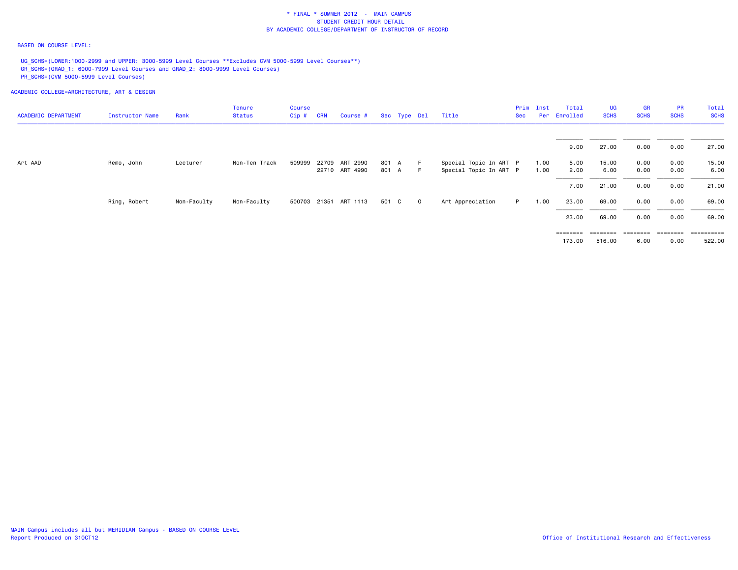\* FINAL \* SUMMER 2012 - MAIN CAMPUS
STUDENT CREDIT HOUR DETAIL
BY ACADEMIC COLLEGE/DEPARTMENT OF INSTRUCTOR OF RECORD

BASED ON COURSE LEVEL:

UG_SCHS=(LOWER:1000-2999 and UPPER: 3000-5999 Level Courses **Excludes CVM 5000-5999 Level Courses**)
GR_SCHS=(GRAD_1: 6000-7999 Level Courses and GRAD_2: 8000-9999 Level Courses)
PR_SCHS=(CVM 5000-5999 Level Courses)

ACADEMIC COLLEGE=ARCHITECTURE, ART & DESIGN

| ACADEMIC DEPARTMENT | Instructor Name | Rank | Tenure Status | Course Cip # | CRN | Course # | Sec | Type | Del | Title | Prim Sec | Inst Per | Total Enrolled | UG SCHS | GR SCHS | PR SCHS | Total SCHS |
|---|---|---|---|---|---|---|---|---|---|---|---|---|---|---|---|---|---|
| | | | | | | | | | | | | | 9.00 | 27.00 | 0.00 | 0.00 | 27.00 |
| Art AAD | Remo, John | Lecturer | Non-Ten Track | 509999 | 22709 | ART 2990 | 801 | A | F | Special Topic In ART | P | 1.00 | 5.00 | 15.00 | 0.00 | 0.00 | 15.00 |
| | | | | | 22710 | ART 4990 | 801 | A | F | Special Topic In ART | P | 1.00 | 2.00 | 6.00 | 0.00 | 0.00 | 6.00 |
| | | | | | | | | | | | | | 7.00 | 21.00 | 0.00 | 0.00 | 21.00 |
| | Ring, Robert | Non-Faculty | Non-Faculty | 500703 | 21351 | ART 1113 | 501 | C | O | Art Appreciation | P | 1.00 | 23.00 | 69.00 | 0.00 | 0.00 | 69.00 |
| | | | | | | | | | | | | | 23.00 | 69.00 | 0.00 | 0.00 | 69.00 |
| | | | | | | | | | | | | | 173.00 | 516.00 | 6.00 | 0.00 | 522.00 |

MAIN Campus includes all but MERIDIAN Campus - BASED ON COURSE LEVEL
Report Produced on 31OCT12

Office of Institutional Research and Effectiveness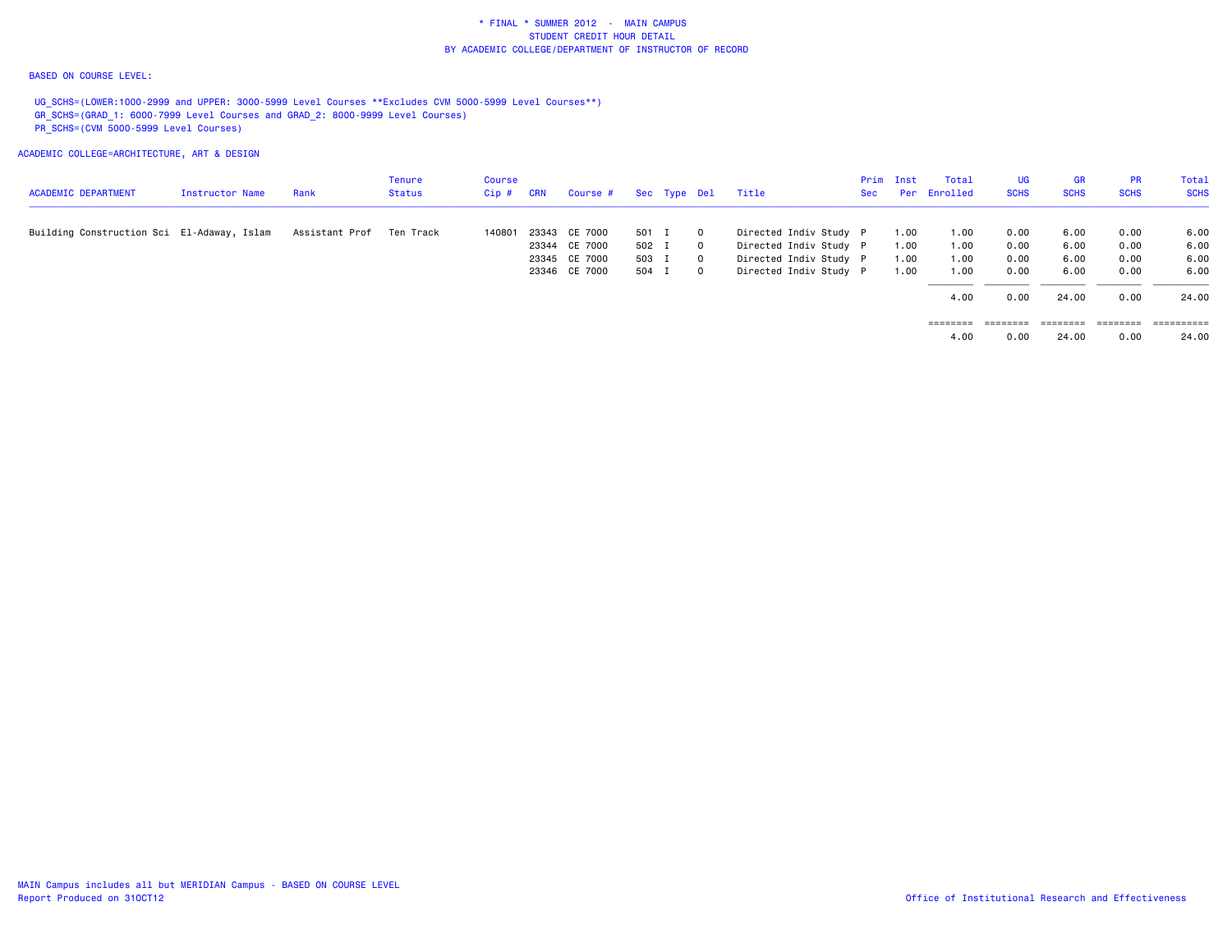\* FINAL \* SUMMER 2012 - MAIN CAMPUS
STUDENT CREDIT HOUR DETAIL
BY ACADEMIC COLLEGE/DEPARTMENT OF INSTRUCTOR OF RECORD

BASED ON COURSE LEVEL:

UG_SCHS=(LOWER:1000-2999 and UPPER: 3000-5999 Level Courses **Excludes CVM 5000-5999 Level Courses**)
GR_SCHS=(GRAD_1: 6000-7999 Level Courses and GRAD_2: 8000-9999 Level Courses)
PR_SCHS=(CVM 5000-5999 Level Courses)

ACADEMIC COLLEGE=ARCHITECTURE, ART & DESIGN

| ACADEMIC DEPARTMENT | Instructor Name | Rank | Tenure Status | Course Cip # | CRN | Course # | Sec | Type | Del | Title | Prim Sec | Inst Per | Total Enrolled | UG SCHS | GR SCHS | PR SCHS | Total SCHS |
|---|---|---|---|---|---|---|---|---|---|---|---|---|---|---|---|---|---|
| Building Construction Sci | El-Adaway, Islam | Assistant Prof | Ten Track | 140801 | 23343 | CE 7000 | 501 | I | 0 | Directed Indiv Study | P | 1.00 | 1.00 | 0.00 | 6.00 | 0.00 | 6.00 |
| | | | | | 23344 | CE 7000 | 502 | I | 0 | Directed Indiv Study | P | 1.00 | 1.00 | 0.00 | 6.00 | 0.00 | 6.00 |
| | | | | | 23345 | CE 7000 | 503 | I | 0 | Directed Indiv Study | P | 1.00 | 1.00 | 0.00 | 6.00 | 0.00 | 6.00 |
| | | | | | 23346 | CE 7000 | 504 | I | 0 | Directed Indiv Study | P | 1.00 | 1.00 | 0.00 | 6.00 | 0.00 | 6.00 |
| | | | | | | | | | | | | | 4.00 | 0.00 | 24.00 | 0.00 | 24.00 |
| | | | | | | | | | | | | | 4.00 | 0.00 | 24.00 | 0.00 | 24.00 |

MAIN Campus includes all but MERIDIAN Campus - BASED ON COURSE LEVEL
Report Produced on 31OCT12

Office of Institutional Research and Effectiveness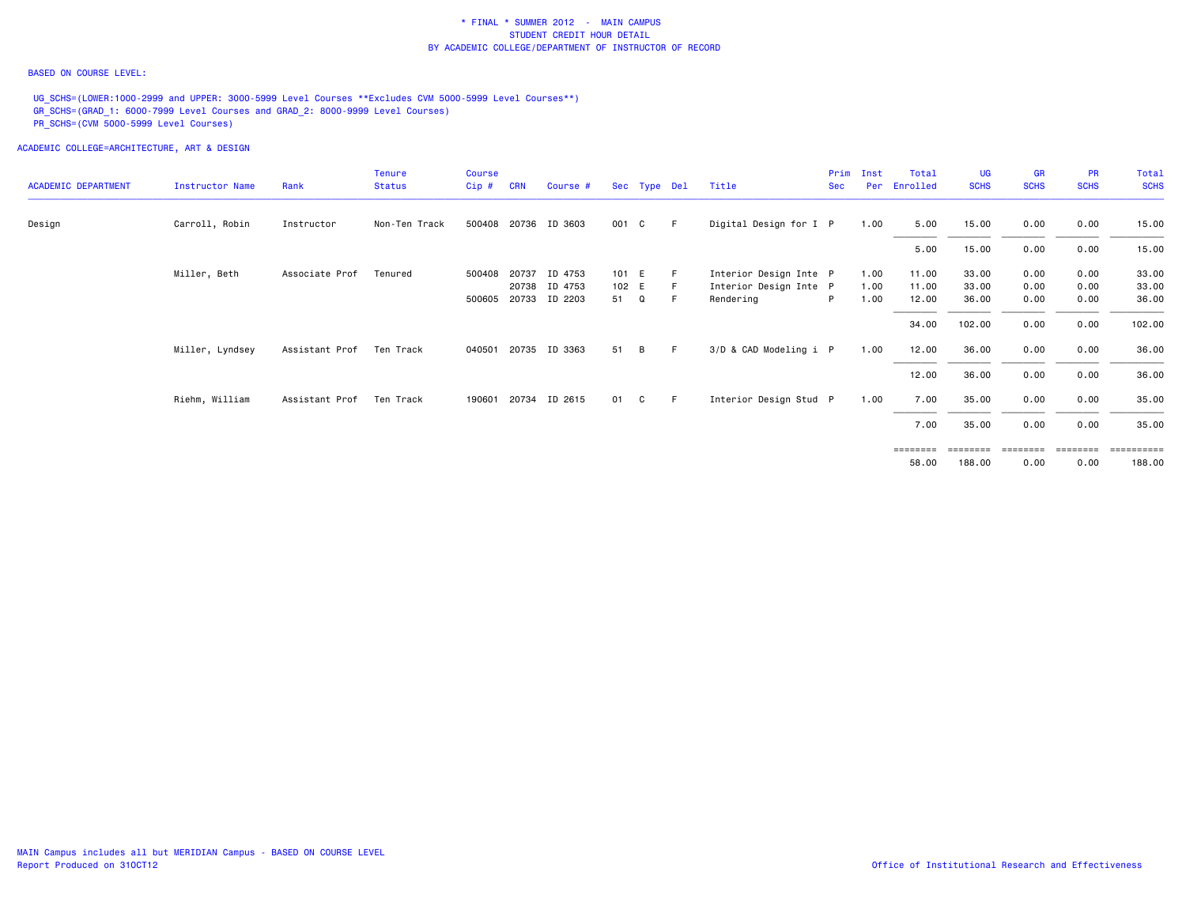\* FINAL \* SUMMER 2012 - MAIN CAMPUS
STUDENT CREDIT HOUR DETAIL
BY ACADEMIC COLLEGE/DEPARTMENT OF INSTRUCTOR OF RECORD

BASED ON COURSE LEVEL:

UG_SCHS=(LOWER:1000-2999 and UPPER: 3000-5999 Level Courses **Excludes CVM 5000-5999 Level Courses**)
GR_SCHS=(GRAD_1: 6000-7999 Level Courses and GRAD_2: 8000-9999 Level Courses)
PR_SCHS=(CVM 5000-5999 Level Courses)

ACADEMIC COLLEGE=ARCHITECTURE, ART & DESIGN

| ACADEMIC DEPARTMENT | Instructor Name | Rank | Tenure Status | Course Cip # | CRN | Course # | Sec | Type | Del | Title | Prim Sec | Inst Per | Total Enrolled | UG SCHS | GR SCHS | PR SCHS | Total SCHS |
|---|---|---|---|---|---|---|---|---|---|---|---|---|---|---|---|---|---|
| Design | Carroll, Robin | Instructor | Non-Ten Track | 500408 | 20736 | ID 3603 | 001 | C | F | Digital Design for I | P | 1.00 | 5.00 | 15.00 | 0.00 | 0.00 | 15.00 |
| | | | | | | | | | | | | | 5.00 | 15.00 | 0.00 | 0.00 | 15.00 |
| | Miller, Beth | Associate Prof | Tenured | 500408 | 20737 | ID 4753 | 101 | E | F | Interior Design Inte | P | 1.00 | 11.00 | 33.00 | 0.00 | 0.00 | 33.00 |
| | | | | | 20738 | ID 4753 | 102 | E | F | Interior Design Inte | P | 1.00 | 11.00 | 33.00 | 0.00 | 0.00 | 33.00 |
| | | | | 500605 | 20733 | ID 2203 | 51 | Q | F | Rendering | P | 1.00 | 12.00 | 36.00 | 0.00 | 0.00 | 36.00 |
| | | | | | | | | | | | | | 34.00 | 102.00 | 0.00 | 0.00 | 102.00 |
| | Miller, Lyndsey | Assistant Prof | Ten Track | 040501 | 20735 | ID 3363 | 51 | B | F | 3/D & CAD Modeling i | P | 1.00 | 12.00 | 36.00 | 0.00 | 0.00 | 36.00 |
| | | | | | | | | | | | | | 12.00 | 36.00 | 0.00 | 0.00 | 36.00 |
| | Riehm, William | Assistant Prof | Ten Track | 190601 | 20734 | ID 2615 | 01 | C | F | Interior Design Stud | P | 1.00 | 7.00 | 35.00 | 0.00 | 0.00 | 35.00 |
| | | | | | | | | | | | | | 7.00 | 35.00 | 0.00 | 0.00 | 35.00 |
| | | | | | | | | | | | | | 58.00 | 188.00 | 0.00 | 0.00 | 188.00 |

MAIN Campus includes all but MERIDIAN Campus - BASED ON COURSE LEVEL
Report Produced on 31OCT12

Office of Institutional Research and Effectiveness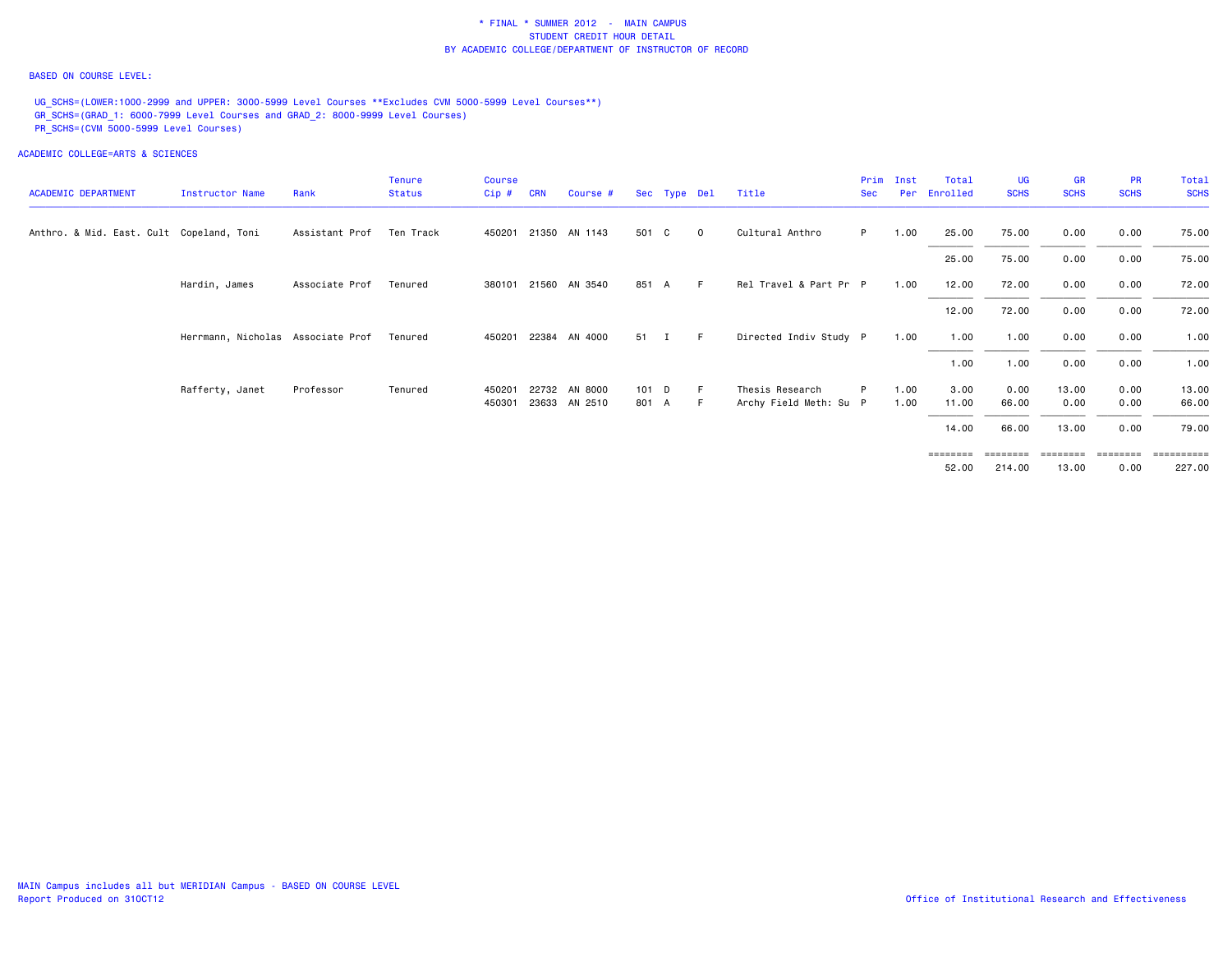\* FINAL \* SUMMER 2012 - MAIN CAMPUS
STUDENT CREDIT HOUR DETAIL
BY ACADEMIC COLLEGE/DEPARTMENT OF INSTRUCTOR OF RECORD

BASED ON COURSE LEVEL:

UG_SCHS=(LOWER:1000-2999 and UPPER: 3000-5999 Level Courses **Excludes CVM 5000-5999 Level Courses**)
GR_SCHS=(GRAD_1: 6000-7999 Level Courses and GRAD_2: 8000-9999 Level Courses)
PR_SCHS=(CVM 5000-5999 Level Courses)

ACADEMIC COLLEGE=ARTS & SCIENCES

| ACADEMIC DEPARTMENT | Instructor Name | Rank | Tenure Status | Course Cip # | CRN | Course # | Sec | Type | Del | Title | Prim Sec | Inst Per | Total Enrolled | UG SCHS | GR SCHS | PR SCHS | Total SCHS |
|---|---|---|---|---|---|---|---|---|---|---|---|---|---|---|---|---|---|
| Anthro. & Mid. East. Cult | Copeland, Toni | Assistant Prof | Ten Track | 450201 | 21350 | AN 1143 | 501 | C | O | Cultural Anthro | P | 1.00 | 25.00 | 75.00 | 0.00 | 0.00 | 75.00 |
| | | | | | | | | | | | | | 25.00 | 75.00 | 0.00 | 0.00 | 75.00 |
| | Hardin, James | Associate Prof | Tenured | 380101 | 21560 | AN 3540 | 851 | A | F | Rel Travel & Part Pr | P | 1.00 | 12.00 | 72.00 | 0.00 | 0.00 | 72.00 |
| | | | | | | | | | | | | | 12.00 | 72.00 | 0.00 | 0.00 | 72.00 |
| | Herrmann, Nicholas | Associate Prof | Tenured | 450201 | 22384 | AN 4000 | 51 | I | F | Directed Indiv Study | P | 1.00 | 1.00 | 1.00 | 0.00 | 0.00 | 1.00 |
| | | | | | | | | | | | | | 1.00 | 1.00 | 0.00 | 0.00 | 1.00 |
| | Rafferty, Janet | Professor | Tenured | 450201 | 22732 | AN 8000 | 101 | D | F | Thesis Research | P | 1.00 | 3.00 | 0.00 | 13.00 | 0.00 | 13.00 |
| | | | | 450301 | 23633 | AN 2510 | 801 | A | F | Archy Field Meth: Su | P | 1.00 | 11.00 | 66.00 | 0.00 | 0.00 | 66.00 |
| | | | | | | | | | | | | | 14.00 | 66.00 | 13.00 | 0.00 | 79.00 |
| | | | | | | | | | | | | | 52.00 | 214.00 | 13.00 | 0.00 | 227.00 |

MAIN Campus includes all but MERIDIAN Campus - BASED ON COURSE LEVEL
Report Produced on 31OCT12

Office of Institutional Research and Effectiveness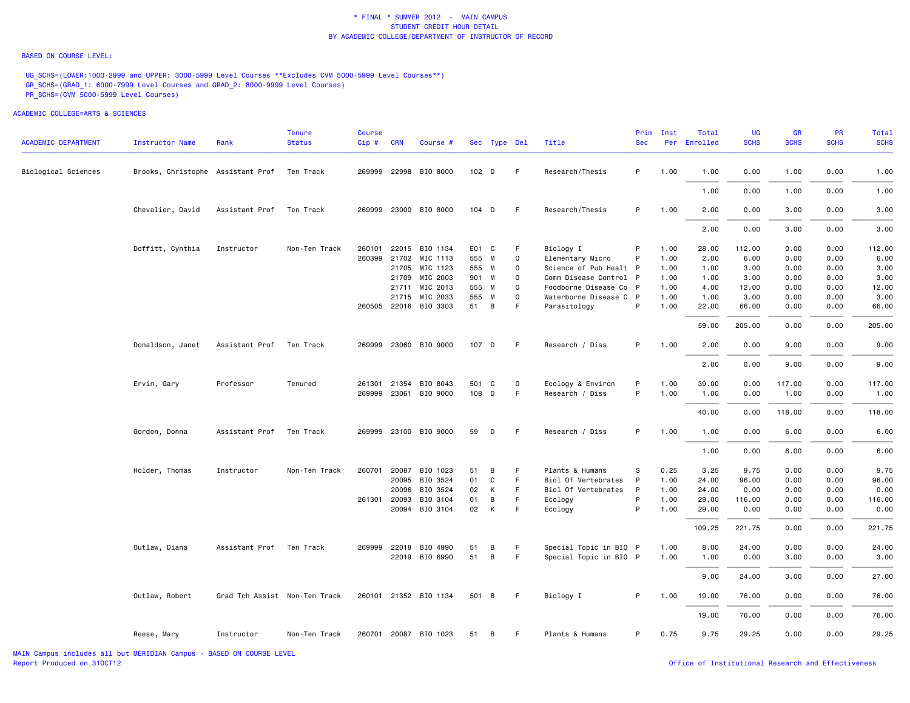\* FINAL \* SUMMER 2012 - MAIN CAMPUS
STUDENT CREDIT HOUR DETAIL
BY ACADEMIC COLLEGE/DEPARTMENT OF INSTRUCTOR OF RECORD

BASED ON COURSE LEVEL:

UG_SCHS=(LOWER:1000-2999 and UPPER: 3000-5999 Level Courses **Excludes CVM 5000-5999 Level Courses**)
GR_SCHS=(GRAD_1: 6000-7999 Level Courses and GRAD_2: 8000-9999 Level Courses)
PR_SCHS=(CVM 5000-5999 Level Courses)

ACADEMIC COLLEGE=ARTS & SCIENCES

| ACADEMIC DEPARTMENT | Instructor Name | Rank | Tenure Status | Course Cip # | CRN | Course # | Sec | Type | Del | Title | Prim Sec | Inst Per | Total Enrolled | UG SCHS | GR SCHS | PR SCHS | Total SCHS |
|---|---|---|---|---|---|---|---|---|---|---|---|---|---|---|---|---|---|
| Biological Sciences | Brooks, Christophe | Assistant Prof | Ten Track | 269999 | 22998 | BIO 8000 | 102 | D | F | Research/Thesis | P | 1.00 | 1.00 | 0.00 | 1.00 | 0.00 | 1.00 |
| | | | | | | | | | | | | | 1.00 | 0.00 | 1.00 | 0.00 | 1.00 |
| | Chevalier, David | Assistant Prof | Ten Track | 269999 | 23000 | BIO 8000 | 104 | D | F | Research/Thesis | P | 1.00 | 2.00 | 0.00 | 3.00 | 0.00 | 3.00 |
| | | | | | | | | | | | | | 2.00 | 0.00 | 3.00 | 0.00 | 3.00 |
| | Doffitt, Cynthia | Instructor | Non-Ten Track | 260101 | 22015 | BIO 1134 | E01 | C | F | Biology I | P | 1.00 | 28.00 | 112.00 | 0.00 | 0.00 | 112.00 |
| | | | | 260399 | 21702 | MIC 1113 | 555 | M | O | Elementary Micro | P | 1.00 | 2.00 | 6.00 | 0.00 | 0.00 | 6.00 |
| | | | | | 21705 | MIC 1123 | 555 | M | O | Science of Pub Healt | P | 1.00 | 1.00 | 3.00 | 0.00 | 0.00 | 3.00 |
| | | | | | 21709 | MIC 2003 | 901 | M | O | Comm Disease Control | P | 1.00 | 1.00 | 3.00 | 0.00 | 0.00 | 3.00 |
| | | | | | 21711 | MIC 2013 | 555 | M | O | Foodborne Disease Co | P | 1.00 | 4.00 | 12.00 | 0.00 | 0.00 | 12.00 |
| | | | | | 21715 | MIC 2033 | 555 | M | O | Waterborne Disease C | P | 1.00 | 1.00 | 3.00 | 0.00 | 0.00 | 3.00 |
| | | | | 260505 | 22016 | BIO 3303 | 51 | B | F | Parasitology | P | 1.00 | 22.00 | 66.00 | 0.00 | 0.00 | 66.00 |
| | | | | | | | | | | | | | 59.00 | 205.00 | 0.00 | 0.00 | 205.00 |
| | Donaldson, Janet | Assistant Prof | Ten Track | 269999 | 23060 | BIO 9000 | 107 | D | F | Research / Diss | P | 1.00 | 2.00 | 0.00 | 9.00 | 0.00 | 9.00 |
| | | | | | | | | | | | | | 2.00 | 0.00 | 9.00 | 0.00 | 9.00 |
| | Ervin, Gary | Professor | Tenured | 261301 | 21354 | BIO 8043 | 501 | C | O | Ecology & Environ | P | 1.00 | 39.00 | 0.00 | 117.00 | 0.00 | 117.00 |
| | | | | 269999 | 23061 | BIO 9000 | 108 | D | F | Research / Diss | P | 1.00 | 1.00 | 0.00 | 1.00 | 0.00 | 1.00 |
| | | | | | | | | | | | | | 40.00 | 0.00 | 118.00 | 0.00 | 118.00 |
| | Gordon, Donna | Assistant Prof | Ten Track | 269999 | 23100 | BIO 9000 | 59 | D | F | Research / Diss | P | 1.00 | 1.00 | 0.00 | 6.00 | 0.00 | 6.00 |
| | | | | | | | | | | | | | 1.00 | 0.00 | 6.00 | 0.00 | 6.00 |
| | Holder, Thomas | Instructor | Non-Ten Track | 260701 | 20087 | BIO 1023 | 51 | B | F | Plants & Humans | S | 0.25 | 3.25 | 9.75 | 0.00 | 0.00 | 9.75 |
| | | | | | 20095 | BIO 3524 | 01 | C | F | Biol Of Vertebrates | P | 1.00 | 24.00 | 96.00 | 0.00 | 0.00 | 96.00 |
| | | | | | 20096 | BIO 3524 | 02 | K | F | Biol Of Vertebrates | P | 1.00 | 24.00 | 0.00 | 0.00 | 0.00 | 0.00 |
| | | | | 261301 | 20093 | BIO 3104 | 01 | B | F | Ecology | P | 1.00 | 29.00 | 116.00 | 0.00 | 0.00 | 116.00 |
| | | | | | 20094 | BIO 3104 | 02 | K | F | Ecology | P | 1.00 | 29.00 | 0.00 | 0.00 | 0.00 | 0.00 |
| | | | | | | | | | | | | | 109.25 | 221.75 | 0.00 | 0.00 | 221.75 |
| | Outlaw, Diana | Assistant Prof | Ten Track | 269999 | 22018 | BIO 4990 | 51 | B | F | Special Topic in BIO | P | 1.00 | 8.00 | 24.00 | 0.00 | 0.00 | 24.00 |
| | | | | | 22019 | BIO 6990 | 51 | B | F | Special Topic in BIO | P | 1.00 | 1.00 | 0.00 | 3.00 | 0.00 | 3.00 |
| | | | | | | | | | | | | | 9.00 | 24.00 | 3.00 | 0.00 | 27.00 |
| | Outlaw, Robert | Grad Tch Assist | Non-Ten Track | 260101 | 21352 | BIO 1134 | 501 | B | F | Biology I | P | 1.00 | 19.00 | 76.00 | 0.00 | 0.00 | 76.00 |
| | | | | | | | | | | | | | 19.00 | 76.00 | 0.00 | 0.00 | 76.00 |
| | Reese, Mary | Instructor | Non-Ten Track | 260701 | 20087 | BIO 1023 | 51 | B | F | Plants & Humans | P | 0.75 | 9.75 | 29.25 | 0.00 | 0.00 | 29.25 |

MAIN Campus includes all but MERIDIAN Campus - BASED ON COURSE LEVEL
Report Produced on 31OCT12

Office of Institutional Research and Effectiveness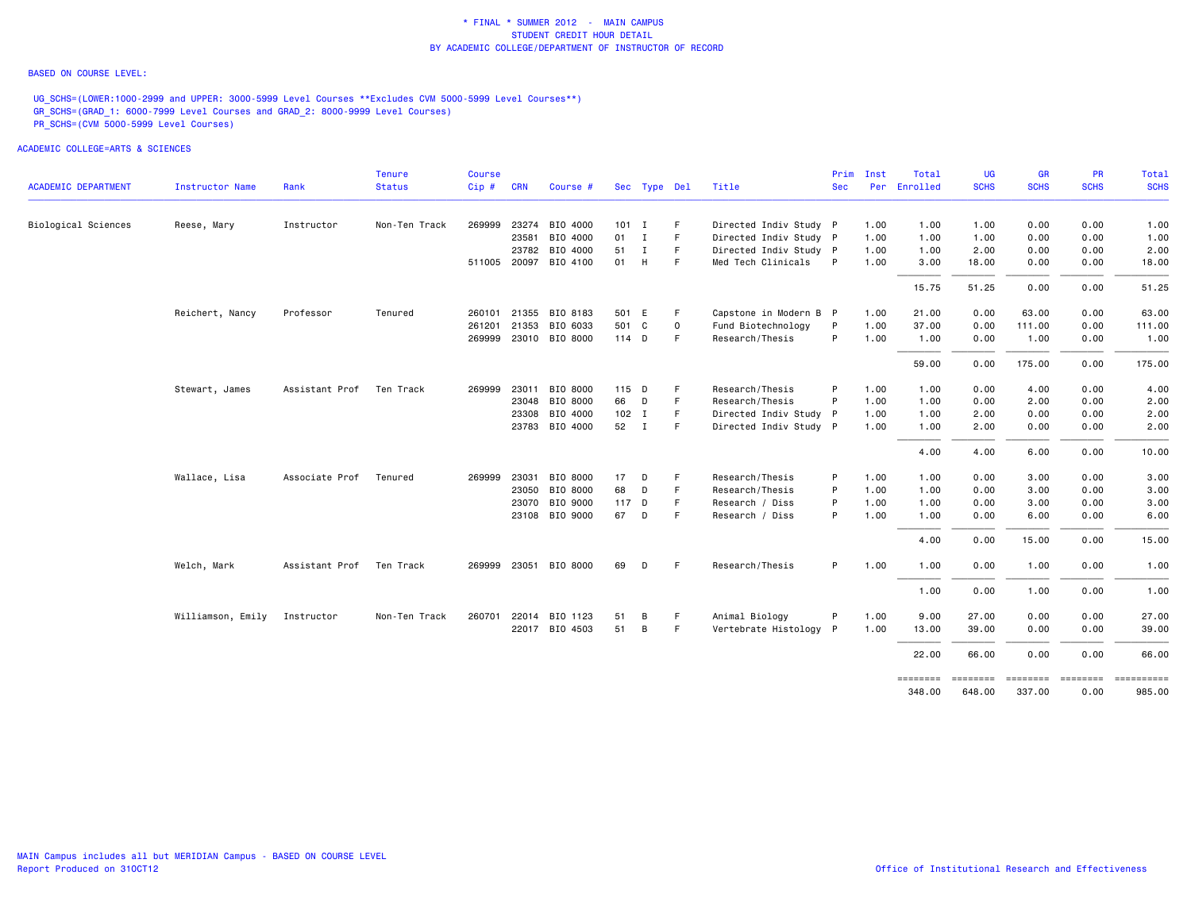# * FINAL * SUMMER 2012 - MAIN CAMPUS
## STUDENT CREDIT HOUR DETAIL
## BY ACADEMIC COLLEGE/DEPARTMENT OF INSTRUCTOR OF RECORD

BASED ON COURSE LEVEL:

UG_SCHS=(LOWER:1000-2999 and UPPER: 3000-5999 Level Courses **Excludes CVM 5000-5999 Level Courses**)
GR_SCHS=(GRAD_1: 6000-7999 Level Courses and GRAD_2: 8000-9999 Level Courses)
PR_SCHS=(CVM 5000-5999 Level Courses)

ACADEMIC COLLEGE=ARTS & SCIENCES

| ACADEMIC DEPARTMENT | Instructor Name | Rank | Tenure Status | Course Cip # | CRN | Course # | Sec | Type | Del | Title | Prim Sec | Inst Per | Total Enrolled | UG SCHS | GR SCHS | PR SCHS | Total SCHS |
|---|---|---|---|---|---|---|---|---|---|---|---|---|---|---|---|---|---|
| Biological Sciences | Reese, Mary | Instructor | Non-Ten Track | 269999 | 23274 | BIO 4000 | 101 | I | F | Directed Indiv Study | P | 1.00 | 1.00 | 1.00 | 0.00 | 0.00 | 1.00 |
| | | | | | 23581 | BIO 4000 | 01 | I | F | Directed Indiv Study | P | 1.00 | 1.00 | 1.00 | 0.00 | 0.00 | 1.00 |
| | | | | | 23782 | BIO 4000 | 51 | I | F | Directed Indiv Study | P | 1.00 | 1.00 | 2.00 | 0.00 | 0.00 | 2.00 |
| | | | | 511005 | 20097 | BIO 4100 | 01 | H | F | Med Tech Clinicals | P | 1.00 | 3.00 | 18.00 | 0.00 | 0.00 | 18.00 |
| | | | | | | | | | | | | | 15.75 | 51.25 | 0.00 | 0.00 | 51.25 |
| | Reichert, Nancy | Professor | Tenured | 260101 | 21355 | BIO 8183 | 501 | E | F | Capstone in Modern B | P | 1.00 | 21.00 | 0.00 | 63.00 | 0.00 | 63.00 |
| | | | | 261201 | 21353 | BIO 6033 | 501 | C | O | Fund Biotechnology | P | 1.00 | 37.00 | 0.00 | 111.00 | 0.00 | 111.00 |
| | | | | 269999 | 23010 | BIO 8000 | 114 | D | F | Research/Thesis | P | 1.00 | 1.00 | 0.00 | 1.00 | 0.00 | 1.00 |
| | | | | | | | | | | | | | 59.00 | 0.00 | 175.00 | 0.00 | 175.00 |
| | Stewart, James | Assistant Prof | Ten Track | 269999 | 23011 | BIO 8000 | 115 | D | F | Research/Thesis | P | 1.00 | 1.00 | 0.00 | 4.00 | 0.00 | 4.00 |
| | | | | | 23048 | BIO 8000 | 66 | D | F | Research/Thesis | P | 1.00 | 1.00 | 0.00 | 2.00 | 0.00 | 2.00 |
| | | | | | 23308 | BIO 4000 | 102 | I | F | Directed Indiv Study | P | 1.00 | 1.00 | 2.00 | 0.00 | 0.00 | 2.00 |
| | | | | | 23783 | BIO 4000 | 52 | I | F | Directed Indiv Study | P | 1.00 | 1.00 | 2.00 | 0.00 | 0.00 | 2.00 |
| | | | | | | | | | | | | | 4.00 | 4.00 | 6.00 | 0.00 | 10.00 |
| | Wallace, Lisa | Associate Prof | Tenured | 269999 | 23031 | BIO 8000 | 17 | D | F | Research/Thesis | P | 1.00 | 1.00 | 0.00 | 3.00 | 0.00 | 3.00 |
| | | | | | 23050 | BIO 8000 | 68 | D | F | Research/Thesis | P | 1.00 | 1.00 | 0.00 | 3.00 | 0.00 | 3.00 |
| | | | | | 23070 | BIO 9000 | 117 | D | F | Research / Diss | P | 1.00 | 1.00 | 0.00 | 3.00 | 0.00 | 3.00 |
| | | | | | 23108 | BIO 9000 | 67 | D | F | Research / Diss | P | 1.00 | 1.00 | 0.00 | 6.00 | 0.00 | 6.00 |
| | | | | | | | | | | | | | 4.00 | 0.00 | 15.00 | 0.00 | 15.00 |
| | Welch, Mark | Assistant Prof | Ten Track | 269999 | 23051 | BIO 8000 | 69 | D | F | Research/Thesis | P | 1.00 | 1.00 | 0.00 | 1.00 | 0.00 | 1.00 |
| | | | | | | | | | | | | | 1.00 | 0.00 | 1.00 | 0.00 | 1.00 |
| | Williamson, Emily | Instructor | Non-Ten Track | 260701 | 22014 | BIO 1123 | 51 | B | F | Animal Biology | P | 1.00 | 9.00 | 27.00 | 0.00 | 0.00 | 27.00 |
| | | | | | 22017 | BIO 4503 | 51 | B | F | Vertebrate Histology | P | 1.00 | 13.00 | 39.00 | 0.00 | 0.00 | 39.00 |
| | | | | | | | | | | | | | 22.00 | 66.00 | 0.00 | 0.00 | 66.00 |
| | | | | | | | | | | | | | 348.00 | 648.00 | 337.00 | 0.00 | 985.00 |

MAIN Campus includes all but MERIDIAN Campus - BASED ON COURSE LEVEL
Report Produced on 31OCT12

Office of Institutional Research and Effectiveness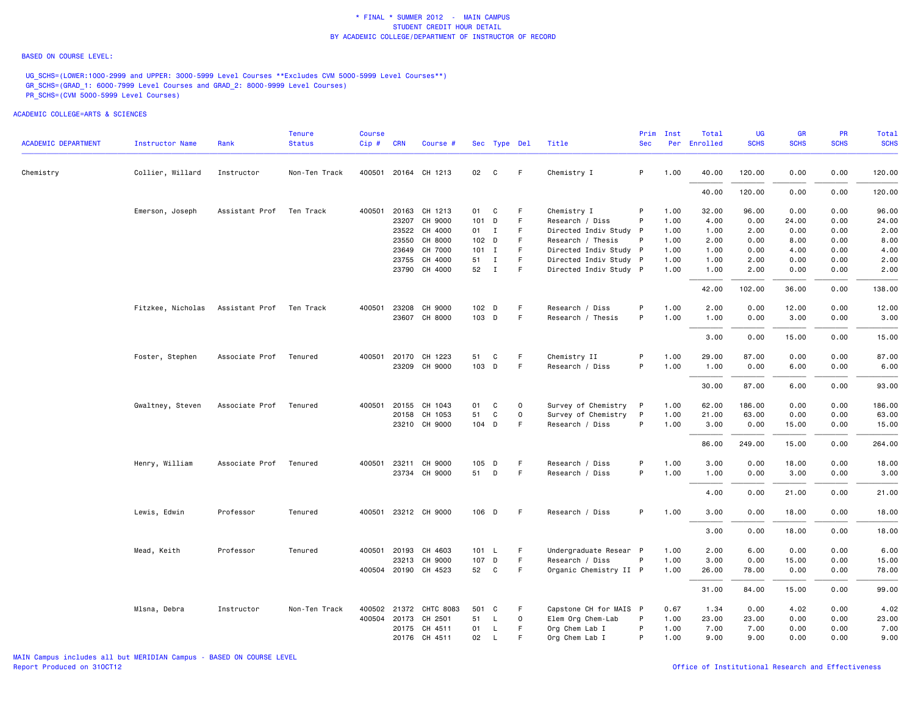\* FINAL \* SUMMER 2012 - MAIN CAMPUS
STUDENT CREDIT HOUR DETAIL
BY ACADEMIC COLLEGE/DEPARTMENT OF INSTRUCTOR OF RECORD

BASED ON COURSE LEVEL:

UG_SCHS=(LOWER:1000-2999 and UPPER: 3000-5999 Level Courses **Excludes CVM 5000-5999 Level Courses**)
GR_SCHS=(GRAD_1: 6000-7999 Level Courses and GRAD_2: 8000-9999 Level Courses)
PR_SCHS=(CVM 5000-5999 Level Courses)

ACADEMIC COLLEGE=ARTS & SCIENCES

| ACADEMIC DEPARTMENT | Instructor Name | Rank | Tenure Status | Course Cip # | CRN | Course # | Sec | Type | Del | Title | Prim Sec | Inst Per | Total Enrolled | UG SCHS | GR SCHS | PR SCHS | Total SCHS |
|---|---|---|---|---|---|---|---|---|---|---|---|---|---|---|---|---|---|
| Chemistry | Collier, Willard | Instructor | Non-Ten Track | 400501 | 20164 | CH 1213 | 02 | C | F | Chemistry I | P | 1.00 | 40.00 | 120.00 | 0.00 | 0.00 | 120.00 |
| | | | | | | | | | | | | | 40.00 | 120.00 | 0.00 | 0.00 | 120.00 |
| | Emerson, Joseph | Assistant Prof | Ten Track | 400501 | 20163 | CH 1213 | 01 | C | F | Chemistry I | P | 1.00 | 32.00 | 96.00 | 0.00 | 0.00 | 96.00 |
| | | | | | 23207 | CH 9000 | 101 | D | F | Research / Diss | P | 1.00 | 4.00 | 0.00 | 24.00 | 0.00 | 24.00 |
| | | | | | 23522 | CH 4000 | 01 | I | F | Directed Indiv Study | P | 1.00 | 1.00 | 2.00 | 0.00 | 0.00 | 2.00 |
| | | | | | 23550 | CH 8000 | 102 | D | F | Research / Thesis | P | 1.00 | 2.00 | 0.00 | 8.00 | 0.00 | 8.00 |
| | | | | | 23649 | CH 7000 | 101 | I | F | Directed Indiv Study | P | 1.00 | 1.00 | 0.00 | 4.00 | 0.00 | 4.00 |
| | | | | | 23755 | CH 4000 | 51 | I | F | Directed Indiv Study | P | 1.00 | 1.00 | 2.00 | 0.00 | 0.00 | 2.00 |
| | | | | | 23790 | CH 4000 | 52 | I | F | Directed Indiv Study | P | 1.00 | 1.00 | 2.00 | 0.00 | 0.00 | 2.00 |
| | | | | | | | | | | | | | 42.00 | 102.00 | 36.00 | 0.00 | 138.00 |
| | Fitzkee, Nicholas | Assistant Prof | Ten Track | 400501 | 23208 | CH 9000 | 102 | D | F | Research / Diss | P | 1.00 | 2.00 | 0.00 | 12.00 | 0.00 | 12.00 |
| | | | | | 23607 | CH 8000 | 103 | D | F | Research / Thesis | P | 1.00 | 1.00 | 0.00 | 3.00 | 0.00 | 3.00 |
| | | | | | | | | | | | | | 3.00 | 0.00 | 15.00 | 0.00 | 15.00 |
| | Foster, Stephen | Associate Prof | Tenured | 400501 | 20170 | CH 1223 | 51 | C | F | Chemistry II | P | 1.00 | 29.00 | 87.00 | 0.00 | 0.00 | 87.00 |
| | | | | | 23209 | CH 9000 | 103 | D | F | Research / Diss | P | 1.00 | 1.00 | 0.00 | 6.00 | 0.00 | 6.00 |
| | | | | | | | | | | | | | 30.00 | 87.00 | 6.00 | 0.00 | 93.00 |
| | Gwaltney, Steven | Associate Prof | Tenured | 400501 | 20155 | CH 1043 | 01 | C | O | Survey of Chemistry | P | 1.00 | 62.00 | 186.00 | 0.00 | 0.00 | 186.00 |
| | | | | | 20158 | CH 1053 | 51 | C | O | Survey of Chemistry | P | 1.00 | 21.00 | 63.00 | 0.00 | 0.00 | 63.00 |
| | | | | | 23210 | CH 9000 | 104 | D | F | Research / Diss | P | 1.00 | 3.00 | 0.00 | 15.00 | 0.00 | 15.00 |
| | | | | | | | | | | | | | 86.00 | 249.00 | 15.00 | 0.00 | 264.00 |
| | Henry, William | Associate Prof | Tenured | 400501 | 23211 | CH 9000 | 105 | D | F | Research / Diss | P | 1.00 | 3.00 | 0.00 | 18.00 | 0.00 | 18.00 |
| | | | | | 23734 | CH 9000 | 51 | D | F | Research / Diss | P | 1.00 | 1.00 | 0.00 | 3.00 | 0.00 | 3.00 |
| | | | | | | | | | | | | | 4.00 | 0.00 | 21.00 | 0.00 | 21.00 |
| | Lewis, Edwin | Professor | Tenured | 400501 | 23212 | CH 9000 | 106 | D | F | Research / Diss | P | 1.00 | 3.00 | 0.00 | 18.00 | 0.00 | 18.00 |
| | | | | | | | | | | | | | 3.00 | 0.00 | 18.00 | 0.00 | 18.00 |
| | Mead, Keith | Professor | Tenured | 400501 | 20193 | CH 4603 | 101 | L | F | Undergraduate Resear | P | 1.00 | 2.00 | 6.00 | 0.00 | 0.00 | 6.00 |
| | | | | | 23213 | CH 9000 | 107 | D | F | Research / Diss | P | 1.00 | 3.00 | 0.00 | 15.00 | 0.00 | 15.00 |
| | | | | 400504 | 20190 | CH 4523 | 52 | C | F | Organic Chemistry II | P | 1.00 | 26.00 | 78.00 | 0.00 | 0.00 | 78.00 |
| | | | | | | | | | | | | | 31.00 | 84.00 | 15.00 | 0.00 | 99.00 |
| | Mlsna, Debra | Instructor | Non-Ten Track | 400502 | 21372 | CHTC 8083 | 501 | C | F | Capstone CH for MAIS | P | 0.67 | 1.34 | 0.00 | 4.02 | 0.00 | 4.02 |
| | | | | 400504 | 20173 | CH 2501 | 51 | L | O | Elem Org Chem-Lab | P | 1.00 | 23.00 | 23.00 | 0.00 | 0.00 | 23.00 |
| | | | | | 20175 | CH 4511 | 01 | L | F | Org Chem Lab I | P | 1.00 | 7.00 | 7.00 | 0.00 | 0.00 | 7.00 |
| | | | | | 20176 | CH 4511 | 02 | L | F | Org Chem Lab I | P | 1.00 | 9.00 | 9.00 | 0.00 | 0.00 | 9.00 |

MAIN Campus includes all but MERIDIAN Campus - BASED ON COURSE LEVEL
Report Produced on 31OCT12

Office of Institutional Research and Effectiveness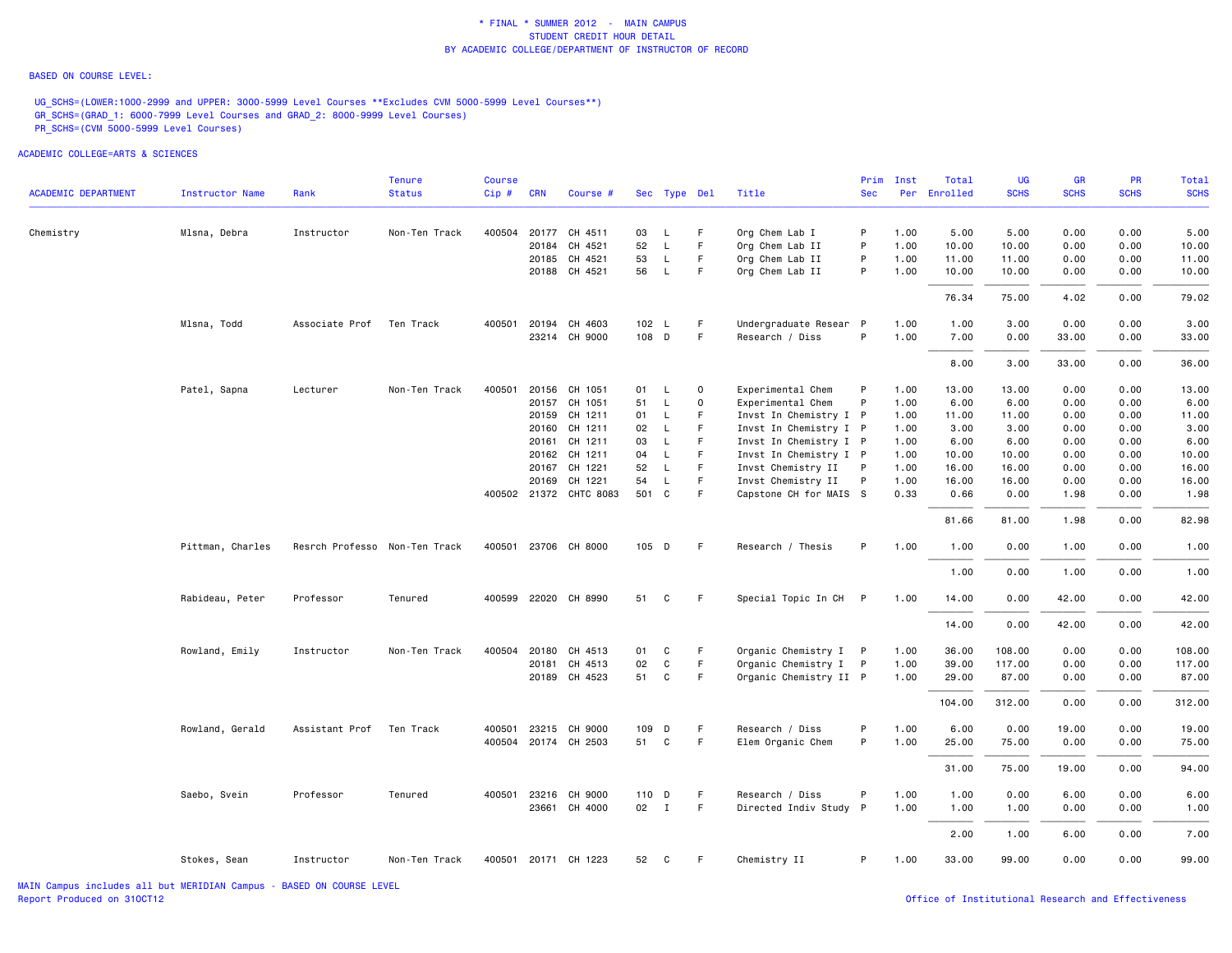\* FINAL \* SUMMER 2012 - MAIN CAMPUS
STUDENT CREDIT HOUR DETAIL
BY ACADEMIC COLLEGE/DEPARTMENT OF INSTRUCTOR OF RECORD

BASED ON COURSE LEVEL:

UG_SCHS=(LOWER:1000-2999 and UPPER: 3000-5999 Level Courses **Excludes CVM 5000-5999 Level Courses**)
GR_SCHS=(GRAD_1: 6000-7999 Level Courses and GRAD_2: 8000-9999 Level Courses)
PR_SCHS=(CVM 5000-5999 Level Courses)

ACADEMIC COLLEGE=ARTS & SCIENCES

| ACADEMIC DEPARTMENT | Instructor Name | Rank | Tenure Status | Course Cip # | CRN | Course # | Sec | Type | Del | Title | Prim Sec | Inst Per | Total Enrolled | UG SCHS | GR SCHS | PR SCHS | Total SCHS |
|---|---|---|---|---|---|---|---|---|---|---|---|---|---|---|---|---|---|
| Chemistry | Mlsna, Debra | Instructor | Non-Ten Track | 400504 | 20177 | CH 4511 | 03 | L | F | Org Chem Lab I | P | 1.00 | 5.00 | 5.00 | 0.00 | 0.00 | 5.00 |
| | | | | | 20184 | CH 4521 | 52 | L | F | Org Chem Lab II | P | 1.00 | 10.00 | 10.00 | 0.00 | 0.00 | 10.00 |
| | | | | | 20185 | CH 4521 | 53 | L | F | Org Chem Lab II | P | 1.00 | 11.00 | 11.00 | 0.00 | 0.00 | 11.00 |
| | | | | | 20188 | CH 4521 | 56 | L | F | Org Chem Lab II | P | 1.00 | 10.00 | 10.00 | 0.00 | 0.00 | 10.00 |
| | | | | | | | | | | | | | 76.34 | 75.00 | 4.02 | 0.00 | 79.02 |
| | Mlsna, Todd | Associate Prof | Ten Track | 400501 | 20194 | CH 4603 | 102 | L | F | Undergraduate Resear | P | 1.00 | 1.00 | 3.00 | 0.00 | 0.00 | 3.00 |
| | | | | | 23214 | CH 9000 | 108 | D | F | Research / Diss | P | 1.00 | 7.00 | 0.00 | 33.00 | 0.00 | 33.00 |
| | | | | | | | | | | | | | 8.00 | 3.00 | 33.00 | 0.00 | 36.00 |
| | Patel, Sapna | Lecturer | Non-Ten Track | 400501 | 20156 | CH 1051 | 01 | L | O | Experimental Chem | P | 1.00 | 13.00 | 13.00 | 0.00 | 0.00 | 13.00 |
| | | | | | 20157 | CH 1051 | 51 | L | O | Experimental Chem | P | 1.00 | 6.00 | 6.00 | 0.00 | 0.00 | 6.00 |
| | | | | | 20159 | CH 1211 | 01 | L | F | Invst In Chemistry I | P | 1.00 | 11.00 | 11.00 | 0.00 | 0.00 | 11.00 |
| | | | | | 20160 | CH 1211 | 02 | L | F | Invst In Chemistry I | P | 1.00 | 3.00 | 3.00 | 0.00 | 0.00 | 3.00 |
| | | | | | 20161 | CH 1211 | 03 | L | F | Invst In Chemistry I | P | 1.00 | 6.00 | 6.00 | 0.00 | 0.00 | 6.00 |
| | | | | | 20162 | CH 1211 | 04 | L | F | Invst In Chemistry I | P | 1.00 | 10.00 | 10.00 | 0.00 | 0.00 | 10.00 |
| | | | | | 20167 | CH 1221 | 52 | L | F | Invst Chemistry II | P | 1.00 | 16.00 | 16.00 | 0.00 | 0.00 | 16.00 |
| | | | | | 20169 | CH 1221 | 54 | L | F | Invst Chemistry II | P | 1.00 | 16.00 | 16.00 | 0.00 | 0.00 | 16.00 |
| | | | | 400502 | 21372 | CHTC 8083 | 501 | C | F | Capstone CH for MAIS | S | 0.33 | 0.66 | 0.00 | 1.98 | 0.00 | 1.98 |
| | | | | | | | | | | | | | 81.66 | 81.00 | 1.98 | 0.00 | 82.98 |
| | Pittman, Charles | Resrch Professo | Non-Ten Track | 400501 | 23706 | CH 8000 | 105 | D | F | Research / Thesis | P | 1.00 | 1.00 | 0.00 | 1.00 | 0.00 | 1.00 |
| | | | | | | | | | | | | | 1.00 | 0.00 | 1.00 | 0.00 | 1.00 |
| | Rabideau, Peter | Professor | Tenured | 400599 | 22020 | CH 8990 | 51 | C | F | Special Topic In CH | P | 1.00 | 14.00 | 0.00 | 42.00 | 0.00 | 42.00 |
| | | | | | | | | | | | | | 14.00 | 0.00 | 42.00 | 0.00 | 42.00 |
| | Rowland, Emily | Instructor | Non-Ten Track | 400504 | 20180 | CH 4513 | 01 | C | F | Organic Chemistry I | P | 1.00 | 36.00 | 108.00 | 0.00 | 0.00 | 108.00 |
| | | | | | 20181 | CH 4513 | 02 | C | F | Organic Chemistry I | P | 1.00 | 39.00 | 117.00 | 0.00 | 0.00 | 117.00 |
| | | | | | 20189 | CH 4523 | 51 | C | F | Organic Chemistry II | P | 1.00 | 29.00 | 87.00 | 0.00 | 0.00 | 87.00 |
| | | | | | | | | | | | | | 104.00 | 312.00 | 0.00 | 0.00 | 312.00 |
| | Rowland, Gerald | Assistant Prof | Ten Track | 400501 | 23215 | CH 9000 | 109 | D | F | Research / Diss | P | 1.00 | 6.00 | 0.00 | 19.00 | 0.00 | 19.00 |
| | | | | 400504 | 20174 | CH 2503 | 51 | C | F | Elem Organic Chem | P | 1.00 | 25.00 | 75.00 | 0.00 | 0.00 | 75.00 |
| | | | | | | | | | | | | | 31.00 | 75.00 | 19.00 | 0.00 | 94.00 |
| | Saebo, Svein | Professor | Tenured | 400501 | 23216 | CH 9000 | 110 | D | F | Research / Diss | P | 1.00 | 1.00 | 0.00 | 6.00 | 0.00 | 6.00 |
| | | | | | 23661 | CH 4000 | 02 | I | F | Directed Indiv Study | P | 1.00 | 1.00 | 1.00 | 0.00 | 0.00 | 1.00 |
| | | | | | | | | | | | | | 2.00 | 1.00 | 6.00 | 0.00 | 7.00 |
| | Stokes, Sean | Instructor | Non-Ten Track | 400501 | 20171 | CH 1223 | 52 | C | F | Chemistry II | P | 1.00 | 33.00 | 99.00 | 0.00 | 0.00 | 99.00 |

MAIN Campus includes all but MERIDIAN Campus - BASED ON COURSE LEVEL
Report Produced on 31OCT12

Office of Institutional Research and Effectiveness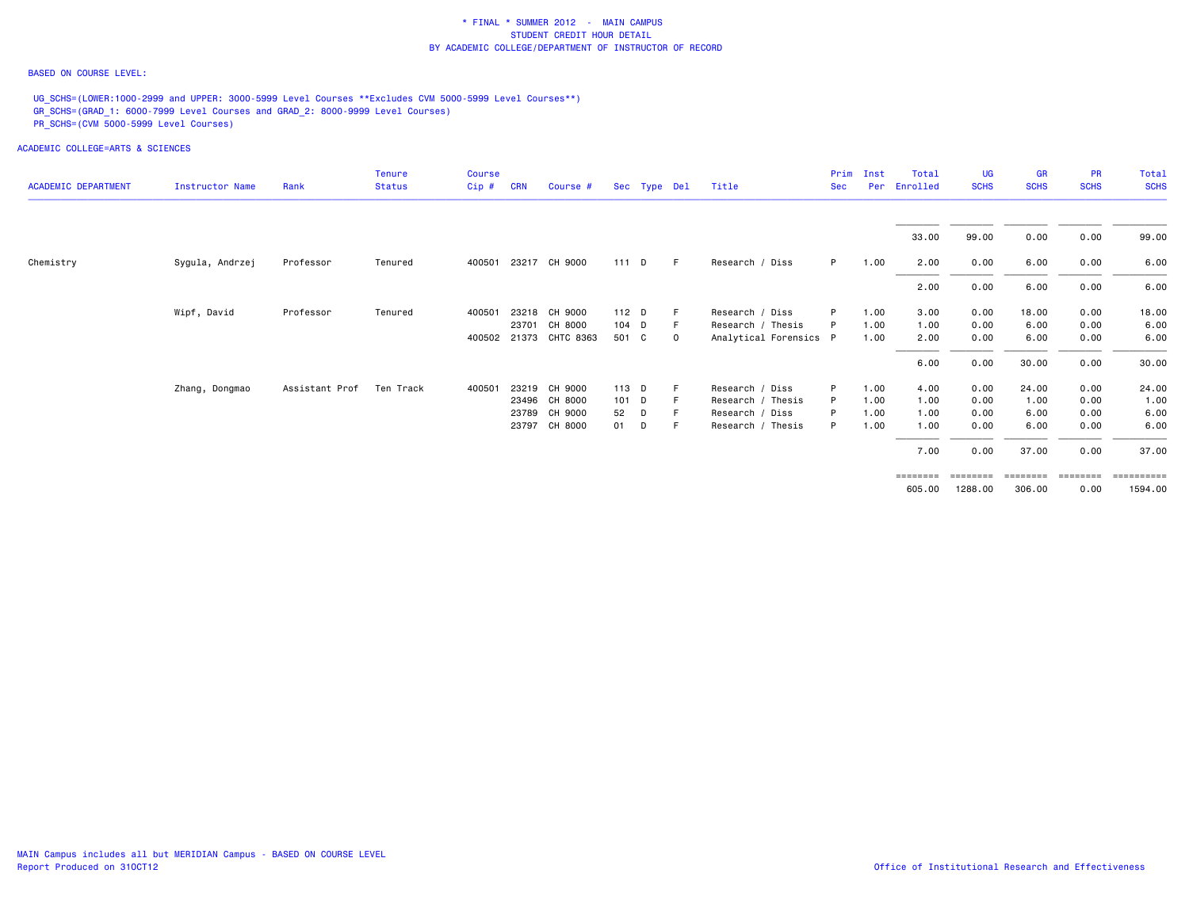\* FINAL \* SUMMER 2012 - MAIN CAMPUS
STUDENT CREDIT HOUR DETAIL
BY ACADEMIC COLLEGE/DEPARTMENT OF INSTRUCTOR OF RECORD

BASED ON COURSE LEVEL:

UG_SCHS=(LOWER:1000-2999 and UPPER: 3000-5999 Level Courses **Excludes CVM 5000-5999 Level Courses**)
GR_SCHS=(GRAD_1: 6000-7999 Level Courses and GRAD_2: 8000-9999 Level Courses)
PR_SCHS=(CVM 5000-5999 Level Courses)

ACADEMIC COLLEGE=ARTS & SCIENCES

| ACADEMIC DEPARTMENT | Instructor Name | Rank | Tenure Status | Course Cip # | CRN | Course # | Sec | Type | Del | Title | Prim Sec | Inst Per | Total Enrolled | UG SCHS | GR SCHS | PR SCHS | Total SCHS |
|---|---|---|---|---|---|---|---|---|---|---|---|---|---|---|---|---|---|
| | | | | | | | | | | | | | 33.00 | 99.00 | 0.00 | 0.00 | 99.00 |
| Chemistry | Sygula, Andrzej | Professor | Tenured | 400501 | 23217 | CH 9000 | 111 | D | F | Research / Diss | P | 1.00 | 2.00 | 0.00 | 6.00 | 0.00 | 6.00 |
| | | | | | | | | | | | | | 2.00 | 0.00 | 6.00 | 0.00 | 6.00 |
| | Wipf, David | Professor | Tenured | 400501 | 23218 | CH 9000 | 112 | D | F | Research / Diss | P | 1.00 | 3.00 | 0.00 | 18.00 | 0.00 | 18.00 |
| | | | | | 23701 | CH 8000 | 104 | D | F | Research / Thesis | P | 1.00 | 1.00 | 0.00 | 6.00 | 0.00 | 6.00 |
| | | | | 400502 | 21373 | CHTC 8363 | 501 | C | O | Analytical Forensics | P | 1.00 | 2.00 | 0.00 | 6.00 | 0.00 | 6.00 |
| | | | | | | | | | | | | | 6.00 | 0.00 | 30.00 | 0.00 | 30.00 |
| | Zhang, Dongmao | Assistant Prof | Ten Track | 400501 | 23219 | CH 9000 | 113 | D | F | Research / Diss | P | 1.00 | 4.00 | 0.00 | 24.00 | 0.00 | 24.00 |
| | | | | | 23496 | CH 8000 | 101 | D | F | Research / Thesis | P | 1.00 | 1.00 | 0.00 | 1.00 | 0.00 | 1.00 |
| | | | | | 23789 | CH 9000 | 52 | D | F | Research / Diss | P | 1.00 | 1.00 | 0.00 | 6.00 | 0.00 | 6.00 |
| | | | | | 23797 | CH 8000 | 01 | D | F | Research / Thesis | P | 1.00 | 1.00 | 0.00 | 6.00 | 0.00 | 6.00 |
| | | | | | | | | | | | | | 7.00 | 0.00 | 37.00 | 0.00 | 37.00 |
| | | | | | | | | | | | | | 605.00 | 1288.00 | 306.00 | 0.00 | 1594.00 |

MAIN Campus includes all but MERIDIAN Campus - BASED ON COURSE LEVEL
Report Produced on 31OCT12

Office of Institutional Research and Effectiveness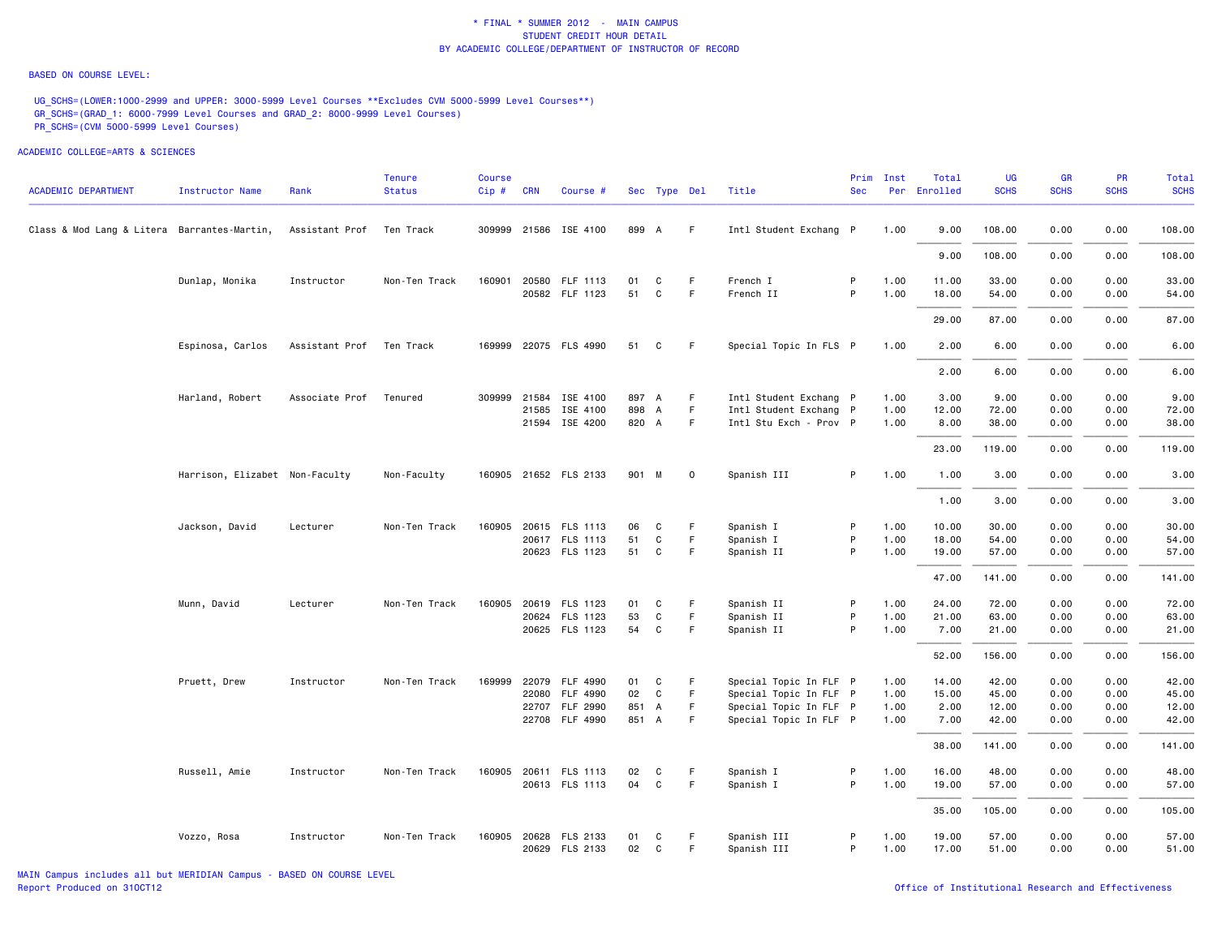\* FINAL \* SUMMER 2012 - MAIN CAMPUS
STUDENT CREDIT HOUR DETAIL
BY ACADEMIC COLLEGE/DEPARTMENT OF INSTRUCTOR OF RECORD

BASED ON COURSE LEVEL:

UG_SCHS=(LOWER:1000-2999 and UPPER: 3000-5999 Level Courses **Excludes CVM 5000-5999 Level Courses**)
GR_SCHS=(GRAD_1: 6000-7999 Level Courses and GRAD_2: 8000-9999 Level Courses)
PR_SCHS=(CVM 5000-5999 Level Courses)

ACADEMIC COLLEGE=ARTS & SCIENCES

| ACADEMIC DEPARTMENT | Instructor Name | Rank | Tenure Status | Course Cip # | CRN | Course # | Sec | Type | Del | Title | Prim Sec | Inst Per | Total Enrolled | UG SCHS | GR SCHS | PR SCHS | Total SCHS |
|---|---|---|---|---|---|---|---|---|---|---|---|---|---|---|---|---|---|
| Class & Mod Lang & Litera | Barrantes-Martin, | Assistant Prof | Ten Track | 309999 | 21586 | ISE 4100 | 899 | A | F | Intl Student Exchang | P | 1.00 | 9.00 | 108.00 | 0.00 | 0.00 | 108.00 |
| | | | | | | | | | | | | | 9.00 | 108.00 | 0.00 | 0.00 | 108.00 |
| | Dunlap, Monika | Instructor | Non-Ten Track | 160901 | 20580 | FLF 1113 | 01 | C | F | French I | P | 1.00 | 11.00 | 33.00 | 0.00 | 0.00 | 33.00 |
| | | | | | 20582 | FLF 1123 | 51 | C | F | French II | P | 1.00 | 18.00 | 54.00 | 0.00 | 0.00 | 54.00 |
| | | | | | | | | | | | | | 29.00 | 87.00 | 0.00 | 0.00 | 87.00 |
| | Espinosa, Carlos | Assistant Prof | Ten Track | 169999 | 22075 | FLS 4990 | 51 | C | F | Special Topic In FLS | P | 1.00 | 2.00 | 6.00 | 0.00 | 0.00 | 6.00 |
| | | | | | | | | | | | | | 2.00 | 6.00 | 0.00 | 0.00 | 6.00 |
| | Harland, Robert | Associate Prof | Tenured | 309999 | 21584 | ISE 4100 | 897 | A | F | Intl Student Exchang | P | 1.00 | 3.00 | 9.00 | 0.00 | 0.00 | 9.00 |
| | | | | | 21585 | ISE 4100 | 898 | A | F | Intl Student Exchang | P | 1.00 | 12.00 | 72.00 | 0.00 | 0.00 | 72.00 |
| | | | | | 21594 | ISE 4200 | 820 | A | F | Intl Stu Exch - Prov | P | 1.00 | 8.00 | 38.00 | 0.00 | 0.00 | 38.00 |
| | | | | | | | | | | | | | 23.00 | 119.00 | 0.00 | 0.00 | 119.00 |
| | Harrison, Elizabet | Non-Faculty | Non-Faculty | 160905 | 21652 | FLS 2133 | 901 | M | O | Spanish III | P | 1.00 | 1.00 | 3.00 | 0.00 | 0.00 | 3.00 |
| | | | | | | | | | | | | | 1.00 | 3.00 | 0.00 | 0.00 | 3.00 |
| | Jackson, David | Lecturer | Non-Ten Track | 160905 | 20615 | FLS 1113 | 06 | C | F | Spanish I | P | 1.00 | 10.00 | 30.00 | 0.00 | 0.00 | 30.00 |
| | | | | | 20617 | FLS 1113 | 51 | C | F | Spanish I | P | 1.00 | 18.00 | 54.00 | 0.00 | 0.00 | 54.00 |
| | | | | | 20623 | FLS 1123 | 51 | C | F | Spanish II | P | 1.00 | 19.00 | 57.00 | 0.00 | 0.00 | 57.00 |
| | | | | | | | | | | | | | 47.00 | 141.00 | 0.00 | 0.00 | 141.00 |
| | Munn, David | Lecturer | Non-Ten Track | 160905 | 20619 | FLS 1123 | 01 | C | F | Spanish II | P | 1.00 | 24.00 | 72.00 | 0.00 | 0.00 | 72.00 |
| | | | | | 20624 | FLS 1123 | 53 | C | F | Spanish II | P | 1.00 | 21.00 | 63.00 | 0.00 | 0.00 | 63.00 |
| | | | | | 20625 | FLS 1123 | 54 | C | F | Spanish II | P | 1.00 | 7.00 | 21.00 | 0.00 | 0.00 | 21.00 |
| | | | | | | | | | | | | | 52.00 | 156.00 | 0.00 | 0.00 | 156.00 |
| | Pruett, Drew | Instructor | Non-Ten Track | 169999 | 22079 | FLF 4990 | 01 | C | F | Special Topic In FLF | P | 1.00 | 14.00 | 42.00 | 0.00 | 0.00 | 42.00 |
| | | | | | 22080 | FLF 4990 | 02 | C | F | Special Topic In FLF | P | 1.00 | 15.00 | 45.00 | 0.00 | 0.00 | 45.00 |
| | | | | | 22707 | FLF 2990 | 851 | A | F | Special Topic In FLF | P | 1.00 | 2.00 | 12.00 | 0.00 | 0.00 | 12.00 |
| | | | | | 22708 | FLF 4990 | 851 | A | F | Special Topic In FLF | P | 1.00 | 7.00 | 42.00 | 0.00 | 0.00 | 42.00 |
| | | | | | | | | | | | | | 38.00 | 141.00 | 0.00 | 0.00 | 141.00 |
| | Russell, Amie | Instructor | Non-Ten Track | 160905 | 20611 | FLS 1113 | 02 | C | F | Spanish I | P | 1.00 | 16.00 | 48.00 | 0.00 | 0.00 | 48.00 |
| | | | | | 20613 | FLS 1113 | 04 | C | F | Spanish I | P | 1.00 | 19.00 | 57.00 | 0.00 | 0.00 | 57.00 |
| | | | | | | | | | | | | | 35.00 | 105.00 | 0.00 | 0.00 | 105.00 |
| | Vozzo, Rosa | Instructor | Non-Ten Track | 160905 | 20628 | FLS 2133 | 01 | C | F | Spanish III | P | 1.00 | 19.00 | 57.00 | 0.00 | 0.00 | 57.00 |
| | | | | | 20629 | FLS 2133 | 02 | C | F | Spanish III | P | 1.00 | 17.00 | 51.00 | 0.00 | 0.00 | 51.00 |

MAIN Campus includes all but MERIDIAN Campus - BASED ON COURSE LEVEL
Report Produced on 31OCT12

Office of Institutional Research and Effectiveness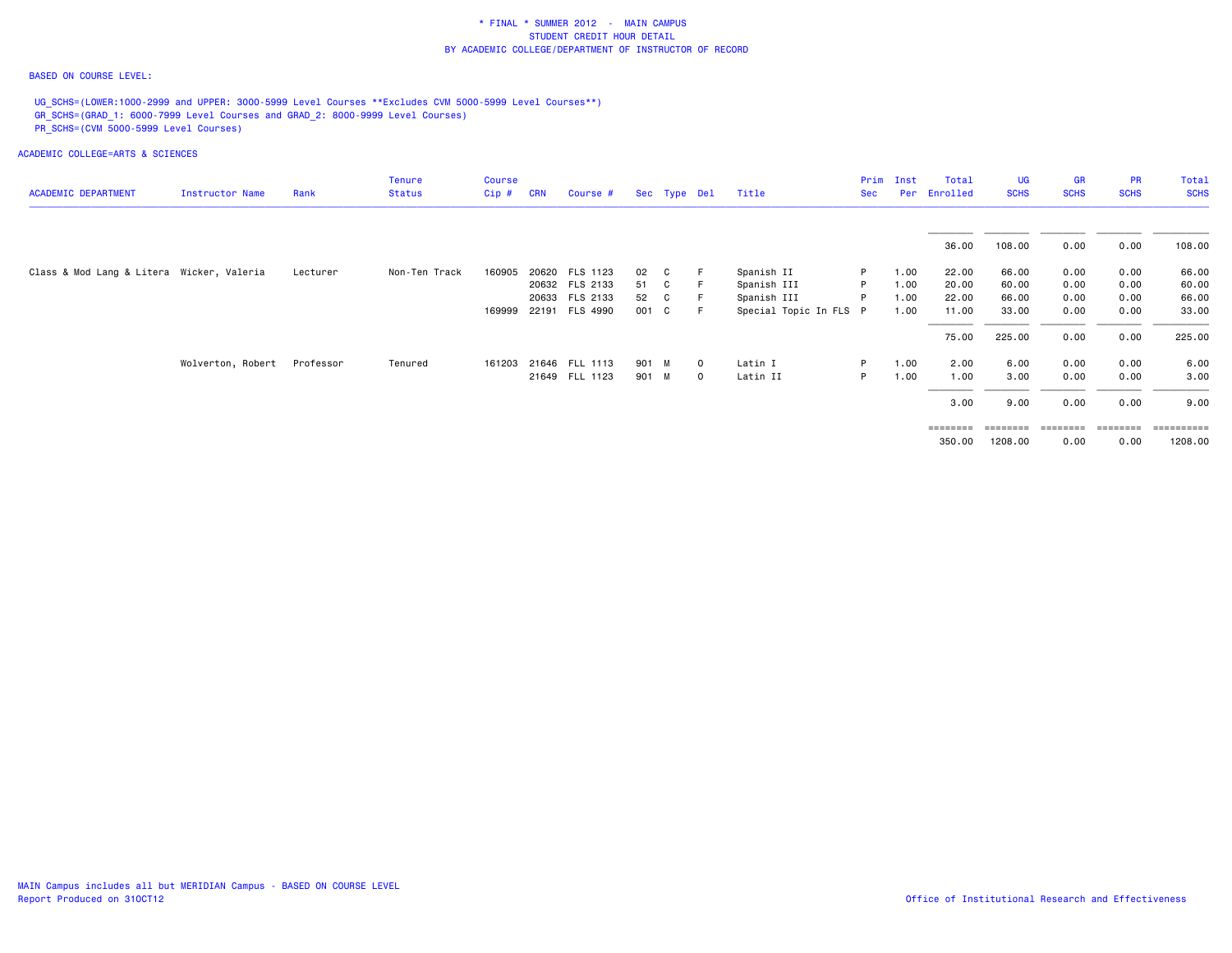\* FINAL \* SUMMER 2012 - MAIN CAMPUS
STUDENT CREDIT HOUR DETAIL
BY ACADEMIC COLLEGE/DEPARTMENT OF INSTRUCTOR OF RECORD

BASED ON COURSE LEVEL:

UG_SCHS=(LOWER:1000-2999 and UPPER: 3000-5999 Level Courses **Excludes CVM 5000-5999 Level Courses**)
GR_SCHS=(GRAD_1: 6000-7999 Level Courses and GRAD_2: 8000-9999 Level Courses)
PR_SCHS=(CVM 5000-5999 Level Courses)

ACADEMIC COLLEGE=ARTS & SCIENCES

| ACADEMIC DEPARTMENT | Instructor Name | Rank | Tenure Status | Course Cip # | CRN | Course # | Sec | Type | Del | Title | Prim Sec | Inst Per | Total Enrolled | UG SCHS | GR SCHS | PR SCHS | Total SCHS |
|---|---|---|---|---|---|---|---|---|---|---|---|---|---|---|---|---|---|
| | | | | | | | | | | | | | 36.00 | 108.00 | 0.00 | 0.00 | 108.00 |
| Class & Mod Lang & Litera | Wicker, Valeria | Lecturer | Non-Ten Track | 160905 | 20620 | FLS 1123 | 02 | C | F | Spanish II | P | 1.00 | 22.00 | 66.00 | 0.00 | 0.00 | 66.00 |
| | | | | | 20632 | FLS 2133 | 51 | C | F | Spanish III | P | 1.00 | 20.00 | 60.00 | 0.00 | 0.00 | 60.00 |
| | | | | | 20633 | FLS 2133 | 52 | C | F | Spanish III | P | 1.00 | 22.00 | 66.00 | 0.00 | 0.00 | 66.00 |
| | | | | 169999 | 22191 | FLS 4990 | 001 | C | F | Special Topic In FLS | P | 1.00 | 11.00 | 33.00 | 0.00 | 0.00 | 33.00 |
| | | | | | | | | | | | | | 75.00 | 225.00 | 0.00 | 0.00 | 225.00 |
| | Wolverton, Robert | Professor | Tenured | 161203 | 21646 | FLL 1113 | 901 | M | O | Latin I | P | 1.00 | 2.00 | 6.00 | 0.00 | 0.00 | 6.00 |
| | | | | | 21649 | FLL 1123 | 901 | M | O | Latin II | P | 1.00 | 1.00 | 3.00 | 0.00 | 0.00 | 3.00 |
| | | | | | | | | | | | | | 3.00 | 9.00 | 0.00 | 0.00 | 9.00 |
| | | | | | | | | | | | | | 350.00 | 1208.00 | 0.00 | 0.00 | 1208.00 |

MAIN Campus includes all but MERIDIAN Campus - BASED ON COURSE LEVEL
Report Produced on 31OCT12

Office of Institutional Research and Effectiveness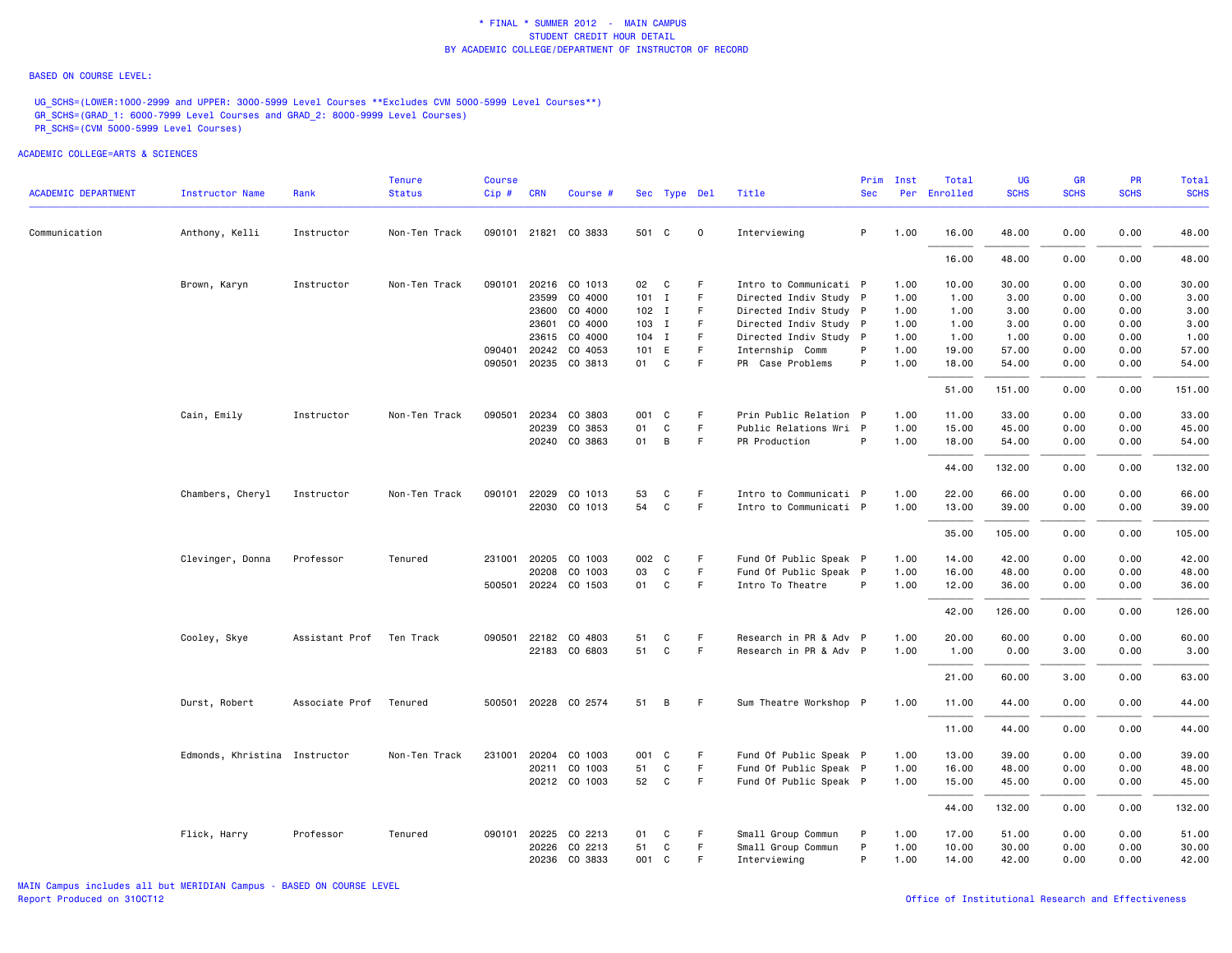* FINAL * SUMMER 2012 - MAIN CAMPUS
STUDENT CREDIT HOUR DETAIL
BY ACADEMIC COLLEGE/DEPARTMENT OF INSTRUCTOR OF RECORD

BASED ON COURSE LEVEL:

UG_SCHS=(LOWER:1000-2999 and UPPER: 3000-5999 Level Courses **Excludes CVM 5000-5999 Level Courses**)
GR_SCHS=(GRAD_1: 6000-7999 Level Courses and GRAD_2: 8000-9999 Level Courses)
PR_SCHS=(CVM 5000-5999 Level Courses)

ACADEMIC COLLEGE=ARTS & SCIENCES

| ACADEMIC DEPARTMENT | Instructor Name | Rank | Tenure Status | Course Cip # | CRN | Course # | Sec | Type | Del | Title | Prim Sec | Inst Per | Total Enrolled | UG SCHS | GR SCHS | PR SCHS | Total SCHS |
|---|---|---|---|---|---|---|---|---|---|---|---|---|---|---|---|---|---|
| Communication | Anthony, Kelli | Instructor | Non-Ten Track | 090101 | 21821 | CO 3833 | 501 | C | O | Interviewing | P | 1.00 | 16.00 | 48.00 | 0.00 | 0.00 | 48.00 |
| | | | | | | | | | | | | | 16.00 | 48.00 | 0.00 | 0.00 | 48.00 |
| | Brown, Karyn | Instructor | Non-Ten Track | 090101 | 20216 | CO 1013 | 02 | C | F | Intro to Communicati | P | 1.00 | 10.00 | 30.00 | 0.00 | 0.00 | 30.00 |
| | | | | | 23599 | CO 4000 | 101 | I | F | Directed Indiv Study | P | 1.00 | 1.00 | 3.00 | 0.00 | 0.00 | 3.00 |
| | | | | | 23600 | CO 4000 | 102 | I | F | Directed Indiv Study | P | 1.00 | 1.00 | 3.00 | 0.00 | 0.00 | 3.00 |
| | | | | | 23601 | CO 4000 | 103 | I | F | Directed Indiv Study | P | 1.00 | 1.00 | 3.00 | 0.00 | 0.00 | 3.00 |
| | | | | | 23615 | CO 4000 | 104 | I | F | Directed Indiv Study | P | 1.00 | 1.00 | 1.00 | 0.00 | 0.00 | 1.00 |
| | | | | 090401 | 20242 | CO 4053 | 101 | E | F | Internship Comm | P | 1.00 | 19.00 | 57.00 | 0.00 | 0.00 | 57.00 |
| | | | | 090501 | 20235 | CO 3813 | 01 | C | F | PR Case Problems | P | 1.00 | 18.00 | 54.00 | 0.00 | 0.00 | 54.00 |
| | | | | | | | | | | | | | 51.00 | 151.00 | 0.00 | 0.00 | 151.00 |
| | Cain, Emily | Instructor | Non-Ten Track | 090501 | 20234 | CO 3803 | 001 | C | F | Prin Public Relation | P | 1.00 | 11.00 | 33.00 | 0.00 | 0.00 | 33.00 |
| | | | | | 20239 | CO 3853 | 01 | C | F | Public Relations Wri | P | 1.00 | 15.00 | 45.00 | 0.00 | 0.00 | 45.00 |
| | | | | | 20240 | CO 3863 | 01 | B | F | PR Production | P | 1.00 | 18.00 | 54.00 | 0.00 | 0.00 | 54.00 |
| | | | | | | | | | | | | | 44.00 | 132.00 | 0.00 | 0.00 | 132.00 |
| | Chambers, Cheryl | Instructor | Non-Ten Track | 090101 | 22029 | CO 1013 | 53 | C | F | Intro to Communicati | P | 1.00 | 22.00 | 66.00 | 0.00 | 0.00 | 66.00 |
| | | | | | 22030 | CO 1013 | 54 | C | F | Intro to Communicati | P | 1.00 | 13.00 | 39.00 | 0.00 | 0.00 | 39.00 |
| | | | | | | | | | | | | | 35.00 | 105.00 | 0.00 | 0.00 | 105.00 |
| | Clevinger, Donna | Professor | Tenured | 231001 | 20205 | CO 1003 | 002 | C | F | Fund Of Public Speak | P | 1.00 | 14.00 | 42.00 | 0.00 | 0.00 | 42.00 |
| | | | | | 20208 | CO 1003 | 03 | C | F | Fund Of Public Speak | P | 1.00 | 16.00 | 48.00 | 0.00 | 0.00 | 48.00 |
| | | | | 500501 | 20224 | CO 1503 | 01 | C | F | Intro To Theatre | P | 1.00 | 12.00 | 36.00 | 0.00 | 0.00 | 36.00 |
| | | | | | | | | | | | | | 42.00 | 126.00 | 0.00 | 0.00 | 126.00 |
| | Cooley, Skye | Assistant Prof | Ten Track | 090501 | 22182 | CO 4803 | 51 | C | F | Research in PR & Adv | P | 1.00 | 20.00 | 60.00 | 0.00 | 0.00 | 60.00 |
| | | | | | 22183 | CO 6803 | 51 | C | F | Research in PR & Adv | P | 1.00 | 1.00 | 0.00 | 3.00 | 0.00 | 3.00 |
| | | | | | | | | | | | | | 21.00 | 60.00 | 3.00 | 0.00 | 63.00 |
| | Durst, Robert | Associate Prof | Tenured | 500501 | 20228 | CO 2574 | 51 | B | F | Sum Theatre Workshop | P | 1.00 | 11.00 | 44.00 | 0.00 | 0.00 | 44.00 |
| | | | | | | | | | | | | | 11.00 | 44.00 | 0.00 | 0.00 | 44.00 |
| | Edmonds, Khristina | Instructor | Non-Ten Track | 231001 | 20204 | CO 1003 | 001 | C | F | Fund Of Public Speak | P | 1.00 | 13.00 | 39.00 | 0.00 | 0.00 | 39.00 |
| | | | | | 20211 | CO 1003 | 51 | C | F | Fund Of Public Speak | P | 1.00 | 16.00 | 48.00 | 0.00 | 0.00 | 48.00 |
| | | | | | 20212 | CO 1003 | 52 | C | F | Fund Of Public Speak | P | 1.00 | 15.00 | 45.00 | 0.00 | 0.00 | 45.00 |
| | | | | | | | | | | | | | 44.00 | 132.00 | 0.00 | 0.00 | 132.00 |
| | Flick, Harry | Professor | Tenured | 090101 | 20225 | CO 2213 | 01 | C | F | Small Group Commun | P | 1.00 | 17.00 | 51.00 | 0.00 | 0.00 | 51.00 |
| | | | | | 20226 | CO 2213 | 51 | C | F | Small Group Commun | P | 1.00 | 10.00 | 30.00 | 0.00 | 0.00 | 30.00 |
| | | | | | 20236 | CO 3833 | 001 | C | F | Interviewing | P | 1.00 | 14.00 | 42.00 | 0.00 | 0.00 | 42.00 |

MAIN Campus includes all but MERIDIAN Campus - BASED ON COURSE LEVEL
Report Produced on 31OCT12

Office of Institutional Research and Effectiveness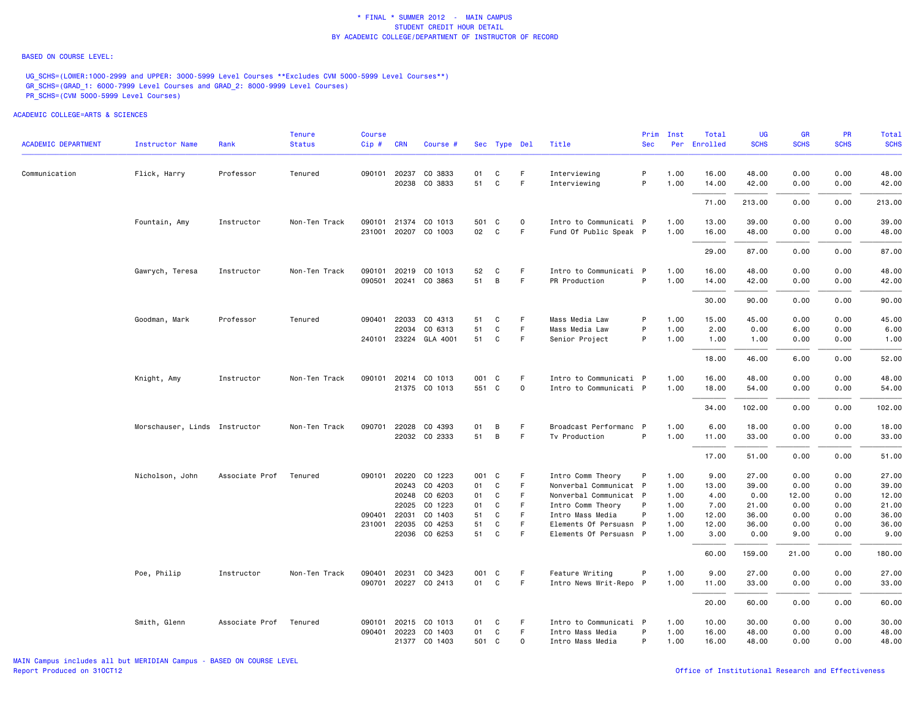\* FINAL \* SUMMER 2012 - MAIN CAMPUS
STUDENT CREDIT HOUR DETAIL
BY ACADEMIC COLLEGE/DEPARTMENT OF INSTRUCTOR OF RECORD

BASED ON COURSE LEVEL:

UG_SCHS=(LOWER:1000-2999 and UPPER: 3000-5999 Level Courses **Excludes CVM 5000-5999 Level Courses**)
GR_SCHS=(GRAD_1: 6000-7999 Level Courses and GRAD_2: 8000-9999 Level Courses)
PR_SCHS=(CVM 5000-5999 Level Courses)

ACADEMIC COLLEGE=ARTS & SCIENCES

| ACADEMIC DEPARTMENT | Instructor Name | Rank | Tenure Status | Course Cip # | CRN | Course # | Sec | Type | Del | Title | Prim Sec | Inst Per | Total Enrolled | UG SCHS | GR SCHS | PR SCHS | Total SCHS |
|---|---|---|---|---|---|---|---|---|---|---|---|---|---|---|---|---|---|
| Communication | Flick, Harry | Professor | Tenured | 090101 | 20237 | CO 3833 | 01 | C | F | Interviewing | P | 1.00 | 16.00 | 48.00 | 0.00 | 0.00 | 48.00 |
| | | | | | 20238 | CO 3833 | 51 | C | F | Interviewing | P | 1.00 | 14.00 | 42.00 | 0.00 | 0.00 | 42.00 |
| | | | | | | | | | | | | | 71.00 | 213.00 | 0.00 | 0.00 | 213.00 |
| | Fountain, Amy | Instructor | Non-Ten Track | 090101 | 21374 | CO 1013 | 501 | C | O | Intro to Communicati | P | 1.00 | 13.00 | 39.00 | 0.00 | 0.00 | 39.00 |
| | | | | 231001 | 20207 | CO 1003 | 02 | C | F | Fund Of Public Speak | P | 1.00 | 16.00 | 48.00 | 0.00 | 0.00 | 48.00 |
| | | | | | | | | | | | | | 29.00 | 87.00 | 0.00 | 0.00 | 87.00 |
| | Gawrych, Teresa | Instructor | Non-Ten Track | 090101 | 20219 | CO 1013 | 52 | C | F | Intro to Communicati | P | 1.00 | 16.00 | 48.00 | 0.00 | 0.00 | 48.00 |
| | | | | 090501 | 20241 | CO 3863 | 51 | B | F | PR Production | P | 1.00 | 14.00 | 42.00 | 0.00 | 0.00 | 42.00 |
| | | | | | | | | | | | | | 30.00 | 90.00 | 0.00 | 0.00 | 90.00 |
| | Goodman, Mark | Professor | Tenured | 090401 | 22033 | CO 4313 | 51 | C | F | Mass Media Law | P | 1.00 | 15.00 | 45.00 | 0.00 | 0.00 | 45.00 |
| | | | | | 22034 | CO 6313 | 51 | C | F | Mass Media Law | P | 1.00 | 2.00 | 0.00 | 6.00 | 0.00 | 6.00 |
| | | | | 240101 | 23224 | GLA 4001 | 51 | C | F | Senior Project | P | 1.00 | 1.00 | 1.00 | 0.00 | 0.00 | 1.00 |
| | | | | | | | | | | | | | 18.00 | 46.00 | 6.00 | 0.00 | 52.00 |
| | Knight, Amy | Instructor | Non-Ten Track | 090101 | 20214 | CO 1013 | 001 | C | F | Intro to Communicati | P | 1.00 | 16.00 | 48.00 | 0.00 | 0.00 | 48.00 |
| | | | | | 21375 | CO 1013 | 551 | C | O | Intro to Communicati | P | 1.00 | 18.00 | 54.00 | 0.00 | 0.00 | 54.00 |
| | | | | | | | | | | | | | 34.00 | 102.00 | 0.00 | 0.00 | 102.00 |
| | Morschauser, Linds | Instructor | Non-Ten Track | 090701 | 22028 | CO 4393 | 01 | B | F | Broadcast Performanc | P | 1.00 | 6.00 | 18.00 | 0.00 | 0.00 | 18.00 |
| | | | | | 22032 | CO 2333 | 51 | B | F | Tv Production | P | 1.00 | 11.00 | 33.00 | 0.00 | 0.00 | 33.00 |
| | | | | | | | | | | | | | 17.00 | 51.00 | 0.00 | 0.00 | 51.00 |
| | Nicholson, John | Associate Prof | Tenured | 090101 | 20220 | CO 1223 | 001 | C | F | Intro Comm Theory | P | 1.00 | 9.00 | 27.00 | 0.00 | 0.00 | 27.00 |
| | | | | | 20243 | CO 4203 | 01 | C | F | Nonverbal Communicat | P | 1.00 | 13.00 | 39.00 | 0.00 | 0.00 | 39.00 |
| | | | | | 20248 | CO 6203 | 01 | C | F | Nonverbal Communicat | P | 1.00 | 4.00 | 0.00 | 12.00 | 0.00 | 12.00 |
| | | | | | 22025 | CO 1223 | 01 | C | F | Intro Comm Theory | P | 1.00 | 7.00 | 21.00 | 0.00 | 0.00 | 21.00 |
| | | | | 090401 | 22031 | CO 1403 | 51 | C | F | Intro Mass Media | P | 1.00 | 12.00 | 36.00 | 0.00 | 0.00 | 36.00 |
| | | | | 231001 | 22035 | CO 4253 | 51 | C | F | Elements Of Persuasn | P | 1.00 | 12.00 | 36.00 | 0.00 | 0.00 | 36.00 |
| | | | | | 22036 | CO 6253 | 51 | C | F | Elements Of Persuasn | P | 1.00 | 3.00 | 0.00 | 9.00 | 0.00 | 9.00 |
| | | | | | | | | | | | | | 60.00 | 159.00 | 21.00 | 0.00 | 180.00 |
| | Poe, Philip | Instructor | Non-Ten Track | 090401 | 20231 | CO 3423 | 001 | C | F | Feature Writing | P | 1.00 | 9.00 | 27.00 | 0.00 | 0.00 | 27.00 |
| | | | | 090701 | 20227 | CO 2413 | 01 | C | F | Intro News Writ-Repo | P | 1.00 | 11.00 | 33.00 | 0.00 | 0.00 | 33.00 |
| | | | | | | | | | | | | | 20.00 | 60.00 | 0.00 | 0.00 | 60.00 |
| | Smith, Glenn | Associate Prof | Tenured | 090101 | 20215 | CO 1013 | 01 | C | F | Intro to Communicati | P | 1.00 | 10.00 | 30.00 | 0.00 | 0.00 | 30.00 |
| | | | | 090401 | 20223 | CO 1403 | 01 | C | F | Intro Mass Media | P | 1.00 | 16.00 | 48.00 | 0.00 | 0.00 | 48.00 |
| | | | | | 21377 | CO 1403 | 501 | C | O | Intro Mass Media | P | 1.00 | 16.00 | 48.00 | 0.00 | 0.00 | 48.00 |

MAIN Campus includes all but MERIDIAN Campus - BASED ON COURSE LEVEL
Report Produced on 31OCT12

Office of Institutional Research and Effectiveness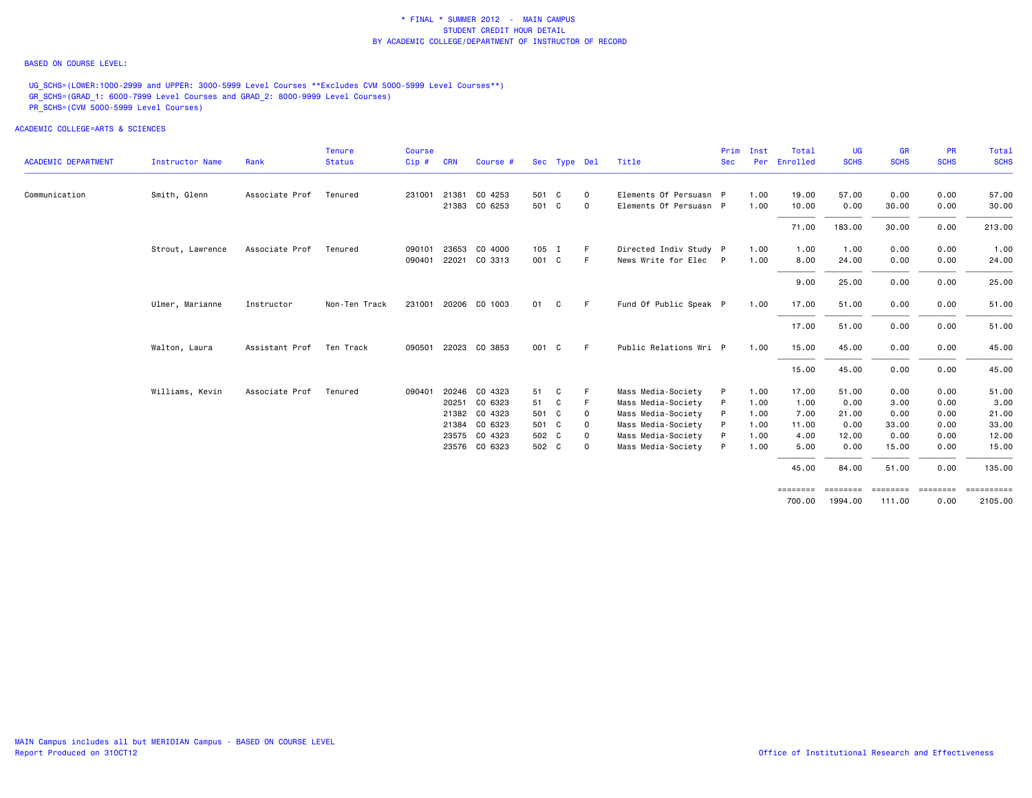\* FINAL \* SUMMER 2012 - MAIN CAMPUS
STUDENT CREDIT HOUR DETAIL
BY ACADEMIC COLLEGE/DEPARTMENT OF INSTRUCTOR OF RECORD

BASED ON COURSE LEVEL:

UG_SCHS=(LOWER:1000-2999 and UPPER: 3000-5999 Level Courses **Excludes CVM 5000-5999 Level Courses**)
GR_SCHS=(GRAD_1: 6000-7999 Level Courses and GRAD_2: 8000-9999 Level Courses)
PR_SCHS=(CVM 5000-5999 Level Courses)

ACADEMIC COLLEGE=ARTS & SCIENCES

| ACADEMIC DEPARTMENT | Instructor Name | Rank | Tenure Status | Course Cip # | CRN | Course # | Sec | Type | Del | Title | Prim Sec | Inst Per | Total Enrolled | UG SCHS | GR SCHS | PR SCHS | Total SCHS |
|---|---|---|---|---|---|---|---|---|---|---|---|---|---|---|---|---|---|
| Communication | Smith, Glenn | Associate Prof | Tenured | 231001 | 21381 | CO 4253 | 501 | C | O | Elements Of Persuasn | P | 1.00 | 19.00 | 57.00 | 0.00 | 0.00 | 57.00 |
| | | | | | 21383 | CO 6253 | 501 | C | O | Elements Of Persuasn | P | 1.00 | 10.00 | 0.00 | 30.00 | 0.00 | 30.00 |
| | | | | | | | | | | | | | 71.00 | 183.00 | 30.00 | 0.00 | 213.00 |
| | Strout, Lawrence | Associate Prof | Tenured | 090101 | 23653 | CO 4000 | 105 | I | F | Directed Indiv Study | P | 1.00 | 1.00 | 1.00 | 0.00 | 0.00 | 1.00 |
| | | | | 090401 | 22021 | CO 3313 | 001 | C | F | News Write for Elec | P | 1.00 | 8.00 | 24.00 | 0.00 | 0.00 | 24.00 |
| | | | | | | | | | | | | | 9.00 | 25.00 | 0.00 | 0.00 | 25.00 |
| | Ulmer, Marianne | Instructor | Non-Ten Track | 231001 | 20206 | CO 1003 | 01 | C | F | Fund Of Public Speak | P | 1.00 | 17.00 | 51.00 | 0.00 | 0.00 | 51.00 |
| | | | | | | | | | | | | | 17.00 | 51.00 | 0.00 | 0.00 | 51.00 |
| | Walton, Laura | Assistant Prof | Ten Track | 090501 | 22023 | CO 3853 | 001 | C | F | Public Relations Wri | P | 1.00 | 15.00 | 45.00 | 0.00 | 0.00 | 45.00 |
| | | | | | | | | | | | | | 15.00 | 45.00 | 0.00 | 0.00 | 45.00 |
| | Williams, Kevin | Associate Prof | Tenured | 090401 | 20246 | CO 4323 | 51 | C | F | Mass Media-Society | P | 1.00 | 17.00 | 51.00 | 0.00 | 0.00 | 51.00 |
| | | | | | 20251 | CO 6323 | 51 | C | F | Mass Media-Society | P | 1.00 | 1.00 | 0.00 | 3.00 | 0.00 | 3.00 |
| | | | | | 21382 | CO 4323 | 501 | C | O | Mass Media-Society | P | 1.00 | 7.00 | 21.00 | 0.00 | 0.00 | 21.00 |
| | | | | | 21384 | CO 6323 | 501 | C | O | Mass Media-Society | P | 1.00 | 11.00 | 0.00 | 33.00 | 0.00 | 33.00 |
| | | | | | 23575 | CO 4323 | 502 | C | O | Mass Media-Society | P | 1.00 | 4.00 | 12.00 | 0.00 | 0.00 | 12.00 |
| | | | | | 23576 | CO 6323 | 502 | C | O | Mass Media-Society | P | 1.00 | 5.00 | 0.00 | 15.00 | 0.00 | 15.00 |
| | | | | | | | | | | | | | 45.00 | 84.00 | 51.00 | 0.00 | 135.00 |
| | | | | | | | | | | | | | 700.00 | 1994.00 | 111.00 | 0.00 | 2105.00 |

MAIN Campus includes all but MERIDIAN Campus - BASED ON COURSE LEVEL
Report Produced on 31OCT12

Office of Institutional Research and Effectiveness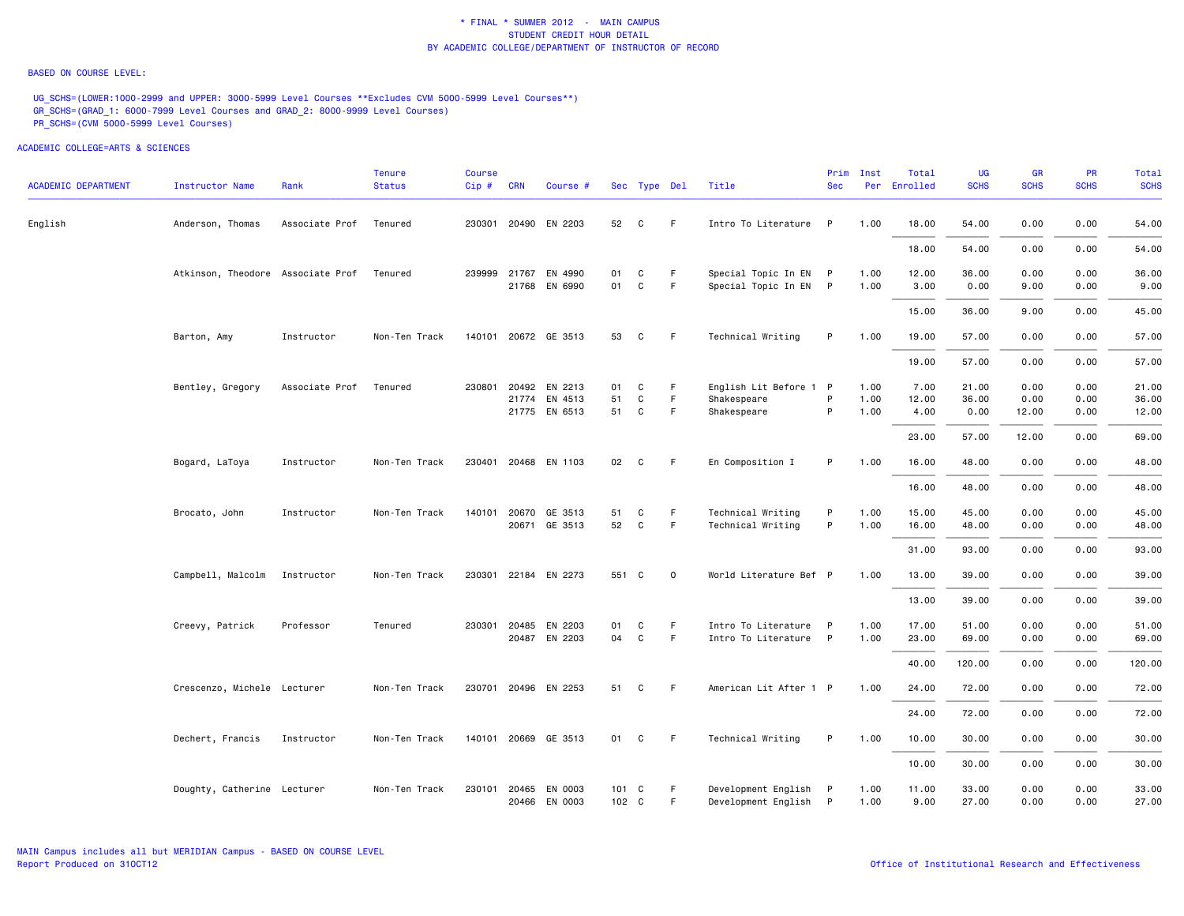\* FINAL \* SUMMER 2012 - MAIN CAMPUS
STUDENT CREDIT HOUR DETAIL
BY ACADEMIC COLLEGE/DEPARTMENT OF INSTRUCTOR OF RECORD

BASED ON COURSE LEVEL:

UG_SCHS=(LOWER:1000-2999 and UPPER: 3000-5999 Level Courses **Excludes CVM 5000-5999 Level Courses**)
GR_SCHS=(GRAD_1: 6000-7999 Level Courses and GRAD_2: 8000-9999 Level Courses)
PR_SCHS=(CVM 5000-5999 Level Courses)

ACADEMIC COLLEGE=ARTS & SCIENCES

| ACADEMIC DEPARTMENT | Instructor Name | Rank | Tenure Status | Course Cip # | CRN | Course # | Sec | Type | Del | Title | Prim Sec | Inst Per | Total Enrolled | UG SCHS | GR SCHS | PR SCHS | Total SCHS |
|---|---|---|---|---|---|---|---|---|---|---|---|---|---|---|---|---|---|
| English | Anderson, Thomas | Associate Prof | Tenured | 230301 | 20490 | EN 2203 | 52 | C | F | Intro To Literature | P | 1.00 | 18.00 | 54.00 | 0.00 | 0.00 | 54.00 |
| | | | | | | | | | | | | | 18.00 | 54.00 | 0.00 | 0.00 | 54.00 |
| | Atkinson, Theodore | Associate Prof | Tenured | 239999 | 21767 | EN 4990 | 01 | C | F | Special Topic In EN | P | 1.00 | 12.00 | 36.00 | 0.00 | 0.00 | 36.00 |
| | | | | | 21768 | EN 6990 | 01 | C | F | Special Topic In EN | P | 1.00 | 3.00 | 0.00 | 9.00 | 0.00 | 9.00 |
| | | | | | | | | | | | | | 15.00 | 36.00 | 9.00 | 0.00 | 45.00 |
| | Barton, Amy | Instructor | Non-Ten Track | 140101 | 20672 | GE 3513 | 53 | C | F | Technical Writing | P | 1.00 | 19.00 | 57.00 | 0.00 | 0.00 | 57.00 |
| | | | | | | | | | | | | | 19.00 | 57.00 | 0.00 | 0.00 | 57.00 |
| | Bentley, Gregory | Associate Prof | Tenured | 230801 | 20492 | EN 2213 | 01 | C | F | English Lit Before 1 | P | 1.00 | 7.00 | 21.00 | 0.00 | 0.00 | 21.00 |
| | | | | | 21774 | EN 4513 | 51 | C | F | Shakespeare | P | 1.00 | 12.00 | 36.00 | 0.00 | 0.00 | 36.00 |
| | | | | | 21775 | EN 6513 | 51 | C | F | Shakespeare | P | 1.00 | 4.00 | 0.00 | 12.00 | 0.00 | 12.00 |
| | | | | | | | | | | | | | 23.00 | 57.00 | 12.00 | 0.00 | 69.00 |
| | Bogard, LaToya | Instructor | Non-Ten Track | 230401 | 20468 | EN 1103 | 02 | C | F | En Composition I | P | 1.00 | 16.00 | 48.00 | 0.00 | 0.00 | 48.00 |
| | | | | | | | | | | | | | 16.00 | 48.00 | 0.00 | 0.00 | 48.00 |
| | Brocato, John | Instructor | Non-Ten Track | 140101 | 20670 | GE 3513 | 51 | C | F | Technical Writing | P | 1.00 | 15.00 | 45.00 | 0.00 | 0.00 | 45.00 |
| | | | | | 20671 | GE 3513 | 52 | C | F | Technical Writing | P | 1.00 | 16.00 | 48.00 | 0.00 | 0.00 | 48.00 |
| | | | | | | | | | | | | | 31.00 | 93.00 | 0.00 | 0.00 | 93.00 |
| | Campbell, Malcolm | Instructor | Non-Ten Track | 230301 | 22184 | EN 2273 | 551 | C | O | World Literature Bef | P | 1.00 | 13.00 | 39.00 | 0.00 | 0.00 | 39.00 |
| | | | | | | | | | | | | | 13.00 | 39.00 | 0.00 | 0.00 | 39.00 |
| | Creevy, Patrick | Professor | Tenured | 230301 | 20485 | EN 2203 | 01 | C | F | Intro To Literature | P | 1.00 | 17.00 | 51.00 | 0.00 | 0.00 | 51.00 |
| | | | | | 20487 | EN 2203 | 04 | C | F | Intro To Literature | P | 1.00 | 23.00 | 69.00 | 0.00 | 0.00 | 69.00 |
| | | | | | | | | | | | | | 40.00 | 120.00 | 0.00 | 0.00 | 120.00 |
| | Crescenzo, Michele | Lecturer | Non-Ten Track | 230701 | 20496 | EN 2253 | 51 | C | F | American Lit After 1 | P | 1.00 | 24.00 | 72.00 | 0.00 | 0.00 | 72.00 |
| | | | | | | | | | | | | | 24.00 | 72.00 | 0.00 | 0.00 | 72.00 |
| | Dechert, Francis | Instructor | Non-Ten Track | 140101 | 20669 | GE 3513 | 01 | C | F | Technical Writing | P | 1.00 | 10.00 | 30.00 | 0.00 | 0.00 | 30.00 |
| | | | | | | | | | | | | | 10.00 | 30.00 | 0.00 | 0.00 | 30.00 |
| | Doughty, Catherine | Lecturer | Non-Ten Track | 230101 | 20465 | EN 0003 | 101 | C | F | Development English | P | 1.00 | 11.00 | 33.00 | 0.00 | 0.00 | 33.00 |
| | | | | | 20466 | EN 0003 | 102 | C | F | Development English | P | 1.00 | 9.00 | 27.00 | 0.00 | 0.00 | 27.00 |

MAIN Campus includes all but MERIDIAN Campus - BASED ON COURSE LEVEL
Report Produced on 31OCT12

Office of Institutional Research and Effectiveness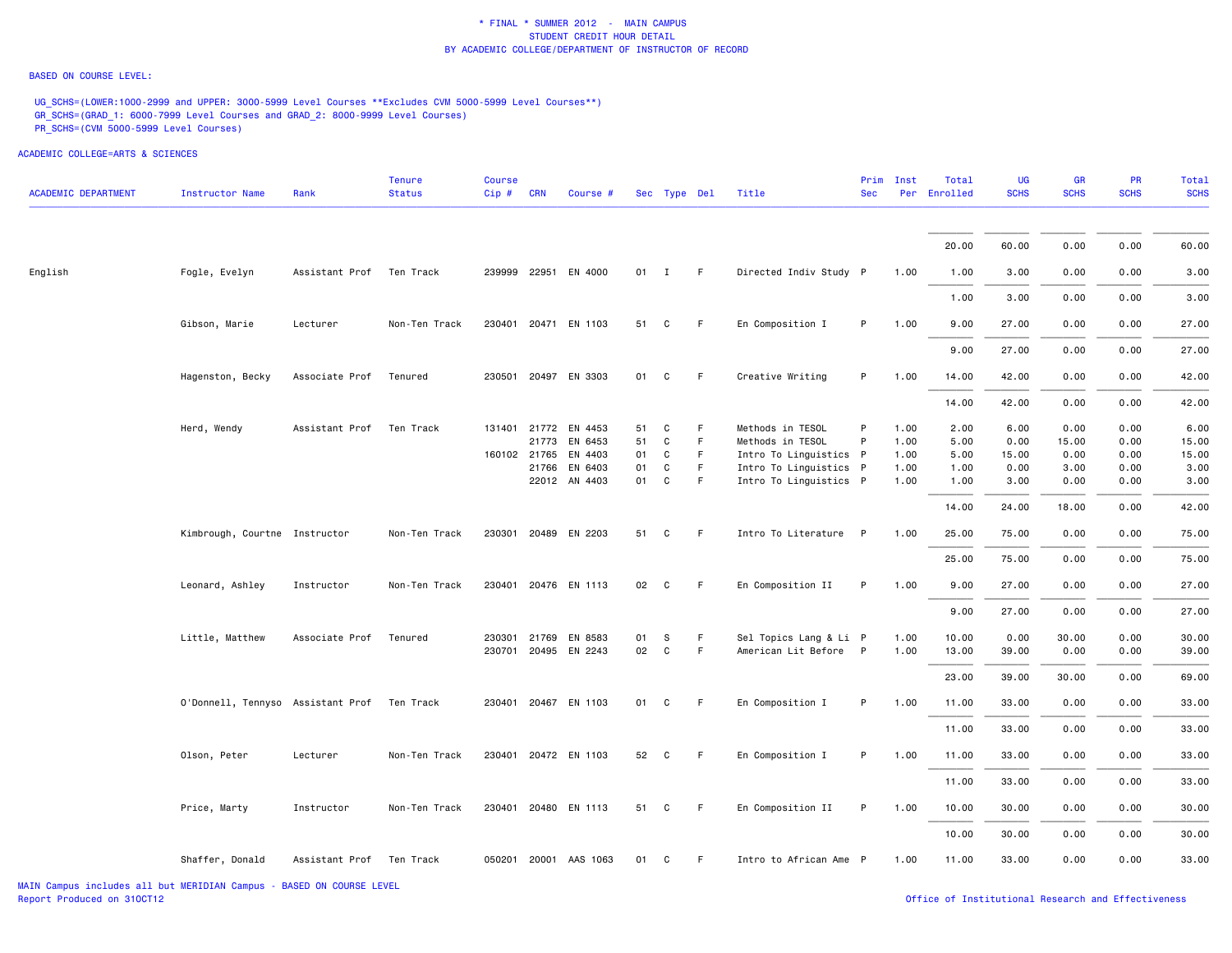\* FINAL \* SUMMER 2012 - MAIN CAMPUS
STUDENT CREDIT HOUR DETAIL
BY ACADEMIC COLLEGE/DEPARTMENT OF INSTRUCTOR OF RECORD

BASED ON COURSE LEVEL:

UG_SCHS=(LOWER:1000-2999 and UPPER: 3000-5999 Level Courses **Excludes CVM 5000-5999 Level Courses**)
GR_SCHS=(GRAD_1: 6000-7999 Level Courses and GRAD_2: 8000-9999 Level Courses)
PR_SCHS=(CVM 5000-5999 Level Courses)

ACADEMIC COLLEGE=ARTS & SCIENCES

| ACADEMIC DEPARTMENT | Instructor Name | Rank | Tenure Status | Course Cip # | CRN | Course # | Sec | Type | Del | Title | Prim Sec | Inst Per | Total Enrolled | UG SCHS | GR SCHS | PR SCHS | Total SCHS |
|---|---|---|---|---|---|---|---|---|---|---|---|---|---|---|---|---|---|
| | | | | | | | | | | | | | 20.00 | 60.00 | 0.00 | 0.00 | 60.00 |
| English | Fogle, Evelyn | Assistant Prof | Ten Track | 239999 | 22951 | EN 4000 | 01 | I | F | Directed Indiv Study | P | 1.00 | 1.00 | 3.00 | 0.00 | 0.00 | 3.00 |
| | | | | | | | | | | | | | 1.00 | 3.00 | 0.00 | 0.00 | 3.00 |
| | Gibson, Marie | Lecturer | Non-Ten Track | 230401 | 20471 | EN 1103 | 51 | C | F | En Composition I | P | 1.00 | 9.00 | 27.00 | 0.00 | 0.00 | 27.00 |
| | | | | | | | | | | | | | 9.00 | 27.00 | 0.00 | 0.00 | 27.00 |
| | Hagenston, Becky | Associate Prof | Tenured | 230501 | 20497 | EN 3303 | 01 | C | F | Creative Writing | P | 1.00 | 14.00 | 42.00 | 0.00 | 0.00 | 42.00 |
| | | | | | | | | | | | | | 14.00 | 42.00 | 0.00 | 0.00 | 42.00 |
| | Herd, Wendy | Assistant Prof | Ten Track | 131401 | 21772 | EN 4453 | 51 | C | F | Methods in TESOL | P | 1.00 | 2.00 | 6.00 | 0.00 | 0.00 | 6.00 |
| | | | | | 21773 | EN 6453 | 51 | C | F | Methods in TESOL | P | 1.00 | 5.00 | 0.00 | 15.00 | 0.00 | 15.00 |
| | | | | 160102 | 21765 | EN 4403 | 01 | C | F | Intro To Linguistics | P | 1.00 | 5.00 | 15.00 | 0.00 | 0.00 | 15.00 |
| | | | | | 21766 | EN 6403 | 01 | C | F | Intro To Linguistics | P | 1.00 | 1.00 | 0.00 | 3.00 | 0.00 | 3.00 |
| | | | | | 22012 | AN 4403 | 01 | C | F | Intro To Linguistics | P | 1.00 | 1.00 | 3.00 | 0.00 | 0.00 | 3.00 |
| | | | | | | | | | | | | | 14.00 | 24.00 | 18.00 | 0.00 | 42.00 |
| | Kimbrough, Courtne | Instructor | Non-Ten Track | 230301 | 20489 | EN 2203 | 51 | C | F | Intro To Literature | P | 1.00 | 25.00 | 75.00 | 0.00 | 0.00 | 75.00 |
| | | | | | | | | | | | | | 25.00 | 75.00 | 0.00 | 0.00 | 75.00 |
| | Leonard, Ashley | Instructor | Non-Ten Track | 230401 | 20476 | EN 1113 | 02 | C | F | En Composition II | P | 1.00 | 9.00 | 27.00 | 0.00 | 0.00 | 27.00 |
| | | | | | | | | | | | | | 9.00 | 27.00 | 0.00 | 0.00 | 27.00 |
| | Little, Matthew | Associate Prof | Tenured | 230301 | 21769 | EN 8583 | 01 | S | F | Sel Topics Lang & Li | P | 1.00 | 10.00 | 0.00 | 30.00 | 0.00 | 30.00 |
| | | | | 230701 | 20495 | EN 2243 | 02 | C | F | American Lit Before | P | 1.00 | 13.00 | 39.00 | 0.00 | 0.00 | 39.00 |
| | | | | | | | | | | | | | 23.00 | 39.00 | 30.00 | 0.00 | 69.00 |
| | O'Donnell, Tennyso | Assistant Prof | Ten Track | 230401 | 20467 | EN 1103 | 01 | C | F | En Composition I | P | 1.00 | 11.00 | 33.00 | 0.00 | 0.00 | 33.00 |
| | | | | | | | | | | | | | 11.00 | 33.00 | 0.00 | 0.00 | 33.00 |
| | Olson, Peter | Lecturer | Non-Ten Track | 230401 | 20472 | EN 1103 | 52 | C | F | En Composition I | P | 1.00 | 11.00 | 33.00 | 0.00 | 0.00 | 33.00 |
| | | | | | | | | | | | | | 11.00 | 33.00 | 0.00 | 0.00 | 33.00 |
| | Price, Marty | Instructor | Non-Ten Track | 230401 | 20480 | EN 1113 | 51 | C | F | En Composition II | P | 1.00 | 10.00 | 30.00 | 0.00 | 0.00 | 30.00 |
| | | | | | | | | | | | | | 10.00 | 30.00 | 0.00 | 0.00 | 30.00 |
| | Shaffer, Donald | Assistant Prof | Ten Track | 050201 | 20001 | AAS 1063 | 01 | C | F | Intro to African Ame | P | 1.00 | 11.00 | 33.00 | 0.00 | 0.00 | 33.00 |

MAIN Campus includes all but MERIDIAN Campus - BASED ON COURSE LEVEL
Report Produced on 31OCT12

Office of Institutional Research and Effectiveness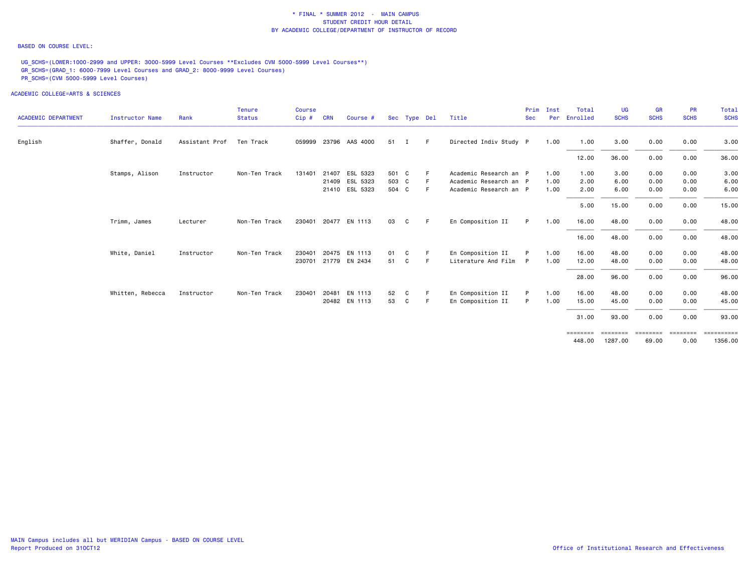\* FINAL \* SUMMER 2012 - MAIN CAMPUS
STUDENT CREDIT HOUR DETAIL
BY ACADEMIC COLLEGE/DEPARTMENT OF INSTRUCTOR OF RECORD

BASED ON COURSE LEVEL:

UG_SCHS=(LOWER:1000-2999 and UPPER: 3000-5999 Level Courses **Excludes CVM 5000-5999 Level Courses**)
GR_SCHS=(GRAD_1: 6000-7999 Level Courses and GRAD_2: 8000-9999 Level Courses)
PR_SCHS=(CVM 5000-5999 Level Courses)

ACADEMIC COLLEGE=ARTS & SCIENCES

| ACADEMIC DEPARTMENT | Instructor Name | Rank | Tenure Status | Course Cip # | CRN | Course # | Sec | Type | Del | Title | Prim Sec | Inst Per | Total Enrolled | UG SCHS | GR SCHS | PR SCHS | Total SCHS |
|---|---|---|---|---|---|---|---|---|---|---|---|---|---|---|---|---|---|
| English | Shaffer, Donald | Assistant Prof | Ten Track | 059999 | 23796 | AAS 4000 | 51 | I | F | Directed Indiv Study | P | 1.00 | 1.00 | 3.00 | 0.00 | 0.00 | 3.00 |
| | | | | | | | | | | | | | 12.00 | 36.00 | 0.00 | 0.00 | 36.00 |
| | Stamps, Alison | Instructor | Non-Ten Track | 131401 | 21407 | ESL 5323 | 501 | C | F | Academic Research an | P | 1.00 | 1.00 | 3.00 | 0.00 | 0.00 | 3.00 |
| | | | | | 21409 | ESL 5323 | 503 | C | F | Academic Research an | P | 1.00 | 2.00 | 6.00 | 0.00 | 0.00 | 6.00 |
| | | | | | 21410 | ESL 5323 | 504 | C | F | Academic Research an | P | 1.00 | 2.00 | 6.00 | 0.00 | 0.00 | 6.00 |
| | | | | | | | | | | | | | 5.00 | 15.00 | 0.00 | 0.00 | 15.00 |
| | Trimm, James | Lecturer | Non-Ten Track | 230401 | 20477 | EN 1113 | 03 | C | F | En Composition II | P | 1.00 | 16.00 | 48.00 | 0.00 | 0.00 | 48.00 |
| | | | | | | | | | | | | | 16.00 | 48.00 | 0.00 | 0.00 | 48.00 |
| | White, Daniel | Instructor | Non-Ten Track | 230401 | 20475 | EN 1113 | 01 | C | F | En Composition II | P | 1.00 | 16.00 | 48.00 | 0.00 | 0.00 | 48.00 |
| | | | | 230701 | 21779 | EN 2434 | 51 | C | F | Literature And Film | P | 1.00 | 12.00 | 48.00 | 0.00 | 0.00 | 48.00 |
| | | | | | | | | | | | | | 28.00 | 96.00 | 0.00 | 0.00 | 96.00 |
| | Whitten, Rebecca | Instructor | Non-Ten Track | 230401 | 20481 | EN 1113 | 52 | C | F | En Composition II | P | 1.00 | 16.00 | 48.00 | 0.00 | 0.00 | 48.00 |
| | | | | | 20482 | EN 1113 | 53 | C | F | En Composition II | P | 1.00 | 15.00 | 45.00 | 0.00 | 0.00 | 45.00 |
| | | | | | | | | | | | | | 31.00 | 93.00 | 0.00 | 0.00 | 93.00 |
| | | | | | | | | | | | | | 448.00 | 1287.00 | 69.00 | 0.00 | 1356.00 |

MAIN Campus includes all but MERIDIAN Campus - BASED ON COURSE LEVEL
Report Produced on 31OCT12

Office of Institutional Research and Effectiveness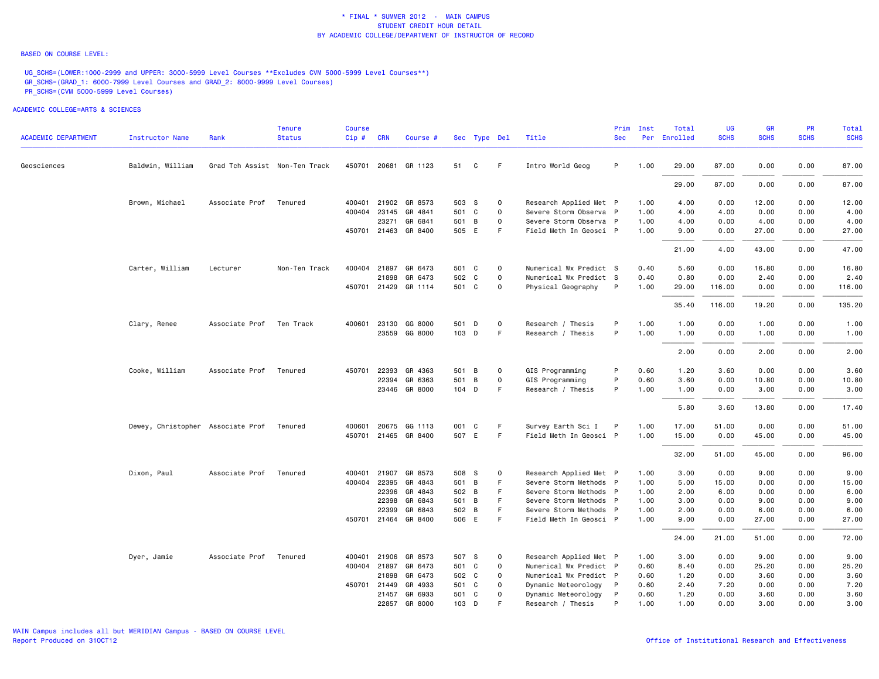# * FINAL * SUMMER 2012 - MAIN CAMPUS
## STUDENT CREDIT HOUR DETAIL
## BY ACADEMIC COLLEGE/DEPARTMENT OF INSTRUCTOR OF RECORD

BASED ON COURSE LEVEL:

UG_SCHS=(LOWER:1000-2999 and UPPER: 3000-5999 Level Courses **Excludes CVM 5000-5999 Level Courses**)
GR_SCHS=(GRAD_1: 6000-7999 Level Courses and GRAD_2: 8000-9999 Level Courses)
PR_SCHS=(CVM 5000-5999 Level Courses)

ACADEMIC COLLEGE=ARTS & SCIENCES

| ACADEMIC DEPARTMENT | Instructor Name | Rank | Tenure Status | Course Cip # | CRN | Course # | Sec | Type | Del | Title | Prim Sec | Inst Per | Total Enrolled | UG SCHS | GR SCHS | PR SCHS | Total SCHS |
|---|---|---|---|---|---|---|---|---|---|---|---|---|---|---|---|---|---|
| Geosciences | Baldwin, William | Grad Tch Assist | Non-Ten Track | 450701 | 20681 | GR 1123 | 51 | C | F | Intro World Geog | P | 1.00 | 29.00 | 87.00 | 0.00 | 0.00 | 87.00 |
| | | | | | | | | | | | | | 29.00 | 87.00 | 0.00 | 0.00 | 87.00 |
| | Brown, Michael | Associate Prof | Tenured | 400401 | 21902 | GR 8573 | 503 | S | O | Research Applied Met | P | 1.00 | 4.00 | 0.00 | 12.00 | 0.00 | 12.00 |
| | | | | 400404 | 23145 | GR 4841 | 501 | C | O | Severe Storm Observa | P | 1.00 | 4.00 | 4.00 | 0.00 | 0.00 | 4.00 |
| | | | | | 23271 | GR 6841 | 501 | B | O | Severe Storm Observa | P | 1.00 | 4.00 | 0.00 | 4.00 | 0.00 | 4.00 |
| | | | | 450701 | 21463 | GR 8400 | 505 | E | F | Field Meth In Geosci | P | 1.00 | 9.00 | 0.00 | 27.00 | 0.00 | 27.00 |
| | | | | | | | | | | | | | 21.00 | 4.00 | 43.00 | 0.00 | 47.00 |
| | Carter, William | Lecturer | Non-Ten Track | 400404 | 21897 | GR 6473 | 501 | C | O | Numerical Wx Predict | S | 0.40 | 5.60 | 0.00 | 16.80 | 0.00 | 16.80 |
| | | | | | 21898 | GR 6473 | 502 | C | O | Numerical Wx Predict | S | 0.40 | 0.80 | 0.00 | 2.40 | 0.00 | 2.40 |
| | | | | 450701 | 21429 | GR 1114 | 501 | C | O | Physical Geography | P | 1.00 | 29.00 | 116.00 | 0.00 | 0.00 | 116.00 |
| | | | | | | | | | | | | | 35.40 | 116.00 | 19.20 | 0.00 | 135.20 |
| | Clary, Renee | Associate Prof | Ten Track | 400601 | 23130 | GG 8000 | 501 | D | O | Research / Thesis | P | 1.00 | 1.00 | 0.00 | 1.00 | 0.00 | 1.00 |
| | | | | | 23559 | GG 8000 | 103 | D | F | Research / Thesis | P | 1.00 | 1.00 | 0.00 | 1.00 | 0.00 | 1.00 |
| | | | | | | | | | | | | | 2.00 | 0.00 | 2.00 | 0.00 | 2.00 |
| | Cooke, William | Associate Prof | Tenured | 450701 | 22393 | GR 4363 | 501 | B | O | GIS Programming | P | 0.60 | 1.20 | 3.60 | 0.00 | 0.00 | 3.60 |
| | | | | | 22394 | GR 6363 | 501 | B | O | GIS Programming | P | 0.60 | 3.60 | 0.00 | 10.80 | 0.00 | 10.80 |
| | | | | | 23446 | GR 8000 | 104 | D | F | Research / Thesis | P | 1.00 | 1.00 | 0.00 | 3.00 | 0.00 | 3.00 |
| | | | | | | | | | | | | | 5.80 | 3.60 | 13.80 | 0.00 | 17.40 |
| | Dewey, Christopher | Associate Prof | Tenured | 400601 | 20675 | GG 1113 | 001 | C | F | Survey Earth Sci I | P | 1.00 | 17.00 | 51.00 | 0.00 | 0.00 | 51.00 |
| | | | | 450701 | 21465 | GR 8400 | 507 | E | F | Field Meth In Geosci | P | 1.00 | 15.00 | 0.00 | 45.00 | 0.00 | 45.00 |
| | | | | | | | | | | | | | 32.00 | 51.00 | 45.00 | 0.00 | 96.00 |
| | Dixon, Paul | Associate Prof | Tenured | 400401 | 21907 | GR 8573 | 508 | S | O | Research Applied Met | P | 1.00 | 3.00 | 0.00 | 9.00 | 0.00 | 9.00 |
| | | | | 400404 | 22395 | GR 4843 | 501 | B | F | Severe Storm Methods | P | 1.00 | 5.00 | 15.00 | 0.00 | 0.00 | 15.00 |
| | | | | | 22396 | GR 4843 | 502 | B | F | Severe Storm Methods | P | 1.00 | 2.00 | 6.00 | 0.00 | 0.00 | 6.00 |
| | | | | | 22398 | GR 6843 | 501 | B | F | Severe Storm Methods | P | 1.00 | 3.00 | 0.00 | 9.00 | 0.00 | 9.00 |
| | | | | | 22399 | GR 6843 | 502 | B | F | Severe Storm Methods | P | 1.00 | 2.00 | 0.00 | 6.00 | 0.00 | 6.00 |
| | | | | 450701 | 21464 | GR 8400 | 506 | E | F | Field Meth In Geosci | P | 1.00 | 9.00 | 0.00 | 27.00 | 0.00 | 27.00 |
| | | | | | | | | | | | | | 24.00 | 21.00 | 51.00 | 0.00 | 72.00 |
| | Dyer, Jamie | Associate Prof | Tenured | 400401 | 21906 | GR 8573 | 507 | S | O | Research Applied Met | P | 1.00 | 3.00 | 0.00 | 9.00 | 0.00 | 9.00 |
| | | | | 400404 | 21897 | GR 6473 | 501 | C | O | Numerical Wx Predict | P | 0.60 | 8.40 | 0.00 | 25.20 | 0.00 | 25.20 |
| | | | | | 21898 | GR 6473 | 502 | C | O | Numerical Wx Predict | P | 0.60 | 1.20 | 0.00 | 3.60 | 0.00 | 3.60 |
| | | | | 450701 | 21449 | GR 4933 | 501 | C | O | Dynamic Meteorology | P | 0.60 | 2.40 | 7.20 | 0.00 | 0.00 | 7.20 |
| | | | | | 21457 | GR 6933 | 501 | C | O | Dynamic Meteorology | P | 0.60 | 1.20 | 0.00 | 3.60 | 0.00 | 3.60 |
| | | | | | 22857 | GR 8000 | 103 | D | F | Research / Thesis | P | 1.00 | 1.00 | 0.00 | 3.00 | 0.00 | 3.00 |

MAIN Campus includes all but MERIDIAN Campus - BASED ON COURSE LEVEL
Report Produced on 31OCT12

Office of Institutional Research and Effectiveness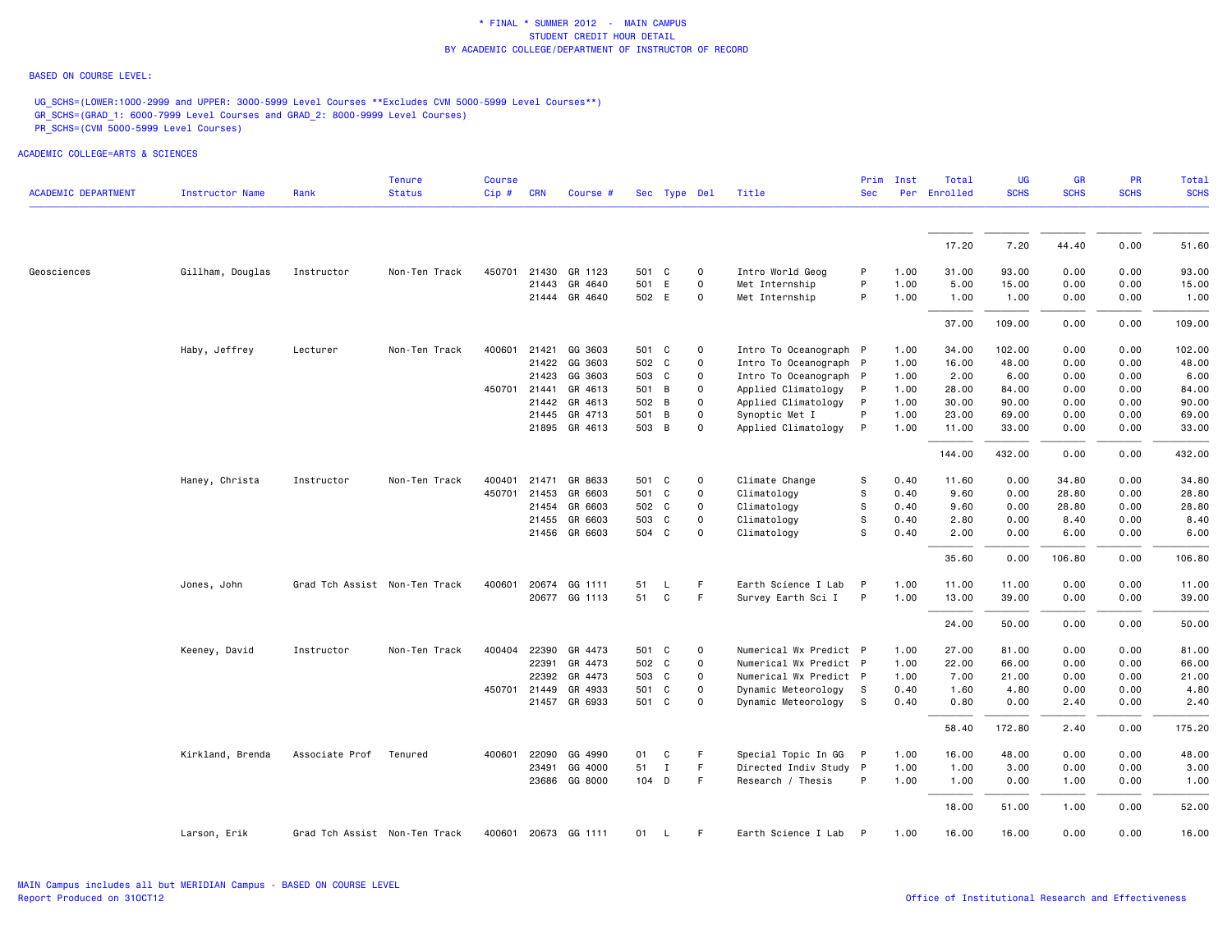\* FINAL \* SUMMER 2012 - MAIN CAMPUS
STUDENT CREDIT HOUR DETAIL
BY ACADEMIC COLLEGE/DEPARTMENT OF INSTRUCTOR OF RECORD

BASED ON COURSE LEVEL:

UG_SCHS=(LOWER:1000-2999 and UPPER: 3000-5999 Level Courses **Excludes CVM 5000-5999 Level Courses**)
GR_SCHS=(GRAD_1: 6000-7999 Level Courses and GRAD_2: 8000-9999 Level Courses)
PR_SCHS=(CVM 5000-5999 Level Courses)

ACADEMIC COLLEGE=ARTS & SCIENCES

| ACADEMIC DEPARTMENT | Instructor Name | Rank | Tenure Status | Course Cip # | CRN | Course # | Sec | Type | Del | Title | Prim Sec | Inst Per | Total Enrolled | UG SCHS | GR SCHS | PR SCHS | Total SCHS |
|---|---|---|---|---|---|---|---|---|---|---|---|---|---|---|---|---|---|
| | | | | | | | | | | | | | 17.20 | 7.20 | 44.40 | 0.00 | 51.60 |
| Geosciences | Gillham, Douglas | Instructor | Non-Ten Track | 450701 | 21430 | GR 1123 | 501 | C | O | Intro World Geog | P | 1.00 | 31.00 | 93.00 | 0.00 | 0.00 | 93.00 |
| | | | | | 21443 | GR 4640 | 501 | E | O | Met Internship | P | 1.00 | 5.00 | 15.00 | 0.00 | 0.00 | 15.00 |
| | | | | | 21444 | GR 4640 | 502 | E | O | Met Internship | P | 1.00 | 1.00 | 1.00 | 0.00 | 0.00 | 1.00 |
| | | | | | | | | | | | | | 37.00 | 109.00 | 0.00 | 0.00 | 109.00 |
| | Haby, Jeffrey | Lecturer | Non-Ten Track | 400601 | 21421 | GG 3603 | 501 | C | O | Intro To Oceanograph | P | 1.00 | 34.00 | 102.00 | 0.00 | 0.00 | 102.00 |
| | | | | | 21422 | GG 3603 | 502 | C | O | Intro To Oceanograph | P | 1.00 | 16.00 | 48.00 | 0.00 | 0.00 | 48.00 |
| | | | | | 21423 | GG 3603 | 503 | C | O | Intro To Oceanograph | P | 1.00 | 2.00 | 6.00 | 0.00 | 0.00 | 6.00 |
| | | | | 450701 | 21441 | GR 4613 | 501 | B | O | Applied Climatology | P | 1.00 | 28.00 | 84.00 | 0.00 | 0.00 | 84.00 |
| | | | | | 21442 | GR 4613 | 502 | B | O | Applied Climatology | P | 1.00 | 30.00 | 90.00 | 0.00 | 0.00 | 90.00 |
| | | | | | 21445 | GR 4713 | 501 | B | O | Synoptic Met I | P | 1.00 | 23.00 | 69.00 | 0.00 | 0.00 | 69.00 |
| | | | | | 21895 | GR 4613 | 503 | B | O | Applied Climatology | P | 1.00 | 11.00 | 33.00 | 0.00 | 0.00 | 33.00 |
| | | | | | | | | | | | | | 144.00 | 432.00 | 0.00 | 0.00 | 432.00 |
| | Haney, Christa | Instructor | Non-Ten Track | 400401 | 21471 | GR 8633 | 501 | C | O | Climate Change | S | 0.40 | 11.60 | 0.00 | 34.80 | 0.00 | 34.80 |
| | | | | 450701 | 21453 | GR 6603 | 501 | C | O | Climatology | S | 0.40 | 9.60 | 0.00 | 28.80 | 0.00 | 28.80 |
| | | | | | 21454 | GR 6603 | 502 | C | O | Climatology | S | 0.40 | 9.60 | 0.00 | 28.80 | 0.00 | 28.80 |
| | | | | | 21455 | GR 6603 | 503 | C | O | Climatology | S | 0.40 | 2.80 | 0.00 | 8.40 | 0.00 | 8.40 |
| | | | | | 21456 | GR 6603 | 504 | C | O | Climatology | S | 0.40 | 2.00 | 0.00 | 6.00 | 0.00 | 6.00 |
| | | | | | | | | | | | | | 35.60 | 0.00 | 106.80 | 0.00 | 106.80 |
| | Jones, John | Grad Tch Assist | Non-Ten Track | 400601 | 20674 | GG 1111 | 51 | L | F | Earth Science I Lab | P | 1.00 | 11.00 | 11.00 | 0.00 | 0.00 | 11.00 |
| | | | | | 20677 | GG 1113 | 51 | C | F | Survey Earth Sci I | P | 1.00 | 13.00 | 39.00 | 0.00 | 0.00 | 39.00 |
| | | | | | | | | | | | | | 24.00 | 50.00 | 0.00 | 0.00 | 50.00 |
| | Keeney, David | Instructor | Non-Ten Track | 400404 | 22390 | GR 4473 | 501 | C | O | Numerical Wx Predict | P | 1.00 | 27.00 | 81.00 | 0.00 | 0.00 | 81.00 |
| | | | | | 22391 | GR 4473 | 502 | C | O | Numerical Wx Predict | P | 1.00 | 22.00 | 66.00 | 0.00 | 0.00 | 66.00 |
| | | | | | 22392 | GR 4473 | 503 | C | O | Numerical Wx Predict | P | 1.00 | 7.00 | 21.00 | 0.00 | 0.00 | 21.00 |
| | | | | 450701 | 21449 | GR 4933 | 501 | C | O | Dynamic Meteorology | S | 0.40 | 1.60 | 4.80 | 0.00 | 0.00 | 4.80 |
| | | | | | 21457 | GR 6933 | 501 | C | O | Dynamic Meteorology | S | 0.40 | 0.80 | 0.00 | 2.40 | 0.00 | 2.40 |
| | | | | | | | | | | | | | 58.40 | 172.80 | 2.40 | 0.00 | 175.20 |
| | Kirkland, Brenda | Associate Prof | Tenured | 400601 | 22090 | GG 4990 | 01 | C | F | Special Topic In GG | P | 1.00 | 16.00 | 48.00 | 0.00 | 0.00 | 48.00 |
| | | | | | 23491 | GG 4000 | 51 | I | F | Directed Indiv Study | P | 1.00 | 1.00 | 3.00 | 0.00 | 0.00 | 3.00 |
| | | | | | 23686 | GG 8000 | 104 | D | F | Research / Thesis | P | 1.00 | 1.00 | 0.00 | 1.00 | 0.00 | 1.00 |
| | | | | | | | | | | | | | 18.00 | 51.00 | 1.00 | 0.00 | 52.00 |
| | Larson, Erik | Grad Tch Assist | Non-Ten Track | 400601 | 20673 | GG 1111 | 01 | L | F | Earth Science I Lab | P | 1.00 | 16.00 | 16.00 | 0.00 | 0.00 | 16.00 |

MAIN Campus includes all but MERIDIAN Campus - BASED ON COURSE LEVEL
Report Produced on 31OCT12

Office of Institutional Research and Effectiveness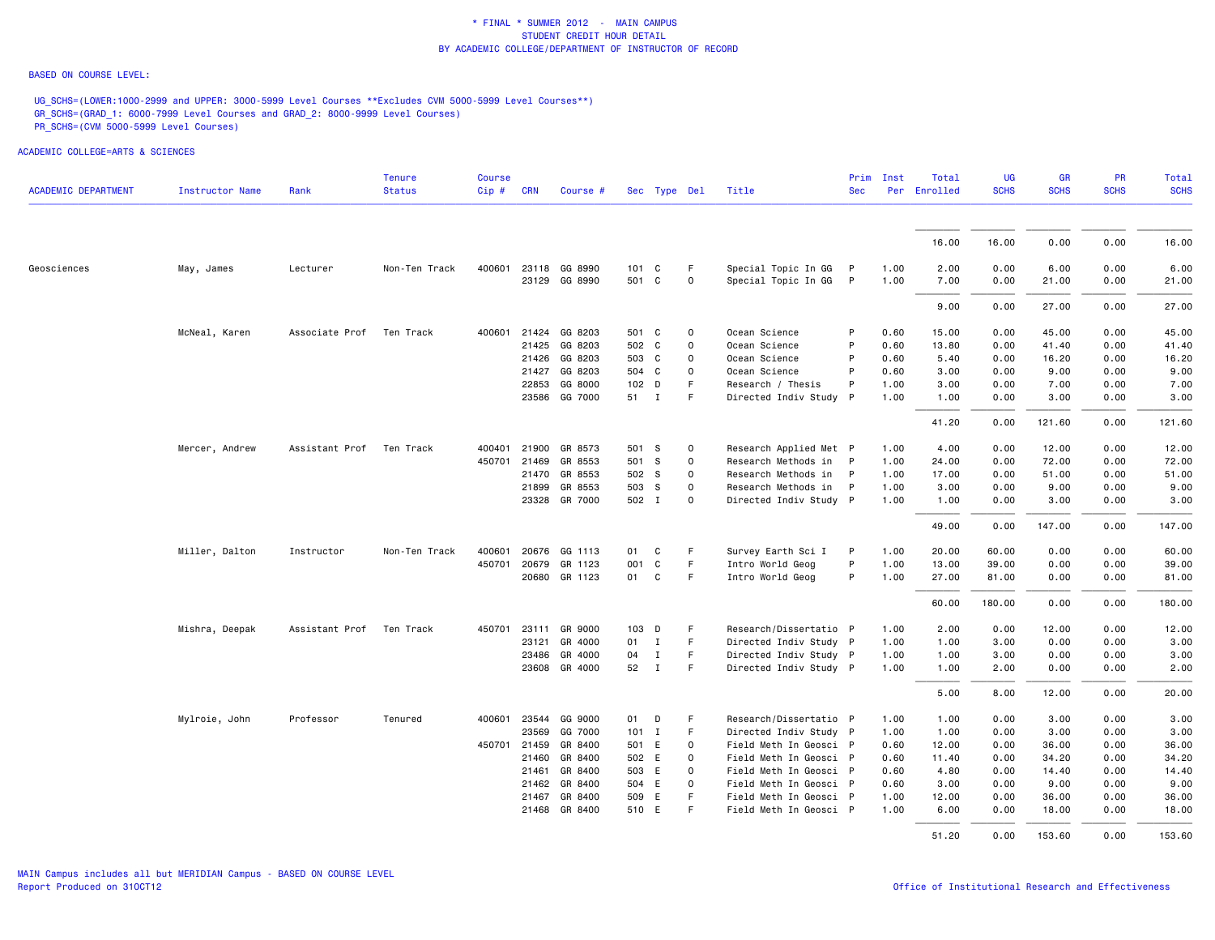\* FINAL \* SUMMER 2012 - MAIN CAMPUS
STUDENT CREDIT HOUR DETAIL
BY ACADEMIC COLLEGE/DEPARTMENT OF INSTRUCTOR OF RECORD

BASED ON COURSE LEVEL:

UG_SCHS=(LOWER:1000-2999 and UPPER: 3000-5999 Level Courses **Excludes CVM 5000-5999 Level Courses**)
GR_SCHS=(GRAD_1: 6000-7999 Level Courses and GRAD_2: 8000-9999 Level Courses)
PR_SCHS=(CVM 5000-5999 Level Courses)

ACADEMIC COLLEGE=ARTS & SCIENCES

| ACADEMIC DEPARTMENT | Instructor Name | Rank | Tenure Status | Course Cip # | CRN | Course # | Sec | Type | Del | Title | Prim Sec | Inst Per | Total Enrolled | UG SCHS | GR SCHS | PR SCHS | Total SCHS |
|---|---|---|---|---|---|---|---|---|---|---|---|---|---|---|---|---|---|
| | | | | | | | | | | | | | 16.00 | 16.00 | 0.00 | 0.00 | 16.00 |
| Geosciences | May, James | Lecturer | Non-Ten Track | 400601 | 23118 | GG 8990 | 101 | C | F | Special Topic In GG | P | 1.00 | 2.00 | 0.00 | 6.00 | 0.00 | 6.00 |
| | | | | | 23129 | GG 8990 | 501 | C | O | Special Topic In GG | P | 1.00 | 7.00 | 0.00 | 21.00 | 0.00 | 21.00 |
| | | | | | | | | | | | | | 9.00 | 0.00 | 27.00 | 0.00 | 27.00 |
| | McNeal, Karen | Associate Prof | Ten Track | 400601 | 21424 | GG 8203 | 501 | C | O | Ocean Science | P | 0.60 | 15.00 | 0.00 | 45.00 | 0.00 | 45.00 |
| | | | | | 21425 | GG 8203 | 502 | C | O | Ocean Science | P | 0.60 | 13.80 | 0.00 | 41.40 | 0.00 | 41.40 |
| | | | | | 21426 | GG 8203 | 503 | C | O | Ocean Science | P | 0.60 | 5.40 | 0.00 | 16.20 | 0.00 | 16.20 |
| | | | | | 21427 | GG 8203 | 504 | C | O | Ocean Science | P | 0.60 | 3.00 | 0.00 | 9.00 | 0.00 | 9.00 |
| | | | | | 22853 | GG 8000 | 102 | D | F | Research / Thesis | P | 1.00 | 3.00 | 0.00 | 7.00 | 0.00 | 7.00 |
| | | | | | 23586 | GG 7000 | 51 | I | F | Directed Indiv Study | P | 1.00 | 1.00 | 0.00 | 3.00 | 0.00 | 3.00 |
| | | | | | | | | | | | | | 41.20 | 0.00 | 121.60 | 0.00 | 121.60 |
| | Mercer, Andrew | Assistant Prof | Ten Track | 400401 | 21900 | GR 8573 | 501 | S | O | Research Applied Met | P | 1.00 | 4.00 | 0.00 | 12.00 | 0.00 | 12.00 |
| | | | | 450701 | 21469 | GR 8553 | 501 | S | O | Research Methods in | P | 1.00 | 24.00 | 0.00 | 72.00 | 0.00 | 72.00 |
| | | | | | 21470 | GR 8553 | 502 | S | O | Research Methods in | P | 1.00 | 17.00 | 0.00 | 51.00 | 0.00 | 51.00 |
| | | | | | 21899 | GR 8553 | 503 | S | O | Research Methods in | P | 1.00 | 3.00 | 0.00 | 9.00 | 0.00 | 9.00 |
| | | | | | 23328 | GR 7000 | 502 | I | O | Directed Indiv Study | P | 1.00 | 1.00 | 0.00 | 3.00 | 0.00 | 3.00 |
| | | | | | | | | | | | | | 49.00 | 0.00 | 147.00 | 0.00 | 147.00 |
| | Miller, Dalton | Instructor | Non-Ten Track | 400601 | 20676 | GG 1113 | 01 | C | F | Survey Earth Sci I | P | 1.00 | 20.00 | 60.00 | 0.00 | 0.00 | 60.00 |
| | | | | 450701 | 20679 | GR 1123 | 001 | C | F | Intro World Geog | P | 1.00 | 13.00 | 39.00 | 0.00 | 0.00 | 39.00 |
| | | | | | 20680 | GR 1123 | 01 | C | F | Intro World Geog | P | 1.00 | 27.00 | 81.00 | 0.00 | 0.00 | 81.00 |
| | | | | | | | | | | | | | 60.00 | 180.00 | 0.00 | 0.00 | 180.00 |
| | Mishra, Deepak | Assistant Prof | Ten Track | 450701 | 23111 | GR 9000 | 103 | D | F | Research/Dissertatio | P | 1.00 | 2.00 | 0.00 | 12.00 | 0.00 | 12.00 |
| | | | | | 23121 | GR 4000 | 01 | I | F | Directed Indiv Study | P | 1.00 | 1.00 | 3.00 | 0.00 | 0.00 | 3.00 |
| | | | | | 23486 | GR 4000 | 04 | I | F | Directed Indiv Study | P | 1.00 | 1.00 | 3.00 | 0.00 | 0.00 | 3.00 |
| | | | | | 23608 | GR 4000 | 52 | I | F | Directed Indiv Study | P | 1.00 | 1.00 | 2.00 | 0.00 | 0.00 | 2.00 |
| | | | | | | | | | | | | | 5.00 | 8.00 | 12.00 | 0.00 | 20.00 |
| | Mylroie, John | Professor | Tenured | 400601 | 23544 | GG 9000 | 01 | D | F | Research/Dissertatio | P | 1.00 | 1.00 | 0.00 | 3.00 | 0.00 | 3.00 |
| | | | | | 23569 | GG 7000 | 101 | I | F | Directed Indiv Study | P | 1.00 | 1.00 | 0.00 | 3.00 | 0.00 | 3.00 |
| | | | | 450701 | 21459 | GR 8400 | 501 | E | O | Field Meth In Geosci | P | 0.60 | 12.00 | 0.00 | 36.00 | 0.00 | 36.00 |
| | | | | | 21460 | GR 8400 | 502 | E | O | Field Meth In Geosci | P | 0.60 | 11.40 | 0.00 | 34.20 | 0.00 | 34.20 |
| | | | | | 21461 | GR 8400 | 503 | E | O | Field Meth In Geosci | P | 0.60 | 4.80 | 0.00 | 14.40 | 0.00 | 14.40 |
| | | | | | 21462 | GR 8400 | 504 | E | O | Field Meth In Geosci | P | 0.60 | 3.00 | 0.00 | 9.00 | 0.00 | 9.00 |
| | | | | | 21467 | GR 8400 | 509 | E | F | Field Meth In Geosci | P | 1.00 | 12.00 | 0.00 | 36.00 | 0.00 | 36.00 |
| | | | | | 21468 | GR 8400 | 510 | E | F | Field Meth In Geosci | P | 1.00 | 6.00 | 0.00 | 18.00 | 0.00 | 18.00 |
| | | | | | | | | | | | | | 51.20 | 0.00 | 153.60 | 0.00 | 153.60 |

MAIN Campus includes all but MERIDIAN Campus - BASED ON COURSE LEVEL
Report Produced on 31OCT12

Office of Institutional Research and Effectiveness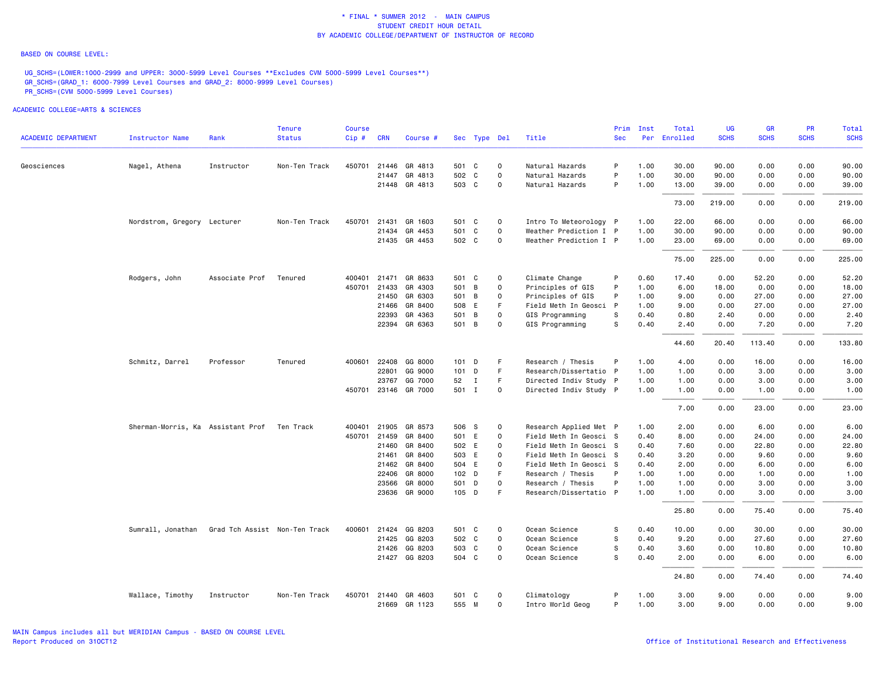# * FINAL * SUMMER 2012 - MAIN CAMPUS
## STUDENT CREDIT HOUR DETAIL
## BY ACADEMIC COLLEGE/DEPARTMENT OF INSTRUCTOR OF RECORD

BASED ON COURSE LEVEL:

UG_SCHS=(LOWER:1000-2999 and UPPER: 3000-5999 Level Courses **Excludes CVM 5000-5999 Level Courses**)
GR_SCHS=(GRAD_1: 6000-7999 Level Courses and GRAD_2: 8000-9999 Level Courses)
PR_SCHS=(CVM 5000-5999 Level Courses)

ACADEMIC COLLEGE=ARTS & SCIENCES

| ACADEMIC DEPARTMENT | Instructor Name | Rank | Tenure Status | Course Cip # | CRN | Course # | Sec | Type | Del | Title | Prim Sec | Inst Per | Total Enrolled | UG SCHS | GR SCHS | PR SCHS | Total SCHS |
|---|---|---|---|---|---|---|---|---|---|---|---|---|---|---|---|---|---|
| Geosciences | Nagel, Athena | Instructor | Non-Ten Track | 450701 | 21446 | GR 4813 | 501 | C | O | Natural Hazards | P | 1.00 | 30.00 | 90.00 | 0.00 | 0.00 | 90.00 |
| | | | | | 21447 | GR 4813 | 502 | C | O | Natural Hazards | P | 1.00 | 30.00 | 90.00 | 0.00 | 0.00 | 90.00 |
| | | | | | 21448 | GR 4813 | 503 | C | O | Natural Hazards | P | 1.00 | 13.00 | 39.00 | 0.00 | 0.00 | 39.00 |
| | | | | | | | | | | | | | 73.00 | 219.00 | 0.00 | 0.00 | 219.00 |
| | Nordstrom, Gregory | Lecturer | Non-Ten Track | 450701 | 21431 | GR 1603 | 501 | C | O | Intro To Meteorology | P | 1.00 | 22.00 | 66.00 | 0.00 | 0.00 | 66.00 |
| | | | | | 21434 | GR 4453 | 501 | C | O | Weather Prediction I | P | 1.00 | 30.00 | 90.00 | 0.00 | 0.00 | 90.00 |
| | | | | | 21435 | GR 4453 | 502 | C | O | Weather Prediction I | P | 1.00 | 23.00 | 69.00 | 0.00 | 0.00 | 69.00 |
| | | | | | | | | | | | | | 75.00 | 225.00 | 0.00 | 0.00 | 225.00 |
| | Rodgers, John | Associate Prof | Tenured | 400401 | 21471 | GR 8633 | 501 | C | O | Climate Change | P | 0.60 | 17.40 | 0.00 | 52.20 | 0.00 | 52.20 |
| | | | | 450701 | 21433 | GR 4303 | 501 | B | O | Principles of GIS | P | 1.00 | 6.00 | 18.00 | 0.00 | 0.00 | 18.00 |
| | | | | | 21450 | GR 6303 | 501 | B | O | Principles of GIS | P | 1.00 | 9.00 | 0.00 | 27.00 | 0.00 | 27.00 |
| | | | | | 21466 | GR 8400 | 508 | E | F | Field Meth In Geosci | P | 1.00 | 9.00 | 0.00 | 27.00 | 0.00 | 27.00 |
| | | | | | 22393 | GR 4363 | 501 | B | O | GIS Programming | S | 0.40 | 0.80 | 2.40 | 0.00 | 0.00 | 2.40 |
| | | | | | 22394 | GR 6363 | 501 | B | O | GIS Programming | S | 0.40 | 2.40 | 0.00 | 7.20 | 0.00 | 7.20 |
| | | | | | | | | | | | | | 44.60 | 20.40 | 113.40 | 0.00 | 133.80 |
| | Schmitz, Darrel | Professor | Tenured | 400601 | 22408 | GG 8000 | 101 | D | F | Research / Thesis | P | 1.00 | 4.00 | 0.00 | 16.00 | 0.00 | 16.00 |
| | | | | | 22801 | GG 9000 | 101 | D | F | Research/Dissertatio | P | 1.00 | 1.00 | 0.00 | 3.00 | 0.00 | 3.00 |
| | | | | | 23767 | GG 7000 | 52 | I | F | Directed Indiv Study | P | 1.00 | 1.00 | 0.00 | 3.00 | 0.00 | 3.00 |
| | | | | 450701 | 23146 | GR 7000 | 501 | I | O | Directed Indiv Study | P | 1.00 | 1.00 | 0.00 | 1.00 | 0.00 | 1.00 |
| | | | | | | | | | | | | | 7.00 | 0.00 | 23.00 | 0.00 | 23.00 |
| | Sherman-Morris, Ka | Assistant Prof | Ten Track | 400401 | 21905 | GR 8573 | 506 | S | O | Research Applied Met | P | 1.00 | 2.00 | 0.00 | 6.00 | 0.00 | 6.00 |
| | | | | 450701 | 21459 | GR 8400 | 501 | E | O | Field Meth In Geosci | S | 0.40 | 8.00 | 0.00 | 24.00 | 0.00 | 24.00 |
| | | | | | 21460 | GR 8400 | 502 | E | O | Field Meth In Geosci | S | 0.40 | 7.60 | 0.00 | 22.80 | 0.00 | 22.80 |
| | | | | | 21461 | GR 8400 | 503 | E | O | Field Meth In Geosci | S | 0.40 | 3.20 | 0.00 | 9.60 | 0.00 | 9.60 |
| | | | | | 21462 | GR 8400 | 504 | E | O | Field Meth In Geosci | S | 0.40 | 2.00 | 0.00 | 6.00 | 0.00 | 6.00 |
| | | | | | 22406 | GR 8000 | 102 | D | F | Research / Thesis | P | 1.00 | 1.00 | 0.00 | 1.00 | 0.00 | 1.00 |
| | | | | | 23566 | GR 8000 | 501 | D | O | Research / Thesis | P | 1.00 | 1.00 | 0.00 | 3.00 | 0.00 | 3.00 |
| | | | | | 23636 | GR 9000 | 105 | D | F | Research/Dissertatio | P | 1.00 | 1.00 | 0.00 | 3.00 | 0.00 | 3.00 |
| | | | | | | | | | | | | | 25.80 | 0.00 | 75.40 | 0.00 | 75.40 |
| | Sumrall, Jonathan | Grad Tch Assist | Non-Ten Track | 400601 | 21424 | GG 8203 | 501 | C | O | Ocean Science | S | 0.40 | 10.00 | 0.00 | 30.00 | 0.00 | 30.00 |
| | | | | | 21425 | GG 8203 | 502 | C | O | Ocean Science | S | 0.40 | 9.20 | 0.00 | 27.60 | 0.00 | 27.60 |
| | | | | | 21426 | GG 8203 | 503 | C | O | Ocean Science | S | 0.40 | 3.60 | 0.00 | 10.80 | 0.00 | 10.80 |
| | | | | | 21427 | GG 8203 | 504 | C | O | Ocean Science | S | 0.40 | 2.00 | 0.00 | 6.00 | 0.00 | 6.00 |
| | | | | | | | | | | | | | 24.80 | 0.00 | 74.40 | 0.00 | 74.40 |
| | Wallace, Timothy | Instructor | Non-Ten Track | 450701 | 21440 | GR 4603 | 501 | C | O | Climatology | P | 1.00 | 3.00 | 9.00 | 0.00 | 0.00 | 9.00 |
| | | | | | 21669 | GR 1123 | 555 | M | O | Intro World Geog | P | 1.00 | 3.00 | 9.00 | 0.00 | 0.00 | 9.00 |

MAIN Campus includes all but MERIDIAN Campus - BASED ON COURSE LEVEL
Report Produced on 31OCT12

Office of Institutional Research and Effectiveness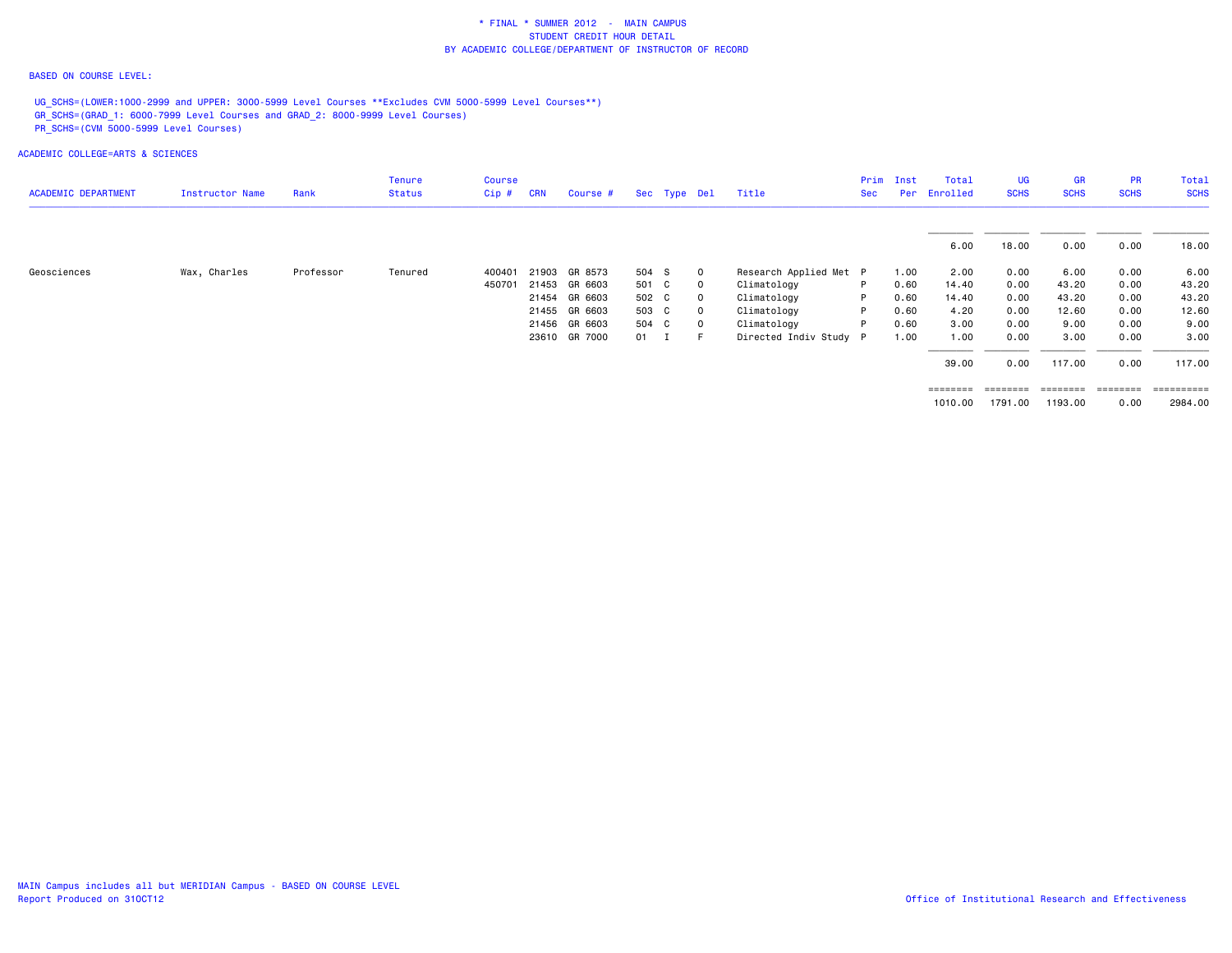\* FINAL \* SUMMER 2012 - MAIN CAMPUS
STUDENT CREDIT HOUR DETAIL
BY ACADEMIC COLLEGE/DEPARTMENT OF INSTRUCTOR OF RECORD

BASED ON COURSE LEVEL:

UG_SCHS=(LOWER:1000-2999 and UPPER: 3000-5999 Level Courses **Excludes CVM 5000-5999 Level Courses**)
GR_SCHS=(GRAD_1: 6000-7999 Level Courses and GRAD_2: 8000-9999 Level Courses)
PR_SCHS=(CVM 5000-5999 Level Courses)

ACADEMIC COLLEGE=ARTS & SCIENCES

| ACADEMIC DEPARTMENT | Instructor Name | Rank | Tenure Status | Course Cip # | CRN | Course # | Sec | Type | Del | Title | Prim Sec | Inst Per | Total Enrolled | UG SCHS | GR SCHS | PR SCHS | Total SCHS |
|---|---|---|---|---|---|---|---|---|---|---|---|---|---|---|---|---|---|
| | | | | | | | | | | | | | 6.00 | 18.00 | 0.00 | 0.00 | 18.00 |
| Geosciences | Wax, Charles | Professor | Tenured | 400401 | 21903 | GR 8573 | 504 | S | O | Research Applied Met | P | 1.00 | 2.00 | 0.00 | 6.00 | 0.00 | 6.00 |
| | | | | 450701 | 21453 | GR 6603 | 501 | C | O | Climatology | P | 0.60 | 14.40 | 0.00 | 43.20 | 0.00 | 43.20 |
| | | | | | 21454 | GR 6603 | 502 | C | O | Climatology | P | 0.60 | 14.40 | 0.00 | 43.20 | 0.00 | 43.20 |
| | | | | | 21455 | GR 6603 | 503 | C | O | Climatology | P | 0.60 | 4.20 | 0.00 | 12.60 | 0.00 | 12.60 |
| | | | | | 21456 | GR 6603 | 504 | C | O | Climatology | P | 0.60 | 3.00 | 0.00 | 9.00 | 0.00 | 9.00 |
| | | | | | 23610 | GR 7000 | 01 | I | F | Directed Indiv Study | P | 1.00 | 1.00 | 0.00 | 3.00 | 0.00 | 3.00 |
| | | | | | | | | | | | | | 39.00 | 0.00 | 117.00 | 0.00 | 117.00 |
| | | | | | | | | | | | | | 1010.00 | 1791.00 | 1193.00 | 0.00 | 2984.00 |

MAIN Campus includes all but MERIDIAN Campus - BASED ON COURSE LEVEL
Report Produced on 31OCT12

Office of Institutional Research and Effectiveness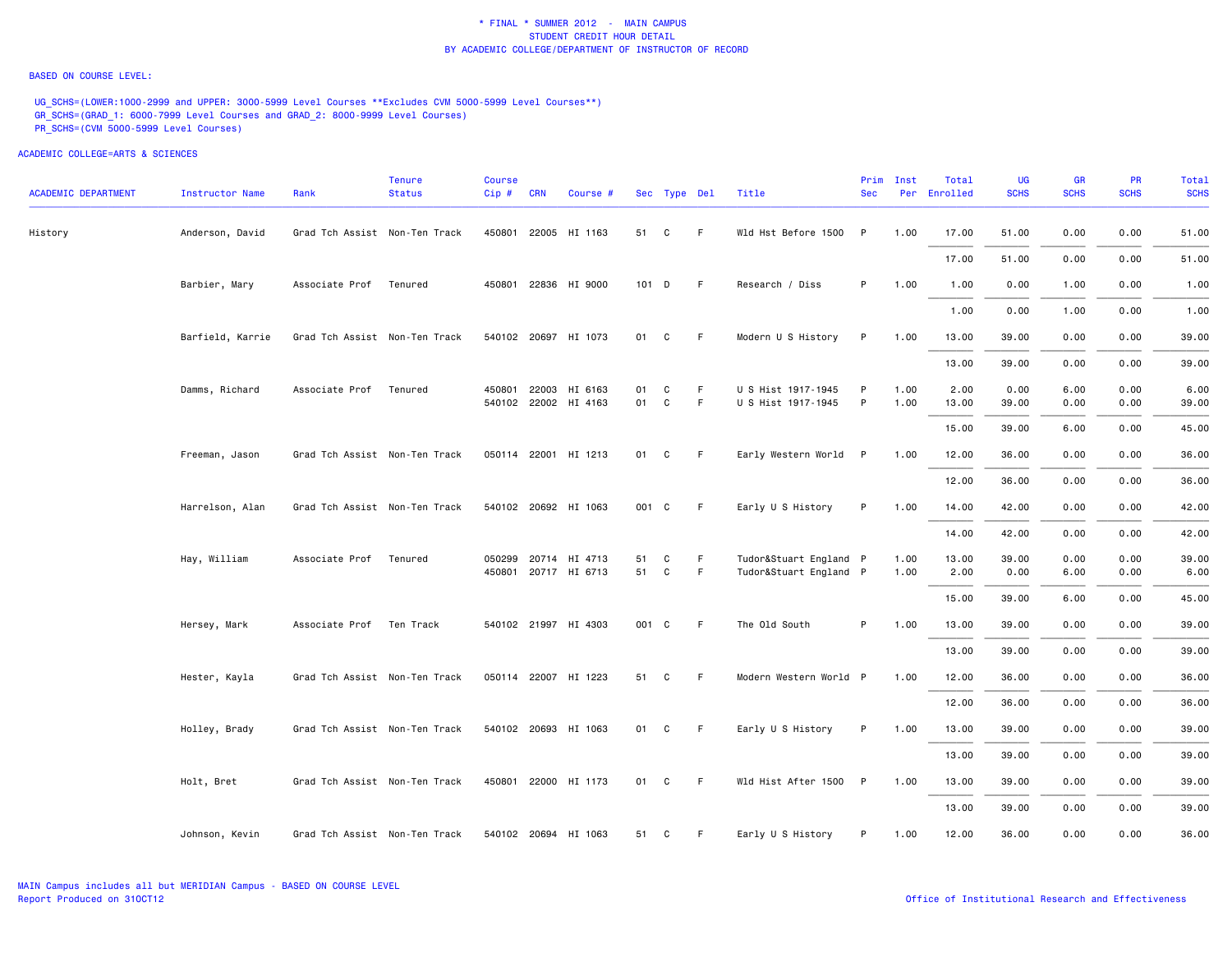\* FINAL \* SUMMER 2012 - MAIN CAMPUS
STUDENT CREDIT HOUR DETAIL
BY ACADEMIC COLLEGE/DEPARTMENT OF INSTRUCTOR OF RECORD

BASED ON COURSE LEVEL:

UG_SCHS=(LOWER:1000-2999 and UPPER: 3000-5999 Level Courses **Excludes CVM 5000-5999 Level Courses**)
GR_SCHS=(GRAD_1: 6000-7999 Level Courses and GRAD_2: 8000-9999 Level Courses)
PR_SCHS=(CVM 5000-5999 Level Courses)

ACADEMIC COLLEGE=ARTS & SCIENCES

| ACADEMIC DEPARTMENT | Instructor Name | Rank | Tenure Status | Course Cip # | CRN | Course # | Sec | Type | Del | Title | Prim Sec | Inst Per | Total Enrolled | UG SCHS | GR SCHS | PR SCHS | Total SCHS |
|---|---|---|---|---|---|---|---|---|---|---|---|---|---|---|---|---|---|
| History | Anderson, David | Grad Tch Assist | Non-Ten Track | 450801 | 22005 | HI 1163 | 51 | C | F | Wld Hst Before 1500 | P | 1.00 | 17.00 | 51.00 | 0.00 | 0.00 | 51.00 |
| | | | | | | | | | | | | | 17.00 | 51.00 | 0.00 | 0.00 | 51.00 |
| | Barbier, Mary | Associate Prof | Tenured | 450801 | 22836 | HI 9000 | 101 | D | F | Research / Diss | P | 1.00 | 1.00 | 0.00 | 1.00 | 0.00 | 1.00 |
| | | | | | | | | | | | | | 1.00 | 0.00 | 1.00 | 0.00 | 1.00 |
| | Barfield, Karrie | Grad Tch Assist | Non-Ten Track | 540102 | 20697 | HI 1073 | 01 | C | F | Modern U S History | P | 1.00 | 13.00 | 39.00 | 0.00 | 0.00 | 39.00 |
| | | | | | | | | | | | | | 13.00 | 39.00 | 0.00 | 0.00 | 39.00 |
| | Damms, Richard | Associate Prof | Tenured | 450801 | 22003 | HI 6163 | 01 | C | F | U S Hist 1917-1945 | P | 1.00 | 2.00 | 0.00 | 6.00 | 0.00 | 6.00 |
| | | | | 540102 | 22002 | HI 4163 | 01 | C | F | U S Hist 1917-1945 | P | 1.00 | 13.00 | 39.00 | 0.00 | 0.00 | 39.00 |
| | | | | | | | | | | | | | 15.00 | 39.00 | 6.00 | 0.00 | 45.00 |
| | Freeman, Jason | Grad Tch Assist | Non-Ten Track | 050114 | 22001 | HI 1213 | 01 | C | F | Early Western World | P | 1.00 | 12.00 | 36.00 | 0.00 | 0.00 | 36.00 |
| | | | | | | | | | | | | | 12.00 | 36.00 | 0.00 | 0.00 | 36.00 |
| | Harrelson, Alan | Grad Tch Assist | Non-Ten Track | 540102 | 20692 | HI 1063 | 001 | C | F | Early U S History | P | 1.00 | 14.00 | 42.00 | 0.00 | 0.00 | 42.00 |
| | | | | | | | | | | | | | 14.00 | 42.00 | 0.00 | 0.00 | 42.00 |
| | Hay, William | Associate Prof | Tenured | 050299 | 20714 | HI 4713 | 51 | C | F | Tudor&Stuart England | P | 1.00 | 13.00 | 39.00 | 0.00 | 0.00 | 39.00 |
| | | | | 450801 | 20717 | HI 6713 | 51 | C | F | Tudor&Stuart England | P | 1.00 | 2.00 | 0.00 | 6.00 | 0.00 | 6.00 |
| | | | | | | | | | | | | | 15.00 | 39.00 | 6.00 | 0.00 | 45.00 |
| | Hersey, Mark | Associate Prof | Ten Track | 540102 | 21997 | HI 4303 | 001 | C | F | The Old South | P | 1.00 | 13.00 | 39.00 | 0.00 | 0.00 | 39.00 |
| | | | | | | | | | | | | | 13.00 | 39.00 | 0.00 | 0.00 | 39.00 |
| | Hester, Kayla | Grad Tch Assist | Non-Ten Track | 050114 | 22007 | HI 1223 | 51 | C | F | Modern Western World | P | 1.00 | 12.00 | 36.00 | 0.00 | 0.00 | 36.00 |
| | | | | | | | | | | | | | 12.00 | 36.00 | 0.00 | 0.00 | 36.00 |
| | Holley, Brady | Grad Tch Assist | Non-Ten Track | 540102 | 20693 | HI 1063 | 01 | C | F | Early U S History | P | 1.00 | 13.00 | 39.00 | 0.00 | 0.00 | 39.00 |
| | | | | | | | | | | | | | 13.00 | 39.00 | 0.00 | 0.00 | 39.00 |
| | Holt, Bret | Grad Tch Assist | Non-Ten Track | 450801 | 22000 | HI 1173 | 01 | C | F | Wld Hist After 1500 | P | 1.00 | 13.00 | 39.00 | 0.00 | 0.00 | 39.00 |
| | | | | | | | | | | | | | 13.00 | 39.00 | 0.00 | 0.00 | 39.00 |
| | Johnson, Kevin | Grad Tch Assist | Non-Ten Track | 540102 | 20694 | HI 1063 | 51 | C | F | Early U S History | P | 1.00 | 12.00 | 36.00 | 0.00 | 0.00 | 36.00 |

MAIN Campus includes all but MERIDIAN Campus - BASED ON COURSE LEVEL
Report Produced on 31OCT12

Office of Institutional Research and Effectiveness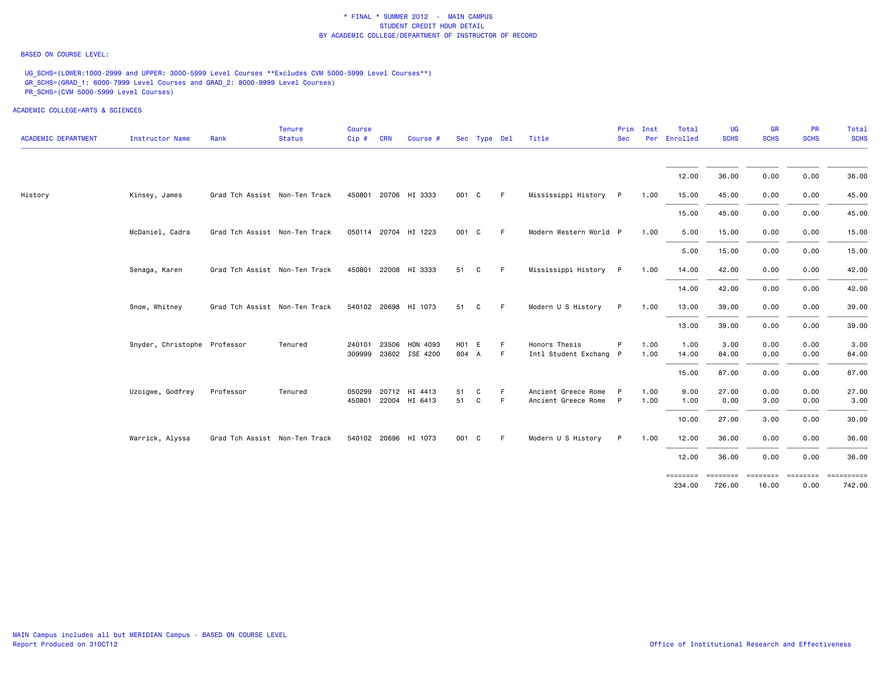\* FINAL \* SUMMER 2012 - MAIN CAMPUS
STUDENT CREDIT HOUR DETAIL
BY ACADEMIC COLLEGE/DEPARTMENT OF INSTRUCTOR OF RECORD

BASED ON COURSE LEVEL:

UG_SCHS=(LOWER:1000-2999 and UPPER: 3000-5999 Level Courses **Excludes CVM 5000-5999 Level Courses**)
GR_SCHS=(GRAD_1: 6000-7999 Level Courses and GRAD_2: 8000-9999 Level Courses)
PR_SCHS=(CVM 5000-5999 Level Courses)

ACADEMIC COLLEGE=ARTS & SCIENCES

| ACADEMIC DEPARTMENT | Instructor Name | Rank | Tenure Status | Course Cip # | CRN | Course # | Sec | Type | Del | Title | Prim Sec | Inst Per | Total Enrolled | UG SCHS | GR SCHS | PR SCHS | Total SCHS |
|---|---|---|---|---|---|---|---|---|---|---|---|---|---|---|---|---|---|
| | | | | | | | | | | | | | 12.00 | 36.00 | 0.00 | 0.00 | 36.00 |
| History | Kinsey, James | Grad Tch Assist | Non-Ten Track | 450801 | 20706 | HI 3333 | 001 | C | F | Mississippi History | P | 1.00 | 15.00 | 45.00 | 0.00 | 0.00 | 45.00 |
| | | | | | | | | | | | | | 15.00 | 45.00 | 0.00 | 0.00 | 45.00 |
| | McDaniel, Cadra | Grad Tch Assist | Non-Ten Track | 050114 | 20704 | HI 1223 | 001 | C | F | Modern Western World | P | 1.00 | 5.00 | 15.00 | 0.00 | 0.00 | 15.00 |
| | | | | | | | | | | | | | 5.00 | 15.00 | 0.00 | 0.00 | 15.00 |
| | Senaga, Karen | Grad Tch Assist | Non-Ten Track | 450801 | 22008 | HI 3333 | 51 | C | F | Mississippi History | P | 1.00 | 14.00 | 42.00 | 0.00 | 0.00 | 42.00 |
| | | | | | | | | | | | | | 14.00 | 42.00 | 0.00 | 0.00 | 42.00 |
| | Snow, Whitney | Grad Tch Assist | Non-Ten Track | 540102 | 20698 | HI 1073 | 51 | C | F | Modern U S History | P | 1.00 | 13.00 | 39.00 | 0.00 | 0.00 | 39.00 |
| | | | | | | | | | | | | | 13.00 | 39.00 | 0.00 | 0.00 | 39.00 |
| | Snyder, Christophe | Professor | Tenured | 240101 | 23506 | HON 4093 | H01 | E | F | Honors Thesis | P | 1.00 | 1.00 | 3.00 | 0.00 | 0.00 | 3.00 |
| | | | | 309999 | 23602 | ISE 4200 | 804 | A | F | Intl Student Exchang | P | 1.00 | 14.00 | 84.00 | 0.00 | 0.00 | 84.00 |
| | | | | | | | | | | | | | 15.00 | 87.00 | 0.00 | 0.00 | 87.00 |
| | Uzoigwe, Godfrey | Professor | Tenured | 050299 | 20712 | HI 4413 | 51 | C | F | Ancient Greece Rome | P | 1.00 | 9.00 | 27.00 | 0.00 | 0.00 | 27.00 |
| | | | | 450801 | 22004 | HI 6413 | 51 | C | F | Ancient Greece Rome | P | 1.00 | 1.00 | 0.00 | 3.00 | 0.00 | 3.00 |
| | | | | | | | | | | | | | 10.00 | 27.00 | 3.00 | 0.00 | 30.00 |
| | Warrick, Alyssa | Grad Tch Assist | Non-Ten Track | 540102 | 20696 | HI 1073 | 001 | C | F | Modern U S History | P | 1.00 | 12.00 | 36.00 | 0.00 | 0.00 | 36.00 |
| | | | | | | | | | | | | | 12.00 | 36.00 | 0.00 | 0.00 | 36.00 |
| | | | | | | | | | | | | | 234.00 | 726.00 | 16.00 | 0.00 | 742.00 |

MAIN Campus includes all but MERIDIAN Campus - BASED ON COURSE LEVEL
Report Produced on 31OCT12

Office of Institutional Research and Effectiveness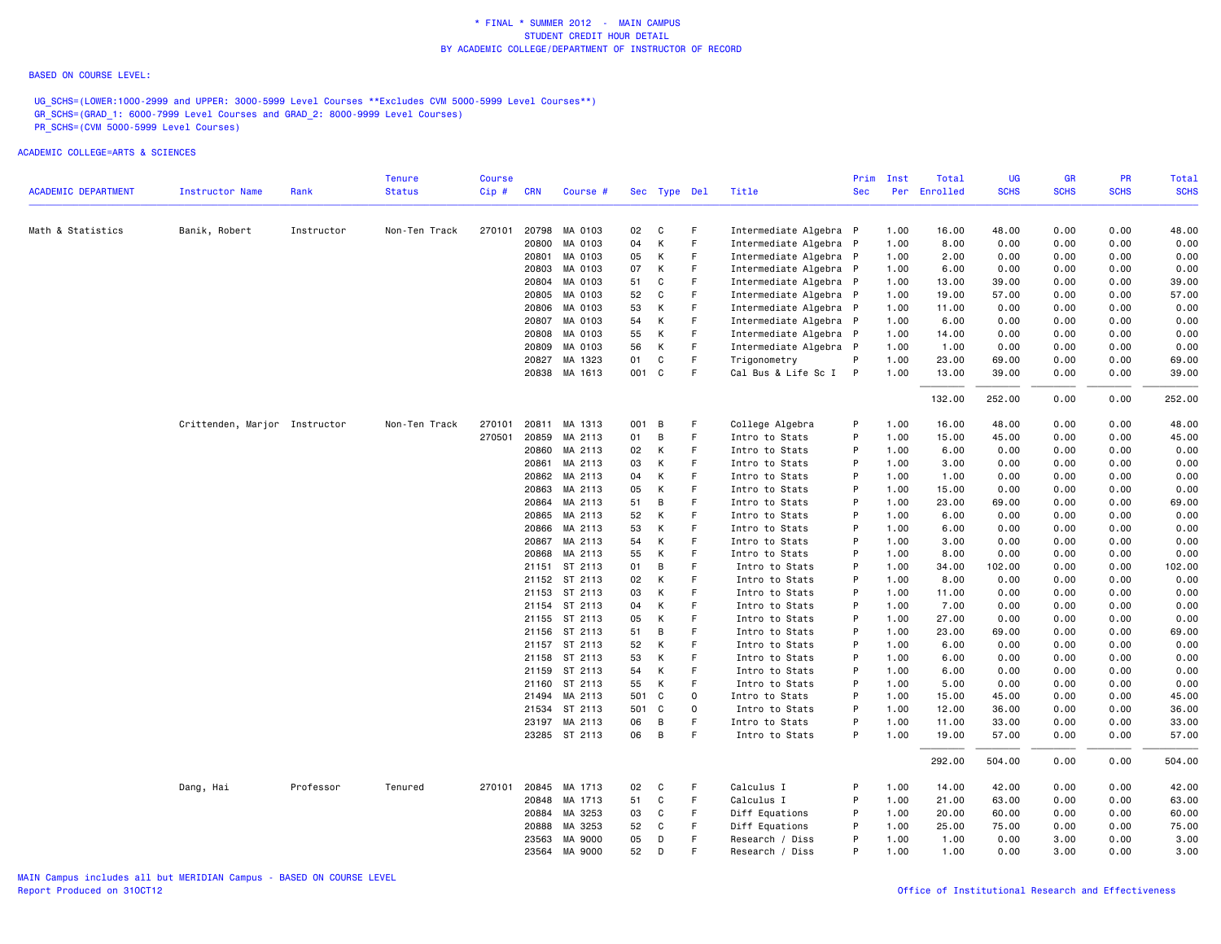\* FINAL \* SUMMER 2012 - MAIN CAMPUS
STUDENT CREDIT HOUR DETAIL
BY ACADEMIC COLLEGE/DEPARTMENT OF INSTRUCTOR OF RECORD

BASED ON COURSE LEVEL:

UG_SCHS=(LOWER:1000-2999 and UPPER: 3000-5999 Level Courses **Excludes CVM 5000-5999 Level Courses**)
GR_SCHS=(GRAD_1: 6000-7999 Level Courses and GRAD_2: 8000-9999 Level Courses)
PR_SCHS=(CVM 5000-5999 Level Courses)

ACADEMIC COLLEGE=ARTS & SCIENCES

| ACADEMIC DEPARTMENT | Instructor Name | Rank | Tenure Status | Course Cip # | CRN | Course # | Sec | Type | Del | Title | Prim Sec | Inst Per | Total Enrolled | UG SCHS | GR SCHS | PR SCHS | Total SCHS |
|---|---|---|---|---|---|---|---|---|---|---|---|---|---|---|---|---|---|
| Math & Statistics | Banik, Robert | Instructor | Non-Ten Track | 270101 | 20798 | MA 0103 | 02 | C | F | Intermediate Algebra | P | 1.00 | 16.00 | 48.00 | 0.00 | 0.00 | 48.00 |
| | | | | | 20800 | MA 0103 | 04 | K | F | Intermediate Algebra | P | 1.00 | 8.00 | 0.00 | 0.00 | 0.00 | 0.00 |
| | | | | | 20801 | MA 0103 | 05 | K | F | Intermediate Algebra | P | 1.00 | 2.00 | 0.00 | 0.00 | 0.00 | 0.00 |
| | | | | | 20803 | MA 0103 | 07 | K | F | Intermediate Algebra | P | 1.00 | 6.00 | 0.00 | 0.00 | 0.00 | 0.00 |
| | | | | | 20804 | MA 0103 | 51 | C | F | Intermediate Algebra | P | 1.00 | 13.00 | 39.00 | 0.00 | 0.00 | 39.00 |
| | | | | | 20805 | MA 0103 | 52 | C | F | Intermediate Algebra | P | 1.00 | 19.00 | 57.00 | 0.00 | 0.00 | 57.00 |
| | | | | | 20806 | MA 0103 | 53 | K | F | Intermediate Algebra | P | 1.00 | 11.00 | 0.00 | 0.00 | 0.00 | 0.00 |
| | | | | | 20807 | MA 0103 | 54 | K | F | Intermediate Algebra | P | 1.00 | 6.00 | 0.00 | 0.00 | 0.00 | 0.00 |
| | | | | | 20808 | MA 0103 | 55 | K | F | Intermediate Algebra | P | 1.00 | 14.00 | 0.00 | 0.00 | 0.00 | 0.00 |
| | | | | | 20809 | MA 0103 | 56 | K | F | Intermediate Algebra | P | 1.00 | 1.00 | 0.00 | 0.00 | 0.00 | 0.00 |
| | | | | | 20827 | MA 1323 | 01 | C | F | Trigonometry | P | 1.00 | 23.00 | 69.00 | 0.00 | 0.00 | 69.00 |
| | | | | | 20838 | MA 1613 | 001 | C | F | Cal Bus & Life Sc I | P | 1.00 | 13.00 | 39.00 | 0.00 | 0.00 | 39.00 |
| | | | | | | | | | | | | | 132.00 | 252.00 | 0.00 | 0.00 | 252.00 |
| | Crittenden, Marjor | Instructor | Non-Ten Track | 270101 | 20811 | MA 1313 | 001 | B | F | College Algebra | P | 1.00 | 16.00 | 48.00 | 0.00 | 0.00 | 48.00 |
| | | | | 270501 | 20859 | MA 2113 | 01 | B | F | Intro to Stats | P | 1.00 | 15.00 | 45.00 | 0.00 | 0.00 | 45.00 |
| | | | | | 20860 | MA 2113 | 02 | K | F | Intro to Stats | P | 1.00 | 6.00 | 0.00 | 0.00 | 0.00 | 0.00 |
| | | | | | 20861 | MA 2113 | 03 | K | F | Intro to Stats | P | 1.00 | 3.00 | 0.00 | 0.00 | 0.00 | 0.00 |
| | | | | | 20862 | MA 2113 | 04 | K | F | Intro to Stats | P | 1.00 | 1.00 | 0.00 | 0.00 | 0.00 | 0.00 |
| | | | | | 20863 | MA 2113 | 05 | K | F | Intro to Stats | P | 1.00 | 15.00 | 0.00 | 0.00 | 0.00 | 0.00 |
| | | | | | 20864 | MA 2113 | 51 | B | F | Intro to Stats | P | 1.00 | 23.00 | 69.00 | 0.00 | 0.00 | 69.00 |
| | | | | | 20865 | MA 2113 | 52 | K | F | Intro to Stats | P | 1.00 | 6.00 | 0.00 | 0.00 | 0.00 | 0.00 |
| | | | | | 20866 | MA 2113 | 53 | K | F | Intro to Stats | P | 1.00 | 6.00 | 0.00 | 0.00 | 0.00 | 0.00 |
| | | | | | 20867 | MA 2113 | 54 | K | F | Intro to Stats | P | 1.00 | 3.00 | 0.00 | 0.00 | 0.00 | 0.00 |
| | | | | | 20868 | MA 2113 | 55 | K | F | Intro to Stats | P | 1.00 | 8.00 | 0.00 | 0.00 | 0.00 | 0.00 |
| | | | | | 21151 | ST 2113 | 01 | B | F | Intro to Stats | P | 1.00 | 34.00 | 102.00 | 0.00 | 0.00 | 102.00 |
| | | | | | 21152 | ST 2113 | 02 | K | F | Intro to Stats | P | 1.00 | 8.00 | 0.00 | 0.00 | 0.00 | 0.00 |
| | | | | | 21153 | ST 2113 | 03 | K | F | Intro to Stats | P | 1.00 | 11.00 | 0.00 | 0.00 | 0.00 | 0.00 |
| | | | | | 21154 | ST 2113 | 04 | K | F | Intro to Stats | P | 1.00 | 7.00 | 0.00 | 0.00 | 0.00 | 0.00 |
| | | | | | 21155 | ST 2113 | 05 | K | F | Intro to Stats | P | 1.00 | 27.00 | 0.00 | 0.00 | 0.00 | 0.00 |
| | | | | | 21156 | ST 2113 | 51 | B | F | Intro to Stats | P | 1.00 | 23.00 | 69.00 | 0.00 | 0.00 | 69.00 |
| | | | | | 21157 | ST 2113 | 52 | K | F | Intro to Stats | P | 1.00 | 6.00 | 0.00 | 0.00 | 0.00 | 0.00 |
| | | | | | 21158 | ST 2113 | 53 | K | F | Intro to Stats | P | 1.00 | 6.00 | 0.00 | 0.00 | 0.00 | 0.00 |
| | | | | | 21159 | ST 2113 | 54 | K | F | Intro to Stats | P | 1.00 | 6.00 | 0.00 | 0.00 | 0.00 | 0.00 |
| | | | | | 21160 | ST 2113 | 55 | K | F | Intro to Stats | P | 1.00 | 5.00 | 0.00 | 0.00 | 0.00 | 0.00 |
| | | | | | 21494 | MA 2113 | 501 | C | O | Intro to Stats | P | 1.00 | 15.00 | 45.00 | 0.00 | 0.00 | 45.00 |
| | | | | | 21534 | ST 2113 | 501 | C | O | Intro to Stats | P | 1.00 | 12.00 | 36.00 | 0.00 | 0.00 | 36.00 |
| | | | | | 23197 | MA 2113 | 06 | B | F | Intro to Stats | P | 1.00 | 11.00 | 33.00 | 0.00 | 0.00 | 33.00 |
| | | | | | 23285 | ST 2113 | 06 | B | F | Intro to Stats | P | 1.00 | 19.00 | 57.00 | 0.00 | 0.00 | 57.00 |
| | | | | | | | | | | | | | 292.00 | 504.00 | 0.00 | 0.00 | 504.00 |
| | Dang, Hai | Professor | Tenured | 270101 | 20845 | MA 1713 | 02 | C | F | Calculus I | P | 1.00 | 14.00 | 42.00 | 0.00 | 0.00 | 42.00 |
| | | | | | 20848 | MA 1713 | 51 | C | F | Calculus I | P | 1.00 | 21.00 | 63.00 | 0.00 | 0.00 | 63.00 |
| | | | | | 20884 | MA 3253 | 03 | C | F | Diff Equations | P | 1.00 | 20.00 | 60.00 | 0.00 | 0.00 | 60.00 |
| | | | | | 20888 | MA 3253 | 52 | C | F | Diff Equations | P | 1.00 | 25.00 | 75.00 | 0.00 | 0.00 | 75.00 |
| | | | | | 23563 | MA 9000 | 05 | D | F | Research / Diss | P | 1.00 | 1.00 | 0.00 | 3.00 | 0.00 | 3.00 |
| | | | | | 23564 | MA 9000 | 52 | D | F | Research / Diss | P | 1.00 | 1.00 | 0.00 | 3.00 | 0.00 | 3.00 |

MAIN Campus includes all but MERIDIAN Campus - BASED ON COURSE LEVEL
Report Produced on 31OCT12

Office of Institutional Research and Effectiveness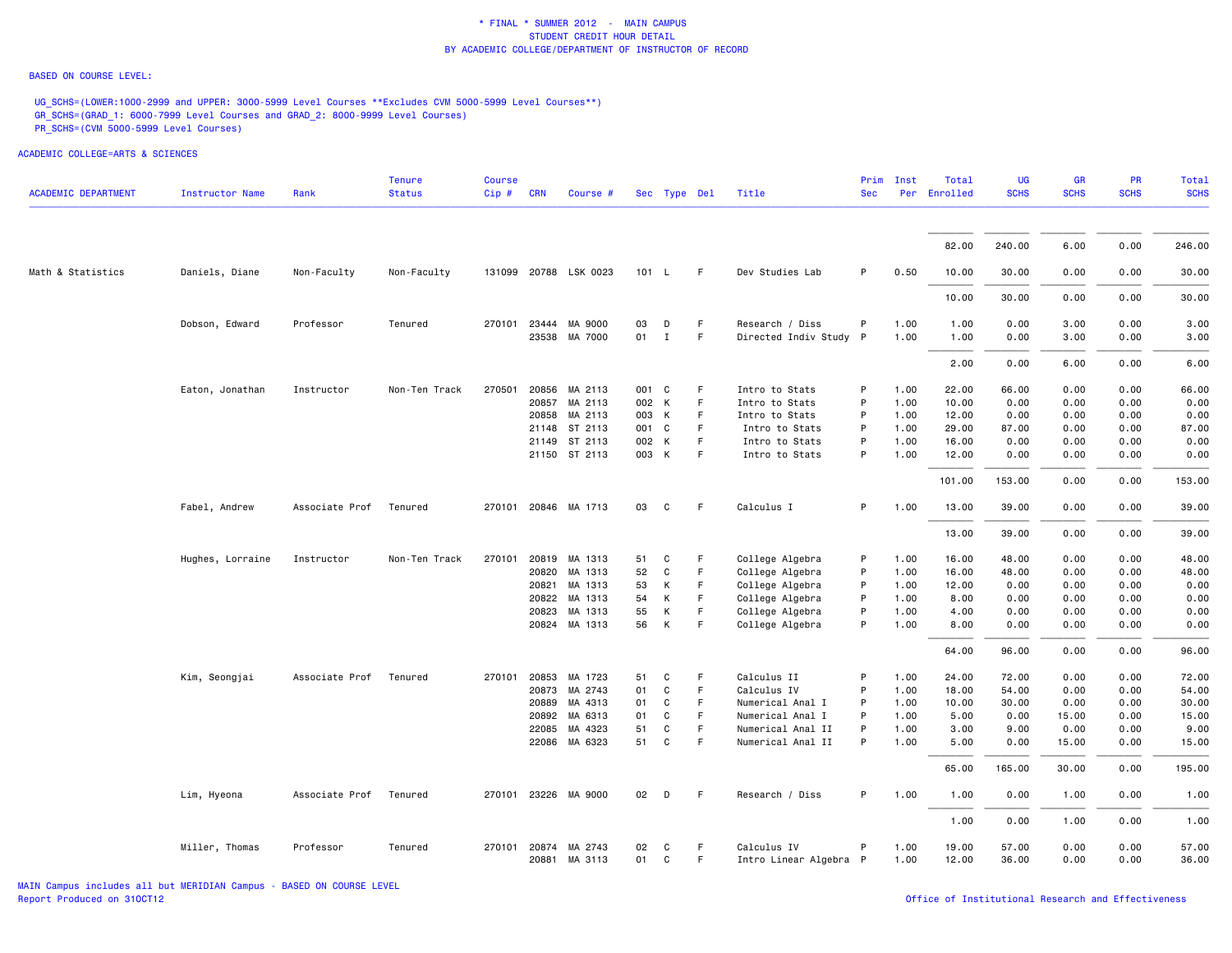\* FINAL \* SUMMER 2012 - MAIN CAMPUS
STUDENT CREDIT HOUR DETAIL
BY ACADEMIC COLLEGE/DEPARTMENT OF INSTRUCTOR OF RECORD

BASED ON COURSE LEVEL:

UG_SCHS=(LOWER:1000-2999 and UPPER: 3000-5999 Level Courses **Excludes CVM 5000-5999 Level Courses**)
GR_SCHS=(GRAD_1: 6000-7999 Level Courses and GRAD_2: 8000-9999 Level Courses)
PR_SCHS=(CVM 5000-5999 Level Courses)

ACADEMIC COLLEGE=ARTS & SCIENCES

| ACADEMIC DEPARTMENT | Instructor Name | Rank | Tenure Status | Course Cip # | CRN | Course # | Sec | Type | Del | Title | Prim Sec | Inst Per | Total Enrolled | UG SCHS | GR SCHS | PR SCHS | Total SCHS |
|---|---|---|---|---|---|---|---|---|---|---|---|---|---|---|---|---|---|
| | | | | | | | | | | | | | 82.00 | 240.00 | 6.00 | 0.00 | 246.00 |
| Math & Statistics | Daniels, Diane | Non-Faculty | Non-Faculty | 131099 | 20788 | LSK 0023 | 101 | L | F | Dev Studies Lab | P | 0.50 | 10.00 | 30.00 | 0.00 | 0.00 | 30.00 |
| | | | | | | | | | | | | | 10.00 | 30.00 | 0.00 | 0.00 | 30.00 |
| | Dobson, Edward | Professor | Tenured | 270101 | 23444 | MA 9000 | 03 | D | F | Research / Diss | P | 1.00 | 1.00 | 0.00 | 3.00 | 0.00 | 3.00 |
| | | | | | 23538 | MA 7000 | 01 | I | F | Directed Indiv Study | P | 1.00 | 1.00 | 0.00 | 3.00 | 0.00 | 3.00 |
| | | | | | | | | | | | | | 2.00 | 0.00 | 6.00 | 0.00 | 6.00 |
| | Eaton, Jonathan | Instructor | Non-Ten Track | 270501 | 20856 | MA 2113 | 001 | C | F | Intro to Stats | P | 1.00 | 22.00 | 66.00 | 0.00 | 0.00 | 66.00 |
| | | | | | 20857 | MA 2113 | 002 | K | F | Intro to Stats | P | 1.00 | 10.00 | 0.00 | 0.00 | 0.00 | 0.00 |
| | | | | | 20858 | MA 2113 | 003 | K | F | Intro to Stats | P | 1.00 | 12.00 | 0.00 | 0.00 | 0.00 | 0.00 |
| | | | | | 21148 | ST 2113 | 001 | C | F | Intro to Stats | P | 1.00 | 29.00 | 87.00 | 0.00 | 0.00 | 87.00 |
| | | | | | 21149 | ST 2113 | 002 | K | F | Intro to Stats | P | 1.00 | 16.00 | 0.00 | 0.00 | 0.00 | 0.00 |
| | | | | | 21150 | ST 2113 | 003 | K | F | Intro to Stats | P | 1.00 | 12.00 | 0.00 | 0.00 | 0.00 | 0.00 |
| | | | | | | | | | | | | | 101.00 | 153.00 | 0.00 | 0.00 | 153.00 |
| | Fabel, Andrew | Associate Prof | Tenured | 270101 | 20846 | MA 1713 | 03 | C | F | Calculus I | P | 1.00 | 13.00 | 39.00 | 0.00 | 0.00 | 39.00 |
| | | | | | | | | | | | | | 13.00 | 39.00 | 0.00 | 0.00 | 39.00 |
| | Hughes, Lorraine | Instructor | Non-Ten Track | 270101 | 20819 | MA 1313 | 51 | C | F | College Algebra | P | 1.00 | 16.00 | 48.00 | 0.00 | 0.00 | 48.00 |
| | | | | | 20820 | MA 1313 | 52 | C | F | College Algebra | P | 1.00 | 16.00 | 48.00 | 0.00 | 0.00 | 48.00 |
| | | | | | 20821 | MA 1313 | 53 | K | F | College Algebra | P | 1.00 | 12.00 | 0.00 | 0.00 | 0.00 | 0.00 |
| | | | | | 20822 | MA 1313 | 54 | K | F | College Algebra | P | 1.00 | 8.00 | 0.00 | 0.00 | 0.00 | 0.00 |
| | | | | | 20823 | MA 1313 | 55 | K | F | College Algebra | P | 1.00 | 4.00 | 0.00 | 0.00 | 0.00 | 0.00 |
| | | | | | 20824 | MA 1313 | 56 | K | F | College Algebra | P | 1.00 | 8.00 | 0.00 | 0.00 | 0.00 | 0.00 |
| | | | | | | | | | | | | | 64.00 | 96.00 | 0.00 | 0.00 | 96.00 |
| | Kim, Seongjai | Associate Prof | Tenured | 270101 | 20853 | MA 1723 | 51 | C | F | Calculus II | P | 1.00 | 24.00 | 72.00 | 0.00 | 0.00 | 72.00 |
| | | | | | 20873 | MA 2743 | 01 | C | F | Calculus IV | P | 1.00 | 18.00 | 54.00 | 0.00 | 0.00 | 54.00 |
| | | | | | 20889 | MA 4313 | 01 | C | F | Numerical Anal I | P | 1.00 | 10.00 | 30.00 | 0.00 | 0.00 | 30.00 |
| | | | | | 20892 | MA 6313 | 01 | C | F | Numerical Anal I | P | 1.00 | 5.00 | 0.00 | 15.00 | 0.00 | 15.00 |
| | | | | | 22085 | MA 4323 | 51 | C | F | Numerical Anal II | P | 1.00 | 3.00 | 9.00 | 0.00 | 0.00 | 9.00 |
| | | | | | 22086 | MA 6323 | 51 | C | F | Numerical Anal II | P | 1.00 | 5.00 | 0.00 | 15.00 | 0.00 | 15.00 |
| | | | | | | | | | | | | | 65.00 | 165.00 | 30.00 | 0.00 | 195.00 |
| | Lim, Hyeona | Associate Prof | Tenured | 270101 | 23226 | MA 9000 | 02 | D | F | Research / Diss | P | 1.00 | 1.00 | 0.00 | 1.00 | 0.00 | 1.00 |
| | | | | | | | | | | | | | 1.00 | 0.00 | 1.00 | 0.00 | 1.00 |
| | Miller, Thomas | Professor | Tenured | 270101 | 20874 | MA 2743 | 02 | C | F | Calculus IV | P | 1.00 | 19.00 | 57.00 | 0.00 | 0.00 | 57.00 |
| | | | | | 20881 | MA 3113 | 01 | C | F | Intro Linear Algebra | P | 1.00 | 12.00 | 36.00 | 0.00 | 0.00 | 36.00 |

MAIN Campus includes all but MERIDIAN Campus - BASED ON COURSE LEVEL
Report Produced on 31OCT12

Office of Institutional Research and Effectiveness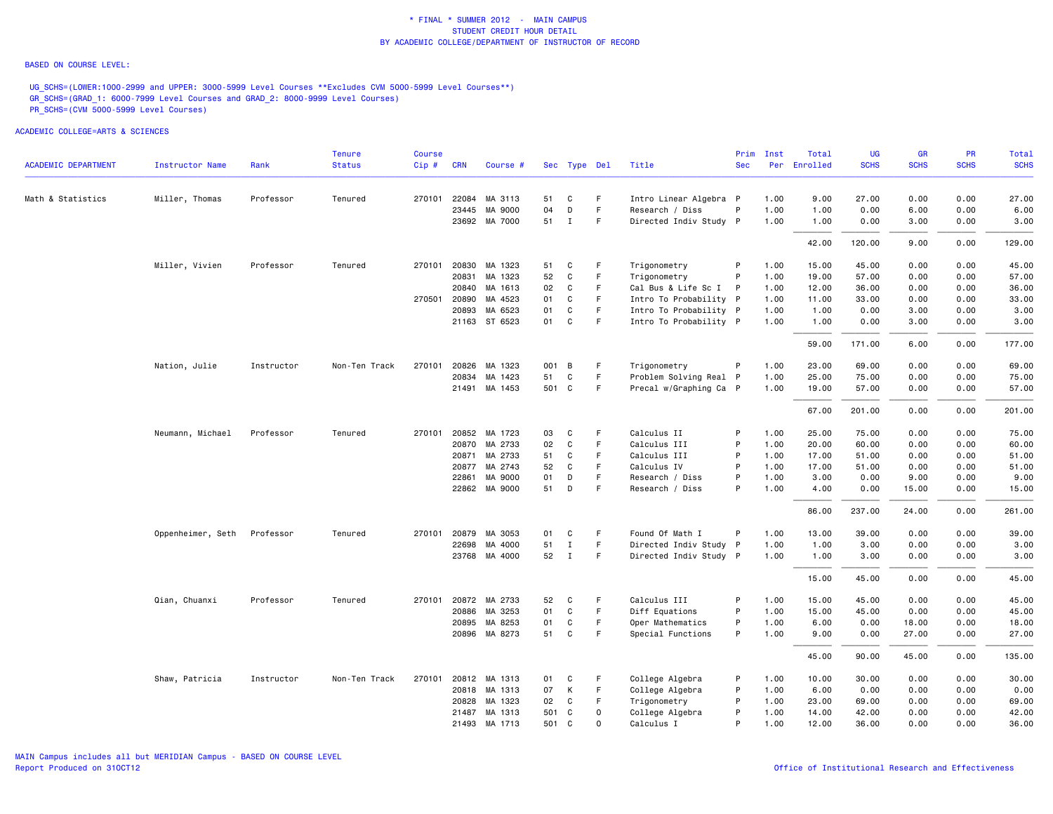\* FINAL \* SUMMER 2012 - MAIN CAMPUS
STUDENT CREDIT HOUR DETAIL
BY ACADEMIC COLLEGE/DEPARTMENT OF INSTRUCTOR OF RECORD

BASED ON COURSE LEVEL:

UG_SCHS=(LOWER:1000-2999 and UPPER: 3000-5999 Level Courses **Excludes CVM 5000-5999 Level Courses**)
GR_SCHS=(GRAD_1: 6000-7999 Level Courses and GRAD_2: 8000-9999 Level Courses)
PR_SCHS=(CVM 5000-5999 Level Courses)

ACADEMIC COLLEGE=ARTS & SCIENCES

| ACADEMIC DEPARTMENT | Instructor Name | Rank | Tenure Status | Course Cip # | CRN | Course # | Sec | Type | Del | Title | Prim Sec | Inst Per | Total Enrolled | UG SCHS | GR SCHS | PR SCHS | Total SCHS |
|---|---|---|---|---|---|---|---|---|---|---|---|---|---|---|---|---|---|
| Math & Statistics | Miller, Thomas | Professor | Tenured | 270101 | 22084 | MA 3113 | 51 | C | F | Intro Linear Algebra | P | 1.00 | 9.00 | 27.00 | 0.00 | 0.00 | 27.00 |
| | | | | | 23445 | MA 9000 | 04 | D | F | Research / Diss | P | 1.00 | 1.00 | 0.00 | 6.00 | 0.00 | 6.00 |
| | | | | | 23692 | MA 7000 | 51 | I | F | Directed Indiv Study | P | 1.00 | 1.00 | 0.00 | 3.00 | 0.00 | 3.00 |
| | | | | | | | | | | | | | 42.00 | 120.00 | 9.00 | 0.00 | 129.00 |
| | Miller, Vivien | Professor | Tenured | 270101 | 20830 | MA 1323 | 51 | C | F | Trigonometry | P | 1.00 | 15.00 | 45.00 | 0.00 | 0.00 | 45.00 |
| | | | | | 20831 | MA 1323 | 52 | C | F | Trigonometry | P | 1.00 | 19.00 | 57.00 | 0.00 | 0.00 | 57.00 |
| | | | | | 20840 | MA 1613 | 02 | C | F | Cal Bus & Life Sc I | P | 1.00 | 12.00 | 36.00 | 0.00 | 0.00 | 36.00 |
| | | | | 270501 | 20890 | MA 4523 | 01 | C | F | Intro To Probability | P | 1.00 | 11.00 | 33.00 | 0.00 | 0.00 | 33.00 |
| | | | | | 20893 | MA 6523 | 01 | C | F | Intro To Probability | P | 1.00 | 1.00 | 0.00 | 3.00 | 0.00 | 3.00 |
| | | | | | 21163 | ST 6523 | 01 | C | F | Intro To Probability | P | 1.00 | 1.00 | 0.00 | 3.00 | 0.00 | 3.00 |
| | | | | | | | | | | | | | 59.00 | 171.00 | 6.00 | 0.00 | 177.00 |
| | Nation, Julie | Instructor | Non-Ten Track | 270101 | 20826 | MA 1323 | 001 | B | F | Trigonometry | P | 1.00 | 23.00 | 69.00 | 0.00 | 0.00 | 69.00 |
| | | | | | 20834 | MA 1423 | 51 | C | F | Problem Solving Real | P | 1.00 | 25.00 | 75.00 | 0.00 | 0.00 | 75.00 |
| | | | | | 21491 | MA 1453 | 501 | C | F | Precal w/Graphing Ca | P | 1.00 | 19.00 | 57.00 | 0.00 | 0.00 | 57.00 |
| | | | | | | | | | | | | | 67.00 | 201.00 | 0.00 | 0.00 | 201.00 |
| | Neumann, Michael | Professor | Tenured | 270101 | 20852 | MA 1723 | 03 | C | F | Calculus II | P | 1.00 | 25.00 | 75.00 | 0.00 | 0.00 | 75.00 |
| | | | | | 20870 | MA 2733 | 02 | C | F | Calculus III | P | 1.00 | 20.00 | 60.00 | 0.00 | 0.00 | 60.00 |
| | | | | | 20871 | MA 2733 | 51 | C | F | Calculus III | P | 1.00 | 17.00 | 51.00 | 0.00 | 0.00 | 51.00 |
| | | | | | 20877 | MA 2743 | 52 | C | F | Calculus IV | P | 1.00 | 17.00 | 51.00 | 0.00 | 0.00 | 51.00 |
| | | | | | 22861 | MA 9000 | 01 | D | F | Research / Diss | P | 1.00 | 3.00 | 0.00 | 9.00 | 0.00 | 9.00 |
| | | | | | 22862 | MA 9000 | 51 | D | F | Research / Diss | P | 1.00 | 4.00 | 0.00 | 15.00 | 0.00 | 15.00 |
| | | | | | | | | | | | | | 86.00 | 237.00 | 24.00 | 0.00 | 261.00 |
| | Oppenheimer, Seth | Professor | Tenured | 270101 | 20879 | MA 3053 | 01 | C | F | Found Of Math I | P | 1.00 | 13.00 | 39.00 | 0.00 | 0.00 | 39.00 |
| | | | | | 22698 | MA 4000 | 51 | I | F | Directed Indiv Study | P | 1.00 | 1.00 | 3.00 | 0.00 | 0.00 | 3.00 |
| | | | | | 23768 | MA 4000 | 52 | I | F | Directed Indiv Study | P | 1.00 | 1.00 | 3.00 | 0.00 | 0.00 | 3.00 |
| | | | | | | | | | | | | | 15.00 | 45.00 | 0.00 | 0.00 | 45.00 |
| | Qian, Chuanxi | Professor | Tenured | 270101 | 20872 | MA 2733 | 52 | C | F | Calculus III | P | 1.00 | 15.00 | 45.00 | 0.00 | 0.00 | 45.00 |
| | | | | | 20886 | MA 3253 | 01 | C | F | Diff Equations | P | 1.00 | 15.00 | 45.00 | 0.00 | 0.00 | 45.00 |
| | | | | | 20895 | MA 8253 | 01 | C | F | Oper Mathematics | P | 1.00 | 6.00 | 0.00 | 18.00 | 0.00 | 18.00 |
| | | | | | 20896 | MA 8273 | 51 | C | F | Special Functions | P | 1.00 | 9.00 | 0.00 | 27.00 | 0.00 | 27.00 |
| | | | | | | | | | | | | | 45.00 | 90.00 | 45.00 | 0.00 | 135.00 |
| | Shaw, Patricia | Instructor | Non-Ten Track | 270101 | 20812 | MA 1313 | 01 | C | F | College Algebra | P | 1.00 | 10.00 | 30.00 | 0.00 | 0.00 | 30.00 |
| | | | | | 20818 | MA 1313 | 07 | K | F | College Algebra | P | 1.00 | 6.00 | 0.00 | 0.00 | 0.00 | 0.00 |
| | | | | | 20828 | MA 1323 | 02 | C | F | Trigonometry | P | 1.00 | 23.00 | 69.00 | 0.00 | 0.00 | 69.00 |
| | | | | | 21487 | MA 1313 | 501 | C | O | College Algebra | P | 1.00 | 14.00 | 42.00 | 0.00 | 0.00 | 42.00 |
| | | | | | 21493 | MA 1713 | 501 | C | O | Calculus I | P | 1.00 | 12.00 | 36.00 | 0.00 | 0.00 | 36.00 |

MAIN Campus includes all but MERIDIAN Campus - BASED ON COURSE LEVEL
Report Produced on 31OCT12

Office of Institutional Research and Effectiveness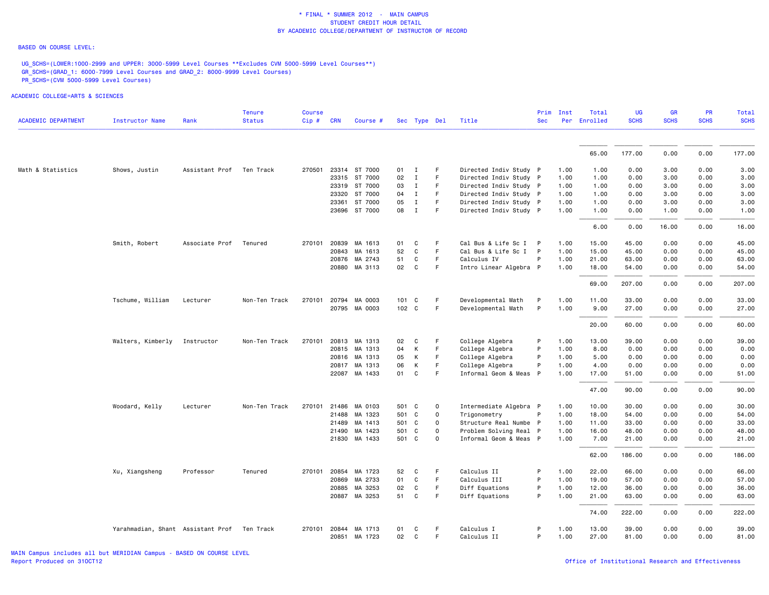\* FINAL \* SUMMER 2012 - MAIN CAMPUS
STUDENT CREDIT HOUR DETAIL
BY ACADEMIC COLLEGE/DEPARTMENT OF INSTRUCTOR OF RECORD

BASED ON COURSE LEVEL:

UG_SCHS=(LOWER:1000-2999 and UPPER: 3000-5999 Level Courses **Excludes CVM 5000-5999 Level Courses**)
GR_SCHS=(GRAD_1: 6000-7999 Level Courses and GRAD_2: 8000-9999 Level Courses)
PR_SCHS=(CVM 5000-5999 Level Courses)

ACADEMIC COLLEGE=ARTS & SCIENCES

| ACADEMIC DEPARTMENT | Instructor Name | Rank | Tenure Status | Course Cip # | CRN | Course # | Sec | Type | Del | Title | Prim Sec | Inst Per | Total Enrolled | UG SCHS | GR SCHS | PR SCHS | Total SCHS |
|---|---|---|---|---|---|---|---|---|---|---|---|---|---|---|---|---|---|
| | | | | | | | | | | | | | 65.00 | 177.00 | 0.00 | 0.00 | 177.00 |
| Math & Statistics | Shows, Justin | Assistant Prof | Ten Track | 270501 | 23314 | ST 7000 | 01 | I | F | Directed Indiv Study | P | 1.00 | 1.00 | 0.00 | 3.00 | 0.00 | 3.00 |
| | | | | | 23315 | ST 7000 | 02 | I | F | Directed Indiv Study | P | 1.00 | 1.00 | 0.00 | 3.00 | 0.00 | 3.00 |
| | | | | | 23319 | ST 7000 | 03 | I | F | Directed Indiv Study | P | 1.00 | 1.00 | 0.00 | 3.00 | 0.00 | 3.00 |
| | | | | | 23320 | ST 7000 | 04 | I | F | Directed Indiv Study | P | 1.00 | 1.00 | 0.00 | 3.00 | 0.00 | 3.00 |
| | | | | | 23361 | ST 7000 | 05 | I | F | Directed Indiv Study | P | 1.00 | 1.00 | 0.00 | 3.00 | 0.00 | 3.00 |
| | | | | | 23696 | ST 7000 | 08 | I | F | Directed Indiv Study | P | 1.00 | 1.00 | 0.00 | 1.00 | 0.00 | 1.00 |
| | | | | | | | | | | | | | 6.00 | 0.00 | 16.00 | 0.00 | 16.00 |
| | Smith, Robert | Associate Prof | Tenured | 270101 | 20839 | MA 1613 | 01 | C | F | Cal Bus & Life Sc I | P | 1.00 | 15.00 | 45.00 | 0.00 | 0.00 | 45.00 |
| | | | | | 20843 | MA 1613 | 52 | C | F | Cal Bus & Life Sc I | P | 1.00 | 15.00 | 45.00 | 0.00 | 0.00 | 45.00 |
| | | | | | 20876 | MA 2743 | 51 | C | F | Calculus IV | P | 1.00 | 21.00 | 63.00 | 0.00 | 0.00 | 63.00 |
| | | | | | 20880 | MA 3113 | 02 | C | F | Intro Linear Algebra | P | 1.00 | 18.00 | 54.00 | 0.00 | 0.00 | 54.00 |
| | | | | | | | | | | | | | 69.00 | 207.00 | 0.00 | 0.00 | 207.00 |
| | Tschume, William | Lecturer | Non-Ten Track | 270101 | 20794 | MA 0003 | 101 | C | F | Developmental Math | P | 1.00 | 11.00 | 33.00 | 0.00 | 0.00 | 33.00 |
| | | | | | 20795 | MA 0003 | 102 | C | F | Developmental Math | P | 1.00 | 9.00 | 27.00 | 0.00 | 0.00 | 27.00 |
| | | | | | | | | | | | | | 20.00 | 60.00 | 0.00 | 0.00 | 60.00 |
| | Walters, Kimberly | Instructor | Non-Ten Track | 270101 | 20813 | MA 1313 | 02 | C | F | College Algebra | P | 1.00 | 13.00 | 39.00 | 0.00 | 0.00 | 39.00 |
| | | | | | 20815 | MA 1313 | 04 | K | F | College Algebra | P | 1.00 | 8.00 | 0.00 | 0.00 | 0.00 | 0.00 |
| | | | | | 20816 | MA 1313 | 05 | K | F | College Algebra | P | 1.00 | 5.00 | 0.00 | 0.00 | 0.00 | 0.00 |
| | | | | | 20817 | MA 1313 | 06 | K | F | College Algebra | P | 1.00 | 4.00 | 0.00 | 0.00 | 0.00 | 0.00 |
| | | | | | 22087 | MA 1433 | 01 | C | F | Informal Geom & Meas | P | 1.00 | 17.00 | 51.00 | 0.00 | 0.00 | 51.00 |
| | | | | | | | | | | | | | 47.00 | 90.00 | 0.00 | 0.00 | 90.00 |
| | Woodard, Kelly | Lecturer | Non-Ten Track | 270101 | 21486 | MA 0103 | 501 | C | O | Intermediate Algebra | P | 1.00 | 10.00 | 30.00 | 0.00 | 0.00 | 30.00 |
| | | | | | 21488 | MA 1323 | 501 | C | O | Trigonometry | P | 1.00 | 18.00 | 54.00 | 0.00 | 0.00 | 54.00 |
| | | | | | 21489 | MA 1413 | 501 | C | O | Structure Real Numbe | P | 1.00 | 11.00 | 33.00 | 0.00 | 0.00 | 33.00 |
| | | | | | 21490 | MA 1423 | 501 | C | O | Problem Solving Real | P | 1.00 | 16.00 | 48.00 | 0.00 | 0.00 | 48.00 |
| | | | | | 21830 | MA 1433 | 501 | C | O | Informal Geom & Meas | P | 1.00 | 7.00 | 21.00 | 0.00 | 0.00 | 21.00 |
| | | | | | | | | | | | | | 62.00 | 186.00 | 0.00 | 0.00 | 186.00 |
| | Xu, Xiangsheng | Professor | Tenured | 270101 | 20854 | MA 1723 | 52 | C | F | Calculus II | P | 1.00 | 22.00 | 66.00 | 0.00 | 0.00 | 66.00 |
| | | | | | 20869 | MA 2733 | 01 | C | F | Calculus III | P | 1.00 | 19.00 | 57.00 | 0.00 | 0.00 | 57.00 |
| | | | | | 20885 | MA 3253 | 02 | C | F | Diff Equations | P | 1.00 | 12.00 | 36.00 | 0.00 | 0.00 | 36.00 |
| | | | | | 20887 | MA 3253 | 51 | C | F | Diff Equations | P | 1.00 | 21.00 | 63.00 | 0.00 | 0.00 | 63.00 |
| | | | | | | | | | | | | | 74.00 | 222.00 | 0.00 | 0.00 | 222.00 |
| | Yarahmadian, Shant | Assistant Prof | Ten Track | 270101 | 20844 | MA 1713 | 01 | C | F | Calculus I | P | 1.00 | 13.00 | 39.00 | 0.00 | 0.00 | 39.00 |
| | | | | | 20851 | MA 1723 | 02 | C | F | Calculus II | P | 1.00 | 27.00 | 81.00 | 0.00 | 0.00 | 81.00 |

MAIN Campus includes all but MERIDIAN Campus - BASED ON COURSE LEVEL
Report Produced on 31OCT12

Office of Institutional Research and Effectiveness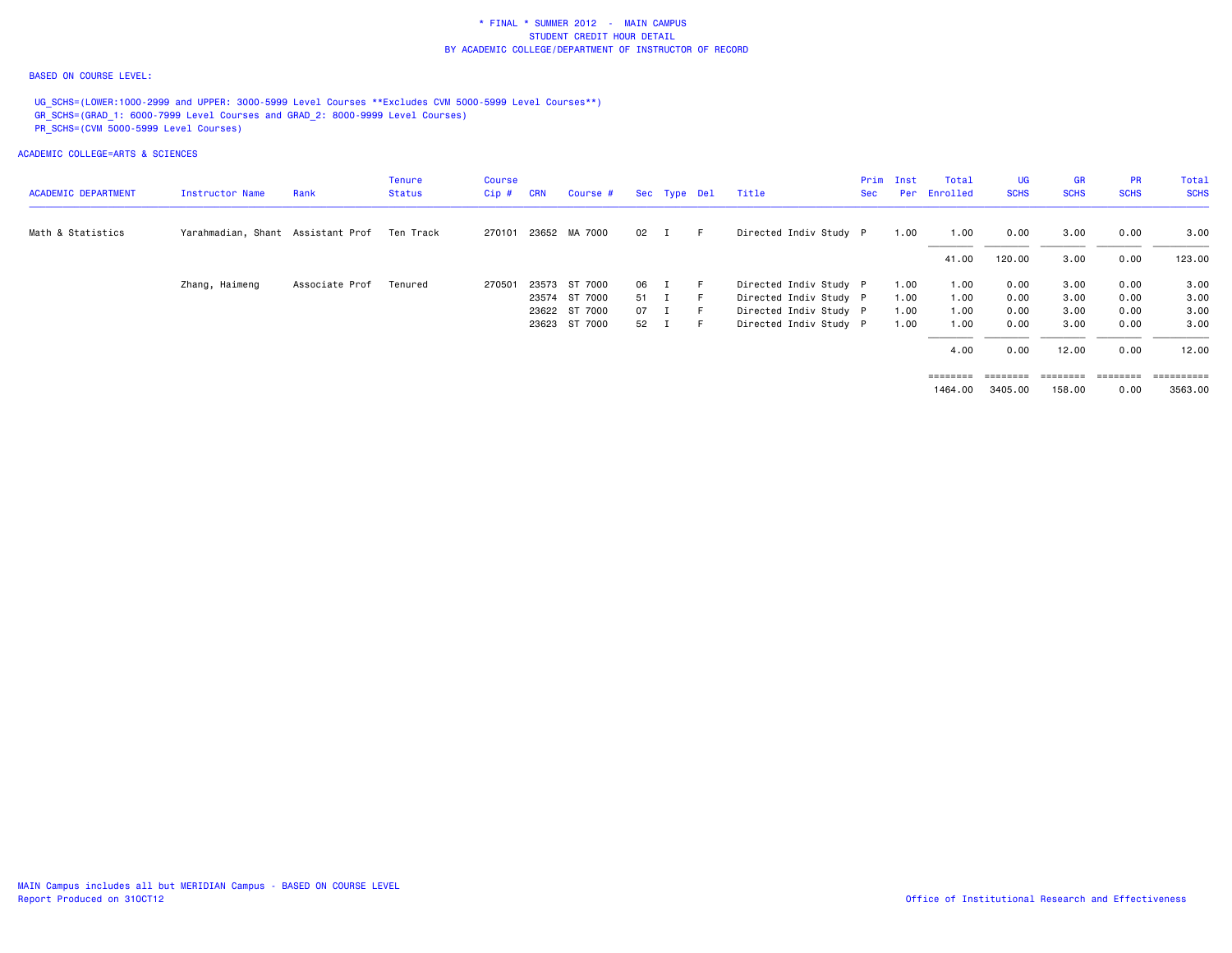\* FINAL \* SUMMER 2012 - MAIN CAMPUS
STUDENT CREDIT HOUR DETAIL
BY ACADEMIC COLLEGE/DEPARTMENT OF INSTRUCTOR OF RECORD

BASED ON COURSE LEVEL:

UG_SCHS=(LOWER:1000-2999 and UPPER: 3000-5999 Level Courses **Excludes CVM 5000-5999 Level Courses**)
GR_SCHS=(GRAD_1: 6000-7999 Level Courses and GRAD_2: 8000-9999 Level Courses)
PR_SCHS=(CVM 5000-5999 Level Courses)

ACADEMIC COLLEGE=ARTS & SCIENCES

| ACADEMIC DEPARTMENT | Instructor Name | Rank | Tenure Status | Course Cip # | CRN | Course # | Sec | Type | Del | Title | Prim Sec | Inst Per | Total Enrolled | UG SCHS | GR SCHS | PR SCHS | Total SCHS |
|---|---|---|---|---|---|---|---|---|---|---|---|---|---|---|---|---|---|
| Math & Statistics | Yarahmadian, Shant | Assistant Prof | Ten Track | 270101 | 23652 | MA 7000 | 02 | I | F | Directed Indiv Study | P | 1.00 | 1.00 | 0.00 | 3.00 | 0.00 | 3.00 |
| | | | | | | | | | | | | | 41.00 | 120.00 | 3.00 | 0.00 | 123.00 |
| | Zhang, Haimeng | Associate Prof | Tenured | 270501 | 23573 | ST 7000 | 06 | I | F | Directed Indiv Study | P | 1.00 | 1.00 | 0.00 | 3.00 | 0.00 | 3.00 |
| | | | | | 23574 | ST 7000 | 51 | I | F | Directed Indiv Study | P | 1.00 | 1.00 | 0.00 | 3.00 | 0.00 | 3.00 |
| | | | | | 23622 | ST 7000 | 07 | I | F | Directed Indiv Study | P | 1.00 | 1.00 | 0.00 | 3.00 | 0.00 | 3.00 |
| | | | | | 23623 | ST 7000 | 52 | I | F | Directed Indiv Study | P | 1.00 | 1.00 | 0.00 | 3.00 | 0.00 | 3.00 |
| | | | | | | | | | | | | | 4.00 | 0.00 | 12.00 | 0.00 | 12.00 |
| | | | | | | | | | | | | | 1464.00 | 3405.00 | 158.00 | 0.00 | 3563.00 |

MAIN Campus includes all but MERIDIAN Campus - BASED ON COURSE LEVEL
Report Produced on 31OCT12

Office of Institutional Research and Effectiveness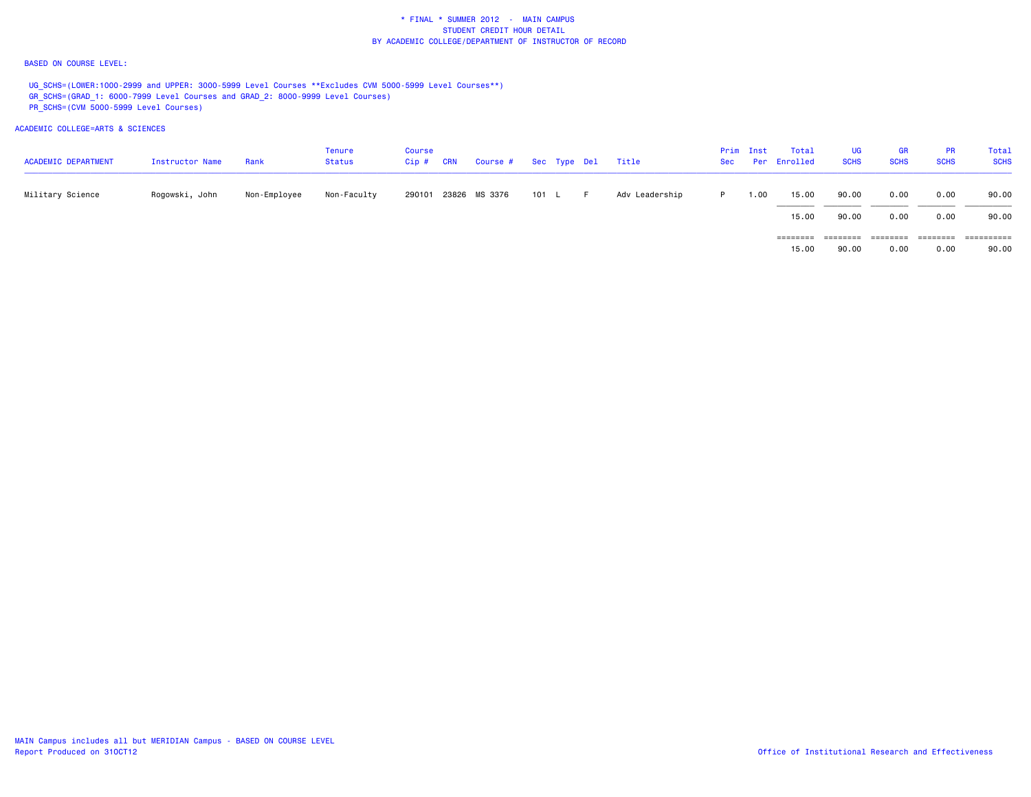\* FINAL \* SUMMER 2012 - MAIN CAMPUS
STUDENT CREDIT HOUR DETAIL
BY ACADEMIC COLLEGE/DEPARTMENT OF INSTRUCTOR OF RECORD

BASED ON COURSE LEVEL:

UG_SCHS=(LOWER:1000-2999 and UPPER: 3000-5999 Level Courses **Excludes CVM 5000-5999 Level Courses**)
GR_SCHS=(GRAD_1: 6000-7999 Level Courses and GRAD_2: 8000-9999 Level Courses)
PR_SCHS=(CVM 5000-5999 Level Courses)

ACADEMIC COLLEGE=ARTS & SCIENCES

| ACADEMIC DEPARTMENT | Instructor Name | Rank | Tenure Status | Course Cip # | CRN | Course # | Sec | Type | Del | Title | Prim Sec | Inst Per | Total Enrolled | UG SCHS | GR SCHS | PR SCHS | Total SCHS |
|---|---|---|---|---|---|---|---|---|---|---|---|---|---|---|---|---|---|
| Military Science | Rogowski, John | Non-Employee | Non-Faculty | 290101 | 23826 | MS 3376 | 101 | L | F | Adv Leadership | P | 1.00 | 15.00 | 90.00 | 0.00 | 0.00 | 90.00 |
| | | | | | | | | | | | | | 15.00 | 90.00 | 0.00 | 0.00 | 90.00 |
| | | | | | | | | | | | | | 15.00 | 90.00 | 0.00 | 0.00 | 90.00 |

MAIN Campus includes all but MERIDIAN Campus - BASED ON COURSE LEVEL
Report Produced on 31OCT12

Office of Institutional Research and Effectiveness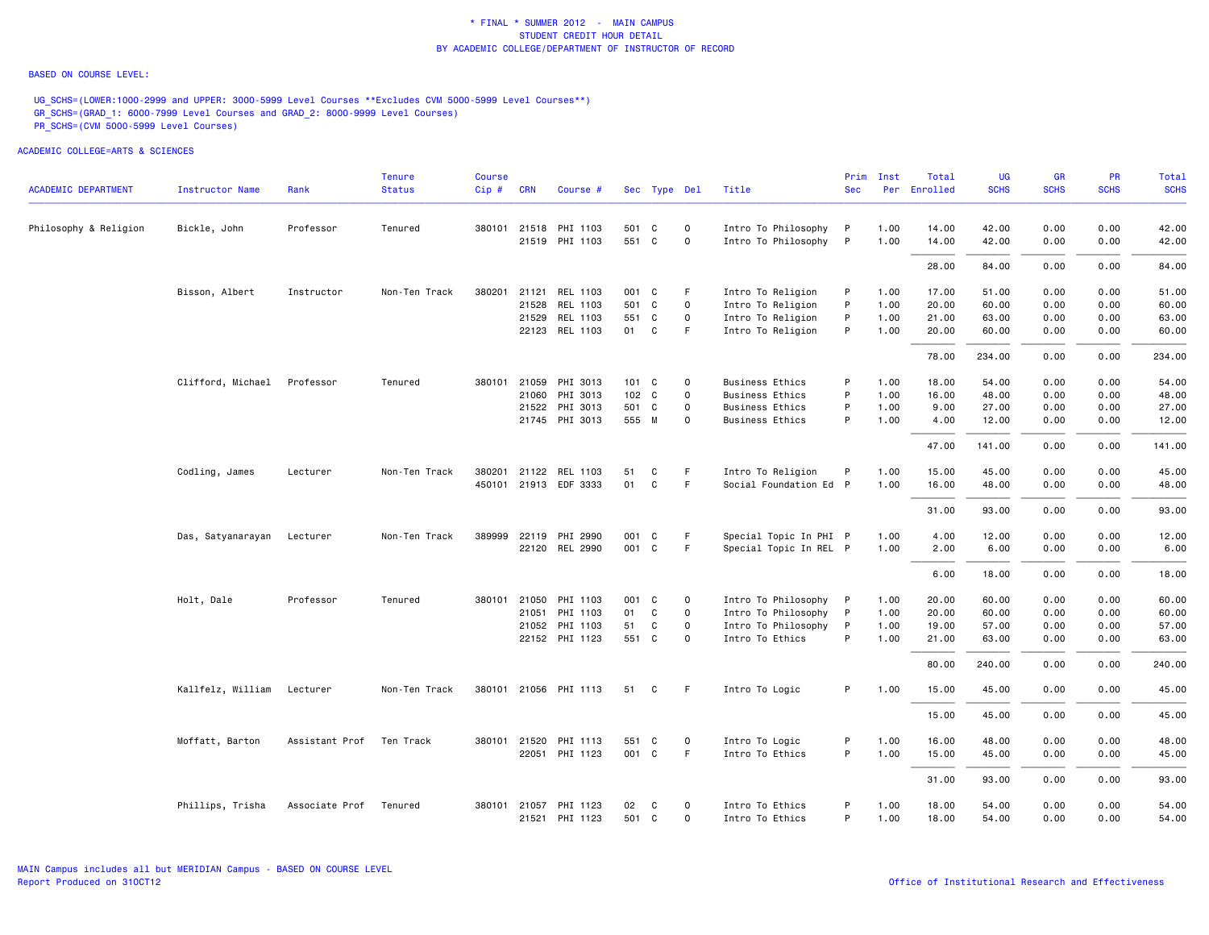\* FINAL \* SUMMER 2012 - MAIN CAMPUS
STUDENT CREDIT HOUR DETAIL
BY ACADEMIC COLLEGE/DEPARTMENT OF INSTRUCTOR OF RECORD

BASED ON COURSE LEVEL:

UG_SCHS=(LOWER:1000-2999 and UPPER: 3000-5999 Level Courses **Excludes CVM 5000-5999 Level Courses**)
GR_SCHS=(GRAD_1: 6000-7999 Level Courses and GRAD_2: 8000-9999 Level Courses)
PR_SCHS=(CVM 5000-5999 Level Courses)

ACADEMIC COLLEGE=ARTS & SCIENCES

| ACADEMIC DEPARTMENT | Instructor Name | Rank | Tenure Status | Course Cip # | CRN | Course # | Sec | Type | Del | Title | Prim Sec | Inst Per | Total Enrolled | UG SCHS | GR SCHS | PR SCHS | Total SCHS |
|---|---|---|---|---|---|---|---|---|---|---|---|---|---|---|---|---|---|
| Philosophy & Religion | Bickle, John | Professor | Tenured | 380101 | 21518 | PHI 1103 | 501 | C | O | Intro To Philosophy | P | 1.00 | 14.00 | 42.00 | 0.00 | 0.00 | 42.00 |
| | | | | | 21519 | PHI 1103 | 551 | C | O | Intro To Philosophy | P | 1.00 | 14.00 | 42.00 | 0.00 | 0.00 | 42.00 |
| | | | | | | | | | | | | | 28.00 | 84.00 | 0.00 | 0.00 | 84.00 |
| | Bisson, Albert | Instructor | Non-Ten Track | 380201 | 21121 | REL 1103 | 001 | C | F | Intro To Religion | P | 1.00 | 17.00 | 51.00 | 0.00 | 0.00 | 51.00 |
| | | | | | 21528 | REL 1103 | 501 | C | O | Intro To Religion | P | 1.00 | 20.00 | 60.00 | 0.00 | 0.00 | 60.00 |
| | | | | | 21529 | REL 1103 | 551 | C | O | Intro To Religion | P | 1.00 | 21.00 | 63.00 | 0.00 | 0.00 | 63.00 |
| | | | | | 22123 | REL 1103 | 01 | C | F | Intro To Religion | P | 1.00 | 20.00 | 60.00 | 0.00 | 0.00 | 60.00 |
| | | | | | | | | | | | | | 78.00 | 234.00 | 0.00 | 0.00 | 234.00 |
| | Clifford, Michael | Professor | Tenured | 380101 | 21059 | PHI 3013 | 101 | C | O | Business Ethics | P | 1.00 | 18.00 | 54.00 | 0.00 | 0.00 | 54.00 |
| | | | | | 21060 | PHI 3013 | 102 | C | O | Business Ethics | P | 1.00 | 16.00 | 48.00 | 0.00 | 0.00 | 48.00 |
| | | | | | 21522 | PHI 3013 | 501 | C | O | Business Ethics | P | 1.00 | 9.00 | 27.00 | 0.00 | 0.00 | 27.00 |
| | | | | | 21745 | PHI 3013 | 555 | M | O | Business Ethics | P | 1.00 | 4.00 | 12.00 | 0.00 | 0.00 | 12.00 |
| | | | | | | | | | | | | | 47.00 | 141.00 | 0.00 | 0.00 | 141.00 |
| | Codling, James | Lecturer | Non-Ten Track | 380201 | 21122 | REL 1103 | 51 | C | F | Intro To Religion | P | 1.00 | 15.00 | 45.00 | 0.00 | 0.00 | 45.00 |
| | | | | 450101 | 21913 | EDF 3333 | 01 | C | F | Social Foundation Ed | P | 1.00 | 16.00 | 48.00 | 0.00 | 0.00 | 48.00 |
| | | | | | | | | | | | | | 31.00 | 93.00 | 0.00 | 0.00 | 93.00 |
| | Das, Satyanarayan | Lecturer | Non-Ten Track | 389999 | 22119 | PHI 2990 | 001 | C | F | Special Topic In PHI | P | 1.00 | 4.00 | 12.00 | 0.00 | 0.00 | 12.00 |
| | | | | | 22120 | REL 2990 | 001 | C | F | Special Topic In REL | P | 1.00 | 2.00 | 6.00 | 0.00 | 0.00 | 6.00 |
| | | | | | | | | | | | | | 6.00 | 18.00 | 0.00 | 0.00 | 18.00 |
| | Holt, Dale | Professor | Tenured | 380101 | 21050 | PHI 1103 | 001 | C | O | Intro To Philosophy | P | 1.00 | 20.00 | 60.00 | 0.00 | 0.00 | 60.00 |
| | | | | | 21051 | PHI 1103 | 01 | C | O | Intro To Philosophy | P | 1.00 | 20.00 | 60.00 | 0.00 | 0.00 | 60.00 |
| | | | | | 21052 | PHI 1103 | 51 | C | O | Intro To Philosophy | P | 1.00 | 19.00 | 57.00 | 0.00 | 0.00 | 57.00 |
| | | | | | 22152 | PHI 1123 | 551 | C | O | Intro To Ethics | P | 1.00 | 21.00 | 63.00 | 0.00 | 0.00 | 63.00 |
| | | | | | | | | | | | | | 80.00 | 240.00 | 0.00 | 0.00 | 240.00 |
| | Kallfelz, William | Lecturer | Non-Ten Track | 380101 | 21056 | PHI 1113 | 51 | C | F | Intro To Logic | P | 1.00 | 15.00 | 45.00 | 0.00 | 0.00 | 45.00 |
| | | | | | | | | | | | | | 15.00 | 45.00 | 0.00 | 0.00 | 45.00 |
| | Moffatt, Barton | Assistant Prof | Ten Track | 380101 | 21520 | PHI 1113 | 551 | C | O | Intro To Logic | P | 1.00 | 16.00 | 48.00 | 0.00 | 0.00 | 48.00 |
| | | | | | 22051 | PHI 1123 | 001 | C | F | Intro To Ethics | P | 1.00 | 15.00 | 45.00 | 0.00 | 0.00 | 45.00 |
| | | | | | | | | | | | | | 31.00 | 93.00 | 0.00 | 0.00 | 93.00 |
| | Phillips, Trisha | Associate Prof | Tenured | 380101 | 21057 | PHI 1123 | 02 | C | O | Intro To Ethics | P | 1.00 | 18.00 | 54.00 | 0.00 | 0.00 | 54.00 |
| | | | | | 21521 | PHI 1123 | 501 | C | O | Intro To Ethics | P | 1.00 | 18.00 | 54.00 | 0.00 | 0.00 | 54.00 |

MAIN Campus includes all but MERIDIAN Campus - BASED ON COURSE LEVEL
Report Produced on 31OCT12

Office of Institutional Research and Effectiveness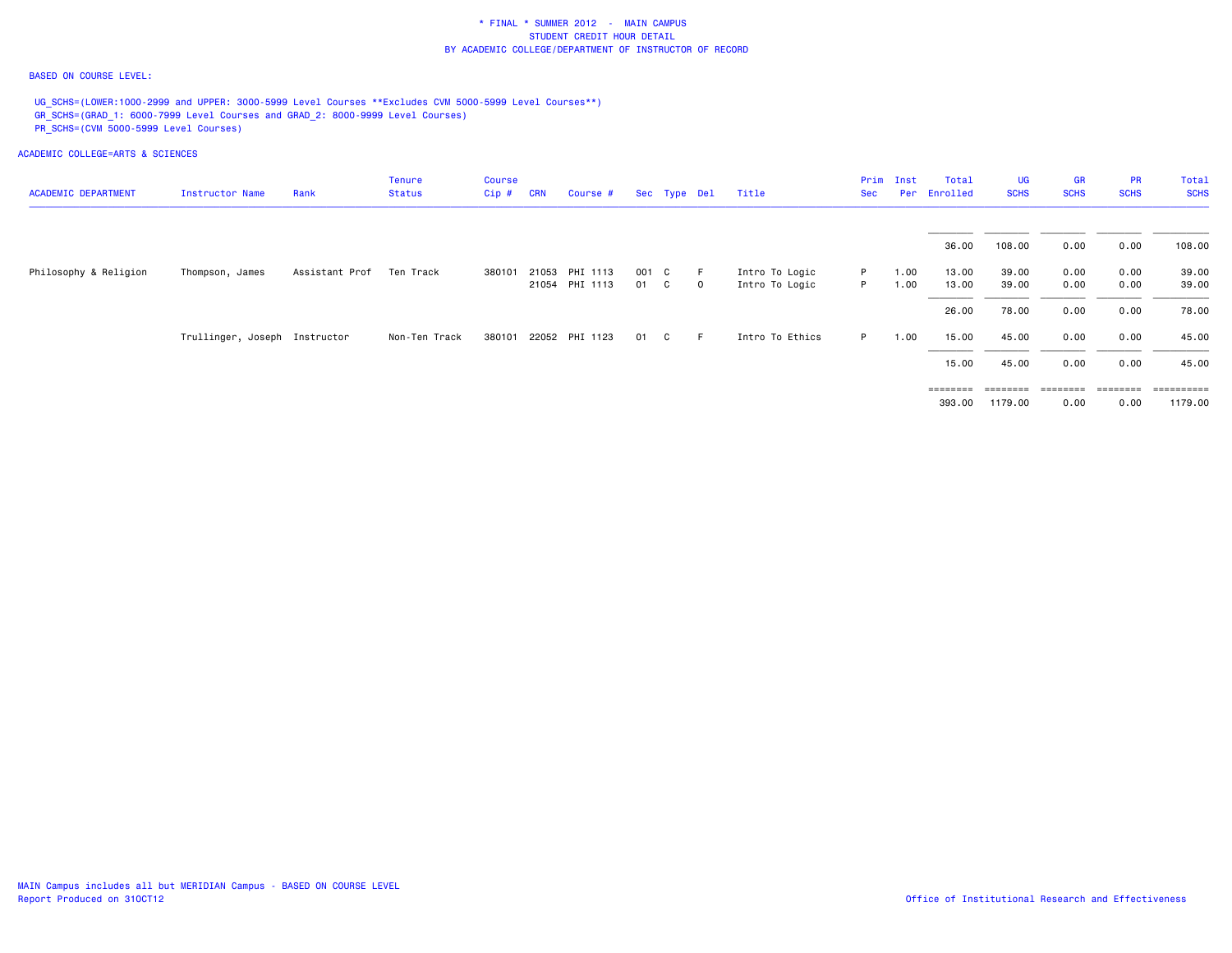# * FINAL * SUMMER 2012 - MAIN CAMPUS
## STUDENT CREDIT HOUR DETAIL
## BY ACADEMIC COLLEGE/DEPARTMENT OF INSTRUCTOR OF RECORD

BASED ON COURSE LEVEL:

UG_SCHS=(LOWER:1000-2999 and UPPER: 3000-5999 Level Courses **Excludes CVM 5000-5999 Level Courses**)
GR_SCHS=(GRAD_1: 6000-7999 Level Courses and GRAD_2: 8000-9999 Level Courses)
PR_SCHS=(CVM 5000-5999 Level Courses)

ACADEMIC COLLEGE=ARTS & SCIENCES

| ACADEMIC DEPARTMENT | Instructor Name | Rank | Tenure Status | Course Cip # | CRN | Course # | Sec | Type | Del | Title | Prim Sec | Inst Per | Total Enrolled | UG SCHS | GR SCHS | PR SCHS | Total SCHS |
|---|---|---|---|---|---|---|---|---|---|---|---|---|---|---|---|---|---|
| | | | | | | | | | | | | | 36.00 | 108.00 | 0.00 | 0.00 | 108.00 |
| Philosophy & Religion | Thompson, James | Assistant Prof | Ten Track | 380101 | 21053 | PHI 1113 | 001 | C | F | Intro To Logic | P | 1.00 | 13.00 | 39.00 | 0.00 | 0.00 | 39.00 |
| | | | | | 21054 | PHI 1113 | 01 | C | O | Intro To Logic | P | 1.00 | 13.00 | 39.00 | 0.00 | 0.00 | 39.00 |
| | | | | | | | | | | | | | 26.00 | 78.00 | 0.00 | 0.00 | 78.00 |
| | Trullinger, Joseph | Instructor | Non-Ten Track | 380101 | 22052 | PHI 1123 | 01 | C | F | Intro To Ethics | P | 1.00 | 15.00 | 45.00 | 0.00 | 0.00 | 45.00 |
| | | | | | | | | | | | | | 15.00 | 45.00 | 0.00 | 0.00 | 45.00 |
| | | | | | | | | | | | | | 393.00 | 1179.00 | 0.00 | 0.00 | 1179.00 |

MAIN Campus includes all but MERIDIAN Campus - BASED ON COURSE LEVEL
Report Produced on 31OCT12

Office of Institutional Research and Effectiveness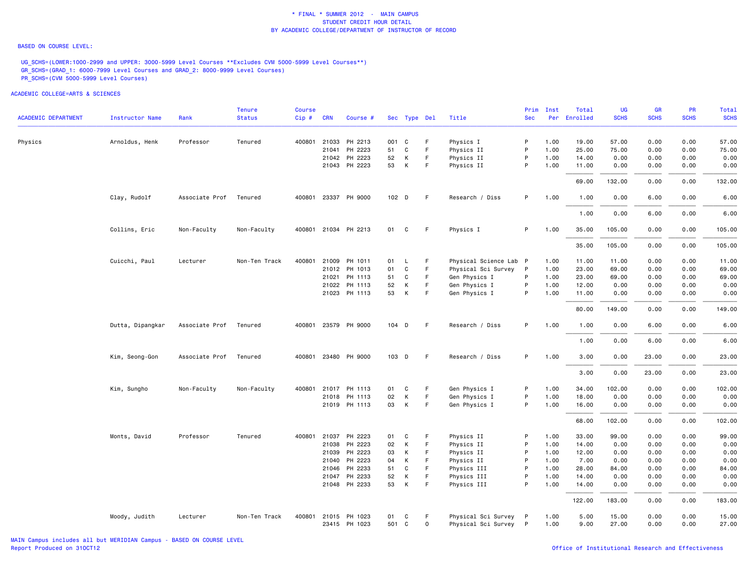\* FINAL \* SUMMER 2012 - MAIN CAMPUS
STUDENT CREDIT HOUR DETAIL
BY ACADEMIC COLLEGE/DEPARTMENT OF INSTRUCTOR OF RECORD

BASED ON COURSE LEVEL:

UG_SCHS=(LOWER:1000-2999 and UPPER: 3000-5999 Level Courses **Excludes CVM 5000-5999 Level Courses**)
GR_SCHS=(GRAD_1: 6000-7999 Level Courses and GRAD_2: 8000-9999 Level Courses)
PR_SCHS=(CVM 5000-5999 Level Courses)

ACADEMIC COLLEGE=ARTS & SCIENCES

| ACADEMIC DEPARTMENT | Instructor Name | Rank | Tenure Status | Course Cip # | CRN | Course # | Sec | Type | Del | Title | Prim Sec | Inst Per | Total Enrolled | UG SCHS | GR SCHS | PR SCHS | Total SCHS |
|---|---|---|---|---|---|---|---|---|---|---|---|---|---|---|---|---|---|
| Physics | Arnoldus, Henk | Professor | Tenured | 400801 | 21033 | PH 2213 | 001 | C | F | Physics I | P | 1.00 | 19.00 | 57.00 | 0.00 | 0.00 | 57.00 |
| | | | | | 21041 | PH 2223 | 51 | C | F | Physics II | P | 1.00 | 25.00 | 75.00 | 0.00 | 0.00 | 75.00 |
| | | | | | 21042 | PH 2223 | 52 | K | F | Physics II | P | 1.00 | 14.00 | 0.00 | 0.00 | 0.00 | 0.00 |
| | | | | | 21043 | PH 2223 | 53 | K | F | Physics II | P | 1.00 | 11.00 | 0.00 | 0.00 | 0.00 | 0.00 |
| | | | | | | | | | | | | | 69.00 | 132.00 | 0.00 | 0.00 | 132.00 |
| | Clay, Rudolf | Associate Prof | Tenured | 400801 | 23337 | PH 9000 | 102 | D | F | Research / Diss | P | 1.00 | 1.00 | 0.00 | 6.00 | 0.00 | 6.00 |
| | | | | | | | | | | | | | 1.00 | 0.00 | 6.00 | 0.00 | 6.00 |
| | Collins, Eric | Non-Faculty | Non-Faculty | 400801 | 21034 | PH 2213 | 01 | C | F | Physics I | P | 1.00 | 35.00 | 105.00 | 0.00 | 0.00 | 105.00 |
| | | | | | | | | | | | | | 35.00 | 105.00 | 0.00 | 0.00 | 105.00 |
| | Cuicchi, Paul | Lecturer | Non-Ten Track | 400801 | 21009 | PH 1011 | 01 | L | F | Physical Science Lab | P | 1.00 | 11.00 | 11.00 | 0.00 | 0.00 | 11.00 |
| | | | | | 21012 | PH 1013 | 01 | C | F | Physical Sci Survey | P | 1.00 | 23.00 | 69.00 | 0.00 | 0.00 | 69.00 |
| | | | | | 21021 | PH 1113 | 51 | C | F | Gen Physics I | P | 1.00 | 23.00 | 69.00 | 0.00 | 0.00 | 69.00 |
| | | | | | 21022 | PH 1113 | 52 | K | F | Gen Physics I | P | 1.00 | 12.00 | 0.00 | 0.00 | 0.00 | 0.00 |
| | | | | | 21023 | PH 1113 | 53 | K | F | Gen Physics I | P | 1.00 | 11.00 | 0.00 | 0.00 | 0.00 | 0.00 |
| | | | | | | | | | | | | | 80.00 | 149.00 | 0.00 | 0.00 | 149.00 |
| | Dutta, Dipangkar | Associate Prof | Tenured | 400801 | 23579 | PH 9000 | 104 | D | F | Research / Diss | P | 1.00 | 1.00 | 0.00 | 6.00 | 0.00 | 6.00 |
| | | | | | | | | | | | | | 1.00 | 0.00 | 6.00 | 0.00 | 6.00 |
| | Kim, Seong-Gon | Associate Prof | Tenured | 400801 | 23480 | PH 9000 | 103 | D | F | Research / Diss | P | 1.00 | 3.00 | 0.00 | 23.00 | 0.00 | 23.00 |
| | | | | | | | | | | | | | 3.00 | 0.00 | 23.00 | 0.00 | 23.00 |
| | Kim, Sungho | Non-Faculty | Non-Faculty | 400801 | 21017 | PH 1113 | 01 | C | F | Gen Physics I | P | 1.00 | 34.00 | 102.00 | 0.00 | 0.00 | 102.00 |
| | | | | | 21018 | PH 1113 | 02 | K | F | Gen Physics I | P | 1.00 | 18.00 | 0.00 | 0.00 | 0.00 | 0.00 |
| | | | | | 21019 | PH 1113 | 03 | K | F | Gen Physics I | P | 1.00 | 16.00 | 0.00 | 0.00 | 0.00 | 0.00 |
| | | | | | | | | | | | | | 68.00 | 102.00 | 0.00 | 0.00 | 102.00 |
| | Monts, David | Professor | Tenured | 400801 | 21037 | PH 2223 | 01 | C | F | Physics II | P | 1.00 | 33.00 | 99.00 | 0.00 | 0.00 | 99.00 |
| | | | | | 21038 | PH 2223 | 02 | K | F | Physics II | P | 1.00 | 14.00 | 0.00 | 0.00 | 0.00 | 0.00 |
| | | | | | 21039 | PH 2223 | 03 | K | F | Physics II | P | 1.00 | 12.00 | 0.00 | 0.00 | 0.00 | 0.00 |
| | | | | | 21040 | PH 2223 | 04 | K | F | Physics II | P | 1.00 | 7.00 | 0.00 | 0.00 | 0.00 | 0.00 |
| | | | | | 21046 | PH 2233 | 51 | C | F | Physics III | P | 1.00 | 28.00 | 84.00 | 0.00 | 0.00 | 84.00 |
| | | | | | 21047 | PH 2233 | 52 | K | F | Physics III | P | 1.00 | 14.00 | 0.00 | 0.00 | 0.00 | 0.00 |
| | | | | | 21048 | PH 2233 | 53 | K | F | Physics III | P | 1.00 | 14.00 | 0.00 | 0.00 | 0.00 | 0.00 |
| | | | | | | | | | | | | | 122.00 | 183.00 | 0.00 | 0.00 | 183.00 |
| | Moody, Judith | Lecturer | Non-Ten Track | 400801 | 21015 | PH 1023 | 01 | C | F | Physical Sci Survey | P | 1.00 | 5.00 | 15.00 | 0.00 | 0.00 | 15.00 |
| | | | | | 23415 | PH 1023 | 501 | C | O | Physical Sci Survey | P | 1.00 | 9.00 | 27.00 | 0.00 | 0.00 | 27.00 |

MAIN Campus includes all but MERIDIAN Campus - BASED ON COURSE LEVEL
Report Produced on 31OCT12

Office of Institutional Research and Effectiveness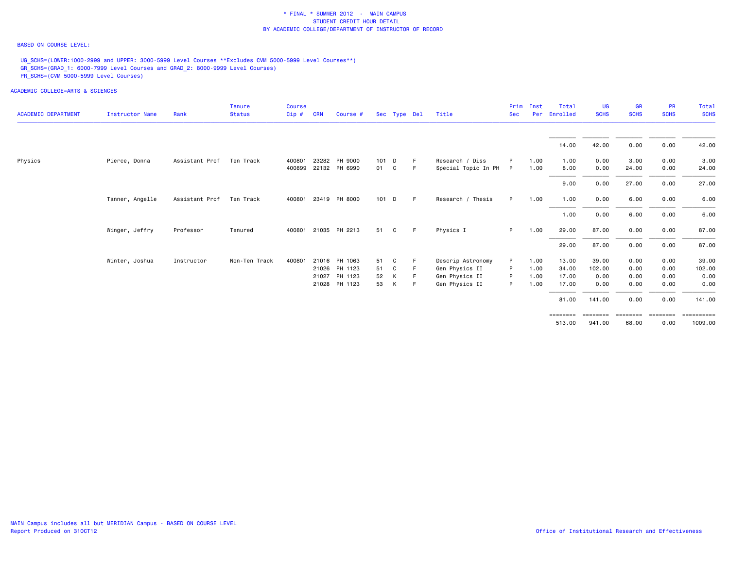\* FINAL \* SUMMER 2012 - MAIN CAMPUS
STUDENT CREDIT HOUR DETAIL
BY ACADEMIC COLLEGE/DEPARTMENT OF INSTRUCTOR OF RECORD

BASED ON COURSE LEVEL:

UG_SCHS=(LOWER:1000-2999 and UPPER: 3000-5999 Level Courses **Excludes CVM 5000-5999 Level Courses**)
GR_SCHS=(GRAD_1: 6000-7999 Level Courses and GRAD_2: 8000-9999 Level Courses)
PR_SCHS=(CVM 5000-5999 Level Courses)

ACADEMIC COLLEGE=ARTS & SCIENCES

| ACADEMIC DEPARTMENT | Instructor Name | Rank | Tenure Status | Course Cip # | CRN | Course # | Sec | Type | Del | Title | Prim Sec | Inst Per | Total Enrolled | UG SCHS | GR SCHS | PR SCHS | Total SCHS |
|---|---|---|---|---|---|---|---|---|---|---|---|---|---|---|---|---|---|
| | | | | | | | | | | | | | 14.00 | 42.00 | 0.00 | 0.00 | 42.00 |
| Physics | Pierce, Donna | Assistant Prof | Ten Track | 400801 | 23282 | PH 9000 | 101 | D | F | Research / Diss | P | 1.00 | 1.00 | 0.00 | 3.00 | 0.00 | 3.00 |
| | | | | 400899 | 22132 | PH 6990 | 01 | C | F | Special Topic In PH | P | 1.00 | 8.00 | 0.00 | 24.00 | 0.00 | 24.00 |
| | | | | | | | | | | | | | 9.00 | 0.00 | 27.00 | 0.00 | 27.00 |
| | Tanner, Angelle | Assistant Prof | Ten Track | 400801 | 23419 | PH 8000 | 101 | D | F | Research / Thesis | P | 1.00 | 1.00 | 0.00 | 6.00 | 0.00 | 6.00 |
| | | | | | | | | | | | | | 1.00 | 0.00 | 6.00 | 0.00 | 6.00 |
| | Winger, Jeffry | Professor | Tenured | 400801 | 21035 | PH 2213 | 51 | C | F | Physics I | P | 1.00 | 29.00 | 87.00 | 0.00 | 0.00 | 87.00 |
| | | | | | | | | | | | | | 29.00 | 87.00 | 0.00 | 0.00 | 87.00 |
| | Winter, Joshua | Instructor | Non-Ten Track | 400801 | 21016 | PH 1063 | 51 | C | F | Descrip Astronomy | P | 1.00 | 13.00 | 39.00 | 0.00 | 0.00 | 39.00 |
| | | | | | 21026 | PH 1123 | 51 | C | F | Gen Physics II | P | 1.00 | 34.00 | 102.00 | 0.00 | 0.00 | 102.00 |
| | | | | | 21027 | PH 1123 | 52 | K | F | Gen Physics II | P | 1.00 | 17.00 | 0.00 | 0.00 | 0.00 | 0.00 |
| | | | | | 21028 | PH 1123 | 53 | K | F | Gen Physics II | P | 1.00 | 17.00 | 0.00 | 0.00 | 0.00 | 0.00 |
| | | | | | | | | | | | | | 81.00 | 141.00 | 0.00 | 0.00 | 141.00 |
| | | | | | | | | | | | | | 513.00 | 941.00 | 68.00 | 0.00 | 1009.00 |

MAIN Campus includes all but MERIDIAN Campus - BASED ON COURSE LEVEL
Report Produced on 31OCT12

Office of Institutional Research and Effectiveness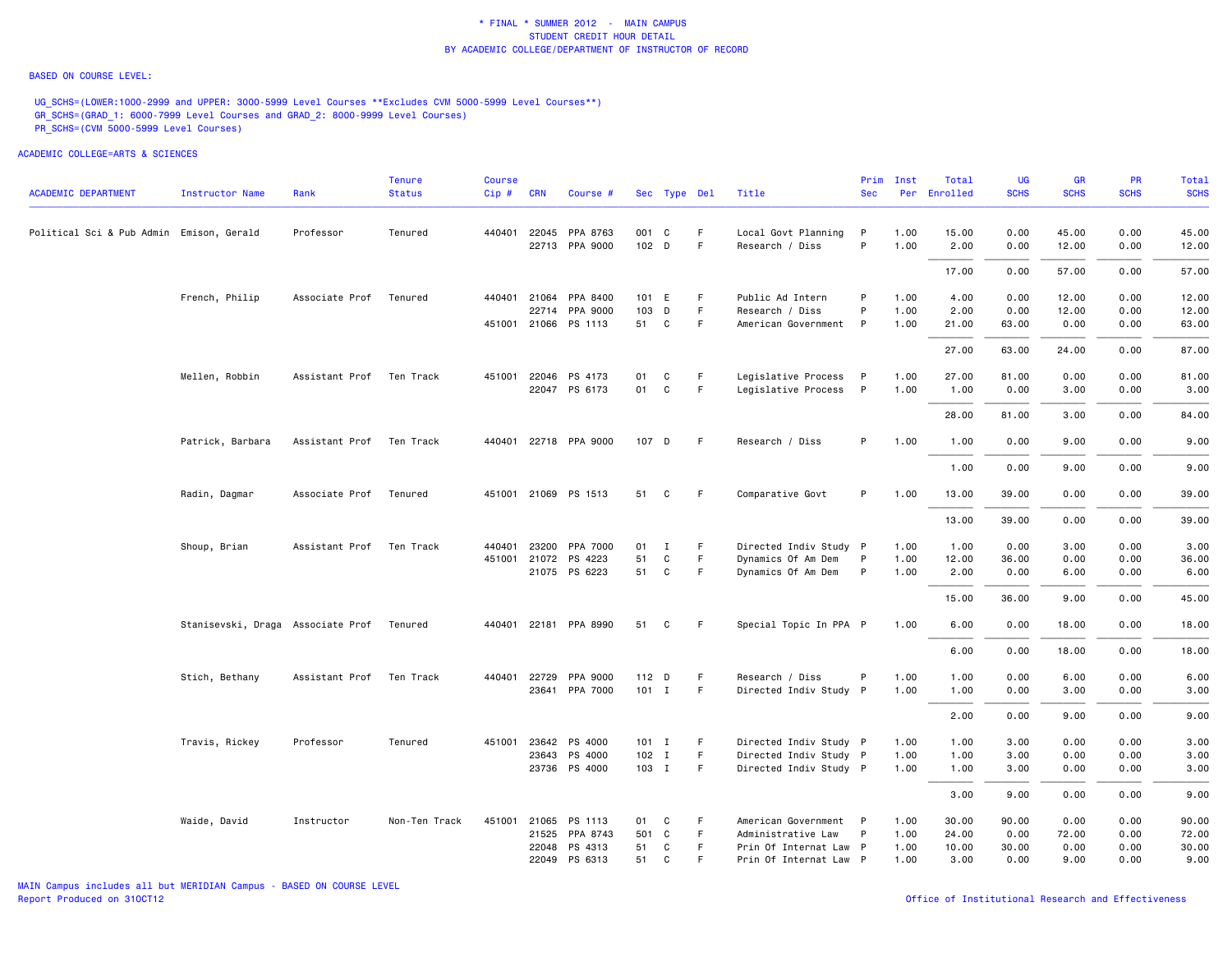\* FINAL \* SUMMER 2012 - MAIN CAMPUS
STUDENT CREDIT HOUR DETAIL
BY ACADEMIC COLLEGE/DEPARTMENT OF INSTRUCTOR OF RECORD

BASED ON COURSE LEVEL:

UG_SCHS=(LOWER:1000-2999 and UPPER: 3000-5999 Level Courses **Excludes CVM 5000-5999 Level Courses**)
GR_SCHS=(GRAD_1: 6000-7999 Level Courses and GRAD_2: 8000-9999 Level Courses)
PR_SCHS=(CVM 5000-5999 Level Courses)

ACADEMIC COLLEGE=ARTS & SCIENCES

| ACADEMIC DEPARTMENT | Instructor Name | Rank | Tenure Status | Course Cip # | CRN | Course # | Sec | Type | Del | Title | Prim Sec | Inst Per | Total Enrolled | UG SCHS | GR SCHS | PR SCHS | Total SCHS |
|---|---|---|---|---|---|---|---|---|---|---|---|---|---|---|---|---|---|
| Political Sci & Pub Admin | Emison, Gerald | Professor | Tenured | 440401 | 22045 | PPA 8763 | 001 | C | F | Local Govt Planning | P | 1.00 | 15.00 | 0.00 | 45.00 | 0.00 | 45.00 |
| | | | | | 22713 | PPA 9000 | 102 | D | F | Research / Diss | P | 1.00 | 2.00 | 0.00 | 12.00 | 0.00 | 12.00 |
| | | | | | | | | | | | | | 17.00 | 0.00 | 57.00 | 0.00 | 57.00 |
| | French, Philip | Associate Prof | Tenured | 440401 | 21064 | PPA 8400 | 101 | E | F | Public Ad Intern | P | 1.00 | 4.00 | 0.00 | 12.00 | 0.00 | 12.00 |
| | | | | | 22714 | PPA 9000 | 103 | D | F | Research / Diss | P | 1.00 | 2.00 | 0.00 | 12.00 | 0.00 | 12.00 |
| | | | | 451001 | 21066 | PS 1113 | 51 | C | F | American Government | P | 1.00 | 21.00 | 63.00 | 0.00 | 0.00 | 63.00 |
| | | | | | | | | | | | | | 27.00 | 63.00 | 24.00 | 0.00 | 87.00 |
| | Mellen, Robbin | Assistant Prof | Ten Track | 451001 | 22046 | PS 4173 | 01 | C | F | Legislative Process | P | 1.00 | 27.00 | 81.00 | 0.00 | 0.00 | 81.00 |
| | | | | | 22047 | PS 6173 | 01 | C | F | Legislative Process | P | 1.00 | 1.00 | 0.00 | 3.00 | 0.00 | 3.00 |
| | | | | | | | | | | | | | 28.00 | 81.00 | 3.00 | 0.00 | 84.00 |
| | Patrick, Barbara | Assistant Prof | Ten Track | 440401 | 22718 | PPA 9000 | 107 | D | F | Research / Diss | P | 1.00 | 1.00 | 0.00 | 9.00 | 0.00 | 9.00 |
| | | | | | | | | | | | | | 1.00 | 0.00 | 9.00 | 0.00 | 9.00 |
| | Radin, Dagmar | Associate Prof | Tenured | 451001 | 21069 | PS 1513 | 51 | C | F | Comparative Govt | P | 1.00 | 13.00 | 39.00 | 0.00 | 0.00 | 39.00 |
| | | | | | | | | | | | | | 13.00 | 39.00 | 0.00 | 0.00 | 39.00 |
| | Shoup, Brian | Assistant Prof | Ten Track | 440401 | 23200 | PPA 7000 | 01 | I | F | Directed Indiv Study | P | 1.00 | 1.00 | 0.00 | 3.00 | 0.00 | 3.00 |
| | | | | 451001 | 21072 | PS 4223 | 51 | C | F | Dynamics Of Am Dem | P | 1.00 | 12.00 | 36.00 | 0.00 | 0.00 | 36.00 |
| | | | | | 21075 | PS 6223 | 51 | C | F | Dynamics Of Am Dem | P | 1.00 | 2.00 | 0.00 | 6.00 | 0.00 | 6.00 |
| | | | | | | | | | | | | | 15.00 | 36.00 | 9.00 | 0.00 | 45.00 |
| | Stanisevski, Draga | Associate Prof | Tenured | 440401 | 22181 | PPA 8990 | 51 | C | F | Special Topic In PPA | P | 1.00 | 6.00 | 0.00 | 18.00 | 0.00 | 18.00 |
| | | | | | | | | | | | | | 6.00 | 0.00 | 18.00 | 0.00 | 18.00 |
| | Stich, Bethany | Assistant Prof | Ten Track | 440401 | 22729 | PPA 9000 | 112 | D | F | Research / Diss | P | 1.00 | 1.00 | 0.00 | 6.00 | 0.00 | 6.00 |
| | | | | | 23641 | PPA 7000 | 101 | I | F | Directed Indiv Study | P | 1.00 | 1.00 | 0.00 | 3.00 | 0.00 | 3.00 |
| | | | | | | | | | | | | | 2.00 | 0.00 | 9.00 | 0.00 | 9.00 |
| | Travis, Rickey | Professor | Tenured | 451001 | 23642 | PS 4000 | 101 | I | F | Directed Indiv Study | P | 1.00 | 1.00 | 3.00 | 0.00 | 0.00 | 3.00 |
| | | | | | 23643 | PS 4000 | 102 | I | F | Directed Indiv Study | P | 1.00 | 1.00 | 3.00 | 0.00 | 0.00 | 3.00 |
| | | | | | 23736 | PS 4000 | 103 | I | F | Directed Indiv Study | P | 1.00 | 1.00 | 3.00 | 0.00 | 0.00 | 3.00 |
| | | | | | | | | | | | | | 3.00 | 9.00 | 0.00 | 0.00 | 9.00 |
| | Waide, David | Instructor | Non-Ten Track | 451001 | 21065 | PS 1113 | 01 | C | F | American Government | P | 1.00 | 30.00 | 90.00 | 0.00 | 0.00 | 90.00 |
| | | | | | 21525 | PPA 8743 | 501 | C | F | Administrative Law | P | 1.00 | 24.00 | 0.00 | 72.00 | 0.00 | 72.00 |
| | | | | | 22048 | PS 4313 | 51 | C | F | Prin Of Internat Law | P | 1.00 | 10.00 | 30.00 | 0.00 | 0.00 | 30.00 |
| | | | | | 22049 | PS 6313 | 51 | C | F | Prin Of Internat Law | P | 1.00 | 3.00 | 0.00 | 9.00 | 0.00 | 9.00 |

MAIN Campus includes all but MERIDIAN Campus - BASED ON COURSE LEVEL
Report Produced on 31OCT12

Office of Institutional Research and Effectiveness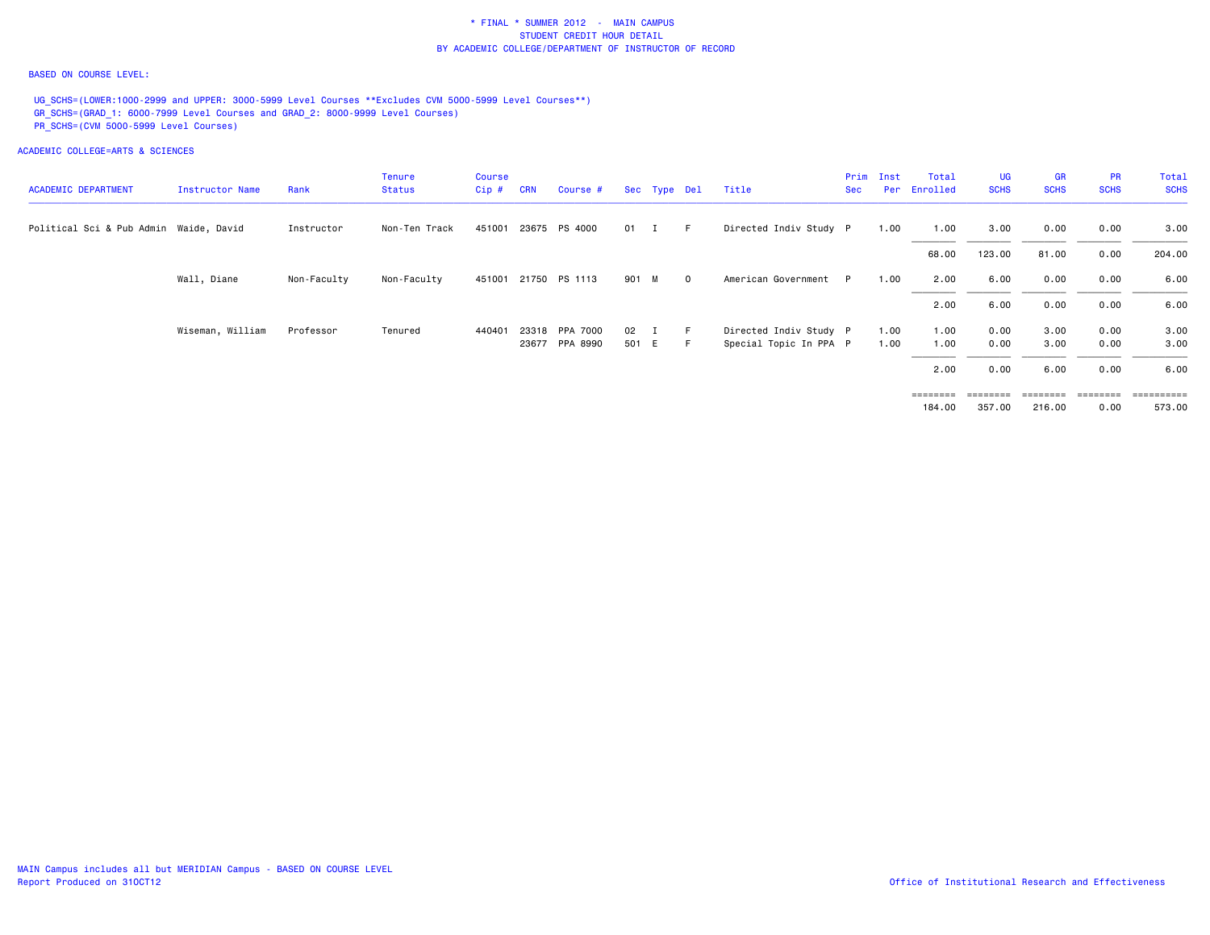* FINAL * SUMMER 2012 - MAIN CAMPUS
STUDENT CREDIT HOUR DETAIL
BY ACADEMIC COLLEGE/DEPARTMENT OF INSTRUCTOR OF RECORD

BASED ON COURSE LEVEL:

UG_SCHS=(LOWER:1000-2999 and UPPER: 3000-5999 Level Courses **Excludes CVM 5000-5999 Level Courses**)
GR_SCHS=(GRAD_1: 6000-7999 Level Courses and GRAD_2: 8000-9999 Level Courses)
PR_SCHS=(CVM 5000-5999 Level Courses)

ACADEMIC COLLEGE=ARTS & SCIENCES

| ACADEMIC DEPARTMENT | Instructor Name | Rank | Tenure Status | Course Cip # | CRN | Course # | Sec | Type | Del | Title | Prim Sec | Inst Per | Total Enrolled | UG SCHS | GR SCHS | PR SCHS | Total SCHS |
|---|---|---|---|---|---|---|---|---|---|---|---|---|---|---|---|---|---|
| Political Sci & Pub Admin | Waide, David | Instructor | Non-Ten Track | 451001 | 23675 | PS 4000 | 01 | I | F | Directed Indiv Study | P | 1.00 | 1.00 | 3.00 | 0.00 | 0.00 | 3.00 |
| | | | | | | | | | | | | | 68.00 | 123.00 | 81.00 | 0.00 | 204.00 |
| | Wall, Diane | Non-Faculty | Non-Faculty | 451001 | 21750 | PS 1113 | 901 | M | O | American Government | P | 1.00 | 2.00 | 6.00 | 0.00 | 0.00 | 6.00 |
| | | | | | | | | | | | | | 2.00 | 6.00 | 0.00 | 0.00 | 6.00 |
| | Wiseman, William | Professor | Tenured | 440401 | 23318 | PPA 7000 | 02 | I | F | Directed Indiv Study | P | 1.00 | 1.00 | 0.00 | 3.00 | 0.00 | 3.00 |
| | | | | | 23677 | PPA 8990 | 501 | E | F | Special Topic In PPA | P | 1.00 | 1.00 | 0.00 | 3.00 | 0.00 | 3.00 |
| | | | | | | | | | | | | | 2.00 | 0.00 | 6.00 | 0.00 | 6.00 |
| | | | | | | | | | | | | | 184.00 | 357.00 | 216.00 | 0.00 | 573.00 |

MAIN Campus includes all but MERIDIAN Campus - BASED ON COURSE LEVEL
Report Produced on 31OCT12

Office of Institutional Research and Effectiveness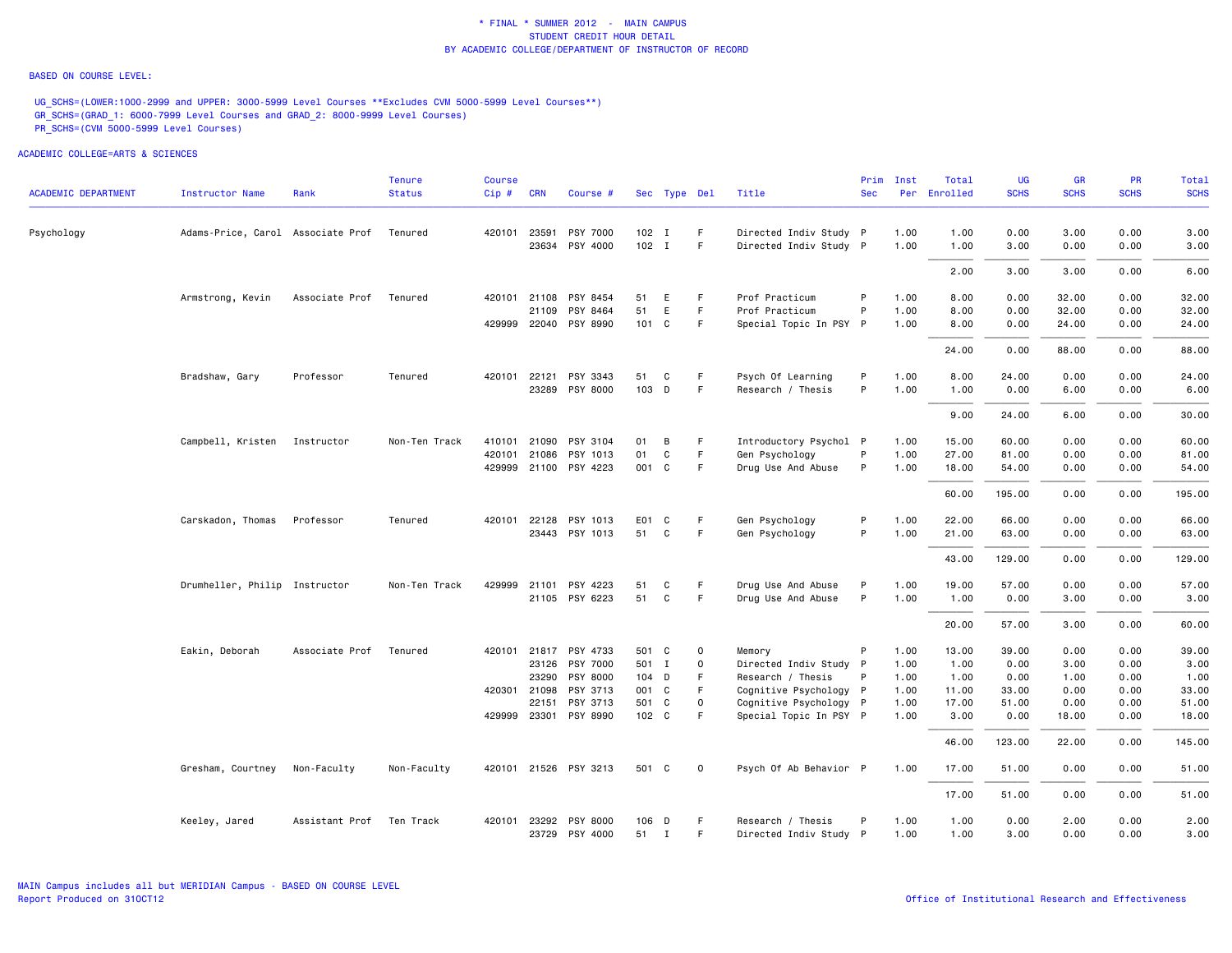\* FINAL \* SUMMER 2012 - MAIN CAMPUS
STUDENT CREDIT HOUR DETAIL
BY ACADEMIC COLLEGE/DEPARTMENT OF INSTRUCTOR OF RECORD

BASED ON COURSE LEVEL:

UG_SCHS=(LOWER:1000-2999 and UPPER: 3000-5999 Level Courses **Excludes CVM 5000-5999 Level Courses**)
GR_SCHS=(GRAD_1: 6000-7999 Level Courses and GRAD_2: 8000-9999 Level Courses)
PR_SCHS=(CVM 5000-5999 Level Courses)

ACADEMIC COLLEGE=ARTS & SCIENCES

| ACADEMIC DEPARTMENT | Instructor Name | Rank | Tenure Status | Course Cip # | CRN | Course # | Sec | Type | Del | Title | Prim Sec | Inst Per | Total Enrolled | UG SCHS | GR SCHS | PR SCHS | Total SCHS |
|---|---|---|---|---|---|---|---|---|---|---|---|---|---|---|---|---|---|
| Psychology | Adams-Price, Carol | Associate Prof | Tenured | 420101 | 23591 | PSY 7000 | 102 | I | F | Directed Indiv Study | P | 1.00 | 1.00 | 0.00 | 3.00 | 0.00 | 3.00 |
| | | | | | 23634 | PSY 4000 | 102 | I | F | Directed Indiv Study | P | 1.00 | 1.00 | 3.00 | 0.00 | 0.00 | 3.00 |
| | | | | | | | | | | | | | 2.00 | 3.00 | 3.00 | 0.00 | 6.00 |
| | Armstrong, Kevin | Associate Prof | Tenured | 420101 | 21108 | PSY 8454 | 51 | E | F | Prof Practicum | P | 1.00 | 8.00 | 0.00 | 32.00 | 0.00 | 32.00 |
| | | | | | 21109 | PSY 8464 | 51 | E | F | Prof Practicum | P | 1.00 | 8.00 | 0.00 | 32.00 | 0.00 | 32.00 |
| | | | | 429999 | 22040 | PSY 8990 | 101 | C | F | Special Topic In PSY | P | 1.00 | 8.00 | 0.00 | 24.00 | 0.00 | 24.00 |
| | | | | | | | | | | | | | 24.00 | 0.00 | 88.00 | 0.00 | 88.00 |
| | Bradshaw, Gary | Professor | Tenured | 420101 | 22121 | PSY 3343 | 51 | C | F | Psych Of Learning | P | 1.00 | 8.00 | 24.00 | 0.00 | 0.00 | 24.00 |
| | | | | | 23289 | PSY 8000 | 103 | D | F | Research / Thesis | P | 1.00 | 1.00 | 0.00 | 6.00 | 0.00 | 6.00 |
| | | | | | | | | | | | | | 9.00 | 24.00 | 6.00 | 0.00 | 30.00 |
| | Campbell, Kristen | Instructor | Non-Ten Track | 410101 | 21090 | PSY 3104 | 01 | B | F | Introductory Psychol | P | 1.00 | 15.00 | 60.00 | 0.00 | 0.00 | 60.00 |
| | | | | 420101 | 21086 | PSY 1013 | 01 | C | F | Gen Psychology | P | 1.00 | 27.00 | 81.00 | 0.00 | 0.00 | 81.00 |
| | | | | 429999 | 21100 | PSY 4223 | 001 | C | F | Drug Use And Abuse | P | 1.00 | 18.00 | 54.00 | 0.00 | 0.00 | 54.00 |
| | | | | | | | | | | | | | 60.00 | 195.00 | 0.00 | 0.00 | 195.00 |
| | Carskadon, Thomas | Professor | Tenured | 420101 | 22128 | PSY 1013 | E01 | C | F | Gen Psychology | P | 1.00 | 22.00 | 66.00 | 0.00 | 0.00 | 66.00 |
| | | | | | 23443 | PSY 1013 | 51 | C | F | Gen Psychology | P | 1.00 | 21.00 | 63.00 | 0.00 | 0.00 | 63.00 |
| | | | | | | | | | | | | | 43.00 | 129.00 | 0.00 | 0.00 | 129.00 |
| | Drumheller, Philip | Instructor | Non-Ten Track | 429999 | 21101 | PSY 4223 | 51 | C | F | Drug Use And Abuse | P | 1.00 | 19.00 | 57.00 | 0.00 | 0.00 | 57.00 |
| | | | | | 21105 | PSY 6223 | 51 | C | F | Drug Use And Abuse | P | 1.00 | 1.00 | 0.00 | 3.00 | 0.00 | 3.00 |
| | | | | | | | | | | | | | 20.00 | 57.00 | 3.00 | 0.00 | 60.00 |
| | Eakin, Deborah | Associate Prof | Tenured | 420101 | 21817 | PSY 4733 | 501 | C | O | Memory | P | 1.00 | 13.00 | 39.00 | 0.00 | 0.00 | 39.00 |
| | | | | | 23126 | PSY 7000 | 501 | I | O | Directed Indiv Study | P | 1.00 | 1.00 | 0.00 | 3.00 | 0.00 | 3.00 |
| | | | | | 23290 | PSY 8000 | 104 | D | F | Research / Thesis | P | 1.00 | 1.00 | 0.00 | 1.00 | 0.00 | 1.00 |
| | | | | 420301 | 21098 | PSY 3713 | 001 | C | F | Cognitive Psychology | P | 1.00 | 11.00 | 33.00 | 0.00 | 0.00 | 33.00 |
| | | | | | 22151 | PSY 3713 | 501 | C | O | Cognitive Psychology | P | 1.00 | 17.00 | 51.00 | 0.00 | 0.00 | 51.00 |
| | | | | 429999 | 23301 | PSY 8990 | 102 | C | F | Special Topic In PSY | P | 1.00 | 3.00 | 0.00 | 18.00 | 0.00 | 18.00 |
| | | | | | | | | | | | | | 46.00 | 123.00 | 22.00 | 0.00 | 145.00 |
| | Gresham, Courtney | Non-Faculty | Non-Faculty | 420101 | 21526 | PSY 3213 | 501 | C | O | Psych Of Ab Behavior | P | 1.00 | 17.00 | 51.00 | 0.00 | 0.00 | 51.00 |
| | | | | | | | | | | | | | 17.00 | 51.00 | 0.00 | 0.00 | 51.00 |
| | Keeley, Jared | Assistant Prof | Ten Track | 420101 | 23292 | PSY 8000 | 106 | D | F | Research / Thesis | P | 1.00 | 1.00 | 0.00 | 2.00 | 0.00 | 2.00 |
| | | | | | 23729 | PSY 4000 | 51 | I | F | Directed Indiv Study | P | 1.00 | 1.00 | 3.00 | 0.00 | 0.00 | 3.00 |

MAIN Campus includes all but MERIDIAN Campus - BASED ON COURSE LEVEL
Report Produced on 31OCT12

Office of Institutional Research and Effectiveness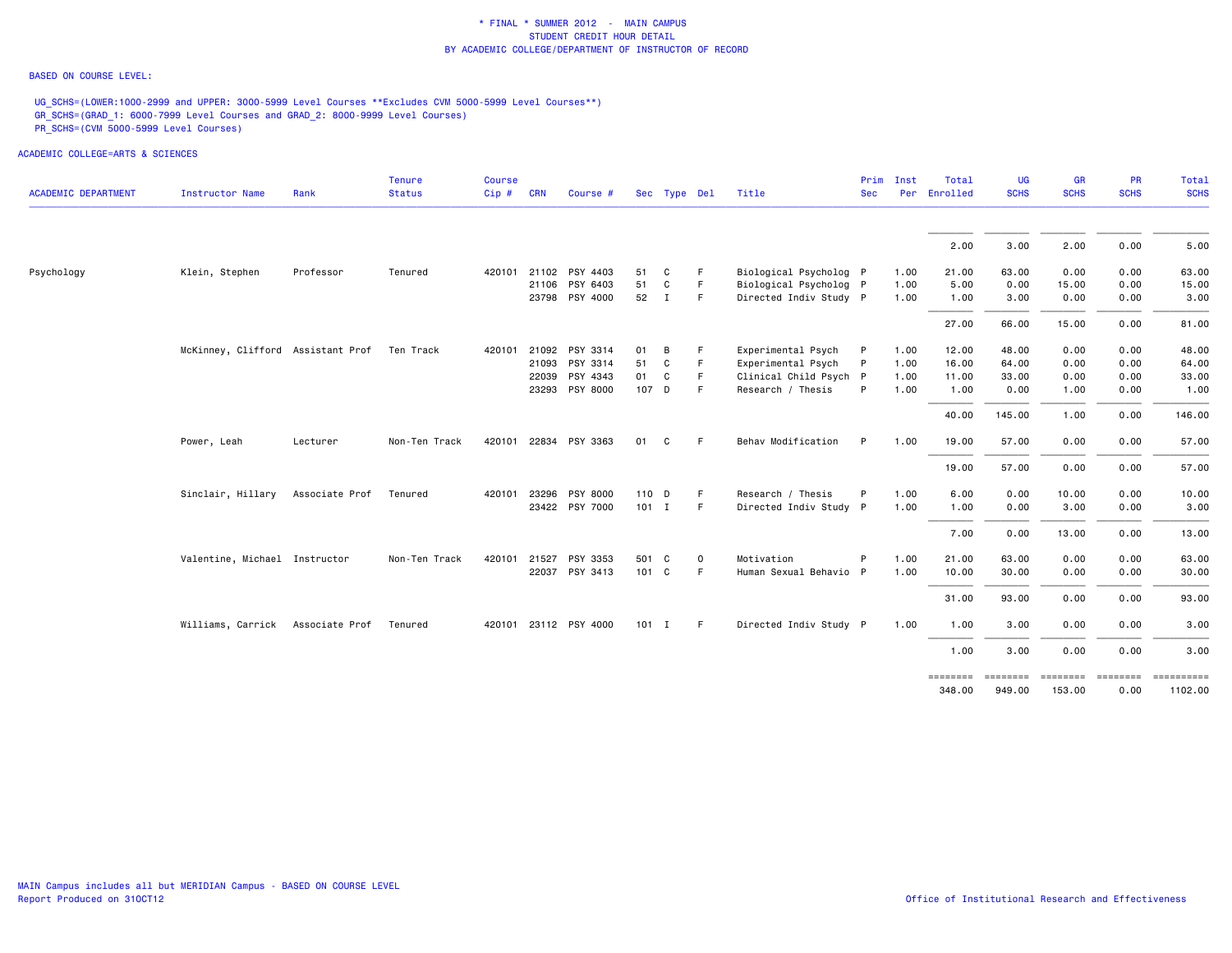\* FINAL \* SUMMER 2012 - MAIN CAMPUS
STUDENT CREDIT HOUR DETAIL
BY ACADEMIC COLLEGE/DEPARTMENT OF INSTRUCTOR OF RECORD

BASED ON COURSE LEVEL:

UG_SCHS=(LOWER:1000-2999 and UPPER: 3000-5999 Level Courses **Excludes CVM 5000-5999 Level Courses**)
GR_SCHS=(GRAD_1: 6000-7999 Level Courses and GRAD_2: 8000-9999 Level Courses)
PR_SCHS=(CVM 5000-5999 Level Courses)

ACADEMIC COLLEGE=ARTS & SCIENCES

| ACADEMIC DEPARTMENT | Instructor Name | Rank | Tenure Status | Course Cip # | CRN | Course # | Sec | Type | Del | Title | Prim Sec | Inst Per | Total Enrolled | UG SCHS | GR SCHS | PR SCHS | Total SCHS |
|---|---|---|---|---|---|---|---|---|---|---|---|---|---|---|---|---|---|
| | | | | | | | | | | | | | 2.00 | 3.00 | 2.00 | 0.00 | 5.00 |
| Psychology | Klein, Stephen | Professor | Tenured | 420101 | 21102 | PSY 4403 | 51 | C | F | Biological Psycholog | P | 1.00 | 21.00 | 63.00 | 0.00 | 0.00 | 63.00 |
| | | | | | 21106 | PSY 6403 | 51 | C | F | Biological Psycholog | P | 1.00 | 5.00 | 0.00 | 15.00 | 0.00 | 15.00 |
| | | | | | 23798 | PSY 4000 | 52 | I | F | Directed Indiv Study | P | 1.00 | 1.00 | 3.00 | 0.00 | 0.00 | 3.00 |
| | | | | | | | | | | | | | 27.00 | 66.00 | 15.00 | 0.00 | 81.00 |
| | McKinney, Clifford | Assistant Prof | Ten Track | 420101 | 21092 | PSY 3314 | 01 | B | F | Experimental Psych | P | 1.00 | 12.00 | 48.00 | 0.00 | 0.00 | 48.00 |
| | | | | | 21093 | PSY 3314 | 51 | C | F | Experimental Psych | P | 1.00 | 16.00 | 64.00 | 0.00 | 0.00 | 64.00 |
| | | | | | 22039 | PSY 4343 | 01 | C | F | Clinical Child Psych | P | 1.00 | 11.00 | 33.00 | 0.00 | 0.00 | 33.00 |
| | | | | | 23293 | PSY 8000 | 107 | D | F | Research / Thesis | P | 1.00 | 1.00 | 0.00 | 1.00 | 0.00 | 1.00 |
| | | | | | | | | | | | | | 40.00 | 145.00 | 1.00 | 0.00 | 146.00 |
| | Power, Leah | Lecturer | Non-Ten Track | 420101 | 22834 | PSY 3363 | 01 | C | F | Behav Modification | P | 1.00 | 19.00 | 57.00 | 0.00 | 0.00 | 57.00 |
| | | | | | | | | | | | | | 19.00 | 57.00 | 0.00 | 0.00 | 57.00 |
| | Sinclair, Hillary | Associate Prof | Tenured | 420101 | 23296 | PSY 8000 | 110 | D | F | Research / Thesis | P | 1.00 | 6.00 | 0.00 | 10.00 | 0.00 | 10.00 |
| | | | | | 23422 | PSY 7000 | 101 | I | F | Directed Indiv Study | P | 1.00 | 1.00 | 0.00 | 3.00 | 0.00 | 3.00 |
| | | | | | | | | | | | | | 7.00 | 0.00 | 13.00 | 0.00 | 13.00 |
| | Valentine, Michael | Instructor | Non-Ten Track | 420101 | 21527 | PSY 3353 | 501 | C | O | Motivation | P | 1.00 | 21.00 | 63.00 | 0.00 | 0.00 | 63.00 |
| | | | | | 22037 | PSY 3413 | 101 | C | F | Human Sexual Behavio | P | 1.00 | 10.00 | 30.00 | 0.00 | 0.00 | 30.00 |
| | | | | | | | | | | | | | 31.00 | 93.00 | 0.00 | 0.00 | 93.00 |
| | Williams, Carrick | Associate Prof | Tenured | 420101 | 23112 | PSY 4000 | 101 | I | F | Directed Indiv Study | P | 1.00 | 1.00 | 3.00 | 0.00 | 0.00 | 3.00 |
| | | | | | | | | | | | | | 1.00 | 3.00 | 0.00 | 0.00 | 3.00 |
| | | | | | | | | | | | | | 348.00 | 949.00 | 153.00 | 0.00 | 1102.00 |

MAIN Campus includes all but MERIDIAN Campus - BASED ON COURSE LEVEL
Report Produced on 31OCT12

Office of Institutional Research and Effectiveness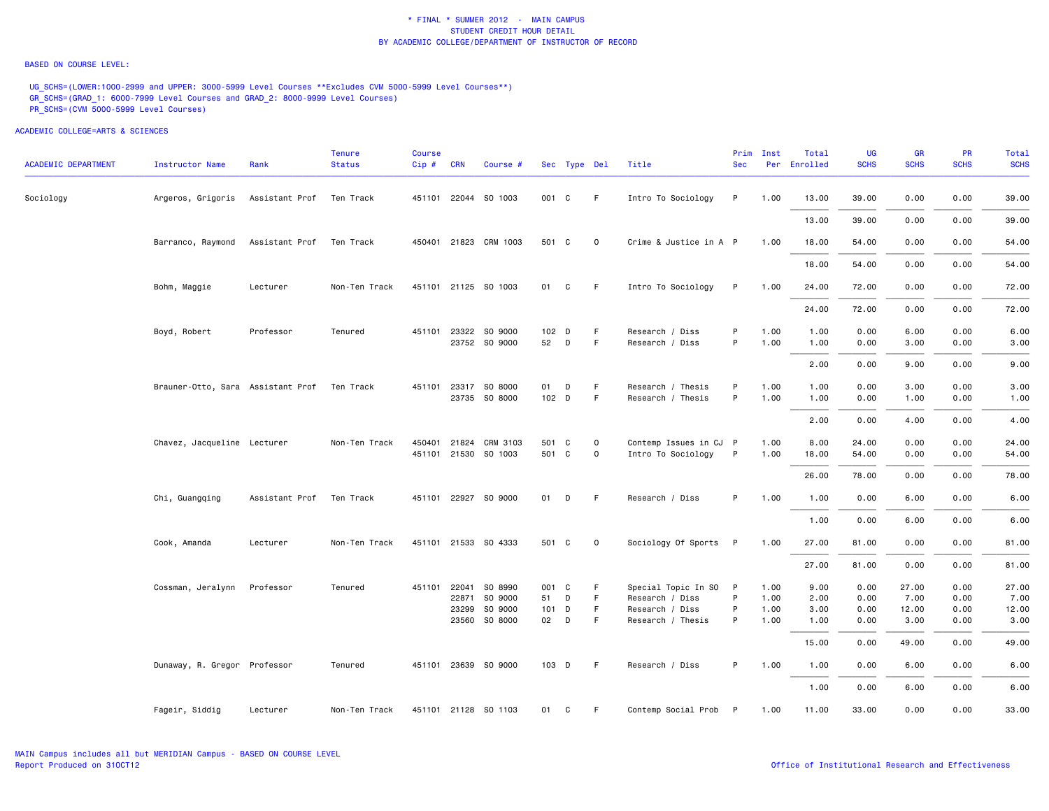* FINAL * SUMMER 2012 - MAIN CAMPUS
STUDENT CREDIT HOUR DETAIL
BY ACADEMIC COLLEGE/DEPARTMENT OF INSTRUCTOR OF RECORD

BASED ON COURSE LEVEL:

UG_SCHS=(LOWER:1000-2999 and UPPER: 3000-5999 Level Courses **Excludes CVM 5000-5999 Level Courses**)
GR_SCHS=(GRAD_1: 6000-7999 Level Courses and GRAD_2: 8000-9999 Level Courses)
PR_SCHS=(CVM 5000-5999 Level Courses)

ACADEMIC COLLEGE=ARTS & SCIENCES

| ACADEMIC DEPARTMENT | Instructor Name | Rank | Tenure Status | Course Cip # | CRN | Course # | Sec | Type | Del | Title | Prim Sec | Inst Per | Total Enrolled | UG SCHS | GR SCHS | PR SCHS | Total SCHS |
|---|---|---|---|---|---|---|---|---|---|---|---|---|---|---|---|---|---|
| Sociology | Argeros, Grigoris | Assistant Prof | Ten Track | 451101 | 22044 | SO 1003 | 001 | C | F | Intro To Sociology | P | 1.00 | 13.00 | 39.00 | 0.00 | 0.00 | 39.00 |
| | | | | | | | | | | | | | 13.00 | 39.00 | 0.00 | 0.00 | 39.00 |
| | Barranco, Raymond | Assistant Prof | Ten Track | 450401 | 21823 | CRM 1003 | 501 | C | O | Crime & Justice in A | P | 1.00 | 18.00 | 54.00 | 0.00 | 0.00 | 54.00 |
| | | | | | | | | | | | | | 18.00 | 54.00 | 0.00 | 0.00 | 54.00 |
| | Bohm, Maggie | Lecturer | Non-Ten Track | 451101 | 21125 | SO 1003 | 01 | C | F | Intro To Sociology | P | 1.00 | 24.00 | 72.00 | 0.00 | 0.00 | 72.00 |
| | | | | | | | | | | | | | 24.00 | 72.00 | 0.00 | 0.00 | 72.00 |
| | Boyd, Robert | Professor | Tenured | 451101 | 23322 | SO 9000 | 102 | D | F | Research / Diss | P | 1.00 | 1.00 | 0.00 | 6.00 | 0.00 | 6.00 |
| | | | | | 23752 | SO 9000 | 52 | D | F | Research / Diss | P | 1.00 | 1.00 | 0.00 | 3.00 | 0.00 | 3.00 |
| | | | | | | | | | | | | | 2.00 | 0.00 | 9.00 | 0.00 | 9.00 |
| | Brauner-Otto, Sara | Assistant Prof | Ten Track | 451101 | 23317 | SO 8000 | 01 | D | F | Research / Thesis | P | 1.00 | 1.00 | 0.00 | 3.00 | 0.00 | 3.00 |
| | | | | | 23735 | SO 8000 | 102 | D | F | Research / Thesis | P | 1.00 | 1.00 | 0.00 | 1.00 | 0.00 | 1.00 |
| | | | | | | | | | | | | | 2.00 | 0.00 | 4.00 | 0.00 | 4.00 |
| | Chavez, Jacqueline | Lecturer | Non-Ten Track | 450401 | 21824 | CRM 3103 | 501 | C | O | Contemp Issues in CJ | P | 1.00 | 8.00 | 24.00 | 0.00 | 0.00 | 24.00 |
| | | | | 451101 | 21530 | SO 1003 | 501 | C | O | Intro To Sociology | P | 1.00 | 18.00 | 54.00 | 0.00 | 0.00 | 54.00 |
| | | | | | | | | | | | | | 26.00 | 78.00 | 0.00 | 0.00 | 78.00 |
| | Chi, Guangqing | Assistant Prof | Ten Track | 451101 | 22927 | SO 9000 | 01 | D | F | Research / Diss | P | 1.00 | 1.00 | 0.00 | 6.00 | 0.00 | 6.00 |
| | | | | | | | | | | | | | 1.00 | 0.00 | 6.00 | 0.00 | 6.00 |
| | Cook, Amanda | Lecturer | Non-Ten Track | 451101 | 21533 | SO 4333 | 501 | C | O | Sociology Of Sports | P | 1.00 | 27.00 | 81.00 | 0.00 | 0.00 | 81.00 |
| | | | | | | | | | | | | | 27.00 | 81.00 | 0.00 | 0.00 | 81.00 |
| | Cossman, Jeralynn | Professor | Tenured | 451101 | 22041 | SO 8990 | 001 | C | F | Special Topic In SO | P | 1.00 | 9.00 | 0.00 | 27.00 | 0.00 | 27.00 |
| | | | | | 22871 | SO 9000 | 51 | D | F | Research / Diss | P | 1.00 | 2.00 | 0.00 | 7.00 | 0.00 | 7.00 |
| | | | | | 23299 | SO 9000 | 101 | D | F | Research / Diss | P | 1.00 | 3.00 | 0.00 | 12.00 | 0.00 | 12.00 |
| | | | | | 23560 | SO 8000 | 02 | D | F | Research / Thesis | P | 1.00 | 1.00 | 0.00 | 3.00 | 0.00 | 3.00 |
| | | | | | | | | | | | | | 15.00 | 0.00 | 49.00 | 0.00 | 49.00 |
| | Dunaway, R. Gregor | Professor | Tenured | 451101 | 23639 | SO 9000 | 103 | D | F | Research / Diss | P | 1.00 | 1.00 | 0.00 | 6.00 | 0.00 | 6.00 |
| | | | | | | | | | | | | | 1.00 | 0.00 | 6.00 | 0.00 | 6.00 |
| | Fageir, Siddig | Lecturer | Non-Ten Track | 451101 | 21128 | SO 1103 | 01 | C | F | Contemp Social Prob | P | 1.00 | 11.00 | 33.00 | 0.00 | 0.00 | 33.00 |

MAIN Campus includes all but MERIDIAN Campus - BASED ON COURSE LEVEL
Report Produced on 31OCT12

Office of Institutional Research and Effectiveness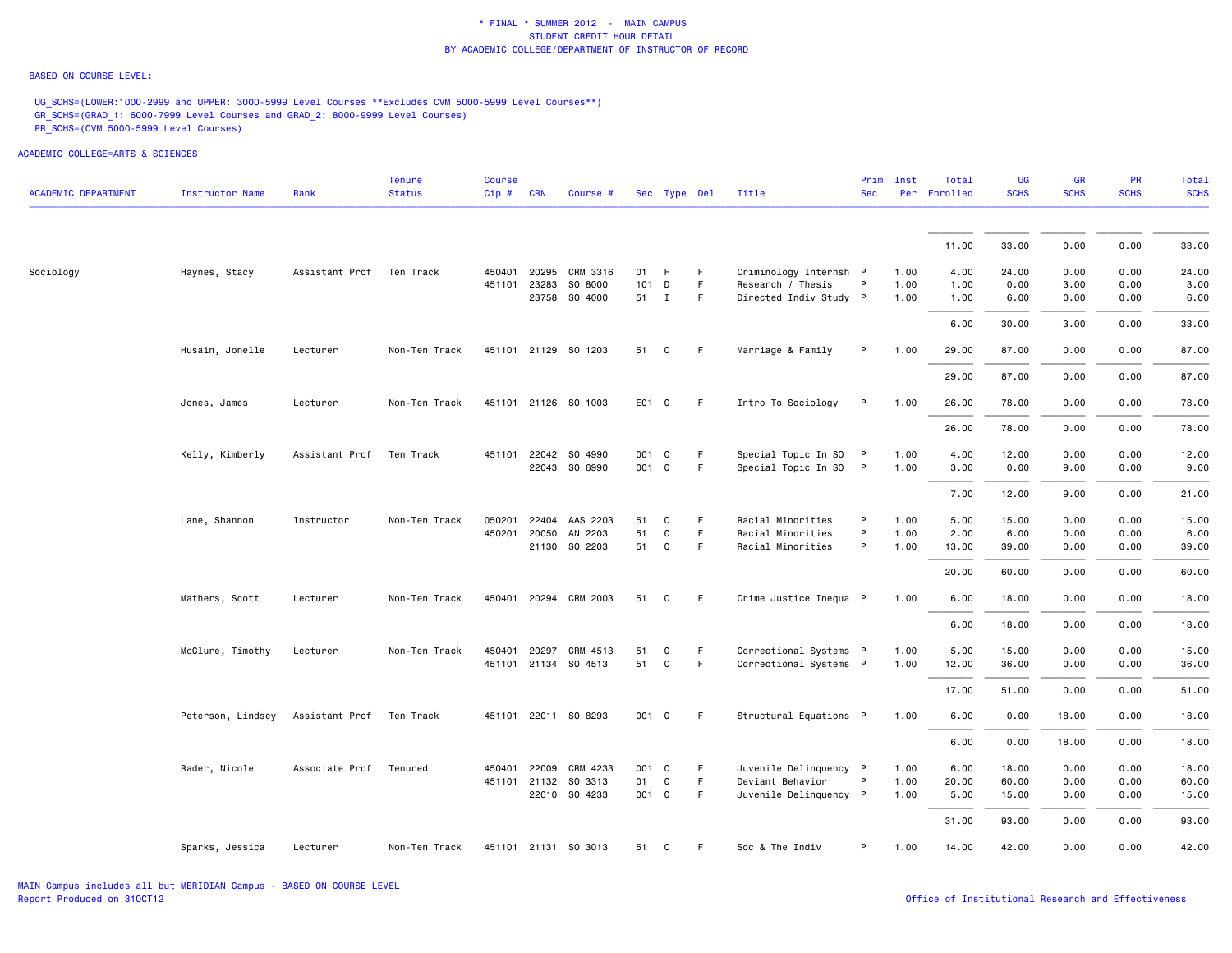\* FINAL \* SUMMER 2012 - MAIN CAMPUS
STUDENT CREDIT HOUR DETAIL
BY ACADEMIC COLLEGE/DEPARTMENT OF INSTRUCTOR OF RECORD

BASED ON COURSE LEVEL:

UG_SCHS=(LOWER:1000-2999 and UPPER: 3000-5999 Level Courses **Excludes CVM 5000-5999 Level Courses**)
GR_SCHS=(GRAD_1: 6000-7999 Level Courses and GRAD_2: 8000-9999 Level Courses)
PR_SCHS=(CVM 5000-5999 Level Courses)

ACADEMIC COLLEGE=ARTS & SCIENCES

| ACADEMIC DEPARTMENT | Instructor Name | Rank | Tenure Status | Course Cip # | CRN | Course # | Sec | Type | Del | Title | Prim Sec | Inst Per | Total Enrolled | UG SCHS | GR SCHS | PR SCHS | Total SCHS |
|---|---|---|---|---|---|---|---|---|---|---|---|---|---|---|---|---|---|
| | | | | | | | | | | | | | 11.00 | 33.00 | 0.00 | 0.00 | 33.00 |
| Sociology | Haynes, Stacy | Assistant Prof | Ten Track | 450401 | 20295 | CRM 3316 | 01 | F | F | Criminology Internsh | P | 1.00 | 4.00 | 24.00 | 0.00 | 0.00 | 24.00 |
| | | | | 451101 | 23283 | SO 8000 | 101 | D | F | Research / Thesis | P | 1.00 | 1.00 | 0.00 | 3.00 | 0.00 | 3.00 |
| | | | | | 23758 | SO 4000 | 51 | I | F | Directed Indiv Study | P | 1.00 | 1.00 | 6.00 | 0.00 | 0.00 | 6.00 |
| | | | | | | | | | | | | | 6.00 | 30.00 | 3.00 | 0.00 | 33.00 |
| | Husain, Jonelle | Lecturer | Non-Ten Track | 451101 | 21129 | SO 1203 | 51 | C | F | Marriage & Family | P | 1.00 | 29.00 | 87.00 | 0.00 | 0.00 | 87.00 |
| | | | | | | | | | | | | | 29.00 | 87.00 | 0.00 | 0.00 | 87.00 |
| | Jones, James | Lecturer | Non-Ten Track | 451101 | 21126 | SO 1003 | E01 | C | F | Intro To Sociology | P | 1.00 | 26.00 | 78.00 | 0.00 | 0.00 | 78.00 |
| | | | | | | | | | | | | | 26.00 | 78.00 | 0.00 | 0.00 | 78.00 |
| | Kelly, Kimberly | Assistant Prof | Ten Track | 451101 | 22042 | SO 4990 | 001 | C | F | Special Topic In SO | P | 1.00 | 4.00 | 12.00 | 0.00 | 0.00 | 12.00 |
| | | | | | 22043 | SO 6990 | 001 | C | F | Special Topic In SO | P | 1.00 | 3.00 | 0.00 | 9.00 | 0.00 | 9.00 |
| | | | | | | | | | | | | | 7.00 | 12.00 | 9.00 | 0.00 | 21.00 |
| | Lane, Shannon | Instructor | Non-Ten Track | 050201 | 22404 | AAS 2203 | 51 | C | F | Racial Minorities | P | 1.00 | 5.00 | 15.00 | 0.00 | 0.00 | 15.00 |
| | | | | 450201 | 20050 | AN 2203 | 51 | C | F | Racial Minorities | P | 1.00 | 2.00 | 6.00 | 0.00 | 0.00 | 6.00 |
| | | | | | 21130 | SO 2203 | 51 | C | F | Racial Minorities | P | 1.00 | 13.00 | 39.00 | 0.00 | 0.00 | 39.00 |
| | | | | | | | | | | | | | 20.00 | 60.00 | 0.00 | 0.00 | 60.00 |
| | Mathers, Scott | Lecturer | Non-Ten Track | 450401 | 20294 | CRM 2003 | 51 | C | F | Crime Justice Inequa | P | 1.00 | 6.00 | 18.00 | 0.00 | 0.00 | 18.00 |
| | | | | | | | | | | | | | 6.00 | 18.00 | 0.00 | 0.00 | 18.00 |
| | McClure, Timothy | Lecturer | Non-Ten Track | 450401 | 20297 | CRM 4513 | 51 | C | F | Correctional Systems | P | 1.00 | 5.00 | 15.00 | 0.00 | 0.00 | 15.00 |
| | | | | 451101 | 21134 | SO 4513 | 51 | C | F | Correctional Systems | P | 1.00 | 12.00 | 36.00 | 0.00 | 0.00 | 36.00 |
| | | | | | | | | | | | | | 17.00 | 51.00 | 0.00 | 0.00 | 51.00 |
| | Peterson, Lindsey | Assistant Prof | Ten Track | 451101 | 22011 | SO 8293 | 001 | C | F | Structural Equations | P | 1.00 | 6.00 | 0.00 | 18.00 | 0.00 | 18.00 |
| | | | | | | | | | | | | | 6.00 | 0.00 | 18.00 | 0.00 | 18.00 |
| | Rader, Nicole | Associate Prof | Tenured | 450401 | 22009 | CRM 4233 | 001 | C | F | Juvenile Delinquency | P | 1.00 | 6.00 | 18.00 | 0.00 | 0.00 | 18.00 |
| | | | | 451101 | 21132 | SO 3313 | 01 | C | F | Deviant Behavior | P | 1.00 | 20.00 | 60.00 | 0.00 | 0.00 | 60.00 |
| | | | | | 22010 | SO 4233 | 001 | C | F | Juvenile Delinquency | P | 1.00 | 5.00 | 15.00 | 0.00 | 0.00 | 15.00 |
| | | | | | | | | | | | | | 31.00 | 93.00 | 0.00 | 0.00 | 93.00 |
| | Sparks, Jessica | Lecturer | Non-Ten Track | 451101 | 21131 | SO 3013 | 51 | C | F | Soc & The Indiv | P | 1.00 | 14.00 | 42.00 | 0.00 | 0.00 | 42.00 |

MAIN Campus includes all but MERIDIAN Campus - BASED ON COURSE LEVEL
Report Produced on 31OCT12

Office of Institutional Research and Effectiveness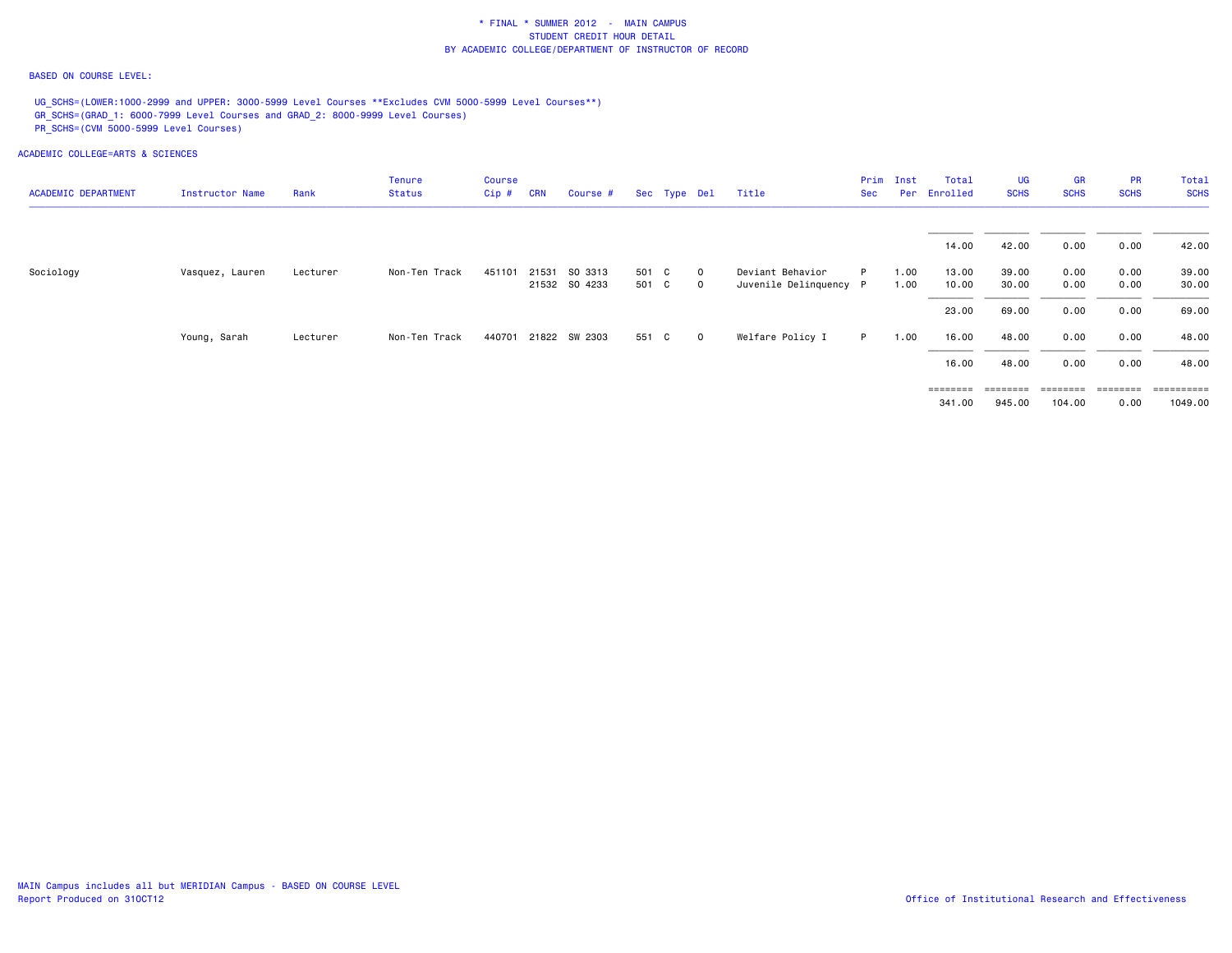* FINAL * SUMMER 2012 - MAIN CAMPUS
STUDENT CREDIT HOUR DETAIL
BY ACADEMIC COLLEGE/DEPARTMENT OF INSTRUCTOR OF RECORD

BASED ON COURSE LEVEL:

UG_SCHS=(LOWER:1000-2999 and UPPER: 3000-5999 Level Courses **Excludes CVM 5000-5999 Level Courses**)
GR_SCHS=(GRAD_1: 6000-7999 Level Courses and GRAD_2: 8000-9999 Level Courses)
PR_SCHS=(CVM 5000-5999 Level Courses)

ACADEMIC COLLEGE=ARTS & SCIENCES

| ACADEMIC DEPARTMENT | Instructor Name | Rank | Tenure Status | Course Cip # | CRN | Course # | Sec | Type | Del | Title | Prim Sec | Inst Per | Total Enrolled | UG SCHS | GR SCHS | PR SCHS | Total SCHS |
|---|---|---|---|---|---|---|---|---|---|---|---|---|---|---|---|---|---|
| | | | | | | | | | | | | | 14.00 | 42.00 | 0.00 | 0.00 | 42.00 |
| Sociology | Vasquez, Lauren | Lecturer | Non-Ten Track | 451101 | 21531 | SO 3313 | 501 | C | O | Deviant Behavior | P | 1.00 | 13.00 | 39.00 | 0.00 | 0.00 | 39.00 |
| | | | | | 21532 | SO 4233 | 501 | C | O | Juvenile Delinquency | P | 1.00 | 10.00 | 30.00 | 0.00 | 0.00 | 30.00 |
| | | | | | | | | | | | | | 23.00 | 69.00 | 0.00 | 0.00 | 69.00 |
| | Young, Sarah | Lecturer | Non-Ten Track | 440701 | 21822 | SW 2303 | 551 | C | O | Welfare Policy I | P | 1.00 | 16.00 | 48.00 | 0.00 | 0.00 | 48.00 |
| | | | | | | | | | | | | | 16.00 | 48.00 | 0.00 | 0.00 | 48.00 |
| | | | | | | | | | | | | | 341.00 | 945.00 | 104.00 | 0.00 | 1049.00 |

MAIN Campus includes all but MERIDIAN Campus - BASED ON COURSE LEVEL
Report Produced on 31OCT12

Office of Institutional Research and Effectiveness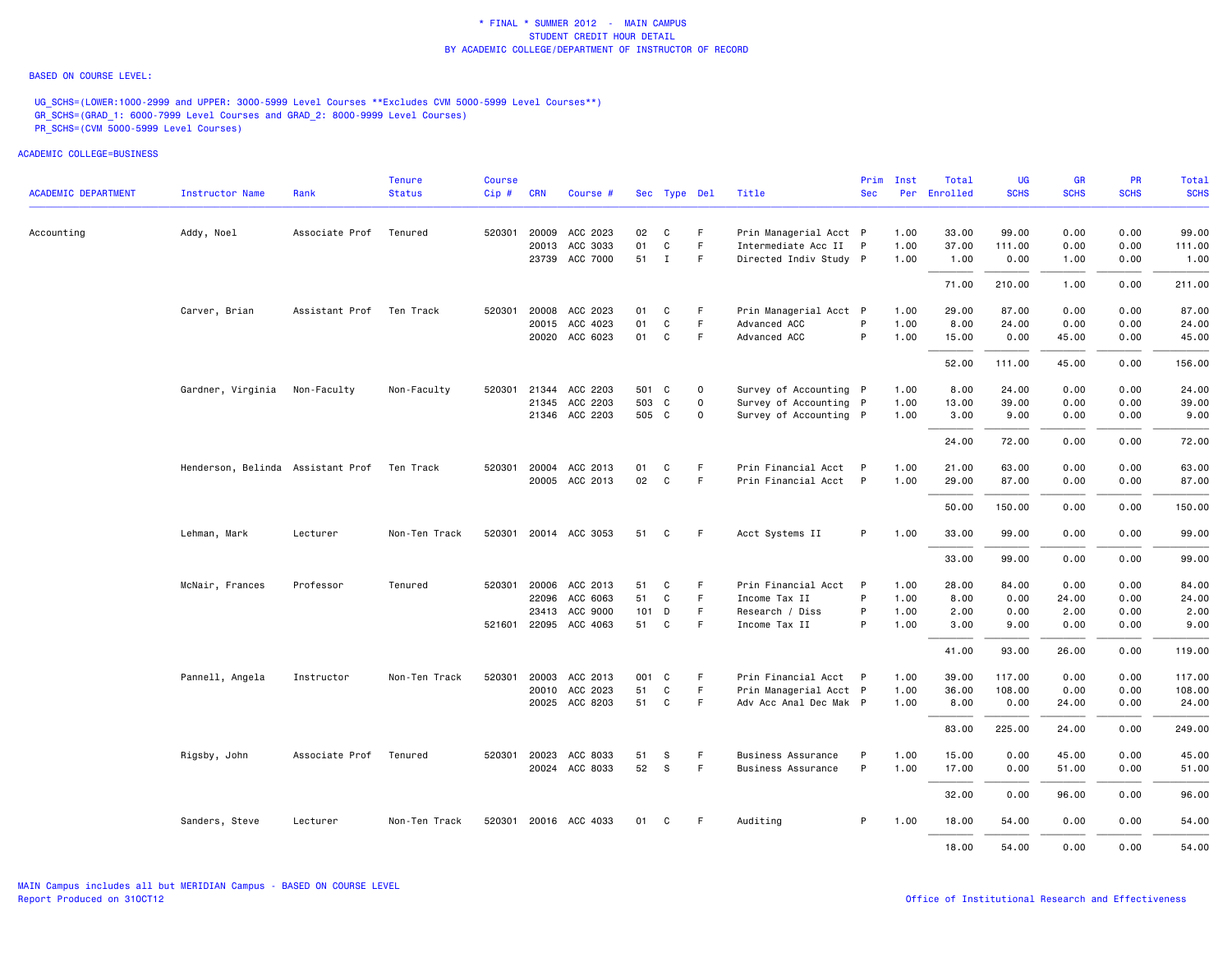\* FINAL \* SUMMER 2012 - MAIN CAMPUS
STUDENT CREDIT HOUR DETAIL
BY ACADEMIC COLLEGE/DEPARTMENT OF INSTRUCTOR OF RECORD

BASED ON COURSE LEVEL:

UG_SCHS=(LOWER:1000-2999 and UPPER: 3000-5999 Level Courses **Excludes CVM 5000-5999 Level Courses**)
GR_SCHS=(GRAD_1: 6000-7999 Level Courses and GRAD_2: 8000-9999 Level Courses)
PR_SCHS=(CVM 5000-5999 Level Courses)

ACADEMIC COLLEGE=BUSINESS

| ACADEMIC DEPARTMENT | Instructor Name | Rank | Tenure Status | Course Cip # | CRN | Course # | Sec | Type | Del | Title | Prim Sec | Inst Per | Total Enrolled | UG SCHS | GR SCHS | PR SCHS | Total SCHS |
|---|---|---|---|---|---|---|---|---|---|---|---|---|---|---|---|---|---|
| Accounting | Addy, Noel | Associate Prof | Tenured | 520301 | 20009 | ACC 2023 | 02 | C | F | Prin Managerial Acct | P | 1.00 | 33.00 | 99.00 | 0.00 | 0.00 | 99.00 |
| | | | | | 20013 | ACC 3033 | 01 | C | F | Intermediate Acc II | P | 1.00 | 37.00 | 111.00 | 0.00 | 0.00 | 111.00 |
| | | | | | 23739 | ACC 7000 | 51 | I | F | Directed Indiv Study | P | 1.00 | 1.00 | 0.00 | 1.00 | 0.00 | 1.00 |
| | | | | | | | | | | | | | 71.00 | 210.00 | 1.00 | 0.00 | 211.00 |
| | Carver, Brian | Assistant Prof | Ten Track | 520301 | 20008 | ACC 2023 | 01 | C | F | Prin Managerial Acct | P | 1.00 | 29.00 | 87.00 | 0.00 | 0.00 | 87.00 |
| | | | | | 20015 | ACC 4023 | 01 | C | F | Advanced ACC | P | 1.00 | 8.00 | 24.00 | 0.00 | 0.00 | 24.00 |
| | | | | | 20020 | ACC 6023 | 01 | C | F | Advanced ACC | P | 1.00 | 15.00 | 0.00 | 45.00 | 0.00 | 45.00 |
| | | | | | | | | | | | | | 52.00 | 111.00 | 45.00 | 0.00 | 156.00 |
| | Gardner, Virginia | Non-Faculty | Non-Faculty | 520301 | 21344 | ACC 2203 | 501 | C | O | Survey of Accounting | P | 1.00 | 8.00 | 24.00 | 0.00 | 0.00 | 24.00 |
| | | | | | 21345 | ACC 2203 | 503 | C | O | Survey of Accounting | P | 1.00 | 13.00 | 39.00 | 0.00 | 0.00 | 39.00 |
| | | | | | 21346 | ACC 2203 | 505 | C | O | Survey of Accounting | P | 1.00 | 3.00 | 9.00 | 0.00 | 0.00 | 9.00 |
| | | | | | | | | | | | | | 24.00 | 72.00 | 0.00 | 0.00 | 72.00 |
| | Henderson, Belinda | Assistant Prof | Ten Track | 520301 | 20004 | ACC 2013 | 01 | C | F | Prin Financial Acct | P | 1.00 | 21.00 | 63.00 | 0.00 | 0.00 | 63.00 |
| | | | | | 20005 | ACC 2013 | 02 | C | F | Prin Financial Acct | P | 1.00 | 29.00 | 87.00 | 0.00 | 0.00 | 87.00 |
| | | | | | | | | | | | | | 50.00 | 150.00 | 0.00 | 0.00 | 150.00 |
| | Lehman, Mark | Lecturer | Non-Ten Track | 520301 | 20014 | ACC 3053 | 51 | C | F | Acct Systems II | P | 1.00 | 33.00 | 99.00 | 0.00 | 0.00 | 99.00 |
| | | | | | | | | | | | | | 33.00 | 99.00 | 0.00 | 0.00 | 99.00 |
| | McNair, Frances | Professor | Tenured | 520301 | 20006 | ACC 2013 | 51 | C | F | Prin Financial Acct | P | 1.00 | 28.00 | 84.00 | 0.00 | 0.00 | 84.00 |
| | | | | | 22096 | ACC 6063 | 51 | C | F | Income Tax II | P | 1.00 | 8.00 | 0.00 | 24.00 | 0.00 | 24.00 |
| | | | | | 23413 | ACC 9000 | 101 | D | F | Research / Diss | P | 1.00 | 2.00 | 0.00 | 2.00 | 0.00 | 2.00 |
| | | | | 521601 | 22095 | ACC 4063 | 51 | C | F | Income Tax II | P | 1.00 | 3.00 | 9.00 | 0.00 | 0.00 | 9.00 |
| | | | | | | | | | | | | | 41.00 | 93.00 | 26.00 | 0.00 | 119.00 |
| | Pannell, Angela | Instructor | Non-Ten Track | 520301 | 20003 | ACC 2013 | 001 | C | F | Prin Financial Acct | P | 1.00 | 39.00 | 117.00 | 0.00 | 0.00 | 117.00 |
| | | | | | 20010 | ACC 2023 | 51 | C | F | Prin Managerial Acct | P | 1.00 | 36.00 | 108.00 | 0.00 | 0.00 | 108.00 |
| | | | | | 20025 | ACC 8203 | 51 | C | F | Adv Acc Anal Dec Mak | P | 1.00 | 8.00 | 0.00 | 24.00 | 0.00 | 24.00 |
| | | | | | | | | | | | | | 83.00 | 225.00 | 24.00 | 0.00 | 249.00 |
| | Rigsby, John | Associate Prof | Tenured | 520301 | 20023 | ACC 8033 | 51 | S | F | Business Assurance | P | 1.00 | 15.00 | 0.00 | 45.00 | 0.00 | 45.00 |
| | | | | | 20024 | ACC 8033 | 52 | S | F | Business Assurance | P | 1.00 | 17.00 | 0.00 | 51.00 | 0.00 | 51.00 |
| | | | | | | | | | | | | | 32.00 | 0.00 | 96.00 | 0.00 | 96.00 |
| | Sanders, Steve | Lecturer | Non-Ten Track | 520301 | 20016 | ACC 4033 | 01 | C | F | Auditing | P | 1.00 | 18.00 | 54.00 | 0.00 | 0.00 | 54.00 |
| | | | | | | | | | | | | | 18.00 | 54.00 | 0.00 | 0.00 | 54.00 |

MAIN Campus includes all but MERIDIAN Campus - BASED ON COURSE LEVEL
Report Produced on 31OCT12

Office of Institutional Research and Effectiveness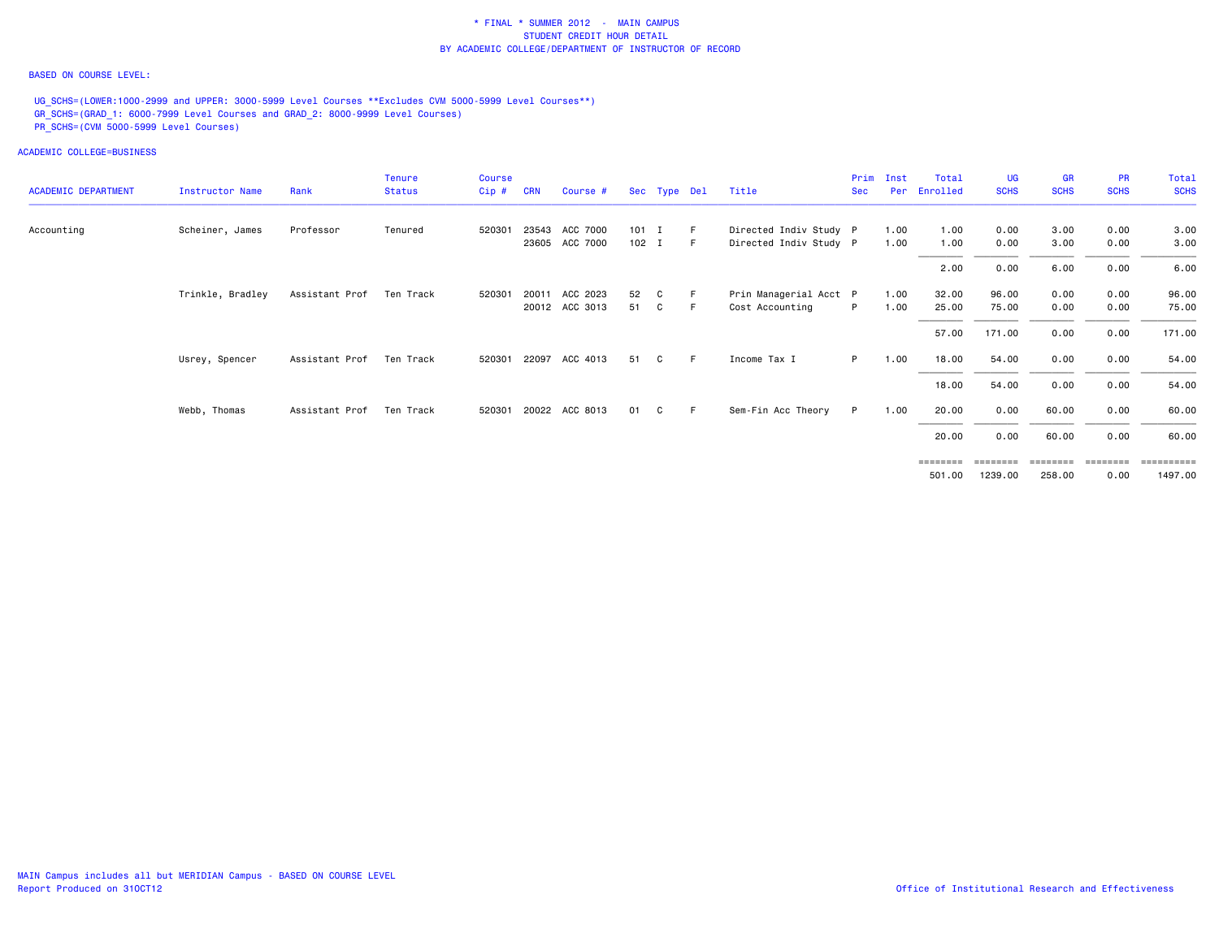\* FINAL \* SUMMER 2012 - MAIN CAMPUS
STUDENT CREDIT HOUR DETAIL
BY ACADEMIC COLLEGE/DEPARTMENT OF INSTRUCTOR OF RECORD

BASED ON COURSE LEVEL:

UG_SCHS=(LOWER:1000-2999 and UPPER: 3000-5999 Level Courses **Excludes CVM 5000-5999 Level Courses**)
GR_SCHS=(GRAD_1: 6000-7999 Level Courses and GRAD_2: 8000-9999 Level Courses)
PR_SCHS=(CVM 5000-5999 Level Courses)

ACADEMIC COLLEGE=BUSINESS

| ACADEMIC DEPARTMENT | Instructor Name | Rank | Tenure Status | Course Cip # | CRN | Course # | Sec | Type | Del | Title | Prim Sec | Inst Per | Total Enrolled | UG SCHS | GR SCHS | PR SCHS | Total SCHS |
|---|---|---|---|---|---|---|---|---|---|---|---|---|---|---|---|---|---|
| Accounting | Scheiner, James | Professor | Tenured | 520301 | 23543 | ACC 7000 | 101 | I | F | Directed Indiv Study | P | 1.00 | 1.00 | 0.00 | 3.00 | 0.00 | 3.00 |
| | | | | | 23605 | ACC 7000 | 102 | I | F | Directed Indiv Study | P | 1.00 | 1.00 | 0.00 | 3.00 | 0.00 | 3.00 |
| | | | | | | | | | | | | | 2.00 | 0.00 | 6.00 | 0.00 | 6.00 |
| | Trinkle, Bradley | Assistant Prof | Ten Track | 520301 | 20011 | ACC 2023 | 52 | C | F | Prin Managerial Acct | P | 1.00 | 32.00 | 96.00 | 0.00 | 0.00 | 96.00 |
| | | | | | 20012 | ACC 3013 | 51 | C | F | Cost Accounting | P | 1.00 | 25.00 | 75.00 | 0.00 | 0.00 | 75.00 |
| | | | | | | | | | | | | | 57.00 | 171.00 | 0.00 | 0.00 | 171.00 |
| | Usrey, Spencer | Assistant Prof | Ten Track | 520301 | 22097 | ACC 4013 | 51 | C | F | Income Tax I | P | 1.00 | 18.00 | 54.00 | 0.00 | 0.00 | 54.00 |
| | | | | | | | | | | | | | 18.00 | 54.00 | 0.00 | 0.00 | 54.00 |
| | Webb, Thomas | Assistant Prof | Ten Track | 520301 | 20022 | ACC 8013 | 01 | C | F | Sem-Fin Acc Theory | P | 1.00 | 20.00 | 0.00 | 60.00 | 0.00 | 60.00 |
| | | | | | | | | | | | | | 20.00 | 0.00 | 60.00 | 0.00 | 60.00 |
| | | | | | | | | | | | | | 501.00 | 1239.00 | 258.00 | 0.00 | 1497.00 |

MAIN Campus includes all but MERIDIAN Campus - BASED ON COURSE LEVEL
Report Produced on 31OCT12

Office of Institutional Research and Effectiveness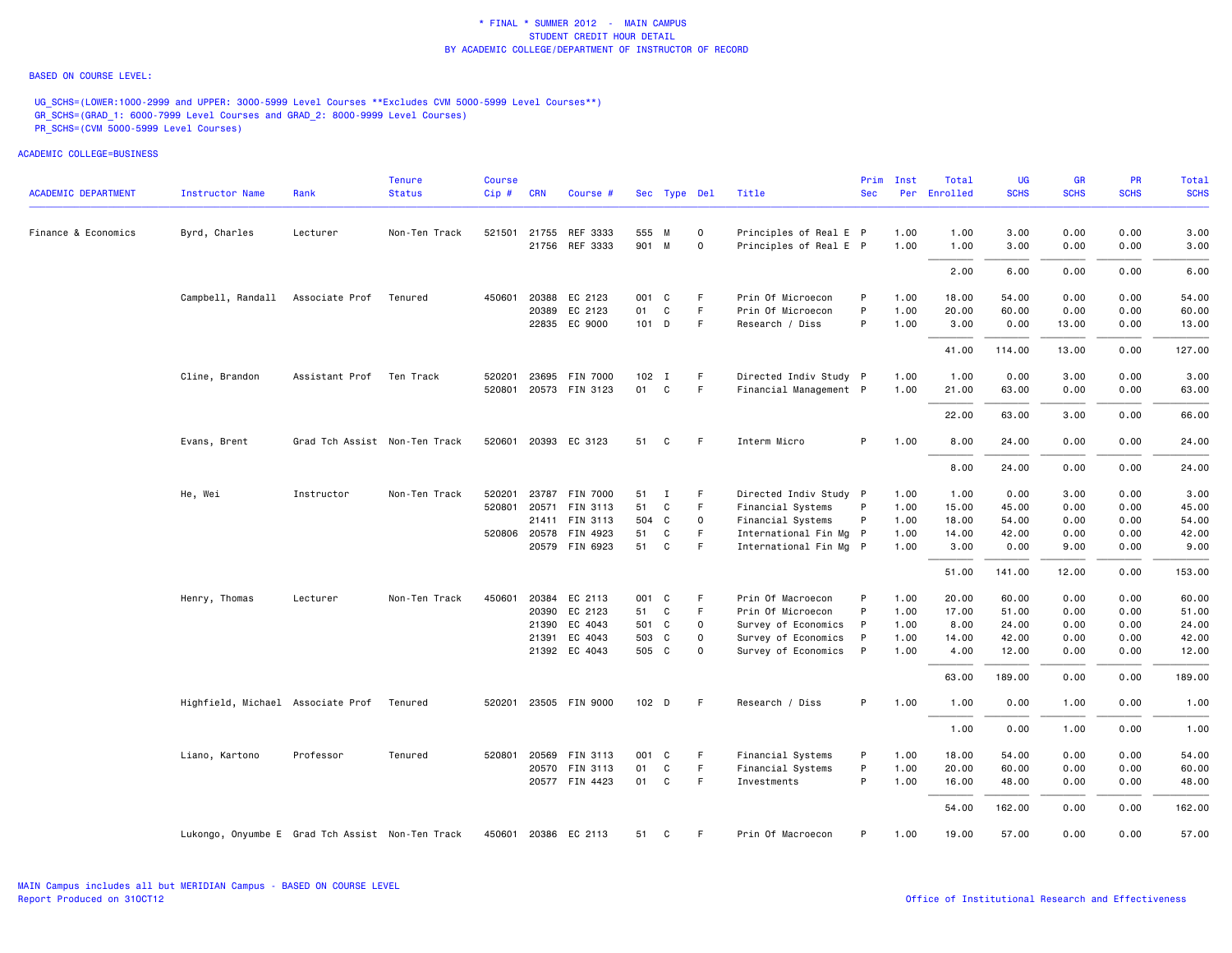\* FINAL \* SUMMER 2012 - MAIN CAMPUS
STUDENT CREDIT HOUR DETAIL
BY ACADEMIC COLLEGE/DEPARTMENT OF INSTRUCTOR OF RECORD

BASED ON COURSE LEVEL:

UG_SCHS=(LOWER:1000-2999 and UPPER: 3000-5999 Level Courses **Excludes CVM 5000-5999 Level Courses**)
GR_SCHS=(GRAD_1: 6000-7999 Level Courses and GRAD_2: 8000-9999 Level Courses)
PR_SCHS=(CVM 5000-5999 Level Courses)

ACADEMIC COLLEGE=BUSINESS

| ACADEMIC DEPARTMENT | Instructor Name | Rank | Tenure Status | Course Cip # | CRN | Course # | Sec | Type | Del | Title | Prim Sec | Inst Per | Total Enrolled | UG SCHS | GR SCHS | PR SCHS | Total SCHS |
|---|---|---|---|---|---|---|---|---|---|---|---|---|---|---|---|---|---|
| Finance & Economics | Byrd, Charles | Lecturer | Non-Ten Track | 521501 | 21755 | REF 3333 | 555 | M | O | Principles of Real E | P | 1.00 | 1.00 | 3.00 | 0.00 | 0.00 | 3.00 |
| | | | | | 21756 | REF 3333 | 901 | M | O | Principles of Real E | P | 1.00 | 1.00 | 3.00 | 0.00 | 0.00 | 3.00 |
| | | | | | | | | | | | | | 2.00 | 6.00 | 0.00 | 0.00 | 6.00 |
| | Campbell, Randall | Associate Prof | Tenured | 450601 | 20388 | EC 2123 | 001 | C | F | Prin Of Microecon | P | 1.00 | 18.00 | 54.00 | 0.00 | 0.00 | 54.00 |
| | | | | | 20389 | EC 2123 | 01 | C | F | Prin Of Microecon | P | 1.00 | 20.00 | 60.00 | 0.00 | 0.00 | 60.00 |
| | | | | | 22835 | EC 9000 | 101 | D | F | Research / Diss | P | 1.00 | 3.00 | 0.00 | 13.00 | 0.00 | 13.00 |
| | | | | | | | | | | | | | 41.00 | 114.00 | 13.00 | 0.00 | 127.00 |
| | Cline, Brandon | Assistant Prof | Ten Track | 520201 | 23695 | FIN 7000 | 102 | I | F | Directed Indiv Study | P | 1.00 | 1.00 | 0.00 | 3.00 | 0.00 | 3.00 |
| | | | | 520801 | 20573 | FIN 3123 | 01 | C | F | Financial Management | P | 1.00 | 21.00 | 63.00 | 0.00 | 0.00 | 63.00 |
| | | | | | | | | | | | | | 22.00 | 63.00 | 3.00 | 0.00 | 66.00 |
| | Evans, Brent | Grad Tch Assist | Non-Ten Track | 520601 | 20393 | EC 3123 | 51 | C | F | Interm Micro | P | 1.00 | 8.00 | 24.00 | 0.00 | 0.00 | 24.00 |
| | | | | | | | | | | | | | 8.00 | 24.00 | 0.00 | 0.00 | 24.00 |
| | He, Wei | Instructor | Non-Ten Track | 520201 | 23787 | FIN 7000 | 51 | I | F | Directed Indiv Study | P | 1.00 | 1.00 | 0.00 | 3.00 | 0.00 | 3.00 |
| | | | | 520801 | 20571 | FIN 3113 | 51 | C | F | Financial Systems | P | 1.00 | 15.00 | 45.00 | 0.00 | 0.00 | 45.00 |
| | | | | | 21411 | FIN 3113 | 504 | C | O | Financial Systems | P | 1.00 | 18.00 | 54.00 | 0.00 | 0.00 | 54.00 |
| | | | | 520806 | 20578 | FIN 4923 | 51 | C | F | International Fin Mg | P | 1.00 | 14.00 | 42.00 | 0.00 | 0.00 | 42.00 |
| | | | | | 20579 | FIN 6923 | 51 | C | F | International Fin Mg | P | 1.00 | 3.00 | 0.00 | 9.00 | 0.00 | 9.00 |
| | | | | | | | | | | | | | 51.00 | 141.00 | 12.00 | 0.00 | 153.00 |
| | Henry, Thomas | Lecturer | Non-Ten Track | 450601 | 20384 | EC 2113 | 001 | C | F | Prin Of Macroecon | P | 1.00 | 20.00 | 60.00 | 0.00 | 0.00 | 60.00 |
| | | | | | 20390 | EC 2123 | 51 | C | F | Prin Of Microecon | P | 1.00 | 17.00 | 51.00 | 0.00 | 0.00 | 51.00 |
| | | | | | 21390 | EC 4043 | 501 | C | O | Survey of Economics | P | 1.00 | 8.00 | 24.00 | 0.00 | 0.00 | 24.00 |
| | | | | | 21391 | EC 4043 | 503 | C | O | Survey of Economics | P | 1.00 | 14.00 | 42.00 | 0.00 | 0.00 | 42.00 |
| | | | | | 21392 | EC 4043 | 505 | C | O | Survey of Economics | P | 1.00 | 4.00 | 12.00 | 0.00 | 0.00 | 12.00 |
| | | | | | | | | | | | | | 63.00 | 189.00 | 0.00 | 0.00 | 189.00 |
| | Highfield, Michael | Associate Prof | Tenured | 520201 | 23505 | FIN 9000 | 102 | D | F | Research / Diss | P | 1.00 | 1.00 | 0.00 | 1.00 | 0.00 | 1.00 |
| | | | | | | | | | | | | | 1.00 | 0.00 | 1.00 | 0.00 | 1.00 |
| | Liano, Kartono | Professor | Tenured | 520801 | 20569 | FIN 3113 | 001 | C | F | Financial Systems | P | 1.00 | 18.00 | 54.00 | 0.00 | 0.00 | 54.00 |
| | | | | | 20570 | FIN 3113 | 01 | C | F | Financial Systems | P | 1.00 | 20.00 | 60.00 | 0.00 | 0.00 | 60.00 |
| | | | | | 20577 | FIN 4423 | 01 | C | F | Investments | P | 1.00 | 16.00 | 48.00 | 0.00 | 0.00 | 48.00 |
| | | | | | | | | | | | | | 54.00 | 162.00 | 0.00 | 0.00 | 162.00 |
| | Lukongo, Onyumbe E | Grad Tch Assist | Non-Ten Track | 450601 | 20386 | EC 2113 | 51 | C | F | Prin Of Macroecon | P | 1.00 | 19.00 | 57.00 | 0.00 | 0.00 | 57.00 |

MAIN Campus includes all but MERIDIAN Campus - BASED ON COURSE LEVEL
Report Produced on 31OCT12

Office of Institutional Research and Effectiveness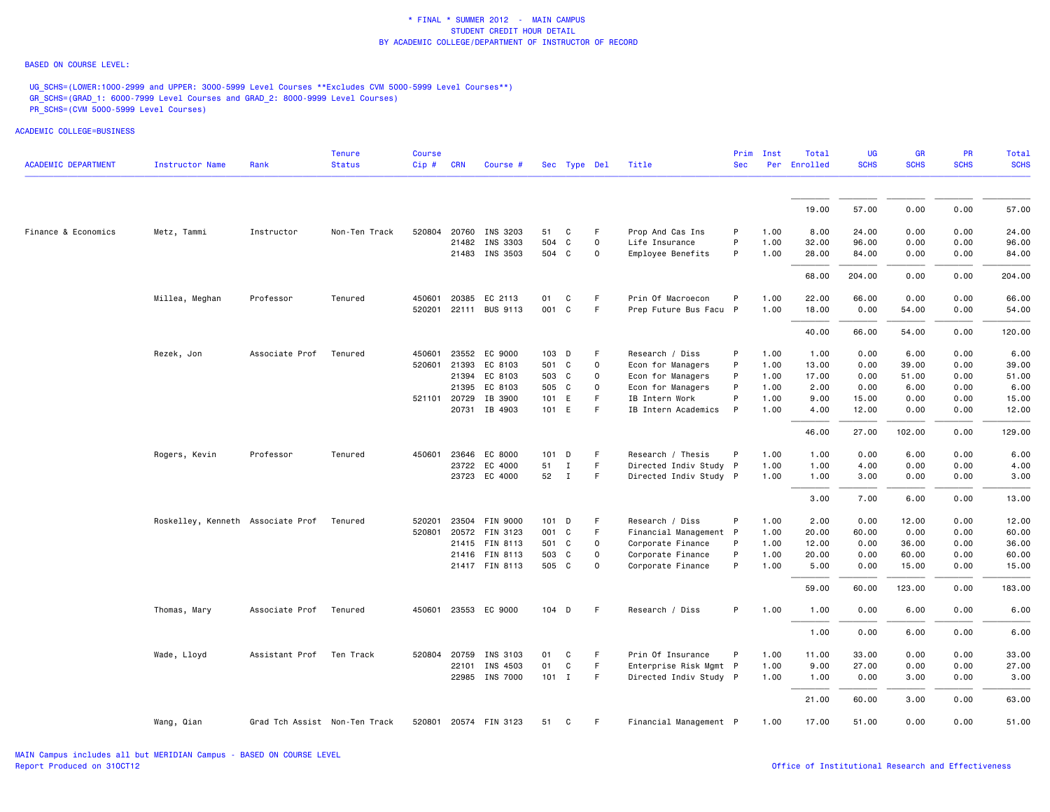\* FINAL \* SUMMER 2012 - MAIN CAMPUS
STUDENT CREDIT HOUR DETAIL
BY ACADEMIC COLLEGE/DEPARTMENT OF INSTRUCTOR OF RECORD

BASED ON COURSE LEVEL:

UG_SCHS=(LOWER:1000-2999 and UPPER: 3000-5999 Level Courses **Excludes CVM 5000-5999 Level Courses**)
GR_SCHS=(GRAD_1: 6000-7999 Level Courses and GRAD_2: 8000-9999 Level Courses)
PR_SCHS=(CVM 5000-5999 Level Courses)

ACADEMIC COLLEGE=BUSINESS

| ACADEMIC DEPARTMENT | Instructor Name | Rank | Tenure Status | Course Cip # | CRN | Course # | Sec | Type | Del | Title | Prim Sec | Inst Per | Total Enrolled | UG SCHS | GR SCHS | PR SCHS | Total SCHS |
|---|---|---|---|---|---|---|---|---|---|---|---|---|---|---|---|---|---|
| | | | | | | | | | | | | | 19.00 | 57.00 | 0.00 | 0.00 | 57.00 |
| Finance & Economics | Metz, Tammi | Instructor | Non-Ten Track | 520804 | 20760 | INS 3203 | 51 | C | F | Prop And Cas Ins | P | 1.00 | 8.00 | 24.00 | 0.00 | 0.00 | 24.00 |
| | | | | | 21482 | INS 3303 | 504 | C | O | Life Insurance | P | 1.00 | 32.00 | 96.00 | 0.00 | 0.00 | 96.00 |
| | | | | | 21483 | INS 3503 | 504 | C | O | Employee Benefits | P | 1.00 | 28.00 | 84.00 | 0.00 | 0.00 | 84.00 |
| | | | | | | | | | | | | | 68.00 | 204.00 | 0.00 | 0.00 | 204.00 |
| | Millea, Meghan | Professor | Tenured | 450601 | 20385 | EC 2113 | 01 | C | F | Prin Of Macroecon | P | 1.00 | 22.00 | 66.00 | 0.00 | 0.00 | 66.00 |
| | | | | 520201 | 22111 | BUS 9113 | 001 | C | F | Prep Future Bus Facu | P | 1.00 | 18.00 | 0.00 | 54.00 | 0.00 | 54.00 |
| | | | | | | | | | | | | | 40.00 | 66.00 | 54.00 | 0.00 | 120.00 |
| | Rezek, Jon | Associate Prof | Tenured | 450601 | 23552 | EC 9000 | 103 | D | F | Research / Diss | P | 1.00 | 1.00 | 0.00 | 6.00 | 0.00 | 6.00 |
| | | | | 520601 | 21393 | EC 8103 | 501 | C | O | Econ for Managers | P | 1.00 | 13.00 | 0.00 | 39.00 | 0.00 | 39.00 |
| | | | | | 21394 | EC 8103 | 503 | C | O | Econ for Managers | P | 1.00 | 17.00 | 0.00 | 51.00 | 0.00 | 51.00 |
| | | | | | 21395 | EC 8103 | 505 | C | O | Econ for Managers | P | 1.00 | 2.00 | 0.00 | 6.00 | 0.00 | 6.00 |
| | | | | 521101 | 20729 | IB 3900 | 101 | E | F | IB Intern Work | P | 1.00 | 9.00 | 15.00 | 0.00 | 0.00 | 15.00 |
| | | | | | 20731 | IB 4903 | 101 | E | F | IB Intern Academics | P | 1.00 | 4.00 | 12.00 | 0.00 | 0.00 | 12.00 |
| | | | | | | | | | | | | | 46.00 | 27.00 | 102.00 | 0.00 | 129.00 |
| | Rogers, Kevin | Professor | Tenured | 450601 | 23646 | EC 8000 | 101 | D | F | Research / Thesis | P | 1.00 | 1.00 | 0.00 | 6.00 | 0.00 | 6.00 |
| | | | | | 23722 | EC 4000 | 51 | I | F | Directed Indiv Study | P | 1.00 | 1.00 | 4.00 | 0.00 | 0.00 | 4.00 |
| | | | | | 23723 | EC 4000 | 52 | I | F | Directed Indiv Study | P | 1.00 | 1.00 | 3.00 | 0.00 | 0.00 | 3.00 |
| | | | | | | | | | | | | | 3.00 | 7.00 | 6.00 | 0.00 | 13.00 |
| | Roskelley, Kenneth | Associate Prof | Tenured | 520201 | 23504 | FIN 9000 | 101 | D | F | Research / Diss | P | 1.00 | 2.00 | 0.00 | 12.00 | 0.00 | 12.00 |
| | | | | 520801 | 20572 | FIN 3123 | 001 | C | F | Financial Management | P | 1.00 | 20.00 | 60.00 | 0.00 | 0.00 | 60.00 |
| | | | | | 21415 | FIN 8113 | 501 | C | O | Corporate Finance | P | 1.00 | 12.00 | 0.00 | 36.00 | 0.00 | 36.00 |
| | | | | | 21416 | FIN 8113 | 503 | C | O | Corporate Finance | P | 1.00 | 20.00 | 0.00 | 60.00 | 0.00 | 60.00 |
| | | | | | 21417 | FIN 8113 | 505 | C | O | Corporate Finance | P | 1.00 | 5.00 | 0.00 | 15.00 | 0.00 | 15.00 |
| | | | | | | | | | | | | | 59.00 | 60.00 | 123.00 | 0.00 | 183.00 |
| | Thomas, Mary | Associate Prof | Tenured | 450601 | 23553 | EC 9000 | 104 | D | F | Research / Diss | P | 1.00 | 1.00 | 0.00 | 6.00 | 0.00 | 6.00 |
| | | | | | | | | | | | | | 1.00 | 0.00 | 6.00 | 0.00 | 6.00 |
| | Wade, Lloyd | Assistant Prof | Ten Track | 520804 | 20759 | INS 3103 | 01 | C | F | Prin Of Insurance | P | 1.00 | 11.00 | 33.00 | 0.00 | 0.00 | 33.00 |
| | | | | | 22101 | INS 4503 | 01 | C | F | Enterprise Risk Mgmt | P | 1.00 | 9.00 | 27.00 | 0.00 | 0.00 | 27.00 |
| | | | | | 22985 | INS 7000 | 101 | I | F | Directed Indiv Study | P | 1.00 | 1.00 | 0.00 | 3.00 | 0.00 | 3.00 |
| | | | | | | | | | | | | | 21.00 | 60.00 | 3.00 | 0.00 | 63.00 |
| | Wang, Qian | Grad Tch Assist | Non-Ten Track | 520801 | 20574 | FIN 3123 | 51 | C | F | Financial Management | P | 1.00 | 17.00 | 51.00 | 0.00 | 0.00 | 51.00 |

MAIN Campus includes all but MERIDIAN Campus - BASED ON COURSE LEVEL
Report Produced on 31OCT12

Office of Institutional Research and Effectiveness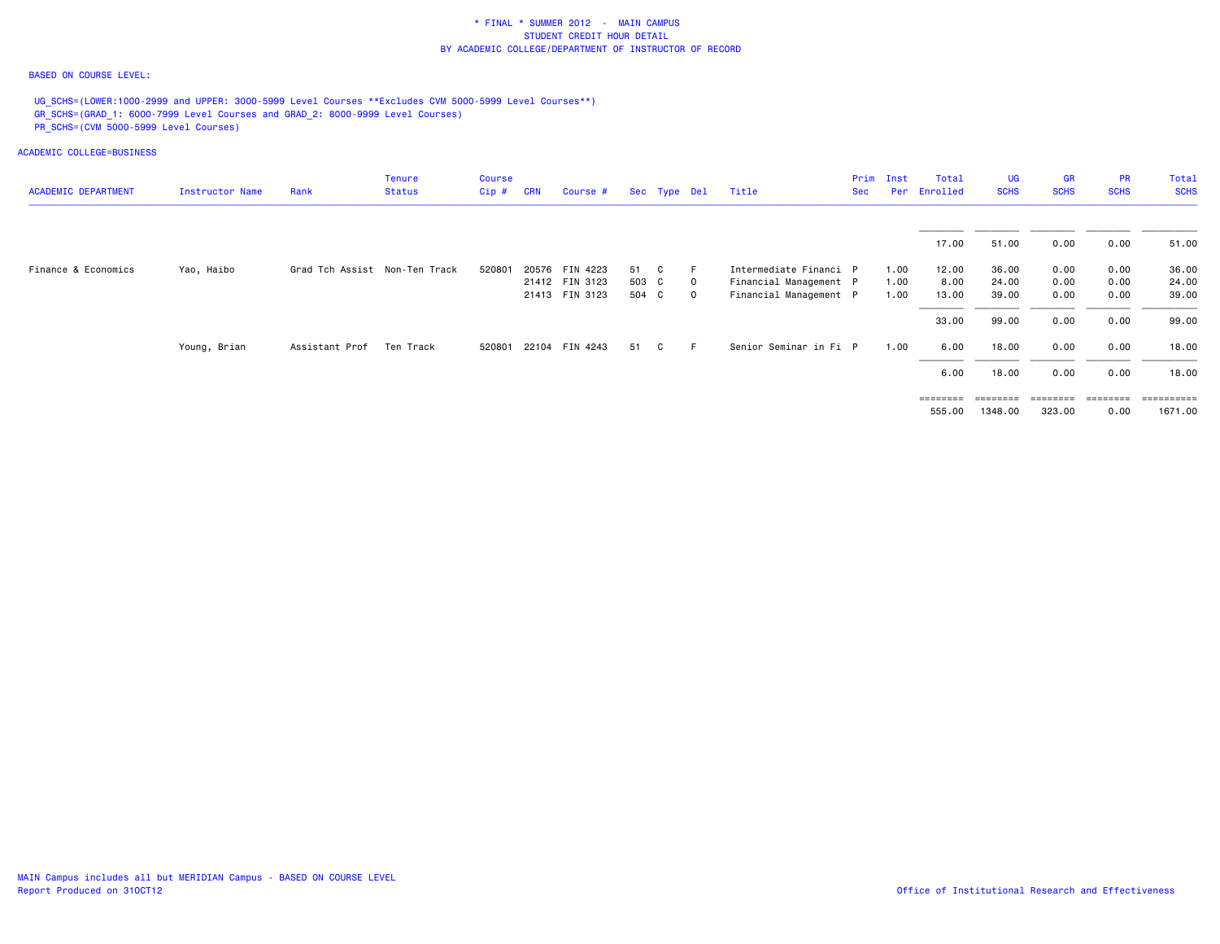* FINAL * SUMMER 2012 - MAIN CAMPUS
STUDENT CREDIT HOUR DETAIL
BY ACADEMIC COLLEGE/DEPARTMENT OF INSTRUCTOR OF RECORD

BASED ON COURSE LEVEL:

UG_SCHS=(LOWER:1000-2999 and UPPER: 3000-5999 Level Courses **Excludes CVM 5000-5999 Level Courses**)
GR_SCHS=(GRAD_1: 6000-7999 Level Courses and GRAD_2: 8000-9999 Level Courses)
PR_SCHS=(CVM 5000-5999 Level Courses)

ACADEMIC COLLEGE=BUSINESS

| ACADEMIC DEPARTMENT | Instructor Name | Rank | Tenure Status | Course Cip # | CRN | Course # | Sec | Type | Del | Title | Prim Sec | Inst Per | Total Enrolled | UG SCHS | GR SCHS | PR SCHS | Total SCHS |
|---|---|---|---|---|---|---|---|---|---|---|---|---|---|---|---|---|---|
| | | | | | | | | | | | | | 17.00 | 51.00 | 0.00 | 0.00 | 51.00 |
| Finance & Economics | Yao, Haibo | Grad Tch Assist | Non-Ten Track | 520801 | 20576 | FIN 4223 | 51 | C | F | Intermediate Financi | P | 1.00 | 12.00 | 36.00 | 0.00 | 0.00 | 36.00 |
| | | | | | 21412 | FIN 3123 | 503 | C | O | Financial Management | P | 1.00 | 8.00 | 24.00 | 0.00 | 0.00 | 24.00 |
| | | | | | 21413 | FIN 3123 | 504 | C | O | Financial Management | P | 1.00 | 13.00 | 39.00 | 0.00 | 0.00 | 39.00 |
| | | | | | | | | | | | | | 33.00 | 99.00 | 0.00 | 0.00 | 99.00 |
| | Young, Brian | Assistant Prof | Ten Track | 520801 | 22104 | FIN 4243 | 51 | C | F | Senior Seminar in Fi | P | 1.00 | 6.00 | 18.00 | 0.00 | 0.00 | 18.00 |
| | | | | | | | | | | | | | 6.00 | 18.00 | 0.00 | 0.00 | 18.00 |
| | | | | | | | | | | | | | 555.00 | 1348.00 | 323.00 | 0.00 | 1671.00 |

MAIN Campus includes all but MERIDIAN Campus - BASED ON COURSE LEVEL
Report Produced on 31OCT12

Office of Institutional Research and Effectiveness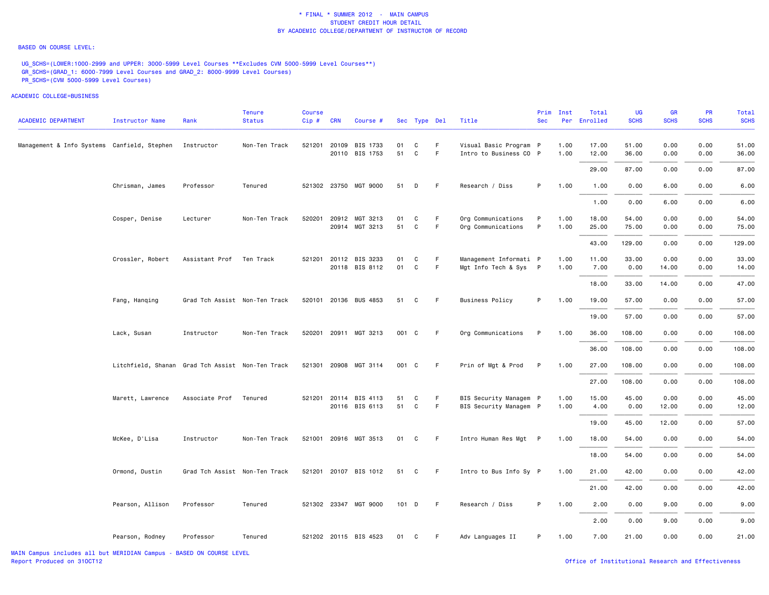\* FINAL \* SUMMER 2012 - MAIN CAMPUS
STUDENT CREDIT HOUR DETAIL
BY ACADEMIC COLLEGE/DEPARTMENT OF INSTRUCTOR OF RECORD

BASED ON COURSE LEVEL:

UG_SCHS=(LOWER:1000-2999 and UPPER: 3000-5999 Level Courses **Excludes CVM 5000-5999 Level Courses**)
GR_SCHS=(GRAD_1: 6000-7999 Level Courses and GRAD_2: 8000-9999 Level Courses)
PR_SCHS=(CVM 5000-5999 Level Courses)

ACADEMIC COLLEGE=BUSINESS

| ACADEMIC DEPARTMENT | Instructor Name | Rank | Tenure Status | Course Cip # | CRN | Course # | Sec | Type | Del | Title | Prim Sec | Inst Per | Total Enrolled | UG SCHS | GR SCHS | PR SCHS | Total SCHS |
|---|---|---|---|---|---|---|---|---|---|---|---|---|---|---|---|---|---|
| Management & Info Systems | Canfield, Stephen | Instructor | Non-Ten Track | 521201 | 20109 | BIS 1733 | 01 | C | F | Visual Basic Program | P | 1.00 | 17.00 | 51.00 | 0.00 | 0.00 | 51.00 |
| | | | | | 20110 | BIS 1753 | 51 | C | F | Intro to Business CO | P | 1.00 | 12.00 | 36.00 | 0.00 | 0.00 | 36.00 |
| | | | | | | | | | | | | | 29.00 | 87.00 | 0.00 | 0.00 | 87.00 |
| | Chrisman, James | Professor | Tenured | 521302 | 23750 | MGT 9000 | 51 | D | F | Research / Diss | P | 1.00 | 1.00 | 0.00 | 6.00 | 0.00 | 6.00 |
| | | | | | | | | | | | | | 1.00 | 0.00 | 6.00 | 0.00 | 6.00 |
| | Cosper, Denise | Lecturer | Non-Ten Track | 520201 | 20912 | MGT 3213 | 01 | C | F | Org Communications | P | 1.00 | 18.00 | 54.00 | 0.00 | 0.00 | 54.00 |
| | | | | | 20914 | MGT 3213 | 51 | C | F | Org Communications | P | 1.00 | 25.00 | 75.00 | 0.00 | 0.00 | 75.00 |
| | | | | | | | | | | | | | 43.00 | 129.00 | 0.00 | 0.00 | 129.00 |
| | Crossler, Robert | Assistant Prof | Ten Track | 521201 | 20112 | BIS 3233 | 01 | C | F | Management Informati | P | 1.00 | 11.00 | 33.00 | 0.00 | 0.00 | 33.00 |
| | | | | | 20118 | BIS 8112 | 01 | C | F | Mgt Info Tech & Sys | P | 1.00 | 7.00 | 0.00 | 14.00 | 0.00 | 14.00 |
| | | | | | | | | | | | | | 18.00 | 33.00 | 14.00 | 0.00 | 47.00 |
| | Fang, Hanqing | Grad Tch Assist | Non-Ten Track | 520101 | 20136 | BUS 4853 | 51 | C | F | Business Policy | P | 1.00 | 19.00 | 57.00 | 0.00 | 0.00 | 57.00 |
| | | | | | | | | | | | | | 19.00 | 57.00 | 0.00 | 0.00 | 57.00 |
| | Lack, Susan | Instructor | Non-Ten Track | 520201 | 20911 | MGT 3213 | 001 | C | F | Org Communications | P | 1.00 | 36.00 | 108.00 | 0.00 | 0.00 | 108.00 |
| | | | | | | | | | | | | | 36.00 | 108.00 | 0.00 | 0.00 | 108.00 |
| | Litchfield, Shanan | Grad Tch Assist | Non-Ten Track | 521301 | 20908 | MGT 3114 | 001 | C | F | Prin of Mgt & Prod | P | 1.00 | 27.00 | 108.00 | 0.00 | 0.00 | 108.00 |
| | | | | | | | | | | | | | 27.00 | 108.00 | 0.00 | 0.00 | 108.00 |
| | Marett, Lawrence | Associate Prof | Tenured | 521201 | 20114 | BIS 4113 | 51 | C | F | BIS Security Managem | P | 1.00 | 15.00 | 45.00 | 0.00 | 0.00 | 45.00 |
| | | | | | 20116 | BIS 6113 | 51 | C | F | BIS Security Managem | P | 1.00 | 4.00 | 0.00 | 12.00 | 0.00 | 12.00 |
| | | | | | | | | | | | | | 19.00 | 45.00 | 12.00 | 0.00 | 57.00 |
| | McKee, D'Lisa | Instructor | Non-Ten Track | 521001 | 20916 | MGT 3513 | 01 | C | F | Intro Human Res Mgt | P | 1.00 | 18.00 | 54.00 | 0.00 | 0.00 | 54.00 |
| | | | | | | | | | | | | | 18.00 | 54.00 | 0.00 | 0.00 | 54.00 |
| | Ormond, Dustin | Grad Tch Assist | Non-Ten Track | 521201 | 20107 | BIS 1012 | 51 | C | F | Intro to Bus Info Sy | P | 1.00 | 21.00 | 42.00 | 0.00 | 0.00 | 42.00 |
| | | | | | | | | | | | | | 21.00 | 42.00 | 0.00 | 0.00 | 42.00 |
| | Pearson, Allison | Professor | Tenured | 521302 | 23347 | MGT 9000 | 101 | D | F | Research / Diss | P | 1.00 | 2.00 | 0.00 | 9.00 | 0.00 | 9.00 |
| | | | | | | | | | | | | | 2.00 | 0.00 | 9.00 | 0.00 | 9.00 |
| | Pearson, Rodney | Professor | Tenured | 521202 | 20115 | BIS 4523 | 01 | C | F | Adv Languages II | P | 1.00 | 7.00 | 21.00 | 0.00 | 0.00 | 21.00 |

MAIN Campus includes all but MERIDIAN Campus - BASED ON COURSE LEVEL
Report Produced on 31OCT12

Office of Institutional Research and Effectiveness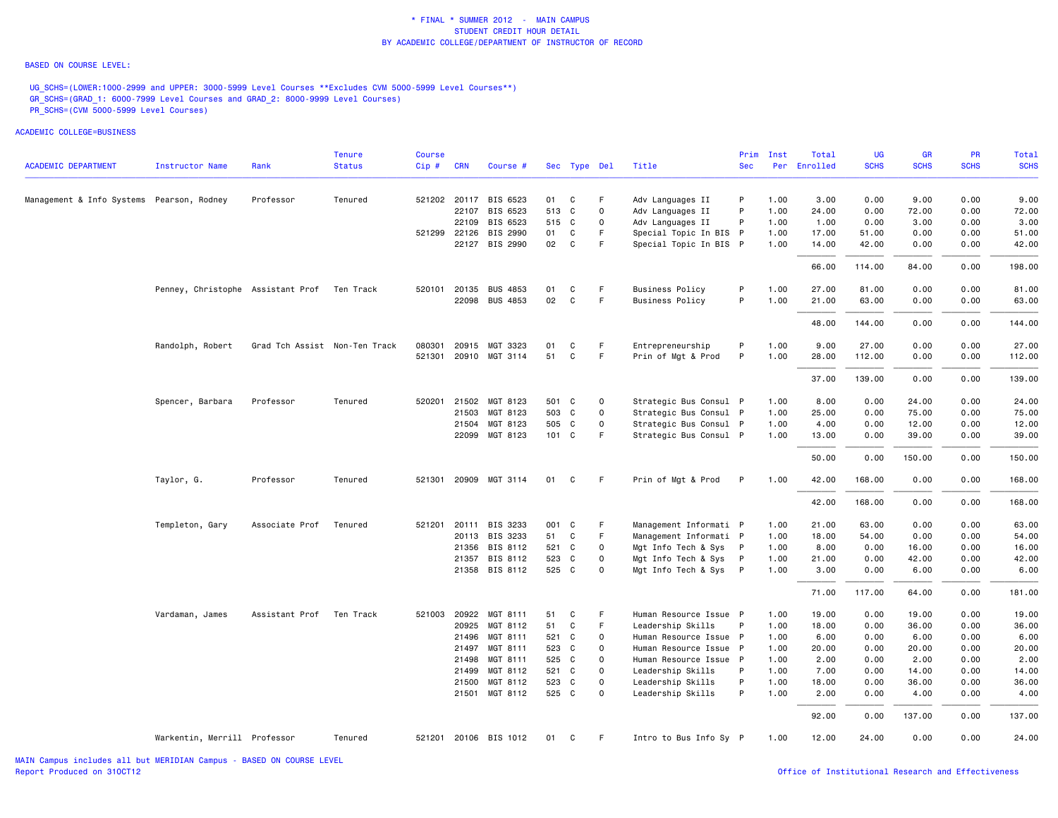\* FINAL \* SUMMER 2012 - MAIN CAMPUS
STUDENT CREDIT HOUR DETAIL
BY ACADEMIC COLLEGE/DEPARTMENT OF INSTRUCTOR OF RECORD

BASED ON COURSE LEVEL:

UG_SCHS=(LOWER:1000-2999 and UPPER: 3000-5999 Level Courses **Excludes CVM 5000-5999 Level Courses**)
GR_SCHS=(GRAD_1: 6000-7999 Level Courses and GRAD_2: 8000-9999 Level Courses)
PR_SCHS=(CVM 5000-5999 Level Courses)

ACADEMIC COLLEGE=BUSINESS

| ACADEMIC DEPARTMENT | Instructor Name | Rank | Tenure Status | Course Cip # | CRN | Course # | Sec | Type | Del | Title | Prim Sec | Inst Per | Total Enrolled | UG SCHS | GR SCHS | PR SCHS | Total SCHS |
|---|---|---|---|---|---|---|---|---|---|---|---|---|---|---|---|---|---|
| Management & Info Systems | Pearson, Rodney | Professor | Tenured | 521202 | 20117 | BIS 6523 | 01 | C | F | Adv Languages II | P | 1.00 | 3.00 | 0.00 | 9.00 | 0.00 | 9.00 |
| | | | | | 22107 | BIS 6523 | 513 | C | O | Adv Languages II | P | 1.00 | 24.00 | 0.00 | 72.00 | 0.00 | 72.00 |
| | | | | | 22109 | BIS 6523 | 515 | C | O | Adv Languages II | P | 1.00 | 1.00 | 0.00 | 3.00 | 0.00 | 3.00 |
| | | | | 521299 | 22126 | BIS 2990 | 01 | C | F | Special Topic In BIS | P | 1.00 | 17.00 | 51.00 | 0.00 | 0.00 | 51.00 |
| | | | | | 22127 | BIS 2990 | 02 | C | F | Special Topic In BIS | P | 1.00 | 14.00 | 42.00 | 0.00 | 0.00 | 42.00 |
| | | | | | | | | | | | | | 66.00 | 114.00 | 84.00 | 0.00 | 198.00 |
| | Penney, Christophe | Assistant Prof | Ten Track | 520101 | 20135 | BUS 4853 | 01 | C | F | Business Policy | P | 1.00 | 27.00 | 81.00 | 0.00 | 0.00 | 81.00 |
| | | | | | 22098 | BUS 4853 | 02 | C | F | Business Policy | P | 1.00 | 21.00 | 63.00 | 0.00 | 0.00 | 63.00 |
| | | | | | | | | | | | | | 48.00 | 144.00 | 0.00 | 0.00 | 144.00 |
| | Randolph, Robert | Grad Tch Assist | Non-Ten Track | 080301 | 20915 | MGT 3323 | 01 | C | F | Entrepreneurship | P | 1.00 | 9.00 | 27.00 | 0.00 | 0.00 | 27.00 |
| | | | | 521301 | 20910 | MGT 3114 | 51 | C | F | Prin of Mgt & Prod | P | 1.00 | 28.00 | 112.00 | 0.00 | 0.00 | 112.00 |
| | | | | | | | | | | | | | 37.00 | 139.00 | 0.00 | 0.00 | 139.00 |
| | Spencer, Barbara | Professor | Tenured | 520201 | 21502 | MGT 8123 | 501 | C | O | Strategic Bus Consul | P | 1.00 | 8.00 | 0.00 | 24.00 | 0.00 | 24.00 |
| | | | | | 21503 | MGT 8123 | 503 | C | O | Strategic Bus Consul | P | 1.00 | 25.00 | 0.00 | 75.00 | 0.00 | 75.00 |
| | | | | | 21504 | MGT 8123 | 505 | C | O | Strategic Bus Consul | P | 1.00 | 4.00 | 0.00 | 12.00 | 0.00 | 12.00 |
| | | | | | 22099 | MGT 8123 | 101 | C | F | Strategic Bus Consul | P | 1.00 | 13.00 | 0.00 | 39.00 | 0.00 | 39.00 |
| | | | | | | | | | | | | | 50.00 | 0.00 | 150.00 | 0.00 | 150.00 |
| | Taylor, G. | Professor | Tenured | 521301 | 20909 | MGT 3114 | 01 | C | F | Prin of Mgt & Prod | P | 1.00 | 42.00 | 168.00 | 0.00 | 0.00 | 168.00 |
| | | | | | | | | | | | | | 42.00 | 168.00 | 0.00 | 0.00 | 168.00 |
| | Templeton, Gary | Associate Prof | Tenured | 521201 | 20111 | BIS 3233 | 001 | C | F | Management Informati | P | 1.00 | 21.00 | 63.00 | 0.00 | 0.00 | 63.00 |
| | | | | | 20113 | BIS 3233 | 51 | C | F | Management Informati | P | 1.00 | 18.00 | 54.00 | 0.00 | 0.00 | 54.00 |
| | | | | | 21356 | BIS 8112 | 521 | C | O | Mgt Info Tech & Sys | P | 1.00 | 8.00 | 0.00 | 16.00 | 0.00 | 16.00 |
| | | | | | 21357 | BIS 8112 | 523 | C | O | Mgt Info Tech & Sys | P | 1.00 | 21.00 | 0.00 | 42.00 | 0.00 | 42.00 |
| | | | | | 21358 | BIS 8112 | 525 | C | O | Mgt Info Tech & Sys | P | 1.00 | 3.00 | 0.00 | 6.00 | 0.00 | 6.00 |
| | | | | | | | | | | | | | 71.00 | 117.00 | 64.00 | 0.00 | 181.00 |
| | Vardaman, James | Assistant Prof | Ten Track | 521003 | 20922 | MGT 8111 | 51 | C | F | Human Resource Issue | P | 1.00 | 19.00 | 0.00 | 19.00 | 0.00 | 19.00 |
| | | | | | 20925 | MGT 8112 | 51 | C | F | Leadership Skills | P | 1.00 | 18.00 | 0.00 | 36.00 | 0.00 | 36.00 |
| | | | | | 21496 | MGT 8111 | 521 | C | O | Human Resource Issue | P | 1.00 | 6.00 | 0.00 | 6.00 | 0.00 | 6.00 |
| | | | | | 21497 | MGT 8111 | 523 | C | O | Human Resource Issue | P | 1.00 | 20.00 | 0.00 | 20.00 | 0.00 | 20.00 |
| | | | | | 21498 | MGT 8111 | 525 | C | O | Human Resource Issue | P | 1.00 | 2.00 | 0.00 | 2.00 | 0.00 | 2.00 |
| | | | | | 21499 | MGT 8112 | 521 | C | O | Leadership Skills | P | 1.00 | 7.00 | 0.00 | 14.00 | 0.00 | 14.00 |
| | | | | | 21500 | MGT 8112 | 523 | C | O | Leadership Skills | P | 1.00 | 18.00 | 0.00 | 36.00 | 0.00 | 36.00 |
| | | | | | 21501 | MGT 8112 | 525 | C | O | Leadership Skills | P | 1.00 | 2.00 | 0.00 | 4.00 | 0.00 | 4.00 |
| | | | | | | | | | | | | | 92.00 | 0.00 | 137.00 | 0.00 | 137.00 |
| | Warkentin, Merrill | Professor | Tenured | 521201 | 20106 | BIS 1012 | 01 | C | F | Intro to Bus Info Sy | P | 1.00 | 12.00 | 24.00 | 0.00 | 0.00 | 24.00 |

MAIN Campus includes all but MERIDIAN Campus - BASED ON COURSE LEVEL
Report Produced on 31OCT12

Office of Institutional Research and Effectiveness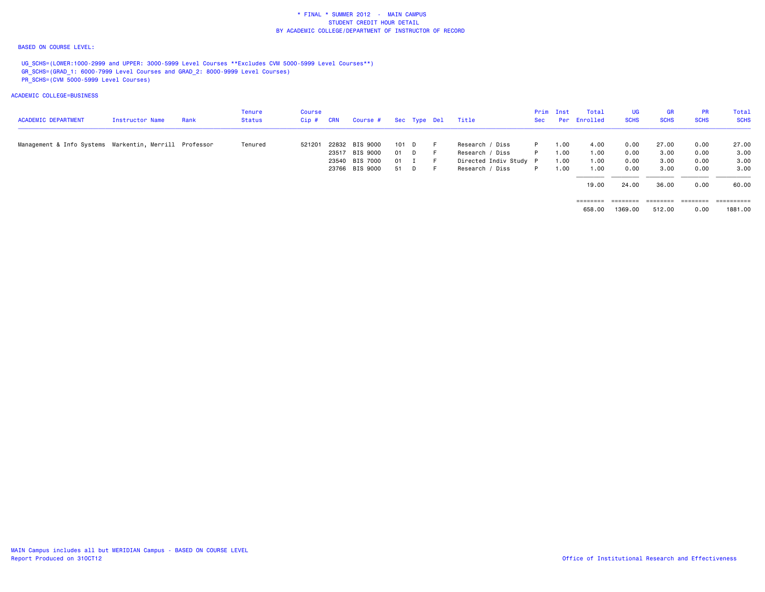\* FINAL \* SUMMER 2012 - MAIN CAMPUS
STUDENT CREDIT HOUR DETAIL
BY ACADEMIC COLLEGE/DEPARTMENT OF INSTRUCTOR OF RECORD

BASED ON COURSE LEVEL:

UG_SCHS=(LOWER:1000-2999 and UPPER: 3000-5999 Level Courses **Excludes CVM 5000-5999 Level Courses**)
GR_SCHS=(GRAD_1: 6000-7999 Level Courses and GRAD_2: 8000-9999 Level Courses)
PR_SCHS=(CVM 5000-5999 Level Courses)

ACADEMIC COLLEGE=BUSINESS

| ACADEMIC DEPARTMENT | Instructor Name | Rank | Tenure Status | Course Cip # | CRN | Course # | Sec | Type | Del | Title | Prim Sec | Inst Per | Total Enrolled | UG SCHS | GR SCHS | PR SCHS | Total SCHS |
|---|---|---|---|---|---|---|---|---|---|---|---|---|---|---|---|---|---|
| Management & Info Systems | Warkentin, Merrill | Professor | Tenured | 521201 | 22832 | BIS 9000 | 101 | D | F | Research / Diss | P | 1.00 | 4.00 | 0.00 | 27.00 | 0.00 | 27.00 |
| | | | | | 23517 | BIS 9000 | 01 | D | F | Research / Diss | P | 1.00 | 1.00 | 0.00 | 3.00 | 0.00 | 3.00 |
| | | | | | 23540 | BIS 7000 | 01 | I | F | Directed Indiv Study | P | 1.00 | 1.00 | 0.00 | 3.00 | 0.00 | 3.00 |
| | | | | | 23766 | BIS 9000 | 51 | D | F | Research / Diss | P | 1.00 | 1.00 | 0.00 | 3.00 | 0.00 | 3.00 |
| | | | | | | | | | | | | | 19.00 | 24.00 | 36.00 | 0.00 | 60.00 |
| | | | | | | | | | | | | | 658.00 | 1369.00 | 512.00 | 0.00 | 1881.00 |

MAIN Campus includes all but MERIDIAN Campus - BASED ON COURSE LEVEL
Report Produced on 31OCT12

Office of Institutional Research and Effectiveness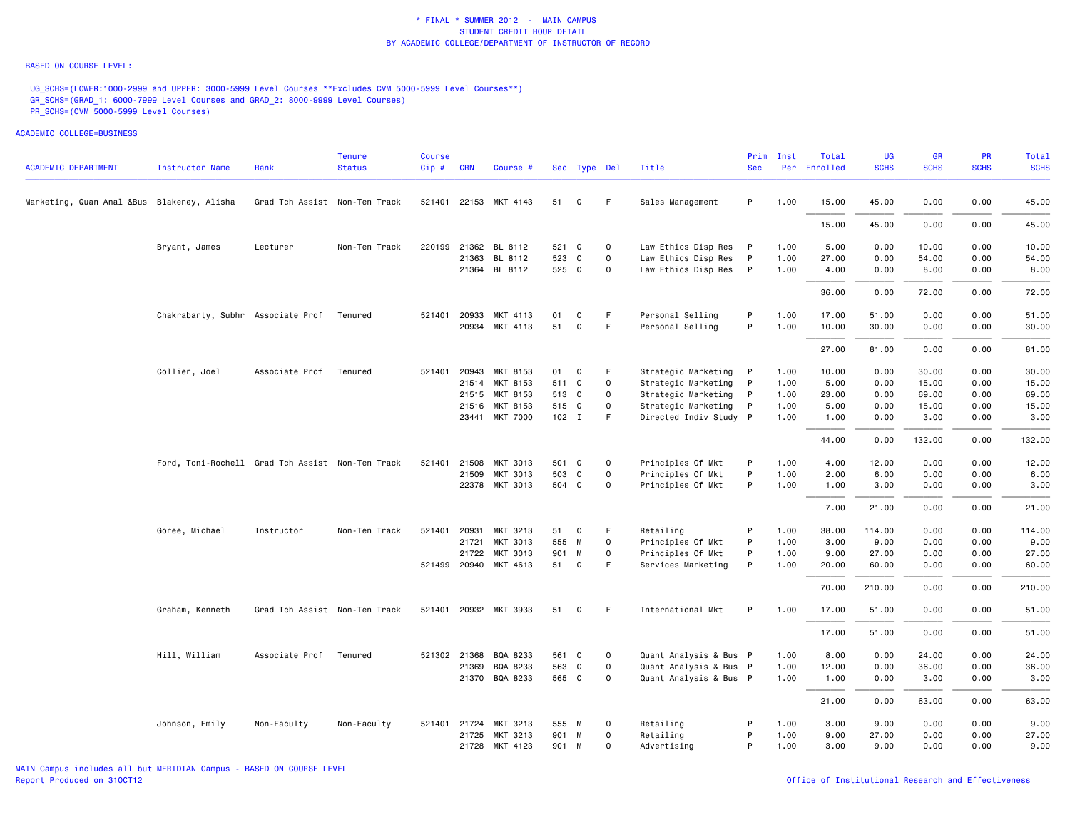\* FINAL \* SUMMER 2012 - MAIN CAMPUS
STUDENT CREDIT HOUR DETAIL
BY ACADEMIC COLLEGE/DEPARTMENT OF INSTRUCTOR OF RECORD

BASED ON COURSE LEVEL:

UG_SCHS=(LOWER:1000-2999 and UPPER: 3000-5999 Level Courses **Excludes CVM 5000-5999 Level Courses**)
GR_SCHS=(GRAD_1: 6000-7999 Level Courses and GRAD_2: 8000-9999 Level Courses)
PR_SCHS=(CVM 5000-5999 Level Courses)

ACADEMIC COLLEGE=BUSINESS

| ACADEMIC DEPARTMENT | Instructor Name | Rank | Tenure Status | Course Cip # | CRN | Course # | Sec | Type | Del | Title | Prim Sec | Inst Per | Total Enrolled | UG SCHS | GR SCHS | PR SCHS | Total SCHS |
|---|---|---|---|---|---|---|---|---|---|---|---|---|---|---|---|---|---|
| Marketing, Quan Anal &Bus | Blakeney, Alisha | Grad Tch Assist | Non-Ten Track | 521401 | 22153 | MKT 4143 | 51 | C | F | Sales Management | P | 1.00 | 15.00 | 45.00 | 0.00 | 0.00 | 45.00 |
| | | | | | | | | | | | | | 15.00 | 45.00 | 0.00 | 0.00 | 45.00 |
| | Bryant, James | Lecturer | Non-Ten Track | 220199 | 21362 | BL 8112 | 521 | C | O | Law Ethics Disp Res | P | 1.00 | 5.00 | 0.00 | 10.00 | 0.00 | 10.00 |
| | | | | | 21363 | BL 8112 | 523 | C | O | Law Ethics Disp Res | P | 1.00 | 27.00 | 0.00 | 54.00 | 0.00 | 54.00 |
| | | | | | 21364 | BL 8112 | 525 | C | O | Law Ethics Disp Res | P | 1.00 | 4.00 | 0.00 | 8.00 | 0.00 | 8.00 |
| | | | | | | | | | | | | | 36.00 | 0.00 | 72.00 | 0.00 | 72.00 |
| | Chakrabarty, Subhr | Associate Prof | Tenured | 521401 | 20933 | MKT 4113 | 01 | C | F | Personal Selling | P | 1.00 | 17.00 | 51.00 | 0.00 | 0.00 | 51.00 |
| | | | | | 20934 | MKT 4113 | 51 | C | F | Personal Selling | P | 1.00 | 10.00 | 30.00 | 0.00 | 0.00 | 30.00 |
| | | | | | | | | | | | | | 27.00 | 81.00 | 0.00 | 0.00 | 81.00 |
| | Collier, Joel | Associate Prof | Tenured | 521401 | 20943 | MKT 8153 | 01 | C | F | Strategic Marketing | P | 1.00 | 10.00 | 0.00 | 30.00 | 0.00 | 30.00 |
| | | | | | 21514 | MKT 8153 | 511 | C | O | Strategic Marketing | P | 1.00 | 5.00 | 0.00 | 15.00 | 0.00 | 15.00 |
| | | | | | 21515 | MKT 8153 | 513 | C | O | Strategic Marketing | P | 1.00 | 23.00 | 0.00 | 69.00 | 0.00 | 69.00 |
| | | | | | 21516 | MKT 8153 | 515 | C | O | Strategic Marketing | P | 1.00 | 5.00 | 0.00 | 15.00 | 0.00 | 15.00 |
| | | | | | 23441 | MKT 7000 | 102 | I | F | Directed Indiv Study | P | 1.00 | 1.00 | 0.00 | 3.00 | 0.00 | 3.00 |
| | | | | | | | | | | | | | 44.00 | 0.00 | 132.00 | 0.00 | 132.00 |
| | Ford, Toni-Rochell | Grad Tch Assist | Non-Ten Track | 521401 | 21508 | MKT 3013 | 501 | C | O | Principles Of Mkt | P | 1.00 | 4.00 | 12.00 | 0.00 | 0.00 | 12.00 |
| | | | | | 21509 | MKT 3013 | 503 | C | O | Principles Of Mkt | P | 1.00 | 2.00 | 6.00 | 0.00 | 0.00 | 6.00 |
| | | | | | 22378 | MKT 3013 | 504 | C | O | Principles Of Mkt | P | 1.00 | 1.00 | 3.00 | 0.00 | 0.00 | 3.00 |
| | | | | | | | | | | | | | 7.00 | 21.00 | 0.00 | 0.00 | 21.00 |
| | Goree, Michael | Instructor | Non-Ten Track | 521401 | 20931 | MKT 3213 | 51 | C | F | Retailing | P | 1.00 | 38.00 | 114.00 | 0.00 | 0.00 | 114.00 |
| | | | | | 21721 | MKT 3013 | 555 | M | O | Principles Of Mkt | P | 1.00 | 3.00 | 9.00 | 0.00 | 0.00 | 9.00 |
| | | | | | 21722 | MKT 3013 | 901 | M | O | Principles Of Mkt | P | 1.00 | 9.00 | 27.00 | 0.00 | 0.00 | 27.00 |
| | | | | 521499 | 20940 | MKT 4613 | 51 | C | F | Services Marketing | P | 1.00 | 20.00 | 60.00 | 0.00 | 0.00 | 60.00 |
| | | | | | | | | | | | | | 70.00 | 210.00 | 0.00 | 0.00 | 210.00 |
| | Graham, Kenneth | Grad Tch Assist | Non-Ten Track | 521401 | 20932 | MKT 3933 | 51 | C | F | International Mkt | P | 1.00 | 17.00 | 51.00 | 0.00 | 0.00 | 51.00 |
| | | | | | | | | | | | | | 17.00 | 51.00 | 0.00 | 0.00 | 51.00 |
| | Hill, William | Associate Prof | Tenured | 521302 | 21368 | BQA 8233 | 561 | C | O | Quant Analysis & Bus | P | 1.00 | 8.00 | 0.00 | 24.00 | 0.00 | 24.00 |
| | | | | | 21369 | BQA 8233 | 563 | C | O | Quant Analysis & Bus | P | 1.00 | 12.00 | 0.00 | 36.00 | 0.00 | 36.00 |
| | | | | | 21370 | BQA 8233 | 565 | C | O | Quant Analysis & Bus | P | 1.00 | 1.00 | 0.00 | 3.00 | 0.00 | 3.00 |
| | | | | | | | | | | | | | 21.00 | 0.00 | 63.00 | 0.00 | 63.00 |
| | Johnson, Emily | Non-Faculty | Non-Faculty | 521401 | 21724 | MKT 3213 | 555 | M | O | Retailing | P | 1.00 | 3.00 | 9.00 | 0.00 | 0.00 | 9.00 |
| | | | | | 21725 | MKT 3213 | 901 | M | O | Retailing | P | 1.00 | 9.00 | 27.00 | 0.00 | 0.00 | 27.00 |
| | | | | | 21728 | MKT 4123 | 901 | M | O | Advertising | P | 1.00 | 3.00 | 9.00 | 0.00 | 0.00 | 9.00 |

MAIN Campus includes all but MERIDIAN Campus - BASED ON COURSE LEVEL
Report Produced on 31OCT12

Office of Institutional Research and Effectiveness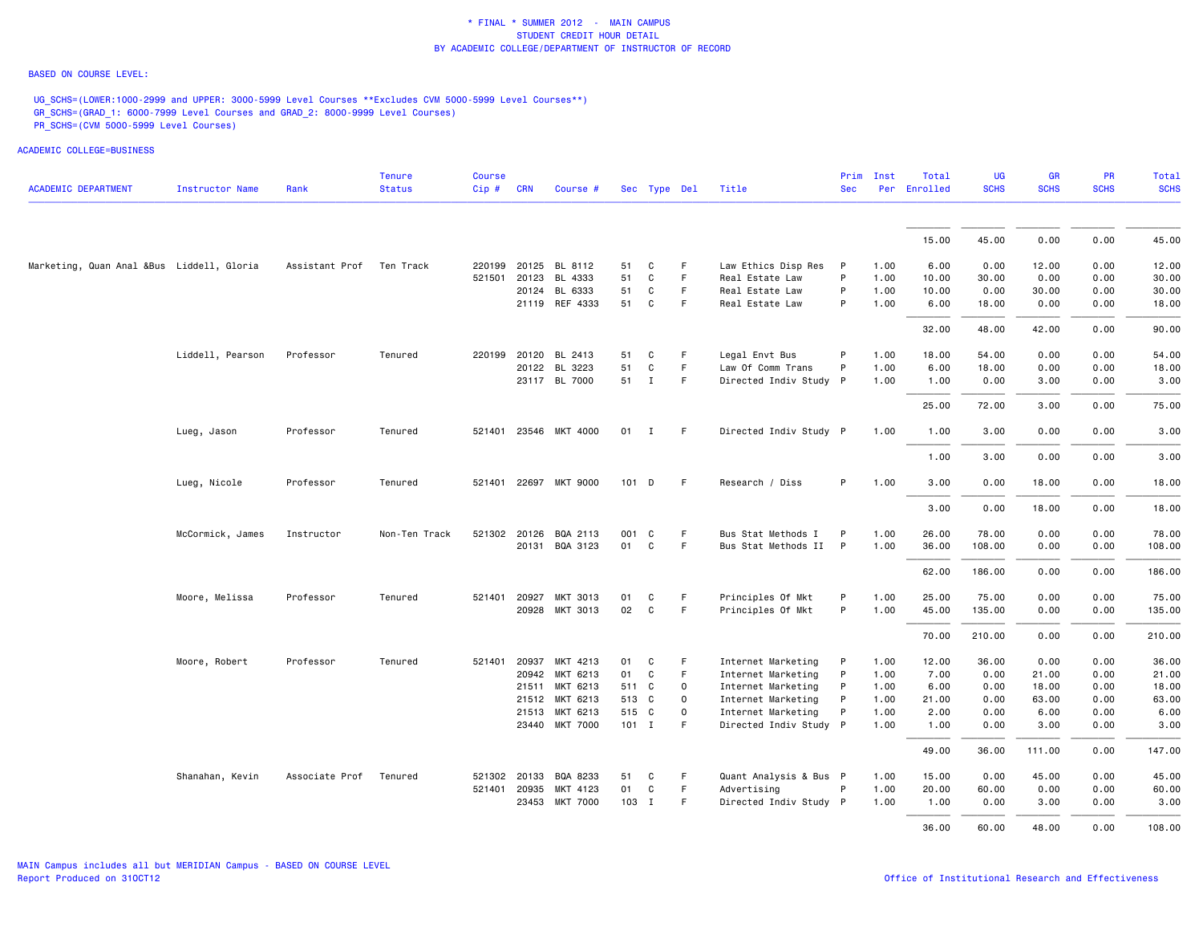\* FINAL \* SUMMER 2012 - MAIN CAMPUS
STUDENT CREDIT HOUR DETAIL
BY ACADEMIC COLLEGE/DEPARTMENT OF INSTRUCTOR OF RECORD

BASED ON COURSE LEVEL:

UG_SCHS=(LOWER:1000-2999 and UPPER: 3000-5999 Level Courses **Excludes CVM 5000-5999 Level Courses**)
GR_SCHS=(GRAD_1: 6000-7999 Level Courses and GRAD_2: 8000-9999 Level Courses)
PR_SCHS=(CVM 5000-5999 Level Courses)

ACADEMIC COLLEGE=BUSINESS

| ACADEMIC DEPARTMENT | Instructor Name | Rank | Tenure Status | Course Cip # | CRN | Course # | Sec | Type | Del | Title | Prim Sec | Inst Per | Total Enrolled | UG SCHS | GR SCHS | PR SCHS | Total SCHS |
|---|---|---|---|---|---|---|---|---|---|---|---|---|---|---|---|---|---|
| | | | | | | | | | | | | | 15.00 | 45.00 | 0.00 | 0.00 | 45.00 |
| Marketing, Quan Anal &Bus | Liddell, Gloria | Assistant Prof | Ten Track | 220199 | 20125 | BL 8112 | 51 | C | F | Law Ethics Disp Res | P | 1.00 | 6.00 | 0.00 | 12.00 | 0.00 | 12.00 |
| | | | | 521501 | 20123 | BL 4333 | 51 | C | F | Real Estate Law | P | 1.00 | 10.00 | 30.00 | 0.00 | 0.00 | 30.00 |
| | | | | | 20124 | BL 6333 | 51 | C | F | Real Estate Law | P | 1.00 | 10.00 | 0.00 | 30.00 | 0.00 | 30.00 |
| | | | | | 21119 | REF 4333 | 51 | C | F | Real Estate Law | P | 1.00 | 6.00 | 18.00 | 0.00 | 0.00 | 18.00 |
| | | | | | | | | | | | | | 32.00 | 48.00 | 42.00 | 0.00 | 90.00 |
| | Liddell, Pearson | Professor | Tenured | 220199 | 20120 | BL 2413 | 51 | C | F | Legal Envt Bus | P | 1.00 | 18.00 | 54.00 | 0.00 | 0.00 | 54.00 |
| | | | | | 20122 | BL 3223 | 51 | C | F | Law Of Comm Trans | P | 1.00 | 6.00 | 18.00 | 0.00 | 0.00 | 18.00 |
| | | | | | 23117 | BL 7000 | 51 | I | F | Directed Indiv Study | P | 1.00 | 1.00 | 0.00 | 3.00 | 0.00 | 3.00 |
| | | | | | | | | | | | | | 25.00 | 72.00 | 3.00 | 0.00 | 75.00 |
| | Lueg, Jason | Professor | Tenured | 521401 | 23546 | MKT 4000 | 01 | I | F | Directed Indiv Study | P | 1.00 | 1.00 | 3.00 | 0.00 | 0.00 | 3.00 |
| | | | | | | | | | | | | | 1.00 | 3.00 | 0.00 | 0.00 | 3.00 |
| | Lueg, Nicole | Professor | Tenured | 521401 | 22697 | MKT 9000 | 101 | D | F | Research / Diss | P | 1.00 | 3.00 | 0.00 | 18.00 | 0.00 | 18.00 |
| | | | | | | | | | | | | | 3.00 | 0.00 | 18.00 | 0.00 | 18.00 |
| | McCormick, James | Instructor | Non-Ten Track | 521302 | 20126 | BQA 2113 | 001 | C | F | Bus Stat Methods I | P | 1.00 | 26.00 | 78.00 | 0.00 | 0.00 | 78.00 |
| | | | | | 20131 | BQA 3123 | 01 | C | F | Bus Stat Methods II | P | 1.00 | 36.00 | 108.00 | 0.00 | 0.00 | 108.00 |
| | | | | | | | | | | | | | 62.00 | 186.00 | 0.00 | 0.00 | 186.00 |
| | Moore, Melissa | Professor | Tenured | 521401 | 20927 | MKT 3013 | 01 | C | F | Principles Of Mkt | P | 1.00 | 25.00 | 75.00 | 0.00 | 0.00 | 75.00 |
| | | | | | 20928 | MKT 3013 | 02 | C | F | Principles Of Mkt | P | 1.00 | 45.00 | 135.00 | 0.00 | 0.00 | 135.00 |
| | | | | | | | | | | | | | 70.00 | 210.00 | 0.00 | 0.00 | 210.00 |
| | Moore, Robert | Professor | Tenured | 521401 | 20937 | MKT 4213 | 01 | C | F | Internet Marketing | P | 1.00 | 12.00 | 36.00 | 0.00 | 0.00 | 36.00 |
| | | | | | 20942 | MKT 6213 | 01 | C | F | Internet Marketing | P | 1.00 | 7.00 | 0.00 | 21.00 | 0.00 | 21.00 |
| | | | | | 21511 | MKT 6213 | 511 | C | O | Internet Marketing | P | 1.00 | 6.00 | 0.00 | 18.00 | 0.00 | 18.00 |
| | | | | | 21512 | MKT 6213 | 513 | C | O | Internet Marketing | P | 1.00 | 21.00 | 0.00 | 63.00 | 0.00 | 63.00 |
| | | | | | 21513 | MKT 6213 | 515 | C | O | Internet Marketing | P | 1.00 | 2.00 | 0.00 | 6.00 | 0.00 | 6.00 |
| | | | | | 23440 | MKT 7000 | 101 | I | F | Directed Indiv Study | P | 1.00 | 1.00 | 0.00 | 3.00 | 0.00 | 3.00 |
| | | | | | | | | | | | | | 49.00 | 36.00 | 111.00 | 0.00 | 147.00 |
| | Shanahan, Kevin | Associate Prof | Tenured | 521302 | 20133 | BQA 8233 | 51 | C | F | Quant Analysis & Bus | P | 1.00 | 15.00 | 0.00 | 45.00 | 0.00 | 45.00 |
| | | | | 521401 | 20935 | MKT 4123 | 01 | C | F | Advertising | P | 1.00 | 20.00 | 60.00 | 0.00 | 0.00 | 60.00 |
| | | | | | 23453 | MKT 7000 | 103 | I | F | Directed Indiv Study | P | 1.00 | 1.00 | 0.00 | 3.00 | 0.00 | 3.00 |
| | | | | | | | | | | | | | 36.00 | 60.00 | 48.00 | 0.00 | 108.00 |

MAIN Campus includes all but MERIDIAN Campus - BASED ON COURSE LEVEL
Report Produced on 31OCT12

Office of Institutional Research and Effectiveness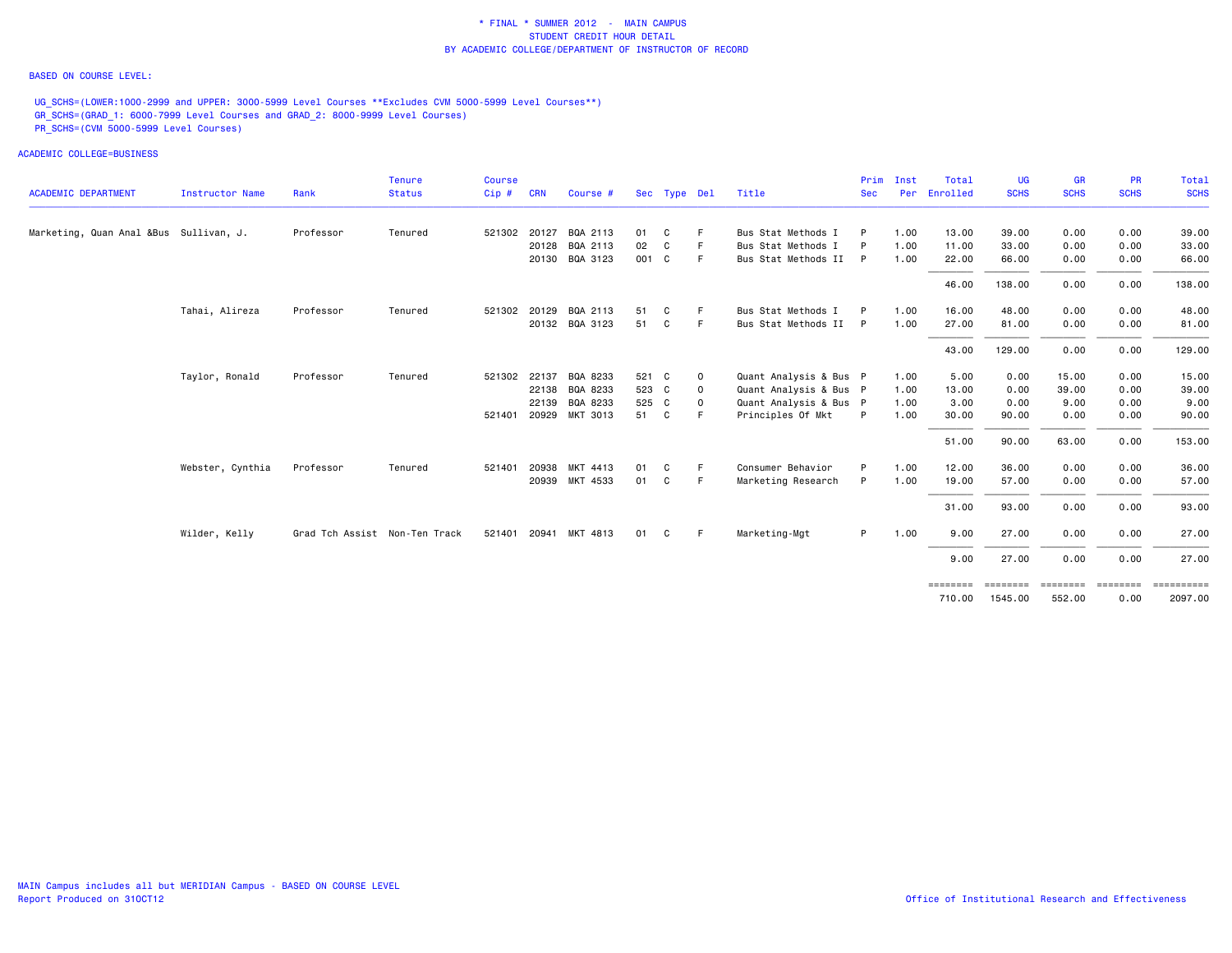\* FINAL \* SUMMER 2012 - MAIN CAMPUS
STUDENT CREDIT HOUR DETAIL
BY ACADEMIC COLLEGE/DEPARTMENT OF INSTRUCTOR OF RECORD

BASED ON COURSE LEVEL:

UG_SCHS=(LOWER:1000-2999 and UPPER: 3000-5999 Level Courses **Excludes CVM 5000-5999 Level Courses**)
GR_SCHS=(GRAD_1: 6000-7999 Level Courses and GRAD_2: 8000-9999 Level Courses)
PR_SCHS=(CVM 5000-5999 Level Courses)

ACADEMIC COLLEGE=BUSINESS

| ACADEMIC DEPARTMENT | Instructor Name | Rank | Tenure Status | Course Cip # | CRN | Course # | Sec | Type | Del | Title | Prim Sec | Inst Per | Total Enrolled | UG SCHS | GR SCHS | PR SCHS | Total SCHS |
|---|---|---|---|---|---|---|---|---|---|---|---|---|---|---|---|---|---|
| Marketing, Quan Anal &Bus | Sullivan, J. | Professor | Tenured | 521302 | 20127 | BQA 2113 | 01 | C | F | Bus Stat Methods I | P | 1.00 | 13.00 | 39.00 | 0.00 | 0.00 | 39.00 |
| | | | | | 20128 | BQA 2113 | 02 | C | F | Bus Stat Methods I | P | 1.00 | 11.00 | 33.00 | 0.00 | 0.00 | 33.00 |
| | | | | | 20130 | BQA 3123 | 001 | C | F | Bus Stat Methods II | P | 1.00 | 22.00 | 66.00 | 0.00 | 0.00 | 66.00 |
| | | | | | | | | | | | | | 46.00 | 138.00 | 0.00 | 0.00 | 138.00 |
| | Tahai, Alireza | Professor | Tenured | 521302 | 20129 | BQA 2113 | 51 | C | F | Bus Stat Methods I | P | 1.00 | 16.00 | 48.00 | 0.00 | 0.00 | 48.00 |
| | | | | | 20132 | BQA 3123 | 51 | C | F | Bus Stat Methods II | P | 1.00 | 27.00 | 81.00 | 0.00 | 0.00 | 81.00 |
| | | | | | | | | | | | | | 43.00 | 129.00 | 0.00 | 0.00 | 129.00 |
| | Taylor, Ronald | Professor | Tenured | 521302 | 22137 | BQA 8233 | 521 | C | O | Quant Analysis & Bus | P | 1.00 | 5.00 | 0.00 | 15.00 | 0.00 | 15.00 |
| | | | | | 22138 | BQA 8233 | 523 | C | O | Quant Analysis & Bus | P | 1.00 | 13.00 | 0.00 | 39.00 | 0.00 | 39.00 |
| | | | | | 22139 | BQA 8233 | 525 | C | O | Quant Analysis & Bus | P | 1.00 | 3.00 | 0.00 | 9.00 | 0.00 | 9.00 |
| | | | | 521401 | 20929 | MKT 3013 | 51 | C | F | Principles Of Mkt | P | 1.00 | 30.00 | 90.00 | 0.00 | 0.00 | 90.00 |
| | | | | | | | | | | | | | 51.00 | 90.00 | 63.00 | 0.00 | 153.00 |
| | Webster, Cynthia | Professor | Tenured | 521401 | 20938 | MKT 4413 | 01 | C | F | Consumer Behavior | P | 1.00 | 12.00 | 36.00 | 0.00 | 0.00 | 36.00 |
| | | | | | 20939 | MKT 4533 | 01 | C | F | Marketing Research | P | 1.00 | 19.00 | 57.00 | 0.00 | 0.00 | 57.00 |
| | | | | | | | | | | | | | 31.00 | 93.00 | 0.00 | 0.00 | 93.00 |
| | Wilder, Kelly | Grad Tch Assist | Non-Ten Track | 521401 | 20941 | MKT 4813 | 01 | C | F | Marketing-Mgt | P | 1.00 | 9.00 | 27.00 | 0.00 | 0.00 | 27.00 |
| | | | | | | | | | | | | | 9.00 | 27.00 | 0.00 | 0.00 | 27.00 |
| | | | | | | | | | | | | | 710.00 | 1545.00 | 552.00 | 0.00 | 2097.00 |

MAIN Campus includes all but MERIDIAN Campus - BASED ON COURSE LEVEL
Report Produced on 31OCT12

Office of Institutional Research and Effectiveness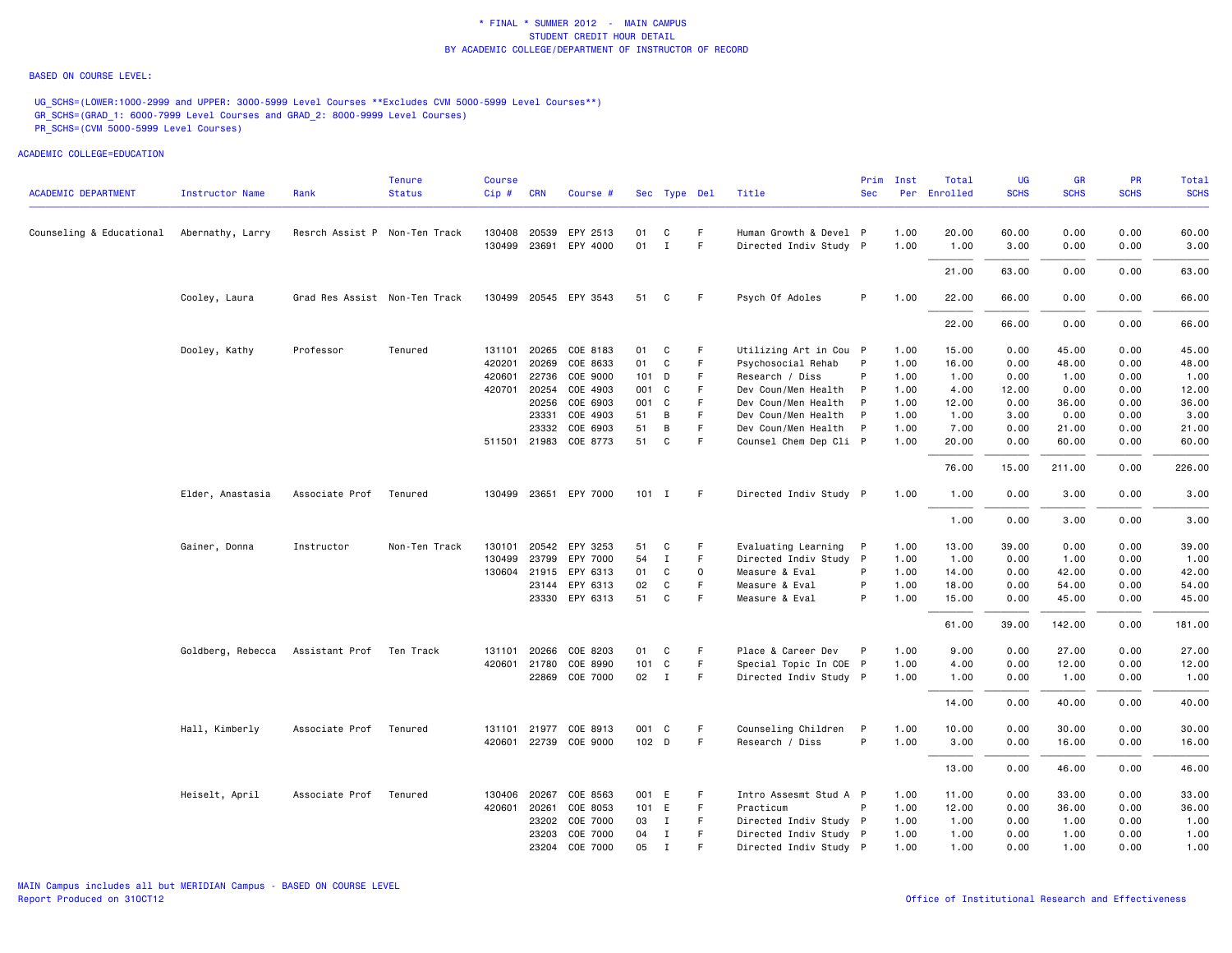\* FINAL \* SUMMER 2012 - MAIN CAMPUS
STUDENT CREDIT HOUR DETAIL
BY ACADEMIC COLLEGE/DEPARTMENT OF INSTRUCTOR OF RECORD

BASED ON COURSE LEVEL:

UG_SCHS=(LOWER:1000-2999 and UPPER: 3000-5999 Level Courses **Excludes CVM 5000-5999 Level Courses**)
GR_SCHS=(GRAD_1: 6000-7999 Level Courses and GRAD_2: 8000-9999 Level Courses)
PR_SCHS=(CVM 5000-5999 Level Courses)

ACADEMIC COLLEGE=EDUCATION

| ACADEMIC DEPARTMENT | Instructor Name | Rank | Tenure Status | Course Cip # | CRN | Course # | Sec | Type | Del | Title | Prim Sec | Inst Per | Total Enrolled | UG SCHS | GR SCHS | PR SCHS | Total SCHS |
|---|---|---|---|---|---|---|---|---|---|---|---|---|---|---|---|---|---|
| Counseling & Educational | Abernathy, Larry | Resrch Assist P | Non-Ten Track | 130408 | 20539 | EPY 2513 | 01 | C | F | Human Growth & Devel | P | 1.00 | 20.00 | 60.00 | 0.00 | 0.00 | 60.00 |
| | | | | 130499 | 23691 | EPY 4000 | 01 | I | F | Directed Indiv Study | P | 1.00 | 1.00 | 3.00 | 0.00 | 0.00 | 3.00 |
| | | | | | | | | | | | | | 21.00 | 63.00 | 0.00 | 0.00 | 63.00 |
| | Cooley, Laura | Grad Res Assist | Non-Ten Track | 130499 | 20545 | EPY 3543 | 51 | C | F | Psych Of Adoles | P | 1.00 | 22.00 | 66.00 | 0.00 | 0.00 | 66.00 |
| | | | | | | | | | | | | | 22.00 | 66.00 | 0.00 | 0.00 | 66.00 |
| | Dooley, Kathy | Professor | Tenured | 131101 | 20265 | COE 8183 | 01 | C | F | Utilizing Art in Cou | P | 1.00 | 15.00 | 0.00 | 45.00 | 0.00 | 45.00 |
| | | | | 420201 | 20269 | COE 8633 | 01 | C | F | Psychosocial Rehab | P | 1.00 | 16.00 | 0.00 | 48.00 | 0.00 | 48.00 |
| | | | | 420601 | 22736 | COE 9000 | 101 | D | F | Research / Diss | P | 1.00 | 1.00 | 0.00 | 1.00 | 0.00 | 1.00 |
| | | | | 420701 | 20254 | COE 4903 | 001 | C | F | Dev Coun/Men Health | P | 1.00 | 4.00 | 12.00 | 0.00 | 0.00 | 12.00 |
| | | | | | 20256 | COE 6903 | 001 | C | F | Dev Coun/Men Health | P | 1.00 | 12.00 | 0.00 | 36.00 | 0.00 | 36.00 |
| | | | | | 23331 | COE 4903 | 51 | B | F | Dev Coun/Men Health | P | 1.00 | 1.00 | 3.00 | 0.00 | 0.00 | 3.00 |
| | | | | | 23332 | COE 6903 | 51 | B | F | Dev Coun/Men Health | P | 1.00 | 7.00 | 0.00 | 21.00 | 0.00 | 21.00 |
| | | | | 511501 | 21983 | COE 8773 | 51 | C | F | Counsel Chem Dep Cli | P | 1.00 | 20.00 | 0.00 | 60.00 | 0.00 | 60.00 |
| | | | | | | | | | | | | | 76.00 | 15.00 | 211.00 | 0.00 | 226.00 |
| | Elder, Anastasia | Associate Prof | Tenured | 130499 | 23651 | EPY 7000 | 101 | I | F | Directed Indiv Study | P | 1.00 | 1.00 | 0.00 | 3.00 | 0.00 | 3.00 |
| | | | | | | | | | | | | | 1.00 | 0.00 | 3.00 | 0.00 | 3.00 |
| | Gainer, Donna | Instructor | Non-Ten Track | 130101 | 20542 | EPY 3253 | 51 | C | F | Evaluating Learning | P | 1.00 | 13.00 | 39.00 | 0.00 | 0.00 | 39.00 |
| | | | | 130499 | 23799 | EPY 7000 | 54 | I | F | Directed Indiv Study | P | 1.00 | 1.00 | 0.00 | 1.00 | 0.00 | 1.00 |
| | | | | 130604 | 21915 | EPY 6313 | 01 | C | O | Measure & Eval | P | 1.00 | 14.00 | 0.00 | 42.00 | 0.00 | 42.00 |
| | | | | | 23144 | EPY 6313 | 02 | C | F | Measure & Eval | P | 1.00 | 18.00 | 0.00 | 54.00 | 0.00 | 54.00 |
| | | | | | 23330 | EPY 6313 | 51 | C | F | Measure & Eval | P | 1.00 | 15.00 | 0.00 | 45.00 | 0.00 | 45.00 |
| | | | | | | | | | | | | | 61.00 | 39.00 | 142.00 | 0.00 | 181.00 |
| | Goldberg, Rebecca | Assistant Prof | Ten Track | 131101 | 20266 | COE 8203 | 01 | C | F | Place & Career Dev | P | 1.00 | 9.00 | 0.00 | 27.00 | 0.00 | 27.00 |
| | | | | 420601 | 21780 | COE 8990 | 101 | C | F | Special Topic In COE | P | 1.00 | 4.00 | 0.00 | 12.00 | 0.00 | 12.00 |
| | | | | | 22869 | COE 7000 | 02 | I | F | Directed Indiv Study | P | 1.00 | 1.00 | 0.00 | 1.00 | 0.00 | 1.00 |
| | | | | | | | | | | | | | 14.00 | 0.00 | 40.00 | 0.00 | 40.00 |
| | Hall, Kimberly | Associate Prof | Tenured | 131101 | 21977 | COE 8913 | 001 | C | F | Counseling Children | P | 1.00 | 10.00 | 0.00 | 30.00 | 0.00 | 30.00 |
| | | | | 420601 | 22739 | COE 9000 | 102 | D | F | Research / Diss | P | 1.00 | 3.00 | 0.00 | 16.00 | 0.00 | 16.00 |
| | | | | | | | | | | | | | 13.00 | 0.00 | 46.00 | 0.00 | 46.00 |
| | Heiselt, April | Associate Prof | Tenured | 130406 | 20267 | COE 8563 | 001 | E | F | Intro Assesmt Stud A | P | 1.00 | 11.00 | 0.00 | 33.00 | 0.00 | 33.00 |
| | | | | 420601 | 20261 | COE 8053 | 101 | E | F | Practicum | P | 1.00 | 12.00 | 0.00 | 36.00 | 0.00 | 36.00 |
| | | | | | 23202 | COE 7000 | 03 | I | F | Directed Indiv Study | P | 1.00 | 1.00 | 0.00 | 1.00 | 0.00 | 1.00 |
| | | | | | 23203 | COE 7000 | 04 | I | F | Directed Indiv Study | P | 1.00 | 1.00 | 0.00 | 1.00 | 0.00 | 1.00 |
| | | | | | 23204 | COE 7000 | 05 | I | F | Directed Indiv Study | P | 1.00 | 1.00 | 0.00 | 1.00 | 0.00 | 1.00 |

MAIN Campus includes all but MERIDIAN Campus - BASED ON COURSE LEVEL
Report Produced on 31OCT12

Office of Institutional Research and Effectiveness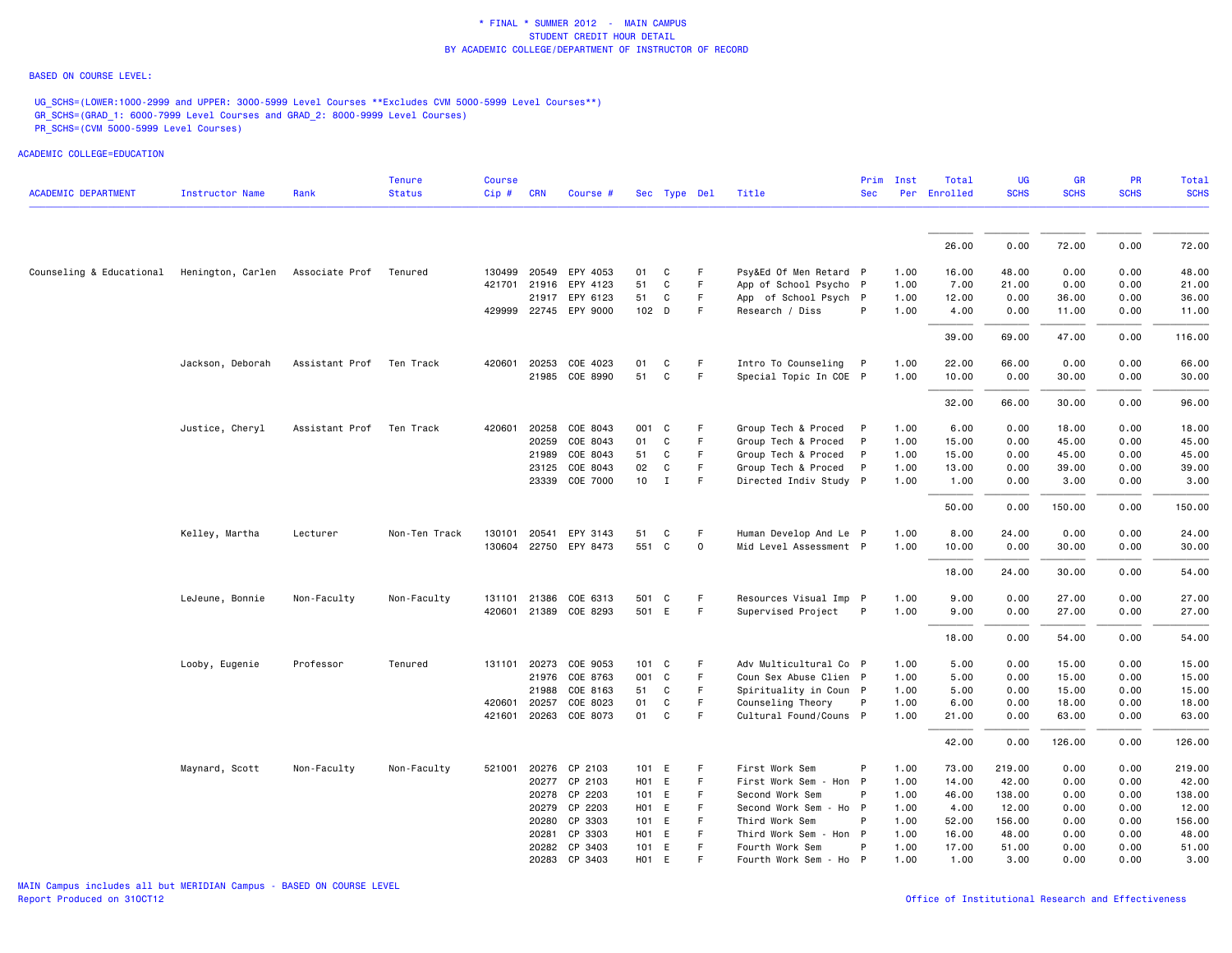\* FINAL \* SUMMER 2012 - MAIN CAMPUS
STUDENT CREDIT HOUR DETAIL
BY ACADEMIC COLLEGE/DEPARTMENT OF INSTRUCTOR OF RECORD

BASED ON COURSE LEVEL:

UG_SCHS=(LOWER:1000-2999 and UPPER: 3000-5999 Level Courses **Excludes CVM 5000-5999 Level Courses**)
GR_SCHS=(GRAD_1: 6000-7999 Level Courses and GRAD_2: 8000-9999 Level Courses)
PR_SCHS=(CVM 5000-5999 Level Courses)

ACADEMIC COLLEGE=EDUCATION

| ACADEMIC DEPARTMENT | Instructor Name | Rank | Tenure Status | Course Cip # | CRN | Course # | Sec | Type | Del | Title | Prim Sec | Inst Per | Total Enrolled | UG SCHS | GR SCHS | PR SCHS | Total SCHS |
|---|---|---|---|---|---|---|---|---|---|---|---|---|---|---|---|---|---|
| | | | | | | | | | | | | | 26.00 | 0.00 | 72.00 | 0.00 | 72.00 |
| Counseling & Educational | Henington, Carlen | Associate Prof | Tenured | 130499 | 20549 | EPY 4053 | 01 | C | F | Psy&Ed Of Men Retard | P | 1.00 | 16.00 | 48.00 | 0.00 | 0.00 | 48.00 |
| | | | | 421701 | 21916 | EPY 4123 | 51 | C | F | App of School Psycho | P | 1.00 | 7.00 | 21.00 | 0.00 | 0.00 | 21.00 |
| | | | | | 21917 | EPY 6123 | 51 | C | F | App of School Psych | P | 1.00 | 12.00 | 0.00 | 36.00 | 0.00 | 36.00 |
| | | | | 429999 | 22745 | EPY 9000 | 102 | D | F | Research / Diss | P | 1.00 | 4.00 | 0.00 | 11.00 | 0.00 | 11.00 |
| | | | | | | | | | | | | | 39.00 | 69.00 | 47.00 | 0.00 | 116.00 |
| | Jackson, Deborah | Assistant Prof | Ten Track | 420601 | 20253 | COE 4023 | 01 | C | F | Intro To Counseling | P | 1.00 | 22.00 | 66.00 | 0.00 | 0.00 | 66.00 |
| | | | | | 21985 | COE 8990 | 51 | C | F | Special Topic In COE | P | 1.00 | 10.00 | 0.00 | 30.00 | 0.00 | 30.00 |
| | | | | | | | | | | | | | 32.00 | 66.00 | 30.00 | 0.00 | 96.00 |
| | Justice, Cheryl | Assistant Prof | Ten Track | 420601 | 20258 | COE 8043 | 001 | C | F | Group Tech & Proced | P | 1.00 | 6.00 | 0.00 | 18.00 | 0.00 | 18.00 |
| | | | | | 20259 | COE 8043 | 01 | C | F | Group Tech & Proced | P | 1.00 | 15.00 | 0.00 | 45.00 | 0.00 | 45.00 |
| | | | | | 21989 | COE 8043 | 51 | C | F | Group Tech & Proced | P | 1.00 | 15.00 | 0.00 | 45.00 | 0.00 | 45.00 |
| | | | | | 23125 | COE 8043 | 02 | C | F | Group Tech & Proced | P | 1.00 | 13.00 | 0.00 | 39.00 | 0.00 | 39.00 |
| | | | | | 23339 | COE 7000 | 10 | I | F | Directed Indiv Study | P | 1.00 | 1.00 | 0.00 | 3.00 | 0.00 | 3.00 |
| | | | | | | | | | | | | | 50.00 | 0.00 | 150.00 | 0.00 | 150.00 |
| | Kelley, Martha | Lecturer | Non-Ten Track | 130101 | 20541 | EPY 3143 | 51 | C | F | Human Develop And Le | P | 1.00 | 8.00 | 24.00 | 0.00 | 0.00 | 24.00 |
| | | | | 130604 | 22750 | EPY 8473 | 551 | C | O | Mid Level Assessment | P | 1.00 | 10.00 | 0.00 | 30.00 | 0.00 | 30.00 |
| | | | | | | | | | | | | | 18.00 | 24.00 | 30.00 | 0.00 | 54.00 |
| | LeJeune, Bonnie | Non-Faculty | Non-Faculty | 131101 | 21386 | COE 6313 | 501 | C | F | Resources Visual Imp | P | 1.00 | 9.00 | 0.00 | 27.00 | 0.00 | 27.00 |
| | | | | 420601 | 21389 | COE 8293 | 501 | E | F | Supervised Project | P | 1.00 | 9.00 | 0.00 | 27.00 | 0.00 | 27.00 |
| | | | | | | | | | | | | | 18.00 | 0.00 | 54.00 | 0.00 | 54.00 |
| | Looby, Eugenie | Professor | Tenured | 131101 | 20273 | COE 9053 | 101 | C | F | Adv Multicultural Co | P | 1.00 | 5.00 | 0.00 | 15.00 | 0.00 | 15.00 |
| | | | | | 21976 | COE 8763 | 001 | C | F | Coun Sex Abuse Clien | P | 1.00 | 5.00 | 0.00 | 15.00 | 0.00 | 15.00 |
| | | | | | 21988 | COE 8163 | 51 | C | F | Spirituality in Coun | P | 1.00 | 5.00 | 0.00 | 15.00 | 0.00 | 15.00 |
| | | | | 420601 | 20257 | COE 8023 | 01 | C | F | Counseling Theory | P | 1.00 | 6.00 | 0.00 | 18.00 | 0.00 | 18.00 |
| | | | | 421601 | 20263 | COE 8073 | 01 | C | F | Cultural Found/Couns | P | 1.00 | 21.00 | 0.00 | 63.00 | 0.00 | 63.00 |
| | | | | | | | | | | | | | 42.00 | 0.00 | 126.00 | 0.00 | 126.00 |
| | Maynard, Scott | Non-Faculty | Non-Faculty | 521001 | 20276 | CP 2103 | 101 | E | F | First Work Sem | P | 1.00 | 73.00 | 219.00 | 0.00 | 0.00 | 219.00 |
| | | | | | 20277 | CP 2103 | H01 | E | F | First Work Sem - Hon | P | 1.00 | 14.00 | 42.00 | 0.00 | 0.00 | 42.00 |
| | | | | | 20278 | CP 2203 | 101 | E | F | Second Work Sem | P | 1.00 | 46.00 | 138.00 | 0.00 | 0.00 | 138.00 |
| | | | | | 20279 | CP 2203 | H01 | E | F | Second Work Sem - Ho | P | 1.00 | 4.00 | 12.00 | 0.00 | 0.00 | 12.00 |
| | | | | | 20280 | CP 3303 | 101 | E | F | Third Work Sem | P | 1.00 | 52.00 | 156.00 | 0.00 | 0.00 | 156.00 |
| | | | | | 20281 | CP 3303 | H01 | E | F | Third Work Sem - Hon | P | 1.00 | 16.00 | 48.00 | 0.00 | 0.00 | 48.00 |
| | | | | | 20282 | CP 3403 | 101 | E | F | Fourth Work Sem | P | 1.00 | 17.00 | 51.00 | 0.00 | 0.00 | 51.00 |
| | | | | | 20283 | CP 3403 | H01 | E | F | Fourth Work Sem - Ho | P | 1.00 | 1.00 | 3.00 | 0.00 | 0.00 | 3.00 |

MAIN Campus includes all but MERIDIAN Campus - BASED ON COURSE LEVEL
Report Produced on 31OCT12

Office of Institutional Research and Effectiveness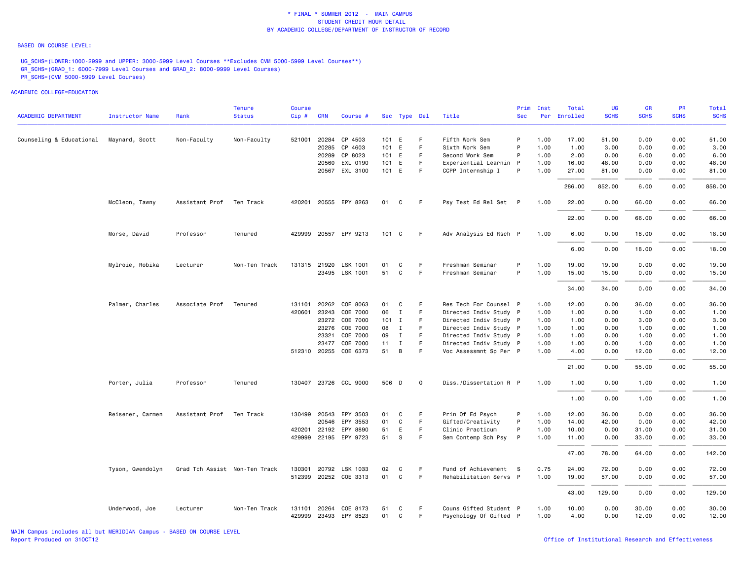\* FINAL \* SUMMER 2012 - MAIN CAMPUS
STUDENT CREDIT HOUR DETAIL
BY ACADEMIC COLLEGE/DEPARTMENT OF INSTRUCTOR OF RECORD

BASED ON COURSE LEVEL:

UG_SCHS=(LOWER:1000-2999 and UPPER: 3000-5999 Level Courses **Excludes CVM 5000-5999 Level Courses**)
GR_SCHS=(GRAD_1: 6000-7999 Level Courses and GRAD_2: 8000-9999 Level Courses)
PR_SCHS=(CVM 5000-5999 Level Courses)

ACADEMIC COLLEGE=EDUCATION

| ACADEMIC DEPARTMENT | Instructor Name | Rank | Tenure Status | Course Cip # | CRN | Course # | Sec | Type | Del | Title | Prim Sec | Inst Per | Total Enrolled | UG SCHS | GR SCHS | PR SCHS | Total SCHS |
|---|---|---|---|---|---|---|---|---|---|---|---|---|---|---|---|---|---|
| Counseling & Educational | Maynard, Scott | Non-Faculty | Non-Faculty | 521001 | 20284 | CP 4503 | 101 | E | F | Fifth Work Sem | P | 1.00 | 17.00 | 51.00 | 0.00 | 0.00 | 51.00 |
| | | | | | 20285 | CP 4603 | 101 | E | F | Sixth Work Sem | P | 1.00 | 1.00 | 3.00 | 0.00 | 0.00 | 3.00 |
| | | | | | 20289 | CP 8023 | 101 | E | F | Second Work Sem | P | 1.00 | 2.00 | 0.00 | 6.00 | 0.00 | 6.00 |
| | | | | | 20560 | EXL 0190 | 101 | E | F | Experiential Learnin | P | 1.00 | 16.00 | 48.00 | 0.00 | 0.00 | 48.00 |
| | | | | | 20567 | EXL 3100 | 101 | E | F | CCPP Internship I | P | 1.00 | 27.00 | 81.00 | 0.00 | 0.00 | 81.00 |
| | | | | | | | | | | | | | 286.00 | 852.00 | 6.00 | 0.00 | 858.00 |
| | McCleon, Tawny | Assistant Prof | Ten Track | 420201 | 20555 | EPY 8263 | 01 | C | F | Psy Test Ed Rel Set | P | 1.00 | 22.00 | 0.00 | 66.00 | 0.00 | 66.00 |
| | | | | | | | | | | | | | 22.00 | 0.00 | 66.00 | 0.00 | 66.00 |
| | Morse, David | Professor | Tenured | 429999 | 20557 | EPY 9213 | 101 | C | F | Adv Analysis Ed Rsch | P | 1.00 | 6.00 | 0.00 | 18.00 | 0.00 | 18.00 |
| | | | | | | | | | | | | | 6.00 | 0.00 | 18.00 | 0.00 | 18.00 |
| | Mylroie, Robika | Lecturer | Non-Ten Track | 131315 | 21920 | LSK 1001 | 01 | C | F | Freshman Seminar | P | 1.00 | 19.00 | 19.00 | 0.00 | 0.00 | 19.00 |
| | | | | | 23495 | LSK 1001 | 51 | C | F | Freshman Seminar | P | 1.00 | 15.00 | 15.00 | 0.00 | 0.00 | 15.00 |
| | | | | | | | | | | | | | 34.00 | 34.00 | 0.00 | 0.00 | 34.00 |
| | Palmer, Charles | Associate Prof | Tenured | 131101 | 20262 | COE 8063 | 01 | C | F | Res Tech For Counsel | P | 1.00 | 12.00 | 0.00 | 36.00 | 0.00 | 36.00 |
| | | | | 420601 | 23243 | COE 7000 | 06 | I | F | Directed Indiv Study | P | 1.00 | 1.00 | 0.00 | 1.00 | 0.00 | 1.00 |
| | | | | | 23272 | COE 7000 | 101 | I | F | Directed Indiv Study | P | 1.00 | 1.00 | 0.00 | 3.00 | 0.00 | 3.00 |
| | | | | | 23276 | COE 7000 | 08 | I | F | Directed Indiv Study | P | 1.00 | 1.00 | 0.00 | 1.00 | 0.00 | 1.00 |
| | | | | | 23321 | COE 7000 | 09 | I | F | Directed Indiv Study | P | 1.00 | 1.00 | 0.00 | 1.00 | 0.00 | 1.00 |
| | | | | | 23477 | COE 7000 | 11 | I | F | Directed Indiv Study | P | 1.00 | 1.00 | 0.00 | 1.00 | 0.00 | 1.00 |
| | | | | 512310 | 20255 | COE 6373 | 51 | B | F | Voc Assessmnt Sp Per | P | 1.00 | 4.00 | 0.00 | 12.00 | 0.00 | 12.00 |
| | | | | | | | | | | | | | 21.00 | 0.00 | 55.00 | 0.00 | 55.00 |
| | Porter, Julia | Professor | Tenured | 130407 | 23726 | CCL 9000 | 506 | D | O | Diss./Dissertation R | P | 1.00 | 1.00 | 0.00 | 1.00 | 0.00 | 1.00 |
| | | | | | | | | | | | | | 1.00 | 0.00 | 1.00 | 0.00 | 1.00 |
| | Reisener, Carmen | Assistant Prof | Ten Track | 130499 | 20543 | EPY 3503 | 01 | C | F | Prin Of Ed Psych | P | 1.00 | 12.00 | 36.00 | 0.00 | 0.00 | 36.00 |
| | | | | | 20546 | EPY 3553 | 01 | C | F | Gifted/Creativity | P | 1.00 | 14.00 | 42.00 | 0.00 | 0.00 | 42.00 |
| | | | | 420201 | 22192 | EPY 8890 | 51 | E | F | Clinic Practicum | P | 1.00 | 10.00 | 0.00 | 31.00 | 0.00 | 31.00 |
| | | | | 429999 | 22195 | EPY 9723 | 51 | S | F | Sem Contemp Sch Psy | P | 1.00 | 11.00 | 0.00 | 33.00 | 0.00 | 33.00 |
| | | | | | | | | | | | | | 47.00 | 78.00 | 64.00 | 0.00 | 142.00 |
| | Tyson, Gwendolyn | Grad Tch Assist | Non-Ten Track | 130301 | 20792 | LSK 1033 | 02 | C | F | Fund of Achievement | S | 0.75 | 24.00 | 72.00 | 0.00 | 0.00 | 72.00 |
| | | | | 512399 | 20252 | COE 3313 | 01 | C | F | Rehabilitation Servs | P | 1.00 | 19.00 | 57.00 | 0.00 | 0.00 | 57.00 |
| | | | | | | | | | | | | | 43.00 | 129.00 | 0.00 | 0.00 | 129.00 |
| | Underwood, Joe | Lecturer | Non-Ten Track | 131101 | 20264 | COE 8173 | 51 | C | F | Couns Gifted Student | P | 1.00 | 10.00 | 0.00 | 30.00 | 0.00 | 30.00 |
| | | | | 429999 | 23493 | EPY 8523 | 01 | C | F | Psychology Of Gifted | P | 1.00 | 4.00 | 0.00 | 12.00 | 0.00 | 12.00 |

MAIN Campus includes all but MERIDIAN Campus - BASED ON COURSE LEVEL
Report Produced on 31OCT12

Office of Institutional Research and Effectiveness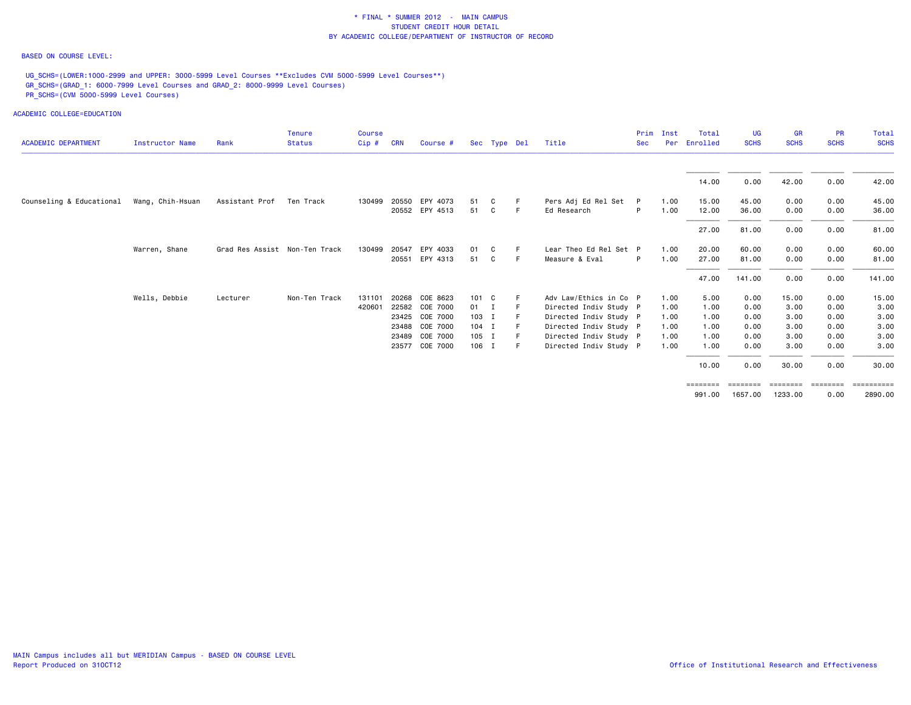\* FINAL \* SUMMER 2012 - MAIN CAMPUS
STUDENT CREDIT HOUR DETAIL
BY ACADEMIC COLLEGE/DEPARTMENT OF INSTRUCTOR OF RECORD

BASED ON COURSE LEVEL:

UG_SCHS=(LOWER:1000-2999 and UPPER: 3000-5999 Level Courses **Excludes CVM 5000-5999 Level Courses**)
GR_SCHS=(GRAD_1: 6000-7999 Level Courses and GRAD_2: 8000-9999 Level Courses)
PR_SCHS=(CVM 5000-5999 Level Courses)

ACADEMIC COLLEGE=EDUCATION

| ACADEMIC DEPARTMENT | Instructor Name | Rank | Tenure Status | Course Cip # | CRN | Course # | Sec | Type | Del | Title | Prim Sec | Inst Per | Total Enrolled | UG SCHS | GR SCHS | PR SCHS | Total SCHS |
|---|---|---|---|---|---|---|---|---|---|---|---|---|---|---|---|---|---|
| | | | | | | | | | | | | | 14.00 | 0.00 | 42.00 | 0.00 | 42.00 |
| Counseling & Educational | Wang, Chih-Hsuan | Assistant Prof | Ten Track | 130499 | 20550 | EPY 4073 | 51 | C | F | Pers Adj Ed Rel Set | P | 1.00 | 15.00 | 45.00 | 0.00 | 0.00 | 45.00 |
| | | | | | 20552 | EPY 4513 | 51 | C | F | Ed Research | P | 1.00 | 12.00 | 36.00 | 0.00 | 0.00 | 36.00 |
| | | | | | | | | | | | | | 27.00 | 81.00 | 0.00 | 0.00 | 81.00 |
| | Warren, Shane | Grad Res Assist | Non-Ten Track | 130499 | 20547 | EPY 4033 | 01 | C | F | Lear Theo Ed Rel Set | P | 1.00 | 20.00 | 60.00 | 0.00 | 0.00 | 60.00 |
| | | | | | 20551 | EPY 4313 | 51 | C | F | Measure & Eval | P | 1.00 | 27.00 | 81.00 | 0.00 | 0.00 | 81.00 |
| | | | | | | | | | | | | | 47.00 | 141.00 | 0.00 | 0.00 | 141.00 |
| | Wells, Debbie | Lecturer | Non-Ten Track | 131101 | 20268 | COE 8623 | 101 | C | F | Adv Law/Ethics in Co | P | 1.00 | 5.00 | 0.00 | 15.00 | 0.00 | 15.00 |
| | | | | 420601 | 22582 | COE 7000 | 01 | I | F | Directed Indiv Study | P | 1.00 | 1.00 | 0.00 | 3.00 | 0.00 | 3.00 |
| | | | | | 23425 | COE 7000 | 103 | I | F | Directed Indiv Study | P | 1.00 | 1.00 | 0.00 | 3.00 | 0.00 | 3.00 |
| | | | | | 23488 | COE 7000 | 104 | I | F | Directed Indiv Study | P | 1.00 | 1.00 | 0.00 | 3.00 | 0.00 | 3.00 |
| | | | | | 23489 | COE 7000 | 105 | I | F | Directed Indiv Study | P | 1.00 | 1.00 | 0.00 | 3.00 | 0.00 | 3.00 |
| | | | | | 23577 | COE 7000 | 106 | I | F | Directed Indiv Study | P | 1.00 | 1.00 | 0.00 | 3.00 | 0.00 | 3.00 |
| | | | | | | | | | | | | | 10.00 | 0.00 | 30.00 | 0.00 | 30.00 |
| | | | | | | | | | | | | | 991.00 | 1657.00 | 1233.00 | 0.00 | 2890.00 |

MAIN Campus includes all but MERIDIAN Campus - BASED ON COURSE LEVEL
Report Produced on 31OCT12

Office of Institutional Research and Effectiveness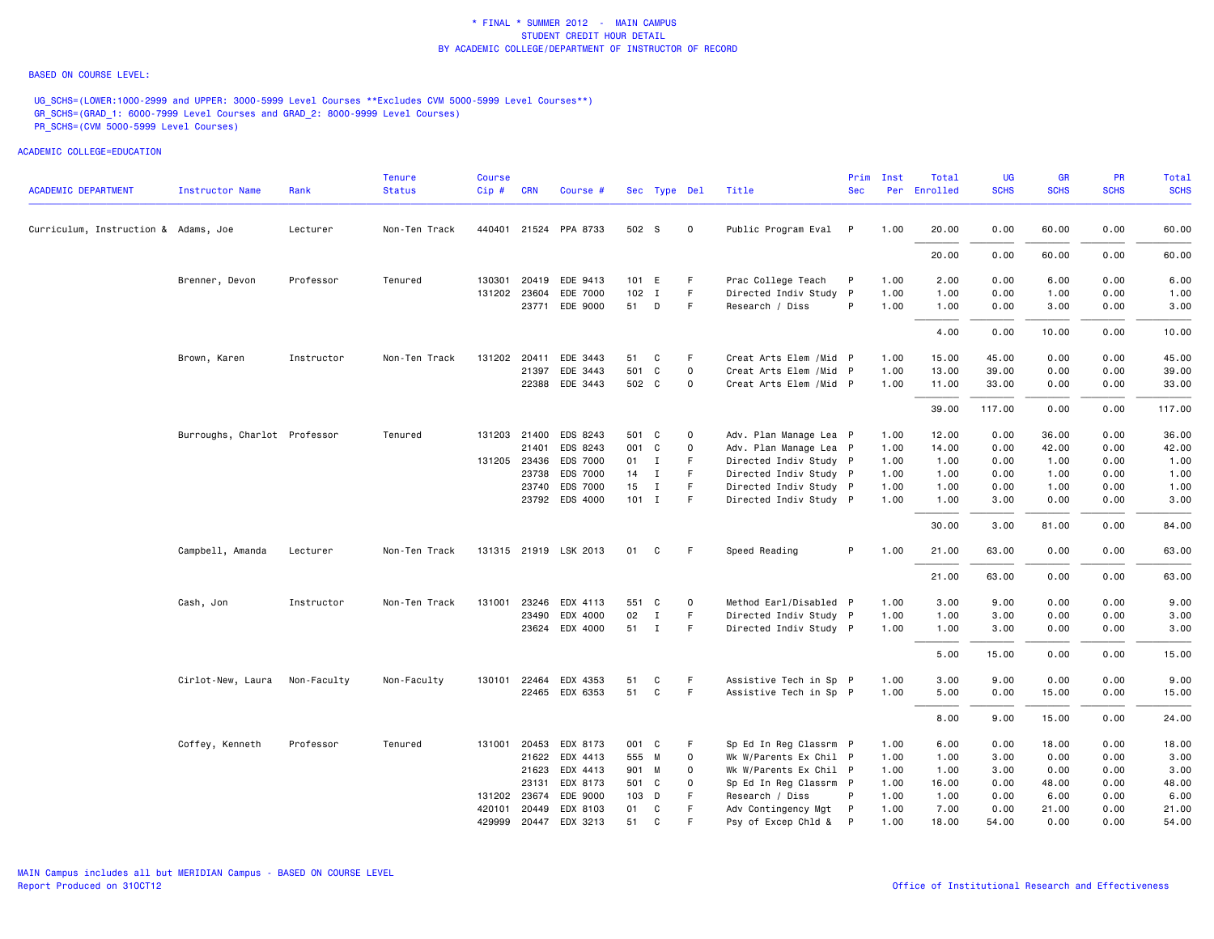\* FINAL \* SUMMER 2012 - MAIN CAMPUS
STUDENT CREDIT HOUR DETAIL
BY ACADEMIC COLLEGE/DEPARTMENT OF INSTRUCTOR OF RECORD

BASED ON COURSE LEVEL:

UG_SCHS=(LOWER:1000-2999 and UPPER: 3000-5999 Level Courses **Excludes CVM 5000-5999 Level Courses**)
GR_SCHS=(GRAD_1: 6000-7999 Level Courses and GRAD_2: 8000-9999 Level Courses)
PR_SCHS=(CVM 5000-5999 Level Courses)

ACADEMIC COLLEGE=EDUCATION

| ACADEMIC DEPARTMENT | Instructor Name | Rank | Tenure Status | Course Cip # | CRN | Course # | Sec | Type | Del | Title | Prim Sec | Inst Per | Total Enrolled | UG SCHS | GR SCHS | PR SCHS | Total SCHS |
|---|---|---|---|---|---|---|---|---|---|---|---|---|---|---|---|---|---|
| Curriculum, Instruction & | Adams, Joe | Lecturer | Non-Ten Track | 440401 | 21524 | PPA 8733 | 502 | S | O | Public Program Eval | P | 1.00 | 20.00 | 0.00 | 60.00 | 0.00 | 60.00 |
| | | | | | | | | | | | | | 20.00 | 0.00 | 60.00 | 0.00 | 60.00 |
| | Brenner, Devon | Professor | Tenured | 130301 | 20419 | EDE 9413 | 101 | E | F | Prac College Teach | P | 1.00 | 2.00 | 0.00 | 6.00 | 0.00 | 6.00 |
| | | | | 131202 | 23604 | EDE 7000 | 102 | I | F | Directed Indiv Study | P | 1.00 | 1.00 | 0.00 | 1.00 | 0.00 | 1.00 |
| | | | | | 23771 | EDE 9000 | 51 | D | F | Research / Diss | P | 1.00 | 1.00 | 0.00 | 3.00 | 0.00 | 3.00 |
| | | | | | | | | | | | | | 4.00 | 0.00 | 10.00 | 0.00 | 10.00 |
| | Brown, Karen | Instructor | Non-Ten Track | 131202 | 20411 | EDE 3443 | 51 | C | F | Creat Arts Elem /Mid | P | 1.00 | 15.00 | 45.00 | 0.00 | 0.00 | 45.00 |
| | | | | | 21397 | EDE 3443 | 501 | C | O | Creat Arts Elem /Mid | P | 1.00 | 13.00 | 39.00 | 0.00 | 0.00 | 39.00 |
| | | | | | 22388 | EDE 3443 | 502 | C | O | Creat Arts Elem /Mid | P | 1.00 | 11.00 | 33.00 | 0.00 | 0.00 | 33.00 |
| | | | | | | | | | | | | | 39.00 | 117.00 | 0.00 | 0.00 | 117.00 |
| | Burroughs, Charlot | Professor | Tenured | 131203 | 21400 | EDS 8243 | 501 | C | O | Adv. Plan Manage Lea | P | 1.00 | 12.00 | 0.00 | 36.00 | 0.00 | 36.00 |
| | | | | | 21401 | EDS 8243 | 001 | C | O | Adv. Plan Manage Lea | P | 1.00 | 14.00 | 0.00 | 42.00 | 0.00 | 42.00 |
| | | | | 131205 | 23436 | EDS 7000 | 01 | I | F | Directed Indiv Study | P | 1.00 | 1.00 | 0.00 | 1.00 | 0.00 | 1.00 |
| | | | | | 23738 | EDS 7000 | 14 | I | F | Directed Indiv Study | P | 1.00 | 1.00 | 0.00 | 1.00 | 0.00 | 1.00 |
| | | | | | 23740 | EDS 7000 | 15 | I | F | Directed Indiv Study | P | 1.00 | 1.00 | 0.00 | 1.00 | 0.00 | 1.00 |
| | | | | | 23792 | EDS 4000 | 101 | I | F | Directed Indiv Study | P | 1.00 | 1.00 | 3.00 | 0.00 | 0.00 | 3.00 |
| | | | | | | | | | | | | | 30.00 | 3.00 | 81.00 | 0.00 | 84.00 |
| | Campbell, Amanda | Lecturer | Non-Ten Track | 131315 | 21919 | LSK 2013 | 01 | C | F | Speed Reading | P | 1.00 | 21.00 | 63.00 | 0.00 | 0.00 | 63.00 |
| | | | | | | | | | | | | | 21.00 | 63.00 | 0.00 | 0.00 | 63.00 |
| | Cash, Jon | Instructor | Non-Ten Track | 131001 | 23246 | EDX 4113 | 551 | C | O | Method Earl/Disabled | P | 1.00 | 3.00 | 9.00 | 0.00 | 0.00 | 9.00 |
| | | | | | 23490 | EDX 4000 | 02 | I | F | Directed Indiv Study | P | 1.00 | 1.00 | 3.00 | 0.00 | 0.00 | 3.00 |
| | | | | | 23624 | EDX 4000 | 51 | I | F | Directed Indiv Study | P | 1.00 | 1.00 | 3.00 | 0.00 | 0.00 | 3.00 |
| | | | | | | | | | | | | | 5.00 | 15.00 | 0.00 | 0.00 | 15.00 |
| | Cirlot-New, Laura | Non-Faculty | Non-Faculty | 130101 | 22464 | EDX 4353 | 51 | C | F | Assistive Tech in Sp | P | 1.00 | 3.00 | 9.00 | 0.00 | 0.00 | 9.00 |
| | | | | | 22465 | EDX 6353 | 51 | C | F | Assistive Tech in Sp | P | 1.00 | 5.00 | 0.00 | 15.00 | 0.00 | 15.00 |
| | | | | | | | | | | | | | 8.00 | 9.00 | 15.00 | 0.00 | 24.00 |
| | Coffey, Kenneth | Professor | Tenured | 131001 | 20453 | EDX 8173 | 001 | C | F | Sp Ed In Reg Classrm | P | 1.00 | 6.00 | 0.00 | 18.00 | 0.00 | 18.00 |
| | | | | | 21622 | EDX 4413 | 555 | M | O | Wk W/Parents Ex Chil | P | 1.00 | 1.00 | 3.00 | 0.00 | 0.00 | 3.00 |
| | | | | | 21623 | EDX 4413 | 901 | M | O | Wk W/Parents Ex Chil | P | 1.00 | 1.00 | 3.00 | 0.00 | 0.00 | 3.00 |
| | | | | | 23131 | EDX 8173 | 501 | C | O | Sp Ed In Reg Classrm | P | 1.00 | 16.00 | 0.00 | 48.00 | 0.00 | 48.00 |
| | | | | 131202 | 23674 | EDE 9000 | 103 | D | F | Research / Diss | P | 1.00 | 1.00 | 0.00 | 6.00 | 0.00 | 6.00 |
| | | | | 420101 | 20449 | EDX 8103 | 01 | C | F | Adv Contingency Mgt | P | 1.00 | 7.00 | 0.00 | 21.00 | 0.00 | 21.00 |
| | | | | 429999 | 20447 | EDX 3213 | 51 | C | F | Psy of Excep Chld & | P | 1.00 | 18.00 | 54.00 | 0.00 | 0.00 | 54.00 |

MAIN Campus includes all but MERIDIAN Campus - BASED ON COURSE LEVEL
Report Produced on 31OCT12

Office of Institutional Research and Effectiveness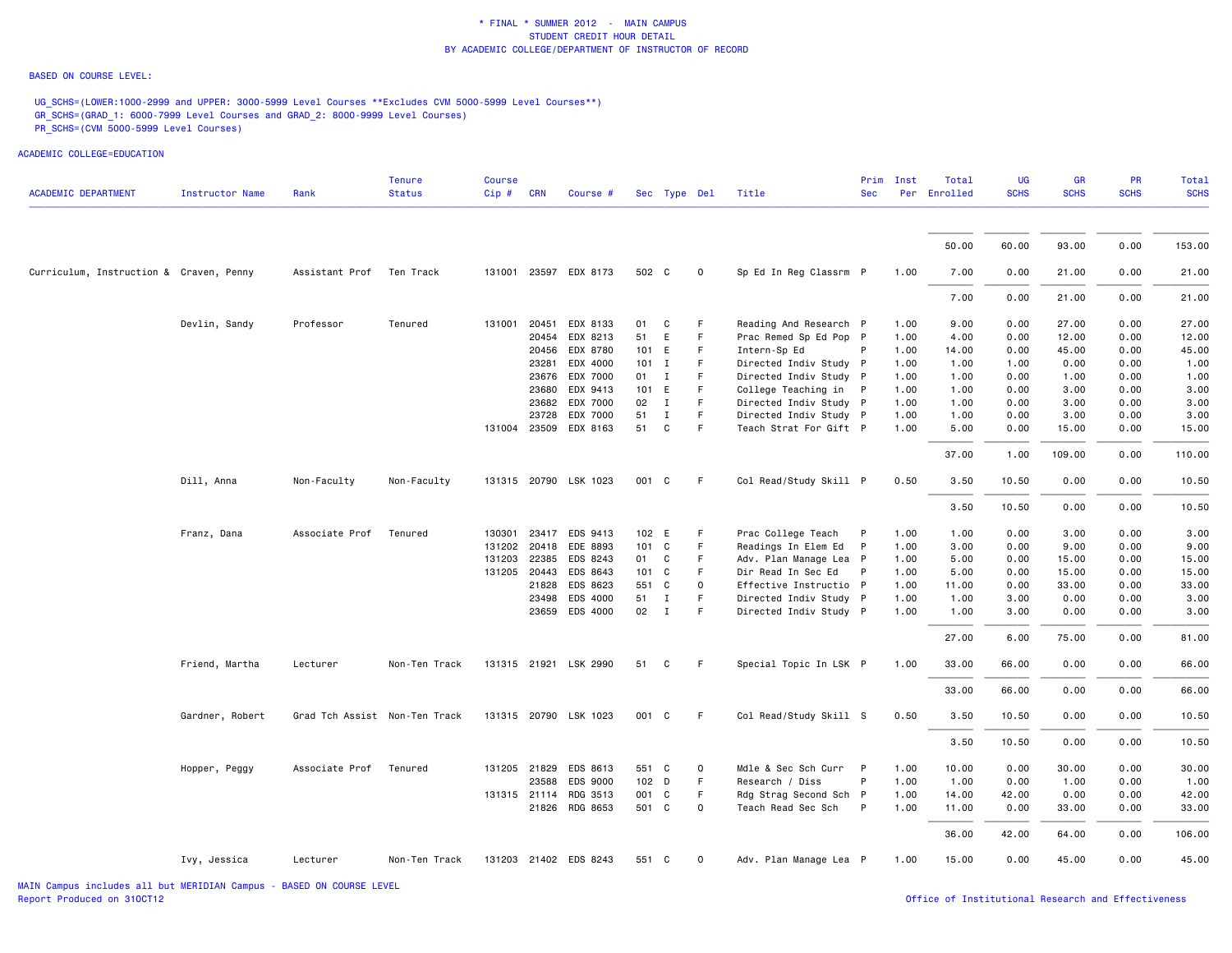**\* FINAL \* SUMMER 2012 - MAIN CAMPUS**
**STUDENT CREDIT HOUR DETAIL**
**BY ACADEMIC COLLEGE/DEPARTMENT OF INSTRUCTOR OF RECORD**

BASED ON COURSE LEVEL:

UG_SCHS=(LOWER:1000-2999 and UPPER: 3000-5999 Level Courses **Excludes CVM 5000-5999 Level Courses**)
GR_SCHS=(GRAD_1: 6000-7999 Level Courses and GRAD_2: 8000-9999 Level Courses)
PR_SCHS=(CVM 5000-5999 Level Courses)

ACADEMIC COLLEGE=EDUCATION

| ACADEMIC DEPARTMENT | Instructor Name | Rank | Tenure Status | Course Cip # | CRN | Course # | Sec | Type | Del | Title | Prim Sec | Inst Per | Total Enrolled | UG SCHS | GR SCHS | PR SCHS | Total SCHS |
|---|---|---|---|---|---|---|---|---|---|---|---|---|---|---|---|---|---|
| | | | | | | | | | | | | | 50.00 | 60.00 | 93.00 | 0.00 | 153.00 |
| Curriculum, Instruction & | Craven, Penny | Assistant Prof | Ten Track | 131001 | 23597 | EDX 8173 | 502 | C | O | Sp Ed In Reg Classrm | P | 1.00 | 7.00 | 0.00 | 21.00 | 0.00 | 21.00 |
| | | | | | | | | | | | | | 7.00 | 0.00 | 21.00 | 0.00 | 21.00 |
| | Devlin, Sandy | Professor | Tenured | 131001 | 20451 | EDX 8133 | 01 | C | F | Reading And Research | P | 1.00 | 9.00 | 0.00 | 27.00 | 0.00 | 27.00 |
| | | | | | 20454 | EDX 8213 | 51 | E | F | Prac Remed Sp Ed Pop | P | 1.00 | 4.00 | 0.00 | 12.00 | 0.00 | 12.00 |
| | | | | | 20456 | EDX 8780 | 101 | E | F | Intern-Sp Ed | P | 1.00 | 14.00 | 0.00 | 45.00 | 0.00 | 45.00 |
| | | | | | 23281 | EDX 4000 | 101 | I | F | Directed Indiv Study | P | 1.00 | 1.00 | 1.00 | 0.00 | 0.00 | 1.00 |
| | | | | | 23676 | EDX 7000 | 01 | I | F | Directed Indiv Study | P | 1.00 | 1.00 | 0.00 | 1.00 | 0.00 | 1.00 |
| | | | | | 23680 | EDX 9413 | 101 | E | F | College Teaching in | P | 1.00 | 1.00 | 0.00 | 3.00 | 0.00 | 3.00 |
| | | | | | 23682 | EDX 7000 | 02 | I | F | Directed Indiv Study | P | 1.00 | 1.00 | 0.00 | 3.00 | 0.00 | 3.00 |
| | | | | | 23728 | EDX 7000 | 51 | I | F | Directed Indiv Study | P | 1.00 | 1.00 | 0.00 | 3.00 | 0.00 | 3.00 |
| | | | | 131004 | 23509 | EDX 8163 | 51 | C | F | Teach Strat For Gift | P | 1.00 | 5.00 | 0.00 | 15.00 | 0.00 | 15.00 |
| | | | | | | | | | | | | | 37.00 | 1.00 | 109.00 | 0.00 | 110.00 |
| | Dill, Anna | Non-Faculty | Non-Faculty | 131315 | 20790 | LSK 1023 | 001 | C | F | Col Read/Study Skill | P | 0.50 | 3.50 | 10.50 | 0.00 | 0.00 | 10.50 |
| | | | | | | | | | | | | | 3.50 | 10.50 | 0.00 | 0.00 | 10.50 |
| | Franz, Dana | Associate Prof | Tenured | 130301 | 23417 | EDS 9413 | 102 | E | F | Prac College Teach | P | 1.00 | 1.00 | 0.00 | 3.00 | 0.00 | 3.00 |
| | | | | 131202 | 20418 | EDE 8893 | 101 | C | F | Readings In Elem Ed | P | 1.00 | 3.00 | 0.00 | 9.00 | 0.00 | 9.00 |
| | | | | 131203 | 22385 | EDS 8243 | 01 | C | F | Adv. Plan Manage Lea | P | 1.00 | 5.00 | 0.00 | 15.00 | 0.00 | 15.00 |
| | | | | 131205 | 20443 | EDS 8643 | 101 | C | F | Dir Read In Sec Ed | P | 1.00 | 5.00 | 0.00 | 15.00 | 0.00 | 15.00 |
| | | | | | 21828 | EDS 8623 | 551 | C | O | Effective Instructio | P | 1.00 | 11.00 | 0.00 | 33.00 | 0.00 | 33.00 |
| | | | | | 23498 | EDS 4000 | 51 | I | F | Directed Indiv Study | P | 1.00 | 1.00 | 3.00 | 0.00 | 0.00 | 3.00 |
| | | | | | 23659 | EDS 4000 | 02 | I | F | Directed Indiv Study | P | 1.00 | 1.00 | 3.00 | 0.00 | 0.00 | 3.00 |
| | | | | | | | | | | | | | 27.00 | 6.00 | 75.00 | 0.00 | 81.00 |
| | Friend, Martha | Lecturer | Non-Ten Track | 131315 | 21921 | LSK 2990 | 51 | C | F | Special Topic In LSK | P | 1.00 | 33.00 | 66.00 | 0.00 | 0.00 | 66.00 |
| | | | | | | | | | | | | | 33.00 | 66.00 | 0.00 | 0.00 | 66.00 |
| | Gardner, Robert | Grad Tch Assist | Non-Ten Track | 131315 | 20790 | LSK 1023 | 001 | C | F | Col Read/Study Skill | S | 0.50 | 3.50 | 10.50 | 0.00 | 0.00 | 10.50 |
| | | | | | | | | | | | | | 3.50 | 10.50 | 0.00 | 0.00 | 10.50 |
| | Hopper, Peggy | Associate Prof | Tenured | 131205 | 21829 | EDS 8613 | 551 | C | O | Mdle & Sec Sch Curr | P | 1.00 | 10.00 | 0.00 | 30.00 | 0.00 | 30.00 |
| | | | | | 23588 | EDS 9000 | 102 | D | F | Research / Diss | P | 1.00 | 1.00 | 0.00 | 1.00 | 0.00 | 1.00 |
| | | | | 131315 | 21114 | RDG 3513 | 001 | C | F | Rdg Strag Second Sch | P | 1.00 | 14.00 | 42.00 | 0.00 | 0.00 | 42.00 |
| | | | | | 21826 | RDG 8653 | 501 | C | O | Teach Read Sec Sch | P | 1.00 | 11.00 | 0.00 | 33.00 | 0.00 | 33.00 |
| | | | | | | | | | | | | | 36.00 | 42.00 | 64.00 | 0.00 | 106.00 |
| | Ivy, Jessica | Lecturer | Non-Ten Track | 131203 | 21402 | EDS 8243 | 551 | C | O | Adv. Plan Manage Lea | P | 1.00 | 15.00 | 0.00 | 45.00 | 0.00 | 45.00 |

MAIN Campus includes all but MERIDIAN Campus - BASED ON COURSE LEVEL
Report Produced on 31OCT12

Office of Institutional Research and Effectiveness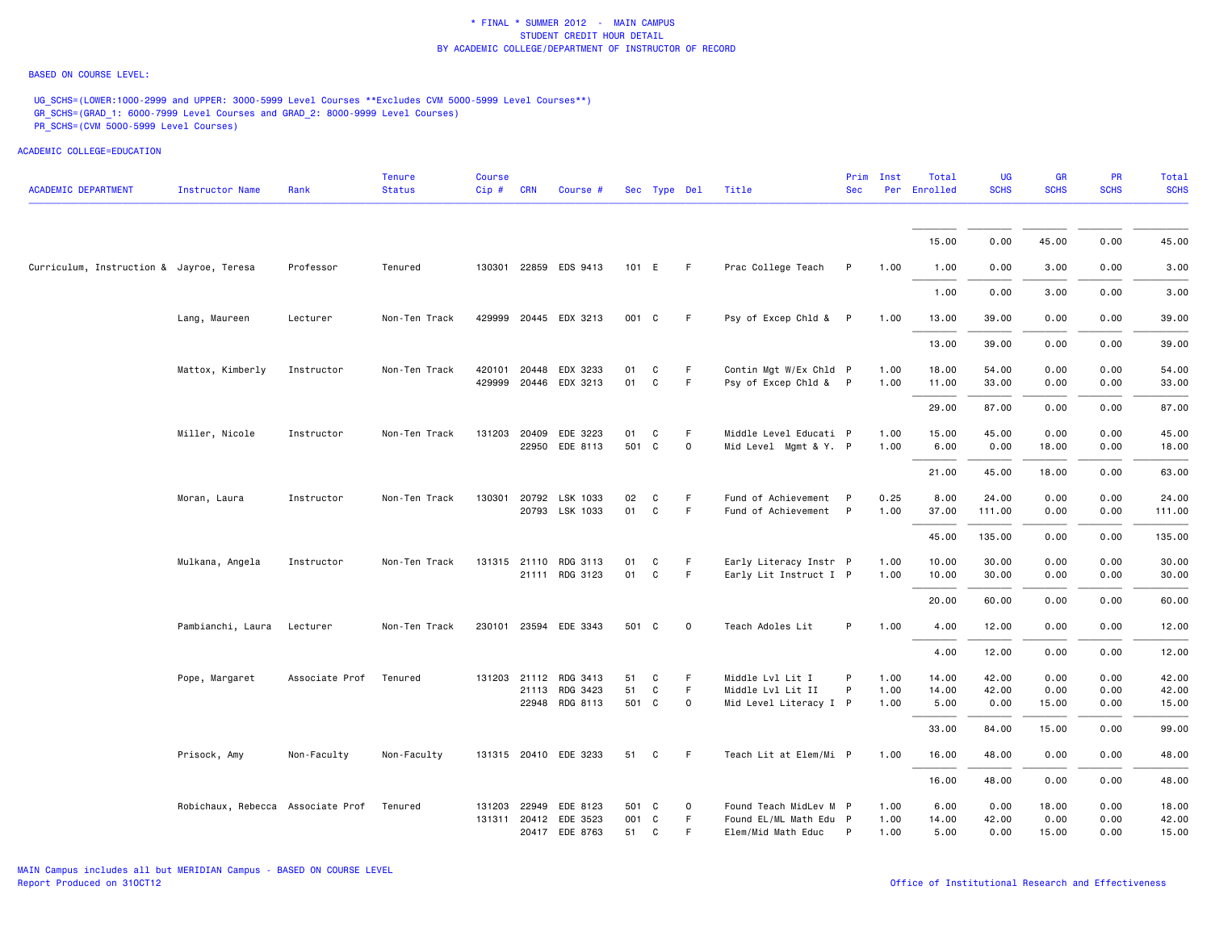\* FINAL \* SUMMER 2012 - MAIN CAMPUS
STUDENT CREDIT HOUR DETAIL
BY ACADEMIC COLLEGE/DEPARTMENT OF INSTRUCTOR OF RECORD

BASED ON COURSE LEVEL:

UG_SCHS=(LOWER:1000-2999 and UPPER: 3000-5999 Level Courses **Excludes CVM 5000-5999 Level Courses**)
GR_SCHS=(GRAD_1: 6000-7999 Level Courses and GRAD_2: 8000-9999 Level Courses)
PR_SCHS=(CVM 5000-5999 Level Courses)

ACADEMIC COLLEGE=EDUCATION

| ACADEMIC DEPARTMENT | Instructor Name | Rank | Tenure Status | Course Cip # | CRN | Course # | Sec | Type | Del | Title | Prim Sec | Inst Per | Total Enrolled | UG SCHS | GR SCHS | PR SCHS | Total SCHS |
|---|---|---|---|---|---|---|---|---|---|---|---|---|---|---|---|---|---|
| | | | | | | | | | | | | | 15.00 | 0.00 | 45.00 | 0.00 | 45.00 |
| Curriculum, Instruction & | Jayroe, Teresa | Professor | Tenured | 130301 | 22859 | EDS 9413 | 101 | E | F | Prac College Teach | P | 1.00 | 1.00 | 0.00 | 3.00 | 0.00 | 3.00 |
| | | | | | | | | | | | | | 1.00 | 0.00 | 3.00 | 0.00 | 3.00 |
| | Lang, Maureen | Lecturer | Non-Ten Track | 429999 | 20445 | EDX 3213 | 001 | C | F | Psy of Excep Chld & | P | 1.00 | 13.00 | 39.00 | 0.00 | 0.00 | 39.00 |
| | | | | | | | | | | | | | 13.00 | 39.00 | 0.00 | 0.00 | 39.00 |
| | Mattox, Kimberly | Instructor | Non-Ten Track | 420101 | 20448 | EDX 3233 | 01 | C | F | Contin Mgt W/Ex Chld | P | 1.00 | 18.00 | 54.00 | 0.00 | 0.00 | 54.00 |
| | | | | 429999 | 20446 | EDX 3213 | 01 | C | F | Psy of Excep Chld & | P | 1.00 | 11.00 | 33.00 | 0.00 | 0.00 | 33.00 |
| | | | | | | | | | | | | | 29.00 | 87.00 | 0.00 | 0.00 | 87.00 |
| | Miller, Nicole | Instructor | Non-Ten Track | 131203 | 20409 | EDE 3223 | 01 | C | F | Middle Level Educati | P | 1.00 | 15.00 | 45.00 | 0.00 | 0.00 | 45.00 |
| | | | | | 22950 | EDE 8113 | 501 | C | O | Mid Level Mgmt & Y. | P | 1.00 | 6.00 | 0.00 | 18.00 | 0.00 | 18.00 |
| | | | | | | | | | | | | | 21.00 | 45.00 | 18.00 | 0.00 | 63.00 |
| | Moran, Laura | Instructor | Non-Ten Track | 130301 | 20792 | LSK 1033 | 02 | C | F | Fund of Achievement | P | 0.25 | 8.00 | 24.00 | 0.00 | 0.00 | 24.00 |
| | | | | | 20793 | LSK 1033 | 01 | C | F | Fund of Achievement | P | 1.00 | 37.00 | 111.00 | 0.00 | 0.00 | 111.00 |
| | | | | | | | | | | | | | 45.00 | 135.00 | 0.00 | 0.00 | 135.00 |
| | Mulkana, Angela | Instructor | Non-Ten Track | 131315 | 21110 | RDG 3113 | 01 | C | F | Early Literacy Instr | P | 1.00 | 10.00 | 30.00 | 0.00 | 0.00 | 30.00 |
| | | | | | 21111 | RDG 3123 | 01 | C | F | Early Lit Instruct I | P | 1.00 | 10.00 | 30.00 | 0.00 | 0.00 | 30.00 |
| | | | | | | | | | | | | | 20.00 | 60.00 | 0.00 | 0.00 | 60.00 |
| | Pambianchi, Laura | Lecturer | Non-Ten Track | 230101 | 23594 | EDE 3343 | 501 | C | O | Teach Adoles Lit | P | 1.00 | 4.00 | 12.00 | 0.00 | 0.00 | 12.00 |
| | | | | | | | | | | | | | 4.00 | 12.00 | 0.00 | 0.00 | 12.00 |
| | Pope, Margaret | Associate Prof | Tenured | 131203 | 21112 | RDG 3413 | 51 | C | F | Middle Lvl Lit I | P | 1.00 | 14.00 | 42.00 | 0.00 | 0.00 | 42.00 |
| | | | | | 21113 | RDG 3423 | 51 | C | F | Middle Lvl Lit II | P | 1.00 | 14.00 | 42.00 | 0.00 | 0.00 | 42.00 |
| | | | | | 22948 | RDG 8113 | 501 | C | O | Mid Level Literacy I | P | 1.00 | 5.00 | 0.00 | 15.00 | 0.00 | 15.00 |
| | | | | | | | | | | | | | 33.00 | 84.00 | 15.00 | 0.00 | 99.00 |
| | Prisock, Amy | Non-Faculty | Non-Faculty | 131315 | 20410 | EDE 3233 | 51 | C | F | Teach Lit at Elem/Mi | P | 1.00 | 16.00 | 48.00 | 0.00 | 0.00 | 48.00 |
| | | | | | | | | | | | | | 16.00 | 48.00 | 0.00 | 0.00 | 48.00 |
| | Robichaux, Rebecca | Associate Prof | Tenured | 131203 | 22949 | EDE 8123 | 501 | C | O | Found Teach MidLev M | P | 1.00 | 6.00 | 0.00 | 18.00 | 0.00 | 18.00 |
| | | | | 131311 | 20412 | EDE 3523 | 001 | C | F | Found EL/ML Math Edu | P | 1.00 | 14.00 | 42.00 | 0.00 | 0.00 | 42.00 |
| | | | | | 20417 | EDE 8763 | 51 | C | F | Elem/Mid Math Educ | P | 1.00 | 5.00 | 0.00 | 15.00 | 0.00 | 15.00 |

MAIN Campus includes all but MERIDIAN Campus - BASED ON COURSE LEVEL
Report Produced on 31OCT12

Office of Institutional Research and Effectiveness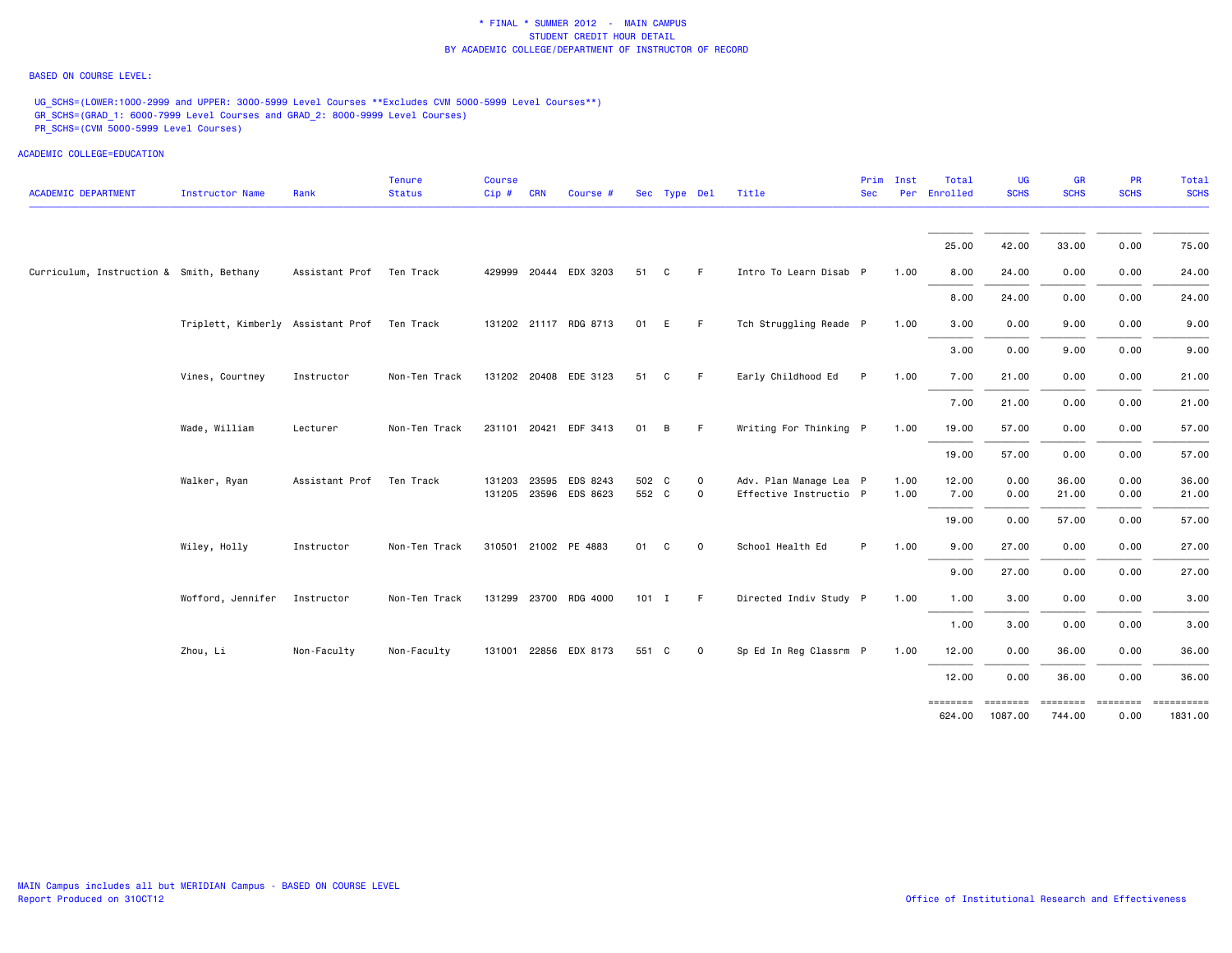\* FINAL \* SUMMER 2012 - MAIN CAMPUS
STUDENT CREDIT HOUR DETAIL
BY ACADEMIC COLLEGE/DEPARTMENT OF INSTRUCTOR OF RECORD

BASED ON COURSE LEVEL:

UG_SCHS=(LOWER:1000-2999 and UPPER: 3000-5999 Level Courses **Excludes CVM 5000-5999 Level Courses**)
GR_SCHS=(GRAD_1: 6000-7999 Level Courses and GRAD_2: 8000-9999 Level Courses)
PR_SCHS=(CVM 5000-5999 Level Courses)

ACADEMIC COLLEGE=EDUCATION

| ACADEMIC DEPARTMENT | Instructor Name | Rank | Tenure Status | Course Cip # | CRN | Course # | Sec | Type | Del | Title | Prim Sec | Inst Per | Total Enrolled | UG SCHS | GR SCHS | PR SCHS | Total SCHS |
|---|---|---|---|---|---|---|---|---|---|---|---|---|---|---|---|---|---|
| | | | | | | | | | | | | | 25.00 | 42.00 | 33.00 | 0.00 | 75.00 |
| Curriculum, Instruction & | Smith, Bethany | Assistant Prof | Ten Track | 429999 | 20444 | EDX 3203 | 51 | C | F | Intro To Learn Disab | P | 1.00 | 8.00 | 24.00 | 0.00 | 0.00 | 24.00 |
| | | | | | | | | | | | | | 8.00 | 24.00 | 0.00 | 0.00 | 24.00 |
| | Triplett, Kimberly | Assistant Prof | Ten Track | 131202 | 21117 | RDG 8713 | 01 | E | F | Tch Struggling Reade | P | 1.00 | 3.00 | 0.00 | 9.00 | 0.00 | 9.00 |
| | | | | | | | | | | | | | 3.00 | 0.00 | 9.00 | 0.00 | 9.00 |
| | Vines, Courtney | Instructor | Non-Ten Track | 131202 | 20408 | EDE 3123 | 51 | C | F | Early Childhood Ed | P | 1.00 | 7.00 | 21.00 | 0.00 | 0.00 | 21.00 |
| | | | | | | | | | | | | | 7.00 | 21.00 | 0.00 | 0.00 | 21.00 |
| | Wade, William | Lecturer | Non-Ten Track | 231101 | 20421 | EDF 3413 | 01 | B | F | Writing For Thinking | P | 1.00 | 19.00 | 57.00 | 0.00 | 0.00 | 57.00 |
| | | | | | | | | | | | | | 19.00 | 57.00 | 0.00 | 0.00 | 57.00 |
| | Walker, Ryan | Assistant Prof | Ten Track | 131203 | 23595 | EDS 8243 | 502 | C | O | Adv. Plan Manage Lea | P | 1.00 | 12.00 | 0.00 | 36.00 | 0.00 | 36.00 |
| | | | | 131205 | 23596 | EDS 8623 | 552 | C | O | Effective Instructio | P | 1.00 | 7.00 | 0.00 | 21.00 | 0.00 | 21.00 |
| | | | | | | | | | | | | | 19.00 | 0.00 | 57.00 | 0.00 | 57.00 |
| | Wiley, Holly | Instructor | Non-Ten Track | 310501 | 21002 | PE 4883 | 01 | C | O | School Health Ed | P | 1.00 | 9.00 | 27.00 | 0.00 | 0.00 | 27.00 |
| | | | | | | | | | | | | | 9.00 | 27.00 | 0.00 | 0.00 | 27.00 |
| | Wofford, Jennifer | Instructor | Non-Ten Track | 131299 | 23700 | RDG 4000 | 101 | I | F | Directed Indiv Study | P | 1.00 | 1.00 | 3.00 | 0.00 | 0.00 | 3.00 |
| | | | | | | | | | | | | | 1.00 | 3.00 | 0.00 | 0.00 | 3.00 |
| | Zhou, Li | Non-Faculty | Non-Faculty | 131001 | 22856 | EDX 8173 | 551 | C | O | Sp Ed In Reg Classrm | P | 1.00 | 12.00 | 0.00 | 36.00 | 0.00 | 36.00 |
| | | | | | | | | | | | | | 12.00 | 0.00 | 36.00 | 0.00 | 36.00 |
| | | | | | | | | | | | | | 624.00 | 1087.00 | 744.00 | 0.00 | 1831.00 |

MAIN Campus includes all but MERIDIAN Campus - BASED ON COURSE LEVEL
Report Produced on 31OCT12

Office of Institutional Research and Effectiveness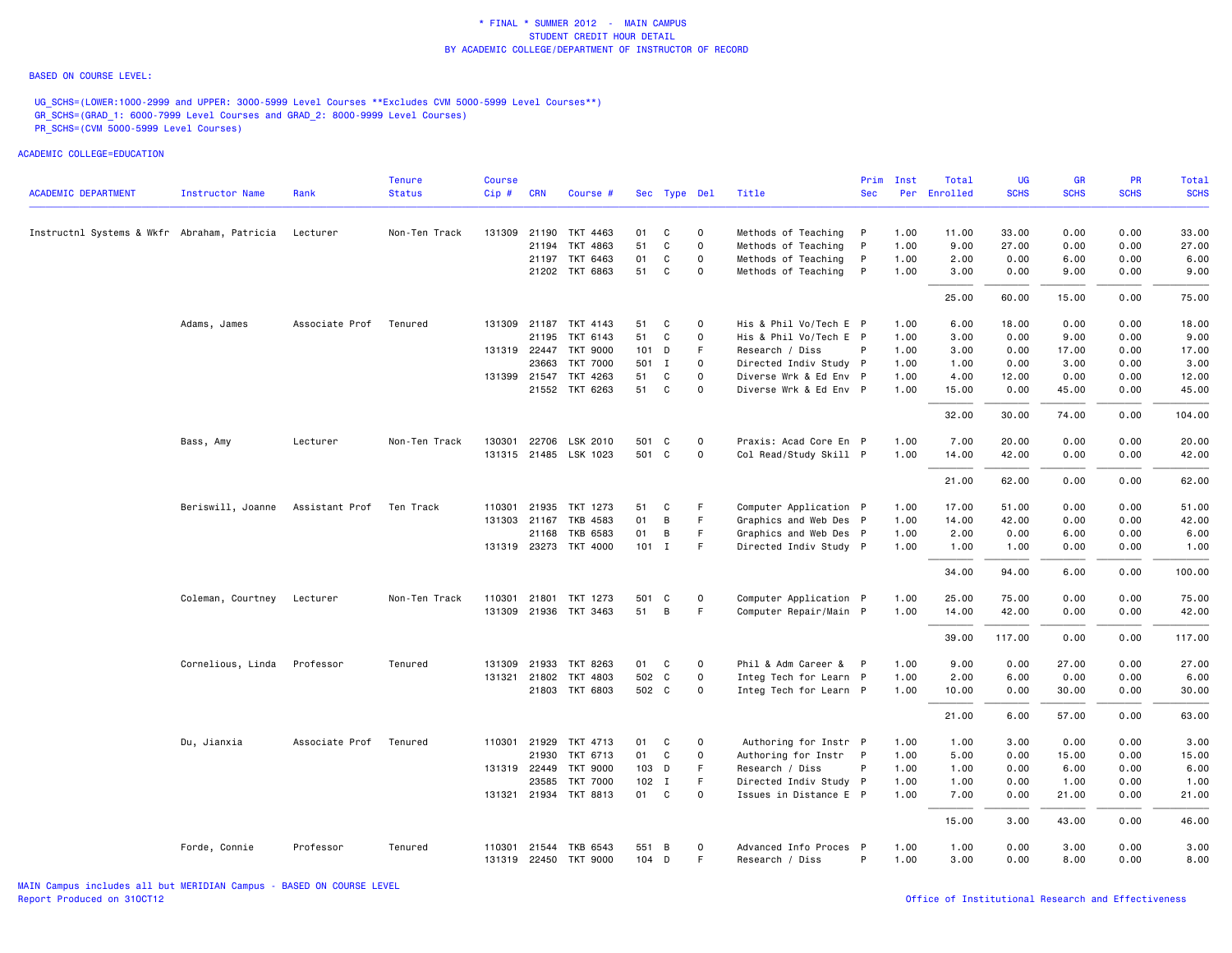\* FINAL \* SUMMER 2012 - MAIN CAMPUS
STUDENT CREDIT HOUR DETAIL
BY ACADEMIC COLLEGE/DEPARTMENT OF INSTRUCTOR OF RECORD

BASED ON COURSE LEVEL:

UG_SCHS=(LOWER:1000-2999 and UPPER: 3000-5999 Level Courses **Excludes CVM 5000-5999 Level Courses**)
GR_SCHS=(GRAD_1: 6000-7999 Level Courses and GRAD_2: 8000-9999 Level Courses)
PR_SCHS=(CVM 5000-5999 Level Courses)

ACADEMIC COLLEGE=EDUCATION

| ACADEMIC DEPARTMENT | Instructor Name | Rank | Tenure Status | Course Cip # | CRN | Course # | Sec | Type | Del | Title | Prim Sec | Inst Per | Total Enrolled | UG SCHS | GR SCHS | PR SCHS | Total SCHS |
|---|---|---|---|---|---|---|---|---|---|---|---|---|---|---|---|---|---|
| Instructnl Systems & Wkfr | Abraham, Patricia | Lecturer | Non-Ten Track | 131309 | 21190 | TKT 4463 | 01 | C | O | Methods of Teaching | P | 1.00 | 11.00 | 33.00 | 0.00 | 0.00 | 33.00 |
| | | | | | 21194 | TKT 4863 | 51 | C | O | Methods of Teaching | P | 1.00 | 9.00 | 27.00 | 0.00 | 0.00 | 27.00 |
| | | | | | 21197 | TKT 6463 | 01 | C | O | Methods of Teaching | P | 1.00 | 2.00 | 0.00 | 6.00 | 0.00 | 6.00 |
| | | | | | 21202 | TKT 6863 | 51 | C | O | Methods of Teaching | P | 1.00 | 3.00 | 0.00 | 9.00 | 0.00 | 9.00 |
| | | | | | | | | | | | | | 25.00 | 60.00 | 15.00 | 0.00 | 75.00 |
| | Adams, James | Associate Prof | Tenured | 131309 | 21187 | TKT 4143 | 51 | C | O | His & Phil Vo/Tech E | P | 1.00 | 6.00 | 18.00 | 0.00 | 0.00 | 18.00 |
| | | | | | 21195 | TKT 6143 | 51 | C | O | His & Phil Vo/Tech E | P | 1.00 | 3.00 | 0.00 | 9.00 | 0.00 | 9.00 |
| | | | | 131319 | 22447 | TKT 9000 | 101 | D | F | Research / Diss | P | 1.00 | 3.00 | 0.00 | 17.00 | 0.00 | 17.00 |
| | | | | | 23663 | TKT 7000 | 501 | I | O | Directed Indiv Study | P | 1.00 | 1.00 | 0.00 | 3.00 | 0.00 | 3.00 |
| | | | | 131399 | 21547 | TKT 4263 | 51 | C | O | Diverse Wrk & Ed Env | P | 1.00 | 4.00 | 12.00 | 0.00 | 0.00 | 12.00 |
| | | | | | 21552 | TKT 6263 | 51 | C | O | Diverse Wrk & Ed Env | P | 1.00 | 15.00 | 0.00 | 45.00 | 0.00 | 45.00 |
| | | | | | | | | | | | | | 32.00 | 30.00 | 74.00 | 0.00 | 104.00 |
| | Bass, Amy | Lecturer | Non-Ten Track | 130301 | 22706 | LSK 2010 | 501 | C | O | Praxis: Acad Core En | P | 1.00 | 7.00 | 20.00 | 0.00 | 0.00 | 20.00 |
| | | | | 131315 | 21485 | LSK 1023 | 501 | C | O | Col Read/Study Skill | P | 1.00 | 14.00 | 42.00 | 0.00 | 0.00 | 42.00 |
| | | | | | | | | | | | | | 21.00 | 62.00 | 0.00 | 0.00 | 62.00 |
| | Beriswill, Joanne | Assistant Prof | Ten Track | 110301 | 21935 | TKT 1273 | 51 | C | F | Computer Application | P | 1.00 | 17.00 | 51.00 | 0.00 | 0.00 | 51.00 |
| | | | | 131303 | 21167 | TKB 4583 | 01 | B | F | Graphics and Web Des | P | 1.00 | 14.00 | 42.00 | 0.00 | 0.00 | 42.00 |
| | | | | | 21168 | TKB 6583 | 01 | B | F | Graphics and Web Des | P | 1.00 | 2.00 | 0.00 | 6.00 | 0.00 | 6.00 |
| | | | | 131319 | 23273 | TKT 4000 | 101 | I | F | Directed Indiv Study | P | 1.00 | 1.00 | 1.00 | 0.00 | 0.00 | 1.00 |
| | | | | | | | | | | | | | 34.00 | 94.00 | 6.00 | 0.00 | 100.00 |
| | Coleman, Courtney | Lecturer | Non-Ten Track | 110301 | 21801 | TKT 1273 | 501 | C | O | Computer Application | P | 1.00 | 25.00 | 75.00 | 0.00 | 0.00 | 75.00 |
| | | | | 131309 | 21936 | TKT 3463 | 51 | B | F | Computer Repair/Main | P | 1.00 | 14.00 | 42.00 | 0.00 | 0.00 | 42.00 |
| | | | | | | | | | | | | | 39.00 | 117.00 | 0.00 | 0.00 | 117.00 |
| | Cornelious, Linda | Professor | Tenured | 131309 | 21933 | TKT 8263 | 01 | C | O | Phil & Adm Career & | P | 1.00 | 9.00 | 0.00 | 27.00 | 0.00 | 27.00 |
| | | | | 131321 | 21802 | TKT 4803 | 502 | C | O | Integ Tech for Learn | P | 1.00 | 2.00 | 6.00 | 0.00 | 0.00 | 6.00 |
| | | | | | 21803 | TKT 6803 | 502 | C | O | Integ Tech for Learn | P | 1.00 | 10.00 | 0.00 | 30.00 | 0.00 | 30.00 |
| | | | | | | | | | | | | | 21.00 | 6.00 | 57.00 | 0.00 | 63.00 |
| | Du, Jianxia | Associate Prof | Tenured | 110301 | 21929 | TKT 4713 | 01 | C | O | Authoring for Instr | P | 1.00 | 1.00 | 3.00 | 0.00 | 0.00 | 3.00 |
| | | | | | 21930 | TKT 6713 | 01 | C | O | Authoring for Instr | P | 1.00 | 5.00 | 0.00 | 15.00 | 0.00 | 15.00 |
| | | | | 131319 | 22449 | TKT 9000 | 103 | D | F | Research / Diss | P | 1.00 | 1.00 | 0.00 | 6.00 | 0.00 | 6.00 |
| | | | | | 23585 | TKT 7000 | 102 | I | F | Directed Indiv Study | P | 1.00 | 1.00 | 0.00 | 1.00 | 0.00 | 1.00 |
| | | | | 131321 | 21934 | TKT 8813 | 01 | C | O | Issues in Distance E | P | 1.00 | 7.00 | 0.00 | 21.00 | 0.00 | 21.00 |
| | | | | | | | | | | | | | 15.00 | 3.00 | 43.00 | 0.00 | 46.00 |
| | Forde, Connie | Professor | Tenured | 110301 | 21544 | TKB 6543 | 551 | B | O | Advanced Info Proces | P | 1.00 | 1.00 | 0.00 | 3.00 | 0.00 | 3.00 |
| | | | | 131319 | 22450 | TKT 9000 | 104 | D | F | Research / Diss | P | 1.00 | 3.00 | 0.00 | 8.00 | 0.00 | 8.00 |

MAIN Campus includes all but MERIDIAN Campus - BASED ON COURSE LEVEL
Report Produced on 31OCT12

Office of Institutional Research and Effectiveness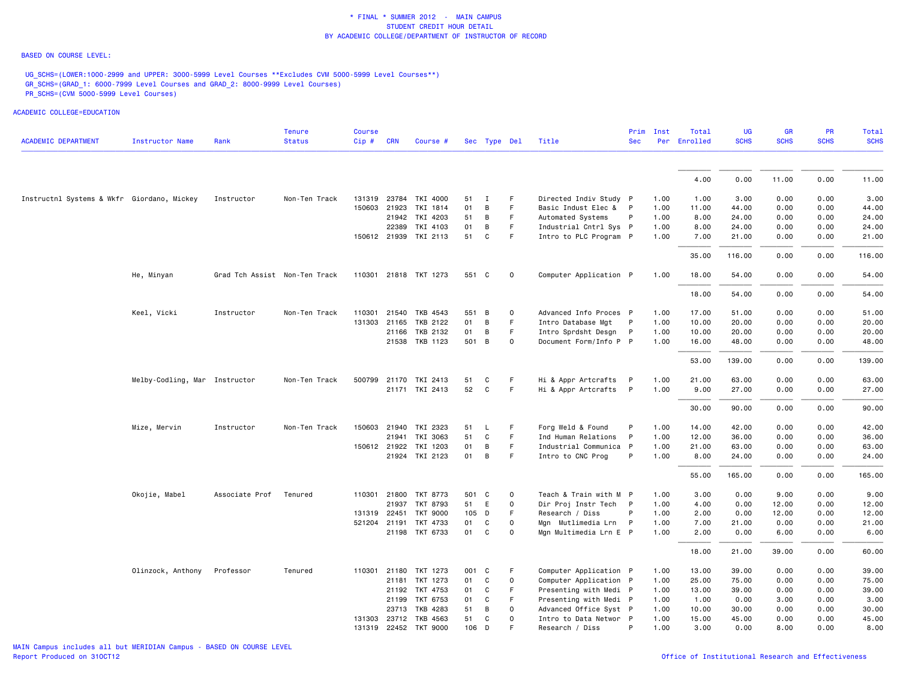\* FINAL \* SUMMER 2012 - MAIN CAMPUS
STUDENT CREDIT HOUR DETAIL
BY ACADEMIC COLLEGE/DEPARTMENT OF INSTRUCTOR OF RECORD

BASED ON COURSE LEVEL:

UG_SCHS=(LOWER:1000-2999 and UPPER: 3000-5999 Level Courses **Excludes CVM 5000-5999 Level Courses**)
GR_SCHS=(GRAD_1: 6000-7999 Level Courses and GRAD_2: 8000-9999 Level Courses)
PR_SCHS=(CVM 5000-5999 Level Courses)

ACADEMIC COLLEGE=EDUCATION

| ACADEMIC DEPARTMENT | Instructor Name | Rank | Tenure Status | Course Cip # | CRN | Course # | Sec | Type | Del | Title | Prim Sec | Inst Per | Total Enrolled | UG SCHS | GR SCHS | PR SCHS | Total SCHS |
|---|---|---|---|---|---|---|---|---|---|---|---|---|---|---|---|---|---|
| | | | | | | | | | | | | | 4.00 | 0.00 | 11.00 | 0.00 | 11.00 |
| Instructnl Systems & Wkfr | Giordano, Mickey | Instructor | Non-Ten Track | 131319 | 23784 | TKI 4000 | 51 | I | F | Directed Indiv Study | P | 1.00 | 1.00 | 3.00 | 0.00 | 0.00 | 3.00 |
| | | | | 150603 | 21923 | TKI 1814 | 01 | B | F | Basic Indust Elec & | P | 1.00 | 11.00 | 44.00 | 0.00 | 0.00 | 44.00 |
| | | | | | 21942 | TKI 4203 | 51 | B | F | Automated Systems | P | 1.00 | 8.00 | 24.00 | 0.00 | 0.00 | 24.00 |
| | | | | | 22389 | TKI 4103 | 01 | B | F | Industrial Cntrl Sys | P | 1.00 | 8.00 | 24.00 | 0.00 | 0.00 | 24.00 |
| | | | | 150612 | 21939 | TKI 2113 | 51 | C | F | Intro to PLC Program | P | 1.00 | 7.00 | 21.00 | 0.00 | 0.00 | 21.00 |
| | | | | | | | | | | | | | 35.00 | 116.00 | 0.00 | 0.00 | 116.00 |
| | He, Minyan | Grad Tch Assist | Non-Ten Track | 110301 | 21818 | TKT 1273 | 551 | C | O | Computer Application | P | 1.00 | 18.00 | 54.00 | 0.00 | 0.00 | 54.00 |
| | | | | | | | | | | | | | 18.00 | 54.00 | 0.00 | 0.00 | 54.00 |
| | Keel, Vicki | Instructor | Non-Ten Track | 110301 | 21540 | TKB 4543 | 551 | B | O | Advanced Info Proces | P | 1.00 | 17.00 | 51.00 | 0.00 | 0.00 | 51.00 |
| | | | | 131303 | 21165 | TKB 2122 | 01 | B | F | Intro Database Mgt | P | 1.00 | 10.00 | 20.00 | 0.00 | 0.00 | 20.00 |
| | | | | | 21166 | TKB 2132 | 01 | B | F | Intro Sprdsht Desgn | P | 1.00 | 10.00 | 20.00 | 0.00 | 0.00 | 20.00 |
| | | | | | 21538 | TKB 1123 | 501 | B | O | Document Form/Info P | P | 1.00 | 16.00 | 48.00 | 0.00 | 0.00 | 48.00 |
| | | | | | | | | | | | | | 53.00 | 139.00 | 0.00 | 0.00 | 139.00 |
| | Melby-Codling, Mar | Instructor | Non-Ten Track | 500799 | 21170 | TKI 2413 | 51 | C | F | Hi & Appr Artcrafts | P | 1.00 | 21.00 | 63.00 | 0.00 | 0.00 | 63.00 |
| | | | | | 21171 | TKI 2413 | 52 | C | F | Hi & Appr Artcrafts | P | 1.00 | 9.00 | 27.00 | 0.00 | 0.00 | 27.00 |
| | | | | | | | | | | | | | 30.00 | 90.00 | 0.00 | 0.00 | 90.00 |
| | Mize, Mervin | Instructor | Non-Ten Track | 150603 | 21940 | TKI 2323 | 51 | L | F | Forg Weld & Found | P | 1.00 | 14.00 | 42.00 | 0.00 | 0.00 | 42.00 |
| | | | | | 21941 | TKI 3063 | 51 | C | F | Ind Human Relations | P | 1.00 | 12.00 | 36.00 | 0.00 | 0.00 | 36.00 |
| | | | | 150612 | 21922 | TKI 1203 | 01 | B | F | Industrial Communica | P | 1.00 | 21.00 | 63.00 | 0.00 | 0.00 | 63.00 |
| | | | | | 21924 | TKI 2123 | 01 | B | F | Intro to CNC Prog | P | 1.00 | 8.00 | 24.00 | 0.00 | 0.00 | 24.00 |
| | | | | | | | | | | | | | 55.00 | 165.00 | 0.00 | 0.00 | 165.00 |
| | Okojie, Mabel | Associate Prof | Tenured | 110301 | 21800 | TKT 8773 | 501 | C | O | Teach & Train with M | P | 1.00 | 3.00 | 0.00 | 9.00 | 0.00 | 9.00 |
| | | | | | 21937 | TKT 8793 | 51 | E | O | Dir Proj Instr Tech | P | 1.00 | 4.00 | 0.00 | 12.00 | 0.00 | 12.00 |
| | | | | 131319 | 22451 | TKT 9000 | 105 | D | F | Research / Diss | P | 1.00 | 2.00 | 0.00 | 12.00 | 0.00 | 12.00 |
| | | | | 521204 | 21191 | TKT 4733 | 01 | C | O | Mgn Mutlimedia Lrn | P | 1.00 | 7.00 | 21.00 | 0.00 | 0.00 | 21.00 |
| | | | | | 21198 | TKT 6733 | 01 | C | O | Mgn Multimedia Lrn E | P | 1.00 | 2.00 | 0.00 | 6.00 | 0.00 | 6.00 |
| | | | | | | | | | | | | | 18.00 | 21.00 | 39.00 | 0.00 | 60.00 |
| | Olinzock, Anthony | Professor | Tenured | 110301 | 21180 | TKT 1273 | 001 | C | F | Computer Application | P | 1.00 | 13.00 | 39.00 | 0.00 | 0.00 | 39.00 |
| | | | | | 21181 | TKT 1273 | 01 | C | O | Computer Application | P | 1.00 | 25.00 | 75.00 | 0.00 | 0.00 | 75.00 |
| | | | | | 21192 | TKT 4753 | 01 | C | F | Presenting with Medi | P | 1.00 | 13.00 | 39.00 | 0.00 | 0.00 | 39.00 |
| | | | | | 21199 | TKT 6753 | 01 | C | F | Presenting with Medi | P | 1.00 | 1.00 | 0.00 | 3.00 | 0.00 | 3.00 |
| | | | | | 23713 | TKB 4283 | 51 | B | O | Advanced Office Syst | P | 1.00 | 10.00 | 30.00 | 0.00 | 0.00 | 30.00 |
| | | | | 131303 | 23712 | TKB 4563 | 51 | C | O | Intro to Data Networ | P | 1.00 | 15.00 | 45.00 | 0.00 | 0.00 | 45.00 |
| | | | | 131319 | 22452 | TKT 9000 | 106 | D | F | Research / Diss | P | 1.00 | 3.00 | 0.00 | 8.00 | 0.00 | 8.00 |

MAIN Campus includes all but MERIDIAN Campus - BASED ON COURSE LEVEL
Report Produced on 31OCT12

Office of Institutional Research and Effectiveness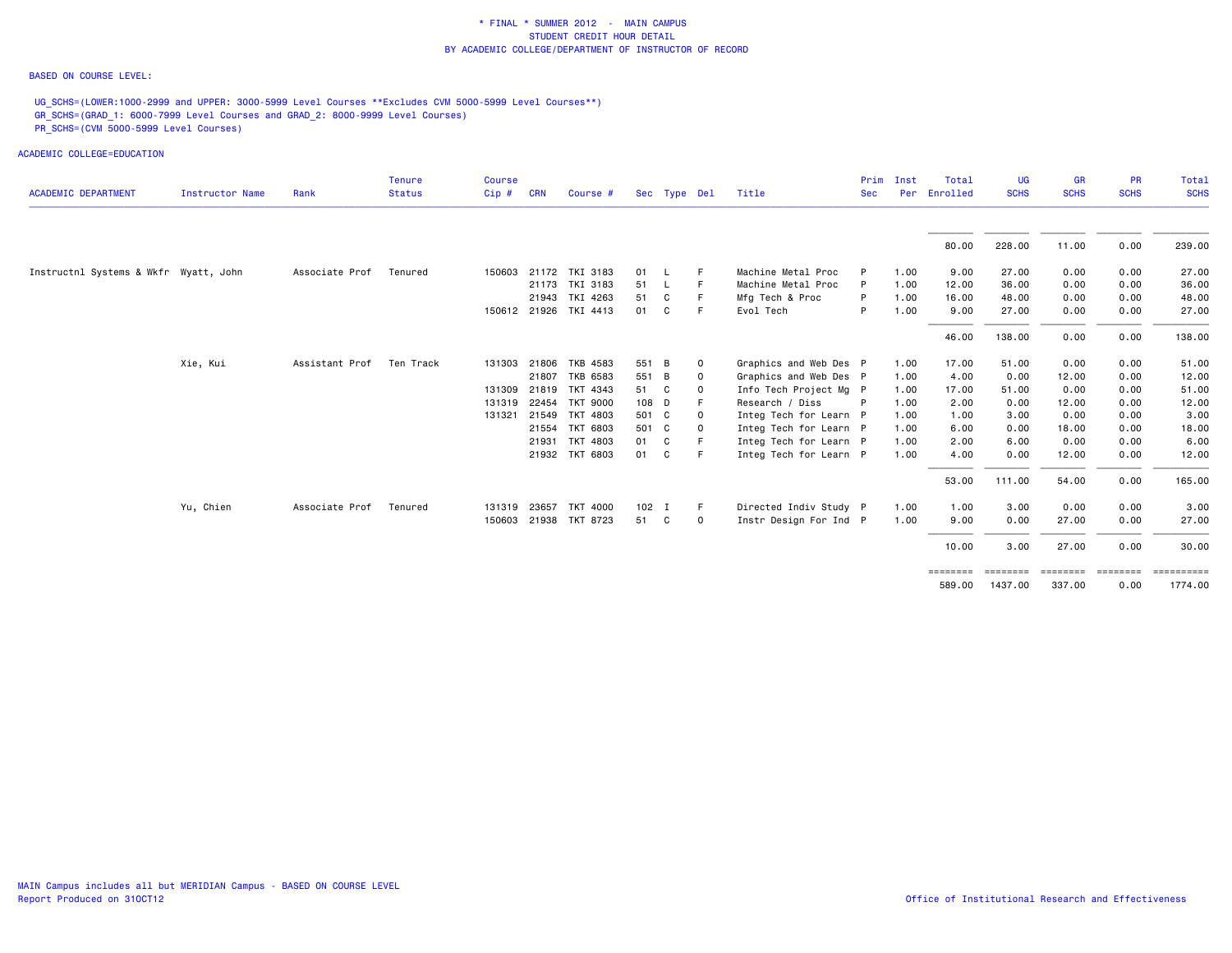\* FINAL \* SUMMER 2012 - MAIN CAMPUS
STUDENT CREDIT HOUR DETAIL
BY ACADEMIC COLLEGE/DEPARTMENT OF INSTRUCTOR OF RECORD

BASED ON COURSE LEVEL:

UG_SCHS=(LOWER:1000-2999 and UPPER: 3000-5999 Level Courses **Excludes CVM 5000-5999 Level Courses**)
GR_SCHS=(GRAD_1: 6000-7999 Level Courses and GRAD_2: 8000-9999 Level Courses)
PR_SCHS=(CVM 5000-5999 Level Courses)

ACADEMIC COLLEGE=EDUCATION

| ACADEMIC DEPARTMENT | Instructor Name | Rank | Tenure Status | Course Cip # | CRN | Course # | Sec | Type | Del | Title | Prim Sec | Inst Per | Total Enrolled | UG SCHS | GR SCHS | PR SCHS | Total SCHS |
|---|---|---|---|---|---|---|---|---|---|---|---|---|---|---|---|---|---|
| | | | | | | | | | | | | | 80.00 | 228.00 | 11.00 | 0.00 | 239.00 |
| Instructnl Systems & Wkfr | Wyatt, John | Associate Prof | Tenured | 150603 | 21172 | TKI 3183 | 01 | L | F | Machine Metal Proc | P | 1.00 | 9.00 | 27.00 | 0.00 | 0.00 | 27.00 |
| | | | | | 21173 | TKI 3183 | 51 | L | F | Machine Metal Proc | P | 1.00 | 12.00 | 36.00 | 0.00 | 0.00 | 36.00 |
| | | | | | 21943 | TKI 4263 | 51 | C | F | Mfg Tech & Proc | P | 1.00 | 16.00 | 48.00 | 0.00 | 0.00 | 48.00 |
| | | | | 150612 | 21926 | TKI 4413 | 01 | C | F | Evol Tech | P | 1.00 | 9.00 | 27.00 | 0.00 | 0.00 | 27.00 |
| | | | | | | | | | | | | | 46.00 | 138.00 | 0.00 | 0.00 | 138.00 |
| | Xie, Kui | Assistant Prof | Ten Track | 131303 | 21806 | TKB 4583 | 551 | B | O | Graphics and Web Des | P | 1.00 | 17.00 | 51.00 | 0.00 | 0.00 | 51.00 |
| | | | | | 21807 | TKB 6583 | 551 | B | O | Graphics and Web Des | P | 1.00 | 4.00 | 0.00 | 12.00 | 0.00 | 12.00 |
| | | | | 131309 | 21819 | TKT 4343 | 51 | C | O | Info Tech Project Mg | P | 1.00 | 17.00 | 51.00 | 0.00 | 0.00 | 51.00 |
| | | | | 131319 | 22454 | TKT 9000 | 108 | D | F | Research / Diss | P | 1.00 | 2.00 | 0.00 | 12.00 | 0.00 | 12.00 |
| | | | | 131321 | 21549 | TKT 4803 | 501 | C | O | Integ Tech for Learn | P | 1.00 | 1.00 | 3.00 | 0.00 | 0.00 | 3.00 |
| | | | | | 21554 | TKT 6803 | 501 | C | O | Integ Tech for Learn | P | 1.00 | 6.00 | 0.00 | 18.00 | 0.00 | 18.00 |
| | | | | | 21931 | TKT 4803 | 01 | C | F | Integ Tech for Learn | P | 1.00 | 2.00 | 6.00 | 0.00 | 0.00 | 6.00 |
| | | | | | 21932 | TKT 6803 | 01 | C | F | Integ Tech for Learn | P | 1.00 | 4.00 | 0.00 | 12.00 | 0.00 | 12.00 |
| | | | | | | | | | | | | | 53.00 | 111.00 | 54.00 | 0.00 | 165.00 |
| | Yu, Chien | Associate Prof | Tenured | 131319 | 23657 | TKT 4000 | 102 | I | F | Directed Indiv Study | P | 1.00 | 1.00 | 3.00 | 0.00 | 0.00 | 3.00 |
| | | | | 150603 | 21938 | TKT 8723 | 51 | C | O | Instr Design For Ind | P | 1.00 | 9.00 | 0.00 | 27.00 | 0.00 | 27.00 |
| | | | | | | | | | | | | | 10.00 | 3.00 | 27.00 | 0.00 | 30.00 |
| | | | | | | | | | | | | | 589.00 | 1437.00 | 337.00 | 0.00 | 1774.00 |

MAIN Campus includes all but MERIDIAN Campus - BASED ON COURSE LEVEL
Report Produced on 31OCT12

Office of Institutional Research and Effectiveness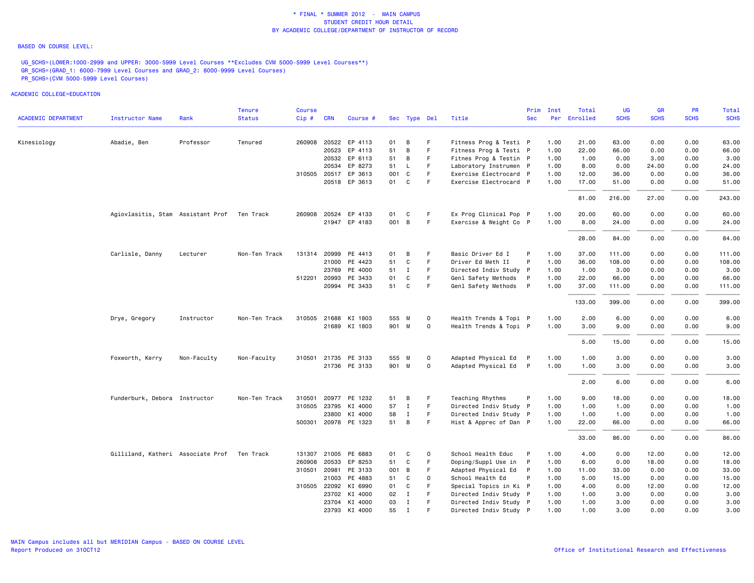\* FINAL \* SUMMER 2012 - MAIN CAMPUS
STUDENT CREDIT HOUR DETAIL
BY ACADEMIC COLLEGE/DEPARTMENT OF INSTRUCTOR OF RECORD

BASED ON COURSE LEVEL:

UG_SCHS=(LOWER:1000-2999 and UPPER: 3000-5999 Level Courses **Excludes CVM 5000-5999 Level Courses**)
GR_SCHS=(GRAD_1: 6000-7999 Level Courses and GRAD_2: 8000-9999 Level Courses)
PR_SCHS=(CVM 5000-5999 Level Courses)

ACADEMIC COLLEGE=EDUCATION

| ACADEMIC DEPARTMENT | Instructor Name | Rank | Tenure Status | Course Cip # | CRN | Course # | Sec | Type | Del | Title | Prim Sec | Inst Per | Total Enrolled | UG SCHS | GR SCHS | PR SCHS | Total SCHS |
|---|---|---|---|---|---|---|---|---|---|---|---|---|---|---|---|---|---|
| Kinesiology | Abadie, Ben | Professor | Tenured | 260908 | 20522 | EP 4113 | 01 | B | F | Fitness Prog & Testi | P | 1.00 | 21.00 | 63.00 | 0.00 | 0.00 | 63.00 |
| | | | | | 20523 | EP 4113 | 51 | B | F | Fitness Prog & Testi | P | 1.00 | 22.00 | 66.00 | 0.00 | 0.00 | 66.00 |
| | | | | | 20532 | EP 6113 | 51 | B | F | Fitnes Prog & Testin | P | 1.00 | 1.00 | 0.00 | 3.00 | 0.00 | 3.00 |
| | | | | | 20534 | EP 8273 | 51 | L | F | Laboratory Instrumen | P | 1.00 | 8.00 | 0.00 | 24.00 | 0.00 | 24.00 |
| | | | | 310505 | 20517 | EP 3613 | 001 | C | F | Exercise Electrocard | P | 1.00 | 12.00 | 36.00 | 0.00 | 0.00 | 36.00 |
| | | | | | 20518 | EP 3613 | 01 | C | F | Exercise Electrocard | P | 1.00 | 17.00 | 51.00 | 0.00 | 0.00 | 51.00 |
| | | | | | | | | | | | | | 81.00 | 216.00 | 27.00 | 0.00 | 243.00 |
| | Agiovlasitis, Stam | Assistant Prof | Ten Track | 260908 | 20524 | EP 4133 | 01 | C | F | Ex Prog Clinical Pop | P | 1.00 | 20.00 | 60.00 | 0.00 | 0.00 | 60.00 |
| | | | | | 21947 | EP 4183 | 001 | B | F | Exercise & Weight Co | P | 1.00 | 8.00 | 24.00 | 0.00 | 0.00 | 24.00 |
| | | | | | | | | | | | | | 28.00 | 84.00 | 0.00 | 0.00 | 84.00 |
| | Carlisle, Danny | Lecturer | Non-Ten Track | 131314 | 20999 | PE 4413 | 01 | B | F | Basic Driver Ed I | P | 1.00 | 37.00 | 111.00 | 0.00 | 0.00 | 111.00 |
| | | | | | 21000 | PE 4423 | 51 | C | F | Driver Ed Meth II | P | 1.00 | 36.00 | 108.00 | 0.00 | 0.00 | 108.00 |
| | | | | | 23769 | PE 4000 | 51 | I | F | Directed Indiv Study | P | 1.00 | 1.00 | 3.00 | 0.00 | 0.00 | 3.00 |
| | | | | 512201 | 20993 | PE 3433 | 01 | C | F | Genl Safety Methods | P | 1.00 | 22.00 | 66.00 | 0.00 | 0.00 | 66.00 |
| | | | | | 20994 | PE 3433 | 51 | C | F | Genl Safety Methods | P | 1.00 | 37.00 | 111.00 | 0.00 | 0.00 | 111.00 |
| | | | | | | | | | | | | | 133.00 | 399.00 | 0.00 | 0.00 | 399.00 |
| | Drye, Gregory | Instructor | Non-Ten Track | 310505 | 21688 | KI 1803 | 555 | M | O | Health Trends & Topi | P | 1.00 | 2.00 | 6.00 | 0.00 | 0.00 | 6.00 |
| | | | | | 21689 | KI 1803 | 901 | M | O | Health Trends & Topi | P | 1.00 | 3.00 | 9.00 | 0.00 | 0.00 | 9.00 |
| | | | | | | | | | | | | | 5.00 | 15.00 | 0.00 | 0.00 | 15.00 |
| | Foxworth, Kerry | Non-Faculty | Non-Faculty | 310501 | 21735 | PE 3133 | 555 | M | O | Adapted Physical Ed | P | 1.00 | 1.00 | 3.00 | 0.00 | 0.00 | 3.00 |
| | | | | | 21736 | PE 3133 | 901 | M | O | Adapted Physical Ed | P | 1.00 | 1.00 | 3.00 | 0.00 | 0.00 | 3.00 |
| | | | | | | | | | | | | | 2.00 | 6.00 | 0.00 | 0.00 | 6.00 |
| | Funderburk, Debora | Instructor | Non-Ten Track | 310501 | 20977 | PE 1232 | 51 | B | F | Teaching Rhythms | P | 1.00 | 9.00 | 18.00 | 0.00 | 0.00 | 18.00 |
| | | | | 310505 | 23795 | KI 4000 | 57 | I | F | Directed Indiv Study | P | 1.00 | 1.00 | 1.00 | 0.00 | 0.00 | 1.00 |
| | | | | | 23800 | KI 4000 | 58 | I | F | Directed Indiv Study | P | 1.00 | 1.00 | 1.00 | 0.00 | 0.00 | 1.00 |
| | | | | 500301 | 20978 | PE 1323 | 51 | B | F | Hist & Apprec of Dan | P | 1.00 | 22.00 | 66.00 | 0.00 | 0.00 | 66.00 |
| | | | | | | | | | | | | | 33.00 | 86.00 | 0.00 | 0.00 | 86.00 |
| | Gilliland, Katheri | Associate Prof | Ten Track | 131307 | 21005 | PE 6883 | 01 | C | O | School Health Educ | P | 1.00 | 4.00 | 0.00 | 12.00 | 0.00 | 12.00 |
| | | | | 260908 | 20533 | EP 8253 | 51 | C | F | Doping/Suppl Use in | P | 1.00 | 6.00 | 0.00 | 18.00 | 0.00 | 18.00 |
| | | | | 310501 | 20981 | PE 3133 | 001 | B | F | Adapted Physical Ed | P | 1.00 | 11.00 | 33.00 | 0.00 | 0.00 | 33.00 |
| | | | | | 21003 | PE 4883 | 51 | C | O | School Health Ed | P | 1.00 | 5.00 | 15.00 | 0.00 | 0.00 | 15.00 |
| | | | | 310505 | 22092 | KI 6990 | 01 | C | F | Special Topics in Ki | P | 1.00 | 4.00 | 0.00 | 12.00 | 0.00 | 12.00 |
| | | | | | 23702 | KI 4000 | 02 | I | F | Directed Indiv Study | P | 1.00 | 1.00 | 3.00 | 0.00 | 0.00 | 3.00 |
| | | | | | 23704 | KI 4000 | 03 | I | F | Directed Indiv Study | P | 1.00 | 1.00 | 3.00 | 0.00 | 0.00 | 3.00 |
| | | | | | 23793 | KI 4000 | 55 | I | F | Directed Indiv Study | P | 1.00 | 1.00 | 3.00 | 0.00 | 0.00 | 3.00 |

MAIN Campus includes all but MERIDIAN Campus - BASED ON COURSE LEVEL
Report Produced on 31OCT12

Office of Institutional Research and Effectiveness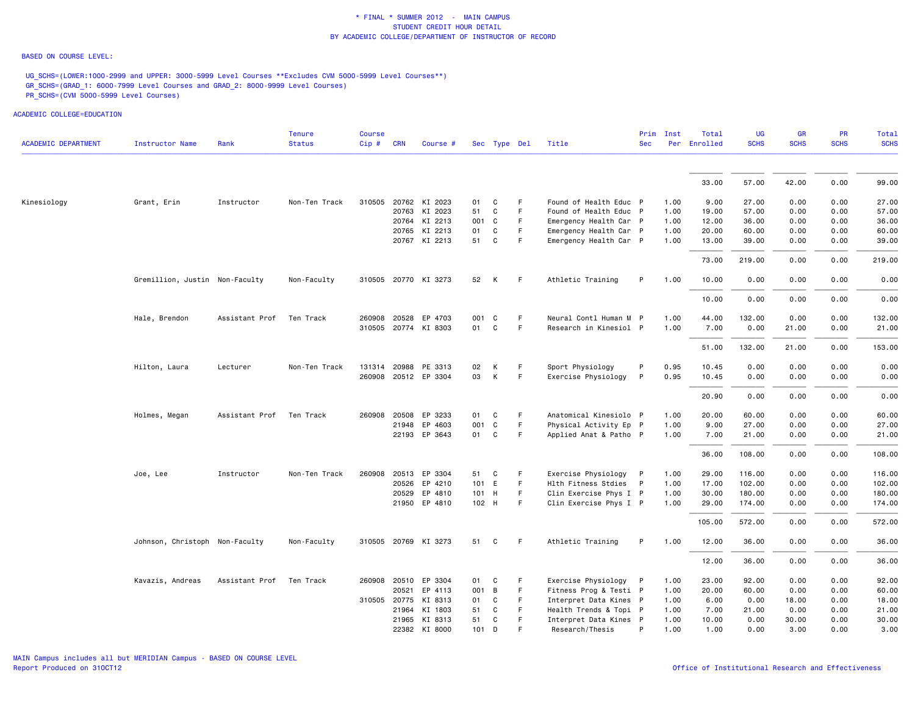\* FINAL \* SUMMER 2012 - MAIN CAMPUS
STUDENT CREDIT HOUR DETAIL
BY ACADEMIC COLLEGE/DEPARTMENT OF INSTRUCTOR OF RECORD

BASED ON COURSE LEVEL:

UG_SCHS=(LOWER:1000-2999 and UPPER: 3000-5999 Level Courses **Excludes CVM 5000-5999 Level Courses**)
GR_SCHS=(GRAD_1: 6000-7999 Level Courses and GRAD_2: 8000-9999 Level Courses)
PR_SCHS=(CVM 5000-5999 Level Courses)

ACADEMIC COLLEGE=EDUCATION

| ACADEMIC DEPARTMENT | Instructor Name | Rank | Tenure Status | Course Cip # | CRN | Course # | Sec | Type | Del | Title | Prim Sec | Inst Per | Total Enrolled | UG SCHS | GR SCHS | PR SCHS | Total SCHS |
|---|---|---|---|---|---|---|---|---|---|---|---|---|---|---|---|---|---|
| | | | | | | | | | | | | | 33.00 | 57.00 | 42.00 | 0.00 | 99.00 |
| Kinesiology | Grant, Erin | Instructor | Non-Ten Track | 310505 | 20762 | KI 2023 | 01 | C | F | Found of Health Educ | P | 1.00 | 9.00 | 27.00 | 0.00 | 0.00 | 27.00 |
| | | | | | 20763 | KI 2023 | 51 | C | F | Found of Health Educ | P | 1.00 | 19.00 | 57.00 | 0.00 | 0.00 | 57.00 |
| | | | | | 20764 | KI 2213 | 001 | C | F | Emergency Health Car | P | 1.00 | 12.00 | 36.00 | 0.00 | 0.00 | 36.00 |
| | | | | | 20765 | KI 2213 | 01 | C | F | Emergency Health Car | P | 1.00 | 20.00 | 60.00 | 0.00 | 0.00 | 60.00 |
| | | | | | 20767 | KI 2213 | 51 | C | F | Emergency Health Car | P | 1.00 | 13.00 | 39.00 | 0.00 | 0.00 | 39.00 |
| | | | | | | | | | | | | | 73.00 | 219.00 | 0.00 | 0.00 | 219.00 |
| | Gremillion, Justin | Non-Faculty | Non-Faculty | 310505 | 20770 | KI 3273 | 52 | K | F | Athletic Training | P | 1.00 | 10.00 | 0.00 | 0.00 | 0.00 | 0.00 |
| | | | | | | | | | | | | | 10.00 | 0.00 | 0.00 | 0.00 | 0.00 |
| | Hale, Brendon | Assistant Prof | Ten Track | 260908 | 20528 | EP 4703 | 001 | C | F | Neural Contl Human M | P | 1.00 | 44.00 | 132.00 | 0.00 | 0.00 | 132.00 |
| | | | | 310505 | 20774 | KI 8303 | 01 | C | F | Research in Kinesiol | P | 1.00 | 7.00 | 0.00 | 21.00 | 0.00 | 21.00 |
| | | | | | | | | | | | | | 51.00 | 132.00 | 21.00 | 0.00 | 153.00 |
| | Hilton, Laura | Lecturer | Non-Ten Track | 131314 | 20988 | PE 3313 | 02 | K | F | Sport Physiology | P | 0.95 | 10.45 | 0.00 | 0.00 | 0.00 | 0.00 |
| | | | | 260908 | 20512 | EP 3304 | 03 | K | F | Exercise Physiology | P | 0.95 | 10.45 | 0.00 | 0.00 | 0.00 | 0.00 |
| | | | | | | | | | | | | | 20.90 | 0.00 | 0.00 | 0.00 | 0.00 |
| | Holmes, Megan | Assistant Prof | Ten Track | 260908 | 20508 | EP 3233 | 01 | C | F | Anatomical Kinesiolo | P | 1.00 | 20.00 | 60.00 | 0.00 | 0.00 | 60.00 |
| | | | | | 21948 | EP 4603 | 001 | C | F | Physical Activity Ep | P | 1.00 | 9.00 | 27.00 | 0.00 | 0.00 | 27.00 |
| | | | | | 22193 | EP 3643 | 01 | C | F | Applied Anat & Patho | P | 1.00 | 7.00 | 21.00 | 0.00 | 0.00 | 21.00 |
| | | | | | | | | | | | | | 36.00 | 108.00 | 0.00 | 0.00 | 108.00 |
| | Joe, Lee | Instructor | Non-Ten Track | 260908 | 20513 | EP 3304 | 51 | C | F | Exercise Physiology | P | 1.00 | 29.00 | 116.00 | 0.00 | 0.00 | 116.00 |
| | | | | | 20526 | EP 4210 | 101 | E | F | Hlth Fitness Stdies | P | 1.00 | 17.00 | 102.00 | 0.00 | 0.00 | 102.00 |
| | | | | | 20529 | EP 4810 | 101 | H | F | Clin Exercise Phys I | P | 1.00 | 30.00 | 180.00 | 0.00 | 0.00 | 180.00 |
| | | | | | 21950 | EP 4810 | 102 | H | F | Clin Exercise Phys I | P | 1.00 | 29.00 | 174.00 | 0.00 | 0.00 | 174.00 |
| | | | | | | | | | | | | | 105.00 | 572.00 | 0.00 | 0.00 | 572.00 |
| | Johnson, Christoph | Non-Faculty | Non-Faculty | 310505 | 20769 | KI 3273 | 51 | C | F | Athletic Training | P | 1.00 | 12.00 | 36.00 | 0.00 | 0.00 | 36.00 |
| | | | | | | | | | | | | | 12.00 | 36.00 | 0.00 | 0.00 | 36.00 |
| | Kavazis, Andreas | Assistant Prof | Ten Track | 260908 | 20510 | EP 3304 | 01 | C | F | Exercise Physiology | P | 1.00 | 23.00 | 92.00 | 0.00 | 0.00 | 92.00 |
| | | | | | 20521 | EP 4113 | 001 | B | F | Fitness Prog & Testi | P | 1.00 | 20.00 | 60.00 | 0.00 | 0.00 | 60.00 |
| | | | | 310505 | 20775 | KI 8313 | 01 | C | F | Interpret Data Kines | P | 1.00 | 6.00 | 0.00 | 18.00 | 0.00 | 18.00 |
| | | | | | 21964 | KI 1803 | 51 | C | F | Health Trends & Topi | P | 1.00 | 7.00 | 21.00 | 0.00 | 0.00 | 21.00 |
| | | | | | 21965 | KI 8313 | 51 | C | F | Interpret Data Kines | P | 1.00 | 10.00 | 0.00 | 30.00 | 0.00 | 30.00 |
| | | | | | 22382 | KI 8000 | 101 | D | F | Research/Thesis | P | 1.00 | 1.00 | 0.00 | 3.00 | 0.00 | 3.00 |

MAIN Campus includes all but MERIDIAN Campus - BASED ON COURSE LEVEL
Report Produced on 31OCT12

Office of Institutional Research and Effectiveness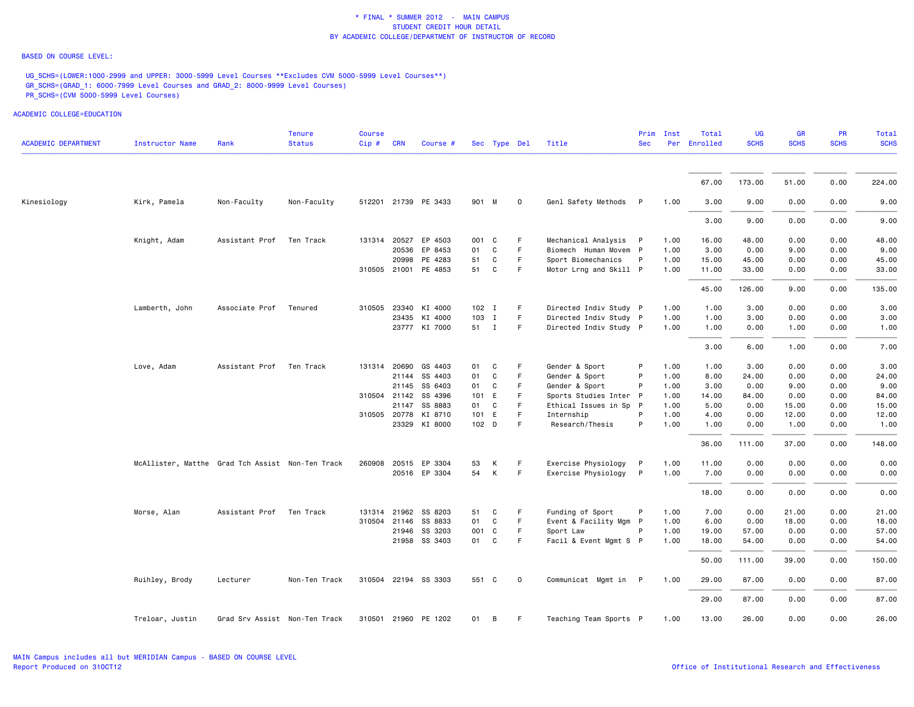\* FINAL \* SUMMER 2012 - MAIN CAMPUS
STUDENT CREDIT HOUR DETAIL
BY ACADEMIC COLLEGE/DEPARTMENT OF INSTRUCTOR OF RECORD

BASED ON COURSE LEVEL:

UG_SCHS=(LOWER:1000-2999 and UPPER: 3000-5999 Level Courses **Excludes CVM 5000-5999 Level Courses**)
GR_SCHS=(GRAD_1: 6000-7999 Level Courses and GRAD_2: 8000-9999 Level Courses)
PR_SCHS=(CVM 5000-5999 Level Courses)

ACADEMIC COLLEGE=EDUCATION

| ACADEMIC DEPARTMENT | Instructor Name | Rank | Tenure Status | Course Cip # | CRN | Course # | Sec | Type | Del | Title | Prim Sec | Inst Per | Total Enrolled | UG SCHS | GR SCHS | PR SCHS | Total SCHS |
|---|---|---|---|---|---|---|---|---|---|---|---|---|---|---|---|---|---|
| | | | | | | | | | | | | | 67.00 | 173.00 | 51.00 | 0.00 | 224.00 |
| Kinesiology | Kirk, Pamela | Non-Faculty | Non-Faculty | 512201 | 21739 | PE 3433 | 901 | M | O | Genl Safety Methods | P | 1.00 | 3.00 | 9.00 | 0.00 | 0.00 | 9.00 |
| | | | | | | | | | | | | | 3.00 | 9.00 | 0.00 | 0.00 | 9.00 |
| | Knight, Adam | Assistant Prof | Ten Track | 131314 | 20527 | EP 4503 | 001 | C | F | Mechanical Analysis | P | 1.00 | 16.00 | 48.00 | 0.00 | 0.00 | 48.00 |
| | | | | | 20536 | EP 8453 | 01 | C | F | Biomech Human Movem | P | 1.00 | 3.00 | 0.00 | 9.00 | 0.00 | 9.00 |
| | | | | | 20998 | PE 4283 | 51 | C | F | Sport Biomechanics | P | 1.00 | 15.00 | 45.00 | 0.00 | 0.00 | 45.00 |
| | | | | 310505 | 21001 | PE 4853 | 51 | C | F | Motor Lrng and Skill | P | 1.00 | 11.00 | 33.00 | 0.00 | 0.00 | 33.00 |
| | | | | | | | | | | | | | 45.00 | 126.00 | 9.00 | 0.00 | 135.00 |
| | Lamberth, John | Associate Prof | Tenured | 310505 | 23340 | KI 4000 | 102 | I | F | Directed Indiv Study | P | 1.00 | 1.00 | 3.00 | 0.00 | 0.00 | 3.00 |
| | | | | | 23435 | KI 4000 | 103 | I | F | Directed Indiv Study | P | 1.00 | 1.00 | 3.00 | 0.00 | 0.00 | 3.00 |
| | | | | | 23777 | KI 7000 | 51 | I | F | Directed Indiv Study | P | 1.00 | 1.00 | 0.00 | 1.00 | 0.00 | 1.00 |
| | | | | | | | | | | | | | 3.00 | 6.00 | 1.00 | 0.00 | 7.00 |
| | Love, Adam | Assistant Prof | Ten Track | 131314 | 20690 | GS 4403 | 01 | C | F | Gender & Sport | P | 1.00 | 1.00 | 3.00 | 0.00 | 0.00 | 3.00 |
| | | | | | 21144 | SS 4403 | 01 | C | F | Gender & Sport | P | 1.00 | 8.00 | 24.00 | 0.00 | 0.00 | 24.00 |
| | | | | | 21145 | SS 6403 | 01 | C | F | Gender & Sport | P | 1.00 | 3.00 | 0.00 | 9.00 | 0.00 | 9.00 |
| | | | | 310504 | 21142 | SS 4396 | 101 | E | F | Sports Studies Inter | P | 1.00 | 14.00 | 84.00 | 0.00 | 0.00 | 84.00 |
| | | | | | 21147 | SS 8883 | 01 | C | F | Ethical Issues in Sp | P | 1.00 | 5.00 | 0.00 | 15.00 | 0.00 | 15.00 |
| | | | | 310505 | 20778 | KI 8710 | 101 | E | F | Internship | P | 1.00 | 4.00 | 0.00 | 12.00 | 0.00 | 12.00 |
| | | | | | 23329 | KI 8000 | 102 | D | F | Research/Thesis | P | 1.00 | 1.00 | 0.00 | 1.00 | 0.00 | 1.00 |
| | | | | | | | | | | | | | 36.00 | 111.00 | 37.00 | 0.00 | 148.00 |
| | McAllister, Matthe | Grad Tch Assist | Non-Ten Track | 260908 | 20515 | EP 3304 | 53 | K | F | Exercise Physiology | P | 1.00 | 11.00 | 0.00 | 0.00 | 0.00 | 0.00 |
| | | | | | 20516 | EP 3304 | 54 | K | F | Exercise Physiology | P | 1.00 | 7.00 | 0.00 | 0.00 | 0.00 | 0.00 |
| | | | | | | | | | | | | | 18.00 | 0.00 | 0.00 | 0.00 | 0.00 |
| | Morse, Alan | Assistant Prof | Ten Track | 131314 | 21962 | SS 8203 | 51 | C | F | Funding of Sport | P | 1.00 | 7.00 | 0.00 | 21.00 | 0.00 | 21.00 |
| | | | | 310504 | 21146 | SS 8833 | 01 | C | F | Event & Facility Mgm | P | 1.00 | 6.00 | 0.00 | 18.00 | 0.00 | 18.00 |
| | | | | | 21946 | SS 3203 | 001 | C | F | Sport Law | P | 1.00 | 19.00 | 57.00 | 0.00 | 0.00 | 57.00 |
| | | | | | 21958 | SS 3403 | 01 | C | F | Facil & Event Mgmt S | P | 1.00 | 18.00 | 54.00 | 0.00 | 0.00 | 54.00 |
| | | | | | | | | | | | | | 50.00 | 111.00 | 39.00 | 0.00 | 150.00 |
| | Ruihley, Brody | Lecturer | Non-Ten Track | 310504 | 22194 | SS 3303 | 551 | C | O | Communicat Mgmt in | P | 1.00 | 29.00 | 87.00 | 0.00 | 0.00 | 87.00 |
| | | | | | | | | | | | | | 29.00 | 87.00 | 0.00 | 0.00 | 87.00 |
| | Treloar, Justin | Grad Srv Assist | Non-Ten Track | 310501 | 21960 | PE 1202 | 01 | B | F | Teaching Team Sports | P | 1.00 | 13.00 | 26.00 | 0.00 | 0.00 | 26.00 |

MAIN Campus includes all but MERIDIAN Campus - BASED ON COURSE LEVEL
Report Produced on 31OCT12

Office of Institutional Research and Effectiveness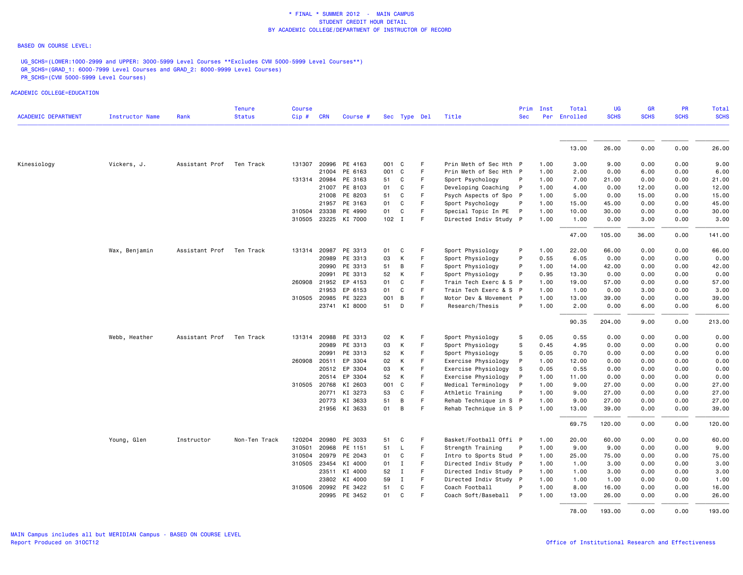\* FINAL \* SUMMER 2012 - MAIN CAMPUS
STUDENT CREDIT HOUR DETAIL
BY ACADEMIC COLLEGE/DEPARTMENT OF INSTRUCTOR OF RECORD

BASED ON COURSE LEVEL:

UG_SCHS=(LOWER:1000-2999 and UPPER: 3000-5999 Level Courses **Excludes CVM 5000-5999 Level Courses**)
GR_SCHS=(GRAD_1: 6000-7999 Level Courses and GRAD_2: 8000-9999 Level Courses)
PR_SCHS=(CVM 5000-5999 Level Courses)

ACADEMIC COLLEGE=EDUCATION

| ACADEMIC DEPARTMENT | Instructor Name | Rank | Tenure Status | Course Cip # | CRN | Course # | Sec | Type | Del | Title | Prim Sec | Inst Per | Total Enrolled | UG SCHS | GR SCHS | PR SCHS | Total SCHS |
|---|---|---|---|---|---|---|---|---|---|---|---|---|---|---|---|---|---|
| | | | | | | | | | | | | | 13.00 | 26.00 | 0.00 | 0.00 | 26.00 |
| Kinesiology | Vickers, J. | Assistant Prof | Ten Track | 131307 | 20996 | PE 4163 | 001 | C | F | Prin Meth of Sec Hth | P | 1.00 | 3.00 | 9.00 | 0.00 | 0.00 | 9.00 |
| | | | | | 21004 | PE 6163 | 001 | C | F | Prin Meth of Sec Hth | P | 1.00 | 2.00 | 0.00 | 6.00 | 0.00 | 6.00 |
| | | | | 131314 | 20984 | PE 3163 | 51 | C | F | Sport Psychology | P | 1.00 | 7.00 | 21.00 | 0.00 | 0.00 | 21.00 |
| | | | | | 21007 | PE 8103 | 01 | C | F | Developing Coaching | P | 1.00 | 4.00 | 0.00 | 12.00 | 0.00 | 12.00 |
| | | | | | 21008 | PE 8203 | 51 | C | F | Psych Aspects of Spo | P | 1.00 | 5.00 | 0.00 | 15.00 | 0.00 | 15.00 |
| | | | | | 21957 | PE 3163 | 01 | C | F | Sport Psychology | P | 1.00 | 15.00 | 45.00 | 0.00 | 0.00 | 45.00 |
| | | | | 310504 | 23338 | PE 4990 | 01 | C | F | Special Topic In PE | P | 1.00 | 10.00 | 30.00 | 0.00 | 0.00 | 30.00 |
| | | | | 310505 | 23225 | KI 7000 | 102 | I | F | Directed Indiv Study | P | 1.00 | 1.00 | 0.00 | 3.00 | 0.00 | 3.00 |
| | | | | | | | | | | | | | 47.00 | 105.00 | 36.00 | 0.00 | 141.00 |
| | Wax, Benjamin | Assistant Prof | Ten Track | 131314 | 20987 | PE 3313 | 01 | C | F | Sport Physiology | P | 1.00 | 22.00 | 66.00 | 0.00 | 0.00 | 66.00 |
| | | | | | 20989 | PE 3313 | 03 | K | F | Sport Physiology | P | 0.55 | 6.05 | 0.00 | 0.00 | 0.00 | 0.00 |
| | | | | | 20990 | PE 3313 | 51 | B | F | Sport Physiology | P | 1.00 | 14.00 | 42.00 | 0.00 | 0.00 | 42.00 |
| | | | | | 20991 | PE 3313 | 52 | K | F | Sport Physiology | P | 0.95 | 13.30 | 0.00 | 0.00 | 0.00 | 0.00 |
| | | | | 260908 | 21952 | EP 4153 | 01 | C | F | Train Tech Exerc & S | P | 1.00 | 19.00 | 57.00 | 0.00 | 0.00 | 57.00 |
| | | | | | 21953 | EP 6153 | 01 | C | F | Train Tech Exerc & S | P | 1.00 | 1.00 | 0.00 | 3.00 | 0.00 | 3.00 |
| | | | | 310505 | 20985 | PE 3223 | 001 | B | F | Motor Dev & Movement | P | 1.00 | 13.00 | 39.00 | 0.00 | 0.00 | 39.00 |
| | | | | | 23741 | KI 8000 | 51 | D | F | Research/Thesis | P | 1.00 | 2.00 | 0.00 | 6.00 | 0.00 | 6.00 |
| | | | | | | | | | | | | | 90.35 | 204.00 | 9.00 | 0.00 | 213.00 |
| | Webb, Heather | Assistant Prof | Ten Track | 131314 | 20988 | PE 3313 | 02 | K | F | Sport Physiology | S | 0.05 | 0.55 | 0.00 | 0.00 | 0.00 | 0.00 |
| | | | | | 20989 | PE 3313 | 03 | K | F | Sport Physiology | S | 0.45 | 4.95 | 0.00 | 0.00 | 0.00 | 0.00 |
| | | | | | 20991 | PE 3313 | 52 | K | F | Sport Physiology | S | 0.05 | 0.70 | 0.00 | 0.00 | 0.00 | 0.00 |
| | | | | 260908 | 20511 | EP 3304 | 02 | K | F | Exercise Physiology | P | 1.00 | 12.00 | 0.00 | 0.00 | 0.00 | 0.00 |
| | | | | | 20512 | EP 3304 | 03 | K | F | Exercise Physiology | S | 0.05 | 0.55 | 0.00 | 0.00 | 0.00 | 0.00 |
| | | | | | 20514 | EP 3304 | 52 | K | F | Exercise Physiology | P | 1.00 | 11.00 | 0.00 | 0.00 | 0.00 | 0.00 |
| | | | | 310505 | 20768 | KI 2603 | 001 | C | F | Medical Terminology | P | 1.00 | 9.00 | 27.00 | 0.00 | 0.00 | 27.00 |
| | | | | | 20771 | KI 3273 | 53 | C | F | Athletic Training | P | 1.00 | 9.00 | 27.00 | 0.00 | 0.00 | 27.00 |
| | | | | | 20773 | KI 3633 | 51 | B | F | Rehab Technique in S | P | 1.00 | 9.00 | 27.00 | 0.00 | 0.00 | 27.00 |
| | | | | | 21956 | KI 3633 | 01 | B | F | Rehab Technique in S | P | 1.00 | 13.00 | 39.00 | 0.00 | 0.00 | 39.00 |
| | | | | | | | | | | | | | 69.75 | 120.00 | 0.00 | 0.00 | 120.00 |
| | Young, Glen | Instructor | Non-Ten Track | 120204 | 20980 | PE 3033 | 51 | C | F | Basket/Football Offi | P | 1.00 | 20.00 | 60.00 | 0.00 | 0.00 | 60.00 |
| | | | | 310501 | 20968 | PE 1151 | 51 | L | F | Strength Training | P | 1.00 | 9.00 | 9.00 | 0.00 | 0.00 | 9.00 |
| | | | | 310504 | 20979 | PE 2043 | 01 | C | F | Intro to Sports Stud | P | 1.00 | 25.00 | 75.00 | 0.00 | 0.00 | 75.00 |
| | | | | 310505 | 23454 | KI 4000 | 01 | I | F | Directed Indiv Study | P | 1.00 | 1.00 | 3.00 | 0.00 | 0.00 | 3.00 |
| | | | | | 23511 | KI 4000 | 52 | I | F | Directed Indiv Study | P | 1.00 | 1.00 | 3.00 | 0.00 | 0.00 | 3.00 |
| | | | | | 23802 | KI 4000 | 59 | I | F | Directed Indiv Study | P | 1.00 | 1.00 | 1.00 | 0.00 | 0.00 | 1.00 |
| | | | | 310506 | 20992 | PE 3422 | 51 | C | F | Coach Football | P | 1.00 | 8.00 | 16.00 | 0.00 | 0.00 | 16.00 |
| | | | | | 20995 | PE 3452 | 01 | C | F | Coach Soft/Baseball | P | 1.00 | 13.00 | 26.00 | 0.00 | 0.00 | 26.00 |
| | | | | | | | | | | | | | 78.00 | 193.00 | 0.00 | 0.00 | 193.00 |

MAIN Campus includes all but MERIDIAN Campus - BASED ON COURSE LEVEL
Report Produced on 31OCT12

Office of Institutional Research and Effectiveness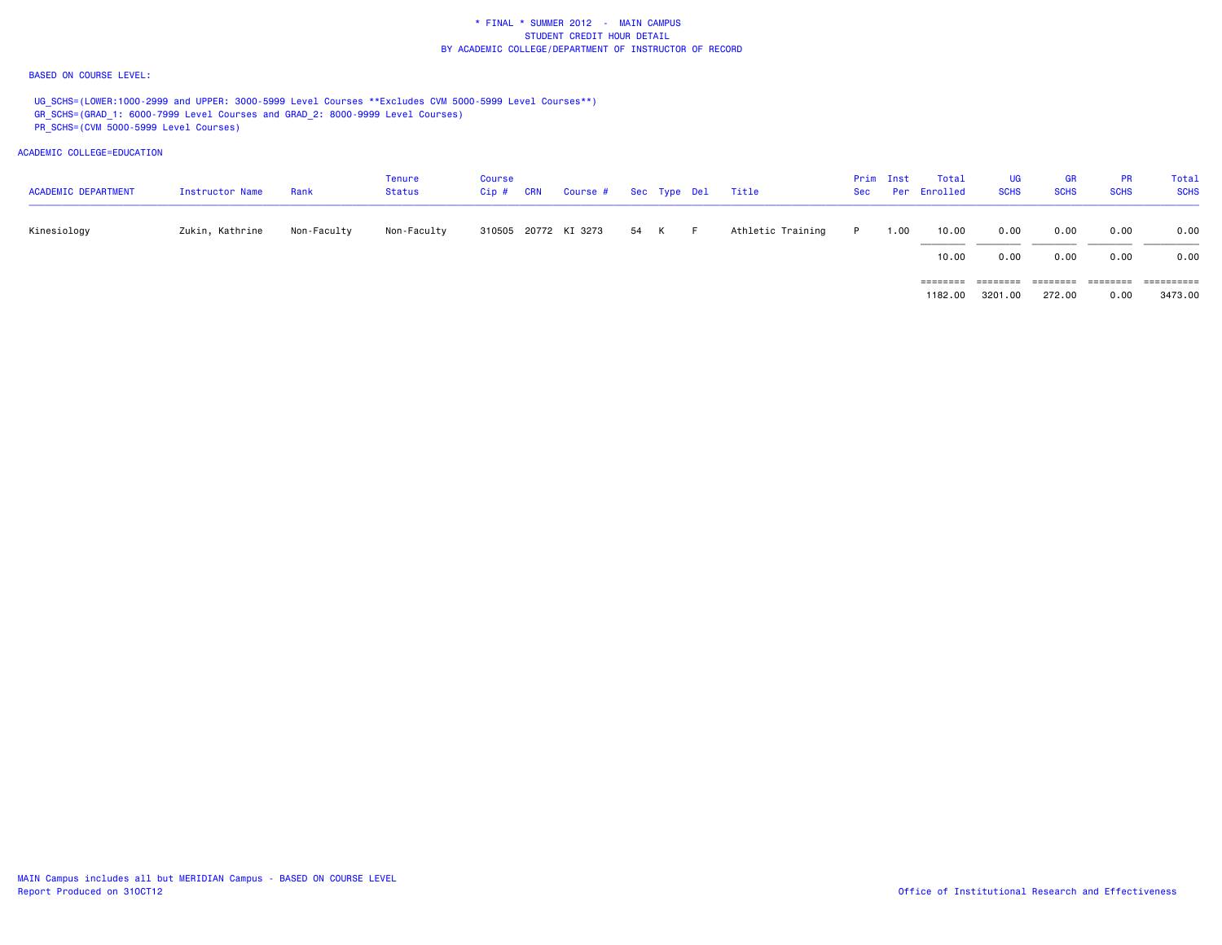\* FINAL \* SUMMER 2012 - MAIN CAMPUS
STUDENT CREDIT HOUR DETAIL
BY ACADEMIC COLLEGE/DEPARTMENT OF INSTRUCTOR OF RECORD

BASED ON COURSE LEVEL:

UG_SCHS=(LOWER:1000-2999 and UPPER: 3000-5999 Level Courses **Excludes CVM 5000-5999 Level Courses**)
GR_SCHS=(GRAD_1: 6000-7999 Level Courses and GRAD_2: 8000-9999 Level Courses)
PR_SCHS=(CVM 5000-5999 Level Courses)

ACADEMIC COLLEGE=EDUCATION

| ACADEMIC DEPARTMENT | Instructor Name | Rank | Tenure Status | Course Cip # | CRN | Course # | Sec | Type | Del | Title | Prim Sec | Inst Per | Total Enrolled | UG SCHS | GR SCHS | PR SCHS | Total SCHS |
|---|---|---|---|---|---|---|---|---|---|---|---|---|---|---|---|---|---|
| Kinesiology | Zukin, Kathrine | Non-Faculty | Non-Faculty | 310505 | 20772 | KI 3273 | 54 | K | F | Athletic Training | P | 1.00 | 10.00 | 0.00 | 0.00 | 0.00 | 0.00 |
| | | | | | | | | | | | | | 10.00 | 0.00 | 0.00 | 0.00 | 0.00 |
| | | | | | | | | | | | | | 1182.00 | 3201.00 | 272.00 | 0.00 | 3473.00 |

MAIN Campus includes all but MERIDIAN Campus - BASED ON COURSE LEVEL
Report Produced on 31OCT12

Office of Institutional Research and Effectiveness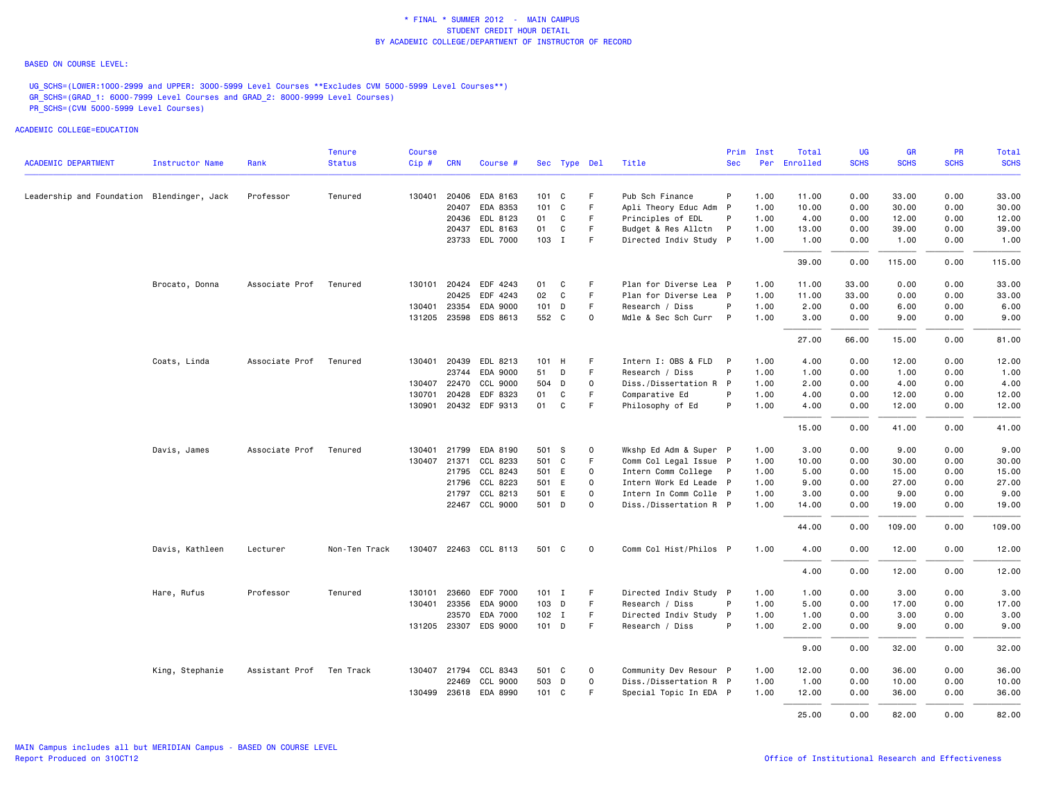\* FINAL \* SUMMER 2012 - MAIN CAMPUS
STUDENT CREDIT HOUR DETAIL
BY ACADEMIC COLLEGE/DEPARTMENT OF INSTRUCTOR OF RECORD

BASED ON COURSE LEVEL:

UG_SCHS=(LOWER:1000-2999 and UPPER: 3000-5999 Level Courses **Excludes CVM 5000-5999 Level Courses**)
GR_SCHS=(GRAD_1: 6000-7999 Level Courses and GRAD_2: 8000-9999 Level Courses)
PR_SCHS=(CVM 5000-5999 Level Courses)

ACADEMIC COLLEGE=EDUCATION

| ACADEMIC DEPARTMENT | Instructor Name | Rank | Tenure Status | Course Cip # | CRN | Course # | Sec | Type | Del | Title | Prim Sec | Inst Per | Total Enrolled | UG SCHS | GR SCHS | PR SCHS | Total SCHS |
|---|---|---|---|---|---|---|---|---|---|---|---|---|---|---|---|---|---|
| Leadership and Foundation | Blendinger, Jack | Professor | Tenured | 130401 | 20406 | EDA 8163 | 101 | C | F | Pub Sch Finance | P | 1.00 | 11.00 | 0.00 | 33.00 | 0.00 | 33.00 |
| | | | | | 20407 | EDA 8353 | 101 | C | F | Apli Theory Educ Adm | P | 1.00 | 10.00 | 0.00 | 30.00 | 0.00 | 30.00 |
| | | | | | 20436 | EDL 8123 | 01 | C | F | Principles of EDL | P | 1.00 | 4.00 | 0.00 | 12.00 | 0.00 | 12.00 |
| | | | | | 20437 | EDL 8163 | 01 | C | F | Budget & Res Allctn | P | 1.00 | 13.00 | 0.00 | 39.00 | 0.00 | 39.00 |
| | | | | | 23733 | EDL 7000 | 103 | I | F | Directed Indiv Study | P | 1.00 | 1.00 | 0.00 | 1.00 | 0.00 | 1.00 |
| | | | | | | | | | | | | | 39.00 | 0.00 | 115.00 | 0.00 | 115.00 |
| | Brocato, Donna | Associate Prof | Tenured | 130101 | 20424 | EDF 4243 | 01 | C | F | Plan for Diverse Lea | P | 1.00 | 11.00 | 33.00 | 0.00 | 0.00 | 33.00 |
| | | | | | 20425 | EDF 4243 | 02 | C | F | Plan for Diverse Lea | P | 1.00 | 11.00 | 33.00 | 0.00 | 0.00 | 33.00 |
| | | | | 130401 | 23354 | EDA 9000 | 101 | D | F | Research / Diss | P | 1.00 | 2.00 | 0.00 | 6.00 | 0.00 | 6.00 |
| | | | | 131205 | 23598 | EDS 8613 | 552 | C | O | Mdle & Sec Sch Curr | P | 1.00 | 3.00 | 0.00 | 9.00 | 0.00 | 9.00 |
| | | | | | | | | | | | | | 27.00 | 66.00 | 15.00 | 0.00 | 81.00 |
| | Coats, Linda | Associate Prof | Tenured | 130401 | 20439 | EDL 8213 | 101 | H | F | Intern I: OBS & FLD | P | 1.00 | 4.00 | 0.00 | 12.00 | 0.00 | 12.00 |
| | | | | | 23744 | EDA 9000 | 51 | D | F | Research / Diss | P | 1.00 | 1.00 | 0.00 | 1.00 | 0.00 | 1.00 |
| | | | | 130407 | 22470 | CCL 9000 | 504 | D | O | Diss./Dissertation R | P | 1.00 | 2.00 | 0.00 | 4.00 | 0.00 | 4.00 |
| | | | | 130701 | 20428 | EDF 8323 | 01 | C | F | Comparative Ed | P | 1.00 | 4.00 | 0.00 | 12.00 | 0.00 | 12.00 |
| | | | | 130901 | 20432 | EDF 9313 | 01 | C | F | Philosophy of Ed | P | 1.00 | 4.00 | 0.00 | 12.00 | 0.00 | 12.00 |
| | | | | | | | | | | | | | 15.00 | 0.00 | 41.00 | 0.00 | 41.00 |
| | Davis, James | Associate Prof | Tenured | 130401 | 21799 | EDA 8190 | 501 | S | O | Wkshp Ed Adm & Super | P | 1.00 | 3.00 | 0.00 | 9.00 | 0.00 | 9.00 |
| | | | | 130407 | 21371 | CCL 8233 | 501 | C | F | Comm Col Legal Issue | P | 1.00 | 10.00 | 0.00 | 30.00 | 0.00 | 30.00 |
| | | | | | 21795 | CCL 8243 | 501 | E | O | Intern Comm College | P | 1.00 | 5.00 | 0.00 | 15.00 | 0.00 | 15.00 |
| | | | | | 21796 | CCL 8223 | 501 | E | O | Intern Work Ed Leade | P | 1.00 | 9.00 | 0.00 | 27.00 | 0.00 | 27.00 |
| | | | | | 21797 | CCL 8213 | 501 | E | O | Intern In Comm Colle | P | 1.00 | 3.00 | 0.00 | 9.00 | 0.00 | 9.00 |
| | | | | | 22467 | CCL 9000 | 501 | D | O | Diss./Dissertation R | P | 1.00 | 14.00 | 0.00 | 19.00 | 0.00 | 19.00 |
| | | | | | | | | | | | | | 44.00 | 0.00 | 109.00 | 0.00 | 109.00 |
| | Davis, Kathleen | Lecturer | Non-Ten Track | 130407 | 22463 | CCL 8113 | 501 | C | O | Comm Col Hist/Philos | P | 1.00 | 4.00 | 0.00 | 12.00 | 0.00 | 12.00 |
| | | | | | | | | | | | | | 4.00 | 0.00 | 12.00 | 0.00 | 12.00 |
| | Hare, Rufus | Professor | Tenured | 130101 | 23660 | EDF 7000 | 101 | I | F | Directed Indiv Study | P | 1.00 | 1.00 | 0.00 | 3.00 | 0.00 | 3.00 |
| | | | | 130401 | 23356 | EDA 9000 | 103 | D | F | Research / Diss | P | 1.00 | 5.00 | 0.00 | 17.00 | 0.00 | 17.00 |
| | | | | | 23570 | EDA 7000 | 102 | I | F | Directed Indiv Study | P | 1.00 | 1.00 | 0.00 | 3.00 | 0.00 | 3.00 |
| | | | | 131205 | 23307 | EDS 9000 | 101 | D | F | Research / Diss | P | 1.00 | 2.00 | 0.00 | 9.00 | 0.00 | 9.00 |
| | | | | | | | | | | | | | 9.00 | 0.00 | 32.00 | 0.00 | 32.00 |
| | King, Stephanie | Assistant Prof | Ten Track | 130407 | 21794 | CCL 8343 | 501 | C | O | Community Dev Resour | P | 1.00 | 12.00 | 0.00 | 36.00 | 0.00 | 36.00 |
| | | | | | 22469 | CCL 9000 | 503 | D | O | Diss./Dissertation R | P | 1.00 | 1.00 | 0.00 | 10.00 | 0.00 | 10.00 |
| | | | | 130499 | 23618 | EDA 8990 | 101 | C | F | Special Topic In EDA | P | 1.00 | 12.00 | 0.00 | 36.00 | 0.00 | 36.00 |
| | | | | | | | | | | | | | 25.00 | 0.00 | 82.00 | 0.00 | 82.00 |

MAIN Campus includes all but MERIDIAN Campus - BASED ON COURSE LEVEL
Report Produced on 31OCT12

Office of Institutional Research and Effectiveness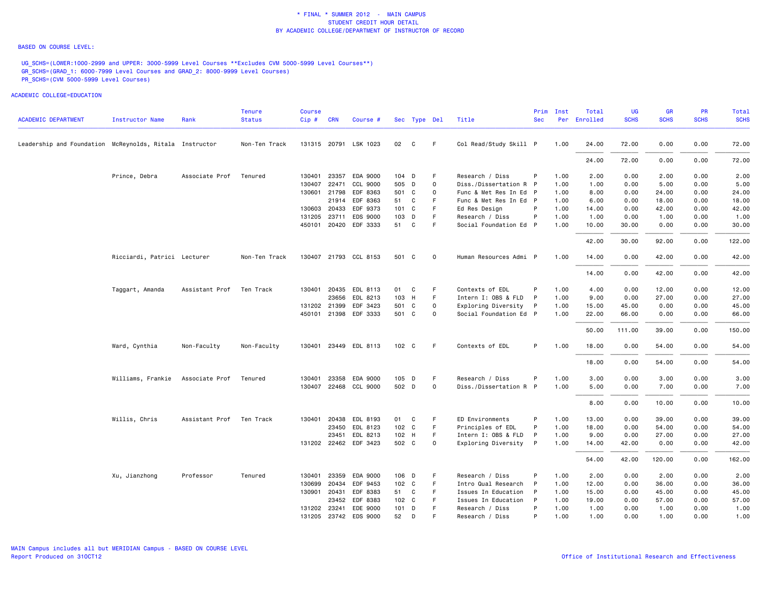\* FINAL \* SUMMER 2012 - MAIN CAMPUS
STUDENT CREDIT HOUR DETAIL
BY ACADEMIC COLLEGE/DEPARTMENT OF INSTRUCTOR OF RECORD

BASED ON COURSE LEVEL:

UG_SCHS=(LOWER:1000-2999 and UPPER: 3000-5999 Level Courses **Excludes CVM 5000-5999 Level Courses**)
GR_SCHS=(GRAD_1: 6000-7999 Level Courses and GRAD_2: 8000-9999 Level Courses)
PR_SCHS=(CVM 5000-5999 Level Courses)

ACADEMIC COLLEGE=EDUCATION

| ACADEMIC DEPARTMENT | Instructor Name | Rank | Tenure Status | Course Cip # | CRN | Course # | Sec | Type | Del | Title | Prim Sec | Inst Per | Total Enrolled | UG SCHS | GR SCHS | PR SCHS | Total SCHS |
|---|---|---|---|---|---|---|---|---|---|---|---|---|---|---|---|---|---|
| Leadership and Foundation | McReynolds, Ritala | Instructor | Non-Ten Track | 131315 | 20791 | LSK 1023 | 02 | C | F | Col Read/Study Skill | P | 1.00 | 24.00 | 72.00 | 0.00 | 0.00 | 72.00 |
| | | | | | | | | | | | | | 24.00 | 72.00 | 0.00 | 0.00 | 72.00 |
| | Prince, Debra | Associate Prof | Tenured | 130401 | 23357 | EDA 9000 | 104 | D | F | Research / Diss | P | 1.00 | 2.00 | 0.00 | 2.00 | 0.00 | 2.00 |
| | | | | 130407 | 22471 | CCL 9000 | 505 | D | O | Diss./Dissertation R | P | 1.00 | 1.00 | 0.00 | 5.00 | 0.00 | 5.00 |
| | | | | 130601 | 21798 | EDF 8363 | 501 | C | O | Func & Met Res In Ed | P | 1.00 | 8.00 | 0.00 | 24.00 | 0.00 | 24.00 |
| | | | | | 21914 | EDF 8363 | 51 | C | F | Func & Met Res In Ed | P | 1.00 | 6.00 | 0.00 | 18.00 | 0.00 | 18.00 |
| | | | | 130603 | 20433 | EDF 9373 | 101 | C | F | Ed Res Design | P | 1.00 | 14.00 | 0.00 | 42.00 | 0.00 | 42.00 |
| | | | | 131205 | 23711 | EDS 9000 | 103 | D | F | Research / Diss | P | 1.00 | 1.00 | 0.00 | 1.00 | 0.00 | 1.00 |
| | | | | 450101 | 20420 | EDF 3333 | 51 | C | F | Social Foundation Ed | P | 1.00 | 10.00 | 30.00 | 0.00 | 0.00 | 30.00 |
| | | | | | | | | | | | | | 42.00 | 30.00 | 92.00 | 0.00 | 122.00 |
| | Ricciardi, Patrici | Lecturer | Non-Ten Track | 130407 | 21793 | CCL 8153 | 501 | C | O | Human Resources Admi | P | 1.00 | 14.00 | 0.00 | 42.00 | 0.00 | 42.00 |
| | | | | | | | | | | | | | 14.00 | 0.00 | 42.00 | 0.00 | 42.00 |
| | Taggart, Amanda | Assistant Prof | Ten Track | 130401 | 20435 | EDL 8113 | 01 | C | F | Contexts of EDL | P | 1.00 | 4.00 | 0.00 | 12.00 | 0.00 | 12.00 |
| | | | | | 23656 | EDL 8213 | 103 | H | F | Intern I: OBS & FLD | P | 1.00 | 9.00 | 0.00 | 27.00 | 0.00 | 27.00 |
| | | | | 131202 | 21399 | EDF 3423 | 501 | C | O | Exploring Diversity | P | 1.00 | 15.00 | 45.00 | 0.00 | 0.00 | 45.00 |
| | | | | 450101 | 21398 | EDF 3333 | 501 | C | O | Social Foundation Ed | P | 1.00 | 22.00 | 66.00 | 0.00 | 0.00 | 66.00 |
| | | | | | | | | | | | | | 50.00 | 111.00 | 39.00 | 0.00 | 150.00 |
| | Ward, Cynthia | Non-Faculty | Non-Faculty | 130401 | 23449 | EDL 8113 | 102 | C | F | Contexts of EDL | P | 1.00 | 18.00 | 0.00 | 54.00 | 0.00 | 54.00 |
| | | | | | | | | | | | | | 18.00 | 0.00 | 54.00 | 0.00 | 54.00 |
| | Williams, Frankie | Associate Prof | Tenured | 130401 | 23358 | EDA 9000 | 105 | D | F | Research / Diss | P | 1.00 | 3.00 | 0.00 | 3.00 | 0.00 | 3.00 |
| | | | | 130407 | 22468 | CCL 9000 | 502 | D | O | Diss./Dissertation R | P | 1.00 | 5.00 | 0.00 | 7.00 | 0.00 | 7.00 |
| | | | | | | | | | | | | | 8.00 | 0.00 | 10.00 | 0.00 | 10.00 |
| | Willis, Chris | Assistant Prof | Ten Track | 130401 | 20438 | EDL 8193 | 01 | C | F | ED Environments | P | 1.00 | 13.00 | 0.00 | 39.00 | 0.00 | 39.00 |
| | | | | | 23450 | EDL 8123 | 102 | C | F | Principles of EDL | P | 1.00 | 18.00 | 0.00 | 54.00 | 0.00 | 54.00 |
| | | | | | 23451 | EDL 8213 | 102 | H | F | Intern I: OBS & FLD | P | 1.00 | 9.00 | 0.00 | 27.00 | 0.00 | 27.00 |
| | | | | 131202 | 22462 | EDF 3423 | 502 | C | O | Exploring Diversity | P | 1.00 | 14.00 | 42.00 | 0.00 | 0.00 | 42.00 |
| | | | | | | | | | | | | | 54.00 | 42.00 | 120.00 | 0.00 | 162.00 |
| | Xu, Jianzhong | Professor | Tenured | 130401 | 23359 | EDA 9000 | 106 | D | F | Research / Diss | P | 1.00 | 2.00 | 0.00 | 2.00 | 0.00 | 2.00 |
| | | | | 130699 | 20434 | EDF 9453 | 102 | C | F | Intro Qual Research | P | 1.00 | 12.00 | 0.00 | 36.00 | 0.00 | 36.00 |
| | | | | 130901 | 20431 | EDF 8383 | 51 | C | F | Issues In Education | P | 1.00 | 15.00 | 0.00 | 45.00 | 0.00 | 45.00 |
| | | | | | 23452 | EDF 8383 | 102 | C | F | Issues In Education | P | 1.00 | 19.00 | 0.00 | 57.00 | 0.00 | 57.00 |
| | | | | 131202 | 23241 | EDE 9000 | 101 | D | F | Research / Diss | P | 1.00 | 1.00 | 0.00 | 1.00 | 0.00 | 1.00 |
| | | | | 131205 | 23742 | EDS 9000 | 52 | D | F | Research / Diss | P | 1.00 | 1.00 | 0.00 | 1.00 | 0.00 | 1.00 |

MAIN Campus includes all but MERIDIAN Campus - BASED ON COURSE LEVEL
Report Produced on 31OCT12

Office of Institutional Research and Effectiveness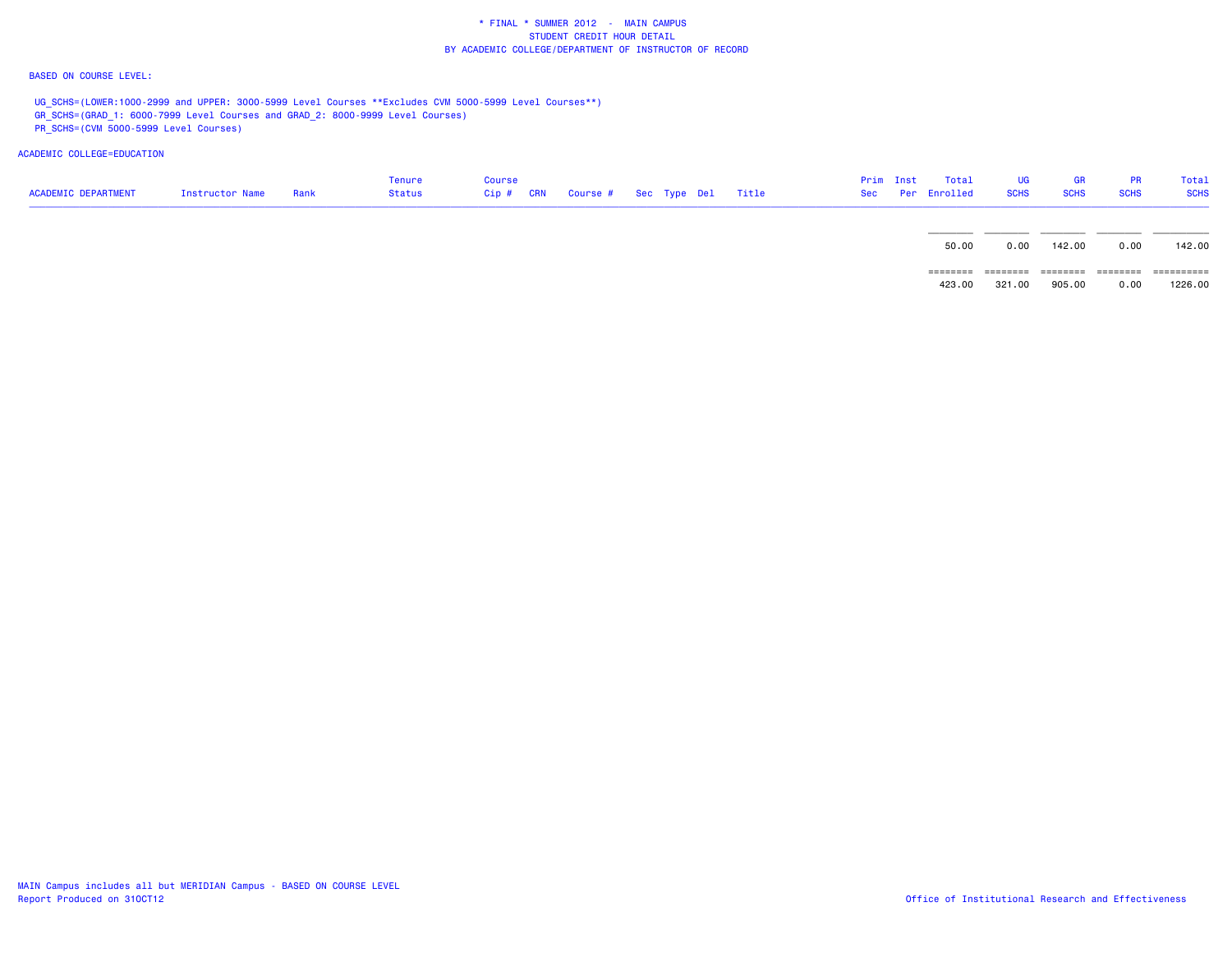\* FINAL \* SUMMER 2012 - MAIN CAMPUS
STUDENT CREDIT HOUR DETAIL
BY ACADEMIC COLLEGE/DEPARTMENT OF INSTRUCTOR OF RECORD

BASED ON COURSE LEVEL:

UG_SCHS=(LOWER:1000-2999 and UPPER: 3000-5999 Level Courses **Excludes CVM 5000-5999 Level Courses**)
GR_SCHS=(GRAD_1: 6000-7999 Level Courses and GRAD_2: 8000-9999 Level Courses)
PR_SCHS=(CVM 5000-5999 Level Courses)

ACADEMIC COLLEGE=EDUCATION

| ACADEMIC DEPARTMENT | Instructor Name | Rank | Tenure Status | Course Cip # | CRN | Course # | Sec | Type | Del | Title | Prim Sec | Inst Per | Total Enrolled | UG SCHS | GR SCHS | PR SCHS | Total SCHS |
|---|---|---|---|---|---|---|---|---|---|---|---|---|---|---|---|---|---|
| | | | | | | | | | | | | | 50.00 | 0.00 | 142.00 | 0.00 | 142.00 |
| | | | | | | | | | | | | | 423.00 | 321.00 | 905.00 | 0.00 | 1226.00 |

MAIN Campus includes all but MERIDIAN Campus - BASED ON COURSE LEVEL
Report Produced on 31OCT12

Office of Institutional Research and Effectiveness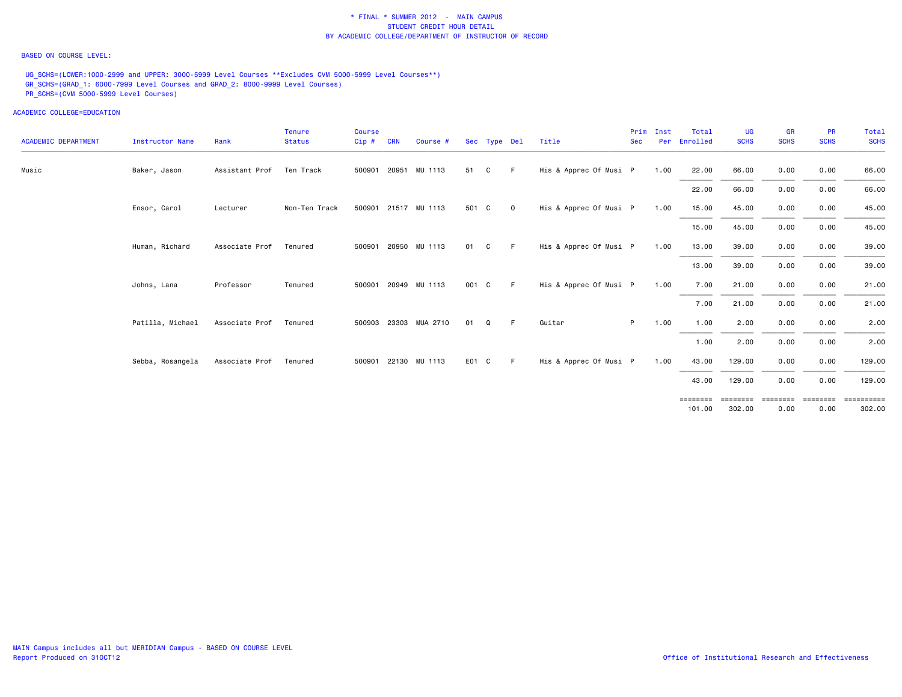\* FINAL \* SUMMER 2012 - MAIN CAMPUS
STUDENT CREDIT HOUR DETAIL
BY ACADEMIC COLLEGE/DEPARTMENT OF INSTRUCTOR OF RECORD

BASED ON COURSE LEVEL:

UG_SCHS=(LOWER:1000-2999 and UPPER: 3000-5999 Level Courses **Excludes CVM 5000-5999 Level Courses**)
GR_SCHS=(GRAD_1: 6000-7999 Level Courses and GRAD_2: 8000-9999 Level Courses)
PR_SCHS=(CVM 5000-5999 Level Courses)

ACADEMIC COLLEGE=EDUCATION

| ACADEMIC DEPARTMENT | Instructor Name | Rank | Tenure Status | Course Cip # | CRN | Course # | Sec | Type | Del | Title | Prim Sec | Inst Per | Total Enrolled | UG SCHS | GR SCHS | PR SCHS | Total SCHS |
|---|---|---|---|---|---|---|---|---|---|---|---|---|---|---|---|---|---|
| Music | Baker, Jason | Assistant Prof | Ten Track | 500901 | 20951 | MU 1113 | 51 | C | F | His & Apprec Of Musi | P | 1.00 | 22.00 | 66.00 | 0.00 | 0.00 | 66.00 |
| | | | | | | | | | | | | | 22.00 | 66.00 | 0.00 | 0.00 | 66.00 |
| | Ensor, Carol | Lecturer | Non-Ten Track | 500901 | 21517 | MU 1113 | 501 | C | O | His & Apprec Of Musi | P | 1.00 | 15.00 | 45.00 | 0.00 | 0.00 | 45.00 |
| | | | | | | | | | | | | | 15.00 | 45.00 | 0.00 | 0.00 | 45.00 |
| | Human, Richard | Associate Prof | Tenured | 500901 | 20950 | MU 1113 | 01 | C | F | His & Apprec Of Musi | P | 1.00 | 13.00 | 39.00 | 0.00 | 0.00 | 39.00 |
| | | | | | | | | | | | | | 13.00 | 39.00 | 0.00 | 0.00 | 39.00 |
| | Johns, Lana | Professor | Tenured | 500901 | 20949 | MU 1113 | 001 | C | F | His & Apprec Of Musi | P | 1.00 | 7.00 | 21.00 | 0.00 | 0.00 | 21.00 |
| | | | | | | | | | | | | | 7.00 | 21.00 | 0.00 | 0.00 | 21.00 |
| | Patilla, Michael | Associate Prof | Tenured | 500903 | 23303 | MUA 2710 | 01 | Q | F | Guitar | P | 1.00 | 1.00 | 2.00 | 0.00 | 0.00 | 2.00 |
| | | | | | | | | | | | | | 1.00 | 2.00 | 0.00 | 0.00 | 2.00 |
| | Sebba, Rosangela | Associate Prof | Tenured | 500901 | 22130 | MU 1113 | E01 | C | F | His & Apprec Of Musi | P | 1.00 | 43.00 | 129.00 | 0.00 | 0.00 | 129.00 |
| | | | | | | | | | | | | | 43.00 | 129.00 | 0.00 | 0.00 | 129.00 |
| | | | | | | | | | | | | | 101.00 | 302.00 | 0.00 | 0.00 | 302.00 |

MAIN Campus includes all but MERIDIAN Campus - BASED ON COURSE LEVEL
Report Produced on 31OCT12

Office of Institutional Research and Effectiveness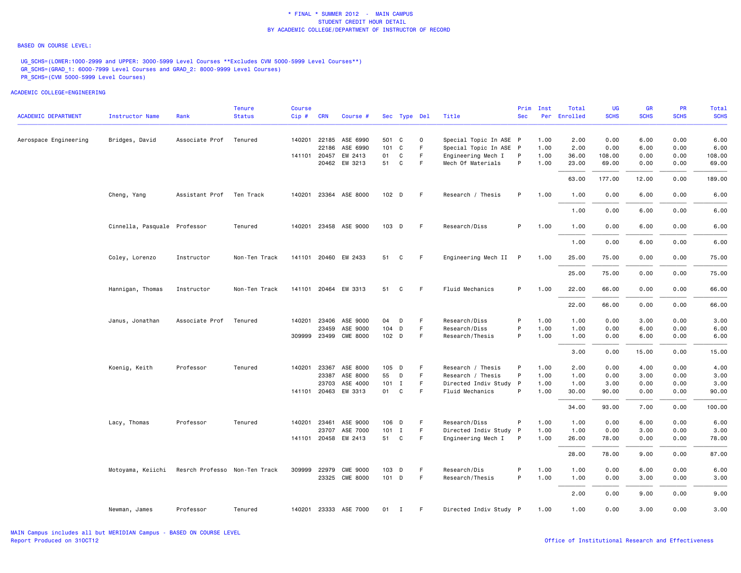# * FINAL * SUMMER 2012 - MAIN CAMPUS
## STUDENT CREDIT HOUR DETAIL
## BY ACADEMIC COLLEGE/DEPARTMENT OF INSTRUCTOR OF RECORD

BASED ON COURSE LEVEL:

UG_SCHS=(LOWER:1000-2999 and UPPER: 3000-5999 Level Courses **Excludes CVM 5000-5999 Level Courses**)
GR_SCHS=(GRAD_1: 6000-7999 Level Courses and GRAD_2: 8000-9999 Level Courses)
PR_SCHS=(CVM 5000-5999 Level Courses)

ACADEMIC COLLEGE=ENGINEERING

| ACADEMIC DEPARTMENT | Instructor Name | Rank | Tenure Status | Course Cip # | CRN | Course # | Sec | Type | Del | Title | Prim Sec | Inst Per | Total Enrolled | UG SCHS | GR SCHS | PR SCHS | Total SCHS |
|---|---|---|---|---|---|---|---|---|---|---|---|---|---|---|---|---|---|
| Aerospace Engineering | Bridges, David | Associate Prof | Tenured | 140201 | 22185 | ASE 6990 | 501 | C | O | Special Topic In ASE | P | 1.00 | 2.00 | 0.00 | 6.00 | 0.00 | 6.00 |
| | | | | | 22186 | ASE 6990 | 101 | C | F | Special Topic In ASE | P | 1.00 | 2.00 | 0.00 | 6.00 | 0.00 | 6.00 |
| | | | | 141101 | 20457 | EM 2413 | 01 | C | F | Engineering Mech I | P | 1.00 | 36.00 | 108.00 | 0.00 | 0.00 | 108.00 |
| | | | | | 20462 | EM 3213 | 51 | C | F | Mech Of Materials | P | 1.00 | 23.00 | 69.00 | 0.00 | 0.00 | 69.00 |
| | | | | | | | | | | | | | 63.00 | 177.00 | 12.00 | 0.00 | 189.00 |
| | Cheng, Yang | Assistant Prof | Ten Track | 140201 | 23364 | ASE 8000 | 102 | D | F | Research / Thesis | P | 1.00 | 1.00 | 0.00 | 6.00 | 0.00 | 6.00 |
| | | | | | | | | | | | | | 1.00 | 0.00 | 6.00 | 0.00 | 6.00 |
| | Cinnella, Pasquale | Professor | Tenured | 140201 | 23458 | ASE 9000 | 103 | D | F | Research/Diss | P | 1.00 | 1.00 | 0.00 | 6.00 | 0.00 | 6.00 |
| | | | | | | | | | | | | | 1.00 | 0.00 | 6.00 | 0.00 | 6.00 |
| | Coley, Lorenzo | Instructor | Non-Ten Track | 141101 | 20460 | EM 2433 | 51 | C | F | Engineering Mech II | P | 1.00 | 25.00 | 75.00 | 0.00 | 0.00 | 75.00 |
| | | | | | | | | | | | | | 25.00 | 75.00 | 0.00 | 0.00 | 75.00 |
| | Hannigan, Thomas | Instructor | Non-Ten Track | 141101 | 20464 | EM 3313 | 51 | C | F | Fluid Mechanics | P | 1.00 | 22.00 | 66.00 | 0.00 | 0.00 | 66.00 |
| | | | | | | | | | | | | | 22.00 | 66.00 | 0.00 | 0.00 | 66.00 |
| | Janus, Jonathan | Associate Prof | Tenured | 140201 | 23406 | ASE 9000 | 04 | D | F | Research/Diss | P | 1.00 | 1.00 | 0.00 | 3.00 | 0.00 | 3.00 |
| | | | | | 23459 | ASE 9000 | 104 | D | F | Research/Diss | P | 1.00 | 1.00 | 0.00 | 6.00 | 0.00 | 6.00 |
| | | | | 309999 | 23499 | CME 8000 | 102 | D | F | Research/Thesis | P | 1.00 | 1.00 | 0.00 | 6.00 | 0.00 | 6.00 |
| | | | | | | | | | | | | | 3.00 | 0.00 | 15.00 | 0.00 | 15.00 |
| | Koenig, Keith | Professor | Tenured | 140201 | 23367 | ASE 8000 | 105 | D | F | Research / Thesis | P | 1.00 | 2.00 | 0.00 | 4.00 | 0.00 | 4.00 |
| | | | | | 23387 | ASE 8000 | 55 | D | F | Research / Thesis | P | 1.00 | 1.00 | 0.00 | 3.00 | 0.00 | 3.00 |
| | | | | | 23703 | ASE 4000 | 101 | I | F | Directed Indiv Study | P | 1.00 | 1.00 | 3.00 | 0.00 | 0.00 | 3.00 |
| | | | | 141101 | 20463 | EM 3313 | 01 | C | F | Fluid Mechanics | P | 1.00 | 30.00 | 90.00 | 0.00 | 0.00 | 90.00 |
| | | | | | | | | | | | | | 34.00 | 93.00 | 7.00 | 0.00 | 100.00 |
| | Lacy, Thomas | Professor | Tenured | 140201 | 23461 | ASE 9000 | 106 | D | F | Research/Diss | P | 1.00 | 1.00 | 0.00 | 6.00 | 0.00 | 6.00 |
| | | | | | 23707 | ASE 7000 | 101 | I | F | Directed Indiv Study | P | 1.00 | 1.00 | 0.00 | 3.00 | 0.00 | 3.00 |
| | | | | 141101 | 20458 | EM 2413 | 51 | C | F | Engineering Mech I | P | 1.00 | 26.00 | 78.00 | 0.00 | 0.00 | 78.00 |
| | | | | | | | | | | | | | 28.00 | 78.00 | 9.00 | 0.00 | 87.00 |
| | Motoyama, Keiichi | Resrch Professo | Non-Ten Track | 309999 | 22979 | CME 9000 | 103 | D | F | Research/Dis | P | 1.00 | 1.00 | 0.00 | 6.00 | 0.00 | 6.00 |
| | | | | | 23325 | CME 8000 | 101 | D | F | Research/Thesis | P | 1.00 | 1.00 | 0.00 | 3.00 | 0.00 | 3.00 |
| | | | | | | | | | | | | | 2.00 | 0.00 | 9.00 | 0.00 | 9.00 |
| | Newman, James | Professor | Tenured | 140201 | 23333 | ASE 7000 | 01 | I | F | Directed Indiv Study | P | 1.00 | 1.00 | 0.00 | 3.00 | 0.00 | 3.00 |

MAIN Campus includes all but MERIDIAN Campus - BASED ON COURSE LEVEL
Report Produced on 31OCT12

Office of Institutional Research and Effectiveness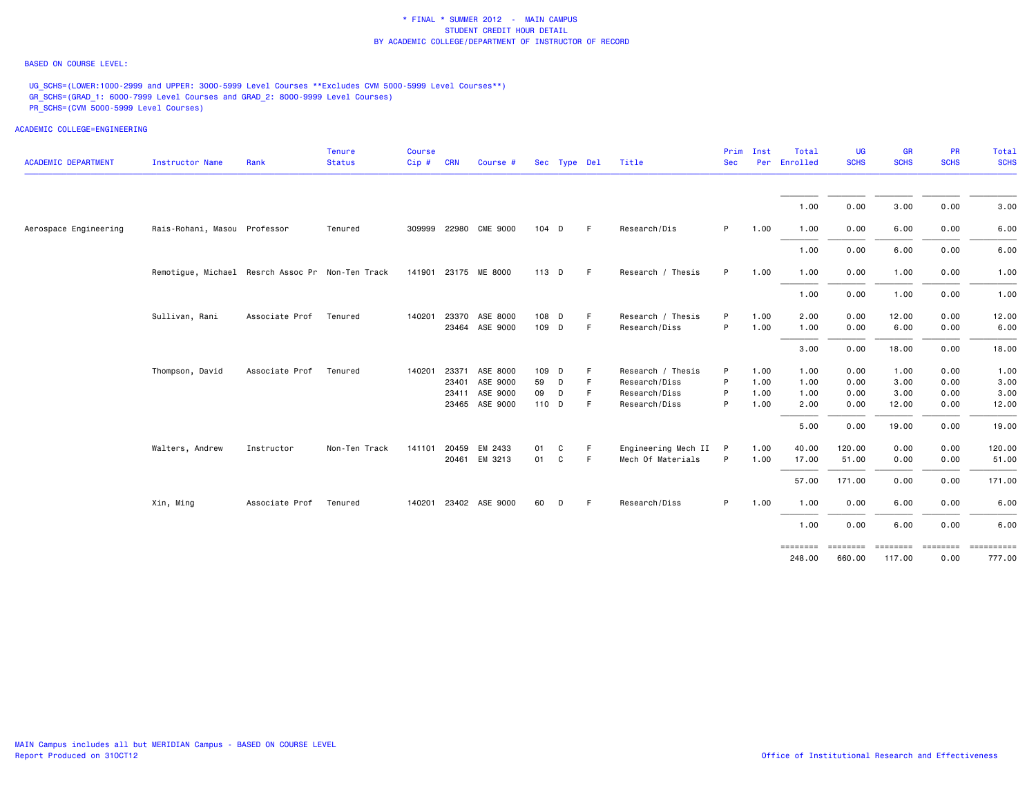* FINAL * SUMMER 2012 - MAIN CAMPUS
STUDENT CREDIT HOUR DETAIL
BY ACADEMIC COLLEGE/DEPARTMENT OF INSTRUCTOR OF RECORD

BASED ON COURSE LEVEL:

UG_SCHS=(LOWER:1000-2999 and UPPER: 3000-5999 Level Courses **Excludes CVM 5000-5999 Level Courses**)
GR_SCHS=(GRAD_1: 6000-7999 Level Courses and GRAD_2: 8000-9999 Level Courses)
PR_SCHS=(CVM 5000-5999 Level Courses)

ACADEMIC COLLEGE=ENGINEERING

| ACADEMIC DEPARTMENT | Instructor Name | Rank | Tenure Status | Course Cip # | CRN | Course # | Sec | Type | Del | Title | Prim Sec | Inst Per | Total Enrolled | UG SCHS | GR SCHS | PR SCHS | Total SCHS |
|---|---|---|---|---|---|---|---|---|---|---|---|---|---|---|---|---|---|
| | | | | | | | | | | | | | 1.00 | 0.00 | 3.00 | 0.00 | 3.00 |
| Aerospace Engineering | Rais-Rohani, Masou | Professor | Tenured | 309999 | 22980 | CME 9000 | 104 | D | F | Research/Dis | P | 1.00 | 1.00 | 0.00 | 6.00 | 0.00 | 6.00 |
| | | | | | | | | | | | | | 1.00 | 0.00 | 6.00 | 0.00 | 6.00 |
| | Remotigue, Michael | Resrch Assoc Pr | Non-Ten Track | 141901 | 23175 | ME 8000 | 113 | D | F | Research / Thesis | P | 1.00 | 1.00 | 0.00 | 1.00 | 0.00 | 1.00 |
| | | | | | | | | | | | | | 1.00 | 0.00 | 1.00 | 0.00 | 1.00 |
| | Sullivan, Rani | Associate Prof | Tenured | 140201 | 23370 | ASE 8000 | 108 | D | F | Research / Thesis | P | 1.00 | 2.00 | 0.00 | 12.00 | 0.00 | 12.00 |
| | | | | | 23464 | ASE 9000 | 109 | D | F | Research/Diss | P | 1.00 | 1.00 | 0.00 | 6.00 | 0.00 | 6.00 |
| | | | | | | | | | | | | | 3.00 | 0.00 | 18.00 | 0.00 | 18.00 |
| | Thompson, David | Associate Prof | Tenured | 140201 | 23371 | ASE 8000 | 109 | D | F | Research / Thesis | P | 1.00 | 1.00 | 0.00 | 1.00 | 0.00 | 1.00 |
| | | | | | 23401 | ASE 9000 | 59 | D | F | Research/Diss | P | 1.00 | 1.00 | 0.00 | 3.00 | 0.00 | 3.00 |
| | | | | | 23411 | ASE 9000 | 09 | D | F | Research/Diss | P | 1.00 | 1.00 | 0.00 | 3.00 | 0.00 | 3.00 |
| | | | | | 23465 | ASE 9000 | 110 | D | F | Research/Diss | P | 1.00 | 2.00 | 0.00 | 12.00 | 0.00 | 12.00 |
| | | | | | | | | | | | | | 5.00 | 0.00 | 19.00 | 0.00 | 19.00 |
| | Walters, Andrew | Instructor | Non-Ten Track | 141101 | 20459 | EM 2433 | 01 | C | F | Engineering Mech II | P | 1.00 | 40.00 | 120.00 | 0.00 | 0.00 | 120.00 |
| | | | | | 20461 | EM 3213 | 01 | C | F | Mech Of Materials | P | 1.00 | 17.00 | 51.00 | 0.00 | 0.00 | 51.00 |
| | | | | | | | | | | | | | 57.00 | 171.00 | 0.00 | 0.00 | 171.00 |
| | Xin, Ming | Associate Prof | Tenured | 140201 | 23402 | ASE 9000 | 60 | D | F | Research/Diss | P | 1.00 | 1.00 | 0.00 | 6.00 | 0.00 | 6.00 |
| | | | | | | | | | | | | | 1.00 | 0.00 | 6.00 | 0.00 | 6.00 |
| | | | | | | | | | | | | | 248.00 | 660.00 | 117.00 | 0.00 | 777.00 |

MAIN Campus includes all but MERIDIAN Campus - BASED ON COURSE LEVEL
Report Produced on 31OCT12

Office of Institutional Research and Effectiveness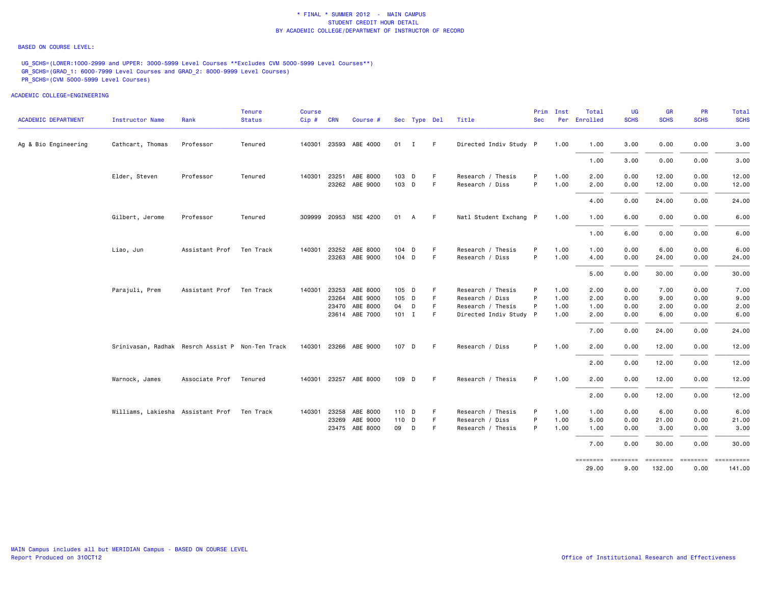\* FINAL \* SUMMER 2012 - MAIN CAMPUS
STUDENT CREDIT HOUR DETAIL
BY ACADEMIC COLLEGE/DEPARTMENT OF INSTRUCTOR OF RECORD

BASED ON COURSE LEVEL:

UG_SCHS=(LOWER:1000-2999 and UPPER: 3000-5999 Level Courses **Excludes CVM 5000-5999 Level Courses**)
GR_SCHS=(GRAD_1: 6000-7999 Level Courses and GRAD_2: 8000-9999 Level Courses)
PR_SCHS=(CVM 5000-5999 Level Courses)

ACADEMIC COLLEGE=ENGINEERING

| ACADEMIC DEPARTMENT | Instructor Name | Rank | Tenure Status | Course Cip # | CRN | Course # | Sec | Type | Del | Title | Prim Sec | Inst Per | Total Enrolled | UG SCHS | GR SCHS | PR SCHS | Total SCHS |
|---|---|---|---|---|---|---|---|---|---|---|---|---|---|---|---|---|---|
| Ag & Bio Engineering | Cathcart, Thomas | Professor | Tenured | 140301 | 23593 | ABE 4000 | 01 | I | F | Directed Indiv Study | P | 1.00 | 1.00 | 3.00 | 0.00 | 0.00 | 3.00 |
| | | | | | | | | | | | | | 1.00 | 3.00 | 0.00 | 0.00 | 3.00 |
| | Elder, Steven | Professor | Tenured | 140301 | 23251 | ABE 8000 | 103 | D | F | Research / Thesis | P | 1.00 | 2.00 | 0.00 | 12.00 | 0.00 | 12.00 |
| | | | | | 23262 | ABE 9000 | 103 | D | F | Research / Diss | P | 1.00 | 2.00 | 0.00 | 12.00 | 0.00 | 12.00 |
| | | | | | | | | | | | | | 4.00 | 0.00 | 24.00 | 0.00 | 24.00 |
| | Gilbert, Jerome | Professor | Tenured | 309999 | 20953 | NSE 4200 | 01 | A | F | Natl Student Exchang | P | 1.00 | 1.00 | 6.00 | 0.00 | 0.00 | 6.00 |
| | | | | | | | | | | | | | 1.00 | 6.00 | 0.00 | 0.00 | 6.00 |
| | Liao, Jun | Assistant Prof | Ten Track | 140301 | 23252 | ABE 8000 | 104 | D | F | Research / Thesis | P | 1.00 | 1.00 | 0.00 | 6.00 | 0.00 | 6.00 |
| | | | | | 23263 | ABE 9000 | 104 | D | F | Research / Diss | P | 1.00 | 4.00 | 0.00 | 24.00 | 0.00 | 24.00 |
| | | | | | | | | | | | | | 5.00 | 0.00 | 30.00 | 0.00 | 30.00 |
| | Parajuli, Prem | Assistant Prof | Ten Track | 140301 | 23253 | ABE 8000 | 105 | D | F | Research / Thesis | P | 1.00 | 2.00 | 0.00 | 7.00 | 0.00 | 7.00 |
| | | | | | 23264 | ABE 9000 | 105 | D | F | Research / Diss | P | 1.00 | 2.00 | 0.00 | 9.00 | 0.00 | 9.00 |
| | | | | | 23470 | ABE 8000 | 04 | D | F | Research / Thesis | P | 1.00 | 1.00 | 0.00 | 2.00 | 0.00 | 2.00 |
| | | | | | 23614 | ABE 7000 | 101 | I | F | Directed Indiv Study | P | 1.00 | 2.00 | 0.00 | 6.00 | 0.00 | 6.00 |
| | | | | | | | | | | | | | 7.00 | 0.00 | 24.00 | 0.00 | 24.00 |
| | Srinivasan, Radhak | Resrch Assist P | Non-Ten Track | 140301 | 23266 | ABE 9000 | 107 | D | F | Research / Diss | P | 1.00 | 2.00 | 0.00 | 12.00 | 0.00 | 12.00 |
| | | | | | | | | | | | | | 2.00 | 0.00 | 12.00 | 0.00 | 12.00 |
| | Warnock, James | Associate Prof | Tenured | 140301 | 23257 | ABE 8000 | 109 | D | F | Research / Thesis | P | 1.00 | 2.00 | 0.00 | 12.00 | 0.00 | 12.00 |
| | | | | | | | | | | | | | 2.00 | 0.00 | 12.00 | 0.00 | 12.00 |
| | Williams, Lakiesha | Assistant Prof | Ten Track | 140301 | 23258 | ABE 8000 | 110 | D | F | Research / Thesis | P | 1.00 | 1.00 | 0.00 | 6.00 | 0.00 | 6.00 |
| | | | | | 23269 | ABE 9000 | 110 | D | F | Research / Diss | P | 1.00 | 5.00 | 0.00 | 21.00 | 0.00 | 21.00 |
| | | | | | 23475 | ABE 8000 | 09 | D | F | Research / Thesis | P | 1.00 | 1.00 | 0.00 | 3.00 | 0.00 | 3.00 |
| | | | | | | | | | | | | | 7.00 | 0.00 | 30.00 | 0.00 | 30.00 |
| | | | | | | | | | | | | | 29.00 | 9.00 | 132.00 | 0.00 | 141.00 |

MAIN Campus includes all but MERIDIAN Campus - BASED ON COURSE LEVEL
Report Produced on 31OCT12

Office of Institutional Research and Effectiveness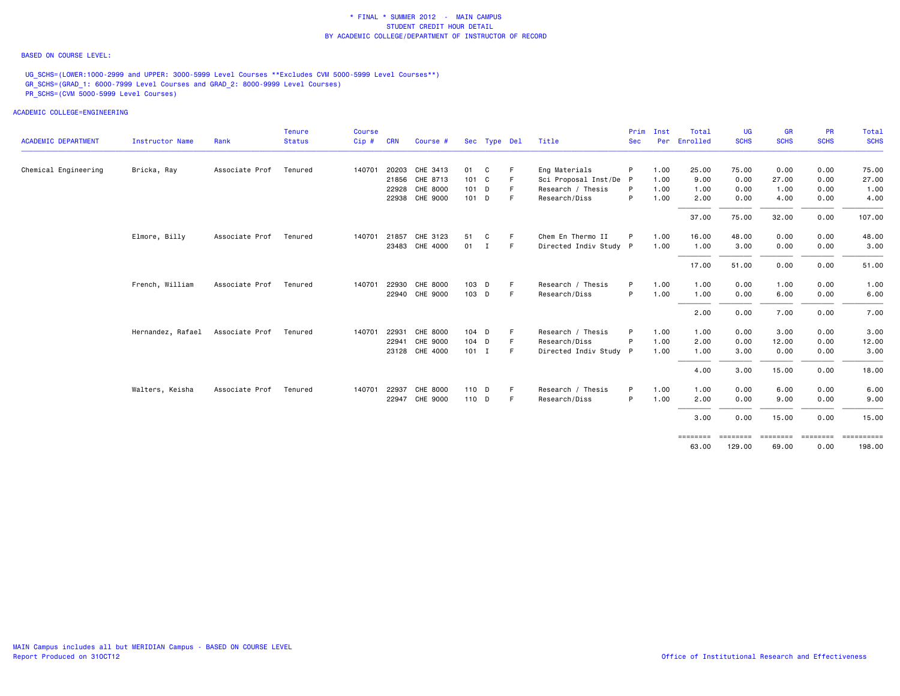\* FINAL \* SUMMER 2012 - MAIN CAMPUS
STUDENT CREDIT HOUR DETAIL
BY ACADEMIC COLLEGE/DEPARTMENT OF INSTRUCTOR OF RECORD

BASED ON COURSE LEVEL:

UG_SCHS=(LOWER:1000-2999 and UPPER: 3000-5999 Level Courses **Excludes CVM 5000-5999 Level Courses**)
GR_SCHS=(GRAD_1: 6000-7999 Level Courses and GRAD_2: 8000-9999 Level Courses)
PR_SCHS=(CVM 5000-5999 Level Courses)

ACADEMIC COLLEGE=ENGINEERING

| ACADEMIC DEPARTMENT | Instructor Name | Rank | Tenure Status | Course Cip # | CRN | Course # | Sec | Type | Del | Title | Prim Sec | Inst Per | Total Enrolled | UG SCHS | GR SCHS | PR SCHS | Total SCHS |
|---|---|---|---|---|---|---|---|---|---|---|---|---|---|---|---|---|---|
| Chemical Engineering | Bricka, Ray | Associate Prof | Tenured | 140701 | 20203 | CHE 3413 | 01 | C | F | Eng Materials | P | 1.00 | 25.00 | 75.00 | 0.00 | 0.00 | 75.00 |
| | | | | | 21856 | CHE 8713 | 101 | C | F | Sci Proposal Inst/De | P | 1.00 | 9.00 | 0.00 | 27.00 | 0.00 | 27.00 |
| | | | | | 22928 | CHE 8000 | 101 | D | F | Research / Thesis | P | 1.00 | 1.00 | 0.00 | 1.00 | 0.00 | 1.00 |
| | | | | | 22938 | CHE 9000 | 101 | D | F | Research/Diss | P | 1.00 | 2.00 | 0.00 | 4.00 | 0.00 | 4.00 |
| | | | | | | | | | | | | | 37.00 | 75.00 | 32.00 | 0.00 | 107.00 |
| | Elmore, Billy | Associate Prof | Tenured | 140701 | 21857 | CHE 3123 | 51 | C | F | Chem En Thermo II | P | 1.00 | 16.00 | 48.00 | 0.00 | 0.00 | 48.00 |
| | | | | | 23483 | CHE 4000 | 01 | I | F | Directed Indiv Study | P | 1.00 | 1.00 | 3.00 | 0.00 | 0.00 | 3.00 |
| | | | | | | | | | | | | | 17.00 | 51.00 | 0.00 | 0.00 | 51.00 |
| | French, William | Associate Prof | Tenured | 140701 | 22930 | CHE 8000 | 103 | D | F | Research / Thesis | P | 1.00 | 1.00 | 0.00 | 1.00 | 0.00 | 1.00 |
| | | | | | 22940 | CHE 9000 | 103 | D | F | Research/Diss | P | 1.00 | 1.00 | 0.00 | 6.00 | 0.00 | 6.00 |
| | | | | | | | | | | | | | 2.00 | 0.00 | 7.00 | 0.00 | 7.00 |
| | Hernandez, Rafael | Associate Prof | Tenured | 140701 | 22931 | CHE 8000 | 104 | D | F | Research / Thesis | P | 1.00 | 1.00 | 0.00 | 3.00 | 0.00 | 3.00 |
| | | | | | 22941 | CHE 9000 | 104 | D | F | Research/Diss | P | 1.00 | 2.00 | 0.00 | 12.00 | 0.00 | 12.00 |
| | | | | | 23128 | CHE 4000 | 101 | I | F | Directed Indiv Study | P | 1.00 | 1.00 | 3.00 | 0.00 | 0.00 | 3.00 |
| | | | | | | | | | | | | | 4.00 | 3.00 | 15.00 | 0.00 | 18.00 |
| | Walters, Keisha | Associate Prof | Tenured | 140701 | 22937 | CHE 8000 | 110 | D | F | Research / Thesis | P | 1.00 | 1.00 | 0.00 | 6.00 | 0.00 | 6.00 |
| | | | | | 22947 | CHE 9000 | 110 | D | F | Research/Diss | P | 1.00 | 2.00 | 0.00 | 9.00 | 0.00 | 9.00 |
| | | | | | | | | | | | | | 3.00 | 0.00 | 15.00 | 0.00 | 15.00 |
| | | | | | | | | | | | | | ======== | ======== | ======== | ======== | ========== |
| | | | | | | | | | | | | | 63.00 | 129.00 | 69.00 | 0.00 | 198.00 |

MAIN Campus includes all but MERIDIAN Campus - BASED ON COURSE LEVEL
Report Produced on 31OCT12

Office of Institutional Research and Effectiveness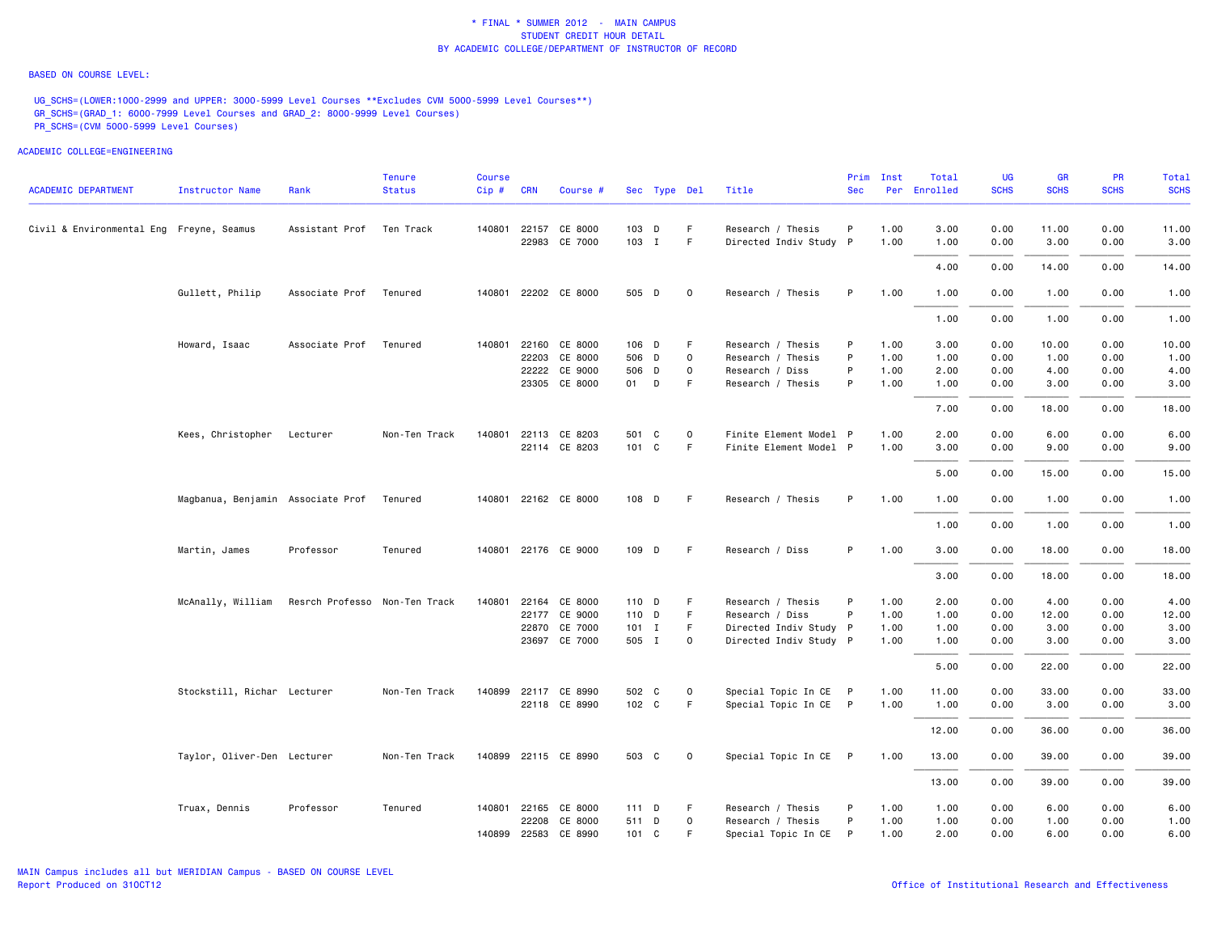\* FINAL \* SUMMER 2012 - MAIN CAMPUS
STUDENT CREDIT HOUR DETAIL
BY ACADEMIC COLLEGE/DEPARTMENT OF INSTRUCTOR OF RECORD

BASED ON COURSE LEVEL:

UG_SCHS=(LOWER:1000-2999 and UPPER: 3000-5999 Level Courses **Excludes CVM 5000-5999 Level Courses**)
GR_SCHS=(GRAD_1: 6000-7999 Level Courses and GRAD_2: 8000-9999 Level Courses)
PR_SCHS=(CVM 5000-5999 Level Courses)

ACADEMIC COLLEGE=ENGINEERING

| ACADEMIC DEPARTMENT | Instructor Name | Rank | Tenure Status | Course Cip # | CRN | Course # | Sec | Type | Del | Title | Prim Sec | Inst Per | Total Enrolled | UG SCHS | GR SCHS | PR SCHS | Total SCHS |
|---|---|---|---|---|---|---|---|---|---|---|---|---|---|---|---|---|---|
| Civil & Environmental Eng | Freyne, Seamus | Assistant Prof | Ten Track | 140801 | 22157 | CE 8000 | 103 | D | F | Research / Thesis | P | 1.00 | 3.00 | 0.00 | 11.00 | 0.00 | 11.00 |
| | | | | | 22983 | CE 7000 | 103 | I | F | Directed Indiv Study | P | 1.00 | 1.00 | 0.00 | 3.00 | 0.00 | 3.00 |
| | | | | | | | | | | | | | 4.00 | 0.00 | 14.00 | 0.00 | 14.00 |
| | Gullett, Philip | Associate Prof | Tenured | 140801 | 22202 | CE 8000 | 505 | D | O | Research / Thesis | P | 1.00 | 1.00 | 0.00 | 1.00 | 0.00 | 1.00 |
| | | | | | | | | | | | | | 1.00 | 0.00 | 1.00 | 0.00 | 1.00 |
| | Howard, Isaac | Associate Prof | Tenured | 140801 | 22160 | CE 8000 | 106 | D | F | Research / Thesis | P | 1.00 | 3.00 | 0.00 | 10.00 | 0.00 | 10.00 |
| | | | | | 22203 | CE 8000 | 506 | D | O | Research / Thesis | P | 1.00 | 1.00 | 0.00 | 1.00 | 0.00 | 1.00 |
| | | | | | 22222 | CE 9000 | 506 | D | O | Research / Diss | P | 1.00 | 2.00 | 0.00 | 4.00 | 0.00 | 4.00 |
| | | | | | 23305 | CE 8000 | 01 | D | F | Research / Thesis | P | 1.00 | 1.00 | 0.00 | 3.00 | 0.00 | 3.00 |
| | | | | | | | | | | | | | 7.00 | 0.00 | 18.00 | 0.00 | 18.00 |
| | Kees, Christopher | Lecturer | Non-Ten Track | 140801 | 22113 | CE 8203 | 501 | C | O | Finite Element Model | P | 1.00 | 2.00 | 0.00 | 6.00 | 0.00 | 6.00 |
| | | | | | 22114 | CE 8203 | 101 | C | F | Finite Element Model | P | 1.00 | 3.00 | 0.00 | 9.00 | 0.00 | 9.00 |
| | | | | | | | | | | | | | 5.00 | 0.00 | 15.00 | 0.00 | 15.00 |
| | Magbanua, Benjamin | Associate Prof | Tenured | 140801 | 22162 | CE 8000 | 108 | D | F | Research / Thesis | P | 1.00 | 1.00 | 0.00 | 1.00 | 0.00 | 1.00 |
| | | | | | | | | | | | | | 1.00 | 0.00 | 1.00 | 0.00 | 1.00 |
| | Martin, James | Professor | Tenured | 140801 | 22176 | CE 9000 | 109 | D | F | Research / Diss | P | 1.00 | 3.00 | 0.00 | 18.00 | 0.00 | 18.00 |
| | | | | | | | | | | | | | 3.00 | 0.00 | 18.00 | 0.00 | 18.00 |
| | McAnally, William | Resrch Professo | Non-Ten Track | 140801 | 22164 | CE 8000 | 110 | D | F | Research / Thesis | P | 1.00 | 2.00 | 0.00 | 4.00 | 0.00 | 4.00 |
| | | | | | 22177 | CE 9000 | 110 | D | F | Research / Diss | P | 1.00 | 1.00 | 0.00 | 12.00 | 0.00 | 12.00 |
| | | | | | 22870 | CE 7000 | 101 | I | F | Directed Indiv Study | P | 1.00 | 1.00 | 0.00 | 3.00 | 0.00 | 3.00 |
| | | | | | 23697 | CE 7000 | 505 | I | O | Directed Indiv Study | P | 1.00 | 1.00 | 0.00 | 3.00 | 0.00 | 3.00 |
| | | | | | | | | | | | | | 5.00 | 0.00 | 22.00 | 0.00 | 22.00 |
| | Stockstill, Richar | Lecturer | Non-Ten Track | 140899 | 22117 | CE 8990 | 502 | C | O | Special Topic In CE | P | 1.00 | 11.00 | 0.00 | 33.00 | 0.00 | 33.00 |
| | | | | | 22118 | CE 8990 | 102 | C | F | Special Topic In CE | P | 1.00 | 1.00 | 0.00 | 3.00 | 0.00 | 3.00 |
| | | | | | | | | | | | | | 12.00 | 0.00 | 36.00 | 0.00 | 36.00 |
| | Taylor, Oliver-Den | Lecturer | Non-Ten Track | 140899 | 22115 | CE 8990 | 503 | C | O | Special Topic In CE | P | 1.00 | 13.00 | 0.00 | 39.00 | 0.00 | 39.00 |
| | | | | | | | | | | | | | 13.00 | 0.00 | 39.00 | 0.00 | 39.00 |
| | Truax, Dennis | Professor | Tenured | 140801 | 22165 | CE 8000 | 111 | D | F | Research / Thesis | P | 1.00 | 1.00 | 0.00 | 6.00 | 0.00 | 6.00 |
| | | | | | 22208 | CE 8000 | 511 | D | O | Research / Thesis | P | 1.00 | 1.00 | 0.00 | 1.00 | 0.00 | 1.00 |
| | | | | 140899 | 22583 | CE 8990 | 101 | C | F | Special Topic In CE | P | 1.00 | 2.00 | 0.00 | 6.00 | 0.00 | 6.00 |

MAIN Campus includes all but MERIDIAN Campus - BASED ON COURSE LEVEL
Report Produced on 31OCT12

Office of Institutional Research and Effectiveness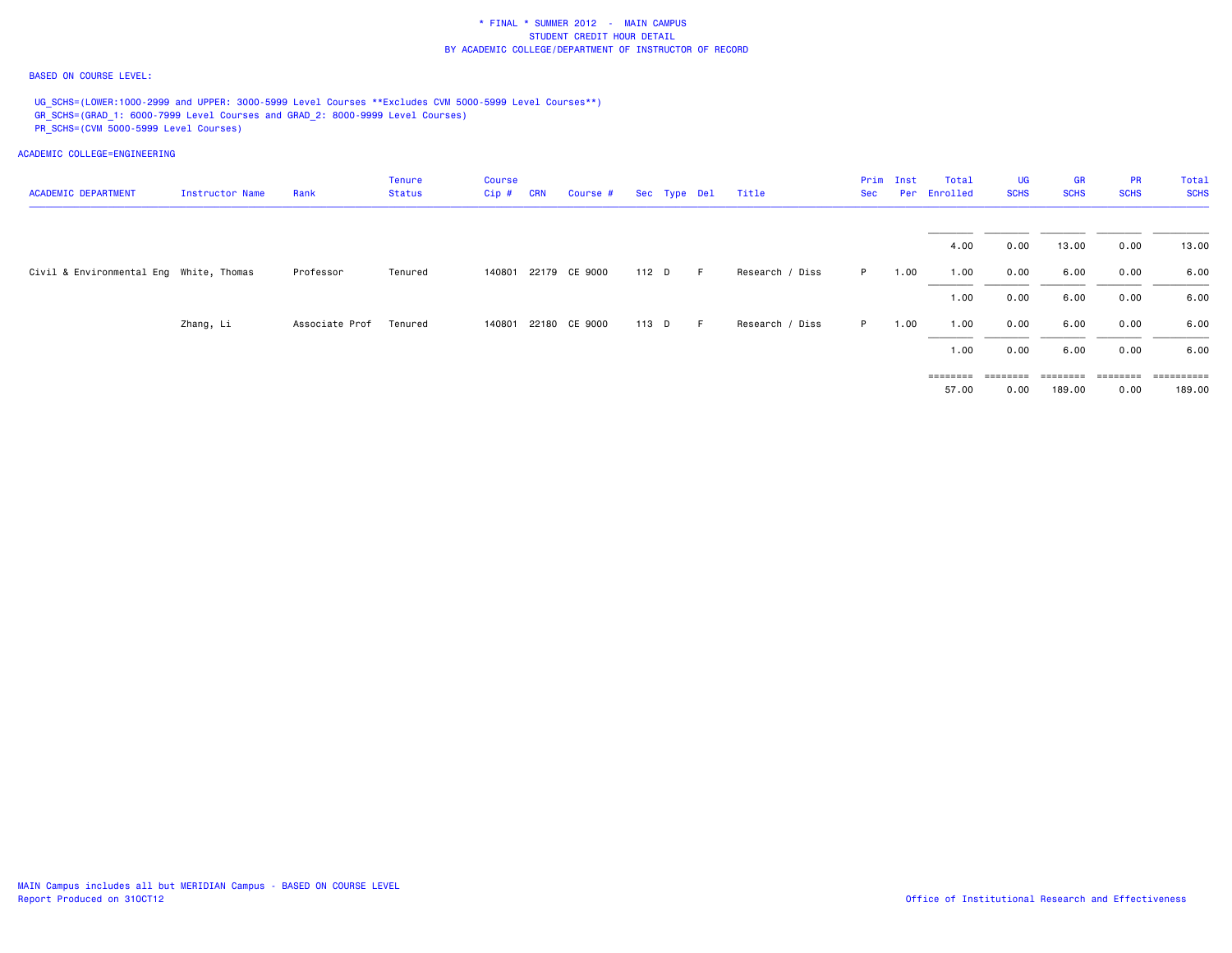* FINAL * SUMMER 2012 - MAIN CAMPUS
STUDENT CREDIT HOUR DETAIL
BY ACADEMIC COLLEGE/DEPARTMENT OF INSTRUCTOR OF RECORD

BASED ON COURSE LEVEL:

UG_SCHS=(LOWER:1000-2999 and UPPER: 3000-5999 Level Courses **Excludes CVM 5000-5999 Level Courses**)
GR_SCHS=(GRAD_1: 6000-7999 Level Courses and GRAD_2: 8000-9999 Level Courses)
PR_SCHS=(CVM 5000-5999 Level Courses)

ACADEMIC COLLEGE=ENGINEERING

| ACADEMIC DEPARTMENT | Instructor Name | Rank | Tenure Status | Course Cip # | CRN | Course # | Sec | Type | Del | Title | Prim Sec | Inst Per | Total Enrolled | UG SCHS | GR SCHS | PR SCHS | Total SCHS |
|---|---|---|---|---|---|---|---|---|---|---|---|---|---|---|---|---|---|
| | | | | | | | | | | | | | 4.00 | 0.00 | 13.00 | 0.00 | 13.00 |
| Civil & Environmental Eng | White, Thomas | Professor | Tenured | 140801 | 22179 | CE 9000 | 112 | D | F | Research / Diss | P | 1.00 | 1.00 | 0.00 | 6.00 | 0.00 | 6.00 |
| | | | | | | | | | | | | | 1.00 | 0.00 | 6.00 | 0.00 | 6.00 |
| | Zhang, Li | Associate Prof | Tenured | 140801 | 22180 | CE 9000 | 113 | D | F | Research / Diss | P | 1.00 | 1.00 | 0.00 | 6.00 | 0.00 | 6.00 |
| | | | | | | | | | | | | | 1.00 | 0.00 | 6.00 | 0.00 | 6.00 |
| | | | | | | | | | | | | | 57.00 | 0.00 | 189.00 | 0.00 | 189.00 |

MAIN Campus includes all but MERIDIAN Campus - BASED ON COURSE LEVEL
Report Produced on 31OCT12

Office of Institutional Research and Effectiveness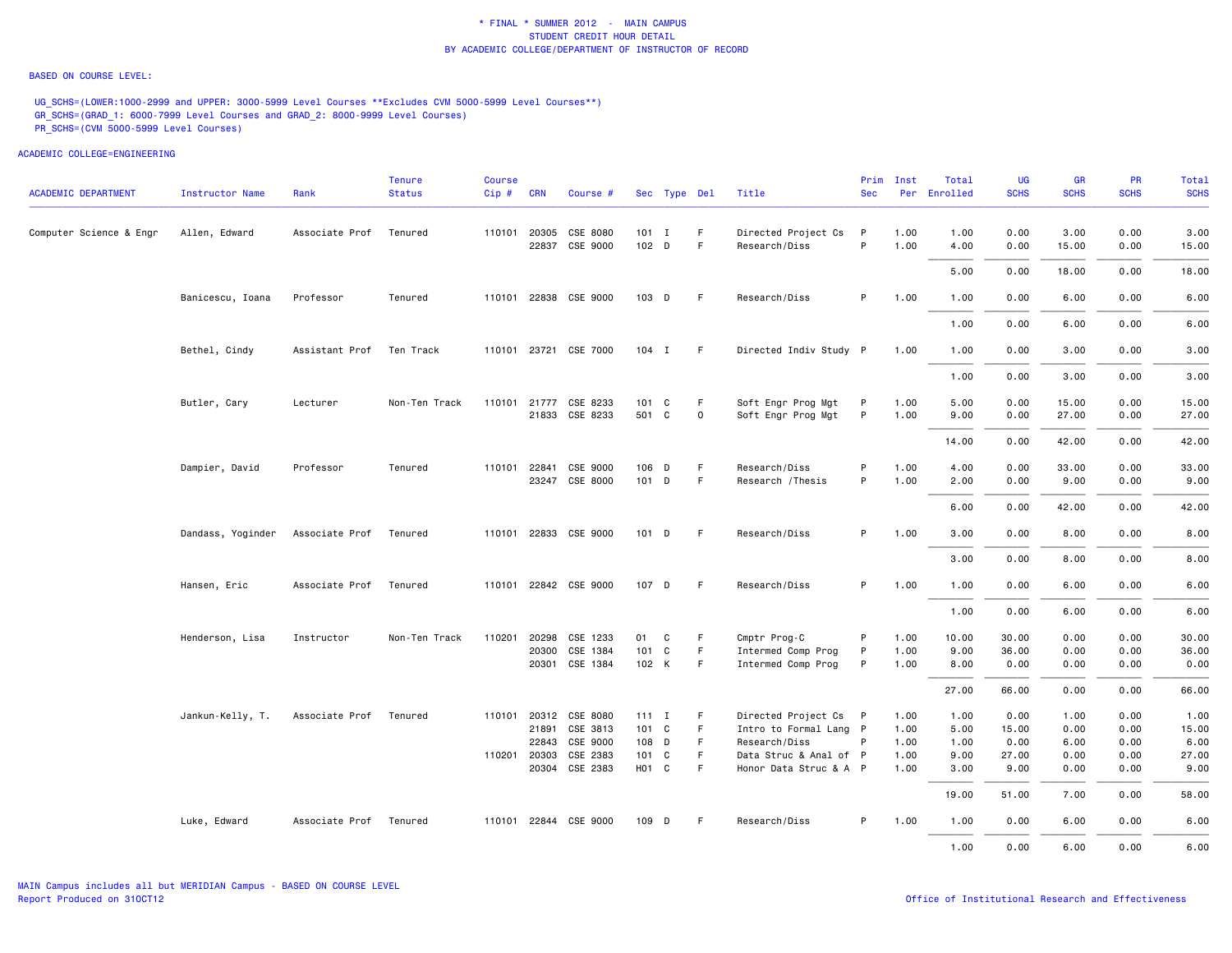\* FINAL \* SUMMER 2012 - MAIN CAMPUS
STUDENT CREDIT HOUR DETAIL
BY ACADEMIC COLLEGE/DEPARTMENT OF INSTRUCTOR OF RECORD

BASED ON COURSE LEVEL:

UG_SCHS=(LOWER:1000-2999 and UPPER: 3000-5999 Level Courses **Excludes CVM 5000-5999 Level Courses**)
GR_SCHS=(GRAD_1: 6000-7999 Level Courses and GRAD_2: 8000-9999 Level Courses)
PR_SCHS=(CVM 5000-5999 Level Courses)

ACADEMIC COLLEGE=ENGINEERING

| ACADEMIC DEPARTMENT | Instructor Name | Rank | Tenure Status | Course Cip # | CRN | Course # | Sec | Type | Del | Title | Prim Sec | Inst Per | Total Enrolled | UG SCHS | GR SCHS | PR SCHS | Total SCHS |
|---|---|---|---|---|---|---|---|---|---|---|---|---|---|---|---|---|---|
| Computer Science & Engr | Allen, Edward | Associate Prof | Tenured | 110101 | 20305 | CSE 8080 | 101 | I | F | Directed Project Cs | P | 1.00 | 1.00 | 0.00 | 3.00 | 0.00 | 3.00 |
| | | | | | 22837 | CSE 9000 | 102 | D | F | Research/Diss | P | 1.00 | 4.00 | 0.00 | 15.00 | 0.00 | 15.00 |
| | | | | | | | | | | | | | 5.00 | 0.00 | 18.00 | 0.00 | 18.00 |
| | Banicescu, Ioana | Professor | Tenured | 110101 | 22838 | CSE 9000 | 103 | D | F | Research/Diss | P | 1.00 | 1.00 | 0.00 | 6.00 | 0.00 | 6.00 |
| | | | | | | | | | | | | | 1.00 | 0.00 | 6.00 | 0.00 | 6.00 |
| | Bethel, Cindy | Assistant Prof | Ten Track | 110101 | 23721 | CSE 7000 | 104 | I | F | Directed Indiv Study | P | 1.00 | 1.00 | 0.00 | 3.00 | 0.00 | 3.00 |
| | | | | | | | | | | | | | 1.00 | 0.00 | 3.00 | 0.00 | 3.00 |
| | Butler, Cary | Lecturer | Non-Ten Track | 110101 | 21777 | CSE 8233 | 101 | C | F | Soft Engr Prog Mgt | P | 1.00 | 5.00 | 0.00 | 15.00 | 0.00 | 15.00 |
| | | | | | 21833 | CSE 8233 | 501 | C | O | Soft Engr Prog Mgt | P | 1.00 | 9.00 | 0.00 | 27.00 | 0.00 | 27.00 |
| | | | | | | | | | | | | | 14.00 | 0.00 | 42.00 | 0.00 | 42.00 |
| | Dampier, David | Professor | Tenured | 110101 | 22841 | CSE 9000 | 106 | D | F | Research/Diss | P | 1.00 | 4.00 | 0.00 | 33.00 | 0.00 | 33.00 |
| | | | | | 23247 | CSE 8000 | 101 | D | F | Research /Thesis | P | 1.00 | 2.00 | 0.00 | 9.00 | 0.00 | 9.00 |
| | | | | | | | | | | | | | 6.00 | 0.00 | 42.00 | 0.00 | 42.00 |
| | Dandass, Yoginder | Associate Prof | Tenured | 110101 | 22833 | CSE 9000 | 101 | D | F | Research/Diss | P | 1.00 | 3.00 | 0.00 | 8.00 | 0.00 | 8.00 |
| | | | | | | | | | | | | | 3.00 | 0.00 | 8.00 | 0.00 | 8.00 |
| | Hansen, Eric | Associate Prof | Tenured | 110101 | 22842 | CSE 9000 | 107 | D | F | Research/Diss | P | 1.00 | 1.00 | 0.00 | 6.00 | 0.00 | 6.00 |
| | | | | | | | | | | | | | 1.00 | 0.00 | 6.00 | 0.00 | 6.00 |
| | Henderson, Lisa | Instructor | Non-Ten Track | 110201 | 20298 | CSE 1233 | 01 | C | F | Cmptr Prog-C | P | 1.00 | 10.00 | 30.00 | 0.00 | 0.00 | 30.00 |
| | | | | | 20300 | CSE 1384 | 101 | C | F | Intermed Comp Prog | P | 1.00 | 9.00 | 36.00 | 0.00 | 0.00 | 36.00 |
| | | | | | 20301 | CSE 1384 | 102 | K | F | Intermed Comp Prog | P | 1.00 | 8.00 | 0.00 | 0.00 | 0.00 | 0.00 |
| | | | | | | | | | | | | | 27.00 | 66.00 | 0.00 | 0.00 | 66.00 |
| | Jankun-Kelly, T. | Associate Prof | Tenured | 110101 | 20312 | CSE 8080 | 111 | I | F | Directed Project Cs | P | 1.00 | 1.00 | 0.00 | 1.00 | 0.00 | 1.00 |
| | | | | | 21891 | CSE 3813 | 101 | C | F | Intro to Formal Lang | P | 1.00 | 5.00 | 15.00 | 0.00 | 0.00 | 15.00 |
| | | | | | 22843 | CSE 9000 | 108 | D | F | Research/Diss | P | 1.00 | 1.00 | 0.00 | 6.00 | 0.00 | 6.00 |
| | | | | 110201 | 20303 | CSE 2383 | 101 | C | F | Data Struc & Anal of | P | 1.00 | 9.00 | 27.00 | 0.00 | 0.00 | 27.00 |
| | | | | | 20304 | CSE 2383 | H01 | C | F | Honor Data Struc & A | P | 1.00 | 3.00 | 9.00 | 0.00 | 0.00 | 9.00 |
| | | | | | | | | | | | | | 19.00 | 51.00 | 7.00 | 0.00 | 58.00 |
| | Luke, Edward | Associate Prof | Tenured | 110101 | 22844 | CSE 9000 | 109 | D | F | Research/Diss | P | 1.00 | 1.00 | 0.00 | 6.00 | 0.00 | 6.00 |
| | | | | | | | | | | | | | 1.00 | 0.00 | 6.00 | 0.00 | 6.00 |

MAIN Campus includes all but MERIDIAN Campus - BASED ON COURSE LEVEL
Report Produced on 31OCT12

Office of Institutional Research and Effectiveness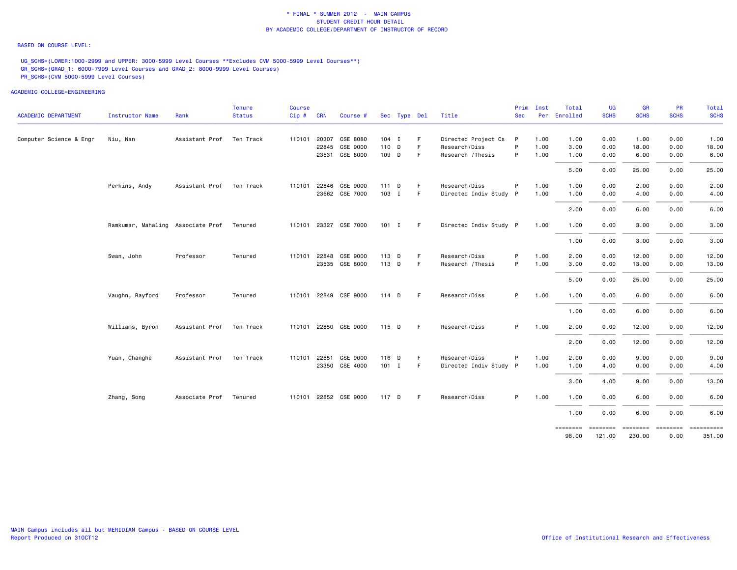\* FINAL \* SUMMER 2012 - MAIN CAMPUS
STUDENT CREDIT HOUR DETAIL
BY ACADEMIC COLLEGE/DEPARTMENT OF INSTRUCTOR OF RECORD

BASED ON COURSE LEVEL:

UG_SCHS=(LOWER:1000-2999 and UPPER: 3000-5999 Level Courses **Excludes CVM 5000-5999 Level Courses**)
GR_SCHS=(GRAD_1: 6000-7999 Level Courses and GRAD_2: 8000-9999 Level Courses)
PR_SCHS=(CVM 5000-5999 Level Courses)

ACADEMIC COLLEGE=ENGINEERING

| ACADEMIC DEPARTMENT | Instructor Name | Rank | Tenure Status | Course Cip # | CRN | Course # | Sec | Type | Del | Title | Prim Sec | Inst Per | Total Enrolled | UG SCHS | GR SCHS | PR SCHS | Total SCHS |
|---|---|---|---|---|---|---|---|---|---|---|---|---|---|---|---|---|---|
| Computer Science & Engr | Niu, Nan | Assistant Prof | Ten Track | 110101 | 20307 | CSE 8080 | 104 | I | F | Directed Project Cs | P | 1.00 | 1.00 | 0.00 | 1.00 | 0.00 | 1.00 |
| | | | | | 22845 | CSE 9000 | 110 | D | F | Research/Diss | P | 1.00 | 3.00 | 0.00 | 18.00 | 0.00 | 18.00 |
| | | | | | 23531 | CSE 8000 | 109 | D | F | Research /Thesis | P | 1.00 | 1.00 | 0.00 | 6.00 | 0.00 | 6.00 |
| | | | | | | | | | | | | | 5.00 | 0.00 | 25.00 | 0.00 | 25.00 |
| | Perkins, Andy | Assistant Prof | Ten Track | 110101 | 22846 | CSE 9000 | 111 | D | F | Research/Diss | P | 1.00 | 1.00 | 0.00 | 2.00 | 0.00 | 2.00 |
| | | | | | 23662 | CSE 7000 | 103 | I | F | Directed Indiv Study | P | 1.00 | 1.00 | 0.00 | 4.00 | 0.00 | 4.00 |
| | | | | | | | | | | | | | 2.00 | 0.00 | 6.00 | 0.00 | 6.00 |
| | Ramkumar, Mahaling | Associate Prof | Tenured | 110101 | 23327 | CSE 7000 | 101 | I | F | Directed Indiv Study | P | 1.00 | 1.00 | 0.00 | 3.00 | 0.00 | 3.00 |
| | | | | | | | | | | | | | 1.00 | 0.00 | 3.00 | 0.00 | 3.00 |
| | Swan, John | Professor | Tenured | 110101 | 22848 | CSE 9000 | 113 | D | F | Research/Diss | P | 1.00 | 2.00 | 0.00 | 12.00 | 0.00 | 12.00 |
| | | | | | 23535 | CSE 8000 | 113 | D | F | Research /Thesis | P | 1.00 | 3.00 | 0.00 | 13.00 | 0.00 | 13.00 |
| | | | | | | | | | | | | | 5.00 | 0.00 | 25.00 | 0.00 | 25.00 |
| | Vaughn, Rayford | Professor | Tenured | 110101 | 22849 | CSE 9000 | 114 | D | F | Research/Diss | P | 1.00 | 1.00 | 0.00 | 6.00 | 0.00 | 6.00 |
| | | | | | | | | | | | | | 1.00 | 0.00 | 6.00 | 0.00 | 6.00 |
| | Williams, Byron | Assistant Prof | Ten Track | 110101 | 22850 | CSE 9000 | 115 | D | F | Research/Diss | P | 1.00 | 2.00 | 0.00 | 12.00 | 0.00 | 12.00 |
| | | | | | | | | | | | | | 2.00 | 0.00 | 12.00 | 0.00 | 12.00 |
| | Yuan, Changhe | Assistant Prof | Ten Track | 110101 | 22851 | CSE 9000 | 116 | D | F | Research/Diss | P | 1.00 | 2.00 | 0.00 | 9.00 | 0.00 | 9.00 |
| | | | | | 23350 | CSE 4000 | 101 | I | F | Directed Indiv Study | P | 1.00 | 1.00 | 4.00 | 0.00 | 0.00 | 4.00 |
| | | | | | | | | | | | | | 3.00 | 4.00 | 9.00 | 0.00 | 13.00 |
| | Zhang, Song | Associate Prof | Tenured | 110101 | 22852 | CSE 9000 | 117 | D | F | Research/Diss | P | 1.00 | 1.00 | 0.00 | 6.00 | 0.00 | 6.00 |
| | | | | | | | | | | | | | 1.00 | 0.00 | 6.00 | 0.00 | 6.00 |
| | | | | | | | | | | | | | ======== | ======== | ======== | ======== | ========== |
| | | | | | | | | | | | | | 98.00 | 121.00 | 230.00 | 0.00 | 351.00 |

MAIN Campus includes all but MERIDIAN Campus - BASED ON COURSE LEVEL
Report Produced on 31OCT12

Office of Institutional Research and Effectiveness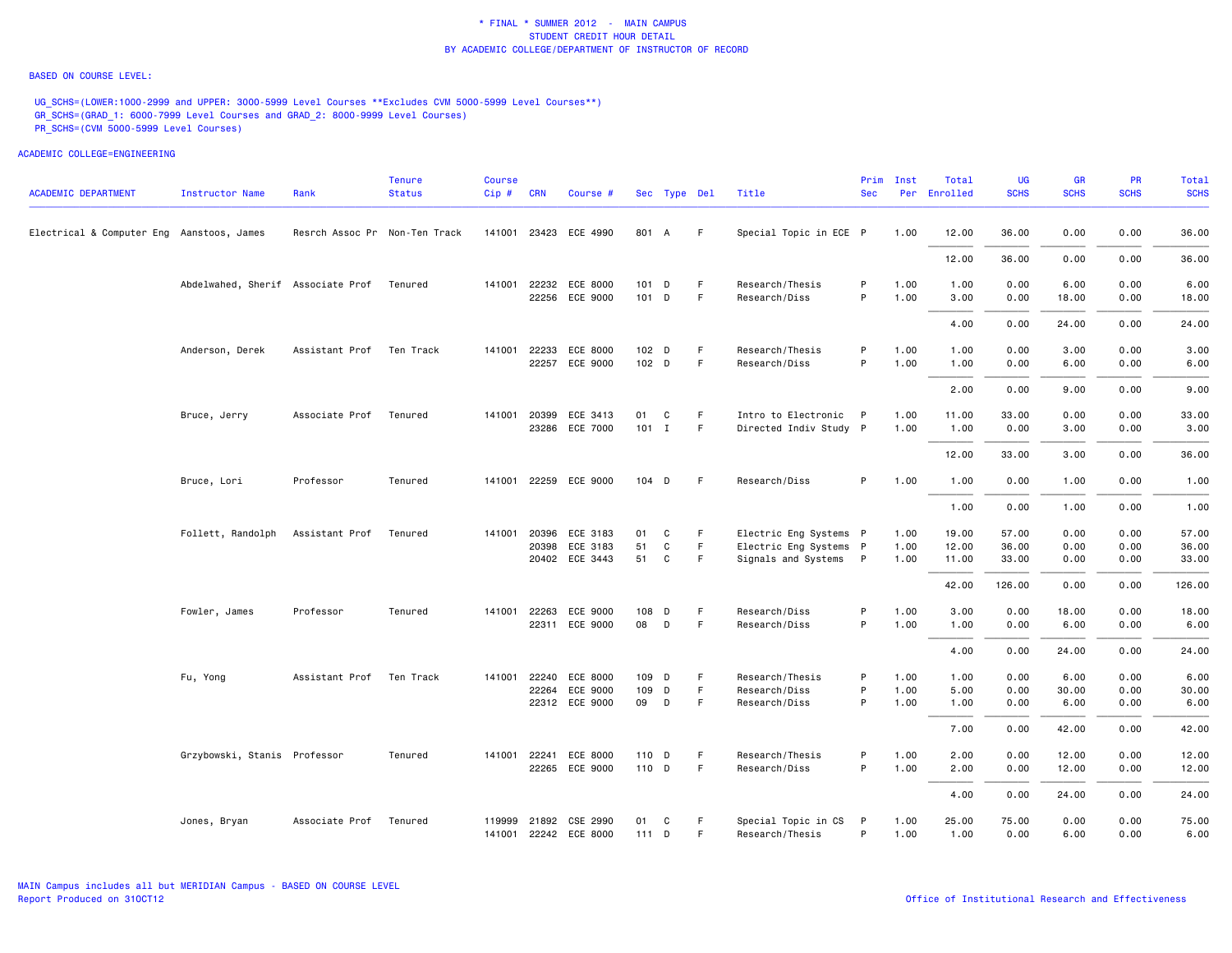\* FINAL \* SUMMER 2012 - MAIN CAMPUS
STUDENT CREDIT HOUR DETAIL
BY ACADEMIC COLLEGE/DEPARTMENT OF INSTRUCTOR OF RECORD

BASED ON COURSE LEVEL:

UG_SCHS=(LOWER:1000-2999 and UPPER: 3000-5999 Level Courses **Excludes CVM 5000-5999 Level Courses**)
GR_SCHS=(GRAD_1: 6000-7999 Level Courses and GRAD_2: 8000-9999 Level Courses)
PR_SCHS=(CVM 5000-5999 Level Courses)

ACADEMIC COLLEGE=ENGINEERING

| ACADEMIC DEPARTMENT | Instructor Name | Rank | Tenure Status | Course Cip # | CRN | Course # | Sec | Type | Del | Title | Prim Sec | Inst Per | Total Enrolled | UG SCHS | GR SCHS | PR SCHS | Total SCHS |
|---|---|---|---|---|---|---|---|---|---|---|---|---|---|---|---|---|---|
| Electrical & Computer Eng | Aanstoos, James | Resrch Assoc Pr | Non-Ten Track | 141001 | 23423 | ECE 4990 | 801 | A | F | Special Topic in ECE | P | 1.00 | 12.00 | 36.00 | 0.00 | 0.00 | 36.00 |
| | | | | | | | | | | | | | 12.00 | 36.00 | 0.00 | 0.00 | 36.00 |
| | Abdelwahed, Sherif | Associate Prof | Tenured | 141001 | 22232 | ECE 8000 | 101 | D | F | Research/Thesis | P | 1.00 | 1.00 | 0.00 | 6.00 | 0.00 | 6.00 |
| | | | | | 22256 | ECE 9000 | 101 | D | F | Research/Diss | P | 1.00 | 3.00 | 0.00 | 18.00 | 0.00 | 18.00 |
| | | | | | | | | | | | | | 4.00 | 0.00 | 24.00 | 0.00 | 24.00 |
| | Anderson, Derek | Assistant Prof | Ten Track | 141001 | 22233 | ECE 8000 | 102 | D | F | Research/Thesis | P | 1.00 | 1.00 | 0.00 | 3.00 | 0.00 | 3.00 |
| | | | | | 22257 | ECE 9000 | 102 | D | F | Research/Diss | P | 1.00 | 1.00 | 0.00 | 6.00 | 0.00 | 6.00 |
| | | | | | | | | | | | | | 2.00 | 0.00 | 9.00 | 0.00 | 9.00 |
| | Bruce, Jerry | Associate Prof | Tenured | 141001 | 20399 | ECE 3413 | 01 | C | F | Intro to Electronic | P | 1.00 | 11.00 | 33.00 | 0.00 | 0.00 | 33.00 |
| | | | | | 23286 | ECE 7000 | 101 | I | F | Directed Indiv Study | P | 1.00 | 1.00 | 0.00 | 3.00 | 0.00 | 3.00 |
| | | | | | | | | | | | | | 12.00 | 33.00 | 3.00 | 0.00 | 36.00 |
| | Bruce, Lori | Professor | Tenured | 141001 | 22259 | ECE 9000 | 104 | D | F | Research/Diss | P | 1.00 | 1.00 | 0.00 | 1.00 | 0.00 | 1.00 |
| | | | | | | | | | | | | | 1.00 | 0.00 | 1.00 | 0.00 | 1.00 |
| | Follett, Randolph | Assistant Prof | Tenured | 141001 | 20396 | ECE 3183 | 01 | C | F | Electric Eng Systems | P | 1.00 | 19.00 | 57.00 | 0.00 | 0.00 | 57.00 |
| | | | | | 20398 | ECE 3183 | 51 | C | F | Electric Eng Systems | P | 1.00 | 12.00 | 36.00 | 0.00 | 0.00 | 36.00 |
| | | | | | 20402 | ECE 3443 | 51 | C | F | Signals and Systems | P | 1.00 | 11.00 | 33.00 | 0.00 | 0.00 | 33.00 |
| | | | | | | | | | | | | | 42.00 | 126.00 | 0.00 | 0.00 | 126.00 |
| | Fowler, James | Professor | Tenured | 141001 | 22263 | ECE 9000 | 108 | D | F | Research/Diss | P | 1.00 | 3.00 | 0.00 | 18.00 | 0.00 | 18.00 |
| | | | | | 22311 | ECE 9000 | 08 | D | F | Research/Diss | P | 1.00 | 1.00 | 0.00 | 6.00 | 0.00 | 6.00 |
| | | | | | | | | | | | | | 4.00 | 0.00 | 24.00 | 0.00 | 24.00 |
| | Fu, Yong | Assistant Prof | Ten Track | 141001 | 22240 | ECE 8000 | 109 | D | F | Research/Thesis | P | 1.00 | 1.00 | 0.00 | 6.00 | 0.00 | 6.00 |
| | | | | | 22264 | ECE 9000 | 109 | D | F | Research/Diss | P | 1.00 | 5.00 | 0.00 | 30.00 | 0.00 | 30.00 |
| | | | | | 22312 | ECE 9000 | 09 | D | F | Research/Diss | P | 1.00 | 1.00 | 0.00 | 6.00 | 0.00 | 6.00 |
| | | | | | | | | | | | | | 7.00 | 0.00 | 42.00 | 0.00 | 42.00 |
| | Grzybowski, Stanis | Professor | Tenured | 141001 | 22241 | ECE 8000 | 110 | D | F | Research/Thesis | P | 1.00 | 2.00 | 0.00 | 12.00 | 0.00 | 12.00 |
| | | | | | 22265 | ECE 9000 | 110 | D | F | Research/Diss | P | 1.00 | 2.00 | 0.00 | 12.00 | 0.00 | 12.00 |
| | | | | | | | | | | | | | 4.00 | 0.00 | 24.00 | 0.00 | 24.00 |
| | Jones, Bryan | Associate Prof | Tenured | 119999 | 21892 | CSE 2990 | 01 | C | F | Special Topic in CS | P | 1.00 | 25.00 | 75.00 | 0.00 | 0.00 | 75.00 |
| | | | | 141001 | 22242 | ECE 8000 | 111 | D | F | Research/Thesis | P | 1.00 | 1.00 | 0.00 | 6.00 | 0.00 | 6.00 |

MAIN Campus includes all but MERIDIAN Campus - BASED ON COURSE LEVEL
Report Produced on 31OCT12

Office of Institutional Research and Effectiveness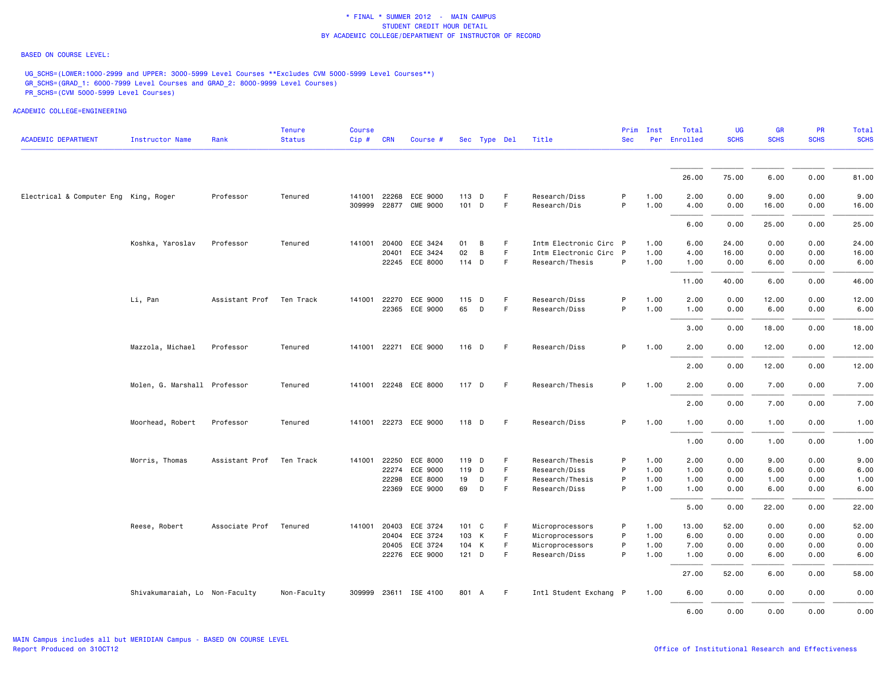# * FINAL * SUMMER 2012 - MAIN CAMPUS
## STUDENT CREDIT HOUR DETAIL
## BY ACADEMIC COLLEGE/DEPARTMENT OF INSTRUCTOR OF RECORD

BASED ON COURSE LEVEL:

UG_SCHS=(LOWER:1000-2999 and UPPER: 3000-5999 Level Courses **Excludes CVM 5000-5999 Level Courses**)
GR_SCHS=(GRAD_1: 6000-7999 Level Courses and GRAD_2: 8000-9999 Level Courses)
PR_SCHS=(CVM 5000-5999 Level Courses)

ACADEMIC COLLEGE=ENGINEERING

| ACADEMIC DEPARTMENT | Instructor Name | Rank | Tenure Status | Course Cip # | CRN | Course # | Sec | Type | Del | Title | Prim Sec | Inst Per | Total Enrolled | UG SCHS | GR SCHS | PR SCHS | Total SCHS |
|---|---|---|---|---|---|---|---|---|---|---|---|---|---|---|---|---|---|
| | | | | | | | | | | | | | 26.00 | 75.00 | 6.00 | 0.00 | 81.00 |
| Electrical & Computer Eng | King, Roger | Professor | Tenured | 141001 | 22268 | ECE 9000 | 113 | D | F | Research/Diss | P | 1.00 | 2.00 | 0.00 | 9.00 | 0.00 | 9.00 |
| | | | | 309999 | 22877 | CME 9000 | 101 | D | F | Research/Dis | P | 1.00 | 4.00 | 0.00 | 16.00 | 0.00 | 16.00 |
| | | | | | | | | | | | | | 6.00 | 0.00 | 25.00 | 0.00 | 25.00 |
| | Koshka, Yaroslav | Professor | Tenured | 141001 | 20400 | ECE 3424 | 01 | B | F | Intm Electronic Circ | P | 1.00 | 6.00 | 24.00 | 0.00 | 0.00 | 24.00 |
| | | | | | 20401 | ECE 3424 | 02 | B | F | Intm Electronic Circ | P | 1.00 | 4.00 | 16.00 | 0.00 | 0.00 | 16.00 |
| | | | | | 22245 | ECE 8000 | 114 | D | F | Research/Thesis | P | 1.00 | 1.00 | 0.00 | 6.00 | 0.00 | 6.00 |
| | | | | | | | | | | | | | 11.00 | 40.00 | 6.00 | 0.00 | 46.00 |
| | Li, Pan | Assistant Prof | Ten Track | 141001 | 22270 | ECE 9000 | 115 | D | F | Research/Diss | P | 1.00 | 2.00 | 0.00 | 12.00 | 0.00 | 12.00 |
| | | | | | 22365 | ECE 9000 | 65 | D | F | Research/Diss | P | 1.00 | 1.00 | 0.00 | 6.00 | 0.00 | 6.00 |
| | | | | | | | | | | | | | 3.00 | 0.00 | 18.00 | 0.00 | 18.00 |
| | Mazzola, Michael | Professor | Tenured | 141001 | 22271 | ECE 9000 | 116 | D | F | Research/Diss | P | 1.00 | 2.00 | 0.00 | 12.00 | 0.00 | 12.00 |
| | | | | | | | | | | | | | 2.00 | 0.00 | 12.00 | 0.00 | 12.00 |
| | Molen, G. Marshall | Professor | Tenured | 141001 | 22248 | ECE 8000 | 117 | D | F | Research/Thesis | P | 1.00 | 2.00 | 0.00 | 7.00 | 0.00 | 7.00 |
| | | | | | | | | | | | | | 2.00 | 0.00 | 7.00 | 0.00 | 7.00 |
| | Moorhead, Robert | Professor | Tenured | 141001 | 22273 | ECE 9000 | 118 | D | F | Research/Diss | P | 1.00 | 1.00 | 0.00 | 1.00 | 0.00 | 1.00 |
| | | | | | | | | | | | | | 1.00 | 0.00 | 1.00 | 0.00 | 1.00 |
| | Morris, Thomas | Assistant Prof | Ten Track | 141001 | 22250 | ECE 8000 | 119 | D | F | Research/Thesis | P | 1.00 | 2.00 | 0.00 | 9.00 | 0.00 | 9.00 |
| | | | | | 22274 | ECE 9000 | 119 | D | F | Research/Diss | P | 1.00 | 1.00 | 0.00 | 6.00 | 0.00 | 6.00 |
| | | | | | 22298 | ECE 8000 | 19 | D | F | Research/Thesis | P | 1.00 | 1.00 | 0.00 | 1.00 | 0.00 | 1.00 |
| | | | | | 22369 | ECE 9000 | 69 | D | F | Research/Diss | P | 1.00 | 1.00 | 0.00 | 6.00 | 0.00 | 6.00 |
| | | | | | | | | | | | | | 5.00 | 0.00 | 22.00 | 0.00 | 22.00 |
| | Reese, Robert | Associate Prof | Tenured | 141001 | 20403 | ECE 3724 | 101 | C | F | Microprocessors | P | 1.00 | 13.00 | 52.00 | 0.00 | 0.00 | 52.00 |
| | | | | | 20404 | ECE 3724 | 103 | K | F | Microprocessors | P | 1.00 | 6.00 | 0.00 | 0.00 | 0.00 | 0.00 |
| | | | | | 20405 | ECE 3724 | 104 | K | F | Microprocessors | P | 1.00 | 7.00 | 0.00 | 0.00 | 0.00 | 0.00 |
| | | | | | 22276 | ECE 9000 | 121 | D | F | Research/Diss | P | 1.00 | 1.00 | 0.00 | 6.00 | 0.00 | 6.00 |
| | | | | | | | | | | | | | 27.00 | 52.00 | 6.00 | 0.00 | 58.00 |
| | Shivakumaraiah, Lo | Non-Faculty | Non-Faculty | 309999 | 23611 | ISE 4100 | 801 | A | F | Intl Student Exchang | P | 1.00 | 6.00 | 0.00 | 0.00 | 0.00 | 0.00 |
| | | | | | | | | | | | | | 6.00 | 0.00 | 0.00 | 0.00 | 0.00 |

MAIN Campus includes all but MERIDIAN Campus - BASED ON COURSE LEVEL
Report Produced on 31OCT12

Office of Institutional Research and Effectiveness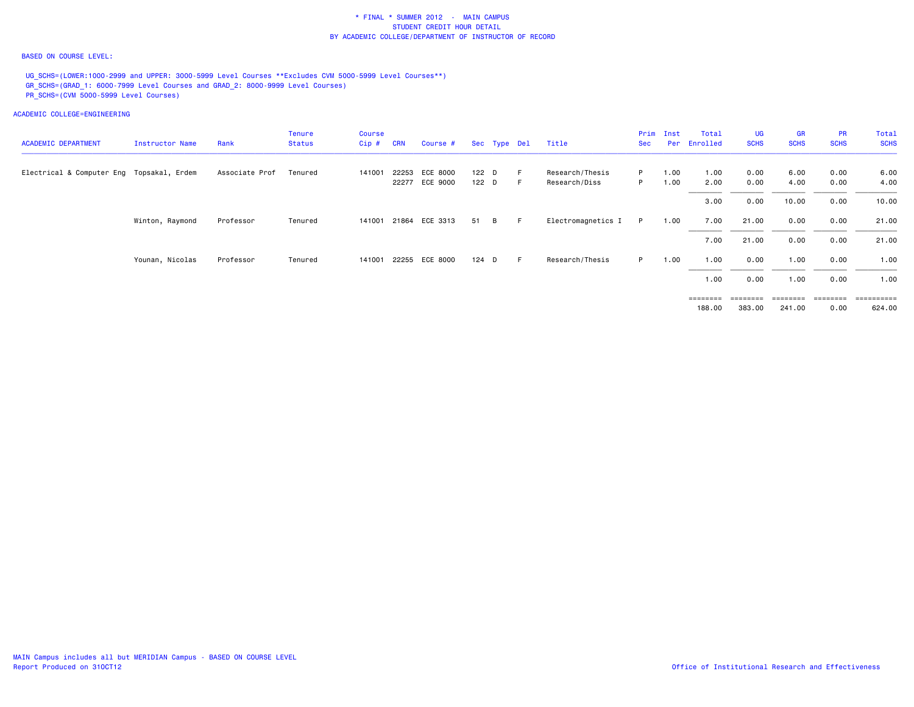\* FINAL \* SUMMER 2012 - MAIN CAMPUS
STUDENT CREDIT HOUR DETAIL
BY ACADEMIC COLLEGE/DEPARTMENT OF INSTRUCTOR OF RECORD

BASED ON COURSE LEVEL:

UG_SCHS=(LOWER:1000-2999 and UPPER: 3000-5999 Level Courses **Excludes CVM 5000-5999 Level Courses**)
GR_SCHS=(GRAD_1: 6000-7999 Level Courses and GRAD_2: 8000-9999 Level Courses)
PR_SCHS=(CVM 5000-5999 Level Courses)

ACADEMIC COLLEGE=ENGINEERING

| ACADEMIC DEPARTMENT | Instructor Name | Rank | Tenure Status | Course Cip # | CRN | Course # | Sec | Type | Del | Title | Prim Sec | Inst Per | Total Enrolled | UG SCHS | GR SCHS | PR SCHS | Total SCHS |
|---|---|---|---|---|---|---|---|---|---|---|---|---|---|---|---|---|---|
| Electrical & Computer Eng | Topsakal, Erdem | Associate Prof | Tenured | 141001 | 22253 | ECE 8000 | 122 | D | F | Research/Thesis | P | 1.00 | 1.00 | 0.00 | 6.00 | 0.00 | 6.00 |
| | | | | | 22277 | ECE 9000 | 122 | D | F | Research/Diss | P | 1.00 | 2.00 | 0.00 | 4.00 | 0.00 | 4.00 |
| | | | | | | | | | | | | | 3.00 | 0.00 | 10.00 | 0.00 | 10.00 |
| | Winton, Raymond | Professor | Tenured | 141001 | 21864 | ECE 3313 | 51 | B | F | Electromagnetics I | P | 1.00 | 7.00 | 21.00 | 0.00 | 0.00 | 21.00 |
| | | | | | | | | | | | | | 7.00 | 21.00 | 0.00 | 0.00 | 21.00 |
| | Younan, Nicolas | Professor | Tenured | 141001 | 22255 | ECE 8000 | 124 | D | F | Research/Thesis | P | 1.00 | 1.00 | 0.00 | 1.00 | 0.00 | 1.00 |
| | | | | | | | | | | | | | 1.00 | 0.00 | 1.00 | 0.00 | 1.00 |
| | | | | | | | | | | | | | 188.00 | 383.00 | 241.00 | 0.00 | 624.00 |

MAIN Campus includes all but MERIDIAN Campus - BASED ON COURSE LEVEL
Report Produced on 31OCT12

Office of Institutional Research and Effectiveness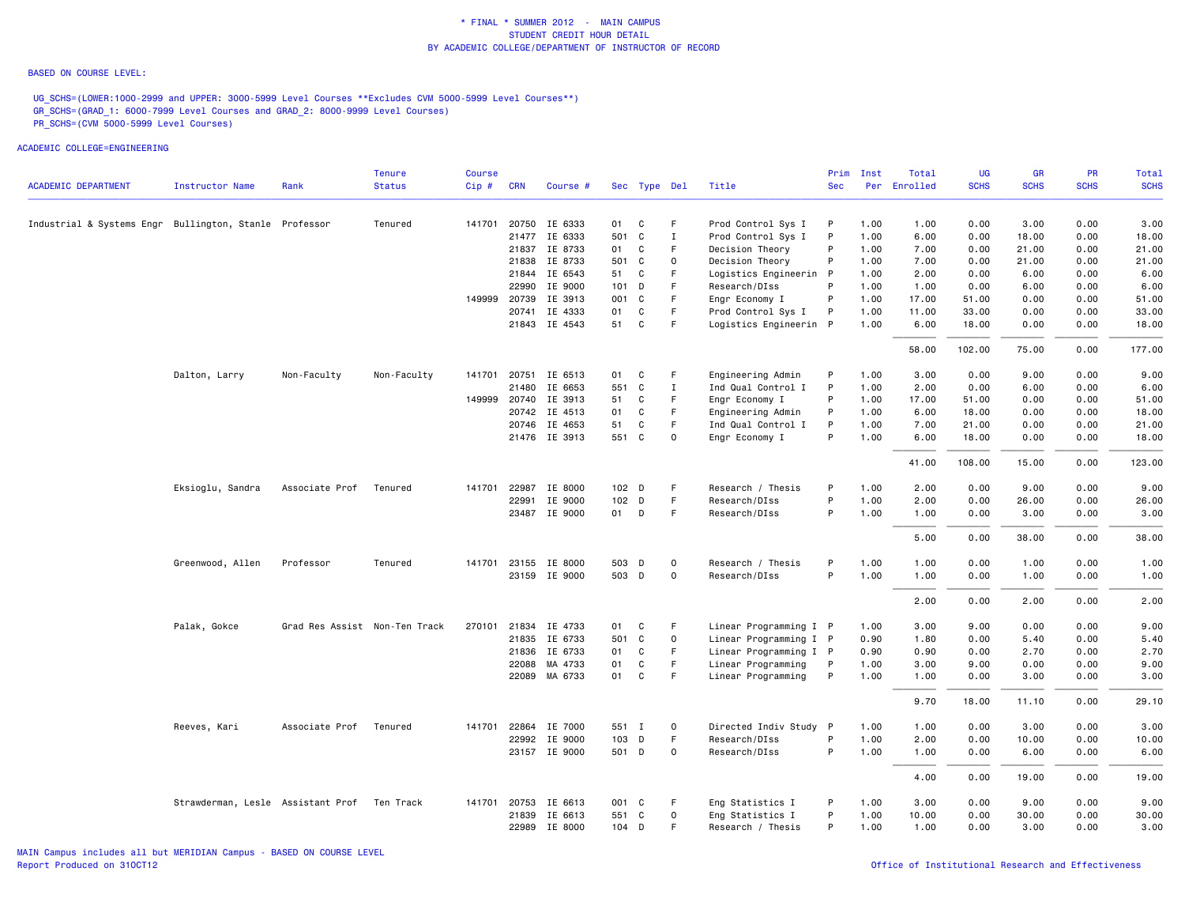\* FINAL \* SUMMER 2012 - MAIN CAMPUS
STUDENT CREDIT HOUR DETAIL
BY ACADEMIC COLLEGE/DEPARTMENT OF INSTRUCTOR OF RECORD

BASED ON COURSE LEVEL:

UG_SCHS=(LOWER:1000-2999 and UPPER: 3000-5999 Level Courses **Excludes CVM 5000-5999 Level Courses**)
GR_SCHS=(GRAD_1: 6000-7999 Level Courses and GRAD_2: 8000-9999 Level Courses)
PR_SCHS=(CVM 5000-5999 Level Courses)

ACADEMIC COLLEGE=ENGINEERING

| ACADEMIC DEPARTMENT | Instructor Name | Rank | Tenure Status | Course Cip # | CRN | Course # | Sec | Type | Del | Title | Prim Sec | Inst Per | Total Enrolled | UG SCHS | GR SCHS | PR SCHS | Total SCHS |
|---|---|---|---|---|---|---|---|---|---|---|---|---|---|---|---|---|---|
| Industrial & Systems Engr | Bullington, Stanle | Professor | Tenured | 141701 | 20750 | IE 6333 | 01 | C | F | Prod Control Sys I | P | 1.00 | 1.00 | 0.00 | 3.00 | 0.00 | 3.00 |
| | | | | | 21477 | IE 6333 | 501 | C | I | Prod Control Sys I | P | 1.00 | 6.00 | 0.00 | 18.00 | 0.00 | 18.00 |
| | | | | | 21837 | IE 8733 | 01 | C | F | Decision Theory | P | 1.00 | 7.00 | 0.00 | 21.00 | 0.00 | 21.00 |
| | | | | | 21838 | IE 8733 | 501 | C | O | Decision Theory | P | 1.00 | 7.00 | 0.00 | 21.00 | 0.00 | 21.00 |
| | | | | | 21844 | IE 6543 | 51 | C | F | Logistics Engineerin | P | 1.00 | 2.00 | 0.00 | 6.00 | 0.00 | 6.00 |
| | | | | | 22990 | IE 9000 | 101 | D | F | Research/DIss | P | 1.00 | 1.00 | 0.00 | 6.00 | 0.00 | 6.00 |
| | | | | 149999 | 20739 | IE 3913 | 001 | C | F | Engr Economy I | P | 1.00 | 17.00 | 51.00 | 0.00 | 0.00 | 51.00 |
| | | | | | 20741 | IE 4333 | 01 | C | F | Prod Control Sys I | P | 1.00 | 11.00 | 33.00 | 0.00 | 0.00 | 33.00 |
| | | | | | 21843 | IE 4543 | 51 | C | F | Logistics Engineerin | P | 1.00 | 6.00 | 18.00 | 0.00 | 0.00 | 18.00 |
| | | | | | | | | | | | | | 58.00 | 102.00 | 75.00 | 0.00 | 177.00 |
| | Dalton, Larry | Non-Faculty | Non-Faculty | 141701 | 20751 | IE 6513 | 01 | C | F | Engineering Admin | P | 1.00 | 3.00 | 0.00 | 9.00 | 0.00 | 9.00 |
| | | | | | 21480 | IE 6653 | 551 | C | I | Ind Qual Control I | P | 1.00 | 2.00 | 0.00 | 6.00 | 0.00 | 6.00 |
| | | | | 149999 | 20740 | IE 3913 | 51 | C | F | Engr Economy I | P | 1.00 | 17.00 | 51.00 | 0.00 | 0.00 | 51.00 |
| | | | | | 20742 | IE 4513 | 01 | C | F | Engineering Admin | P | 1.00 | 6.00 | 18.00 | 0.00 | 0.00 | 18.00 |
| | | | | | 20746 | IE 4653 | 51 | C | F | Ind Qual Control I | P | 1.00 | 7.00 | 21.00 | 0.00 | 0.00 | 21.00 |
| | | | | | 21476 | IE 3913 | 551 | C | O | Engr Economy I | P | 1.00 | 6.00 | 18.00 | 0.00 | 0.00 | 18.00 |
| | | | | | | | | | | | | | 41.00 | 108.00 | 15.00 | 0.00 | 123.00 |
| | Eksioglu, Sandra | Associate Prof | Tenured | 141701 | 22987 | IE 8000 | 102 | D | F | Research / Thesis | P | 1.00 | 2.00 | 0.00 | 9.00 | 0.00 | 9.00 |
| | | | | | 22991 | IE 9000 | 102 | D | F | Research/DIss | P | 1.00 | 2.00 | 0.00 | 26.00 | 0.00 | 26.00 |
| | | | | | 23487 | IE 9000 | 01 | D | F | Research/DIss | P | 1.00 | 1.00 | 0.00 | 3.00 | 0.00 | 3.00 |
| | | | | | | | | | | | | | 5.00 | 0.00 | 38.00 | 0.00 | 38.00 |
| | Greenwood, Allen | Professor | Tenured | 141701 | 23155 | IE 8000 | 503 | D | O | Research / Thesis | P | 1.00 | 1.00 | 0.00 | 1.00 | 0.00 | 1.00 |
| | | | | | 23159 | IE 9000 | 503 | D | O | Research/DIss | P | 1.00 | 1.00 | 0.00 | 1.00 | 0.00 | 1.00 |
| | | | | | | | | | | | | | 2.00 | 0.00 | 2.00 | 0.00 | 2.00 |
| | Palak, Gokce | Grad Res Assist | Non-Ten Track | 270101 | 21834 | IE 4733 | 01 | C | F | Linear Programming I | P | 1.00 | 3.00 | 9.00 | 0.00 | 0.00 | 9.00 |
| | | | | | 21835 | IE 6733 | 501 | C | O | Linear Programming I | P | 0.90 | 1.80 | 0.00 | 5.40 | 0.00 | 5.40 |
| | | | | | 21836 | IE 6733 | 01 | C | F | Linear Programming I | P | 0.90 | 0.90 | 0.00 | 2.70 | 0.00 | 2.70 |
| | | | | | 22088 | MA 4733 | 01 | C | F | Linear Programming | P | 1.00 | 3.00 | 9.00 | 0.00 | 0.00 | 9.00 |
| | | | | | 22089 | MA 6733 | 01 | C | F | Linear Programming | P | 1.00 | 1.00 | 0.00 | 3.00 | 0.00 | 3.00 |
| | | | | | | | | | | | | | 9.70 | 18.00 | 11.10 | 0.00 | 29.10 |
| | Reeves, Kari | Associate Prof | Tenured | 141701 | 22864 | IE 7000 | 551 | I | O | Directed Indiv Study | P | 1.00 | 1.00 | 0.00 | 3.00 | 0.00 | 3.00 |
| | | | | | 22992 | IE 9000 | 103 | D | F | Research/DIss | P | 1.00 | 2.00 | 0.00 | 10.00 | 0.00 | 10.00 |
| | | | | | 23157 | IE 9000 | 501 | D | O | Research/DIss | P | 1.00 | 1.00 | 0.00 | 6.00 | 0.00 | 6.00 |
| | | | | | | | | | | | | | 4.00 | 0.00 | 19.00 | 0.00 | 19.00 |
| | Strawderman, Lesle | Assistant Prof | Ten Track | 141701 | 20753 | IE 6613 | 001 | C | F | Eng Statistics I | P | 1.00 | 3.00 | 0.00 | 9.00 | 0.00 | 9.00 |
| | | | | | 21839 | IE 6613 | 551 | C | O | Eng Statistics I | P | 1.00 | 10.00 | 0.00 | 30.00 | 0.00 | 30.00 |
| | | | | | 22989 | IE 8000 | 104 | D | F | Research / Thesis | P | 1.00 | 1.00 | 0.00 | 3.00 | 0.00 | 3.00 |

MAIN Campus includes all but MERIDIAN Campus - BASED ON COURSE LEVEL
Report Produced on 31OCT12

Office of Institutional Research and Effectiveness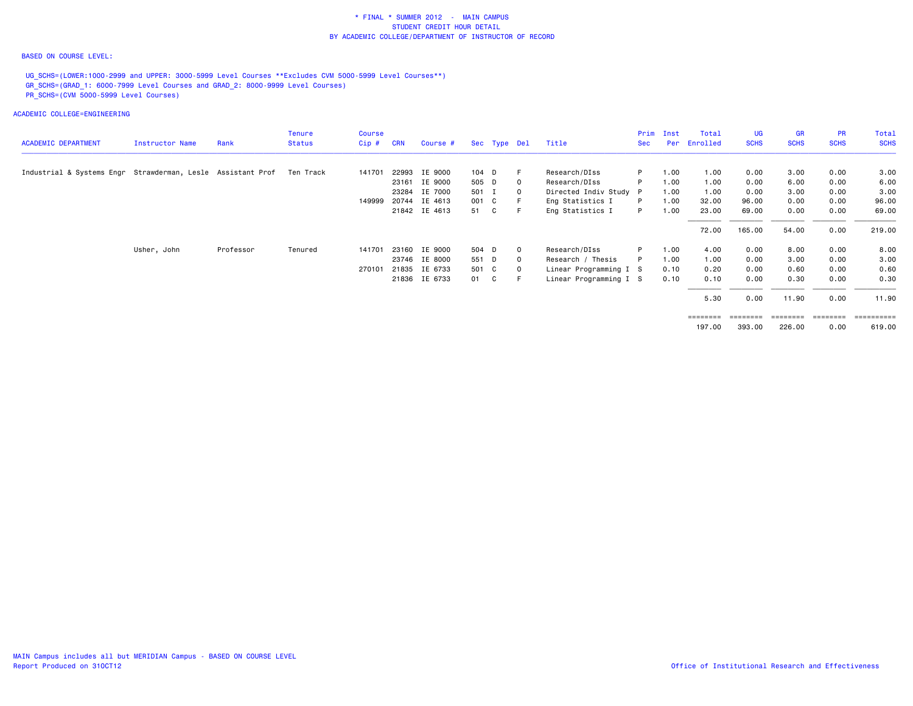\* FINAL \* SUMMER 2012 - MAIN CAMPUS
STUDENT CREDIT HOUR DETAIL
BY ACADEMIC COLLEGE/DEPARTMENT OF INSTRUCTOR OF RECORD

BASED ON COURSE LEVEL:

UG_SCHS=(LOWER:1000-2999 and UPPER: 3000-5999 Level Courses **Excludes CVM 5000-5999 Level Courses**)
GR_SCHS=(GRAD_1: 6000-7999 Level Courses and GRAD_2: 8000-9999 Level Courses)
PR_SCHS=(CVM 5000-5999 Level Courses)

ACADEMIC COLLEGE=ENGINEERING

| ACADEMIC DEPARTMENT | Instructor Name | Rank | Tenure Status | Course Cip # | CRN | Course # | Sec | Type | Del | Title | Prim Sec | Inst Per | Total Enrolled | UG SCHS | GR SCHS | PR SCHS | Total SCHS |
|---|---|---|---|---|---|---|---|---|---|---|---|---|---|---|---|---|---|
| Industrial & Systems Engr | Strawderman, Lesle | Assistant Prof | Ten Track | 141701 | 22993 | IE 9000 | 104 | D | F | Research/DIss | P | 1.00 | 1.00 | 0.00 | 3.00 | 0.00 | 3.00 |
| | | | | | 23161 | IE 9000 | 505 | D | O | Research/DIss | P | 1.00 | 1.00 | 0.00 | 6.00 | 0.00 | 6.00 |
| | | | | | 23284 | IE 7000 | 501 | I | O | Directed Indiv Study | P | 1.00 | 1.00 | 0.00 | 3.00 | 0.00 | 3.00 |
| | | | | 149999 | 20744 | IE 4613 | 001 | C | F | Eng Statistics I | P | 1.00 | 32.00 | 96.00 | 0.00 | 0.00 | 96.00 |
| | | | | | 21842 | IE 4613 | 51 | C | F | Eng Statistics I | P | 1.00 | 23.00 | 69.00 | 0.00 | 0.00 | 69.00 |
| | | | | | | | | | | | | | 72.00 | 165.00 | 54.00 | 0.00 | 219.00 |
| | Usher, John | Professor | Tenured | 141701 | 23160 | IE 9000 | 504 | D | O | Research/DIss | P | 1.00 | 4.00 | 0.00 | 8.00 | 0.00 | 8.00 |
| | | | | | 23746 | IE 8000 | 551 | D | O | Research / Thesis | P | 1.00 | 1.00 | 0.00 | 3.00 | 0.00 | 3.00 |
| | | | | 270101 | 21835 | IE 6733 | 501 | C | O | Linear Programming I | S | 0.10 | 0.20 | 0.00 | 0.60 | 0.00 | 0.60 |
| | | | | | 21836 | IE 6733 | 01 | C | F | Linear Programming I | S | 0.10 | 0.10 | 0.00 | 0.30 | 0.00 | 0.30 |
| | | | | | | | | | | | | | 5.30 | 0.00 | 11.90 | 0.00 | 11.90 |
| | | | | | | | | | | | | | 197.00 | 393.00 | 226.00 | 0.00 | 619.00 |

MAIN Campus includes all but MERIDIAN Campus - BASED ON COURSE LEVEL
Report Produced on 31OCT12

Office of Institutional Research and Effectiveness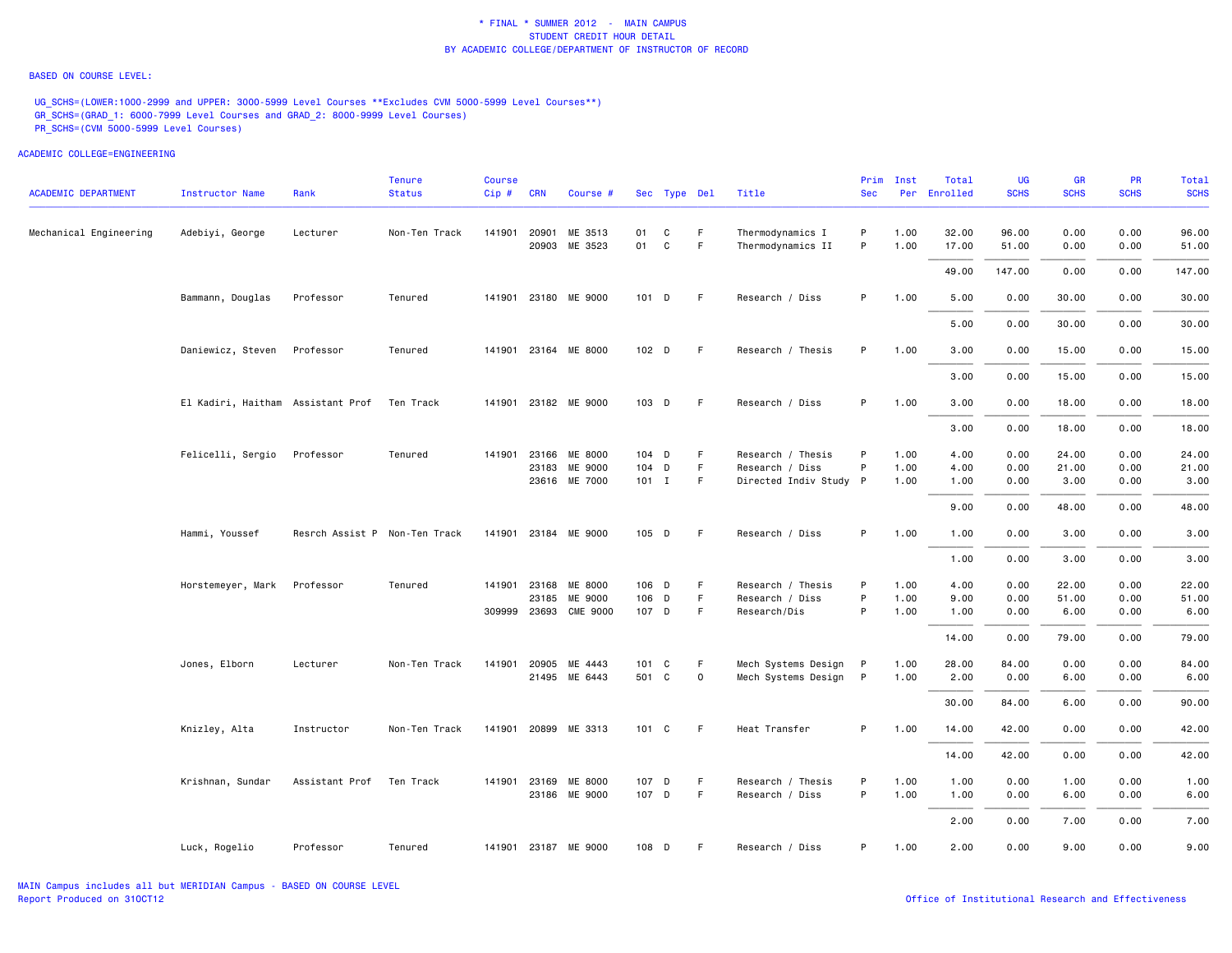\* FINAL \* SUMMER 2012 - MAIN CAMPUS
STUDENT CREDIT HOUR DETAIL
BY ACADEMIC COLLEGE/DEPARTMENT OF INSTRUCTOR OF RECORD

BASED ON COURSE LEVEL:

UG_SCHS=(LOWER:1000-2999 and UPPER: 3000-5999 Level Courses **Excludes CVM 5000-5999 Level Courses**)
GR_SCHS=(GRAD_1: 6000-7999 Level Courses and GRAD_2: 8000-9999 Level Courses)
PR_SCHS=(CVM 5000-5999 Level Courses)

ACADEMIC COLLEGE=ENGINEERING

| ACADEMIC DEPARTMENT | Instructor Name | Rank | Tenure Status | Course Cip # | CRN | Course # | Sec | Type | Del | Title | Prim Sec | Inst Per | Total Enrolled | UG SCHS | GR SCHS | PR SCHS | Total SCHS |
|---|---|---|---|---|---|---|---|---|---|---|---|---|---|---|---|---|---|
| Mechanical Engineering | Adebiyi, George | Lecturer | Non-Ten Track | 141901 | 20901 | ME 3513 | 01 | C | F | Thermodynamics I | P | 1.00 | 32.00 | 96.00 | 0.00 | 0.00 | 96.00 |
| | | | | | 20903 | ME 3523 | 01 | C | F | Thermodynamics II | P | 1.00 | 17.00 | 51.00 | 0.00 | 0.00 | 51.00 |
| | | | | | | | | | | | | | 49.00 | 147.00 | 0.00 | 0.00 | 147.00 |
| | Bammann, Douglas | Professor | Tenured | 141901 | 23180 | ME 9000 | 101 | D | F | Research / Diss | P | 1.00 | 5.00 | 0.00 | 30.00 | 0.00 | 30.00 |
| | | | | | | | | | | | | | 5.00 | 0.00 | 30.00 | 0.00 | 30.00 |
| | Daniewicz, Steven | Professor | Tenured | 141901 | 23164 | ME 8000 | 102 | D | F | Research / Thesis | P | 1.00 | 3.00 | 0.00 | 15.00 | 0.00 | 15.00 |
| | | | | | | | | | | | | | 3.00 | 0.00 | 15.00 | 0.00 | 15.00 |
| | El Kadiri, Haitham | Assistant Prof | Ten Track | 141901 | 23182 | ME 9000 | 103 | D | F | Research / Diss | P | 1.00 | 3.00 | 0.00 | 18.00 | 0.00 | 18.00 |
| | | | | | | | | | | | | | 3.00 | 0.00 | 18.00 | 0.00 | 18.00 |
| | Felicelli, Sergio | Professor | Tenured | 141901 | 23166 | ME 8000 | 104 | D | F | Research / Thesis | P | 1.00 | 4.00 | 0.00 | 24.00 | 0.00 | 24.00 |
| | | | | | 23183 | ME 9000 | 104 | D | F | Research / Diss | P | 1.00 | 4.00 | 0.00 | 21.00 | 0.00 | 21.00 |
| | | | | | 23616 | ME 7000 | 101 | I | F | Directed Indiv Study | P | 1.00 | 1.00 | 0.00 | 3.00 | 0.00 | 3.00 |
| | | | | | | | | | | | | | 9.00 | 0.00 | 48.00 | 0.00 | 48.00 |
| | Hammi, Youssef | Resrch Assist P | Non-Ten Track | 141901 | 23184 | ME 9000 | 105 | D | F | Research / Diss | P | 1.00 | 1.00 | 0.00 | 3.00 | 0.00 | 3.00 |
| | | | | | | | | | | | | | 1.00 | 0.00 | 3.00 | 0.00 | 3.00 |
| | Horstemeyer, Mark | Professor | Tenured | 141901 | 23168 | ME 8000 | 106 | D | F | Research / Thesis | P | 1.00 | 4.00 | 0.00 | 22.00 | 0.00 | 22.00 |
| | | | | | 23185 | ME 9000 | 106 | D | F | Research / Diss | P | 1.00 | 9.00 | 0.00 | 51.00 | 0.00 | 51.00 |
| | | | | 309999 | 23693 | CME 9000 | 107 | D | F | Research/Dis | P | 1.00 | 1.00 | 0.00 | 6.00 | 0.00 | 6.00 |
| | | | | | | | | | | | | | 14.00 | 0.00 | 79.00 | 0.00 | 79.00 |
| | Jones, Elborn | Lecturer | Non-Ten Track | 141901 | 20905 | ME 4443 | 101 | C | F | Mech Systems Design | P | 1.00 | 28.00 | 84.00 | 0.00 | 0.00 | 84.00 |
| | | | | | 21495 | ME 6443 | 501 | C | O | Mech Systems Design | P | 1.00 | 2.00 | 0.00 | 6.00 | 0.00 | 6.00 |
| | | | | | | | | | | | | | 30.00 | 84.00 | 6.00 | 0.00 | 90.00 |
| | Knizley, Alta | Instructor | Non-Ten Track | 141901 | 20899 | ME 3313 | 101 | C | F | Heat Transfer | P | 1.00 | 14.00 | 42.00 | 0.00 | 0.00 | 42.00 |
| | | | | | | | | | | | | | 14.00 | 42.00 | 0.00 | 0.00 | 42.00 |
| | Krishnan, Sundar | Assistant Prof | Ten Track | 141901 | 23169 | ME 8000 | 107 | D | F | Research / Thesis | P | 1.00 | 1.00 | 0.00 | 1.00 | 0.00 | 1.00 |
| | | | | | 23186 | ME 9000 | 107 | D | F | Research / Diss | P | 1.00 | 1.00 | 0.00 | 6.00 | 0.00 | 6.00 |
| | | | | | | | | | | | | | 2.00 | 0.00 | 7.00 | 0.00 | 7.00 |
| | Luck, Rogelio | Professor | Tenured | 141901 | 23187 | ME 9000 | 108 | D | F | Research / Diss | P | 1.00 | 2.00 | 0.00 | 9.00 | 0.00 | 9.00 |

MAIN Campus includes all but MERIDIAN Campus - BASED ON COURSE LEVEL
Report Produced on 31OCT12

Office of Institutional Research and Effectiveness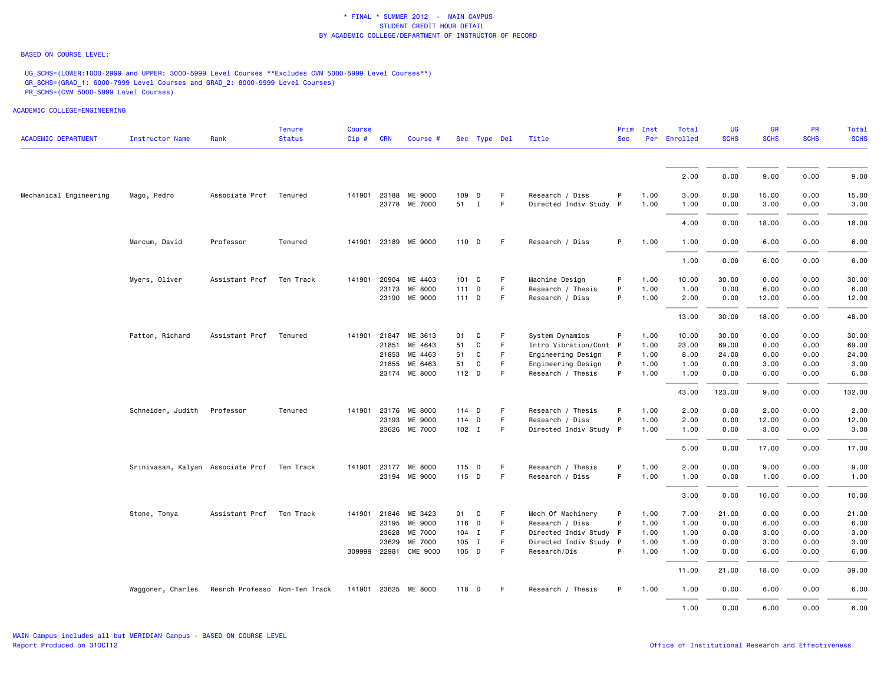# * FINAL * SUMMER 2012 - MAIN CAMPUS
## STUDENT CREDIT HOUR DETAIL
## BY ACADEMIC COLLEGE/DEPARTMENT OF INSTRUCTOR OF RECORD

BASED ON COURSE LEVEL:

UG_SCHS=(LOWER:1000-2999 and UPPER: 3000-5999 Level Courses **Excludes CVM 5000-5999 Level Courses**)
GR_SCHS=(GRAD_1: 6000-7999 Level Courses and GRAD_2: 8000-9999 Level Courses)
PR_SCHS=(CVM 5000-5999 Level Courses)

ACADEMIC COLLEGE=ENGINEERING

| ACADEMIC DEPARTMENT | Instructor Name | Rank | Tenure Status | Course Cip # | CRN | Course # | Sec | Type | Del | Title | Prim Sec | Inst Per | Total Enrolled | UG SCHS | GR SCHS | PR SCHS | Total SCHS |
|---|---|---|---|---|---|---|---|---|---|---|---|---|---|---|---|---|---|
| | | | | | | | | | | | | | 2.00 | 0.00 | 9.00 | 0.00 | 9.00 |
| Mechanical Engineering | Mago, Pedro | Associate Prof | Tenured | 141901 | 23188 | ME 9000 | 109 | D | F | Research / Diss | P | 1.00 | 3.00 | 0.00 | 15.00 | 0.00 | 15.00 |
| | | | | | 23778 | ME 7000 | 51 | I | F | Directed Indiv Study | P | 1.00 | 1.00 | 0.00 | 3.00 | 0.00 | 3.00 |
| | | | | | | | | | | | | | 4.00 | 0.00 | 18.00 | 0.00 | 18.00 |
| | Marcum, David | Professor | Tenured | 141901 | 23189 | ME 9000 | 110 | D | F | Research / Diss | P | 1.00 | 1.00 | 0.00 | 6.00 | 0.00 | 6.00 |
| | | | | | | | | | | | | | 1.00 | 0.00 | 6.00 | 0.00 | 6.00 |
| | Myers, Oliver | Assistant Prof | Ten Track | 141901 | 20904 | ME 4403 | 101 | C | F | Machine Design | P | 1.00 | 10.00 | 30.00 | 0.00 | 0.00 | 30.00 |
| | | | | | 23173 | ME 8000 | 111 | D | F | Research / Thesis | P | 1.00 | 1.00 | 0.00 | 6.00 | 0.00 | 6.00 |
| | | | | | 23190 | ME 9000 | 111 | D | F | Research / Diss | P | 1.00 | 2.00 | 0.00 | 12.00 | 0.00 | 12.00 |
| | | | | | | | | | | | | | 13.00 | 30.00 | 18.00 | 0.00 | 48.00 |
| | Patton, Richard | Assistant Prof | Tenured | 141901 | 21847 | ME 3613 | 01 | C | F | System Dynamics | P | 1.00 | 10.00 | 30.00 | 0.00 | 0.00 | 30.00 |
| | | | | | 21851 | ME 4643 | 51 | C | F | Intro Vibration/Cont | P | 1.00 | 23.00 | 69.00 | 0.00 | 0.00 | 69.00 |
| | | | | | 21853 | ME 4463 | 51 | C | F | Engineering Design | P | 1.00 | 8.00 | 24.00 | 0.00 | 0.00 | 24.00 |
| | | | | | 21855 | ME 6463 | 51 | C | F | Engineering Design | P | 1.00 | 1.00 | 0.00 | 3.00 | 0.00 | 3.00 |
| | | | | | 23174 | ME 8000 | 112 | D | F | Research / Thesis | P | 1.00 | 1.00 | 0.00 | 6.00 | 0.00 | 6.00 |
| | | | | | | | | | | | | | 43.00 | 123.00 | 9.00 | 0.00 | 132.00 |
| | Schneider, Judith | Professor | Tenured | 141901 | 23176 | ME 8000 | 114 | D | F | Research / Thesis | P | 1.00 | 2.00 | 0.00 | 2.00 | 0.00 | 2.00 |
| | | | | | 23193 | ME 9000 | 114 | D | F | Research / Diss | P | 1.00 | 2.00 | 0.00 | 12.00 | 0.00 | 12.00 |
| | | | | | 23626 | ME 7000 | 102 | I | F | Directed Indiv Study | P | 1.00 | 1.00 | 0.00 | 3.00 | 0.00 | 3.00 |
| | | | | | | | | | | | | | 5.00 | 0.00 | 17.00 | 0.00 | 17.00 |
| | Srinivasan, Kalyan | Associate Prof | Ten Track | 141901 | 23177 | ME 8000 | 115 | D | F | Research / Thesis | P | 1.00 | 2.00 | 0.00 | 9.00 | 0.00 | 9.00 |
| | | | | | 23194 | ME 9000 | 115 | D | F | Research / Diss | P | 1.00 | 1.00 | 0.00 | 1.00 | 0.00 | 1.00 |
| | | | | | | | | | | | | | 3.00 | 0.00 | 10.00 | 0.00 | 10.00 |
| | Stone, Tonya | Assistant Prof | Ten Track | 141901 | 21846 | ME 3423 | 01 | C | F | Mech Of Machinery | P | 1.00 | 7.00 | 21.00 | 0.00 | 0.00 | 21.00 |
| | | | | | 23195 | ME 9000 | 116 | D | F | Research / Diss | P | 1.00 | 1.00 | 0.00 | 6.00 | 0.00 | 6.00 |
| | | | | | 23628 | ME 7000 | 104 | I | F | Directed Indiv Study | P | 1.00 | 1.00 | 0.00 | 3.00 | 0.00 | 3.00 |
| | | | | | 23629 | ME 7000 | 105 | I | F | Directed Indiv Study | P | 1.00 | 1.00 | 0.00 | 3.00 | 0.00 | 3.00 |
| | | | | 309999 | 22981 | CME 9000 | 105 | D | F | Research/Dis | P | 1.00 | 1.00 | 0.00 | 6.00 | 0.00 | 6.00 |
| | | | | | | | | | | | | | 11.00 | 21.00 | 18.00 | 0.00 | 39.00 |
| | Waggoner, Charles | Resrch Professo | Non-Ten Track | 141901 | 23625 | ME 8000 | 118 | D | F | Research / Thesis | P | 1.00 | 1.00 | 0.00 | 6.00 | 0.00 | 6.00 |
| | | | | | | | | | | | | | 1.00 | 0.00 | 6.00 | 0.00 | 6.00 |

MAIN Campus includes all but MERIDIAN Campus - BASED ON COURSE LEVEL
Report Produced on 31OCT12

Office of Institutional Research and Effectiveness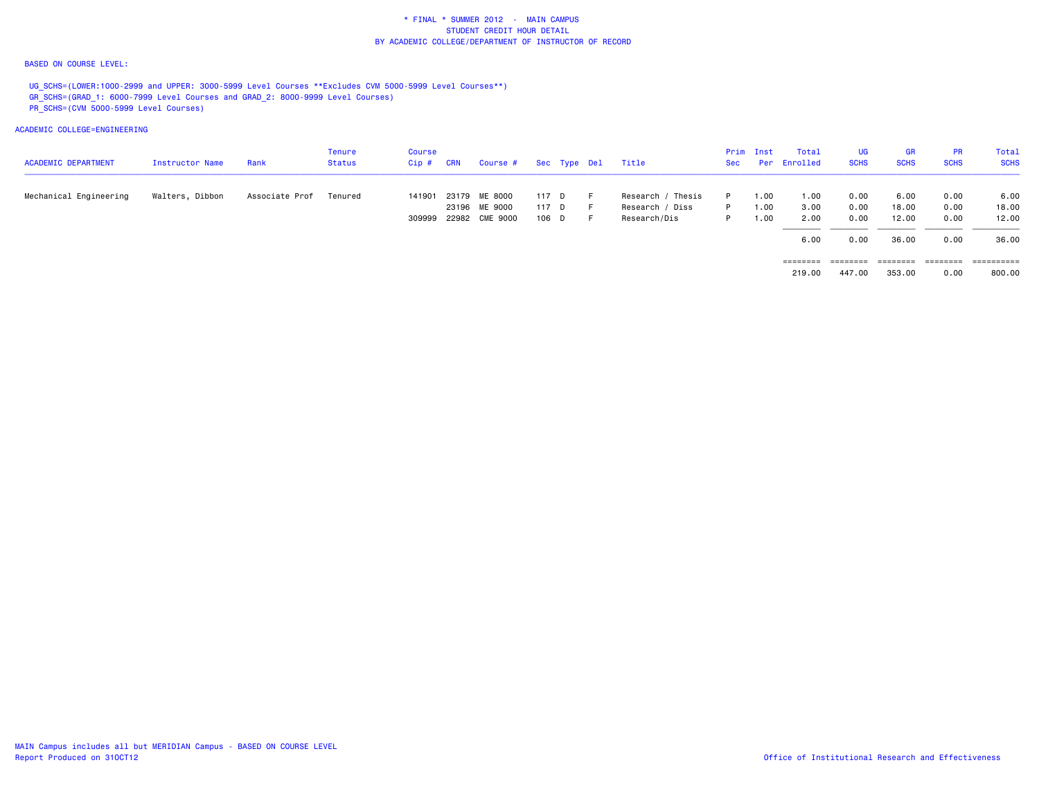\* FINAL \* SUMMER 2012 - MAIN CAMPUS
STUDENT CREDIT HOUR DETAIL
BY ACADEMIC COLLEGE/DEPARTMENT OF INSTRUCTOR OF RECORD

BASED ON COURSE LEVEL:

UG_SCHS=(LOWER:1000-2999 and UPPER: 3000-5999 Level Courses **Excludes CVM 5000-5999 Level Courses**)
GR_SCHS=(GRAD_1: 6000-7999 Level Courses and GRAD_2: 8000-9999 Level Courses)
PR_SCHS=(CVM 5000-5999 Level Courses)

ACADEMIC COLLEGE=ENGINEERING

| ACADEMIC DEPARTMENT | Instructor Name | Rank | Tenure Status | Course Cip # | CRN | Course # | Sec | Type | Del | Title | Prim Sec | Inst Per | Total Enrolled | UG SCHS | GR SCHS | PR SCHS | Total SCHS |
|---|---|---|---|---|---|---|---|---|---|---|---|---|---|---|---|---|---|
| Mechanical Engineering | Walters, Dibbon | Associate Prof | Tenured | 141901 | 23179 | ME 8000 | 117 | D | F | Research / Thesis | P | 1.00 | 1.00 | 0.00 | 6.00 | 0.00 | 6.00 |
| | | | | | 23196 | ME 9000 | 117 | D | F | Research / Diss | P | 1.00 | 3.00 | 0.00 | 18.00 | 0.00 | 18.00 |
| | | | | 309999 | 22982 | CME 9000 | 106 | D | F | Research/Dis | P | 1.00 | 2.00 | 0.00 | 12.00 | 0.00 | 12.00 |
| | | | | | | | | | | | | | 6.00 | 0.00 | 36.00 | 0.00 | 36.00 |
| | | | | | | | | | | | | | 219.00 | 447.00 | 353.00 | 0.00 | 800.00 |

MAIN Campus includes all but MERIDIAN Campus - BASED ON COURSE LEVEL
Report Produced on 31OCT12

Office of Institutional Research and Effectiveness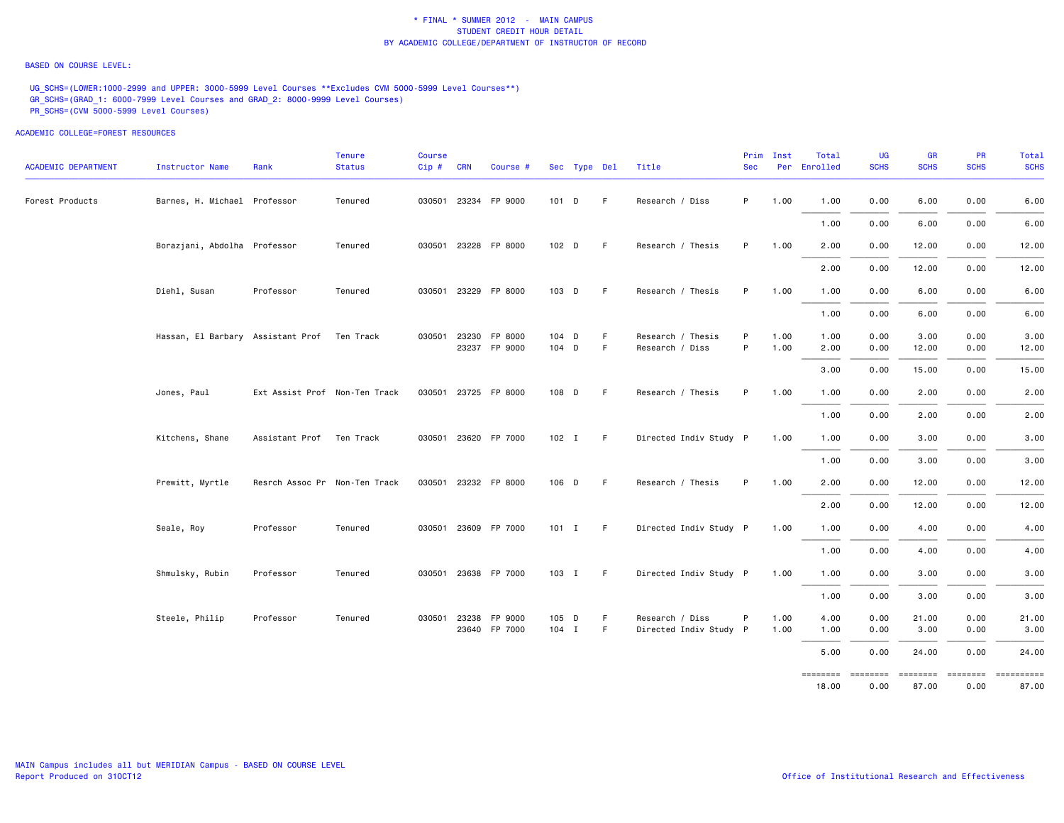\* FINAL \* SUMMER 2012 - MAIN CAMPUS
STUDENT CREDIT HOUR DETAIL
BY ACADEMIC COLLEGE/DEPARTMENT OF INSTRUCTOR OF RECORD

BASED ON COURSE LEVEL:

UG_SCHS=(LOWER:1000-2999 and UPPER: 3000-5999 Level Courses **Excludes CVM 5000-5999 Level Courses**)
GR_SCHS=(GRAD_1: 6000-7999 Level Courses and GRAD_2: 8000-9999 Level Courses)
PR_SCHS=(CVM 5000-5999 Level Courses)

ACADEMIC COLLEGE=FOREST RESOURCES

| ACADEMIC DEPARTMENT | Instructor Name | Rank | Tenure Status | Course Cip # | CRN | Course # | Sec | Type | Del | Title | Prim Sec | Inst Per | Total Enrolled | UG SCHS | GR SCHS | PR SCHS | Total SCHS |
|---|---|---|---|---|---|---|---|---|---|---|---|---|---|---|---|---|---|
| Forest Products | Barnes, H. Michael | Professor | Tenured | 030501 | 23234 | FP 9000 | 101 | D | F | Research / Diss | P | 1.00 | 1.00 | 0.00 | 6.00 | 0.00 | 6.00 |
| | | | | | | | | | | | | | 1.00 | 0.00 | 6.00 | 0.00 | 6.00 |
| | Borazjani, Abdolha | Professor | Tenured | 030501 | 23228 | FP 8000 | 102 | D | F | Research / Thesis | P | 1.00 | 2.00 | 0.00 | 12.00 | 0.00 | 12.00 |
| | | | | | | | | | | | | | 2.00 | 0.00 | 12.00 | 0.00 | 12.00 |
| | Diehl, Susan | Professor | Tenured | 030501 | 23229 | FP 8000 | 103 | D | F | Research / Thesis | P | 1.00 | 1.00 | 0.00 | 6.00 | 0.00 | 6.00 |
| | | | | | | | | | | | | | 1.00 | 0.00 | 6.00 | 0.00 | 6.00 |
| | Hassan, El Barbary | Assistant Prof | Ten Track | 030501 | 23230 | FP 8000 | 104 | D | F | Research / Thesis | P | 1.00 | 1.00 | 0.00 | 3.00 | 0.00 | 3.00 |
| | | | | | 23237 | FP 9000 | 104 | D | F | Research / Diss | P | 1.00 | 2.00 | 0.00 | 12.00 | 0.00 | 12.00 |
| | | | | | | | | | | | | | 3.00 | 0.00 | 15.00 | 0.00 | 15.00 |
| | Jones, Paul | Ext Assist Prof | Non-Ten Track | 030501 | 23725 | FP 8000 | 108 | D | F | Research / Thesis | P | 1.00 | 1.00 | 0.00 | 2.00 | 0.00 | 2.00 |
| | | | | | | | | | | | | | 1.00 | 0.00 | 2.00 | 0.00 | 2.00 |
| | Kitchens, Shane | Assistant Prof | Ten Track | 030501 | 23620 | FP 7000 | 102 | I | F | Directed Indiv Study | P | 1.00 | 1.00 | 0.00 | 3.00 | 0.00 | 3.00 |
| | | | | | | | | | | | | | 1.00 | 0.00 | 3.00 | 0.00 | 3.00 |
| | Prewitt, Myrtle | Resrch Assoc Pr | Non-Ten Track | 030501 | 23232 | FP 8000 | 106 | D | F | Research / Thesis | P | 1.00 | 2.00 | 0.00 | 12.00 | 0.00 | 12.00 |
| | | | | | | | | | | | | | 2.00 | 0.00 | 12.00 | 0.00 | 12.00 |
| | Seale, Roy | Professor | Tenured | 030501 | 23609 | FP 7000 | 101 | I | F | Directed Indiv Study | P | 1.00 | 1.00 | 0.00 | 4.00 | 0.00 | 4.00 |
| | | | | | | | | | | | | | 1.00 | 0.00 | 4.00 | 0.00 | 4.00 |
| | Shmulsky, Rubin | Professor | Tenured | 030501 | 23638 | FP 7000 | 103 | I | F | Directed Indiv Study | P | 1.00 | 1.00 | 0.00 | 3.00 | 0.00 | 3.00 |
| | | | | | | | | | | | | | 1.00 | 0.00 | 3.00 | 0.00 | 3.00 |
| | Steele, Philip | Professor | Tenured | 030501 | 23238 | FP 9000 | 105 | D | F | Research / Diss | P | 1.00 | 4.00 | 0.00 | 21.00 | 0.00 | 21.00 |
| | | | | | 23640 | FP 7000 | 104 | I | F | Directed Indiv Study | P | 1.00 | 1.00 | 0.00 | 3.00 | 0.00 | 3.00 |
| | | | | | | | | | | | | | 5.00 | 0.00 | 24.00 | 0.00 | 24.00 |
| | | | | | | | | | | | | | 18.00 | 0.00 | 87.00 | 0.00 | 87.00 |

MAIN Campus includes all but MERIDIAN Campus - BASED ON COURSE LEVEL
Report Produced on 31OCT12

Office of Institutional Research and Effectiveness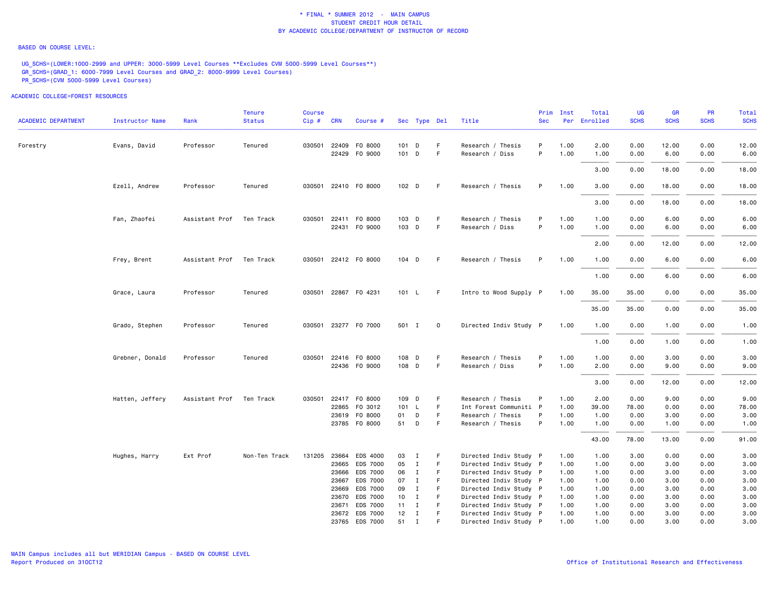\* FINAL \* SUMMER 2012 - MAIN CAMPUS
STUDENT CREDIT HOUR DETAIL
BY ACADEMIC COLLEGE/DEPARTMENT OF INSTRUCTOR OF RECORD

BASED ON COURSE LEVEL:

UG_SCHS=(LOWER:1000-2999 and UPPER: 3000-5999 Level Courses **Excludes CVM 5000-5999 Level Courses**)
GR_SCHS=(GRAD_1: 6000-7999 Level Courses and GRAD_2: 8000-9999 Level Courses)
PR_SCHS=(CVM 5000-5999 Level Courses)

ACADEMIC COLLEGE=FOREST RESOURCES

| ACADEMIC DEPARTMENT | Instructor Name | Rank | Tenure Status | Course Cip # | CRN | Course # | Sec | Type | Del | Title | Prim Sec | Inst Per | Total Enrolled | UG SCHS | GR SCHS | PR SCHS | Total SCHS |
|---|---|---|---|---|---|---|---|---|---|---|---|---|---|---|---|---|---|
| Forestry | Evans, David | Professor | Tenured | 030501 | 22409 | FO 8000 | 101 | D | F | Research / Thesis | P | 1.00 | 2.00 | 0.00 | 12.00 | 0.00 | 12.00 |
| | | | | | 22429 | FO 9000 | 101 | D | F | Research / Diss | P | 1.00 | 1.00 | 0.00 | 6.00 | 0.00 | 6.00 |
| | | | | | | | | | | | | | 3.00 | 0.00 | 18.00 | 0.00 | 18.00 |
| | Ezell, Andrew | Professor | Tenured | 030501 | 22410 | FO 8000 | 102 | D | F | Research / Thesis | P | 1.00 | 3.00 | 0.00 | 18.00 | 0.00 | 18.00 |
| | | | | | | | | | | | | | 3.00 | 0.00 | 18.00 | 0.00 | 18.00 |
| | Fan, Zhaofei | Assistant Prof | Ten Track | 030501 | 22411 | FO 8000 | 103 | D | F | Research / Thesis | P | 1.00 | 1.00 | 0.00 | 6.00 | 0.00 | 6.00 |
| | | | | | 22431 | FO 9000 | 103 | D | F | Research / Diss | P | 1.00 | 1.00 | 0.00 | 6.00 | 0.00 | 6.00 |
| | | | | | | | | | | | | | 2.00 | 0.00 | 12.00 | 0.00 | 12.00 |
| | Frey, Brent | Assistant Prof | Ten Track | 030501 | 22412 | FO 8000 | 104 | D | F | Research / Thesis | P | 1.00 | 1.00 | 0.00 | 6.00 | 0.00 | 6.00 |
| | | | | | | | | | | | | | 1.00 | 0.00 | 6.00 | 0.00 | 6.00 |
| | Grace, Laura | Professor | Tenured | 030501 | 22867 | FO 4231 | 101 | L | F | Intro to Wood Supply | P | 1.00 | 35.00 | 35.00 | 0.00 | 0.00 | 35.00 |
| | | | | | | | | | | | | | 35.00 | 35.00 | 0.00 | 0.00 | 35.00 |
| | Grado, Stephen | Professor | Tenured | 030501 | 23277 | FO 7000 | 501 | I | O | Directed Indiv Study | P | 1.00 | 1.00 | 0.00 | 1.00 | 0.00 | 1.00 |
| | | | | | | | | | | | | | 1.00 | 0.00 | 1.00 | 0.00 | 1.00 |
| | Grebner, Donald | Professor | Tenured | 030501 | 22416 | FO 8000 | 108 | D | F | Research / Thesis | P | 1.00 | 1.00 | 0.00 | 3.00 | 0.00 | 3.00 |
| | | | | | 22436 | FO 9000 | 108 | D | F | Research / Diss | P | 1.00 | 2.00 | 0.00 | 9.00 | 0.00 | 9.00 |
| | | | | | | | | | | | | | 3.00 | 0.00 | 12.00 | 0.00 | 12.00 |
| | Hatten, Jeffery | Assistant Prof | Ten Track | 030501 | 22417 | FO 8000 | 109 | D | F | Research / Thesis | P | 1.00 | 2.00 | 0.00 | 9.00 | 0.00 | 9.00 |
| | | | | | 22865 | FO 3012 | 101 | L | F | Int Forest Communiti | P | 1.00 | 39.00 | 78.00 | 0.00 | 0.00 | 78.00 |
| | | | | | 23619 | FO 8000 | 01 | D | F | Research / Thesis | P | 1.00 | 1.00 | 0.00 | 3.00 | 0.00 | 3.00 |
| | | | | | 23785 | FO 8000 | 51 | D | F | Research / Thesis | P | 1.00 | 1.00 | 0.00 | 1.00 | 0.00 | 1.00 |
| | | | | | | | | | | | | | 43.00 | 78.00 | 13.00 | 0.00 | 91.00 |
| | Hughes, Harry | Ext Prof | Non-Ten Track | 131205 | 23664 | EDS 4000 | 03 | I | F | Directed Indiv Study | P | 1.00 | 1.00 | 3.00 | 0.00 | 0.00 | 3.00 |
| | | | | | 23665 | EDS 7000 | 05 | I | F | Directed Indiv Study | P | 1.00 | 1.00 | 0.00 | 3.00 | 0.00 | 3.00 |
| | | | | | 23666 | EDS 7000 | 06 | I | F | Directed Indiv Study | P | 1.00 | 1.00 | 0.00 | 3.00 | 0.00 | 3.00 |
| | | | | | 23667 | EDS 7000 | 07 | I | F | Directed Indiv Study | P | 1.00 | 1.00 | 0.00 | 3.00 | 0.00 | 3.00 |
| | | | | | 23669 | EDS 7000 | 09 | I | F | Directed Indiv Study | P | 1.00 | 1.00 | 0.00 | 3.00 | 0.00 | 3.00 |
| | | | | | 23670 | EDS 7000 | 10 | I | F | Directed Indiv Study | P | 1.00 | 1.00 | 0.00 | 3.00 | 0.00 | 3.00 |
| | | | | | 23671 | EDS 7000 | 11 | I | F | Directed Indiv Study | P | 1.00 | 1.00 | 0.00 | 3.00 | 0.00 | 3.00 |
| | | | | | 23672 | EDS 7000 | 12 | I | F | Directed Indiv Study | P | 1.00 | 1.00 | 0.00 | 3.00 | 0.00 | 3.00 |
| | | | | | 23765 | EDS 7000 | 51 | I | F | Directed Indiv Study | P | 1.00 | 1.00 | 0.00 | 3.00 | 0.00 | 3.00 |

MAIN Campus includes all but MERIDIAN Campus - BASED ON COURSE LEVEL
Report Produced on 31OCT12

Office of Institutional Research and Effectiveness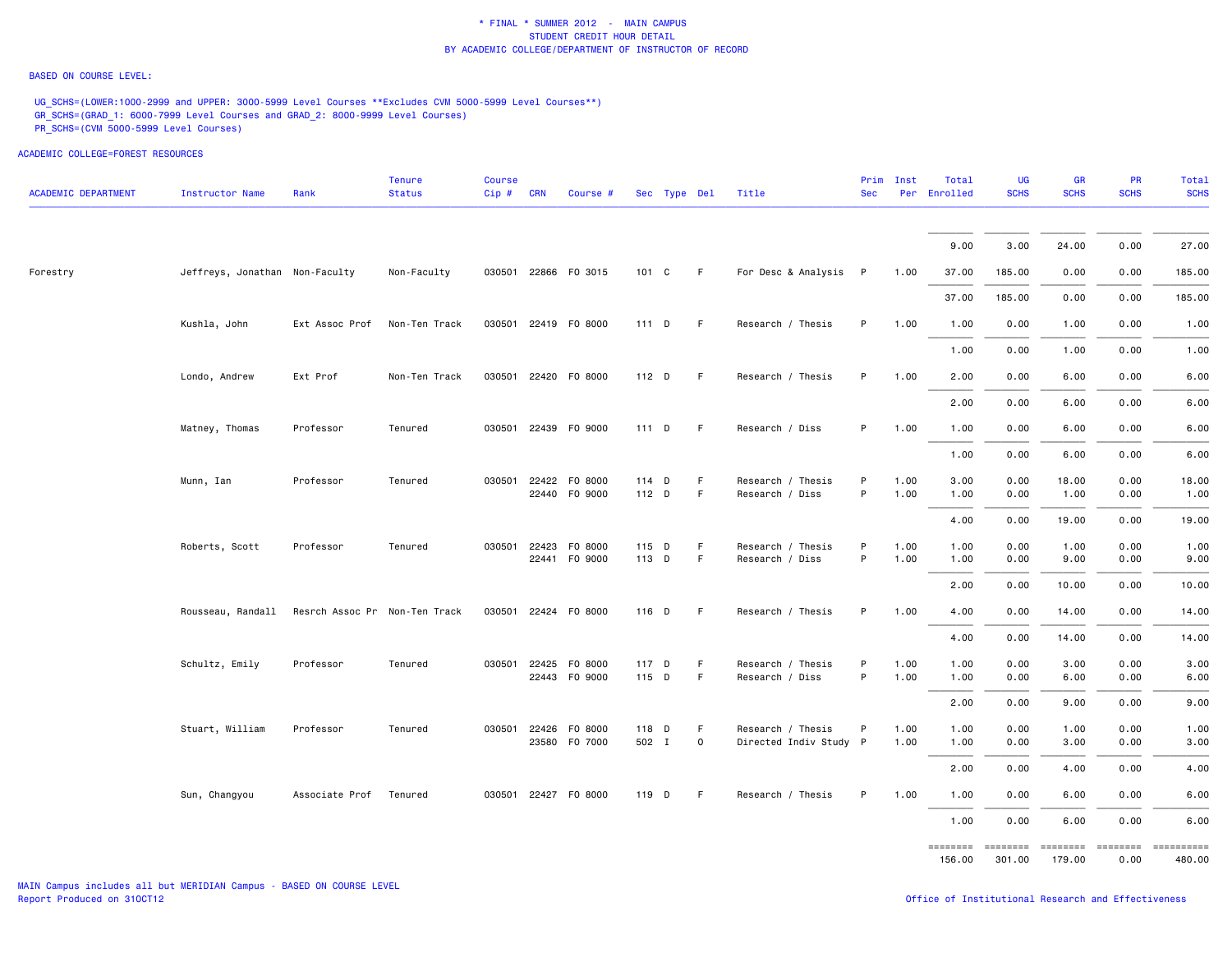\* FINAL \* SUMMER 2012 - MAIN CAMPUS
STUDENT CREDIT HOUR DETAIL
BY ACADEMIC COLLEGE/DEPARTMENT OF INSTRUCTOR OF RECORD

BASED ON COURSE LEVEL:

UG_SCHS=(LOWER:1000-2999 and UPPER: 3000-5999 Level Courses **Excludes CVM 5000-5999 Level Courses**)
GR_SCHS=(GRAD_1: 6000-7999 Level Courses and GRAD_2: 8000-9999 Level Courses)
PR_SCHS=(CVM 5000-5999 Level Courses)

ACADEMIC COLLEGE=FOREST RESOURCES

| ACADEMIC DEPARTMENT | Instructor Name | Rank | Tenure Status | Course Cip # | CRN | Course # | Sec | Type | Del | Title | Prim Sec | Inst Per | Total Enrolled | UG SCHS | GR SCHS | PR SCHS | Total SCHS |
|---|---|---|---|---|---|---|---|---|---|---|---|---|---|---|---|---|---|
| | | | | | | | | | | | | | 9.00 | 3.00 | 24.00 | 0.00 | 27.00 |
| Forestry | Jeffreys, Jonathan | Non-Faculty | Non-Faculty | 030501 | 22866 | FO 3015 | 101 | C | F | For Desc & Analysis | P | 1.00 | 37.00 | 185.00 | 0.00 | 0.00 | 185.00 |
| | | | | | | | | | | | | | 37.00 | 185.00 | 0.00 | 0.00 | 185.00 |
| | Kushla, John | Ext Assoc Prof | Non-Ten Track | 030501 | 22419 | FO 8000 | 111 | D | F | Research / Thesis | P | 1.00 | 1.00 | 0.00 | 1.00 | 0.00 | 1.00 |
| | | | | | | | | | | | | | 1.00 | 0.00 | 1.00 | 0.00 | 1.00 |
| | Londo, Andrew | Ext Prof | Non-Ten Track | 030501 | 22420 | FO 8000 | 112 | D | F | Research / Thesis | P | 1.00 | 2.00 | 0.00 | 6.00 | 0.00 | 6.00 |
| | | | | | | | | | | | | | 2.00 | 0.00 | 6.00 | 0.00 | 6.00 |
| | Matney, Thomas | Professor | Tenured | 030501 | 22439 | FO 9000 | 111 | D | F | Research / Diss | P | 1.00 | 1.00 | 0.00 | 6.00 | 0.00 | 6.00 |
| | | | | | | | | | | | | | 1.00 | 0.00 | 6.00 | 0.00 | 6.00 |
| | Munn, Ian | Professor | Tenured | 030501 | 22422 | FO 8000 | 114 | D | F | Research / Thesis | P | 1.00 | 3.00 | 0.00 | 18.00 | 0.00 | 18.00 |
| | | | | | 22440 | FO 9000 | 112 | D | F | Research / Diss | P | 1.00 | 1.00 | 0.00 | 1.00 | 0.00 | 1.00 |
| | | | | | | | | | | | | | 4.00 | 0.00 | 19.00 | 0.00 | 19.00 |
| | Roberts, Scott | Professor | Tenured | 030501 | 22423 | FO 8000 | 115 | D | F | Research / Thesis | P | 1.00 | 1.00 | 0.00 | 1.00 | 0.00 | 1.00 |
| | | | | | 22441 | FO 9000 | 113 | D | F | Research / Diss | P | 1.00 | 1.00 | 0.00 | 9.00 | 0.00 | 9.00 |
| | | | | | | | | | | | | | 2.00 | 0.00 | 10.00 | 0.00 | 10.00 |
| | Rousseau, Randall | Resrch Assoc Pr | Non-Ten Track | 030501 | 22424 | FO 8000 | 116 | D | F | Research / Thesis | P | 1.00 | 4.00 | 0.00 | 14.00 | 0.00 | 14.00 |
| | | | | | | | | | | | | | 4.00 | 0.00 | 14.00 | 0.00 | 14.00 |
| | Schultz, Emily | Professor | Tenured | 030501 | 22425 | FO 8000 | 117 | D | F | Research / Thesis | P | 1.00 | 1.00 | 0.00 | 3.00 | 0.00 | 3.00 |
| | | | | | 22443 | FO 9000 | 115 | D | F | Research / Diss | P | 1.00 | 1.00 | 0.00 | 6.00 | 0.00 | 6.00 |
| | | | | | | | | | | | | | 2.00 | 0.00 | 9.00 | 0.00 | 9.00 |
| | Stuart, William | Professor | Tenured | 030501 | 22426 | FO 8000 | 118 | D | F | Research / Thesis | P | 1.00 | 1.00 | 0.00 | 1.00 | 0.00 | 1.00 |
| | | | | | 23580 | FO 7000 | 502 | I | O | Directed Indiv Study | P | 1.00 | 1.00 | 0.00 | 3.00 | 0.00 | 3.00 |
| | | | | | | | | | | | | | 2.00 | 0.00 | 4.00 | 0.00 | 4.00 |
| | Sun, Changyou | Associate Prof | Tenured | 030501 | 22427 | FO 8000 | 119 | D | F | Research / Thesis | P | 1.00 | 1.00 | 0.00 | 6.00 | 0.00 | 6.00 |
| | | | | | | | | | | | | | 1.00 | 0.00 | 6.00 | 0.00 | 6.00 |
| | | | | | | | | | | | | | ======== | ======== | ======== | ======== | ========== |
| | | | | | | | | | | | | | 156.00 | 301.00 | 179.00 | 0.00 | 480.00 |

MAIN Campus includes all but MERIDIAN Campus - BASED ON COURSE LEVEL
Report Produced on 31OCT12

Office of Institutional Research and Effectiveness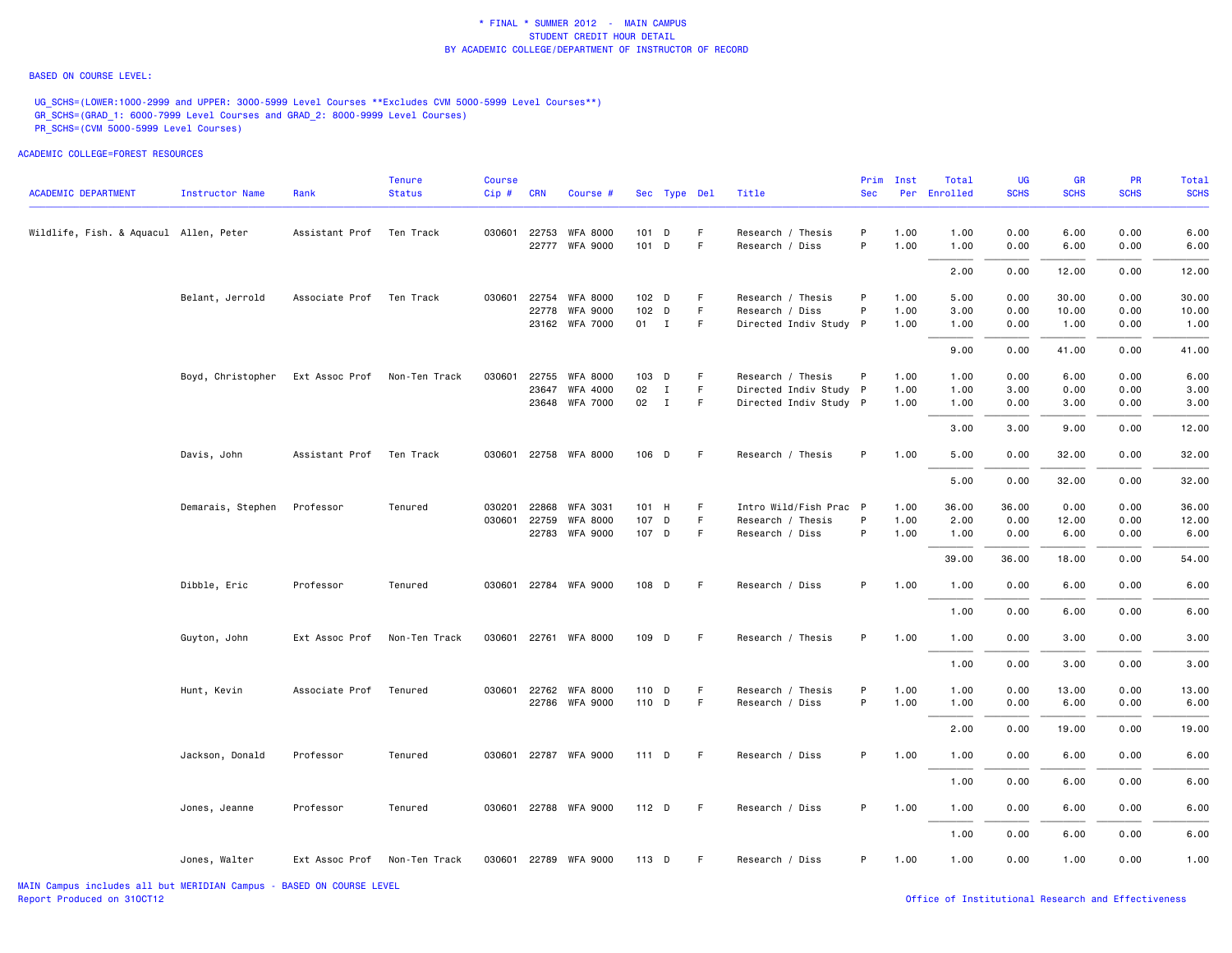\* FINAL \* SUMMER 2012 - MAIN CAMPUS
STUDENT CREDIT HOUR DETAIL
BY ACADEMIC COLLEGE/DEPARTMENT OF INSTRUCTOR OF RECORD

BASED ON COURSE LEVEL:

UG_SCHS=(LOWER:1000-2999 and UPPER: 3000-5999 Level Courses **Excludes CVM 5000-5999 Level Courses**)
GR_SCHS=(GRAD_1: 6000-7999 Level Courses and GRAD_2: 8000-9999 Level Courses)
PR_SCHS=(CVM 5000-5999 Level Courses)

ACADEMIC COLLEGE=FOREST RESOURCES

| ACADEMIC DEPARTMENT | Instructor Name | Rank | Tenure Status | Course Cip # | CRN | Course # | Sec | Type | Del | Title | Prim Sec | Inst Per | Total Enrolled | UG SCHS | GR SCHS | PR SCHS | Total SCHS |
|---|---|---|---|---|---|---|---|---|---|---|---|---|---|---|---|---|---|
| Wildlife, Fish. & Aquacul | Allen, Peter | Assistant Prof | Ten Track | 030601 | 22753 | WFA 8000 | 101 | D | F | Research / Thesis | P | 1.00 | 1.00 | 0.00 | 6.00 | 0.00 | 6.00 |
| | | | | | 22777 | WFA 9000 | 101 | D | F | Research / Diss | P | 1.00 | 1.00 | 0.00 | 6.00 | 0.00 | 6.00 |
| | | | | | | | | | | | | | 2.00 | 0.00 | 12.00 | 0.00 | 12.00 |
| | Belant, Jerrold | Associate Prof | Ten Track | 030601 | 22754 | WFA 8000 | 102 | D | F | Research / Thesis | P | 1.00 | 5.00 | 0.00 | 30.00 | 0.00 | 30.00 |
| | | | | | 22778 | WFA 9000 | 102 | D | F | Research / Diss | P | 1.00 | 3.00 | 0.00 | 10.00 | 0.00 | 10.00 |
| | | | | | 23162 | WFA 7000 | 01 | I | F | Directed Indiv Study | P | 1.00 | 1.00 | 0.00 | 1.00 | 0.00 | 1.00 |
| | | | | | | | | | | | | | 9.00 | 0.00 | 41.00 | 0.00 | 41.00 |
| | Boyd, Christopher | Ext Assoc Prof | Non-Ten Track | 030601 | 22755 | WFA 8000 | 103 | D | F | Research / Thesis | P | 1.00 | 1.00 | 0.00 | 6.00 | 0.00 | 6.00 |
| | | | | | 23647 | WFA 4000 | 02 | I | F | Directed Indiv Study | P | 1.00 | 1.00 | 3.00 | 0.00 | 0.00 | 3.00 |
| | | | | | 23648 | WFA 7000 | 02 | I | F | Directed Indiv Study | P | 1.00 | 1.00 | 0.00 | 3.00 | 0.00 | 3.00 |
| | | | | | | | | | | | | | 3.00 | 3.00 | 9.00 | 0.00 | 12.00 |
| | Davis, John | Assistant Prof | Ten Track | 030601 | 22758 | WFA 8000 | 106 | D | F | Research / Thesis | P | 1.00 | 5.00 | 0.00 | 32.00 | 0.00 | 32.00 |
| | | | | | | | | | | | | | 5.00 | 0.00 | 32.00 | 0.00 | 32.00 |
| | Demarais, Stephen | Professor | Tenured | 030201 | 22868 | WFA 3031 | 101 | H | F | Intro Wild/Fish Prac | P | 1.00 | 36.00 | 36.00 | 0.00 | 0.00 | 36.00 |
| | | | | 030601 | 22759 | WFA 8000 | 107 | D | F | Research / Thesis | P | 1.00 | 2.00 | 0.00 | 12.00 | 0.00 | 12.00 |
| | | | | | 22783 | WFA 9000 | 107 | D | F | Research / Diss | P | 1.00 | 1.00 | 0.00 | 6.00 | 0.00 | 6.00 |
| | | | | | | | | | | | | | 39.00 | 36.00 | 18.00 | 0.00 | 54.00 |
| | Dibble, Eric | Professor | Tenured | 030601 | 22784 | WFA 9000 | 108 | D | F | Research / Diss | P | 1.00 | 1.00 | 0.00 | 6.00 | 0.00 | 6.00 |
| | | | | | | | | | | | | | 1.00 | 0.00 | 6.00 | 0.00 | 6.00 |
| | Guyton, John | Ext Assoc Prof | Non-Ten Track | 030601 | 22761 | WFA 8000 | 109 | D | F | Research / Thesis | P | 1.00 | 1.00 | 0.00 | 3.00 | 0.00 | 3.00 |
| | | | | | | | | | | | | | 1.00 | 0.00 | 3.00 | 0.00 | 3.00 |
| | Hunt, Kevin | Associate Prof | Tenured | 030601 | 22762 | WFA 8000 | 110 | D | F | Research / Thesis | P | 1.00 | 1.00 | 0.00 | 13.00 | 0.00 | 13.00 |
| | | | | | 22786 | WFA 9000 | 110 | D | F | Research / Diss | P | 1.00 | 1.00 | 0.00 | 6.00 | 0.00 | 6.00 |
| | | | | | | | | | | | | | 2.00 | 0.00 | 19.00 | 0.00 | 19.00 |
| | Jackson, Donald | Professor | Tenured | 030601 | 22787 | WFA 9000 | 111 | D | F | Research / Diss | P | 1.00 | 1.00 | 0.00 | 6.00 | 0.00 | 6.00 |
| | | | | | | | | | | | | | 1.00 | 0.00 | 6.00 | 0.00 | 6.00 |
| | Jones, Jeanne | Professor | Tenured | 030601 | 22788 | WFA 9000 | 112 | D | F | Research / Diss | P | 1.00 | 1.00 | 0.00 | 6.00 | 0.00 | 6.00 |
| | | | | | | | | | | | | | 1.00 | 0.00 | 6.00 | 0.00 | 6.00 |
| | Jones, Walter | Ext Assoc Prof | Non-Ten Track | 030601 | 22789 | WFA 9000 | 113 | D | F | Research / Diss | P | 1.00 | 1.00 | 0.00 | 1.00 | 0.00 | 1.00 |

MAIN Campus includes all but MERIDIAN Campus - BASED ON COURSE LEVEL
Report Produced on 31OCT12

Office of Institutional Research and Effectiveness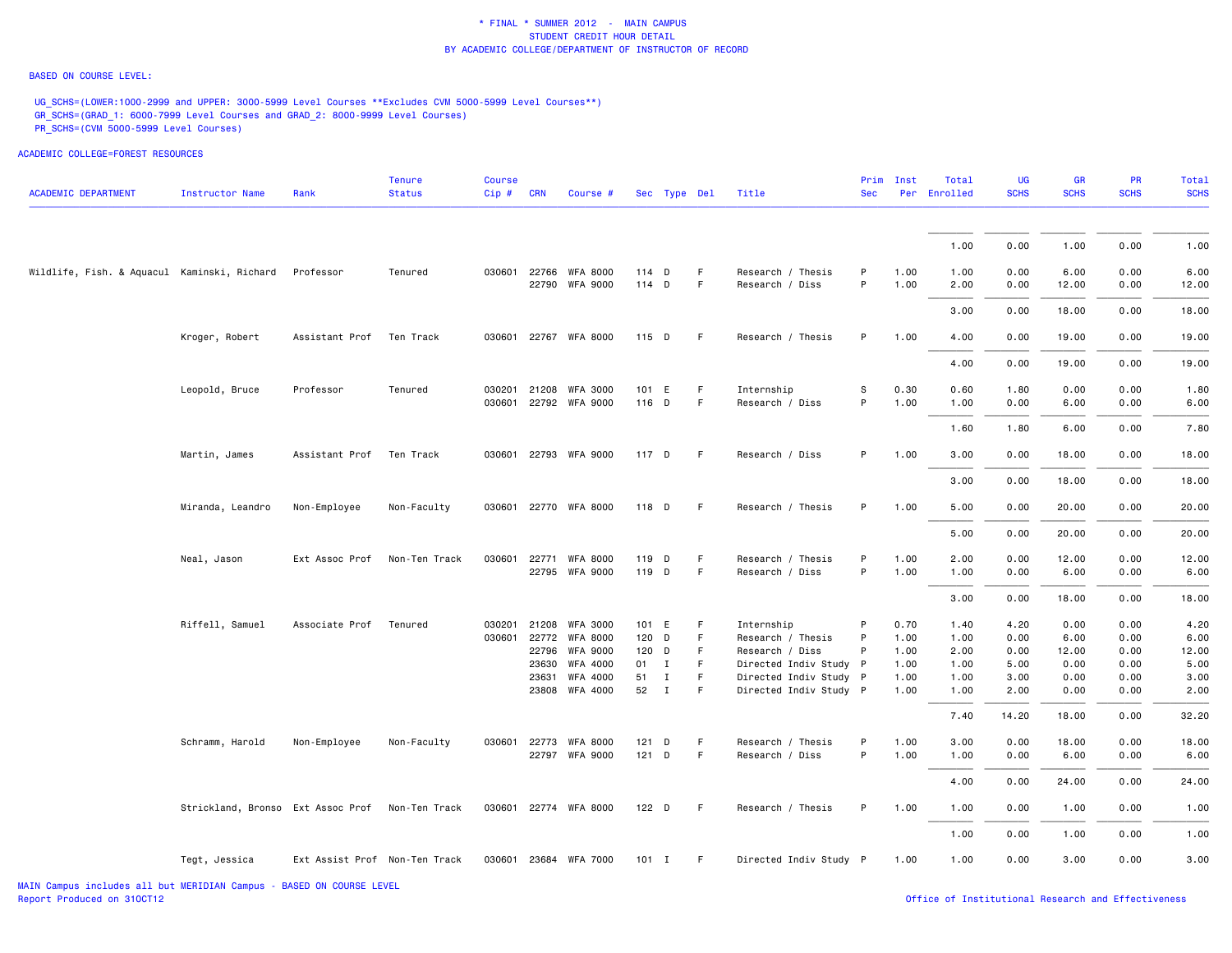\* FINAL \* SUMMER 2012 - MAIN CAMPUS
STUDENT CREDIT HOUR DETAIL
BY ACADEMIC COLLEGE/DEPARTMENT OF INSTRUCTOR OF RECORD

BASED ON COURSE LEVEL:

UG_SCHS=(LOWER:1000-2999 and UPPER: 3000-5999 Level Courses **Excludes CVM 5000-5999 Level Courses**)
GR_SCHS=(GRAD_1: 6000-7999 Level Courses and GRAD_2: 8000-9999 Level Courses)
PR_SCHS=(CVM 5000-5999 Level Courses)

ACADEMIC COLLEGE=FOREST RESOURCES

| ACADEMIC DEPARTMENT | Instructor Name | Rank | Tenure Status | Course Cip # | CRN | Course # | Sec | Type | Del | Title | Prim Sec | Inst Per | Total Enrolled | UG SCHS | GR SCHS | PR SCHS | Total SCHS |
|---|---|---|---|---|---|---|---|---|---|---|---|---|---|---|---|---|---|
| | | | | | | | | | | | | | 1.00 | 0.00 | 1.00 | 0.00 | 1.00 |
| Wildlife, Fish. & Aquacul | Kaminski, Richard | Professor | Tenured | 030601 | 22766 | WFA 8000 | 114 | D | F | Research / Thesis | P | 1.00 | 1.00 | 0.00 | 6.00 | 0.00 | 6.00 |
| | | | | | 22790 | WFA 9000 | 114 | D | F | Research / Diss | P | 1.00 | 2.00 | 0.00 | 12.00 | 0.00 | 12.00 |
| | | | | | | | | | | | | | 3.00 | 0.00 | 18.00 | 0.00 | 18.00 |
| | Kroger, Robert | Assistant Prof | Ten Track | 030601 | 22767 | WFA 8000 | 115 | D | F | Research / Thesis | P | 1.00 | 4.00 | 0.00 | 19.00 | 0.00 | 19.00 |
| | | | | | | | | | | | | | 4.00 | 0.00 | 19.00 | 0.00 | 19.00 |
| | Leopold, Bruce | Professor | Tenured | 030201 | 21208 | WFA 3000 | 101 | E | F | Internship | S | 0.30 | 0.60 | 1.80 | 0.00 | 0.00 | 1.80 |
| | | | | 030601 | 22792 | WFA 9000 | 116 | D | F | Research / Diss | P | 1.00 | 1.00 | 0.00 | 6.00 | 0.00 | 6.00 |
| | | | | | | | | | | | | | 1.60 | 1.80 | 6.00 | 0.00 | 7.80 |
| | Martin, James | Assistant Prof | Ten Track | 030601 | 22793 | WFA 9000 | 117 | D | F | Research / Diss | P | 1.00 | 3.00 | 0.00 | 18.00 | 0.00 | 18.00 |
| | | | | | | | | | | | | | 3.00 | 0.00 | 18.00 | 0.00 | 18.00 |
| | Miranda, Leandro | Non-Employee | Non-Faculty | 030601 | 22770 | WFA 8000 | 118 | D | F | Research / Thesis | P | 1.00 | 5.00 | 0.00 | 20.00 | 0.00 | 20.00 |
| | | | | | | | | | | | | | 5.00 | 0.00 | 20.00 | 0.00 | 20.00 |
| | Neal, Jason | Ext Assoc Prof | Non-Ten Track | 030601 | 22771 | WFA 8000 | 119 | D | F | Research / Thesis | P | 1.00 | 2.00 | 0.00 | 12.00 | 0.00 | 12.00 |
| | | | | | 22795 | WFA 9000 | 119 | D | F | Research / Diss | P | 1.00 | 1.00 | 0.00 | 6.00 | 0.00 | 6.00 |
| | | | | | | | | | | | | | 3.00 | 0.00 | 18.00 | 0.00 | 18.00 |
| | Riffell, Samuel | Associate Prof | Tenured | 030201 | 21208 | WFA 3000 | 101 | E | F | Internship | P | 0.70 | 1.40 | 4.20 | 0.00 | 0.00 | 4.20 |
| | | | | 030601 | 22772 | WFA 8000 | 120 | D | F | Research / Thesis | P | 1.00 | 1.00 | 0.00 | 6.00 | 0.00 | 6.00 |
| | | | | | 22796 | WFA 9000 | 120 | D | F | Research / Diss | P | 1.00 | 2.00 | 0.00 | 12.00 | 0.00 | 12.00 |
| | | | | | 23630 | WFA 4000 | 01 | I | F | Directed Indiv Study | P | 1.00 | 1.00 | 5.00 | 0.00 | 0.00 | 5.00 |
| | | | | | 23631 | WFA 4000 | 51 | I | F | Directed Indiv Study | P | 1.00 | 1.00 | 3.00 | 0.00 | 0.00 | 3.00 |
| | | | | | 23808 | WFA 4000 | 52 | I | F | Directed Indiv Study | P | 1.00 | 1.00 | 2.00 | 0.00 | 0.00 | 2.00 |
| | | | | | | | | | | | | | 7.40 | 14.20 | 18.00 | 0.00 | 32.20 |
| | Schramm, Harold | Non-Employee | Non-Faculty | 030601 | 22773 | WFA 8000 | 121 | D | F | Research / Thesis | P | 1.00 | 3.00 | 0.00 | 18.00 | 0.00 | 18.00 |
| | | | | | 22797 | WFA 9000 | 121 | D | F | Research / Diss | P | 1.00 | 1.00 | 0.00 | 6.00 | 0.00 | 6.00 |
| | | | | | | | | | | | | | 4.00 | 0.00 | 24.00 | 0.00 | 24.00 |
| | Strickland, Bronso | Ext Assoc Prof | Non-Ten Track | 030601 | 22774 | WFA 8000 | 122 | D | F | Research / Thesis | P | 1.00 | 1.00 | 0.00 | 1.00 | 0.00 | 1.00 |
| | | | | | | | | | | | | | 1.00 | 0.00 | 1.00 | 0.00 | 1.00 |
| | Tegt, Jessica | Ext Assist Prof | Non-Ten Track | 030601 | 23684 | WFA 7000 | 101 | I | F | Directed Indiv Study | P | 1.00 | 1.00 | 0.00 | 3.00 | 0.00 | 3.00 |

MAIN Campus includes all but MERIDIAN Campus - BASED ON COURSE LEVEL
Report Produced on 31OCT12

Office of Institutional Research and Effectiveness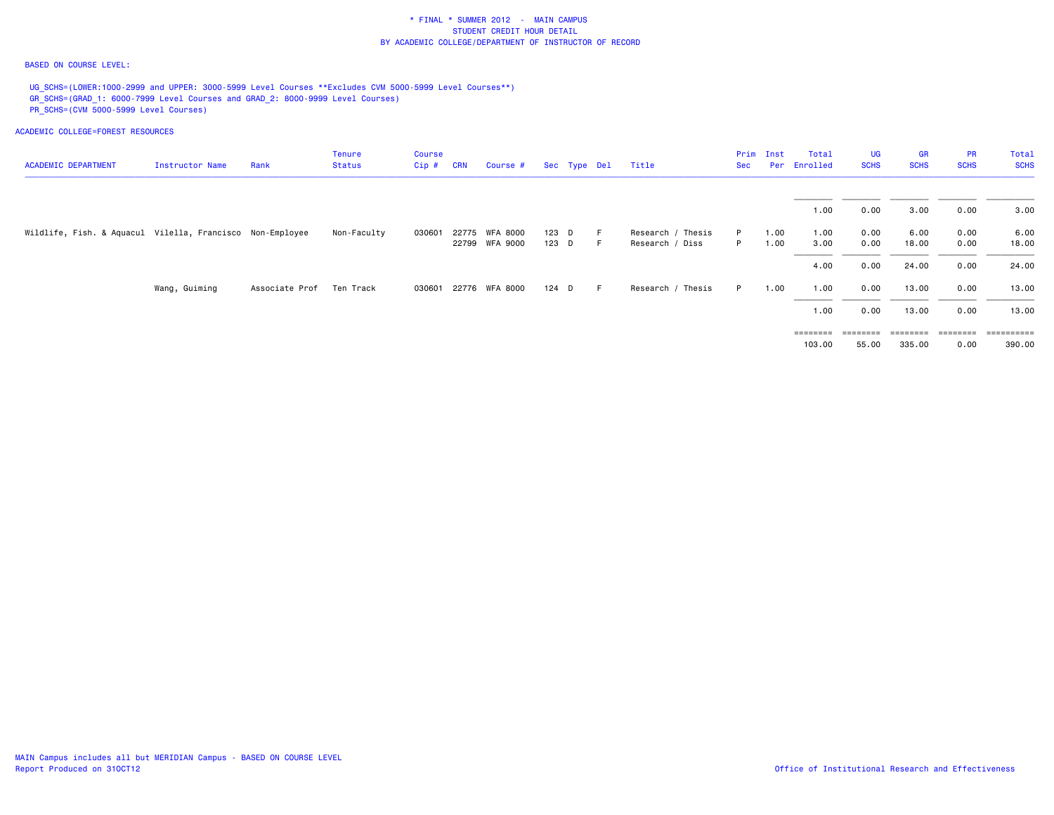\* FINAL \* SUMMER 2012 - MAIN CAMPUS
STUDENT CREDIT HOUR DETAIL
BY ACADEMIC COLLEGE/DEPARTMENT OF INSTRUCTOR OF RECORD

BASED ON COURSE LEVEL:

UG_SCHS=(LOWER:1000-2999 and UPPER: 3000-5999 Level Courses **Excludes CVM 5000-5999 Level Courses**)
GR_SCHS=(GRAD_1: 6000-7999 Level Courses and GRAD_2: 8000-9999 Level Courses)
PR_SCHS=(CVM 5000-5999 Level Courses)

ACADEMIC COLLEGE=FOREST RESOURCES

| ACADEMIC DEPARTMENT | Instructor Name | Rank | Tenure Status | Course Cip # | CRN | Course # | Sec | Type | Del | Title | Prim Sec | Inst Per | Total Enrolled | UG SCHS | GR SCHS | PR SCHS | Total SCHS |
|---|---|---|---|---|---|---|---|---|---|---|---|---|---|---|---|---|---|
| | | | | | | | | | | | | | 1.00 | 0.00 | 3.00 | 0.00 | 3.00 |
| Wildlife, Fish. & Aquacul | Vilella, Francisco | Non-Employee | Non-Faculty | 030601 | 22775 | WFA 8000 | 123 | D | F | Research / Thesis | P | 1.00 | 1.00 | 0.00 | 6.00 | 0.00 | 6.00 |
| | | | | | 22799 | WFA 9000 | 123 | D | F | Research / Diss | P | 1.00 | 3.00 | 0.00 | 18.00 | 0.00 | 18.00 |
| | | | | | | | | | | | | | 4.00 | 0.00 | 24.00 | 0.00 | 24.00 |
| | Wang, Guiming | Associate Prof | Ten Track | 030601 | 22776 | WFA 8000 | 124 | D | F | Research / Thesis | P | 1.00 | 1.00 | 0.00 | 13.00 | 0.00 | 13.00 |
| | | | | | | | | | | | | | 1.00 | 0.00 | 13.00 | 0.00 | 13.00 |
| | | | | | | | | | | | | | 103.00 | 55.00 | 335.00 | 0.00 | 390.00 |

MAIN Campus includes all but MERIDIAN Campus - BASED ON COURSE LEVEL
Report Produced on 31OCT12

Office of Institutional Research and Effectiveness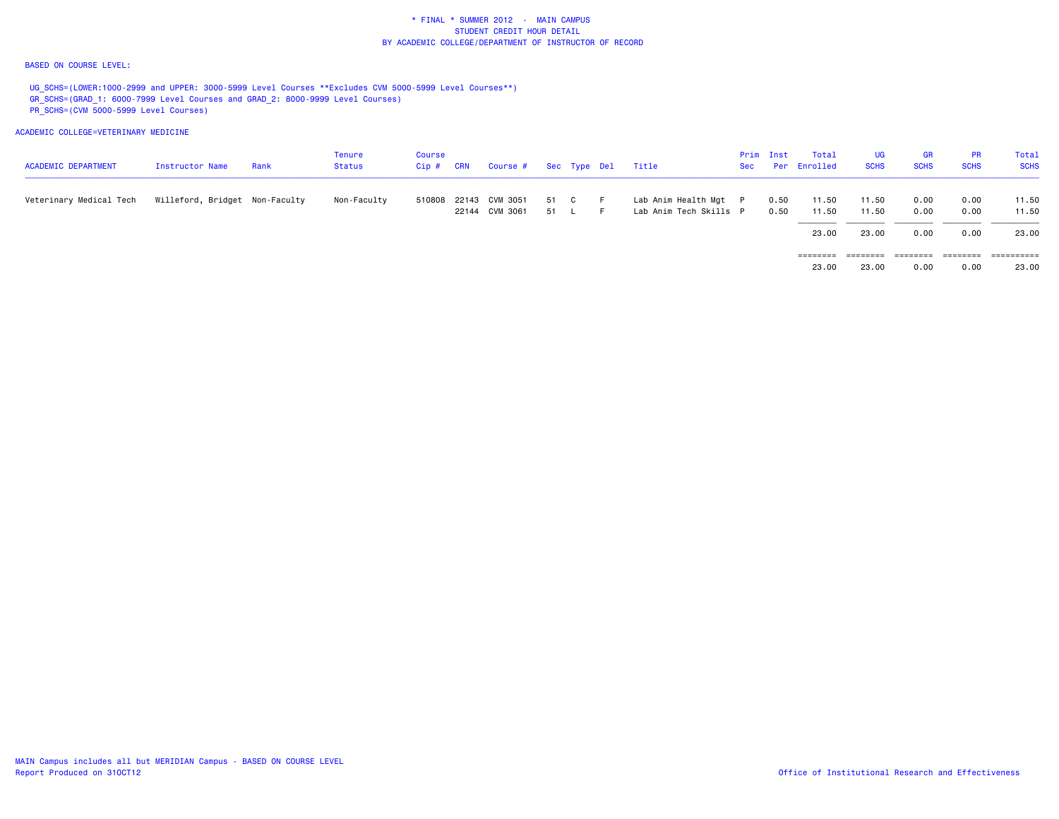\* FINAL \* SUMMER 2012 - MAIN CAMPUS
STUDENT CREDIT HOUR DETAIL
BY ACADEMIC COLLEGE/DEPARTMENT OF INSTRUCTOR OF RECORD

BASED ON COURSE LEVEL:

UG_SCHS=(LOWER:1000-2999 and UPPER: 3000-5999 Level Courses **Excludes CVM 5000-5999 Level Courses**)
GR_SCHS=(GRAD_1: 6000-7999 Level Courses and GRAD_2: 8000-9999 Level Courses)
PR_SCHS=(CVM 5000-5999 Level Courses)

ACADEMIC COLLEGE=VETERINARY MEDICINE

| ACADEMIC DEPARTMENT | Instructor Name | Rank | Tenure Status | Course Cip # | CRN | Course # | Sec | Type | Del | Title | Prim Sec | Inst Per | Total Enrolled | UG SCHS | GR SCHS | PR SCHS | Total SCHS |
|---|---|---|---|---|---|---|---|---|---|---|---|---|---|---|---|---|---|
| Veterinary Medical Tech | Willeford, Bridget | Non-Faculty | Non-Faculty | 510808 | 22143 | CVM 3051 | 51 | C | F | Lab Anim Health Mgt | P | 0.50 | 11.50 | 11.50 | 0.00 | 0.00 | 11.50 |
| | | | | | 22144 | CVM 3061 | 51 | L | F | Lab Anim Tech Skills | P | 0.50 | 11.50 | 11.50 | 0.00 | 0.00 | 11.50 |
| | | | | | | | | | | | | | 23.00 | 23.00 | 0.00 | 0.00 | 23.00 |
| | | | | | | | | | | | | | 23.00 | 23.00 | 0.00 | 0.00 | 23.00 |

MAIN Campus includes all but MERIDIAN Campus - BASED ON COURSE LEVEL
Report Produced on 31OCT12

Office of Institutional Research and Effectiveness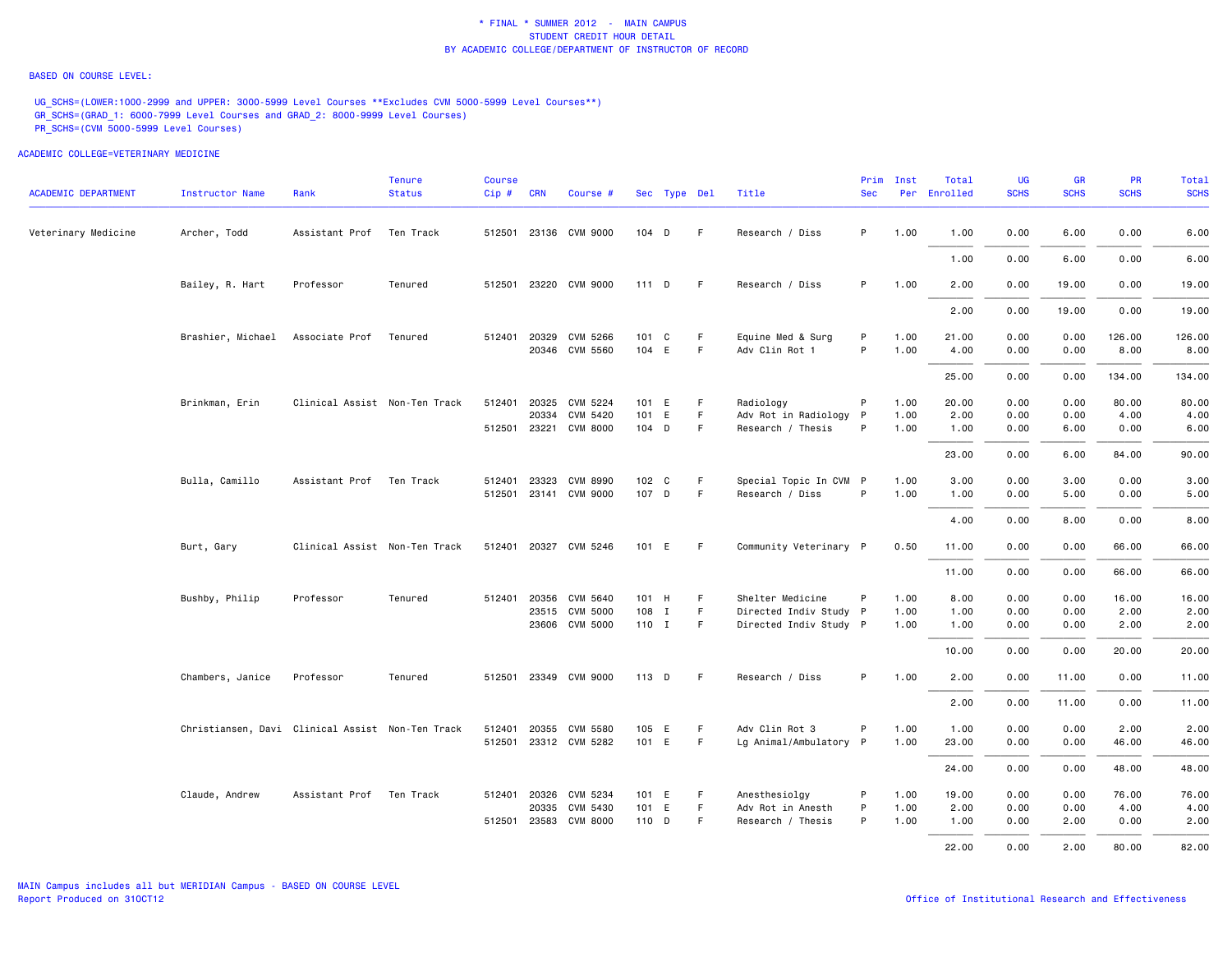\* FINAL \* SUMMER 2012 - MAIN CAMPUS
STUDENT CREDIT HOUR DETAIL
BY ACADEMIC COLLEGE/DEPARTMENT OF INSTRUCTOR OF RECORD

BASED ON COURSE LEVEL:

UG_SCHS=(LOWER:1000-2999 and UPPER: 3000-5999 Level Courses **Excludes CVM 5000-5999 Level Courses**)
GR_SCHS=(GRAD_1: 6000-7999 Level Courses and GRAD_2: 8000-9999 Level Courses)
PR_SCHS=(CVM 5000-5999 Level Courses)

ACADEMIC COLLEGE=VETERINARY MEDICINE

| ACADEMIC DEPARTMENT | Instructor Name | Rank | Tenure Status | Course Cip # | CRN | Course # | Sec | Type | Del | Title | Prim Sec | Inst Per | Total Enrolled | UG SCHS | GR SCHS | PR SCHS | Total SCHS |
|---|---|---|---|---|---|---|---|---|---|---|---|---|---|---|---|---|---|
| Veterinary Medicine | Archer, Todd | Assistant Prof | Ten Track | 512501 | 23136 | CVM 9000 | 104 | D | F | Research / Diss | P | 1.00 | 1.00 | 0.00 | 6.00 | 0.00 | 6.00 |
| | | | | | | | | | | | | | 1.00 | 0.00 | 6.00 | 0.00 | 6.00 |
| | Bailey, R. Hart | Professor | Tenured | 512501 | 23220 | CVM 9000 | 111 | D | F | Research / Diss | P | 1.00 | 2.00 | 0.00 | 19.00 | 0.00 | 19.00 |
| | | | | | | | | | | | | | 2.00 | 0.00 | 19.00 | 0.00 | 19.00 |
| | Brashier, Michael | Associate Prof | Tenured | 512401 | 20329 | CVM 5266 | 101 | C | F | Equine Med & Surg | P | 1.00 | 21.00 | 0.00 | 0.00 | 126.00 | 126.00 |
| | | | | | 20346 | CVM 5560 | 104 | E | F | Adv Clin Rot 1 | P | 1.00 | 4.00 | 0.00 | 0.00 | 8.00 | 8.00 |
| | | | | | | | | | | | | | 25.00 | 0.00 | 0.00 | 134.00 | 134.00 |
| | Brinkman, Erin | Clinical Assist | Non-Ten Track | 512401 | 20325 | CVM 5224 | 101 | E | F | Radiology | P | 1.00 | 20.00 | 0.00 | 0.00 | 80.00 | 80.00 |
| | | | | | 20334 | CVM 5420 | 101 | E | F | Adv Rot in Radiology | P | 1.00 | 2.00 | 0.00 | 0.00 | 4.00 | 4.00 |
| | | | | 512501 | 23221 | CVM 8000 | 104 | D | F | Research / Thesis | P | 1.00 | 1.00 | 0.00 | 6.00 | 0.00 | 6.00 |
| | | | | | | | | | | | | | 23.00 | 0.00 | 6.00 | 84.00 | 90.00 |
| | Bulla, Camillo | Assistant Prof | Ten Track | 512401 | 23323 | CVM 8990 | 102 | C | F | Special Topic In CVM | P | 1.00 | 3.00 | 0.00 | 3.00 | 0.00 | 3.00 |
| | | | | 512501 | 23141 | CVM 9000 | 107 | D | F | Research / Diss | P | 1.00 | 1.00 | 0.00 | 5.00 | 0.00 | 5.00 |
| | | | | | | | | | | | | | 4.00 | 0.00 | 8.00 | 0.00 | 8.00 |
| | Burt, Gary | Clinical Assist | Non-Ten Track | 512401 | 20327 | CVM 5246 | 101 | E | F | Community Veterinary | P | 0.50 | 11.00 | 0.00 | 0.00 | 66.00 | 66.00 |
| | | | | | | | | | | | | | 11.00 | 0.00 | 0.00 | 66.00 | 66.00 |
| | Bushby, Philip | Professor | Tenured | 512401 | 20356 | CVM 5640 | 101 | H | F | Shelter Medicine | P | 1.00 | 8.00 | 0.00 | 0.00 | 16.00 | 16.00 |
| | | | | | 23515 | CVM 5000 | 108 | I | F | Directed Indiv Study | P | 1.00 | 1.00 | 0.00 | 0.00 | 2.00 | 2.00 |
| | | | | | 23606 | CVM 5000 | 110 | I | F | Directed Indiv Study | P | 1.00 | 1.00 | 0.00 | 0.00 | 2.00 | 2.00 |
| | | | | | | | | | | | | | 10.00 | 0.00 | 0.00 | 20.00 | 20.00 |
| | Chambers, Janice | Professor | Tenured | 512501 | 23349 | CVM 9000 | 113 | D | F | Research / Diss | P | 1.00 | 2.00 | 0.00 | 11.00 | 0.00 | 11.00 |
| | | | | | | | | | | | | | 2.00 | 0.00 | 11.00 | 0.00 | 11.00 |
| | Christiansen, Davi | Clinical Assist | Non-Ten Track | 512401 | 20355 | CVM 5580 | 105 | E | F | Adv Clin Rot 3 | P | 1.00 | 1.00 | 0.00 | 0.00 | 2.00 | 2.00 |
| | | | | 512501 | 23312 | CVM 5282 | 101 | E | F | Lg Animal/Ambulatory | P | 1.00 | 23.00 | 0.00 | 0.00 | 46.00 | 46.00 |
| | | | | | | | | | | | | | 24.00 | 0.00 | 0.00 | 48.00 | 48.00 |
| | Claude, Andrew | Assistant Prof | Ten Track | 512401 | 20326 | CVM 5234 | 101 | E | F | Anesthesiolgy | P | 1.00 | 19.00 | 0.00 | 0.00 | 76.00 | 76.00 |
| | | | | | 20335 | CVM 5430 | 101 | E | F | Adv Rot in Anesth | P | 1.00 | 2.00 | 0.00 | 0.00 | 4.00 | 4.00 |
| | | | | 512501 | 23583 | CVM 8000 | 110 | D | F | Research / Thesis | P | 1.00 | 1.00 | 0.00 | 2.00 | 0.00 | 2.00 |
| | | | | | | | | | | | | | 22.00 | 0.00 | 2.00 | 80.00 | 82.00 |

MAIN Campus includes all but MERIDIAN Campus - BASED ON COURSE LEVEL
Report Produced on 31OCT12

Office of Institutional Research and Effectiveness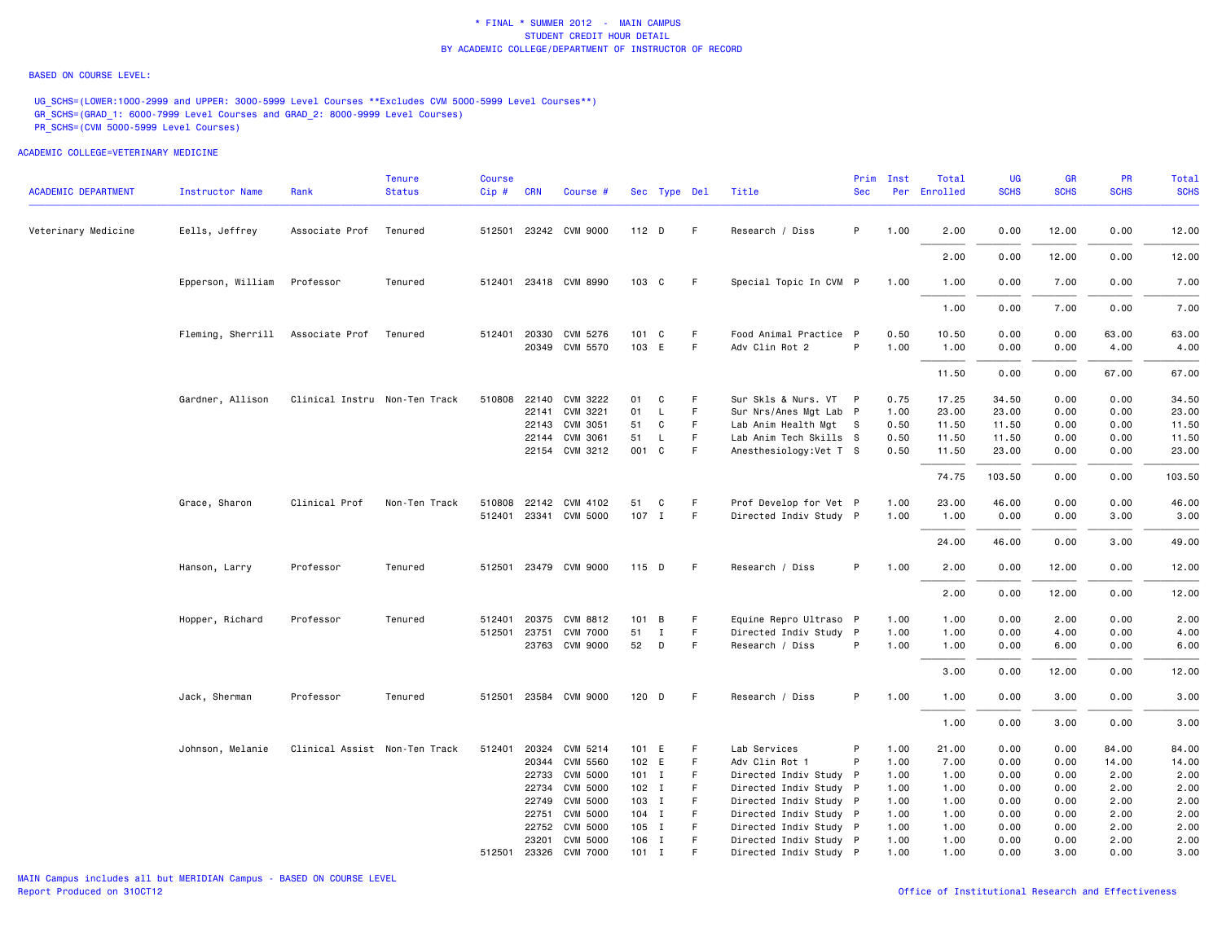\* FINAL \* SUMMER 2012 - MAIN CAMPUS
STUDENT CREDIT HOUR DETAIL
BY ACADEMIC COLLEGE/DEPARTMENT OF INSTRUCTOR OF RECORD

BASED ON COURSE LEVEL:

UG_SCHS=(LOWER:1000-2999 and UPPER: 3000-5999 Level Courses **Excludes CVM 5000-5999 Level Courses**)
GR_SCHS=(GRAD_1: 6000-7999 Level Courses and GRAD_2: 8000-9999 Level Courses)
PR_SCHS=(CVM 5000-5999 Level Courses)

ACADEMIC COLLEGE=VETERINARY MEDICINE

| ACADEMIC DEPARTMENT | Instructor Name | Rank | Tenure Status | Course Cip # | CRN | Course # | Sec | Type | Del | Title | Prim Sec | Inst Per | Total Enrolled | UG SCHS | GR SCHS | PR SCHS | Total SCHS |
|---|---|---|---|---|---|---|---|---|---|---|---|---|---|---|---|---|---|
| Veterinary Medicine | Eells, Jeffrey | Associate Prof | Tenured | 512501 | 23242 | CVM 9000 | 112 | D | F | Research / Diss | P | 1.00 | 2.00 | 0.00 | 12.00 | 0.00 | 12.00 |
| | | | | | | | | | | | | | 2.00 | 0.00 | 12.00 | 0.00 | 12.00 |
| | Epperson, William | Professor | Tenured | 512401 | 23418 | CVM 8990 | 103 | C | F | Special Topic In CVM | P | 1.00 | 1.00 | 0.00 | 7.00 | 0.00 | 7.00 |
| | | | | | | | | | | | | | 1.00 | 0.00 | 7.00 | 0.00 | 7.00 |
| | Fleming, Sherrill | Associate Prof | Tenured | 512401 | 20330 | CVM 5276 | 101 | C | F | Food Animal Practice | P | 0.50 | 10.50 | 0.00 | 0.00 | 63.00 | 63.00 |
| | | | | | 20349 | CVM 5570 | 103 | E | F | Adv Clin Rot 2 | P | 1.00 | 1.00 | 0.00 | 0.00 | 4.00 | 4.00 |
| | | | | | | | | | | | | | 11.50 | 0.00 | 0.00 | 67.00 | 67.00 |
| | Gardner, Allison | Clinical Instru | Non-Ten Track | 510808 | 22140 | CVM 3222 | 01 | C | F | Sur Skls & Nurs. VT | P | 0.75 | 17.25 | 34.50 | 0.00 | 0.00 | 34.50 |
| | | | | | 22141 | CVM 3221 | 01 | L | F | Sur Nrs/Anes Mgt Lab | P | 1.00 | 23.00 | 23.00 | 0.00 | 0.00 | 23.00 |
| | | | | | 22143 | CVM 3051 | 51 | C | F | Lab Anim Health Mgt | S | 0.50 | 11.50 | 11.50 | 0.00 | 0.00 | 11.50 |
| | | | | | 22144 | CVM 3061 | 51 | L | F | Lab Anim Tech Skills | S | 0.50 | 11.50 | 11.50 | 0.00 | 0.00 | 11.50 |
| | | | | | 22154 | CVM 3212 | 001 | C | F | Anesthesiology:Vet T | S | 0.50 | 11.50 | 23.00 | 0.00 | 0.00 | 23.00 |
| | | | | | | | | | | | | | 74.75 | 103.50 | 0.00 | 0.00 | 103.50 |
| | Grace, Sharon | Clinical Prof | Non-Ten Track | 510808 | 22142 | CVM 4102 | 51 | C | F | Prof Develop for Vet | P | 1.00 | 23.00 | 46.00 | 0.00 | 0.00 | 46.00 |
| | | | | 512401 | 23341 | CVM 5000 | 107 | I | F | Directed Indiv Study | P | 1.00 | 1.00 | 0.00 | 0.00 | 3.00 | 3.00 |
| | | | | | | | | | | | | | 24.00 | 46.00 | 0.00 | 3.00 | 49.00 |
| | Hanson, Larry | Professor | Tenured | 512501 | 23479 | CVM 9000 | 115 | D | F | Research / Diss | P | 1.00 | 2.00 | 0.00 | 12.00 | 0.00 | 12.00 |
| | | | | | | | | | | | | | 2.00 | 0.00 | 12.00 | 0.00 | 12.00 |
| | Hopper, Richard | Professor | Tenured | 512401 | 20375 | CVM 8812 | 101 | B | F | Equine Repro Ultraso | P | 1.00 | 1.00 | 0.00 | 2.00 | 0.00 | 2.00 |
| | | | | 512501 | 23751 | CVM 7000 | 51 | I | F | Directed Indiv Study | P | 1.00 | 1.00 | 0.00 | 4.00 | 0.00 | 4.00 |
| | | | | | 23763 | CVM 9000 | 52 | D | F | Research / Diss | P | 1.00 | 1.00 | 0.00 | 6.00 | 0.00 | 6.00 |
| | | | | | | | | | | | | | 3.00 | 0.00 | 12.00 | 0.00 | 12.00 |
| | Jack, Sherman | Professor | Tenured | 512501 | 23584 | CVM 9000 | 120 | D | F | Research / Diss | P | 1.00 | 1.00 | 0.00 | 3.00 | 0.00 | 3.00 |
| | | | | | | | | | | | | | 1.00 | 0.00 | 3.00 | 0.00 | 3.00 |
| | Johnson, Melanie | Clinical Assist | Non-Ten Track | 512401 | 20324 | CVM 5214 | 101 | E | F | Lab Services | P | 1.00 | 21.00 | 0.00 | 0.00 | 84.00 | 84.00 |
| | | | | | 20344 | CVM 5560 | 102 | E | F | Adv Clin Rot 1 | P | 1.00 | 7.00 | 0.00 | 0.00 | 14.00 | 14.00 |
| | | | | | 22733 | CVM 5000 | 101 | I | F | Directed Indiv Study | P | 1.00 | 1.00 | 0.00 | 0.00 | 2.00 | 2.00 |
| | | | | | 22734 | CVM 5000 | 102 | I | F | Directed Indiv Study | P | 1.00 | 1.00 | 0.00 | 0.00 | 2.00 | 2.00 |
| | | | | | 22749 | CVM 5000 | 103 | I | F | Directed Indiv Study | P | 1.00 | 1.00 | 0.00 | 0.00 | 2.00 | 2.00 |
| | | | | | 22751 | CVM 5000 | 104 | I | F | Directed Indiv Study | P | 1.00 | 1.00 | 0.00 | 0.00 | 2.00 | 2.00 |
| | | | | | 22752 | CVM 5000 | 105 | I | F | Directed Indiv Study | P | 1.00 | 1.00 | 0.00 | 0.00 | 2.00 | 2.00 |
| | | | | | 23201 | CVM 5000 | 106 | I | F | Directed Indiv Study | P | 1.00 | 1.00 | 0.00 | 0.00 | 2.00 | 2.00 |
| | | | | 512501 | 23326 | CVM 7000 | 101 | I | F | Directed Indiv Study | P | 1.00 | 1.00 | 0.00 | 3.00 | 0.00 | 3.00 |

MAIN Campus includes all but MERIDIAN Campus - BASED ON COURSE LEVEL
Report Produced on 31OCT12

Office of Institutional Research and Effectiveness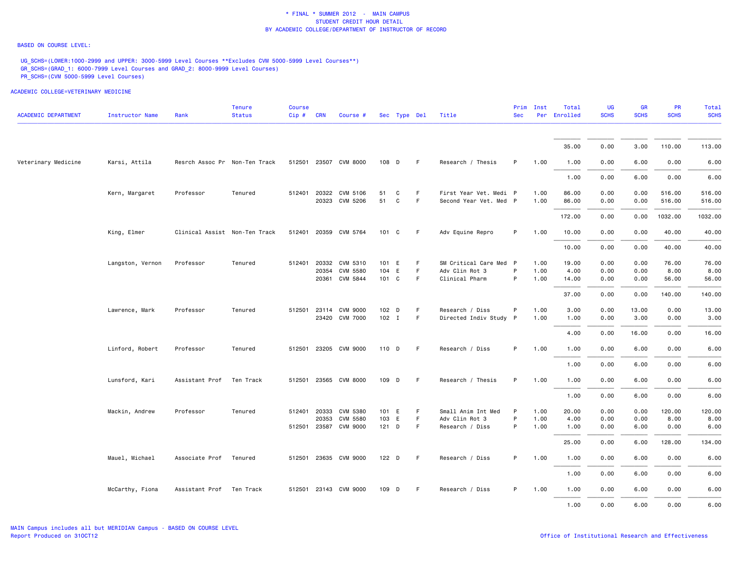**\* FINAL \* SUMMER 2012 - MAIN CAMPUS**
**STUDENT CREDIT HOUR DETAIL**
**BY ACADEMIC COLLEGE/DEPARTMENT OF INSTRUCTOR OF RECORD**

BASED ON COURSE LEVEL:

UG_SCHS=(LOWER:1000-2999 and UPPER: 3000-5999 Level Courses **Excludes CVM 5000-5999 Level Courses**)
GR_SCHS=(GRAD_1: 6000-7999 Level Courses and GRAD_2: 8000-9999 Level Courses)
PR_SCHS=(CVM 5000-5999 Level Courses)

ACADEMIC COLLEGE=VETERINARY MEDICINE

| ACADEMIC DEPARTMENT | Instructor Name | Rank | Tenure Status | Course Cip # | CRN | Course # | Sec | Type | Del | Title | Prim Sec | Inst Per | Total Enrolled | UG SCHS | GR SCHS | PR SCHS | Total SCHS |
|---|---|---|---|---|---|---|---|---|---|---|---|---|---|---|---|---|---|
| | | | | | | | | | | | | | 35.00 | 0.00 | 3.00 | 110.00 | 113.00 |
| Veterinary Medicine | Karsi, Attila | Resrch Assoc Pr | Non-Ten Track | 512501 | 23507 | CVM 8000 | 108 | D | F | Research / Thesis | P | 1.00 | 1.00 | 0.00 | 6.00 | 0.00 | 6.00 |
| | | | | | | | | | | | | | 1.00 | 0.00 | 6.00 | 0.00 | 6.00 |
| | Kern, Margaret | Professor | Tenured | 512401 | 20322 | CVM 5106 | 51 | C | F | First Year Vet. Medi | P | 1.00 | 86.00 | 0.00 | 0.00 | 516.00 | 516.00 |
| | | | | | 20323 | CVM 5206 | 51 | C | F | Second Year Vet. Med | P | 1.00 | 86.00 | 0.00 | 0.00 | 516.00 | 516.00 |
| | | | | | | | | | | | | | 172.00 | 0.00 | 0.00 | 1032.00 | 1032.00 |
| | King, Elmer | Clinical Assist | Non-Ten Track | 512401 | 20359 | CVM 5764 | 101 | C | F | Adv Equine Repro | P | 1.00 | 10.00 | 0.00 | 0.00 | 40.00 | 40.00 |
| | | | | | | | | | | | | | 10.00 | 0.00 | 0.00 | 40.00 | 40.00 |
| | Langston, Vernon | Professor | Tenured | 512401 | 20332 | CVM 5310 | 101 | E | F | SM Critical Care Med | P | 1.00 | 19.00 | 0.00 | 0.00 | 76.00 | 76.00 |
| | | | | | 20354 | CVM 5580 | 104 | E | F | Adv Clin Rot 3 | P | 1.00 | 4.00 | 0.00 | 0.00 | 8.00 | 8.00 |
| | | | | | 20361 | CVM 5844 | 101 | C | F | Clinical Pharm | P | 1.00 | 14.00 | 0.00 | 0.00 | 56.00 | 56.00 |
| | | | | | | | | | | | | | 37.00 | 0.00 | 0.00 | 140.00 | 140.00 |
| | Lawrence, Mark | Professor | Tenured | 512501 | 23114 | CVM 9000 | 102 | D | F | Research / Diss | P | 1.00 | 3.00 | 0.00 | 13.00 | 0.00 | 13.00 |
| | | | | | 23420 | CVM 7000 | 102 | I | F | Directed Indiv Study | P | 1.00 | 1.00 | 0.00 | 3.00 | 0.00 | 3.00 |
| | | | | | | | | | | | | | 4.00 | 0.00 | 16.00 | 0.00 | 16.00 |
| | Linford, Robert | Professor | Tenured | 512501 | 23205 | CVM 9000 | 110 | D | F | Research / Diss | P | 1.00 | 1.00 | 0.00 | 6.00 | 0.00 | 6.00 |
| | | | | | | | | | | | | | 1.00 | 0.00 | 6.00 | 0.00 | 6.00 |
| | Lunsford, Kari | Assistant Prof | Ten Track | 512501 | 23565 | CVM 8000 | 109 | D | F | Research / Thesis | P | 1.00 | 1.00 | 0.00 | 6.00 | 0.00 | 6.00 |
| | | | | | | | | | | | | | 1.00 | 0.00 | 6.00 | 0.00 | 6.00 |
| | Mackin, Andrew | Professor | Tenured | 512401 | 20333 | CVM 5380 | 101 | E | F | Small Anim Int Med | P | 1.00 | 20.00 | 0.00 | 0.00 | 120.00 | 120.00 |
| | | | | | 20353 | CVM 5580 | 103 | E | F | Adv Clin Rot 3 | P | 1.00 | 4.00 | 0.00 | 0.00 | 8.00 | 8.00 |
| | | | | 512501 | 23587 | CVM 9000 | 121 | D | F | Research / Diss | P | 1.00 | 1.00 | 0.00 | 6.00 | 0.00 | 6.00 |
| | | | | | | | | | | | | | 25.00 | 0.00 | 6.00 | 128.00 | 134.00 |
| | Mauel, Michael | Associate Prof | Tenured | 512501 | 23635 | CVM 9000 | 122 | D | F | Research / Diss | P | 1.00 | 1.00 | 0.00 | 6.00 | 0.00 | 6.00 |
| | | | | | | | | | | | | | 1.00 | 0.00 | 6.00 | 0.00 | 6.00 |
| | McCarthy, Fiona | Assistant Prof | Ten Track | 512501 | 23143 | CVM 9000 | 109 | D | F | Research / Diss | P | 1.00 | 1.00 | 0.00 | 6.00 | 0.00 | 6.00 |
| | | | | | | | | | | | | | 1.00 | 0.00 | 6.00 | 0.00 | 6.00 |

MAIN Campus includes all but MERIDIAN Campus - BASED ON COURSE LEVEL
Report Produced on 31OCT12

Office of Institutional Research and Effectiveness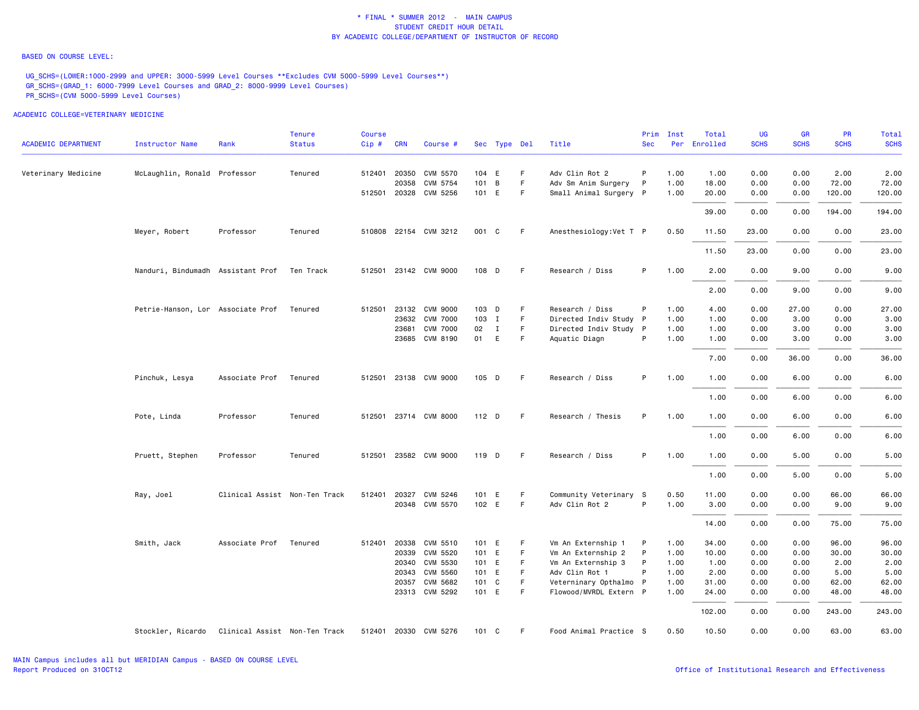* FINAL * SUMMER 2012 - MAIN CAMPUS
STUDENT CREDIT HOUR DETAIL
BY ACADEMIC COLLEGE/DEPARTMENT OF INSTRUCTOR OF RECORD

BASED ON COURSE LEVEL:

UG_SCHS=(LOWER:1000-2999 and UPPER: 3000-5999 Level Courses **Excludes CVM 5000-5999 Level Courses**)
GR_SCHS=(GRAD_1: 6000-7999 Level Courses and GRAD_2: 8000-9999 Level Courses)
PR_SCHS=(CVM 5000-5999 Level Courses)

ACADEMIC COLLEGE=VETERINARY MEDICINE

| ACADEMIC DEPARTMENT | Instructor Name | Rank | Tenure Status | Course Cip # | CRN | Course # | Sec | Type | Del | Title | Prim Sec | Inst Per | Total Enrolled | UG SCHS | GR SCHS | PR SCHS | Total SCHS |
|---|---|---|---|---|---|---|---|---|---|---|---|---|---|---|---|---|---|
| Veterinary Medicine | McLaughlin, Ronald | Professor | Tenured | 512401 | 20350 | CVM 5570 | 104 | E | F | Adv Clin Rot 2 | P | 1.00 | 1.00 | 0.00 | 0.00 | 2.00 | 2.00 |
| | | | | | 20358 | CVM 5754 | 101 | B | F | Adv Sm Anim Surgery | P | 1.00 | 18.00 | 0.00 | 0.00 | 72.00 | 72.00 |
| | | | | 512501 | 20328 | CVM 5256 | 101 | E | F | Small Animal Surgery | P | 1.00 | 20.00 | 0.00 | 0.00 | 120.00 | 120.00 |
| | | | | | | | | | | | | | 39.00 | 0.00 | 0.00 | 194.00 | 194.00 |
| | Meyer, Robert | Professor | Tenured | 510808 | 22154 | CVM 3212 | 001 | C | F | Anesthesiology:Vet T | P | 0.50 | 11.50 | 23.00 | 0.00 | 0.00 | 23.00 |
| | | | | | | | | | | | | | 11.50 | 23.00 | 0.00 | 0.00 | 23.00 |
| | Nanduri, Bindumadh | Assistant Prof | Ten Track | 512501 | 23142 | CVM 9000 | 108 | D | F | Research / Diss | P | 1.00 | 2.00 | 0.00 | 9.00 | 0.00 | 9.00 |
| | | | | | | | | | | | | | 2.00 | 0.00 | 9.00 | 0.00 | 9.00 |
| | Petrie-Hanson, Lor | Associate Prof | Tenured | 512501 | 23132 | CVM 9000 | 103 | D | F | Research / Diss | P | 1.00 | 4.00 | 0.00 | 27.00 | 0.00 | 27.00 |
| | | | | | 23632 | CVM 7000 | 103 | I | F | Directed Indiv Study | P | 1.00 | 1.00 | 0.00 | 3.00 | 0.00 | 3.00 |
| | | | | | 23681 | CVM 7000 | 02 | I | F | Directed Indiv Study | P | 1.00 | 1.00 | 0.00 | 3.00 | 0.00 | 3.00 |
| | | | | | 23685 | CVM 8190 | 01 | E | F | Aquatic Diagn | P | 1.00 | 1.00 | 0.00 | 3.00 | 0.00 | 3.00 |
| | | | | | | | | | | | | | 7.00 | 0.00 | 36.00 | 0.00 | 36.00 |
| | Pinchuk, Lesya | Associate Prof | Tenured | 512501 | 23138 | CVM 9000 | 105 | D | F | Research / Diss | P | 1.00 | 1.00 | 0.00 | 6.00 | 0.00 | 6.00 |
| | | | | | | | | | | | | | 1.00 | 0.00 | 6.00 | 0.00 | 6.00 |
| | Pote, Linda | Professor | Tenured | 512501 | 23714 | CVM 8000 | 112 | D | F | Research / Thesis | P | 1.00 | 1.00 | 0.00 | 6.00 | 0.00 | 6.00 |
| | | | | | | | | | | | | | 1.00 | 0.00 | 6.00 | 0.00 | 6.00 |
| | Pruett, Stephen | Professor | Tenured | 512501 | 23582 | CVM 9000 | 119 | D | F | Research / Diss | P | 1.00 | 1.00 | 0.00 | 5.00 | 0.00 | 5.00 |
| | | | | | | | | | | | | | 1.00 | 0.00 | 5.00 | 0.00 | 5.00 |
| | Ray, Joel | Clinical Assist | Non-Ten Track | 512401 | 20327 | CVM 5246 | 101 | E | F | Community Veterinary | S | 0.50 | 11.00 | 0.00 | 0.00 | 66.00 | 66.00 |
| | | | | | 20348 | CVM 5570 | 102 | E | F | Adv Clin Rot 2 | P | 1.00 | 3.00 | 0.00 | 0.00 | 9.00 | 9.00 |
| | | | | | | | | | | | | | 14.00 | 0.00 | 0.00 | 75.00 | 75.00 |
| | Smith, Jack | Associate Prof | Tenured | 512401 | 20338 | CVM 5510 | 101 | E | F | Vm An Externship 1 | P | 1.00 | 34.00 | 0.00 | 0.00 | 96.00 | 96.00 |
| | | | | | 20339 | CVM 5520 | 101 | E | F | Vm An Externship 2 | P | 1.00 | 10.00 | 0.00 | 0.00 | 30.00 | 30.00 |
| | | | | | 20340 | CVM 5530 | 101 | E | F | Vm An Externship 3 | P | 1.00 | 1.00 | 0.00 | 0.00 | 2.00 | 2.00 |
| | | | | | 20343 | CVM 5560 | 101 | E | F | Adv Clin Rot 1 | P | 1.00 | 2.00 | 0.00 | 0.00 | 5.00 | 5.00 |
| | | | | | 20357 | CVM 5682 | 101 | C | F | Veterninary Opthalmo | P | 1.00 | 31.00 | 0.00 | 0.00 | 62.00 | 62.00 |
| | | | | | 23313 | CVM 5292 | 101 | E | F | Flowood/MVRDL Extern | P | 1.00 | 24.00 | 0.00 | 0.00 | 48.00 | 48.00 |
| | | | | | | | | | | | | | 102.00 | 0.00 | 0.00 | 243.00 | 243.00 |
| | Stockler, Ricardo | Clinical Assist | Non-Ten Track | 512401 | 20330 | CVM 5276 | 101 | C | F | Food Animal Practice | S | 0.50 | 10.50 | 0.00 | 0.00 | 63.00 | 63.00 |

MAIN Campus includes all but MERIDIAN Campus - BASED ON COURSE LEVEL
Report Produced on 31OCT12

Office of Institutional Research and Effectiveness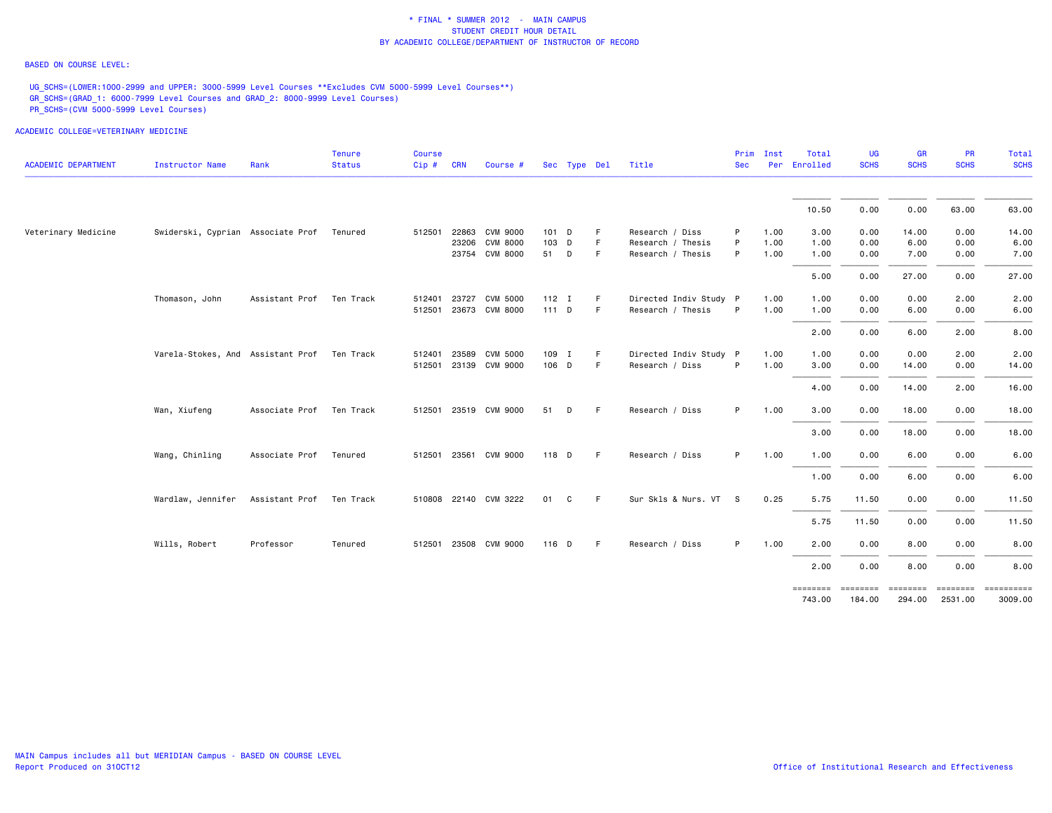\* FINAL \* SUMMER 2012 - MAIN CAMPUS
STUDENT CREDIT HOUR DETAIL
BY ACADEMIC COLLEGE/DEPARTMENT OF INSTRUCTOR OF RECORD

BASED ON COURSE LEVEL:

UG_SCHS=(LOWER:1000-2999 and UPPER: 3000-5999 Level Courses **Excludes CVM 5000-5999 Level Courses**)
GR_SCHS=(GRAD_1: 6000-7999 Level Courses and GRAD_2: 8000-9999 Level Courses)
PR_SCHS=(CVM 5000-5999 Level Courses)

ACADEMIC COLLEGE=VETERINARY MEDICINE

| ACADEMIC DEPARTMENT | Instructor Name | Rank | Tenure Status | Course Cip # | CRN | Course # | Sec | Type | Del | Title | Prim Sec | Inst Per | Total Enrolled | UG SCHS | GR SCHS | PR SCHS | Total SCHS |
|---|---|---|---|---|---|---|---|---|---|---|---|---|---|---|---|---|---|
| | | | | | | | | | | | | | 10.50 | 0.00 | 0.00 | 63.00 | 63.00 |
| Veterinary Medicine | Swiderski, Cyprian | Associate Prof | Tenured | 512501 | 22863 | CVM 9000 | 101 | D | F | Research / Diss | P | 1.00 | 3.00 | 0.00 | 14.00 | 0.00 | 14.00 |
| | | | | | 23206 | CVM 8000 | 103 | D | F | Research / Thesis | P | 1.00 | 1.00 | 0.00 | 6.00 | 0.00 | 6.00 |
| | | | | | 23754 | CVM 8000 | 51 | D | F | Research / Thesis | P | 1.00 | 1.00 | 0.00 | 7.00 | 0.00 | 7.00 |
| | | | | | | | | | | | | | 5.00 | 0.00 | 27.00 | 0.00 | 27.00 |
| | Thomason, John | Assistant Prof | Ten Track | 512401 | 23727 | CVM 5000 | 112 | I | F | Directed Indiv Study | P | 1.00 | 1.00 | 0.00 | 0.00 | 2.00 | 2.00 |
| | | | | 512501 | 23673 | CVM 8000 | 111 | D | F | Research / Thesis | P | 1.00 | 1.00 | 0.00 | 6.00 | 0.00 | 6.00 |
| | | | | | | | | | | | | | 2.00 | 0.00 | 6.00 | 2.00 | 8.00 |
| | Varela-Stokes, And | Assistant Prof | Ten Track | 512401 | 23589 | CVM 5000 | 109 | I | F | Directed Indiv Study | P | 1.00 | 1.00 | 0.00 | 0.00 | 2.00 | 2.00 |
| | | | | 512501 | 23139 | CVM 9000 | 106 | D | F | Research / Diss | P | 1.00 | 3.00 | 0.00 | 14.00 | 0.00 | 14.00 |
| | | | | | | | | | | | | | 4.00 | 0.00 | 14.00 | 2.00 | 16.00 |
| | Wan, Xiufeng | Associate Prof | Ten Track | 512501 | 23519 | CVM 9000 | 51 | D | F | Research / Diss | P | 1.00 | 3.00 | 0.00 | 18.00 | 0.00 | 18.00 |
| | | | | | | | | | | | | | 3.00 | 0.00 | 18.00 | 0.00 | 18.00 |
| | Wang, Chinling | Associate Prof | Tenured | 512501 | 23561 | CVM 9000 | 118 | D | F | Research / Diss | P | 1.00 | 1.00 | 0.00 | 6.00 | 0.00 | 6.00 |
| | | | | | | | | | | | | | 1.00 | 0.00 | 6.00 | 0.00 | 6.00 |
| | Wardlaw, Jennifer | Assistant Prof | Ten Track | 510808 | 22140 | CVM 3222 | 01 | C | F | Sur Skls & Nurs. VT | S | 0.25 | 5.75 | 11.50 | 0.00 | 0.00 | 11.50 |
| | | | | | | | | | | | | | 5.75 | 11.50 | 0.00 | 0.00 | 11.50 |
| | Wills, Robert | Professor | Tenured | 512501 | 23508 | CVM 9000 | 116 | D | F | Research / Diss | P | 1.00 | 2.00 | 0.00 | 8.00 | 0.00 | 8.00 |
| | | | | | | | | | | | | | 2.00 | 0.00 | 8.00 | 0.00 | 8.00 |
| | | | | | | | | | | | | | 743.00 | 184.00 | 294.00 | 2531.00 | 3009.00 |

MAIN Campus includes all but MERIDIAN Campus - BASED ON COURSE LEVEL
Report Produced on 31OCT12

Office of Institutional Research and Effectiveness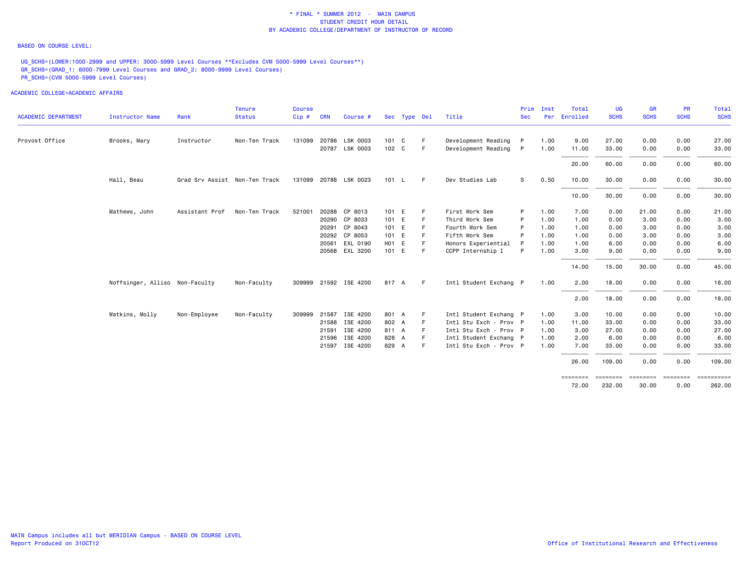\* FINAL \* SUMMER 2012 - MAIN CAMPUS
STUDENT CREDIT HOUR DETAIL
BY ACADEMIC COLLEGE/DEPARTMENT OF INSTRUCTOR OF RECORD

BASED ON COURSE LEVEL:

UG_SCHS=(LOWER:1000-2999 and UPPER: 3000-5999 Level Courses **Excludes CVM 5000-5999 Level Courses**)
GR_SCHS=(GRAD_1: 6000-7999 Level Courses and GRAD_2: 8000-9999 Level Courses)
PR_SCHS=(CVM 5000-5999 Level Courses)

ACADEMIC COLLEGE=ACADEMIC AFFAIRS

| ACADEMIC DEPARTMENT | Instructor Name | Rank | Tenure Status | Course Cip # | CRN | Course # | Sec | Type | Del | Title | Prim Sec | Inst Per | Total Enrolled | UG SCHS | GR SCHS | PR SCHS | Total SCHS |
|---|---|---|---|---|---|---|---|---|---|---|---|---|---|---|---|---|---|
| Provost Office | Brooks, Mary | Instructor | Non-Ten Track | 131099 | 20786 | LSK 0003 | 101 | C | F | Development Reading | P | 1.00 | 9.00 | 27.00 | 0.00 | 0.00 | 27.00 |
| | | | | | 20787 | LSK 0003 | 102 | C | F | Development Reading | P | 1.00 | 11.00 | 33.00 | 0.00 | 0.00 | 33.00 |
| | | | | | | | | | | | | | 20.00 | 60.00 | 0.00 | 0.00 | 60.00 |
| | Hall, Beau | Grad Srv Assist | Non-Ten Track | 131099 | 20788 | LSK 0023 | 101 | L | F | Dev Studies Lab | S | 0.50 | 10.00 | 30.00 | 0.00 | 0.00 | 30.00 |
| | | | | | | | | | | | | | 10.00 | 30.00 | 0.00 | 0.00 | 30.00 |
| | Mathews, John | Assistant Prof | Non-Ten Track | 521001 | 20288 | CP 8013 | 101 | E | F | First Work Sem | P | 1.00 | 7.00 | 0.00 | 21.00 | 0.00 | 21.00 |
| | | | | | 20290 | CP 8033 | 101 | E | F | Third Work Sem | P | 1.00 | 1.00 | 0.00 | 3.00 | 0.00 | 3.00 |
| | | | | | 20291 | CP 8043 | 101 | E | F | Fourth Work Sem | P | 1.00 | 1.00 | 0.00 | 3.00 | 0.00 | 3.00 |
| | | | | | 20292 | CP 8053 | 101 | E | F | Fifth Work Sem | P | 1.00 | 1.00 | 0.00 | 3.00 | 0.00 | 3.00 |
| | | | | | 20561 | EXL 0190 | H01 | E | F | Honors Experiential | P | 1.00 | 1.00 | 6.00 | 0.00 | 0.00 | 6.00 |
| | | | | | 20568 | EXL 3200 | 101 | E | F | CCPP Internship I | P | 1.00 | 3.00 | 9.00 | 0.00 | 0.00 | 9.00 |
| | | | | | | | | | | | | | 14.00 | 15.00 | 30.00 | 0.00 | 45.00 |
| | Noffsinger, Alliso | Non-Faculty | Non-Faculty | 309999 | 21592 | ISE 4200 | 817 | A | F | Intl Student Exchang | P | 1.00 | 2.00 | 18.00 | 0.00 | 0.00 | 18.00 |
| | | | | | | | | | | | | | 2.00 | 18.00 | 0.00 | 0.00 | 18.00 |
| | Watkins, Molly | Non-Employee | Non-Faculty | 309999 | 21587 | ISE 4200 | 801 | A | F | Intl Student Exchang | P | 1.00 | 3.00 | 10.00 | 0.00 | 0.00 | 10.00 |
| | | | | | 21588 | ISE 4200 | 802 | A | F | Intl Stu Exch - Prov | P | 1.00 | 11.00 | 33.00 | 0.00 | 0.00 | 33.00 |
| | | | | | 21591 | ISE 4200 | 811 | A | F | Intl Stu Exch - Prov | P | 1.00 | 3.00 | 27.00 | 0.00 | 0.00 | 27.00 |
| | | | | | 21596 | ISE 4200 | 828 | A | F | Intl Student Exchang | P | 1.00 | 2.00 | 6.00 | 0.00 | 0.00 | 6.00 |
| | | | | | 21597 | ISE 4200 | 829 | A | F | Intl Stu Exch - Prov | P | 1.00 | 7.00 | 33.00 | 0.00 | 0.00 | 33.00 |
| | | | | | | | | | | | | | 26.00 | 109.00 | 0.00 | 0.00 | 109.00 |
| | | | | | | | | | | | | | 72.00 | 232.00 | 30.00 | 0.00 | 262.00 |

MAIN Campus includes all but MERIDIAN Campus - BASED ON COURSE LEVEL
Report Produced on 31OCT12

Office of Institutional Research and Effectiveness